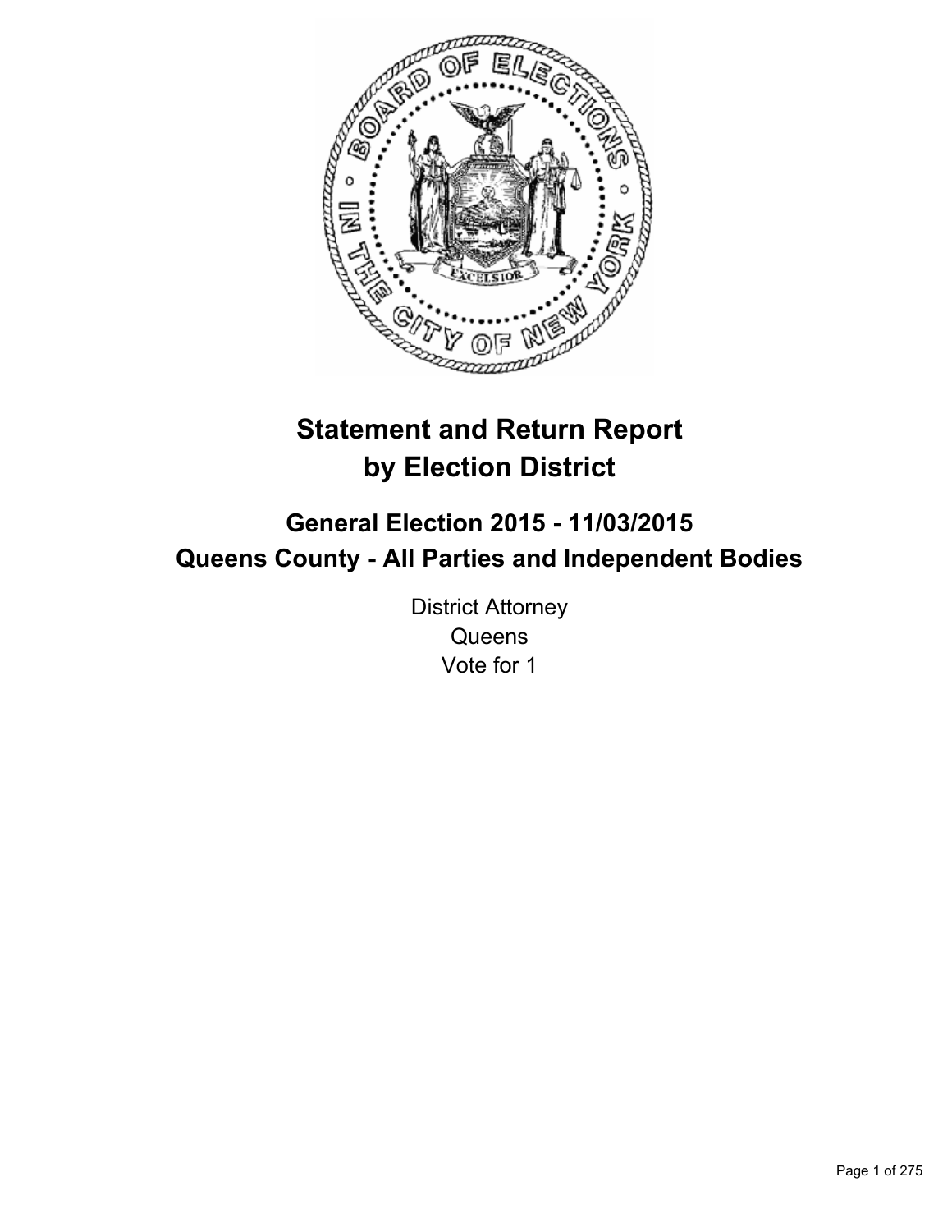# Statement and Return Report by Election District

## General Election 2015 - 11/03/2015
## Queens County - All Parties and Independent Bodies

District Attorney
Queens
Vote for 1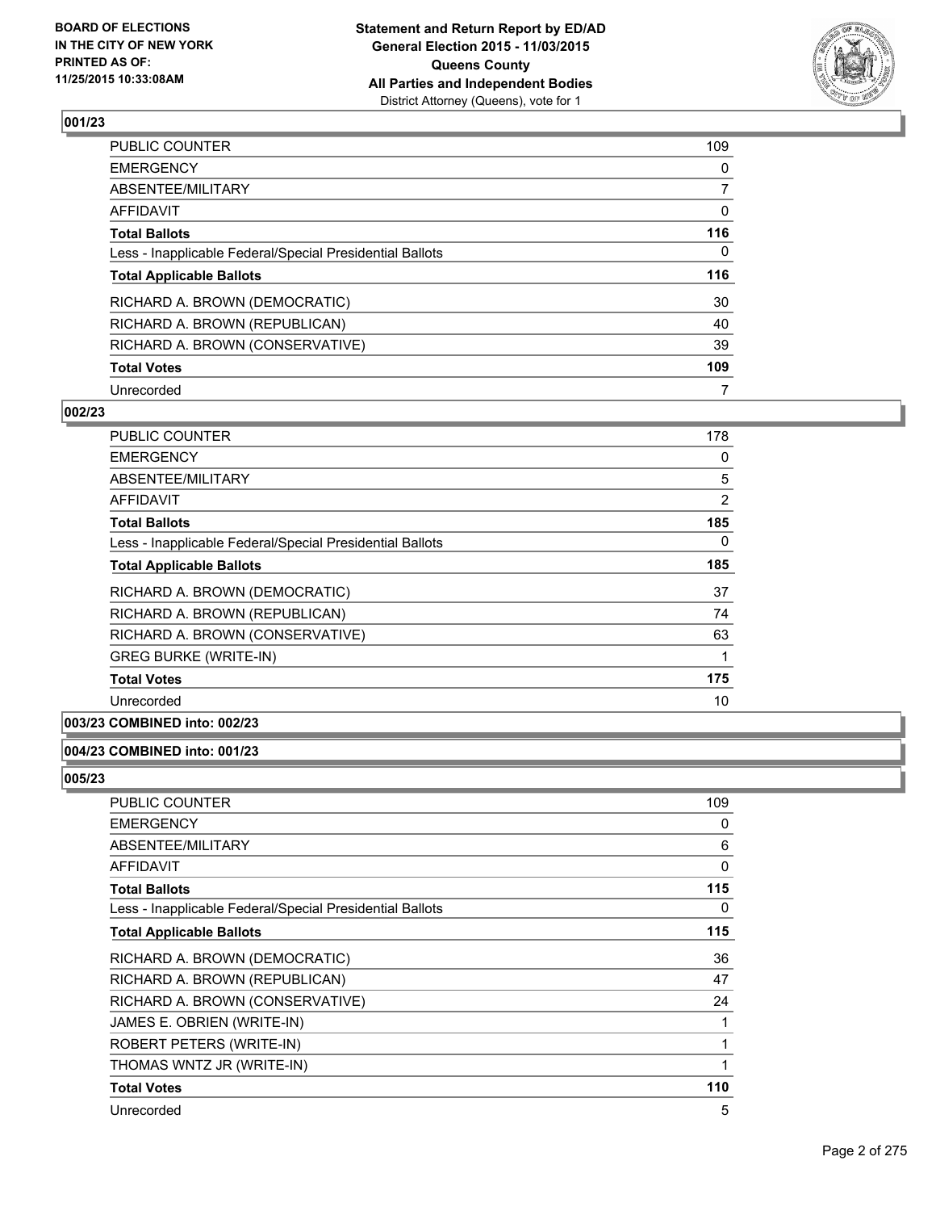**Statement and Return Report by ED/AD**
**General Election 2015 - 11/03/2015**
**Queens County**
**All Parties and Independent Bodies**
District Attorney (Queens), vote for 1

BOARD OF ELECTIONS
IN THE CITY OF NEW YORK
PRINTED AS OF:
11/25/2015 10:33:08AM

### 001/23

| | |
|---|---|
| PUBLIC COUNTER | 109 |
| EMERGENCY | 0 |
| ABSENTEE/MILITARY | 7 |
| AFFIDAVIT | 0 |
| **Total Ballots** | **116** |
| Less - Inapplicable Federal/Special Presidential Ballots | 0 |
| **Total Applicable Ballots** | **116** |
| RICHARD A. BROWN (DEMOCRATIC) | 30 |
| RICHARD A. BROWN (REPUBLICAN) | 40 |
| RICHARD A. BROWN (CONSERVATIVE) | 39 |
| **Total Votes** | **109** |
| Unrecorded | 7 |

### 002/23

| | |
|---|---|
| PUBLIC COUNTER | 178 |
| EMERGENCY | 0 |
| ABSENTEE/MILITARY | 5 |
| AFFIDAVIT | 2 |
| **Total Ballots** | **185** |
| Less - Inapplicable Federal/Special Presidential Ballots | 0 |
| **Total Applicable Ballots** | **185** |
| RICHARD A. BROWN (DEMOCRATIC) | 37 |
| RICHARD A. BROWN (REPUBLICAN) | 74 |
| RICHARD A. BROWN (CONSERVATIVE) | 63 |
| GREG BURKE (WRITE-IN) | 1 |
| **Total Votes** | **175** |
| Unrecorded | 10 |

### 003/23 COMBINED into: 002/23

### 004/23 COMBINED into: 001/23

### 005/23

| | |
|---|---|
| PUBLIC COUNTER | 109 |
| EMERGENCY | 0 |
| ABSENTEE/MILITARY | 6 |
| AFFIDAVIT | 0 |
| **Total Ballots** | **115** |
| Less - Inapplicable Federal/Special Presidential Ballots | 0 |
| **Total Applicable Ballots** | **115** |
| RICHARD A. BROWN (DEMOCRATIC) | 36 |
| RICHARD A. BROWN (REPUBLICAN) | 47 |
| RICHARD A. BROWN (CONSERVATIVE) | 24 |
| JAMES E. OBRIEN (WRITE-IN) | 1 |
| ROBERT PETERS (WRITE-IN) | 1 |
| THOMAS WNTZ JR (WRITE-IN) | 1 |
| **Total Votes** | **110** |
| Unrecorded | 5 |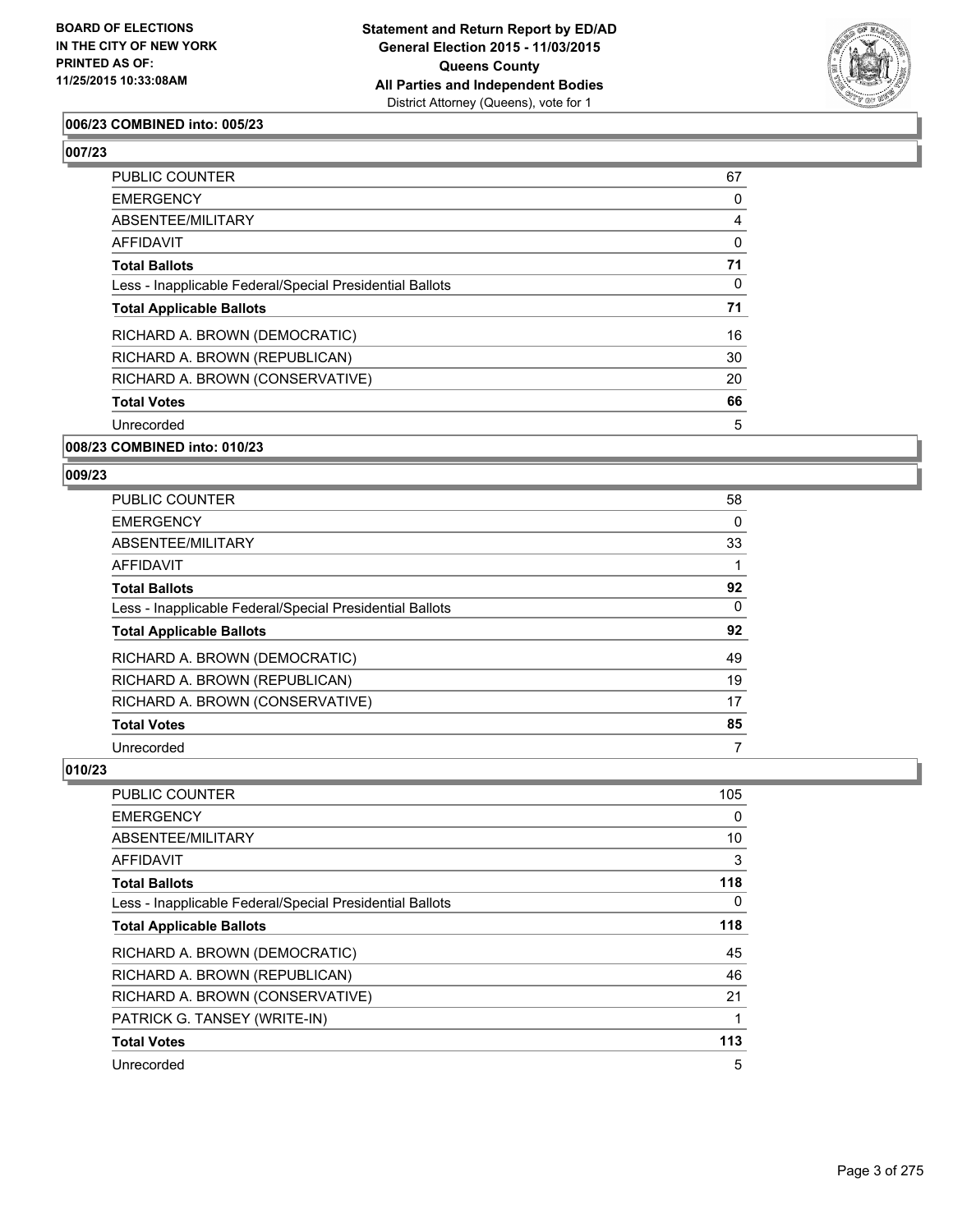### 006/23 COMBINED into: 005/23

### 007/23

| | |
|---|---|
| PUBLIC COUNTER | 67 |
| EMERGENCY | 0 |
| ABSENTEE/MILITARY | 4 |
| AFFIDAVIT | 0 |
| **Total Ballots** | **71** |
| Less - Inapplicable Federal/Special Presidential Ballots | 0 |
| **Total Applicable Ballots** | **71** |
| RICHARD A. BROWN (DEMOCRATIC) | 16 |
| RICHARD A. BROWN (REPUBLICAN) | 30 |
| RICHARD A. BROWN (CONSERVATIVE) | 20 |
| **Total Votes** | **66** |
| Unrecorded | 5 |

### 008/23 COMBINED into: 010/23

### 009/23

| | |
|---|---|
| PUBLIC COUNTER | 58 |
| EMERGENCY | 0 |
| ABSENTEE/MILITARY | 33 |
| AFFIDAVIT | 1 |
| **Total Ballots** | **92** |
| Less - Inapplicable Federal/Special Presidential Ballots | 0 |
| **Total Applicable Ballots** | **92** |
| RICHARD A. BROWN (DEMOCRATIC) | 49 |
| RICHARD A. BROWN (REPUBLICAN) | 19 |
| RICHARD A. BROWN (CONSERVATIVE) | 17 |
| **Total Votes** | **85** |
| Unrecorded | 7 |

### 010/23

| | |
|---|---|
| PUBLIC COUNTER | 105 |
| EMERGENCY | 0 |
| ABSENTEE/MILITARY | 10 |
| AFFIDAVIT | 3 |
| **Total Ballots** | **118** |
| Less - Inapplicable Federal/Special Presidential Ballots | 0 |
| **Total Applicable Ballots** | **118** |
| RICHARD A. BROWN (DEMOCRATIC) | 45 |
| RICHARD A. BROWN (REPUBLICAN) | 46 |
| RICHARD A. BROWN (CONSERVATIVE) | 21 |
| PATRICK G. TANSEY (WRITE-IN) | 1 |
| **Total Votes** | **113** |
| Unrecorded | 5 |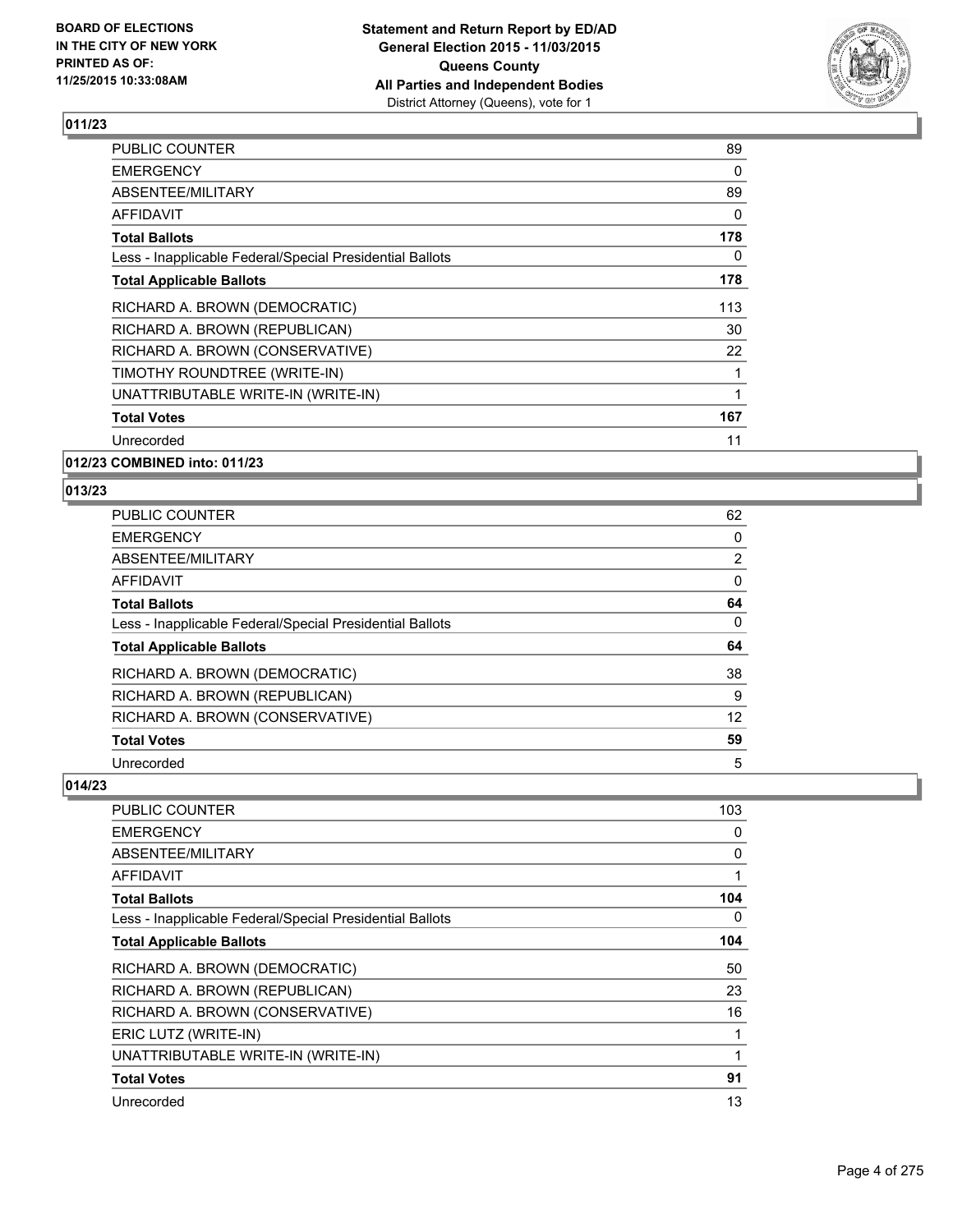**Statement and Return Report by ED/AD**
**General Election 2015 - 11/03/2015**
**Queens County**
**All Parties and Independent Bodies**
District Attorney (Queens), vote for 1

BOARD OF ELECTIONS IN THE CITY OF NEW YORK PRINTED AS OF: 11/25/2015 10:33:08AM

**011/23**

| | |
|---|---|
| PUBLIC COUNTER | 89 |
| EMERGENCY | 0 |
| ABSENTEE/MILITARY | 89 |
| AFFIDAVIT | 0 |
| **Total Ballots** | **178** |
| Less - Inapplicable Federal/Special Presidential Ballots | 0 |
| **Total Applicable Ballots** | **178** |
| RICHARD A. BROWN (DEMOCRATIC) | 113 |
| RICHARD A. BROWN (REPUBLICAN) | 30 |
| RICHARD A. BROWN (CONSERVATIVE) | 22 |
| TIMOTHY ROUNDTREE (WRITE-IN) | 1 |
| UNATTRIBUTABLE WRITE-IN (WRITE-IN) | 1 |
| **Total Votes** | **167** |
| Unrecorded | 11 |

**012/23 COMBINED into: 011/23**

**013/23**

| | |
|---|---|
| PUBLIC COUNTER | 62 |
| EMERGENCY | 0 |
| ABSENTEE/MILITARY | 2 |
| AFFIDAVIT | 0 |
| **Total Ballots** | **64** |
| Less - Inapplicable Federal/Special Presidential Ballots | 0 |
| **Total Applicable Ballots** | **64** |
| RICHARD A. BROWN (DEMOCRATIC) | 38 |
| RICHARD A. BROWN (REPUBLICAN) | 9 |
| RICHARD A. BROWN (CONSERVATIVE) | 12 |
| **Total Votes** | **59** |
| Unrecorded | 5 |

**014/23**

| | |
|---|---|
| PUBLIC COUNTER | 103 |
| EMERGENCY | 0 |
| ABSENTEE/MILITARY | 0 |
| AFFIDAVIT | 1 |
| **Total Ballots** | **104** |
| Less - Inapplicable Federal/Special Presidential Ballots | 0 |
| **Total Applicable Ballots** | **104** |
| RICHARD A. BROWN (DEMOCRATIC) | 50 |
| RICHARD A. BROWN (REPUBLICAN) | 23 |
| RICHARD A. BROWN (CONSERVATIVE) | 16 |
| ERIC LUTZ (WRITE-IN) | 1 |
| UNATTRIBUTABLE WRITE-IN (WRITE-IN) | 1 |
| **Total Votes** | **91** |
| Unrecorded | 13 |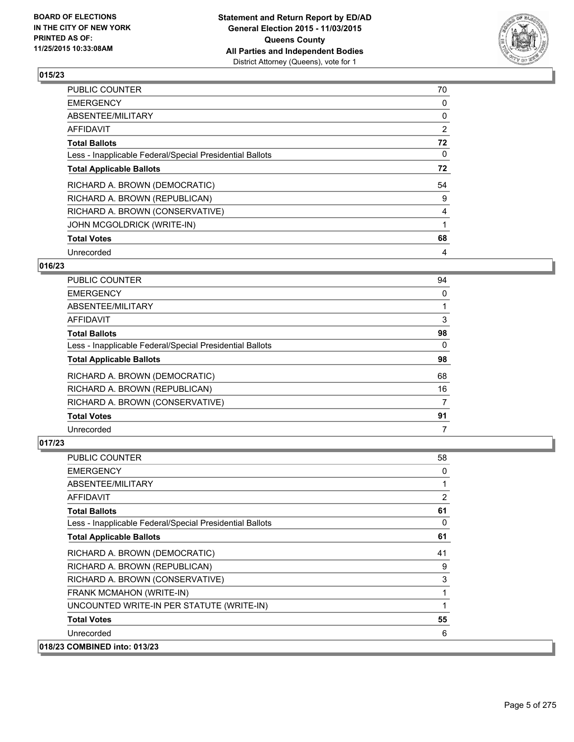## 015/23

| | |
|---|---|
| PUBLIC COUNTER | 70 |
| EMERGENCY | 0 |
| ABSENTEE/MILITARY | 0 |
| AFFIDAVIT | 2 |
| **Total Ballots** | **72** |
| Less - Inapplicable Federal/Special Presidential Ballots | 0 |
| **Total Applicable Ballots** | **72** |
| RICHARD A. BROWN (DEMOCRATIC) | 54 |
| RICHARD A. BROWN (REPUBLICAN) | 9 |
| RICHARD A. BROWN (CONSERVATIVE) | 4 |
| JOHN MCGOLDRICK (WRITE-IN) | 1 |
| **Total Votes** | **68** |
| Unrecorded | 4 |

## 016/23

| | |
|---|---|
| PUBLIC COUNTER | 94 |
| EMERGENCY | 0 |
| ABSENTEE/MILITARY | 1 |
| AFFIDAVIT | 3 |
| **Total Ballots** | **98** |
| Less - Inapplicable Federal/Special Presidential Ballots | 0 |
| **Total Applicable Ballots** | **98** |
| RICHARD A. BROWN (DEMOCRATIC) | 68 |
| RICHARD A. BROWN (REPUBLICAN) | 16 |
| RICHARD A. BROWN (CONSERVATIVE) | 7 |
| **Total Votes** | **91** |
| Unrecorded | 7 |

## 017/23

| | |
|---|---|
| PUBLIC COUNTER | 58 |
| EMERGENCY | 0 |
| ABSENTEE/MILITARY | 1 |
| AFFIDAVIT | 2 |
| **Total Ballots** | **61** |
| Less - Inapplicable Federal/Special Presidential Ballots | 0 |
| **Total Applicable Ballots** | **61** |
| RICHARD A. BROWN (DEMOCRATIC) | 41 |
| RICHARD A. BROWN (REPUBLICAN) | 9 |
| RICHARD A. BROWN (CONSERVATIVE) | 3 |
| FRANK MCMAHON (WRITE-IN) | 1 |
| UNCOUNTED WRITE-IN PER STATUTE (WRITE-IN) | 1 |
| **Total Votes** | **55** |
| Unrecorded | 6 |

## 018/23 COMBINED into: 013/23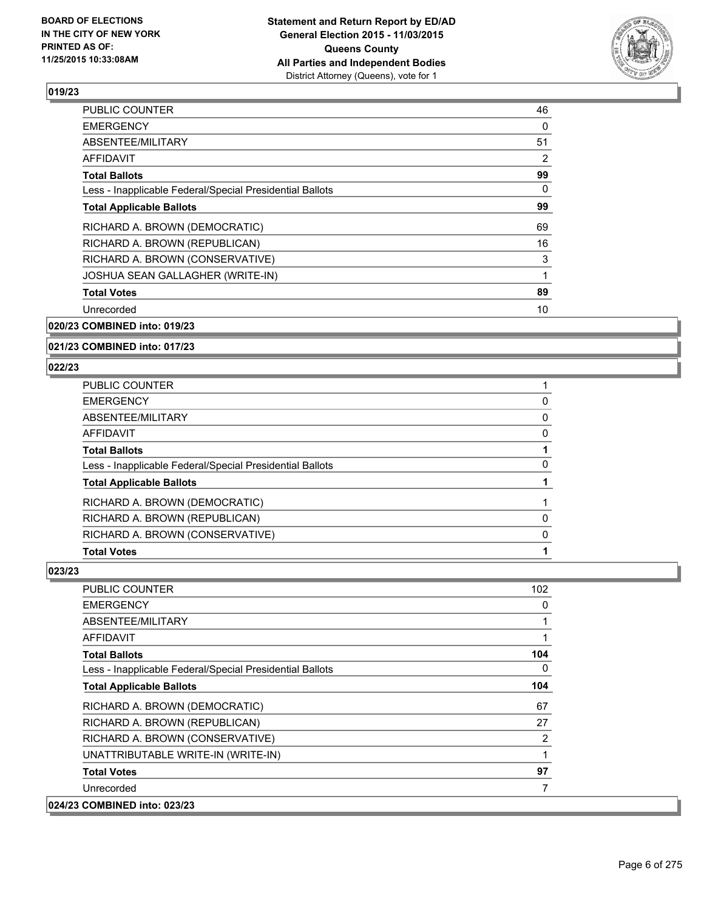## 019/23

| | |
|---|---|
| PUBLIC COUNTER | 46 |
| EMERGENCY | 0 |
| ABSENTEE/MILITARY | 51 |
| AFFIDAVIT | 2 |
| **Total Ballots** | **99** |
| Less - Inapplicable Federal/Special Presidential Ballots | 0 |
| **Total Applicable Ballots** | **99** |
| RICHARD A. BROWN (DEMOCRATIC) | 69 |
| RICHARD A. BROWN (REPUBLICAN) | 16 |
| RICHARD A. BROWN (CONSERVATIVE) | 3 |
| JOSHUA SEAN GALLAGHER (WRITE-IN) | 1 |
| **Total Votes** | **89** |
| Unrecorded | 10 |

## 020/23 COMBINED into: 019/23

## 021/23 COMBINED into: 017/23

## 022/23

| | |
|---|---|
| PUBLIC COUNTER | 1 |
| EMERGENCY | 0 |
| ABSENTEE/MILITARY | 0 |
| AFFIDAVIT | 0 |
| **Total Ballots** | **1** |
| Less - Inapplicable Federal/Special Presidential Ballots | 0 |
| **Total Applicable Ballots** | **1** |
| RICHARD A. BROWN (DEMOCRATIC) | 1 |
| RICHARD A. BROWN (REPUBLICAN) | 0 |
| RICHARD A. BROWN (CONSERVATIVE) | 0 |
| **Total Votes** | **1** |

## 023/23

| | |
|---|---|
| PUBLIC COUNTER | 102 |
| EMERGENCY | 0 |
| ABSENTEE/MILITARY | 1 |
| AFFIDAVIT | 1 |
| **Total Ballots** | **104** |
| Less - Inapplicable Federal/Special Presidential Ballots | 0 |
| **Total Applicable Ballots** | **104** |
| RICHARD A. BROWN (DEMOCRATIC) | 67 |
| RICHARD A. BROWN (REPUBLICAN) | 27 |
| RICHARD A. BROWN (CONSERVATIVE) | 2 |
| UNATTRIBUTABLE WRITE-IN (WRITE-IN) | 1 |
| **Total Votes** | **97** |
| Unrecorded | 7 |

## 024/23 COMBINED into: 023/23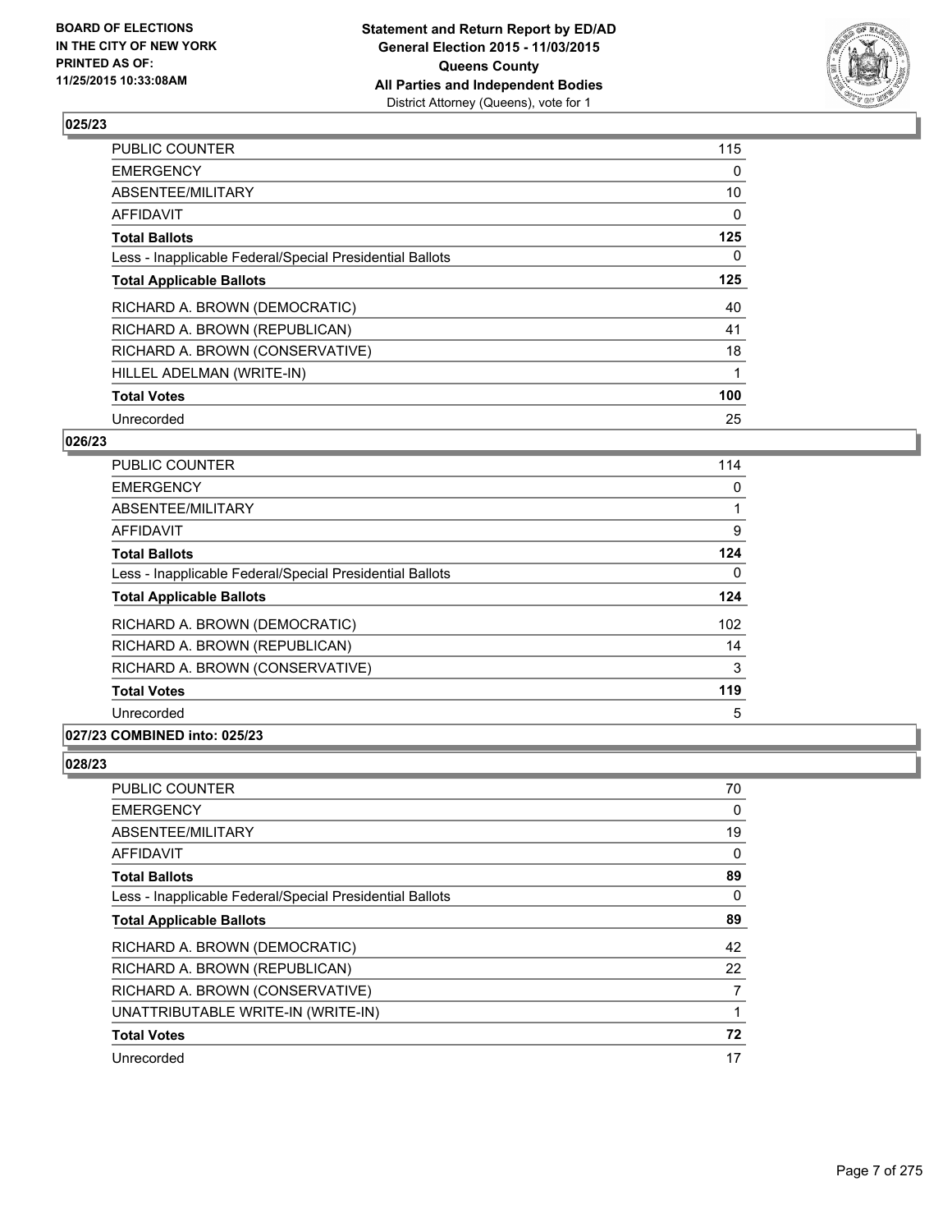BOARD OF ELECTIONS
IN THE CITY OF NEW YORK
PRINTED AS OF:
11/25/2015 10:33:08AM

**Statement and Return Report by ED/AD**
**General Election 2015 - 11/03/2015**
**Queens County**
**All Parties and Independent Bodies**
District Attorney (Queens), vote for 1

## 025/23

| | |
|---|---|
| PUBLIC COUNTER | 115 |
| EMERGENCY | 0 |
| ABSENTEE/MILITARY | 10 |
| AFFIDAVIT | 0 |
| **Total Ballots** | **125** |
| Less - Inapplicable Federal/Special Presidential Ballots | 0 |
| **Total Applicable Ballots** | **125** |
| RICHARD A. BROWN (DEMOCRATIC) | 40 |
| RICHARD A. BROWN (REPUBLICAN) | 41 |
| RICHARD A. BROWN (CONSERVATIVE) | 18 |
| HILLEL ADELMAN (WRITE-IN) | 1 |
| **Total Votes** | **100** |
| Unrecorded | 25 |

## 026/23

| | |
|---|---|
| PUBLIC COUNTER | 114 |
| EMERGENCY | 0 |
| ABSENTEE/MILITARY | 1 |
| AFFIDAVIT | 9 |
| **Total Ballots** | **124** |
| Less - Inapplicable Federal/Special Presidential Ballots | 0 |
| **Total Applicable Ballots** | **124** |
| RICHARD A. BROWN (DEMOCRATIC) | 102 |
| RICHARD A. BROWN (REPUBLICAN) | 14 |
| RICHARD A. BROWN (CONSERVATIVE) | 3 |
| **Total Votes** | **119** |
| Unrecorded | 5 |

## 027/23 COMBINED into: 025/23

## 028/23

| | |
|---|---|
| PUBLIC COUNTER | 70 |
| EMERGENCY | 0 |
| ABSENTEE/MILITARY | 19 |
| AFFIDAVIT | 0 |
| **Total Ballots** | **89** |
| Less - Inapplicable Federal/Special Presidential Ballots | 0 |
| **Total Applicable Ballots** | **89** |
| RICHARD A. BROWN (DEMOCRATIC) | 42 |
| RICHARD A. BROWN (REPUBLICAN) | 22 |
| RICHARD A. BROWN (CONSERVATIVE) | 7 |
| UNATTRIBUTABLE WRITE-IN (WRITE-IN) | 1 |
| **Total Votes** | **72** |
| Unrecorded | 17 |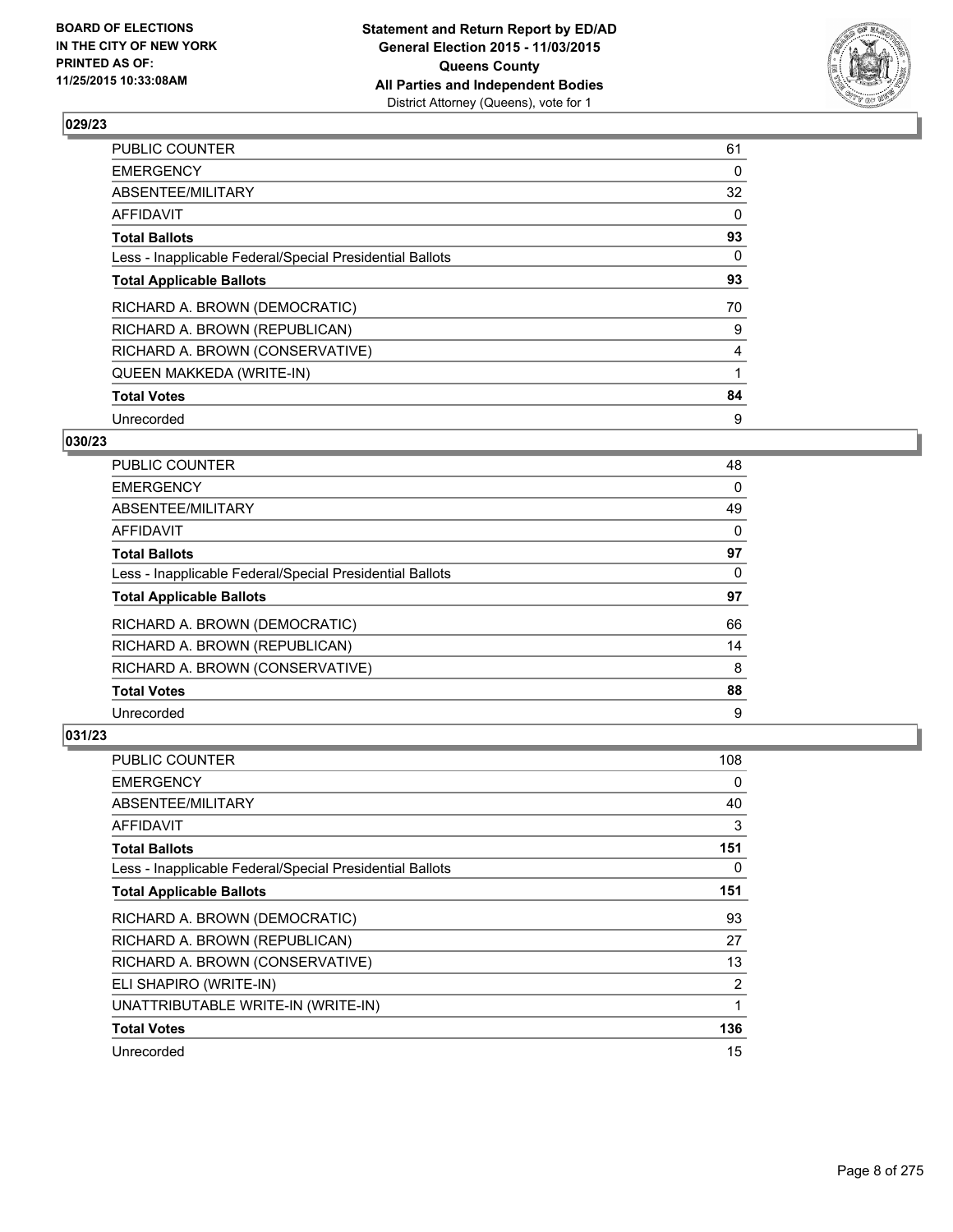**BOARD OF ELECTIONS IN THE CITY OF NEW YORK PRINTED AS OF: 11/25/2015 10:33:08AM**

**Statement and Return Report by ED/AD**
**General Election 2015 - 11/03/2015**
**Queens County**
**All Parties and Independent Bodies**
District Attorney (Queens), vote for 1

### 029/23

| | |
|---|---|
| PUBLIC COUNTER | 61 |
| EMERGENCY | 0 |
| ABSENTEE/MILITARY | 32 |
| AFFIDAVIT | 0 |
| **Total Ballots** | **93** |
| Less - Inapplicable Federal/Special Presidential Ballots | 0 |
| **Total Applicable Ballots** | **93** |
| RICHARD A. BROWN (DEMOCRATIC) | 70 |
| RICHARD A. BROWN (REPUBLICAN) | 9 |
| RICHARD A. BROWN (CONSERVATIVE) | 4 |
| QUEEN MAKKEDA (WRITE-IN) | 1 |
| **Total Votes** | **84** |
| Unrecorded | 9 |

### 030/23

| | |
|---|---|
| PUBLIC COUNTER | 48 |
| EMERGENCY | 0 |
| ABSENTEE/MILITARY | 49 |
| AFFIDAVIT | 0 |
| **Total Ballots** | **97** |
| Less - Inapplicable Federal/Special Presidential Ballots | 0 |
| **Total Applicable Ballots** | **97** |
| RICHARD A. BROWN (DEMOCRATIC) | 66 |
| RICHARD A. BROWN (REPUBLICAN) | 14 |
| RICHARD A. BROWN (CONSERVATIVE) | 8 |
| **Total Votes** | **88** |
| Unrecorded | 9 |

### 031/23

| | |
|---|---|
| PUBLIC COUNTER | 108 |
| EMERGENCY | 0 |
| ABSENTEE/MILITARY | 40 |
| AFFIDAVIT | 3 |
| **Total Ballots** | **151** |
| Less - Inapplicable Federal/Special Presidential Ballots | 0 |
| **Total Applicable Ballots** | **151** |
| RICHARD A. BROWN (DEMOCRATIC) | 93 |
| RICHARD A. BROWN (REPUBLICAN) | 27 |
| RICHARD A. BROWN (CONSERVATIVE) | 13 |
| ELI SHAPIRO (WRITE-IN) | 2 |
| UNATTRIBUTABLE WRITE-IN (WRITE-IN) | 1 |
| **Total Votes** | **136** |
| Unrecorded | 15 |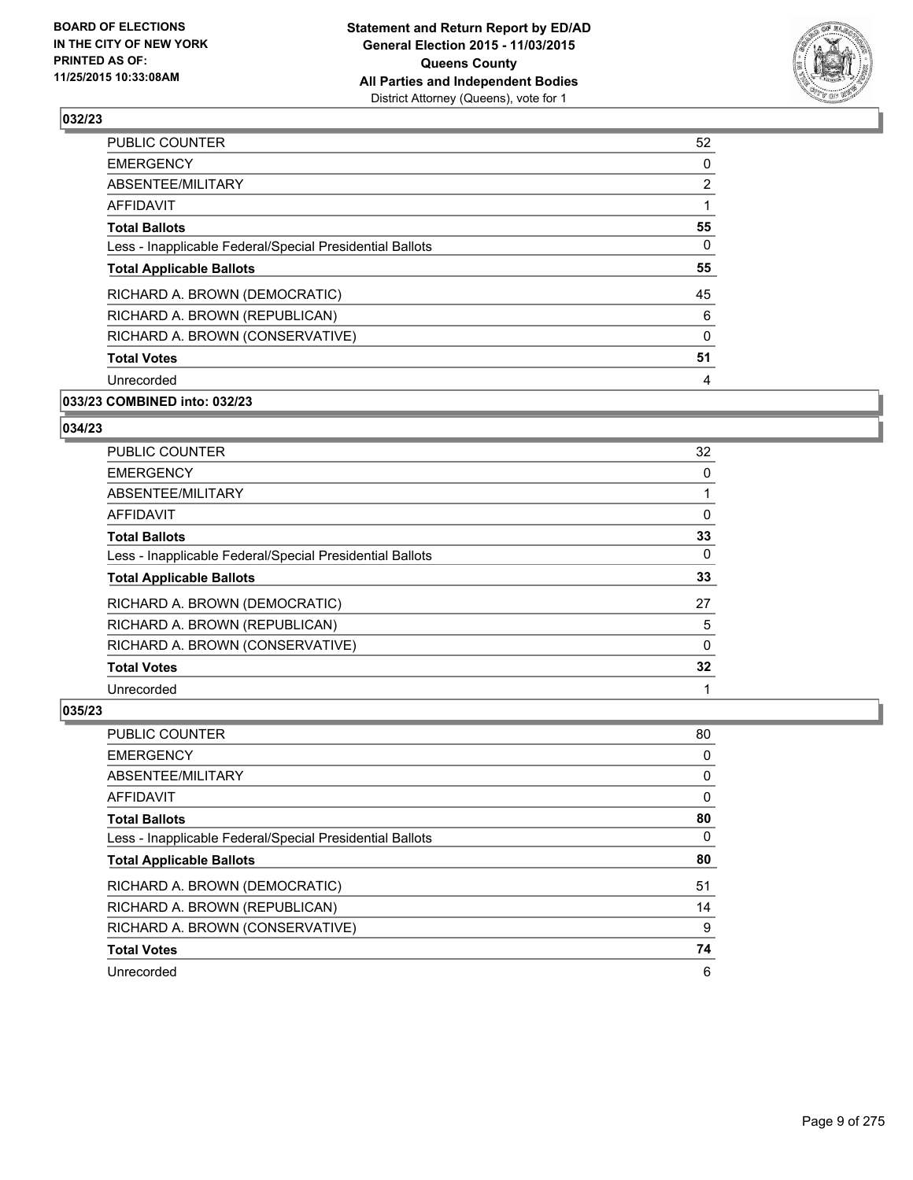### 032/23

| | |
|---|---|
| PUBLIC COUNTER | 52 |
| EMERGENCY | 0 |
| ABSENTEE/MILITARY | 2 |
| AFFIDAVIT | 1 |
| **Total Ballots** | **55** |
| Less - Inapplicable Federal/Special Presidential Ballots | 0 |
| **Total Applicable Ballots** | **55** |
| RICHARD A. BROWN (DEMOCRATIC) | 45 |
| RICHARD A. BROWN (REPUBLICAN) | 6 |
| RICHARD A. BROWN (CONSERVATIVE) | 0 |
| **Total Votes** | **51** |
| Unrecorded | 4 |

### 033/23 COMBINED into: 032/23

### 034/23

| | |
|---|---|
| PUBLIC COUNTER | 32 |
| EMERGENCY | 0 |
| ABSENTEE/MILITARY | 1 |
| AFFIDAVIT | 0 |
| **Total Ballots** | **33** |
| Less - Inapplicable Federal/Special Presidential Ballots | 0 |
| **Total Applicable Ballots** | **33** |
| RICHARD A. BROWN (DEMOCRATIC) | 27 |
| RICHARD A. BROWN (REPUBLICAN) | 5 |
| RICHARD A. BROWN (CONSERVATIVE) | 0 |
| **Total Votes** | **32** |
| Unrecorded | 1 |

### 035/23

| | |
|---|---|
| PUBLIC COUNTER | 80 |
| EMERGENCY | 0 |
| ABSENTEE/MILITARY | 0 |
| AFFIDAVIT | 0 |
| **Total Ballots** | **80** |
| Less - Inapplicable Federal/Special Presidential Ballots | 0 |
| **Total Applicable Ballots** | **80** |
| RICHARD A. BROWN (DEMOCRATIC) | 51 |
| RICHARD A. BROWN (REPUBLICAN) | 14 |
| RICHARD A. BROWN (CONSERVATIVE) | 9 |
| **Total Votes** | **74** |
| Unrecorded | 6 |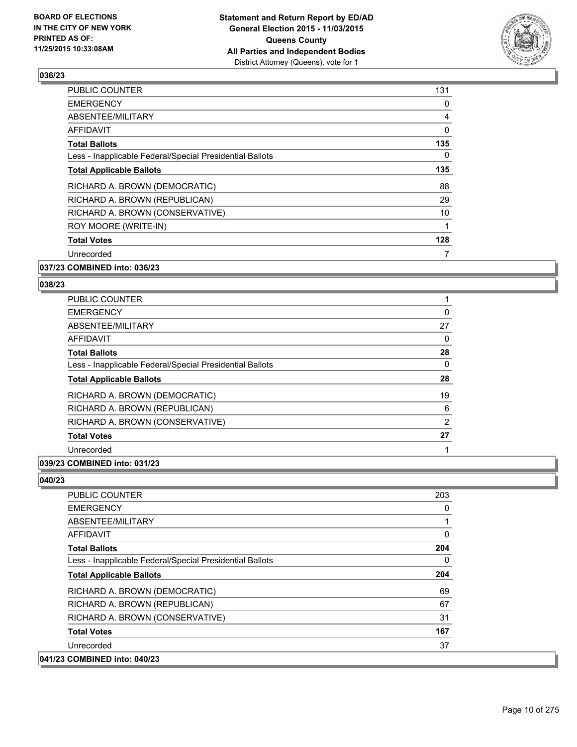## 036/23

| | |
|---|---|
| PUBLIC COUNTER | 131 |
| EMERGENCY | 0 |
| ABSENTEE/MILITARY | 4 |
| AFFIDAVIT | 0 |
| **Total Ballots** | **135** |
| Less - Inapplicable Federal/Special Presidential Ballots | 0 |
| **Total Applicable Ballots** | **135** |
| RICHARD A. BROWN (DEMOCRATIC) | 88 |
| RICHARD A. BROWN (REPUBLICAN) | 29 |
| RICHARD A. BROWN (CONSERVATIVE) | 10 |
| ROY MOORE (WRITE-IN) | 1 |
| **Total Votes** | **128** |
| Unrecorded | 7 |

**037/23 COMBINED into: 036/23**

## 038/23

| | |
|---|---|
| PUBLIC COUNTER | 1 |
| EMERGENCY | 0 |
| ABSENTEE/MILITARY | 27 |
| AFFIDAVIT | 0 |
| **Total Ballots** | **28** |
| Less - Inapplicable Federal/Special Presidential Ballots | 0 |
| **Total Applicable Ballots** | **28** |
| RICHARD A. BROWN (DEMOCRATIC) | 19 |
| RICHARD A. BROWN (REPUBLICAN) | 6 |
| RICHARD A. BROWN (CONSERVATIVE) | 2 |
| **Total Votes** | **27** |
| Unrecorded | 1 |

**039/23 COMBINED into: 031/23**

## 040/23

| | |
|---|---|
| PUBLIC COUNTER | 203 |
| EMERGENCY | 0 |
| ABSENTEE/MILITARY | 1 |
| AFFIDAVIT | 0 |
| **Total Ballots** | **204** |
| Less - Inapplicable Federal/Special Presidential Ballots | 0 |
| **Total Applicable Ballots** | **204** |
| RICHARD A. BROWN (DEMOCRATIC) | 69 |
| RICHARD A. BROWN (REPUBLICAN) | 67 |
| RICHARD A. BROWN (CONSERVATIVE) | 31 |
| **Total Votes** | **167** |
| Unrecorded | 37 |

**041/23 COMBINED into: 040/23**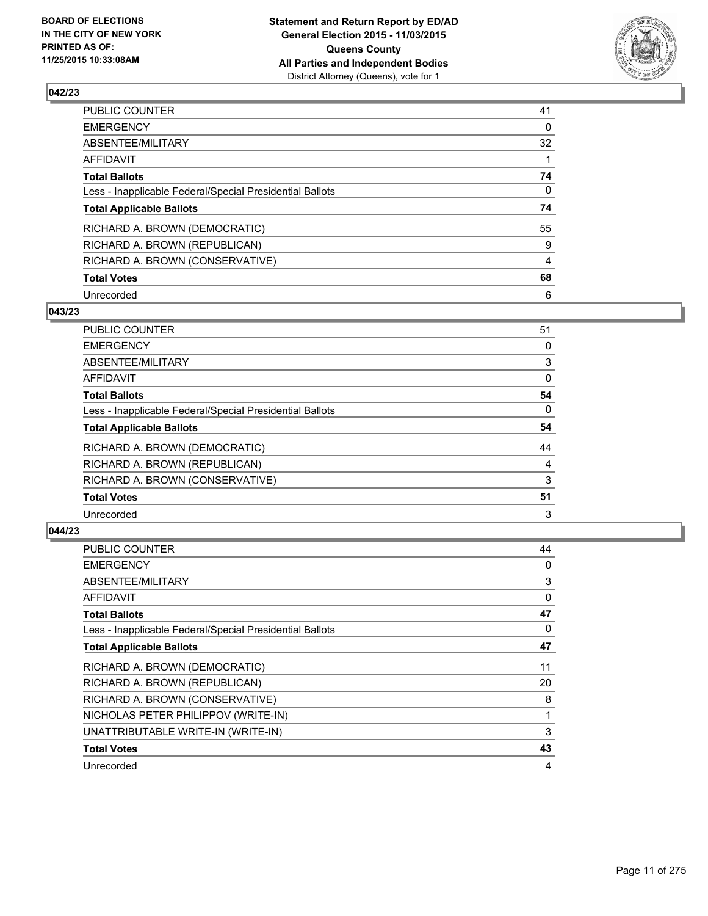**BOARD OF ELECTIONS IN THE CITY OF NEW YORK PRINTED AS OF: 11/25/2015 10:33:08AM**

**Statement and Return Report by ED/AD General Election 2015 - 11/03/2015 Queens County All Parties and Independent Bodies**
District Attorney (Queens), vote for 1

### 042/23

| | |
|---|---|
| PUBLIC COUNTER | 41 |
| EMERGENCY | 0 |
| ABSENTEE/MILITARY | 32 |
| AFFIDAVIT | 1 |
| **Total Ballots** | **74** |
| Less - Inapplicable Federal/Special Presidential Ballots | 0 |
| **Total Applicable Ballots** | **74** |
| RICHARD A. BROWN (DEMOCRATIC) | 55 |
| RICHARD A. BROWN (REPUBLICAN) | 9 |
| RICHARD A. BROWN (CONSERVATIVE) | 4 |
| **Total Votes** | **68** |
| Unrecorded | 6 |

### 043/23

| | |
|---|---|
| PUBLIC COUNTER | 51 |
| EMERGENCY | 0 |
| ABSENTEE/MILITARY | 3 |
| AFFIDAVIT | 0 |
| **Total Ballots** | **54** |
| Less - Inapplicable Federal/Special Presidential Ballots | 0 |
| **Total Applicable Ballots** | **54** |
| RICHARD A. BROWN (DEMOCRATIC) | 44 |
| RICHARD A. BROWN (REPUBLICAN) | 4 |
| RICHARD A. BROWN (CONSERVATIVE) | 3 |
| **Total Votes** | **51** |
| Unrecorded | 3 |

### 044/23

| | |
|---|---|
| PUBLIC COUNTER | 44 |
| EMERGENCY | 0 |
| ABSENTEE/MILITARY | 3 |
| AFFIDAVIT | 0 |
| **Total Ballots** | **47** |
| Less - Inapplicable Federal/Special Presidential Ballots | 0 |
| **Total Applicable Ballots** | **47** |
| RICHARD A. BROWN (DEMOCRATIC) | 11 |
| RICHARD A. BROWN (REPUBLICAN) | 20 |
| RICHARD A. BROWN (CONSERVATIVE) | 8 |
| NICHOLAS PETER PHILIPPOV (WRITE-IN) | 1 |
| UNATTRIBUTABLE WRITE-IN (WRITE-IN) | 3 |
| **Total Votes** | **43** |
| Unrecorded | 4 |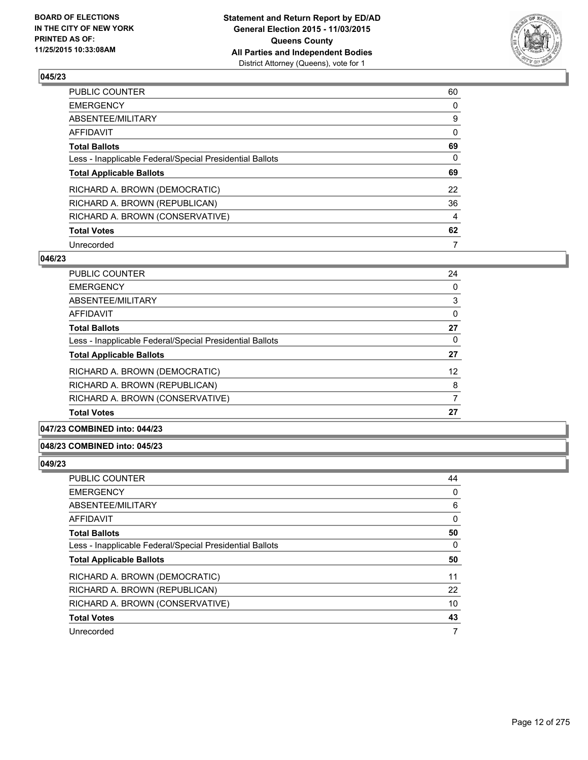### 045/23

| | |
|---|---|
| PUBLIC COUNTER | 60 |
| EMERGENCY | 0 |
| ABSENTEE/MILITARY | 9 |
| AFFIDAVIT | 0 |
| **Total Ballots** | **69** |
| Less - Inapplicable Federal/Special Presidential Ballots | 0 |
| **Total Applicable Ballots** | **69** |
| RICHARD A. BROWN (DEMOCRATIC) | 22 |
| RICHARD A. BROWN (REPUBLICAN) | 36 |
| RICHARD A. BROWN (CONSERVATIVE) | 4 |
| **Total Votes** | **62** |
| Unrecorded | 7 |

### 046/23

| | |
|---|---|
| PUBLIC COUNTER | 24 |
| EMERGENCY | 0 |
| ABSENTEE/MILITARY | 3 |
| AFFIDAVIT | 0 |
| **Total Ballots** | **27** |
| Less - Inapplicable Federal/Special Presidential Ballots | 0 |
| **Total Applicable Ballots** | **27** |
| RICHARD A. BROWN (DEMOCRATIC) | 12 |
| RICHARD A. BROWN (REPUBLICAN) | 8 |
| RICHARD A. BROWN (CONSERVATIVE) | 7 |
| **Total Votes** | **27** |

### 047/23 COMBINED into: 044/23

### 048/23 COMBINED into: 045/23

### 049/23

| | |
|---|---|
| PUBLIC COUNTER | 44 |
| EMERGENCY | 0 |
| ABSENTEE/MILITARY | 6 |
| AFFIDAVIT | 0 |
| **Total Ballots** | **50** |
| Less - Inapplicable Federal/Special Presidential Ballots | 0 |
| **Total Applicable Ballots** | **50** |
| RICHARD A. BROWN (DEMOCRATIC) | 11 |
| RICHARD A. BROWN (REPUBLICAN) | 22 |
| RICHARD A. BROWN (CONSERVATIVE) | 10 |
| **Total Votes** | **43** |
| Unrecorded | 7 |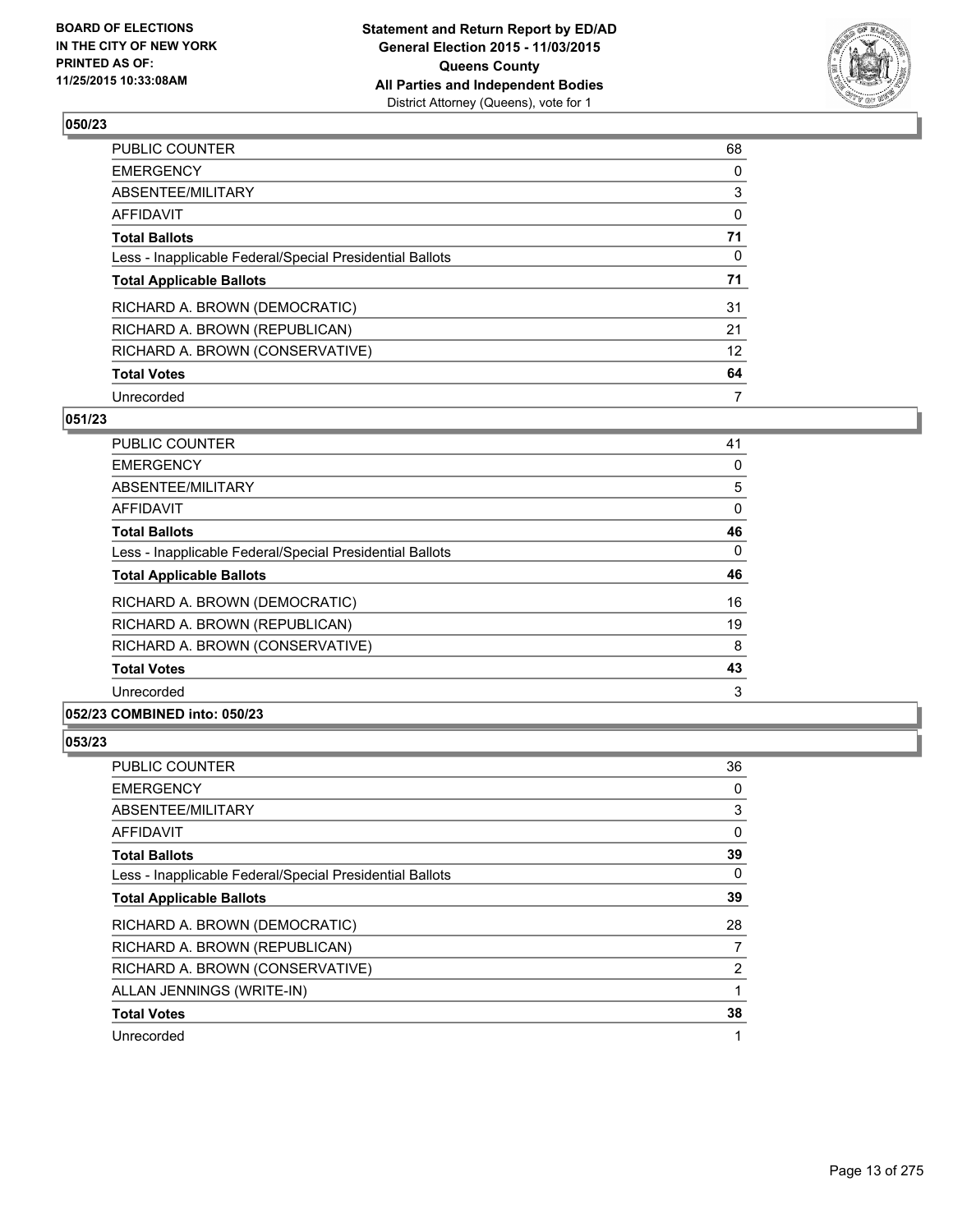## 050/23

| | |
|---|---|
| PUBLIC COUNTER | 68 |
| EMERGENCY | 0 |
| ABSENTEE/MILITARY | 3 |
| AFFIDAVIT | 0 |
| **Total Ballots** | **71** |
| Less - Inapplicable Federal/Special Presidential Ballots | 0 |
| **Total Applicable Ballots** | **71** |
| RICHARD A. BROWN (DEMOCRATIC) | 31 |
| RICHARD A. BROWN (REPUBLICAN) | 21 |
| RICHARD A. BROWN (CONSERVATIVE) | 12 |
| **Total Votes** | **64** |
| Unrecorded | 7 |

## 051/23

| | |
|---|---|
| PUBLIC COUNTER | 41 |
| EMERGENCY | 0 |
| ABSENTEE/MILITARY | 5 |
| AFFIDAVIT | 0 |
| **Total Ballots** | **46** |
| Less - Inapplicable Federal/Special Presidential Ballots | 0 |
| **Total Applicable Ballots** | **46** |
| RICHARD A. BROWN (DEMOCRATIC) | 16 |
| RICHARD A. BROWN (REPUBLICAN) | 19 |
| RICHARD A. BROWN (CONSERVATIVE) | 8 |
| **Total Votes** | **43** |
| Unrecorded | 3 |

## 052/23 COMBINED into: 050/23

## 053/23

| | |
|---|---|
| PUBLIC COUNTER | 36 |
| EMERGENCY | 0 |
| ABSENTEE/MILITARY | 3 |
| AFFIDAVIT | 0 |
| **Total Ballots** | **39** |
| Less - Inapplicable Federal/Special Presidential Ballots | 0 |
| **Total Applicable Ballots** | **39** |
| RICHARD A. BROWN (DEMOCRATIC) | 28 |
| RICHARD A. BROWN (REPUBLICAN) | 7 |
| RICHARD A. BROWN (CONSERVATIVE) | 2 |
| ALLAN JENNINGS (WRITE-IN) | 1 |
| **Total Votes** | **38** |
| Unrecorded | 1 |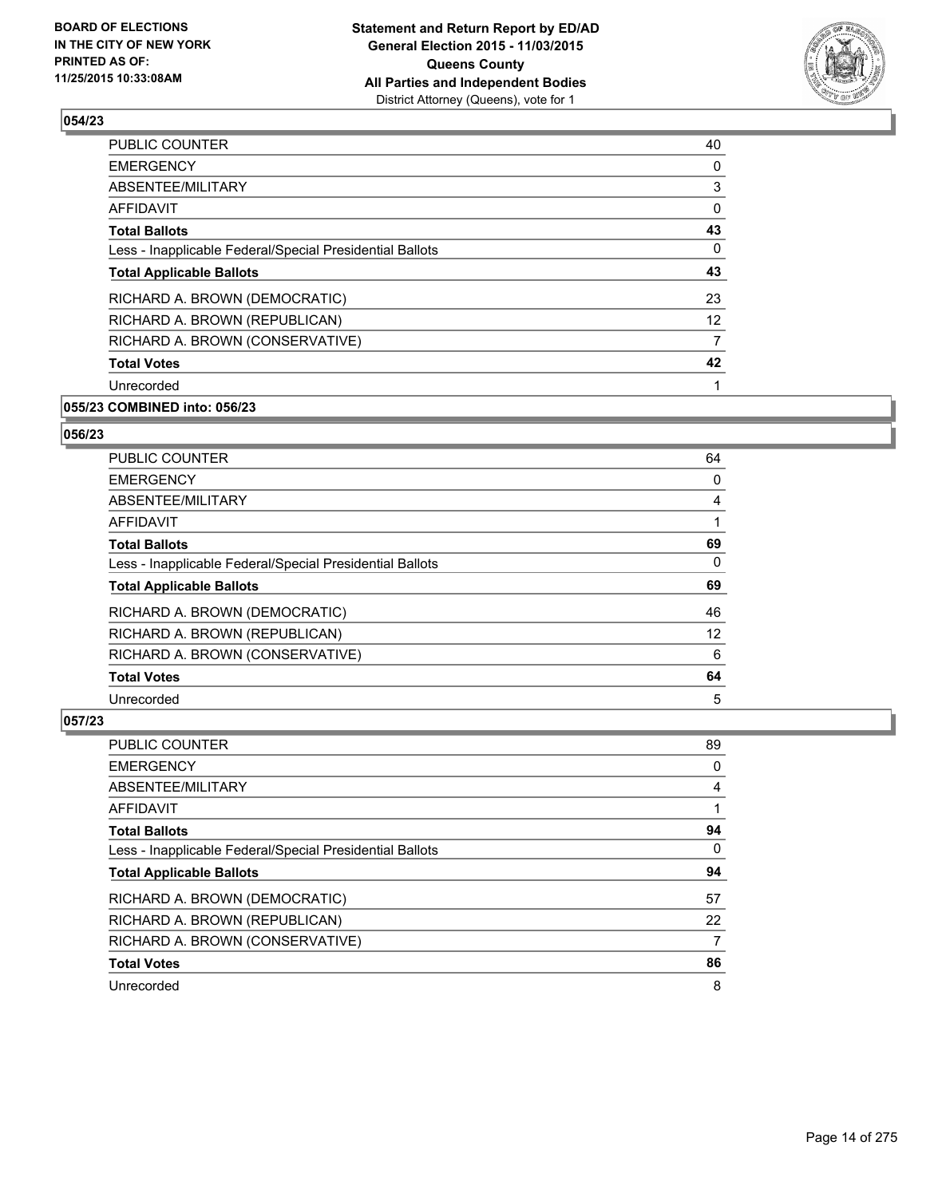**BOARD OF ELECTIONS IN THE CITY OF NEW YORK PRINTED AS OF: 11/25/2015 10:33:08AM**

**Statement and Return Report by ED/AD General Election 2015 - 11/03/2015 Queens County All Parties and Independent Bodies**
District Attorney (Queens), vote for 1

## 054/23

| | |
|---|---|
| PUBLIC COUNTER | 40 |
| EMERGENCY | 0 |
| ABSENTEE/MILITARY | 3 |
| AFFIDAVIT | 0 |
| **Total Ballots** | **43** |
| Less - Inapplicable Federal/Special Presidential Ballots | 0 |
| **Total Applicable Ballots** | **43** |
| RICHARD A. BROWN (DEMOCRATIC) | 23 |
| RICHARD A. BROWN (REPUBLICAN) | 12 |
| RICHARD A. BROWN (CONSERVATIVE) | 7 |
| **Total Votes** | **42** |
| Unrecorded | 1 |

## 055/23 COMBINED into: 056/23

## 056/23

| | |
|---|---|
| PUBLIC COUNTER | 64 |
| EMERGENCY | 0 |
| ABSENTEE/MILITARY | 4 |
| AFFIDAVIT | 1 |
| **Total Ballots** | **69** |
| Less - Inapplicable Federal/Special Presidential Ballots | 0 |
| **Total Applicable Ballots** | **69** |
| RICHARD A. BROWN (DEMOCRATIC) | 46 |
| RICHARD A. BROWN (REPUBLICAN) | 12 |
| RICHARD A. BROWN (CONSERVATIVE) | 6 |
| **Total Votes** | **64** |
| Unrecorded | 5 |

## 057/23

| | |
|---|---|
| PUBLIC COUNTER | 89 |
| EMERGENCY | 0 |
| ABSENTEE/MILITARY | 4 |
| AFFIDAVIT | 1 |
| **Total Ballots** | **94** |
| Less - Inapplicable Federal/Special Presidential Ballots | 0 |
| **Total Applicable Ballots** | **94** |
| RICHARD A. BROWN (DEMOCRATIC) | 57 |
| RICHARD A. BROWN (REPUBLICAN) | 22 |
| RICHARD A. BROWN (CONSERVATIVE) | 7 |
| **Total Votes** | **86** |
| Unrecorded | 8 |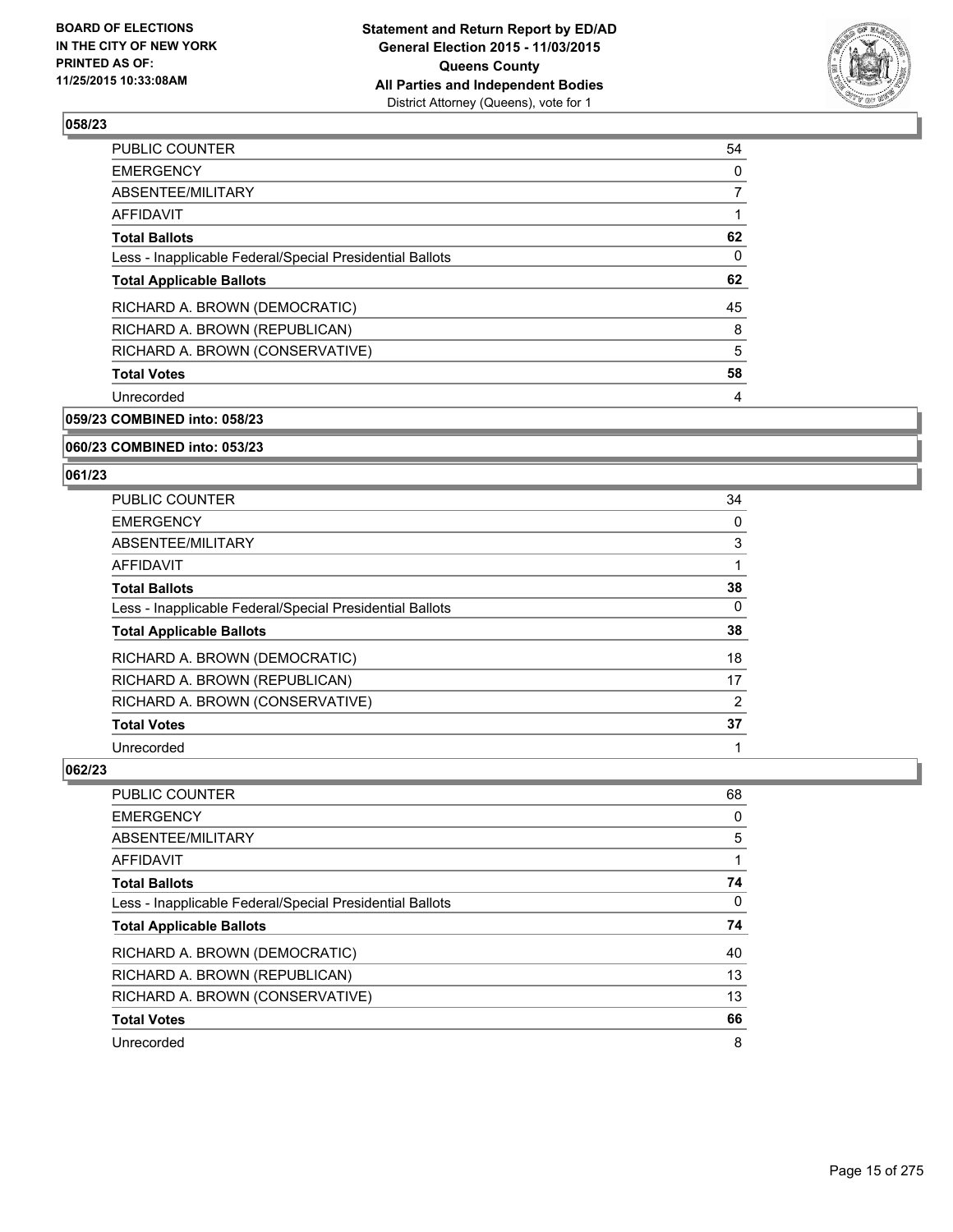## 058/23

| | |
|---|---|
| PUBLIC COUNTER | 54 |
| EMERGENCY | 0 |
| ABSENTEE/MILITARY | 7 |
| AFFIDAVIT | 1 |
| **Total Ballots** | **62** |
| Less - Inapplicable Federal/Special Presidential Ballots | 0 |
| **Total Applicable Ballots** | **62** |
| RICHARD A. BROWN (DEMOCRATIC) | 45 |
| RICHARD A. BROWN (REPUBLICAN) | 8 |
| RICHARD A. BROWN (CONSERVATIVE) | 5 |
| **Total Votes** | **58** |
| Unrecorded | 4 |

## 059/23 COMBINED into: 058/23

## 060/23 COMBINED into: 053/23

## 061/23

| | |
|---|---|
| PUBLIC COUNTER | 34 |
| EMERGENCY | 0 |
| ABSENTEE/MILITARY | 3 |
| AFFIDAVIT | 1 |
| **Total Ballots** | **38** |
| Less - Inapplicable Federal/Special Presidential Ballots | 0 |
| **Total Applicable Ballots** | **38** |
| RICHARD A. BROWN (DEMOCRATIC) | 18 |
| RICHARD A. BROWN (REPUBLICAN) | 17 |
| RICHARD A. BROWN (CONSERVATIVE) | 2 |
| **Total Votes** | **37** |
| Unrecorded | 1 |

## 062/23

| | |
|---|---|
| PUBLIC COUNTER | 68 |
| EMERGENCY | 0 |
| ABSENTEE/MILITARY | 5 |
| AFFIDAVIT | 1 |
| **Total Ballots** | **74** |
| Less - Inapplicable Federal/Special Presidential Ballots | 0 |
| **Total Applicable Ballots** | **74** |
| RICHARD A. BROWN (DEMOCRATIC) | 40 |
| RICHARD A. BROWN (REPUBLICAN) | 13 |
| RICHARD A. BROWN (CONSERVATIVE) | 13 |
| **Total Votes** | **66** |
| Unrecorded | 8 |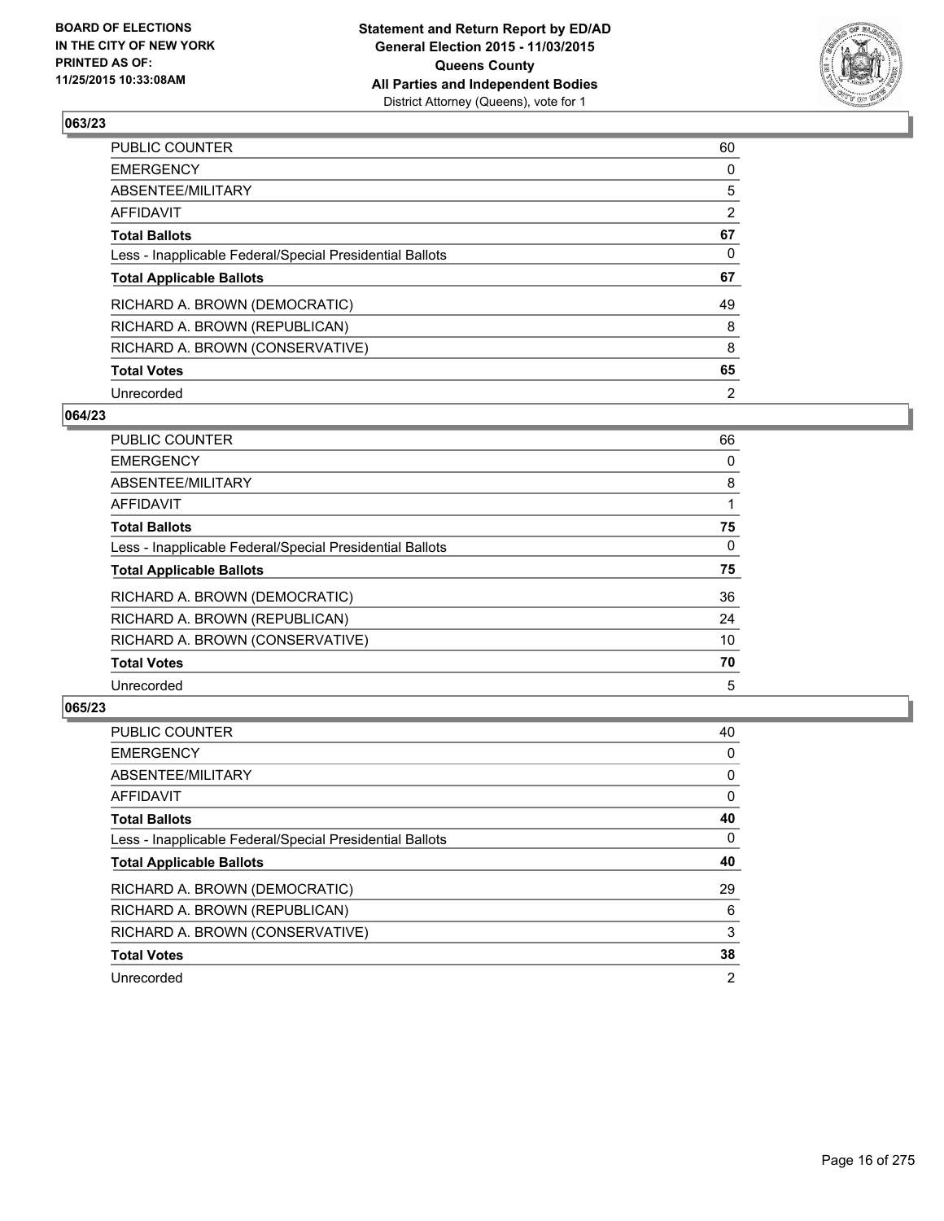**Statement and Return Report by ED/AD**
**General Election 2015 - 11/03/2015**
**Queens County**
**All Parties and Independent Bodies**
District Attorney (Queens), vote for 1

BOARD OF ELECTIONS
IN THE CITY OF NEW YORK
PRINTED AS OF:
11/25/2015 10:33:08AM

## 063/23

| | |
|---|---|
| PUBLIC COUNTER | 60 |
| EMERGENCY | 0 |
| ABSENTEE/MILITARY | 5 |
| AFFIDAVIT | 2 |
| **Total Ballots** | **67** |
| Less - Inapplicable Federal/Special Presidential Ballots | 0 |
| **Total Applicable Ballots** | **67** |
| RICHARD A. BROWN (DEMOCRATIC) | 49 |
| RICHARD A. BROWN (REPUBLICAN) | 8 |
| RICHARD A. BROWN (CONSERVATIVE) | 8 |
| **Total Votes** | **65** |
| Unrecorded | 2 |

## 064/23

| | |
|---|---|
| PUBLIC COUNTER | 66 |
| EMERGENCY | 0 |
| ABSENTEE/MILITARY | 8 |
| AFFIDAVIT | 1 |
| **Total Ballots** | **75** |
| Less - Inapplicable Federal/Special Presidential Ballots | 0 |
| **Total Applicable Ballots** | **75** |
| RICHARD A. BROWN (DEMOCRATIC) | 36 |
| RICHARD A. BROWN (REPUBLICAN) | 24 |
| RICHARD A. BROWN (CONSERVATIVE) | 10 |
| **Total Votes** | **70** |
| Unrecorded | 5 |

## 065/23

| | |
|---|---|
| PUBLIC COUNTER | 40 |
| EMERGENCY | 0 |
| ABSENTEE/MILITARY | 0 |
| AFFIDAVIT | 0 |
| **Total Ballots** | **40** |
| Less - Inapplicable Federal/Special Presidential Ballots | 0 |
| **Total Applicable Ballots** | **40** |
| RICHARD A. BROWN (DEMOCRATIC) | 29 |
| RICHARD A. BROWN (REPUBLICAN) | 6 |
| RICHARD A. BROWN (CONSERVATIVE) | 3 |
| **Total Votes** | **38** |
| Unrecorded | 2 |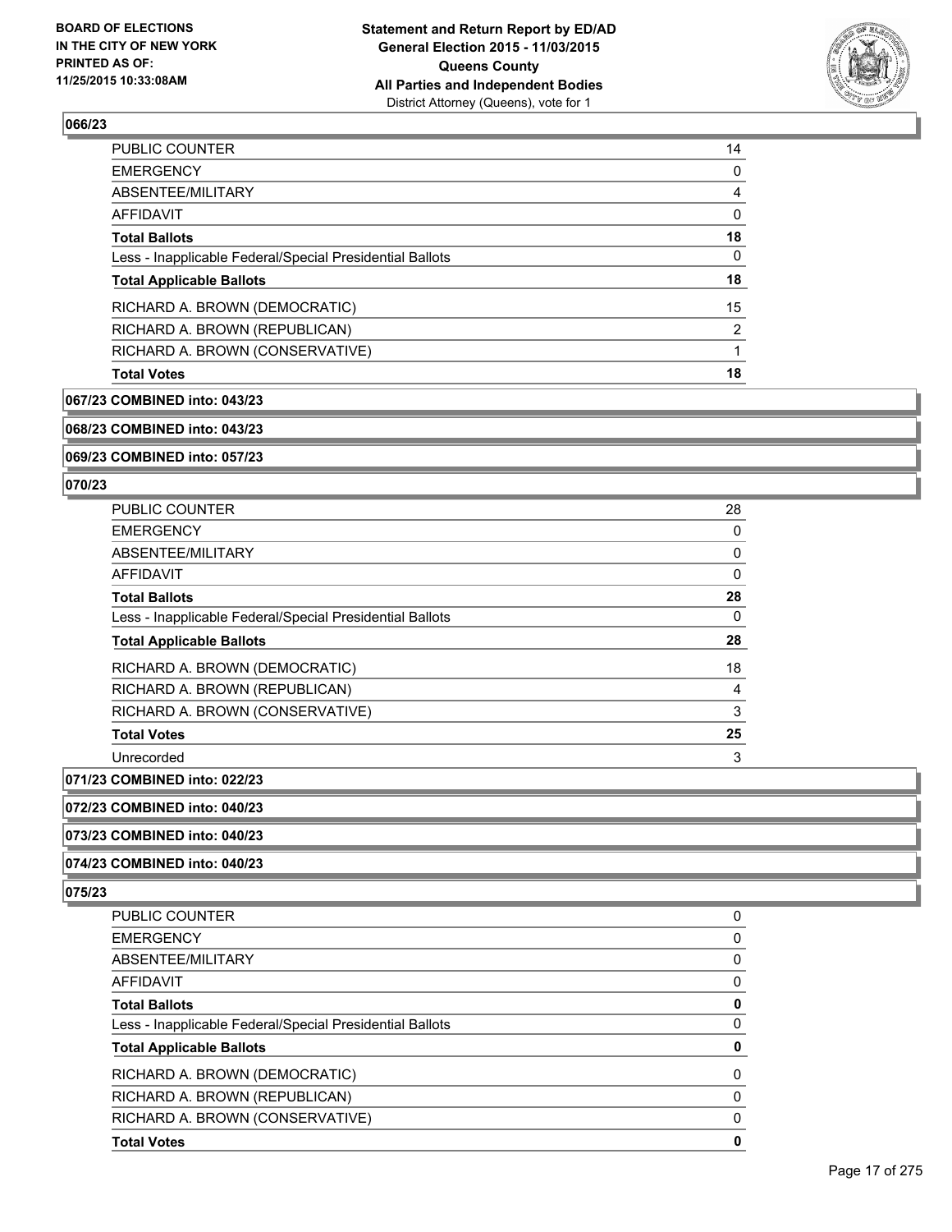### 066/23

| | |
|---|---|
| PUBLIC COUNTER | 14 |
| EMERGENCY | 0 |
| ABSENTEE/MILITARY | 4 |
| AFFIDAVIT | 0 |
| **Total Ballots** | **18** |
| Less - Inapplicable Federal/Special Presidential Ballots | 0 |
| **Total Applicable Ballots** | **18** |
| RICHARD A. BROWN (DEMOCRATIC) | 15 |
| RICHARD A. BROWN (REPUBLICAN) | 2 |
| RICHARD A. BROWN (CONSERVATIVE) | 1 |
| **Total Votes** | **18** |

**067/23 COMBINED into: 043/23**

**068/23 COMBINED into: 043/23**

**069/23 COMBINED into: 057/23**

### 070/23

| | |
|---|---|
| PUBLIC COUNTER | 28 |
| EMERGENCY | 0 |
| ABSENTEE/MILITARY | 0 |
| AFFIDAVIT | 0 |
| **Total Ballots** | **28** |
| Less - Inapplicable Federal/Special Presidential Ballots | 0 |
| **Total Applicable Ballots** | **28** |
| RICHARD A. BROWN (DEMOCRATIC) | 18 |
| RICHARD A. BROWN (REPUBLICAN) | 4 |
| RICHARD A. BROWN (CONSERVATIVE) | 3 |
| **Total Votes** | **25** |
| Unrecorded | 3 |

**071/23 COMBINED into: 022/23**

**072/23 COMBINED into: 040/23**

**073/23 COMBINED into: 040/23**

**074/23 COMBINED into: 040/23**

### 075/23

| | |
|---|---|
| PUBLIC COUNTER | 0 |
| EMERGENCY | 0 |
| ABSENTEE/MILITARY | 0 |
| AFFIDAVIT | 0 |
| **Total Ballots** | **0** |
| Less - Inapplicable Federal/Special Presidential Ballots | 0 |
| **Total Applicable Ballots** | **0** |
| RICHARD A. BROWN (DEMOCRATIC) | 0 |
| RICHARD A. BROWN (REPUBLICAN) | 0 |
| RICHARD A. BROWN (CONSERVATIVE) | 0 |
| **Total Votes** | **0** |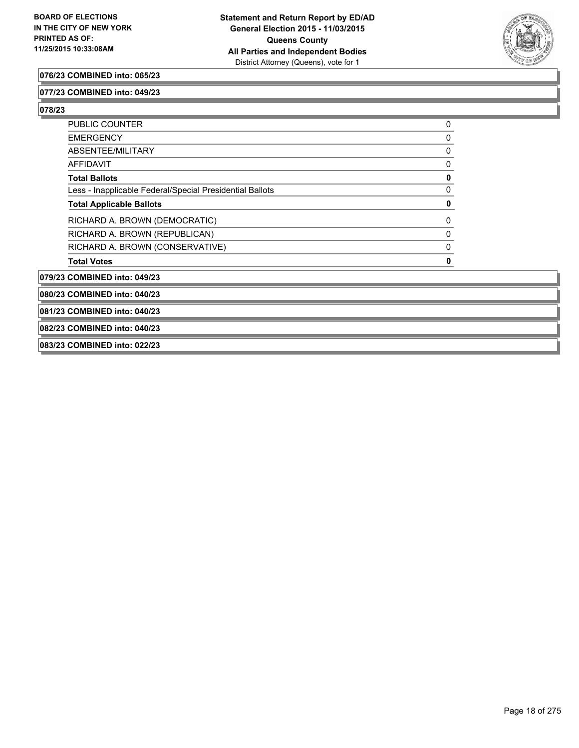**076/23 COMBINED into: 065/23**

**077/23 COMBINED into: 049/23**

**078/23**

| | |
|---|---|
| PUBLIC COUNTER | 0 |
| EMERGENCY | 0 |
| ABSENTEE/MILITARY | 0 |
| AFFIDAVIT | 0 |
| **Total Ballots** | **0** |
| Less - Inapplicable Federal/Special Presidential Ballots | 0 |
| **Total Applicable Ballots** | **0** |
| RICHARD A. BROWN (DEMOCRATIC) | 0 |
| RICHARD A. BROWN (REPUBLICAN) | 0 |
| RICHARD A. BROWN (CONSERVATIVE) | 0 |
| **Total Votes** | **0** |

**079/23 COMBINED into: 049/23**

**080/23 COMBINED into: 040/23**

**081/23 COMBINED into: 040/23**

**082/23 COMBINED into: 040/23**

**083/23 COMBINED into: 022/23**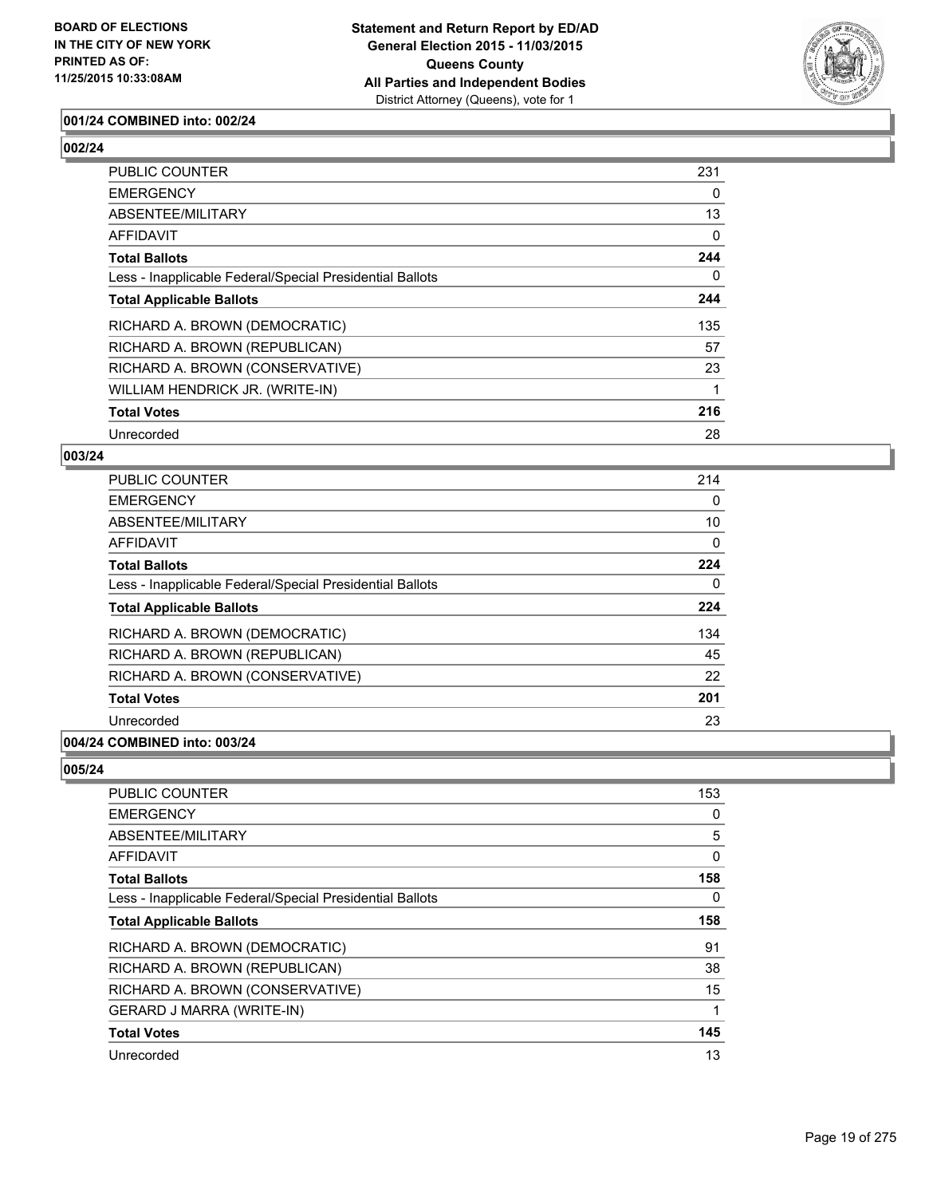**001/24 COMBINED into: 002/24**

**002/24**

| | |
|---|---|
| PUBLIC COUNTER | 231 |
| EMERGENCY | 0 |
| ABSENTEE/MILITARY | 13 |
| AFFIDAVIT | 0 |
| **Total Ballots** | **244** |
| Less - Inapplicable Federal/Special Presidential Ballots | 0 |
| **Total Applicable Ballots** | **244** |
| RICHARD A. BROWN (DEMOCRATIC) | 135 |
| RICHARD A. BROWN (REPUBLICAN) | 57 |
| RICHARD A. BROWN (CONSERVATIVE) | 23 |
| WILLIAM HENDRICK JR. (WRITE-IN) | 1 |
| **Total Votes** | **216** |
| Unrecorded | 28 |

**003/24**

| | |
|---|---|
| PUBLIC COUNTER | 214 |
| EMERGENCY | 0 |
| ABSENTEE/MILITARY | 10 |
| AFFIDAVIT | 0 |
| **Total Ballots** | **224** |
| Less - Inapplicable Federal/Special Presidential Ballots | 0 |
| **Total Applicable Ballots** | **224** |
| RICHARD A. BROWN (DEMOCRATIC) | 134 |
| RICHARD A. BROWN (REPUBLICAN) | 45 |
| RICHARD A. BROWN (CONSERVATIVE) | 22 |
| **Total Votes** | **201** |
| Unrecorded | 23 |

**004/24 COMBINED into: 003/24**

**005/24**

| | |
|---|---|
| PUBLIC COUNTER | 153 |
| EMERGENCY | 0 |
| ABSENTEE/MILITARY | 5 |
| AFFIDAVIT | 0 |
| **Total Ballots** | **158** |
| Less - Inapplicable Federal/Special Presidential Ballots | 0 |
| **Total Applicable Ballots** | **158** |
| RICHARD A. BROWN (DEMOCRATIC) | 91 |
| RICHARD A. BROWN (REPUBLICAN) | 38 |
| RICHARD A. BROWN (CONSERVATIVE) | 15 |
| GERARD J MARRA (WRITE-IN) | 1 |
| **Total Votes** | **145** |
| Unrecorded | 13 |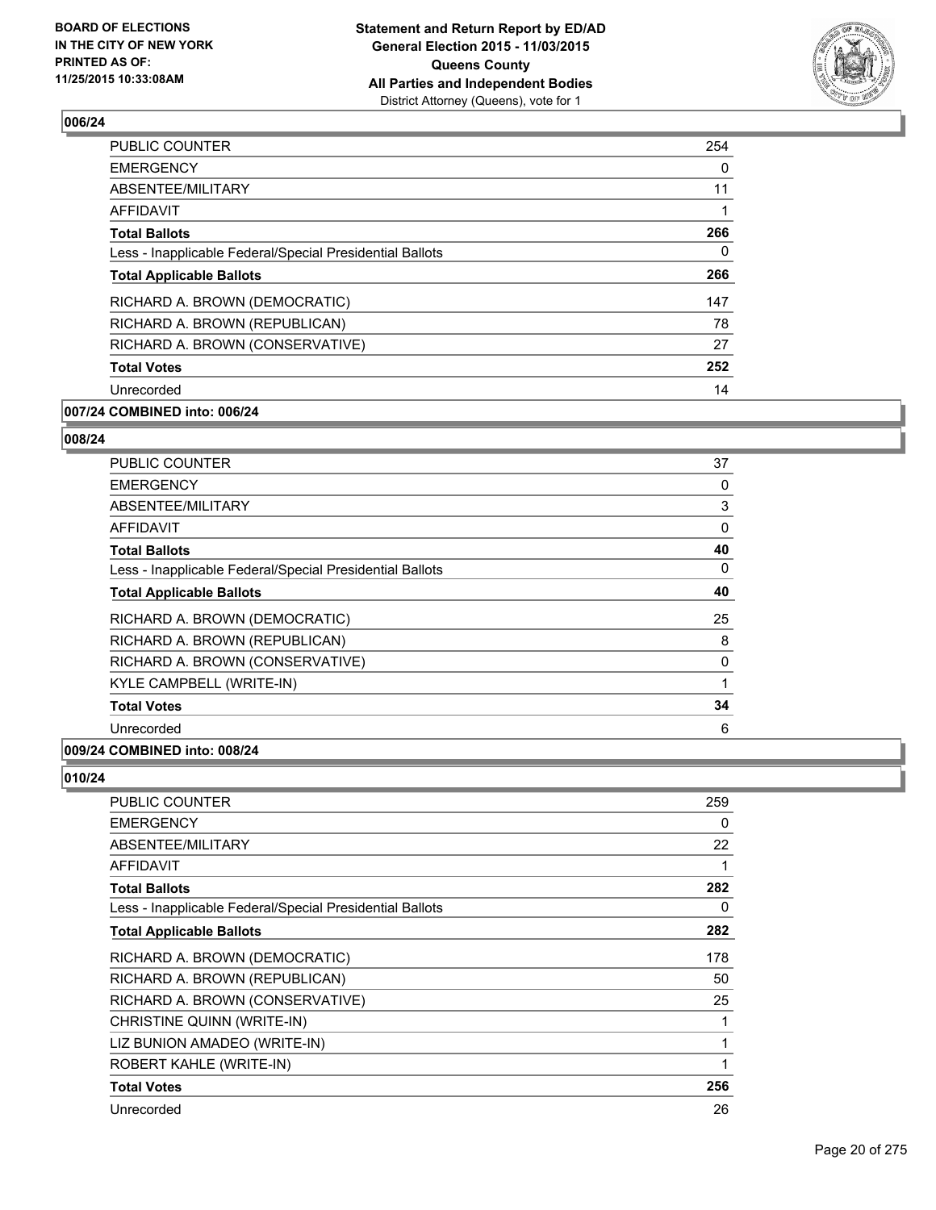## 006/24

| | |
|---|---|
| PUBLIC COUNTER | 254 |
| EMERGENCY | 0 |
| ABSENTEE/MILITARY | 11 |
| AFFIDAVIT | 1 |
| **Total Ballots** | **266** |
| Less - Inapplicable Federal/Special Presidential Ballots | 0 |
| **Total Applicable Ballots** | **266** |
| RICHARD A. BROWN (DEMOCRATIC) | 147 |
| RICHARD A. BROWN (REPUBLICAN) | 78 |
| RICHARD A. BROWN (CONSERVATIVE) | 27 |
| **Total Votes** | **252** |
| Unrecorded | 14 |

**007/24 COMBINED into: 006/24**

## 008/24

| | |
|---|---|
| PUBLIC COUNTER | 37 |
| EMERGENCY | 0 |
| ABSENTEE/MILITARY | 3 |
| AFFIDAVIT | 0 |
| **Total Ballots** | **40** |
| Less - Inapplicable Federal/Special Presidential Ballots | 0 |
| **Total Applicable Ballots** | **40** |
| RICHARD A. BROWN (DEMOCRATIC) | 25 |
| RICHARD A. BROWN (REPUBLICAN) | 8 |
| RICHARD A. BROWN (CONSERVATIVE) | 0 |
| KYLE CAMPBELL (WRITE-IN) | 1 |
| **Total Votes** | **34** |
| Unrecorded | 6 |

**009/24 COMBINED into: 008/24**

## 010/24

| | |
|---|---|
| PUBLIC COUNTER | 259 |
| EMERGENCY | 0 |
| ABSENTEE/MILITARY | 22 |
| AFFIDAVIT | 1 |
| **Total Ballots** | **282** |
| Less - Inapplicable Federal/Special Presidential Ballots | 0 |
| **Total Applicable Ballots** | **282** |
| RICHARD A. BROWN (DEMOCRATIC) | 178 |
| RICHARD A. BROWN (REPUBLICAN) | 50 |
| RICHARD A. BROWN (CONSERVATIVE) | 25 |
| CHRISTINE QUINN (WRITE-IN) | 1 |
| LIZ BUNION AMADEO (WRITE-IN) | 1 |
| ROBERT KAHLE (WRITE-IN) | 1 |
| **Total Votes** | **256** |
| Unrecorded | 26 |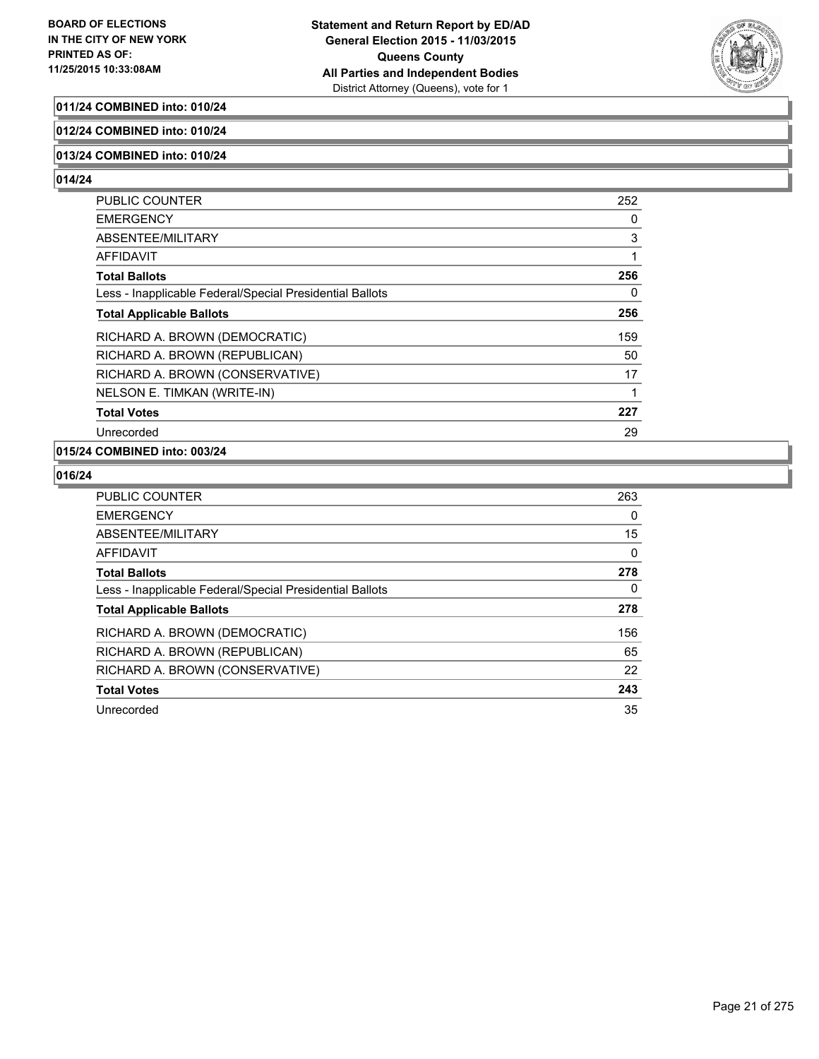**Statement and Return Report by ED/AD**
**General Election 2015 - 11/03/2015**
**Queens County**
**All Parties and Independent Bodies**
District Attorney (Queens), vote for 1

BOARD OF ELECTIONS
IN THE CITY OF NEW YORK
PRINTED AS OF:
11/25/2015 10:33:08AM

**011/24 COMBINED into: 010/24**

**012/24 COMBINED into: 010/24**

**013/24 COMBINED into: 010/24**

**014/24**

| | |
|---|---|
| PUBLIC COUNTER | 252 |
| EMERGENCY | 0 |
| ABSENTEE/MILITARY | 3 |
| AFFIDAVIT | 1 |
| **Total Ballots** | **256** |
| Less - Inapplicable Federal/Special Presidential Ballots | 0 |
| **Total Applicable Ballots** | **256** |
| RICHARD A. BROWN (DEMOCRATIC) | 159 |
| RICHARD A. BROWN (REPUBLICAN) | 50 |
| RICHARD A. BROWN (CONSERVATIVE) | 17 |
| NELSON E. TIMKAN (WRITE-IN) | 1 |
| **Total Votes** | **227** |
| Unrecorded | 29 |

**015/24 COMBINED into: 003/24**

**016/24**

| | |
|---|---|
| PUBLIC COUNTER | 263 |
| EMERGENCY | 0 |
| ABSENTEE/MILITARY | 15 |
| AFFIDAVIT | 0 |
| **Total Ballots** | **278** |
| Less - Inapplicable Federal/Special Presidential Ballots | 0 |
| **Total Applicable Ballots** | **278** |
| RICHARD A. BROWN (DEMOCRATIC) | 156 |
| RICHARD A. BROWN (REPUBLICAN) | 65 |
| RICHARD A. BROWN (CONSERVATIVE) | 22 |
| **Total Votes** | **243** |
| Unrecorded | 35 |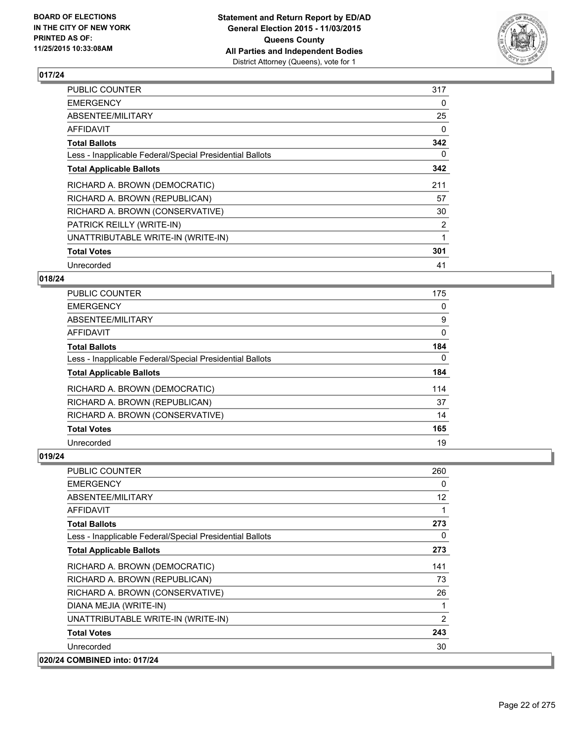## 017/24

| | |
|---|---|
| PUBLIC COUNTER | 317 |
| EMERGENCY | 0 |
| ABSENTEE/MILITARY | 25 |
| AFFIDAVIT | 0 |
| **Total Ballots** | **342** |
| Less - Inapplicable Federal/Special Presidential Ballots | 0 |
| **Total Applicable Ballots** | **342** |
| RICHARD A. BROWN (DEMOCRATIC) | 211 |
| RICHARD A. BROWN (REPUBLICAN) | 57 |
| RICHARD A. BROWN (CONSERVATIVE) | 30 |
| PATRICK REILLY (WRITE-IN) | 2 |
| UNATTRIBUTABLE WRITE-IN (WRITE-IN) | 1 |
| **Total Votes** | **301** |
| Unrecorded | 41 |

## 018/24

| | |
|---|---|
| PUBLIC COUNTER | 175 |
| EMERGENCY | 0 |
| ABSENTEE/MILITARY | 9 |
| AFFIDAVIT | 0 |
| **Total Ballots** | **184** |
| Less - Inapplicable Federal/Special Presidential Ballots | 0 |
| **Total Applicable Ballots** | **184** |
| RICHARD A. BROWN (DEMOCRATIC) | 114 |
| RICHARD A. BROWN (REPUBLICAN) | 37 |
| RICHARD A. BROWN (CONSERVATIVE) | 14 |
| **Total Votes** | **165** |
| Unrecorded | 19 |

## 019/24

| | |
|---|---|
| PUBLIC COUNTER | 260 |
| EMERGENCY | 0 |
| ABSENTEE/MILITARY | 12 |
| AFFIDAVIT | 1 |
| **Total Ballots** | **273** |
| Less - Inapplicable Federal/Special Presidential Ballots | 0 |
| **Total Applicable Ballots** | **273** |
| RICHARD A. BROWN (DEMOCRATIC) | 141 |
| RICHARD A. BROWN (REPUBLICAN) | 73 |
| RICHARD A. BROWN (CONSERVATIVE) | 26 |
| DIANA MEJIA (WRITE-IN) | 1 |
| UNATTRIBUTABLE WRITE-IN (WRITE-IN) | 2 |
| **Total Votes** | **243** |
| Unrecorded | 30 |

## 020/24 COMBINED into: 017/24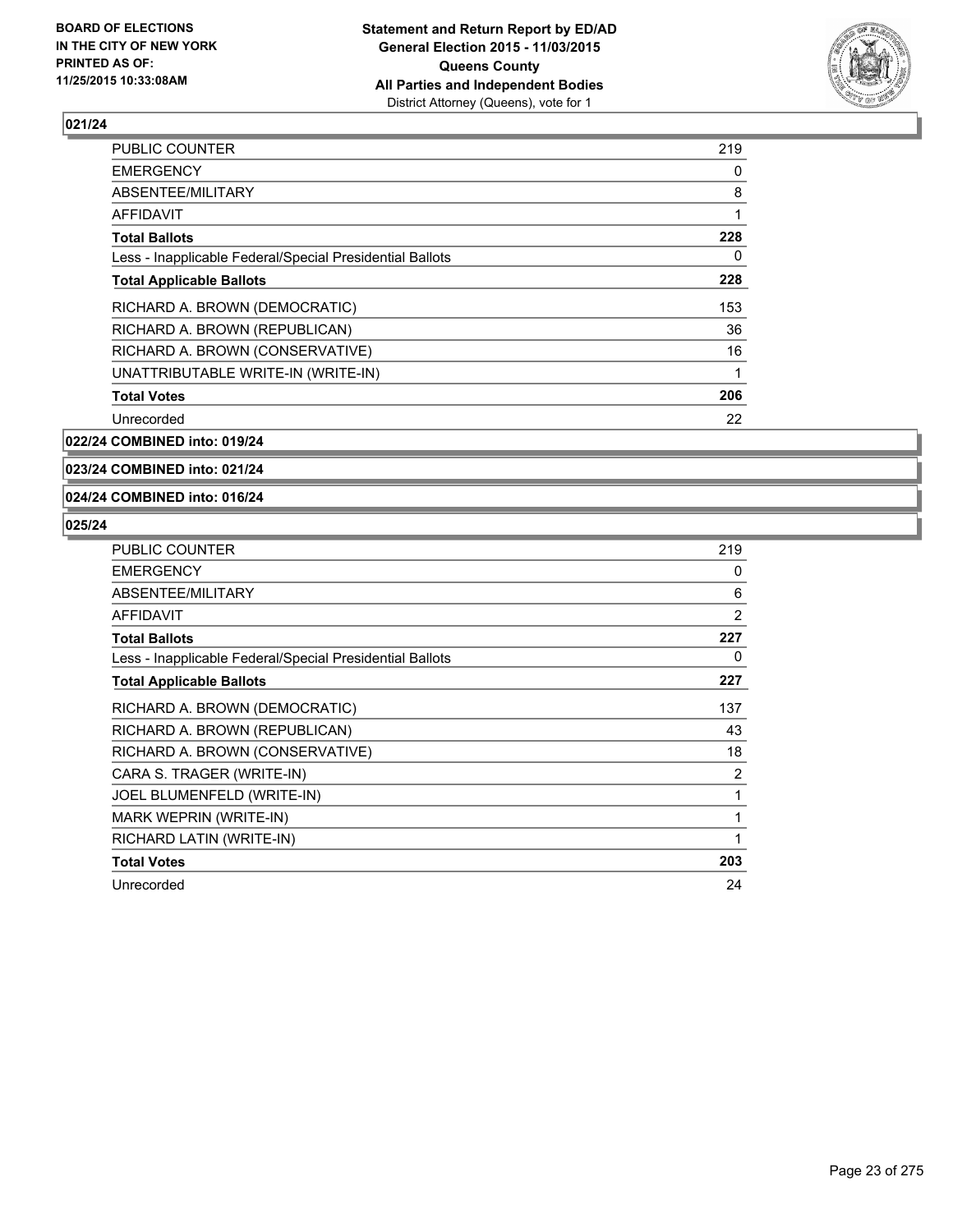## 021/24

| | |
|---|---|
| PUBLIC COUNTER | 219 |
| EMERGENCY | 0 |
| ABSENTEE/MILITARY | 8 |
| AFFIDAVIT | 1 |
| **Total Ballots** | **228** |
| Less - Inapplicable Federal/Special Presidential Ballots | 0 |
| **Total Applicable Ballots** | **228** |
| RICHARD A. BROWN (DEMOCRATIC) | 153 |
| RICHARD A. BROWN (REPUBLICAN) | 36 |
| RICHARD A. BROWN (CONSERVATIVE) | 16 |
| UNATTRIBUTABLE WRITE-IN (WRITE-IN) | 1 |
| **Total Votes** | **206** |
| Unrecorded | 22 |

## 022/24 COMBINED into: 019/24

## 023/24 COMBINED into: 021/24

## 024/24 COMBINED into: 016/24

## 025/24

| | |
|---|---|
| PUBLIC COUNTER | 219 |
| EMERGENCY | 0 |
| ABSENTEE/MILITARY | 6 |
| AFFIDAVIT | 2 |
| **Total Ballots** | **227** |
| Less - Inapplicable Federal/Special Presidential Ballots | 0 |
| **Total Applicable Ballots** | **227** |
| RICHARD A. BROWN (DEMOCRATIC) | 137 |
| RICHARD A. BROWN (REPUBLICAN) | 43 |
| RICHARD A. BROWN (CONSERVATIVE) | 18 |
| CARA S. TRAGER (WRITE-IN) | 2 |
| JOEL BLUMENFELD (WRITE-IN) | 1 |
| MARK WEPRIN (WRITE-IN) | 1 |
| RICHARD LATIN (WRITE-IN) | 1 |
| **Total Votes** | **203** |
| Unrecorded | 24 |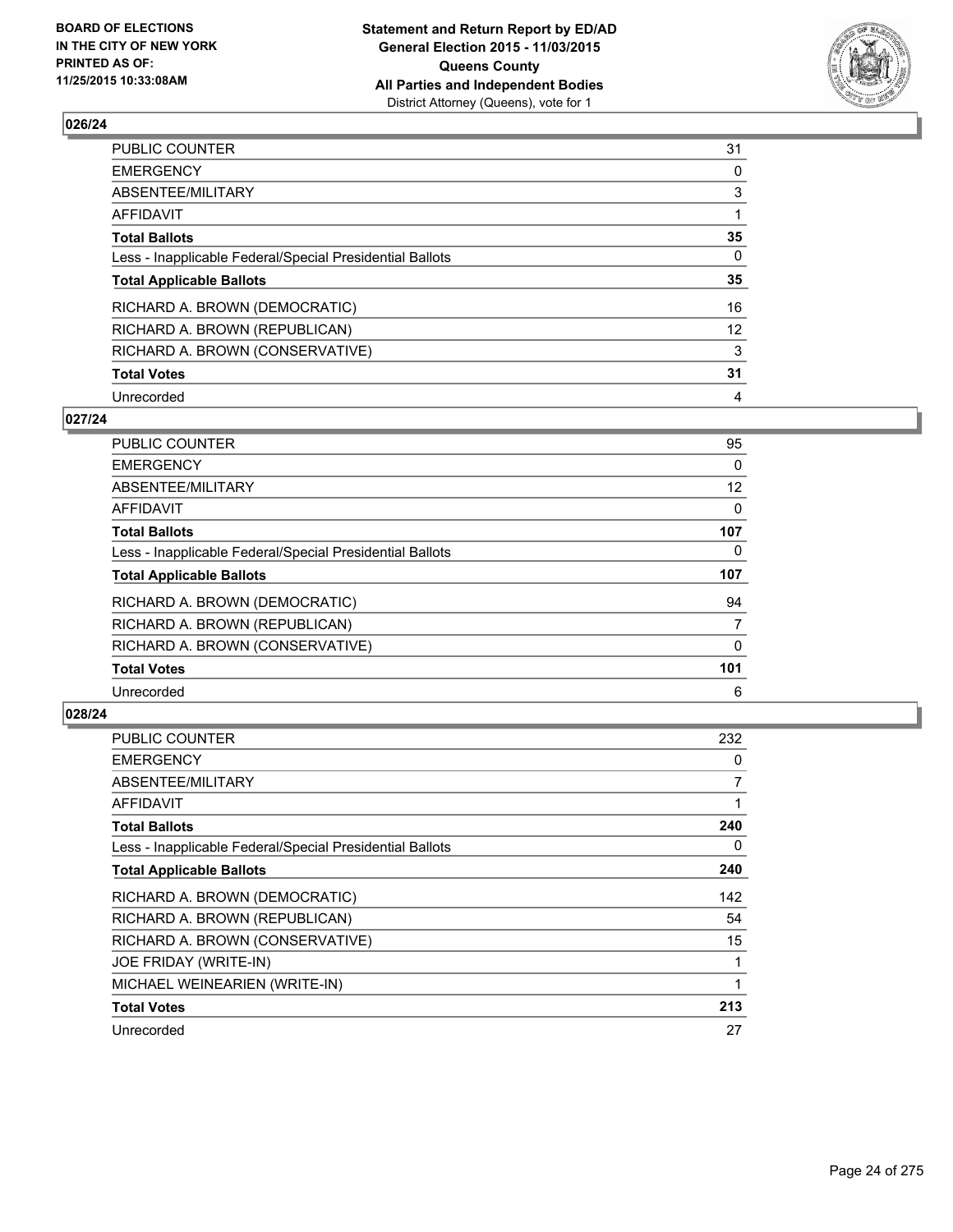BOARD OF ELECTIONS
IN THE CITY OF NEW YORK
PRINTED AS OF:
11/25/2015 10:33:08AM

**Statement and Return Report by ED/AD**
**General Election 2015 - 11/03/2015**
**Queens County**
**All Parties and Independent Bodies**
District Attorney (Queens), vote for 1

## 026/24

| | |
|---|---|
| PUBLIC COUNTER | 31 |
| EMERGENCY | 0 |
| ABSENTEE/MILITARY | 3 |
| AFFIDAVIT | 1 |
| **Total Ballots** | **35** |
| Less - Inapplicable Federal/Special Presidential Ballots | 0 |
| **Total Applicable Ballots** | **35** |
| RICHARD A. BROWN (DEMOCRATIC) | 16 |
| RICHARD A. BROWN (REPUBLICAN) | 12 |
| RICHARD A. BROWN (CONSERVATIVE) | 3 |
| **Total Votes** | **31** |
| Unrecorded | 4 |

## 027/24

| | |
|---|---|
| PUBLIC COUNTER | 95 |
| EMERGENCY | 0 |
| ABSENTEE/MILITARY | 12 |
| AFFIDAVIT | 0 |
| **Total Ballots** | **107** |
| Less - Inapplicable Federal/Special Presidential Ballots | 0 |
| **Total Applicable Ballots** | **107** |
| RICHARD A. BROWN (DEMOCRATIC) | 94 |
| RICHARD A. BROWN (REPUBLICAN) | 7 |
| RICHARD A. BROWN (CONSERVATIVE) | 0 |
| **Total Votes** | **101** |
| Unrecorded | 6 |

## 028/24

| | |
|---|---|
| PUBLIC COUNTER | 232 |
| EMERGENCY | 0 |
| ABSENTEE/MILITARY | 7 |
| AFFIDAVIT | 1 |
| **Total Ballots** | **240** |
| Less - Inapplicable Federal/Special Presidential Ballots | 0 |
| **Total Applicable Ballots** | **240** |
| RICHARD A. BROWN (DEMOCRATIC) | 142 |
| RICHARD A. BROWN (REPUBLICAN) | 54 |
| RICHARD A. BROWN (CONSERVATIVE) | 15 |
| JOE FRIDAY (WRITE-IN) | 1 |
| MICHAEL WEINEARIEN (WRITE-IN) | 1 |
| **Total Votes** | **213** |
| Unrecorded | 27 |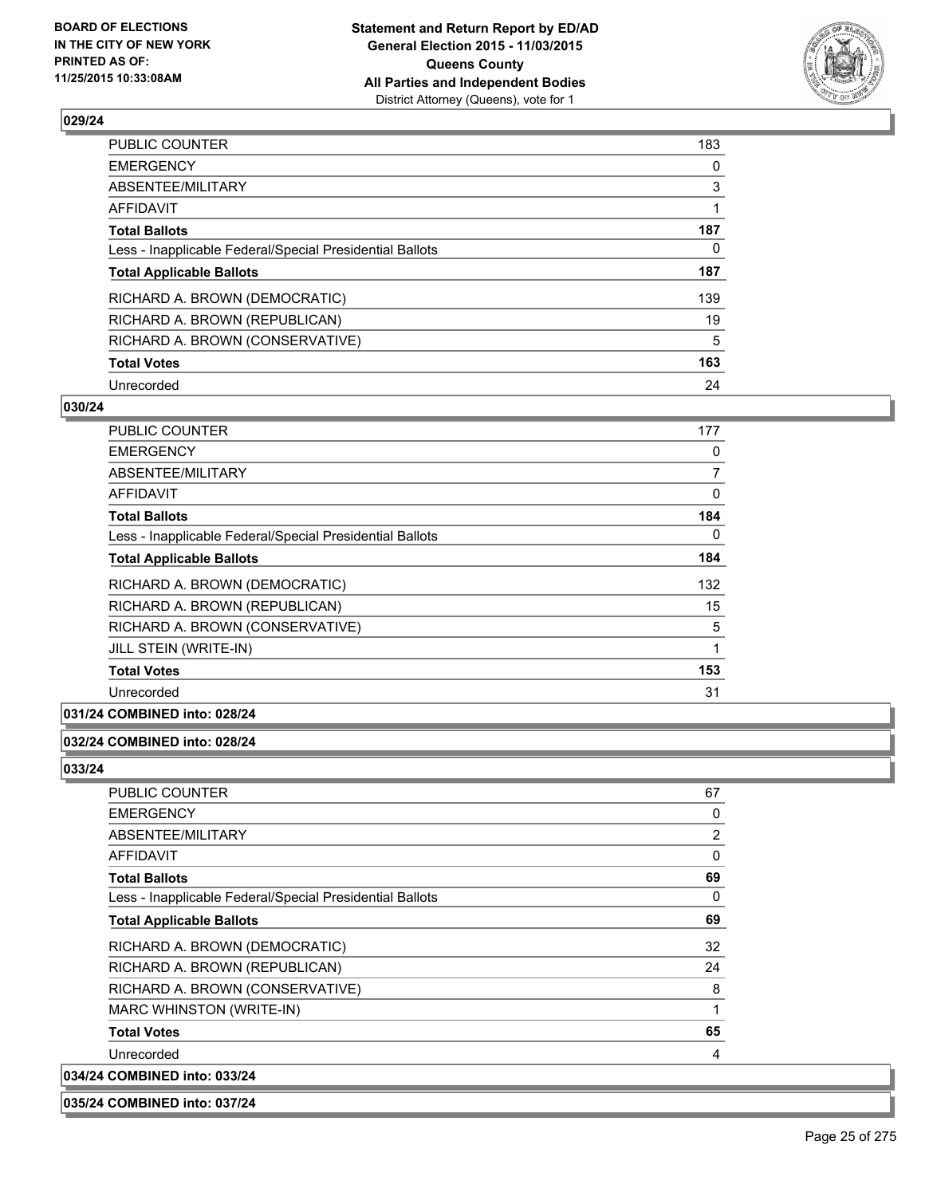## 029/24

| | |
|---|---|
| PUBLIC COUNTER | 183 |
| EMERGENCY | 0 |
| ABSENTEE/MILITARY | 3 |
| AFFIDAVIT | 1 |
| **Total Ballots** | **187** |
| Less - Inapplicable Federal/Special Presidential Ballots | 0 |
| **Total Applicable Ballots** | **187** |
| RICHARD A. BROWN (DEMOCRATIC) | 139 |
| RICHARD A. BROWN (REPUBLICAN) | 19 |
| RICHARD A. BROWN (CONSERVATIVE) | 5 |
| **Total Votes** | **163** |
| Unrecorded | 24 |

## 030/24

| | |
|---|---|
| PUBLIC COUNTER | 177 |
| EMERGENCY | 0 |
| ABSENTEE/MILITARY | 7 |
| AFFIDAVIT | 0 |
| **Total Ballots** | **184** |
| Less - Inapplicable Federal/Special Presidential Ballots | 0 |
| **Total Applicable Ballots** | **184** |
| RICHARD A. BROWN (DEMOCRATIC) | 132 |
| RICHARD A. BROWN (REPUBLICAN) | 15 |
| RICHARD A. BROWN (CONSERVATIVE) | 5 |
| JILL STEIN (WRITE-IN) | 1 |
| **Total Votes** | **153** |
| Unrecorded | 31 |

## 031/24 COMBINED into: 028/24

## 032/24 COMBINED into: 028/24

## 033/24

| | |
|---|---|
| PUBLIC COUNTER | 67 |
| EMERGENCY | 0 |
| ABSENTEE/MILITARY | 2 |
| AFFIDAVIT | 0 |
| **Total Ballots** | **69** |
| Less - Inapplicable Federal/Special Presidential Ballots | 0 |
| **Total Applicable Ballots** | **69** |
| RICHARD A. BROWN (DEMOCRATIC) | 32 |
| RICHARD A. BROWN (REPUBLICAN) | 24 |
| RICHARD A. BROWN (CONSERVATIVE) | 8 |
| MARC WHINSTON (WRITE-IN) | 1 |
| **Total Votes** | **65** |
| Unrecorded | 4 |

## 034/24 COMBINED into: 033/24

## 035/24 COMBINED into: 037/24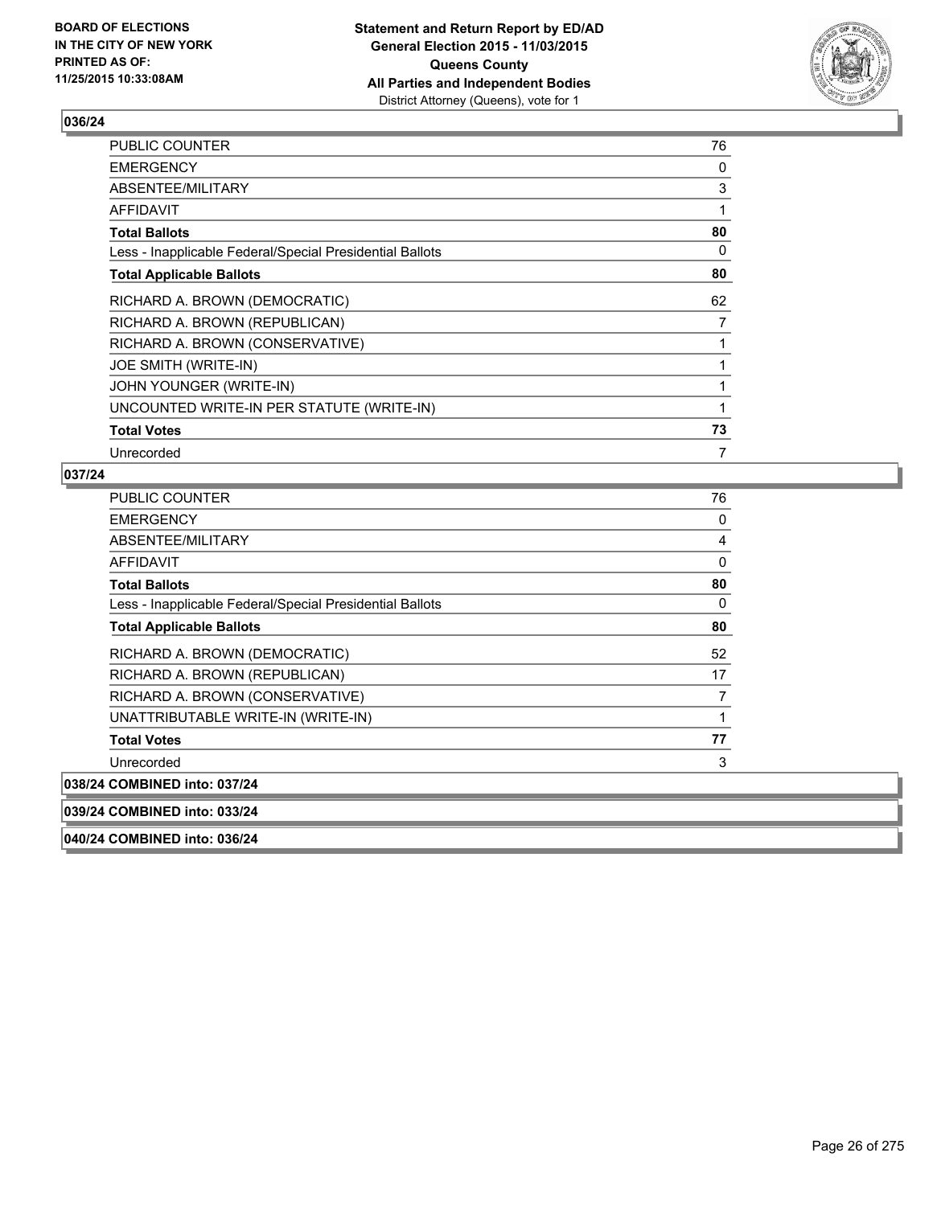**BOARD OF ELECTIONS IN THE CITY OF NEW YORK PRINTED AS OF: 11/25/2015 10:33:08AM**

**Statement and Return Report by ED/AD General Election 2015 - 11/03/2015 Queens County All Parties and Independent Bodies**
District Attorney (Queens), vote for 1

## 036/24

| | |
|---|---|
| PUBLIC COUNTER | 76 |
| EMERGENCY | 0 |
| ABSENTEE/MILITARY | 3 |
| AFFIDAVIT | 1 |
| **Total Ballots** | **80** |
| Less - Inapplicable Federal/Special Presidential Ballots | 0 |
| **Total Applicable Ballots** | **80** |
| RICHARD A. BROWN (DEMOCRATIC) | 62 |
| RICHARD A. BROWN (REPUBLICAN) | 7 |
| RICHARD A. BROWN (CONSERVATIVE) | 1 |
| JOE SMITH (WRITE-IN) | 1 |
| JOHN YOUNGER (WRITE-IN) | 1 |
| UNCOUNTED WRITE-IN PER STATUTE (WRITE-IN) | 1 |
| **Total Votes** | **73** |
| Unrecorded | 7 |

## 037/24

| | |
|---|---|
| PUBLIC COUNTER | 76 |
| EMERGENCY | 0 |
| ABSENTEE/MILITARY | 4 |
| AFFIDAVIT | 0 |
| **Total Ballots** | **80** |
| Less - Inapplicable Federal/Special Presidential Ballots | 0 |
| **Total Applicable Ballots** | **80** |
| RICHARD A. BROWN (DEMOCRATIC) | 52 |
| RICHARD A. BROWN (REPUBLICAN) | 17 |
| RICHARD A. BROWN (CONSERVATIVE) | 7 |
| UNATTRIBUTABLE WRITE-IN (WRITE-IN) | 1 |
| **Total Votes** | **77** |
| Unrecorded | 3 |

**038/24 COMBINED into: 037/24**

**039/24 COMBINED into: 033/24**

**040/24 COMBINED into: 036/24**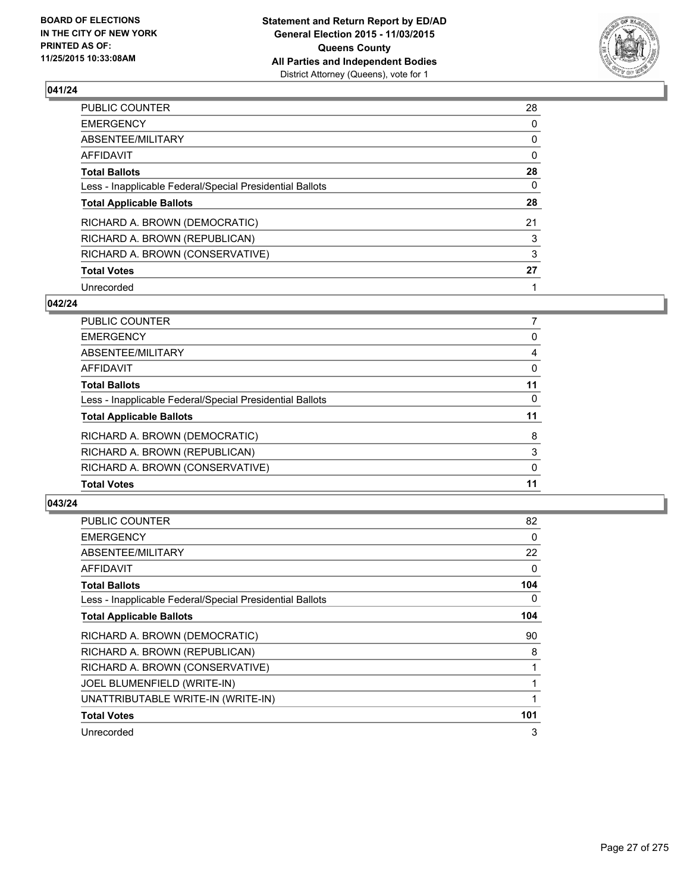## 041/24

| | |
|---|---|
| PUBLIC COUNTER | 28 |
| EMERGENCY | 0 |
| ABSENTEE/MILITARY | 0 |
| AFFIDAVIT | 0 |
| **Total Ballots** | **28** |
| Less - Inapplicable Federal/Special Presidential Ballots | 0 |
| **Total Applicable Ballots** | **28** |
| RICHARD A. BROWN (DEMOCRATIC) | 21 |
| RICHARD A. BROWN (REPUBLICAN) | 3 |
| RICHARD A. BROWN (CONSERVATIVE) | 3 |
| **Total Votes** | **27** |
| Unrecorded | 1 |

## 042/24

| | |
|---|---|
| PUBLIC COUNTER | 7 |
| EMERGENCY | 0 |
| ABSENTEE/MILITARY | 4 |
| AFFIDAVIT | 0 |
| **Total Ballots** | **11** |
| Less - Inapplicable Federal/Special Presidential Ballots | 0 |
| **Total Applicable Ballots** | **11** |
| RICHARD A. BROWN (DEMOCRATIC) | 8 |
| RICHARD A. BROWN (REPUBLICAN) | 3 |
| RICHARD A. BROWN (CONSERVATIVE) | 0 |
| **Total Votes** | **11** |

## 043/24

| | |
|---|---|
| PUBLIC COUNTER | 82 |
| EMERGENCY | 0 |
| ABSENTEE/MILITARY | 22 |
| AFFIDAVIT | 0 |
| **Total Ballots** | **104** |
| Less - Inapplicable Federal/Special Presidential Ballots | 0 |
| **Total Applicable Ballots** | **104** |
| RICHARD A. BROWN (DEMOCRATIC) | 90 |
| RICHARD A. BROWN (REPUBLICAN) | 8 |
| RICHARD A. BROWN (CONSERVATIVE) | 1 |
| JOEL BLUMENFIELD (WRITE-IN) | 1 |
| UNATTRIBUTABLE WRITE-IN (WRITE-IN) | 1 |
| **Total Votes** | **101** |
| Unrecorded | 3 |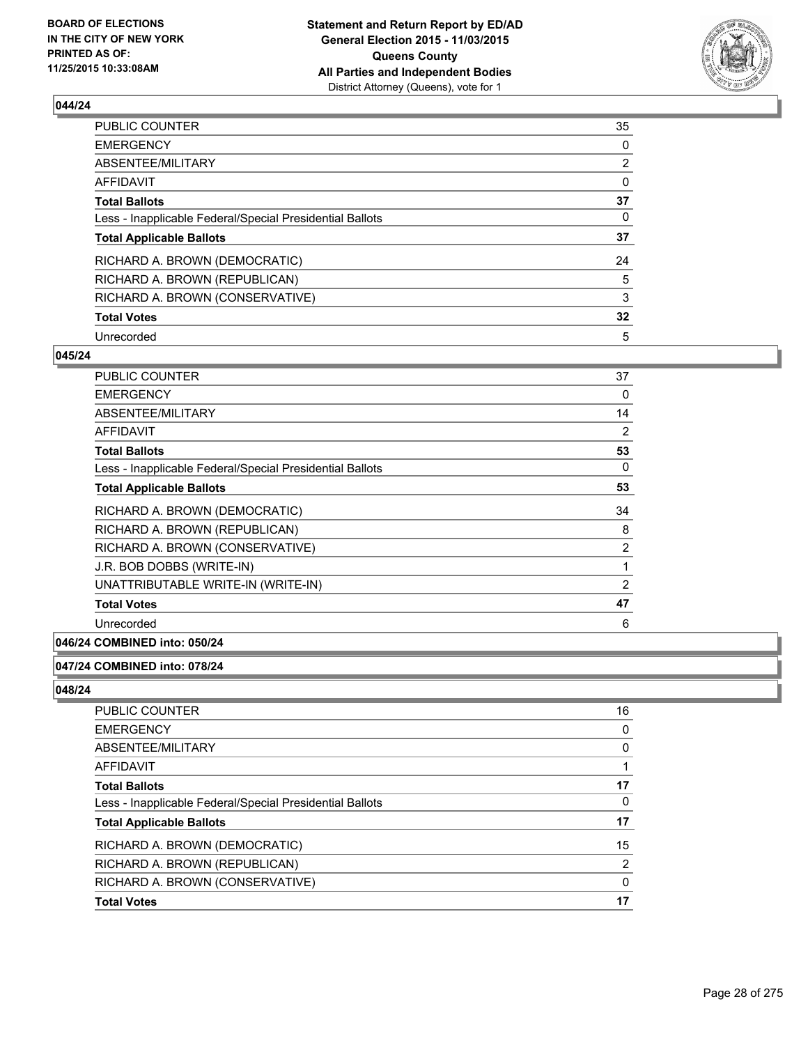**Statement and Return Report by ED/AD**
**General Election 2015 - 11/03/2015**
**Queens County**
**All Parties and Independent Bodies**
District Attorney (Queens), vote for 1

BOARD OF ELECTIONS IN THE CITY OF NEW YORK PRINTED AS OF: 11/25/2015 10:33:08AM

### 044/24

| | |
|---|---|
| PUBLIC COUNTER | 35 |
| EMERGENCY | 0 |
| ABSENTEE/MILITARY | 2 |
| AFFIDAVIT | 0 |
| **Total Ballots** | **37** |
| Less - Inapplicable Federal/Special Presidential Ballots | 0 |
| **Total Applicable Ballots** | **37** |
| RICHARD A. BROWN (DEMOCRATIC) | 24 |
| RICHARD A. BROWN (REPUBLICAN) | 5 |
| RICHARD A. BROWN (CONSERVATIVE) | 3 |
| **Total Votes** | **32** |
| Unrecorded | 5 |

### 045/24

| | |
|---|---|
| PUBLIC COUNTER | 37 |
| EMERGENCY | 0 |
| ABSENTEE/MILITARY | 14 |
| AFFIDAVIT | 2 |
| **Total Ballots** | **53** |
| Less - Inapplicable Federal/Special Presidential Ballots | 0 |
| **Total Applicable Ballots** | **53** |
| RICHARD A. BROWN (DEMOCRATIC) | 34 |
| RICHARD A. BROWN (REPUBLICAN) | 8 |
| RICHARD A. BROWN (CONSERVATIVE) | 2 |
| J.R. BOB DOBBS (WRITE-IN) | 1 |
| UNATTRIBUTABLE WRITE-IN (WRITE-IN) | 2 |
| **Total Votes** | **47** |
| Unrecorded | 6 |

### 046/24 COMBINED into: 050/24

### 047/24 COMBINED into: 078/24

### 048/24

| | |
|---|---|
| PUBLIC COUNTER | 16 |
| EMERGENCY | 0 |
| ABSENTEE/MILITARY | 0 |
| AFFIDAVIT | 1 |
| **Total Ballots** | **17** |
| Less - Inapplicable Federal/Special Presidential Ballots | 0 |
| **Total Applicable Ballots** | **17** |
| RICHARD A. BROWN (DEMOCRATIC) | 15 |
| RICHARD A. BROWN (REPUBLICAN) | 2 |
| RICHARD A. BROWN (CONSERVATIVE) | 0 |
| **Total Votes** | **17** |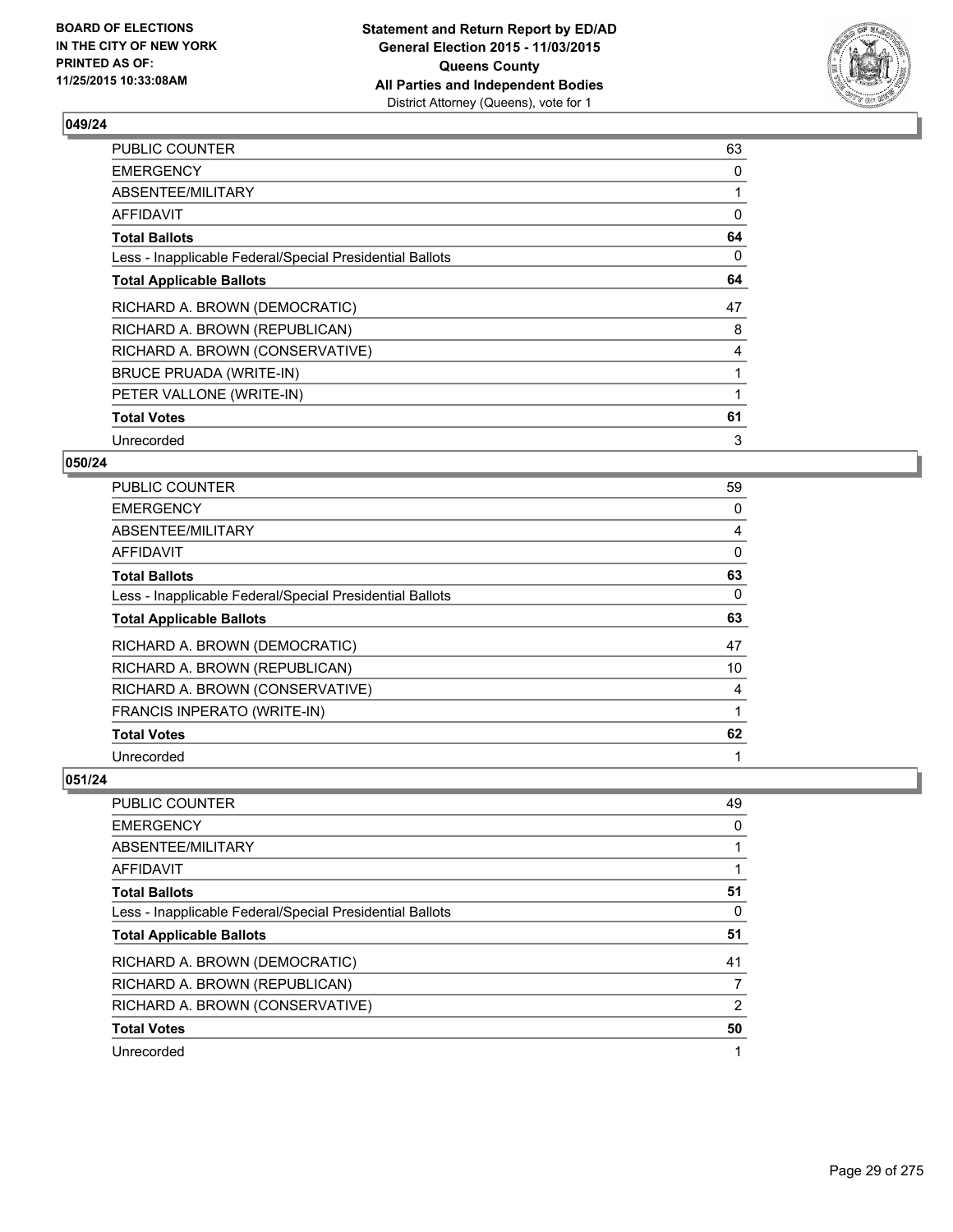**BOARD OF ELECTIONS IN THE CITY OF NEW YORK PRINTED AS OF: 11/25/2015 10:33:08AM**

**Statement and Return Report by ED/AD General Election 2015 - 11/03/2015 Queens County All Parties and Independent Bodies** District Attorney (Queens), vote for 1

### 049/24

| | |
|---|---|
| PUBLIC COUNTER | 63 |
| EMERGENCY | 0 |
| ABSENTEE/MILITARY | 1 |
| AFFIDAVIT | 0 |
| **Total Ballots** | **64** |
| Less - Inapplicable Federal/Special Presidential Ballots | 0 |
| **Total Applicable Ballots** | **64** |
| RICHARD A. BROWN (DEMOCRATIC) | 47 |
| RICHARD A. BROWN (REPUBLICAN) | 8 |
| RICHARD A. BROWN (CONSERVATIVE) | 4 |
| BRUCE PRUADA (WRITE-IN) | 1 |
| PETER VALLONE (WRITE-IN) | 1 |
| **Total Votes** | **61** |
| Unrecorded | 3 |

### 050/24

| | |
|---|---|
| PUBLIC COUNTER | 59 |
| EMERGENCY | 0 |
| ABSENTEE/MILITARY | 4 |
| AFFIDAVIT | 0 |
| **Total Ballots** | **63** |
| Less - Inapplicable Federal/Special Presidential Ballots | 0 |
| **Total Applicable Ballots** | **63** |
| RICHARD A. BROWN (DEMOCRATIC) | 47 |
| RICHARD A. BROWN (REPUBLICAN) | 10 |
| RICHARD A. BROWN (CONSERVATIVE) | 4 |
| FRANCIS INPERATO (WRITE-IN) | 1 |
| **Total Votes** | **62** |
| Unrecorded | 1 |

### 051/24

| | |
|---|---|
| PUBLIC COUNTER | 49 |
| EMERGENCY | 0 |
| ABSENTEE/MILITARY | 1 |
| AFFIDAVIT | 1 |
| **Total Ballots** | **51** |
| Less - Inapplicable Federal/Special Presidential Ballots | 0 |
| **Total Applicable Ballots** | **51** |
| RICHARD A. BROWN (DEMOCRATIC) | 41 |
| RICHARD A. BROWN (REPUBLICAN) | 7 |
| RICHARD A. BROWN (CONSERVATIVE) | 2 |
| **Total Votes** | **50** |
| Unrecorded | 1 |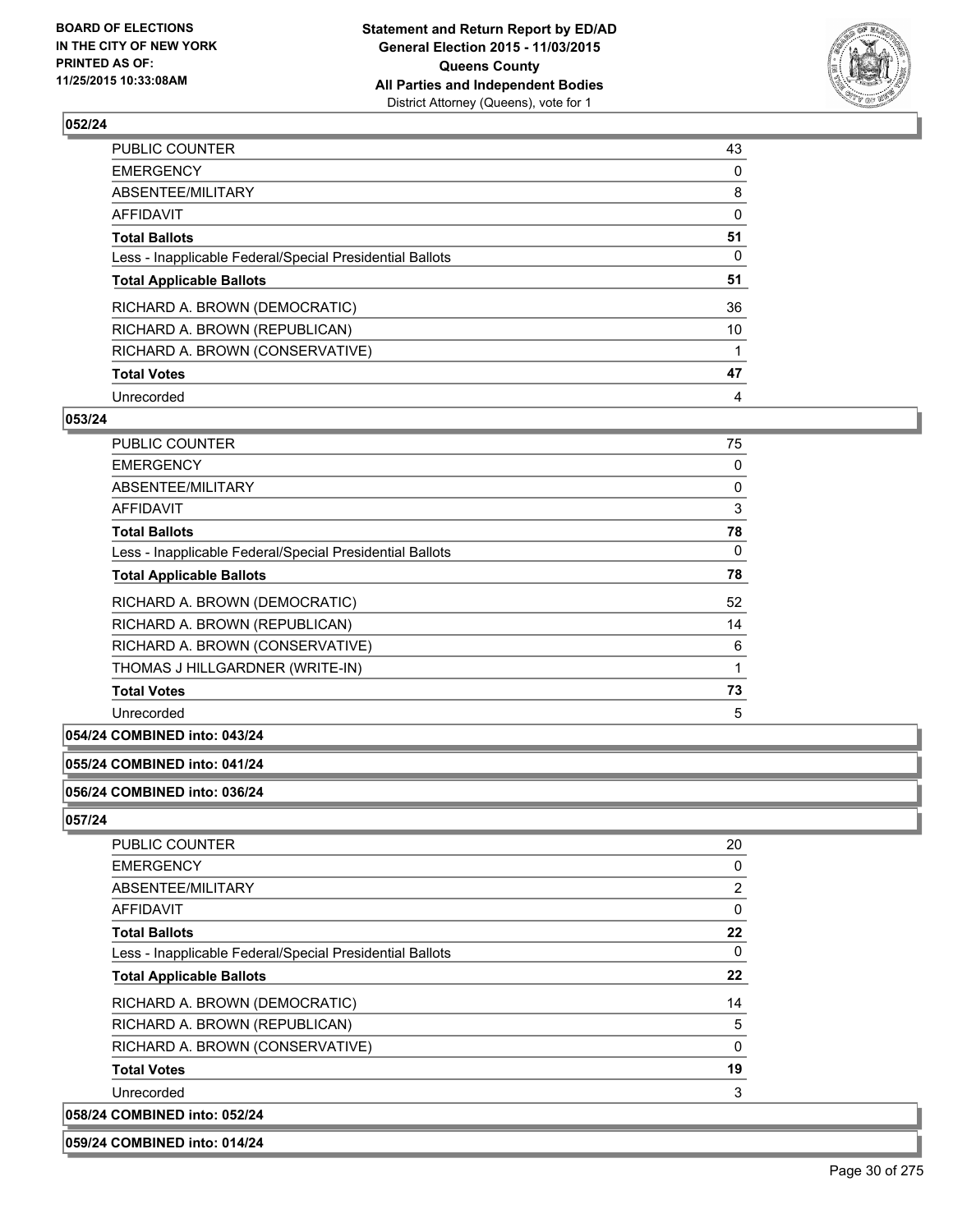## 052/24

| | |
|---|---|
| PUBLIC COUNTER | 43 |
| EMERGENCY | 0 |
| ABSENTEE/MILITARY | 8 |
| AFFIDAVIT | 0 |
| **Total Ballots** | **51** |
| Less - Inapplicable Federal/Special Presidential Ballots | 0 |
| **Total Applicable Ballots** | **51** |
| RICHARD A. BROWN (DEMOCRATIC) | 36 |
| RICHARD A. BROWN (REPUBLICAN) | 10 |
| RICHARD A. BROWN (CONSERVATIVE) | 1 |
| **Total Votes** | **47** |
| Unrecorded | 4 |

## 053/24

| | |
|---|---|
| PUBLIC COUNTER | 75 |
| EMERGENCY | 0 |
| ABSENTEE/MILITARY | 0 |
| AFFIDAVIT | 3 |
| **Total Ballots** | **78** |
| Less - Inapplicable Federal/Special Presidential Ballots | 0 |
| **Total Applicable Ballots** | **78** |
| RICHARD A. BROWN (DEMOCRATIC) | 52 |
| RICHARD A. BROWN (REPUBLICAN) | 14 |
| RICHARD A. BROWN (CONSERVATIVE) | 6 |
| THOMAS J HILLGARDNER (WRITE-IN) | 1 |
| **Total Votes** | **73** |
| Unrecorded | 5 |

## 054/24 COMBINED into: 043/24

## 055/24 COMBINED into: 041/24

## 056/24 COMBINED into: 036/24

## 057/24

| | |
|---|---|
| PUBLIC COUNTER | 20 |
| EMERGENCY | 0 |
| ABSENTEE/MILITARY | 2 |
| AFFIDAVIT | 0 |
| **Total Ballots** | **22** |
| Less - Inapplicable Federal/Special Presidential Ballots | 0 |
| **Total Applicable Ballots** | **22** |
| RICHARD A. BROWN (DEMOCRATIC) | 14 |
| RICHARD A. BROWN (REPUBLICAN) | 5 |
| RICHARD A. BROWN (CONSERVATIVE) | 0 |
| **Total Votes** | **19** |
| Unrecorded | 3 |

## 058/24 COMBINED into: 052/24

## 059/24 COMBINED into: 014/24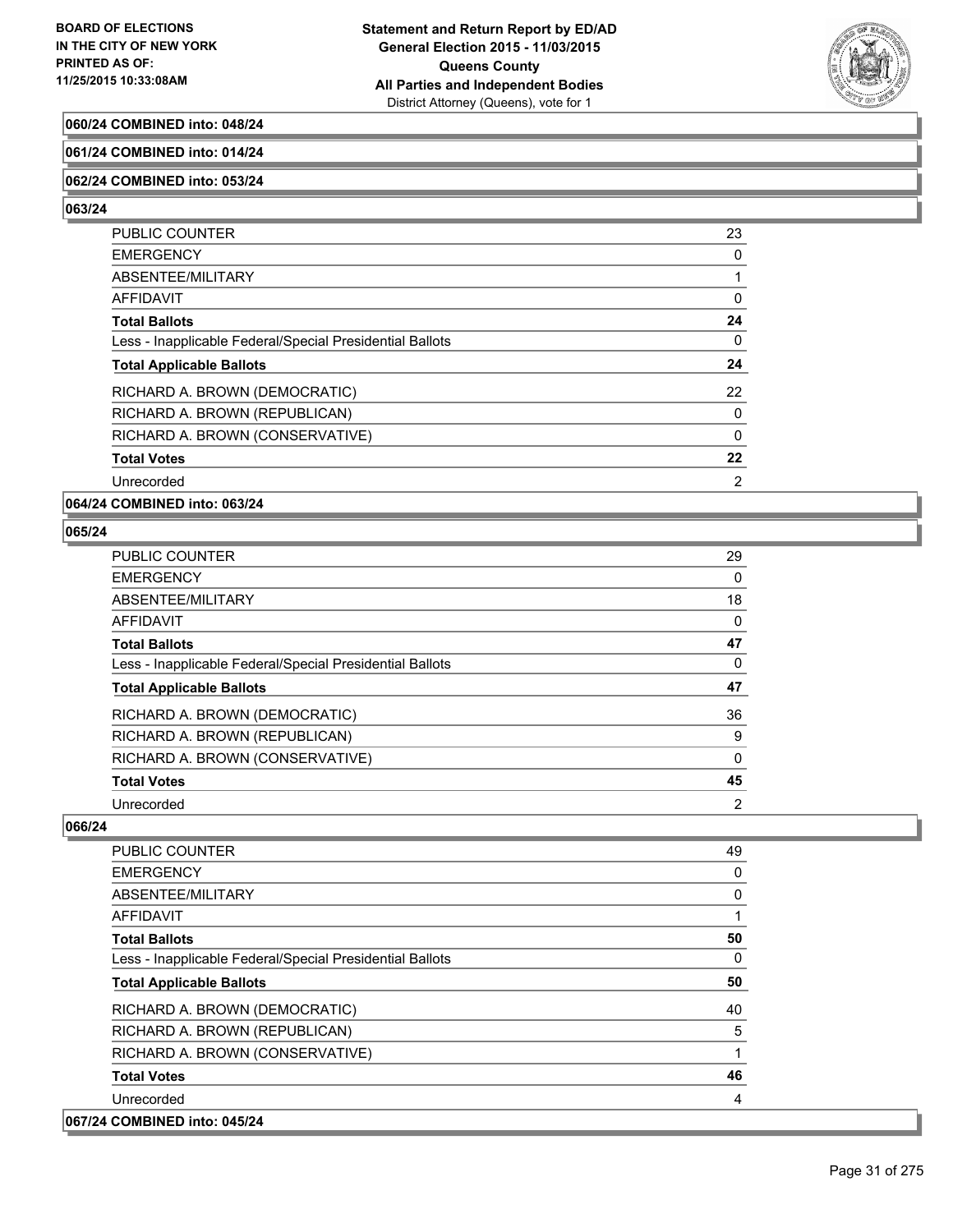**060/24 COMBINED into: 048/24**

**061/24 COMBINED into: 014/24**

**062/24 COMBINED into: 053/24**

**063/24**

| | |
|---|---|
| PUBLIC COUNTER | 23 |
| EMERGENCY | 0 |
| ABSENTEE/MILITARY | 1 |
| AFFIDAVIT | 0 |
| **Total Ballots** | **24** |
| Less - Inapplicable Federal/Special Presidential Ballots | 0 |
| **Total Applicable Ballots** | **24** |
| RICHARD A. BROWN (DEMOCRATIC) | 22 |
| RICHARD A. BROWN (REPUBLICAN) | 0 |
| RICHARD A. BROWN (CONSERVATIVE) | 0 |
| **Total Votes** | **22** |
| Unrecorded | 2 |

**064/24 COMBINED into: 063/24**

**065/24**

| | |
|---|---|
| PUBLIC COUNTER | 29 |
| EMERGENCY | 0 |
| ABSENTEE/MILITARY | 18 |
| AFFIDAVIT | 0 |
| **Total Ballots** | **47** |
| Less - Inapplicable Federal/Special Presidential Ballots | 0 |
| **Total Applicable Ballots** | **47** |
| RICHARD A. BROWN (DEMOCRATIC) | 36 |
| RICHARD A. BROWN (REPUBLICAN) | 9 |
| RICHARD A. BROWN (CONSERVATIVE) | 0 |
| **Total Votes** | **45** |
| Unrecorded | 2 |

**066/24**

| | |
|---|---|
| PUBLIC COUNTER | 49 |
| EMERGENCY | 0 |
| ABSENTEE/MILITARY | 0 |
| AFFIDAVIT | 1 |
| **Total Ballots** | **50** |
| Less - Inapplicable Federal/Special Presidential Ballots | 0 |
| **Total Applicable Ballots** | **50** |
| RICHARD A. BROWN (DEMOCRATIC) | 40 |
| RICHARD A. BROWN (REPUBLICAN) | 5 |
| RICHARD A. BROWN (CONSERVATIVE) | 1 |
| **Total Votes** | **46** |
| Unrecorded | 4 |

**067/24 COMBINED into: 045/24**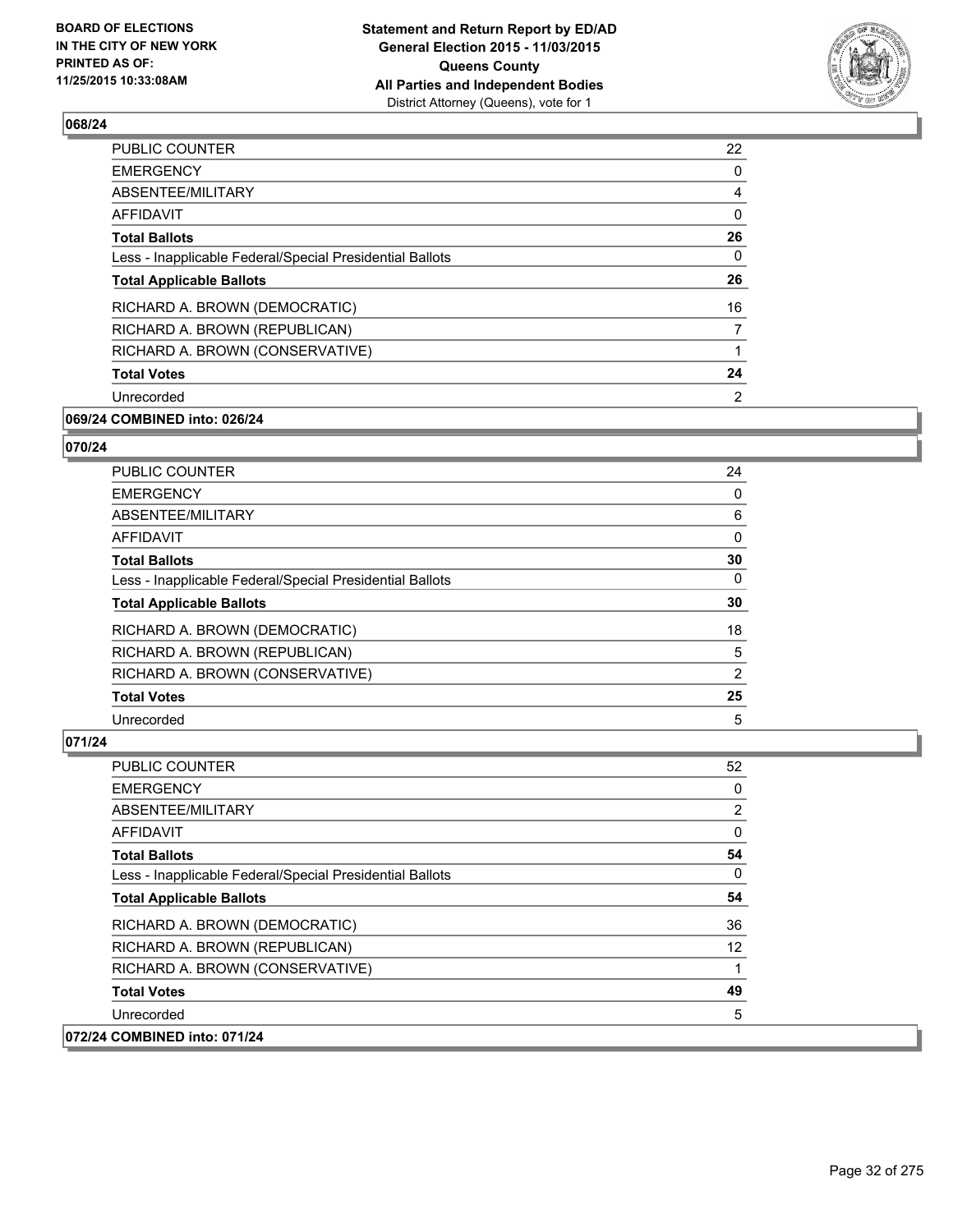**068/24**

| | |
|---|---|
| PUBLIC COUNTER | 22 |
| EMERGENCY | 0 |
| ABSENTEE/MILITARY | 4 |
| AFFIDAVIT | 0 |
| **Total Ballots** | **26** |
| Less - Inapplicable Federal/Special Presidential Ballots | 0 |
| **Total Applicable Ballots** | **26** |
| RICHARD A. BROWN (DEMOCRATIC) | 16 |
| RICHARD A. BROWN (REPUBLICAN) | 7 |
| RICHARD A. BROWN (CONSERVATIVE) | 1 |
| **Total Votes** | **24** |
| Unrecorded | 2 |

**069/24 COMBINED into: 026/24**

**070/24**

| | |
|---|---|
| PUBLIC COUNTER | 24 |
| EMERGENCY | 0 |
| ABSENTEE/MILITARY | 6 |
| AFFIDAVIT | 0 |
| **Total Ballots** | **30** |
| Less - Inapplicable Federal/Special Presidential Ballots | 0 |
| **Total Applicable Ballots** | **30** |
| RICHARD A. BROWN (DEMOCRATIC) | 18 |
| RICHARD A. BROWN (REPUBLICAN) | 5 |
| RICHARD A. BROWN (CONSERVATIVE) | 2 |
| **Total Votes** | **25** |
| Unrecorded | 5 |

**071/24**

| | |
|---|---|
| PUBLIC COUNTER | 52 |
| EMERGENCY | 0 |
| ABSENTEE/MILITARY | 2 |
| AFFIDAVIT | 0 |
| **Total Ballots** | **54** |
| Less - Inapplicable Federal/Special Presidential Ballots | 0 |
| **Total Applicable Ballots** | **54** |
| RICHARD A. BROWN (DEMOCRATIC) | 36 |
| RICHARD A. BROWN (REPUBLICAN) | 12 |
| RICHARD A. BROWN (CONSERVATIVE) | 1 |
| **Total Votes** | **49** |
| Unrecorded | 5 |

**072/24 COMBINED into: 071/24**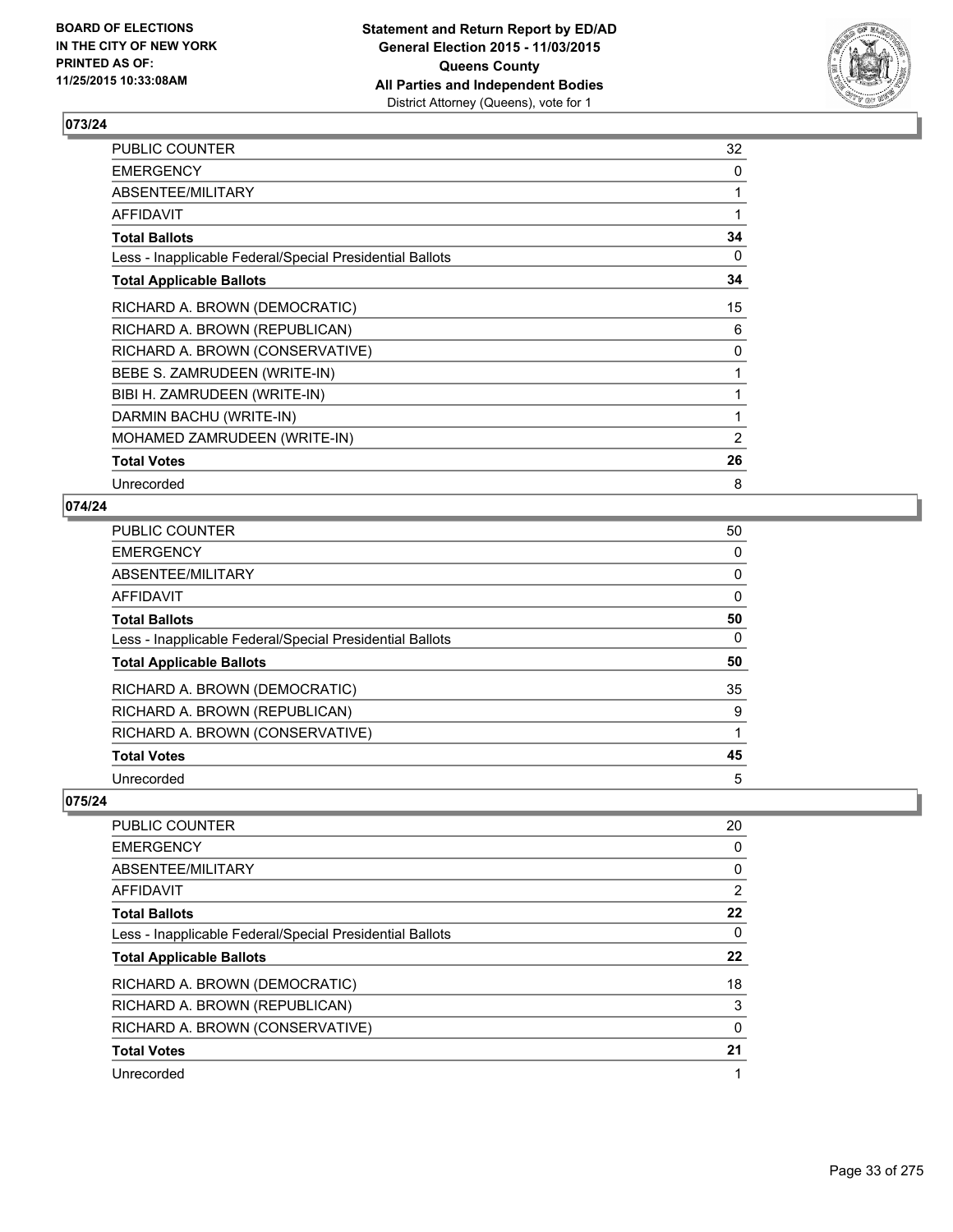**BOARD OF ELECTIONS IN THE CITY OF NEW YORK PRINTED AS OF: 11/25/2015 10:33:08AM**

**Statement and Return Report by ED/AD General Election 2015 - 11/03/2015 Queens County All Parties and Independent Bodies**
District Attorney (Queens), vote for 1

### 073/24

| | |
|---|---|
| PUBLIC COUNTER | 32 |
| EMERGENCY | 0 |
| ABSENTEE/MILITARY | 1 |
| AFFIDAVIT | 1 |
| **Total Ballots** | **34** |
| Less - Inapplicable Federal/Special Presidential Ballots | 0 |
| **Total Applicable Ballots** | **34** |
| RICHARD A. BROWN (DEMOCRATIC) | 15 |
| RICHARD A. BROWN (REPUBLICAN) | 6 |
| RICHARD A. BROWN (CONSERVATIVE) | 0 |
| BEBE S. ZAMRUDEEN (WRITE-IN) | 1 |
| BIBI H. ZAMRUDEEN (WRITE-IN) | 1 |
| DARMIN BACHU (WRITE-IN) | 1 |
| MOHAMED ZAMRUDEEN (WRITE-IN) | 2 |
| **Total Votes** | **26** |
| Unrecorded | 8 |

### 074/24

| | |
|---|---|
| PUBLIC COUNTER | 50 |
| EMERGENCY | 0 |
| ABSENTEE/MILITARY | 0 |
| AFFIDAVIT | 0 |
| **Total Ballots** | **50** |
| Less - Inapplicable Federal/Special Presidential Ballots | 0 |
| **Total Applicable Ballots** | **50** |
| RICHARD A. BROWN (DEMOCRATIC) | 35 |
| RICHARD A. BROWN (REPUBLICAN) | 9 |
| RICHARD A. BROWN (CONSERVATIVE) | 1 |
| **Total Votes** | **45** |
| Unrecorded | 5 |

### 075/24

| | |
|---|---|
| PUBLIC COUNTER | 20 |
| EMERGENCY | 0 |
| ABSENTEE/MILITARY | 0 |
| AFFIDAVIT | 2 |
| **Total Ballots** | **22** |
| Less - Inapplicable Federal/Special Presidential Ballots | 0 |
| **Total Applicable Ballots** | **22** |
| RICHARD A. BROWN (DEMOCRATIC) | 18 |
| RICHARD A. BROWN (REPUBLICAN) | 3 |
| RICHARD A. BROWN (CONSERVATIVE) | 0 |
| **Total Votes** | **21** |
| Unrecorded | 1 |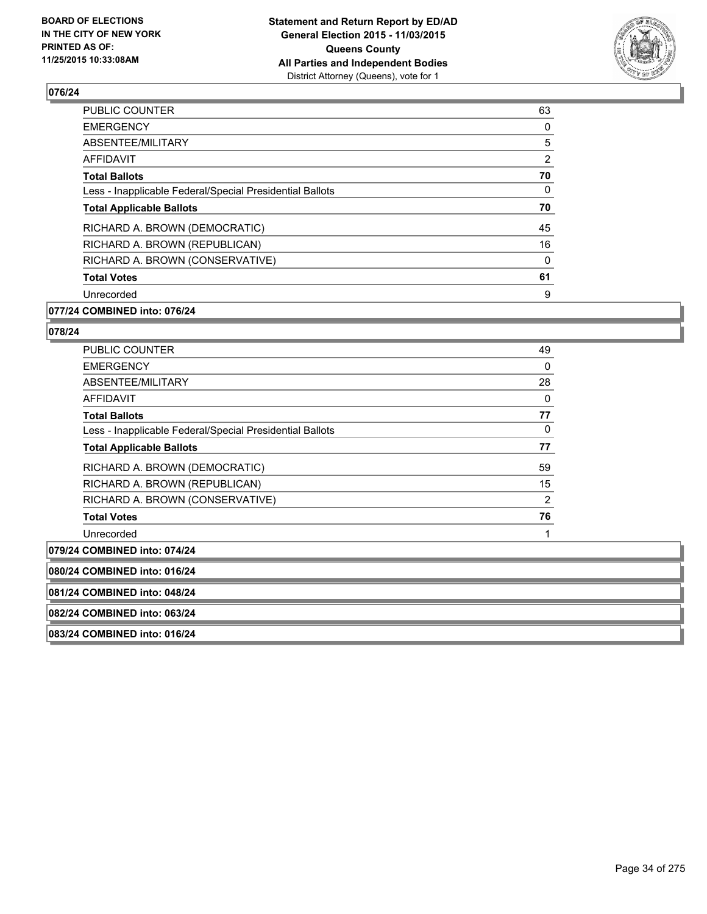**076/24**

| | |
|---|---|
| PUBLIC COUNTER | 63 |
| EMERGENCY | 0 |
| ABSENTEE/MILITARY | 5 |
| AFFIDAVIT | 2 |
| **Total Ballots** | **70** |
| Less - Inapplicable Federal/Special Presidential Ballots | 0 |
| **Total Applicable Ballots** | **70** |
| RICHARD A. BROWN (DEMOCRATIC) | 45 |
| RICHARD A. BROWN (REPUBLICAN) | 16 |
| RICHARD A. BROWN (CONSERVATIVE) | 0 |
| **Total Votes** | **61** |
| Unrecorded | 9 |

**077/24 COMBINED into: 076/24**

**078/24**

| | |
|---|---|
| PUBLIC COUNTER | 49 |
| EMERGENCY | 0 |
| ABSENTEE/MILITARY | 28 |
| AFFIDAVIT | 0 |
| **Total Ballots** | **77** |
| Less - Inapplicable Federal/Special Presidential Ballots | 0 |
| **Total Applicable Ballots** | **77** |
| RICHARD A. BROWN (DEMOCRATIC) | 59 |
| RICHARD A. BROWN (REPUBLICAN) | 15 |
| RICHARD A. BROWN (CONSERVATIVE) | 2 |
| **Total Votes** | **76** |
| Unrecorded | 1 |

**079/24 COMBINED into: 074/24**

**080/24 COMBINED into: 016/24**

**081/24 COMBINED into: 048/24**

**082/24 COMBINED into: 063/24**

**083/24 COMBINED into: 016/24**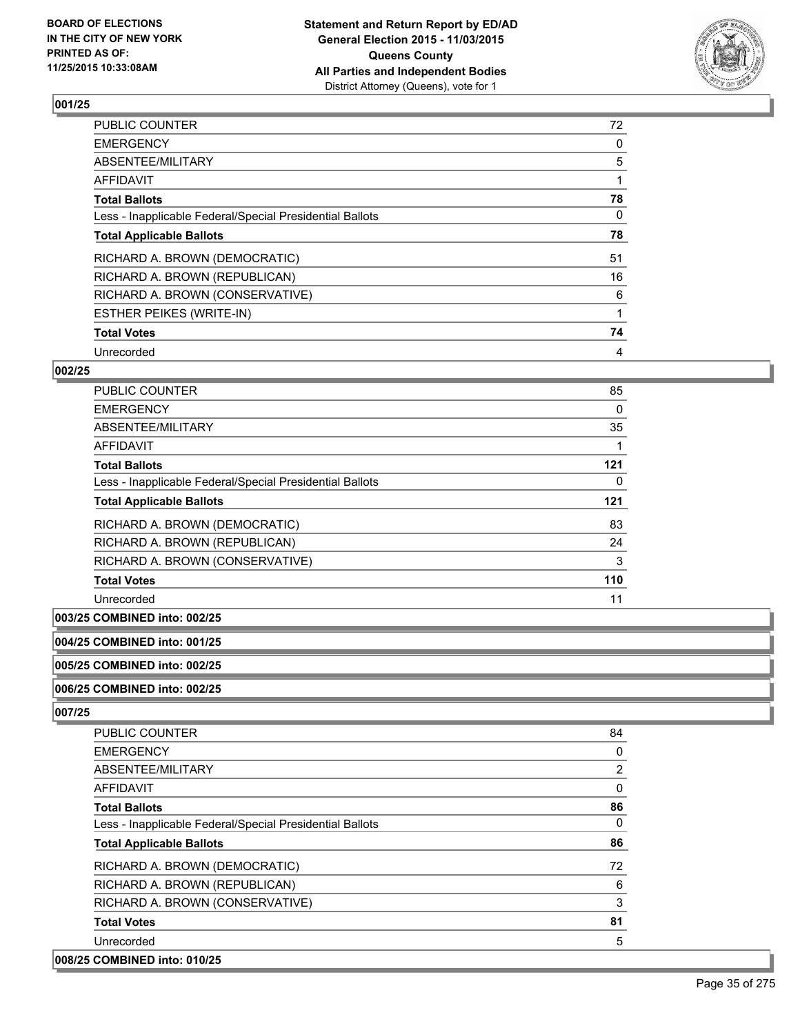**BOARD OF ELECTIONS IN THE CITY OF NEW YORK PRINTED AS OF: 11/25/2015 10:33:08AM**

**Statement and Return Report by ED/AD**
**General Election 2015 - 11/03/2015**
**Queens County**
**All Parties and Independent Bodies**
District Attorney (Queens), vote for 1

### 001/25

| | |
|---|---|
| PUBLIC COUNTER | 72 |
| EMERGENCY | 0 |
| ABSENTEE/MILITARY | 5 |
| AFFIDAVIT | 1 |
| **Total Ballots** | **78** |
| Less - Inapplicable Federal/Special Presidential Ballots | 0 |
| **Total Applicable Ballots** | **78** |
| RICHARD A. BROWN (DEMOCRATIC) | 51 |
| RICHARD A. BROWN (REPUBLICAN) | 16 |
| RICHARD A. BROWN (CONSERVATIVE) | 6 |
| ESTHER PEIKES (WRITE-IN) | 1 |
| **Total Votes** | **74** |
| Unrecorded | 4 |

### 002/25

| | |
|---|---|
| PUBLIC COUNTER | 85 |
| EMERGENCY | 0 |
| ABSENTEE/MILITARY | 35 |
| AFFIDAVIT | 1 |
| **Total Ballots** | **121** |
| Less - Inapplicable Federal/Special Presidential Ballots | 0 |
| **Total Applicable Ballots** | **121** |
| RICHARD A. BROWN (DEMOCRATIC) | 83 |
| RICHARD A. BROWN (REPUBLICAN) | 24 |
| RICHARD A. BROWN (CONSERVATIVE) | 3 |
| **Total Votes** | **110** |
| Unrecorded | 11 |

**003/25 COMBINED into: 002/25**

**004/25 COMBINED into: 001/25**

**005/25 COMBINED into: 002/25**

**006/25 COMBINED into: 002/25**

### 007/25

| | |
|---|---|
| PUBLIC COUNTER | 84 |
| EMERGENCY | 0 |
| ABSENTEE/MILITARY | 2 |
| AFFIDAVIT | 0 |
| **Total Ballots** | **86** |
| Less - Inapplicable Federal/Special Presidential Ballots | 0 |
| **Total Applicable Ballots** | **86** |
| RICHARD A. BROWN (DEMOCRATIC) | 72 |
| RICHARD A. BROWN (REPUBLICAN) | 6 |
| RICHARD A. BROWN (CONSERVATIVE) | 3 |
| **Total Votes** | **81** |
| Unrecorded | 5 |

**008/25 COMBINED into: 010/25**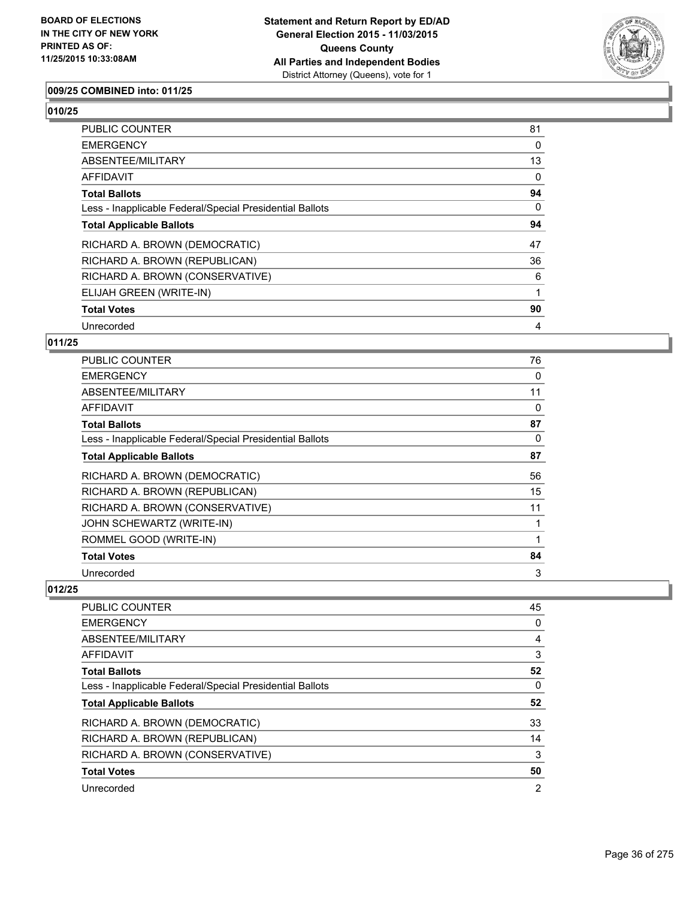**Statement and Return Report by ED/AD**
**General Election 2015 - 11/03/2015**
**Queens County**
**All Parties and Independent Bodies**
District Attorney (Queens), vote for 1

BOARD OF ELECTIONS
IN THE CITY OF NEW YORK
PRINTED AS OF:
11/25/2015 10:33:08AM

### 009/25 COMBINED into: 011/25

### 010/25

| | |
|---|---|
| PUBLIC COUNTER | 81 |
| EMERGENCY | 0 |
| ABSENTEE/MILITARY | 13 |
| AFFIDAVIT | 0 |
| **Total Ballots** | **94** |
| Less - Inapplicable Federal/Special Presidential Ballots | 0 |
| **Total Applicable Ballots** | **94** |
| RICHARD A. BROWN (DEMOCRATIC) | 47 |
| RICHARD A. BROWN (REPUBLICAN) | 36 |
| RICHARD A. BROWN (CONSERVATIVE) | 6 |
| ELIJAH GREEN (WRITE-IN) | 1 |
| **Total Votes** | **90** |
| Unrecorded | 4 |

### 011/25

| | |
|---|---|
| PUBLIC COUNTER | 76 |
| EMERGENCY | 0 |
| ABSENTEE/MILITARY | 11 |
| AFFIDAVIT | 0 |
| **Total Ballots** | **87** |
| Less - Inapplicable Federal/Special Presidential Ballots | 0 |
| **Total Applicable Ballots** | **87** |
| RICHARD A. BROWN (DEMOCRATIC) | 56 |
| RICHARD A. BROWN (REPUBLICAN) | 15 |
| RICHARD A. BROWN (CONSERVATIVE) | 11 |
| JOHN SCHEWARTZ (WRITE-IN) | 1 |
| ROMMEL GOOD (WRITE-IN) | 1 |
| **Total Votes** | **84** |
| Unrecorded | 3 |

### 012/25

| | |
|---|---|
| PUBLIC COUNTER | 45 |
| EMERGENCY | 0 |
| ABSENTEE/MILITARY | 4 |
| AFFIDAVIT | 3 |
| **Total Ballots** | **52** |
| Less - Inapplicable Federal/Special Presidential Ballots | 0 |
| **Total Applicable Ballots** | **52** |
| RICHARD A. BROWN (DEMOCRATIC) | 33 |
| RICHARD A. BROWN (REPUBLICAN) | 14 |
| RICHARD A. BROWN (CONSERVATIVE) | 3 |
| **Total Votes** | **50** |
| Unrecorded | 2 |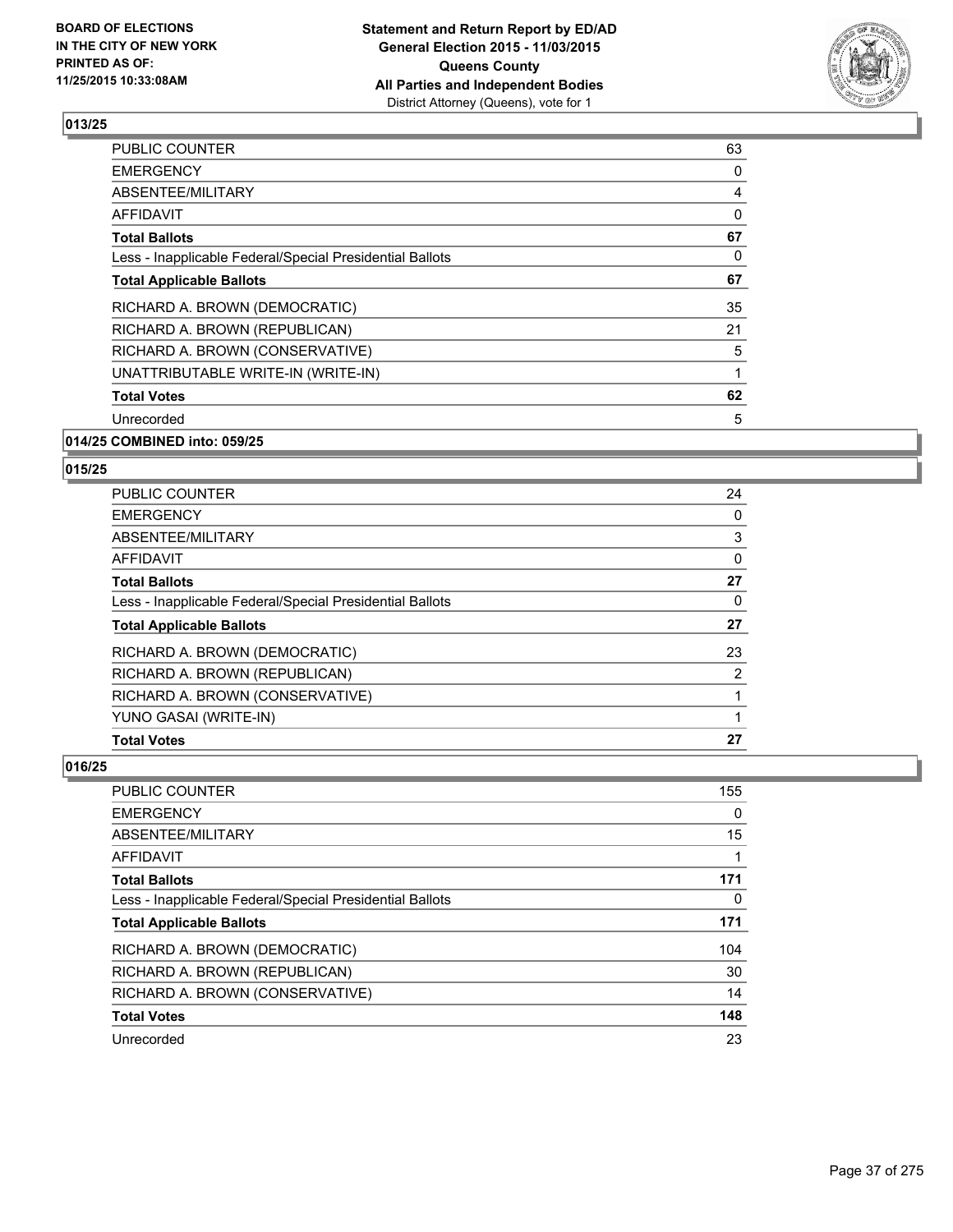## 013/25

| | |
|---|---|
| PUBLIC COUNTER | 63 |
| EMERGENCY | 0 |
| ABSENTEE/MILITARY | 4 |
| AFFIDAVIT | 0 |
| **Total Ballots** | **67** |
| Less - Inapplicable Federal/Special Presidential Ballots | 0 |
| **Total Applicable Ballots** | **67** |
| RICHARD A. BROWN (DEMOCRATIC) | 35 |
| RICHARD A. BROWN (REPUBLICAN) | 21 |
| RICHARD A. BROWN (CONSERVATIVE) | 5 |
| UNATTRIBUTABLE WRITE-IN (WRITE-IN) | 1 |
| **Total Votes** | **62** |
| Unrecorded | 5 |

## 014/25 COMBINED into: 059/25

## 015/25

| | |
|---|---|
| PUBLIC COUNTER | 24 |
| EMERGENCY | 0 |
| ABSENTEE/MILITARY | 3 |
| AFFIDAVIT | 0 |
| **Total Ballots** | **27** |
| Less - Inapplicable Federal/Special Presidential Ballots | 0 |
| **Total Applicable Ballots** | **27** |
| RICHARD A. BROWN (DEMOCRATIC) | 23 |
| RICHARD A. BROWN (REPUBLICAN) | 2 |
| RICHARD A. BROWN (CONSERVATIVE) | 1 |
| YUNO GASAI (WRITE-IN) | 1 |
| **Total Votes** | **27** |

## 016/25

| | |
|---|---|
| PUBLIC COUNTER | 155 |
| EMERGENCY | 0 |
| ABSENTEE/MILITARY | 15 |
| AFFIDAVIT | 1 |
| **Total Ballots** | **171** |
| Less - Inapplicable Federal/Special Presidential Ballots | 0 |
| **Total Applicable Ballots** | **171** |
| RICHARD A. BROWN (DEMOCRATIC) | 104 |
| RICHARD A. BROWN (REPUBLICAN) | 30 |
| RICHARD A. BROWN (CONSERVATIVE) | 14 |
| **Total Votes** | **148** |
| Unrecorded | 23 |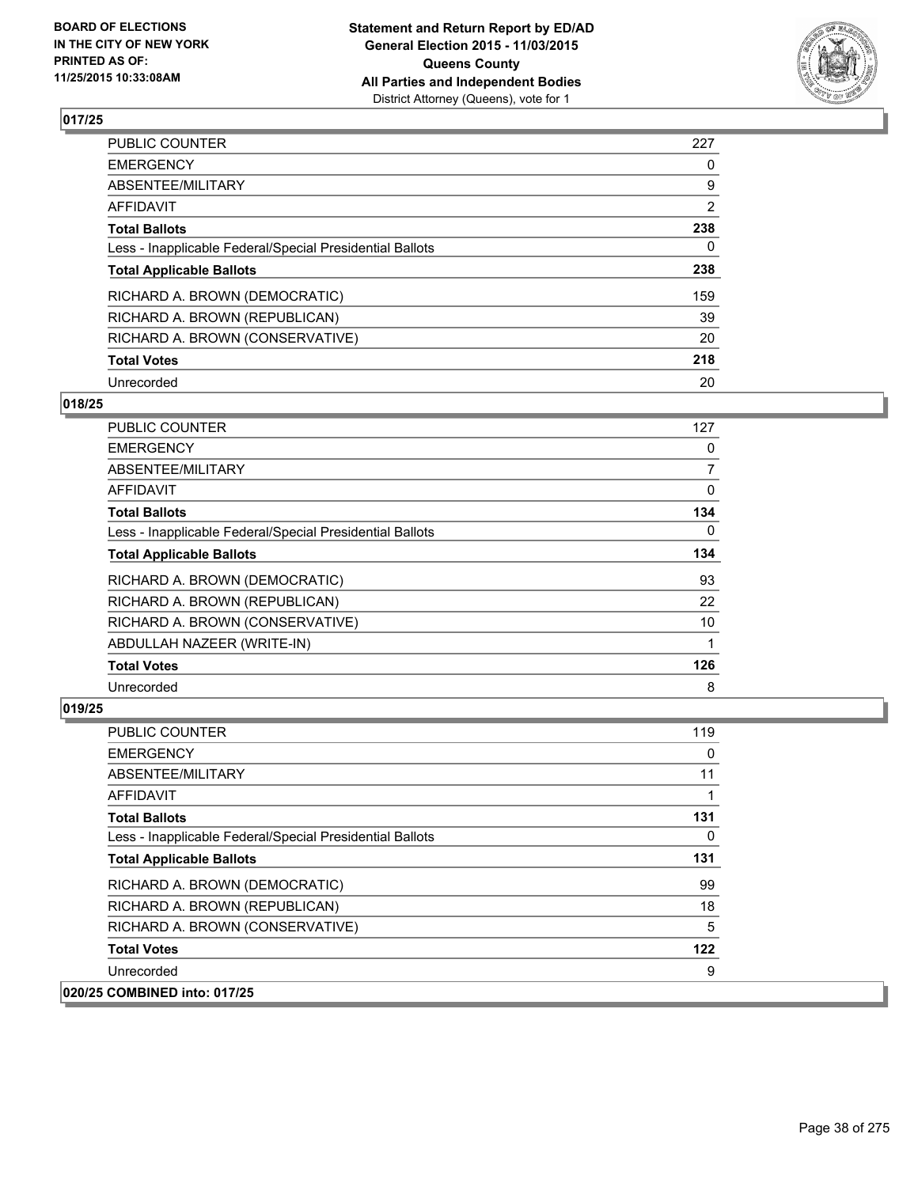## 017/25

| | |
|---|---|
| PUBLIC COUNTER | 227 |
| EMERGENCY | 0 |
| ABSENTEE/MILITARY | 9 |
| AFFIDAVIT | 2 |
| **Total Ballots** | **238** |
| Less - Inapplicable Federal/Special Presidential Ballots | 0 |
| **Total Applicable Ballots** | **238** |
| RICHARD A. BROWN (DEMOCRATIC) | 159 |
| RICHARD A. BROWN (REPUBLICAN) | 39 |
| RICHARD A. BROWN (CONSERVATIVE) | 20 |
| **Total Votes** | **218** |
| Unrecorded | 20 |

## 018/25

| | |
|---|---|
| PUBLIC COUNTER | 127 |
| EMERGENCY | 0 |
| ABSENTEE/MILITARY | 7 |
| AFFIDAVIT | 0 |
| **Total Ballots** | **134** |
| Less - Inapplicable Federal/Special Presidential Ballots | 0 |
| **Total Applicable Ballots** | **134** |
| RICHARD A. BROWN (DEMOCRATIC) | 93 |
| RICHARD A. BROWN (REPUBLICAN) | 22 |
| RICHARD A. BROWN (CONSERVATIVE) | 10 |
| ABDULLAH NAZEER (WRITE-IN) | 1 |
| **Total Votes** | **126** |
| Unrecorded | 8 |

## 019/25

| | |
|---|---|
| PUBLIC COUNTER | 119 |
| EMERGENCY | 0 |
| ABSENTEE/MILITARY | 11 |
| AFFIDAVIT | 1 |
| **Total Ballots** | **131** |
| Less - Inapplicable Federal/Special Presidential Ballots | 0 |
| **Total Applicable Ballots** | **131** |
| RICHARD A. BROWN (DEMOCRATIC) | 99 |
| RICHARD A. BROWN (REPUBLICAN) | 18 |
| RICHARD A. BROWN (CONSERVATIVE) | 5 |
| **Total Votes** | **122** |
| Unrecorded | 9 |

## 020/25 COMBINED into: 017/25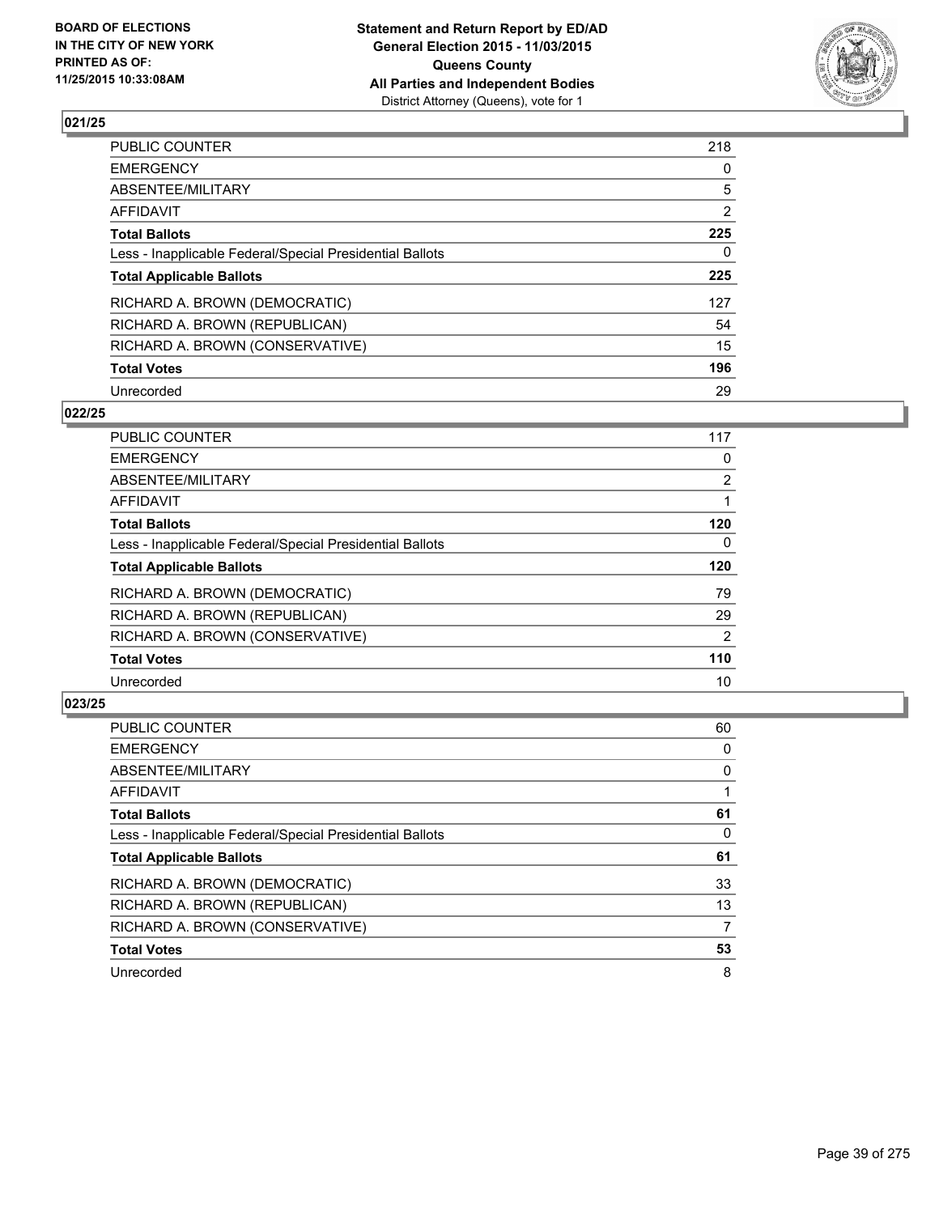## 021/25

| | |
|---|---|
| PUBLIC COUNTER | 218 |
| EMERGENCY | 0 |
| ABSENTEE/MILITARY | 5 |
| AFFIDAVIT | 2 |
| **Total Ballots** | **225** |
| Less - Inapplicable Federal/Special Presidential Ballots | 0 |
| **Total Applicable Ballots** | **225** |
| RICHARD A. BROWN (DEMOCRATIC) | 127 |
| RICHARD A. BROWN (REPUBLICAN) | 54 |
| RICHARD A. BROWN (CONSERVATIVE) | 15 |
| **Total Votes** | **196** |
| Unrecorded | 29 |

## 022/25

| | |
|---|---|
| PUBLIC COUNTER | 117 |
| EMERGENCY | 0 |
| ABSENTEE/MILITARY | 2 |
| AFFIDAVIT | 1 |
| **Total Ballots** | **120** |
| Less - Inapplicable Federal/Special Presidential Ballots | 0 |
| **Total Applicable Ballots** | **120** |
| RICHARD A. BROWN (DEMOCRATIC) | 79 |
| RICHARD A. BROWN (REPUBLICAN) | 29 |
| RICHARD A. BROWN (CONSERVATIVE) | 2 |
| **Total Votes** | **110** |
| Unrecorded | 10 |

## 023/25

| | |
|---|---|
| PUBLIC COUNTER | 60 |
| EMERGENCY | 0 |
| ABSENTEE/MILITARY | 0 |
| AFFIDAVIT | 1 |
| **Total Ballots** | **61** |
| Less - Inapplicable Federal/Special Presidential Ballots | 0 |
| **Total Applicable Ballots** | **61** |
| RICHARD A. BROWN (DEMOCRATIC) | 33 |
| RICHARD A. BROWN (REPUBLICAN) | 13 |
| RICHARD A. BROWN (CONSERVATIVE) | 7 |
| **Total Votes** | **53** |
| Unrecorded | 8 |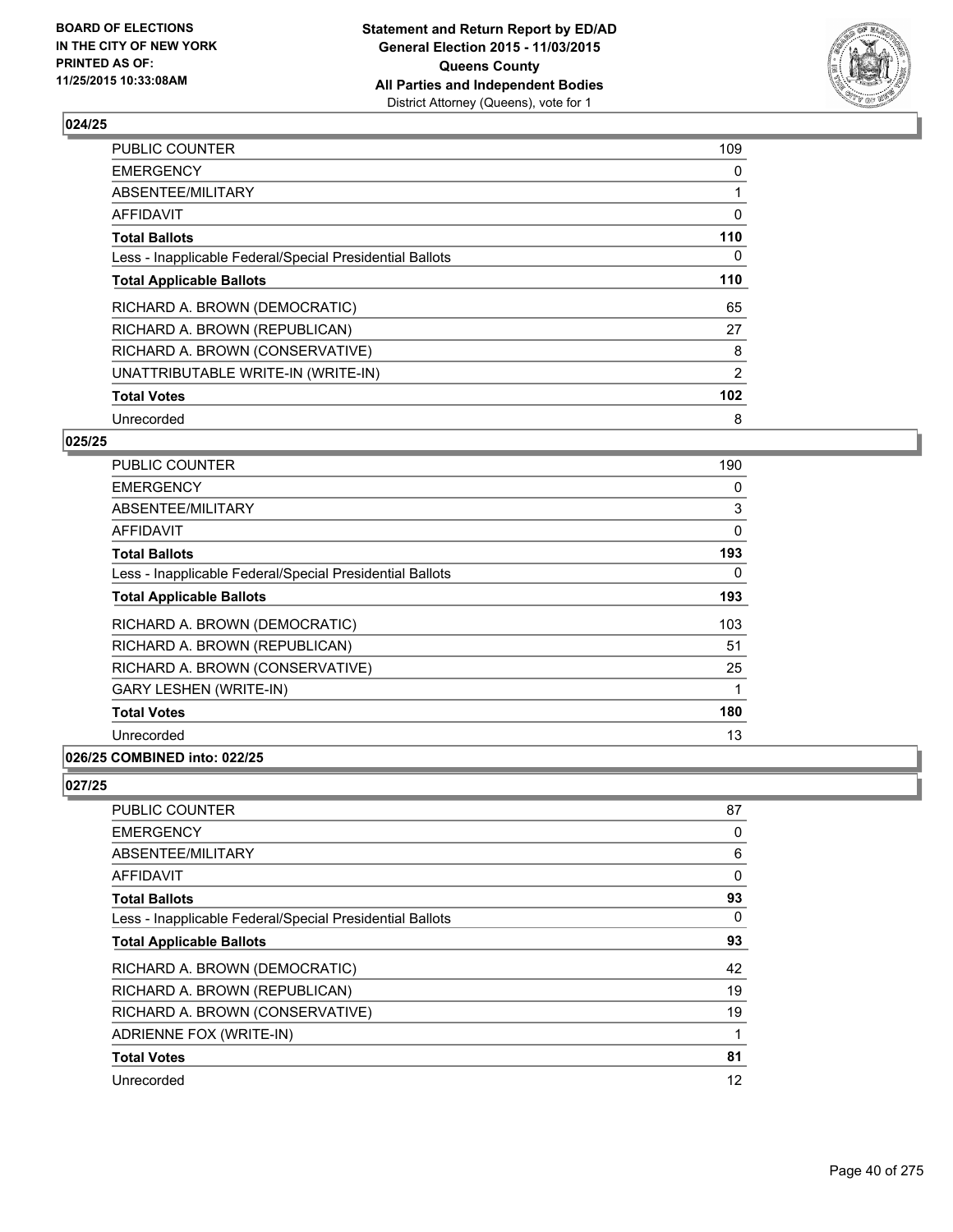## 024/25

| | |
|---|---|
| PUBLIC COUNTER | 109 |
| EMERGENCY | 0 |
| ABSENTEE/MILITARY | 1 |
| AFFIDAVIT | 0 |
| **Total Ballots** | **110** |
| Less - Inapplicable Federal/Special Presidential Ballots | 0 |
| **Total Applicable Ballots** | **110** |
| RICHARD A. BROWN (DEMOCRATIC) | 65 |
| RICHARD A. BROWN (REPUBLICAN) | 27 |
| RICHARD A. BROWN (CONSERVATIVE) | 8 |
| UNATTRIBUTABLE WRITE-IN (WRITE-IN) | 2 |
| **Total Votes** | **102** |
| Unrecorded | 8 |

## 025/25

| | |
|---|---|
| PUBLIC COUNTER | 190 |
| EMERGENCY | 0 |
| ABSENTEE/MILITARY | 3 |
| AFFIDAVIT | 0 |
| **Total Ballots** | **193** |
| Less - Inapplicable Federal/Special Presidential Ballots | 0 |
| **Total Applicable Ballots** | **193** |
| RICHARD A. BROWN (DEMOCRATIC) | 103 |
| RICHARD A. BROWN (REPUBLICAN) | 51 |
| RICHARD A. BROWN (CONSERVATIVE) | 25 |
| GARY LESHEN (WRITE-IN) | 1 |
| **Total Votes** | **180** |
| Unrecorded | 13 |

## 026/25 COMBINED into: 022/25

## 027/25

| | |
|---|---|
| PUBLIC COUNTER | 87 |
| EMERGENCY | 0 |
| ABSENTEE/MILITARY | 6 |
| AFFIDAVIT | 0 |
| **Total Ballots** | **93** |
| Less - Inapplicable Federal/Special Presidential Ballots | 0 |
| **Total Applicable Ballots** | **93** |
| RICHARD A. BROWN (DEMOCRATIC) | 42 |
| RICHARD A. BROWN (REPUBLICAN) | 19 |
| RICHARD A. BROWN (CONSERVATIVE) | 19 |
| ADRIENNE FOX (WRITE-IN) | 1 |
| **Total Votes** | **81** |
| Unrecorded | 12 |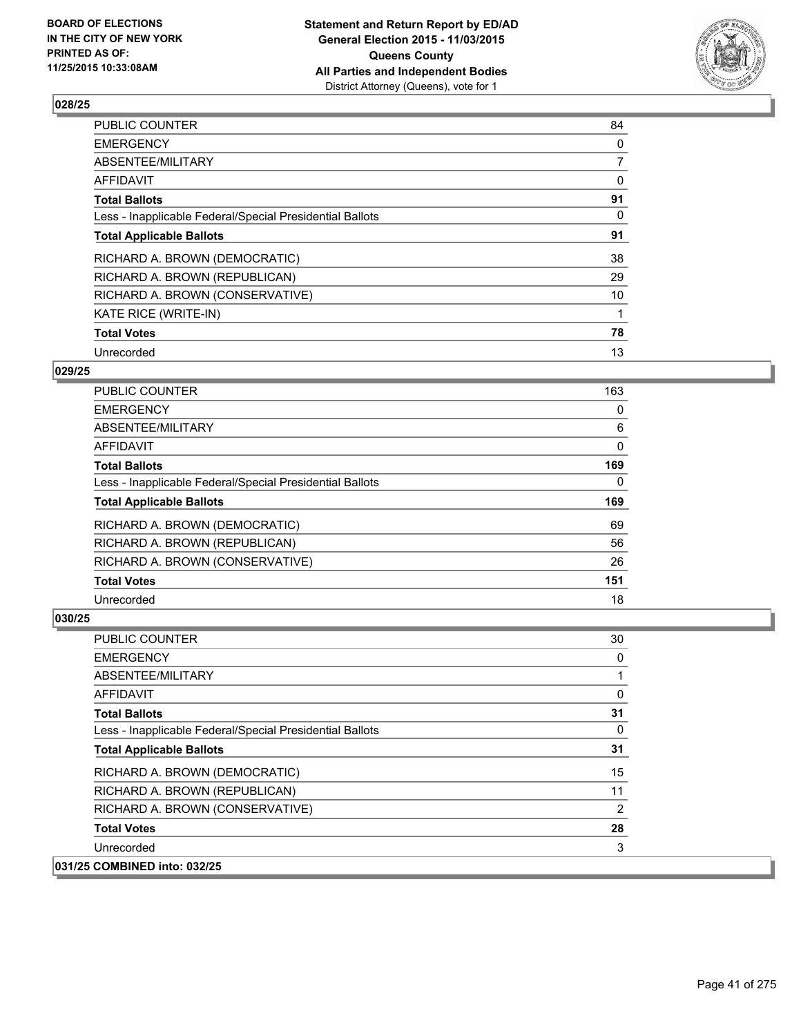## 028/25

| | |
|---|---|
| PUBLIC COUNTER | 84 |
| EMERGENCY | 0 |
| ABSENTEE/MILITARY | 7 |
| AFFIDAVIT | 0 |
| **Total Ballots** | **91** |
| Less - Inapplicable Federal/Special Presidential Ballots | 0 |
| **Total Applicable Ballots** | **91** |
| RICHARD A. BROWN (DEMOCRATIC) | 38 |
| RICHARD A. BROWN (REPUBLICAN) | 29 |
| RICHARD A. BROWN (CONSERVATIVE) | 10 |
| KATE RICE (WRITE-IN) | 1 |
| **Total Votes** | **78** |
| Unrecorded | 13 |

## 029/25

| | |
|---|---|
| PUBLIC COUNTER | 163 |
| EMERGENCY | 0 |
| ABSENTEE/MILITARY | 6 |
| AFFIDAVIT | 0 |
| **Total Ballots** | **169** |
| Less - Inapplicable Federal/Special Presidential Ballots | 0 |
| **Total Applicable Ballots** | **169** |
| RICHARD A. BROWN (DEMOCRATIC) | 69 |
| RICHARD A. BROWN (REPUBLICAN) | 56 |
| RICHARD A. BROWN (CONSERVATIVE) | 26 |
| **Total Votes** | **151** |
| Unrecorded | 18 |

## 030/25

| | |
|---|---|
| PUBLIC COUNTER | 30 |
| EMERGENCY | 0 |
| ABSENTEE/MILITARY | 1 |
| AFFIDAVIT | 0 |
| **Total Ballots** | **31** |
| Less - Inapplicable Federal/Special Presidential Ballots | 0 |
| **Total Applicable Ballots** | **31** |
| RICHARD A. BROWN (DEMOCRATIC) | 15 |
| RICHARD A. BROWN (REPUBLICAN) | 11 |
| RICHARD A. BROWN (CONSERVATIVE) | 2 |
| **Total Votes** | **28** |
| Unrecorded | 3 |

## 031/25 COMBINED into: 032/25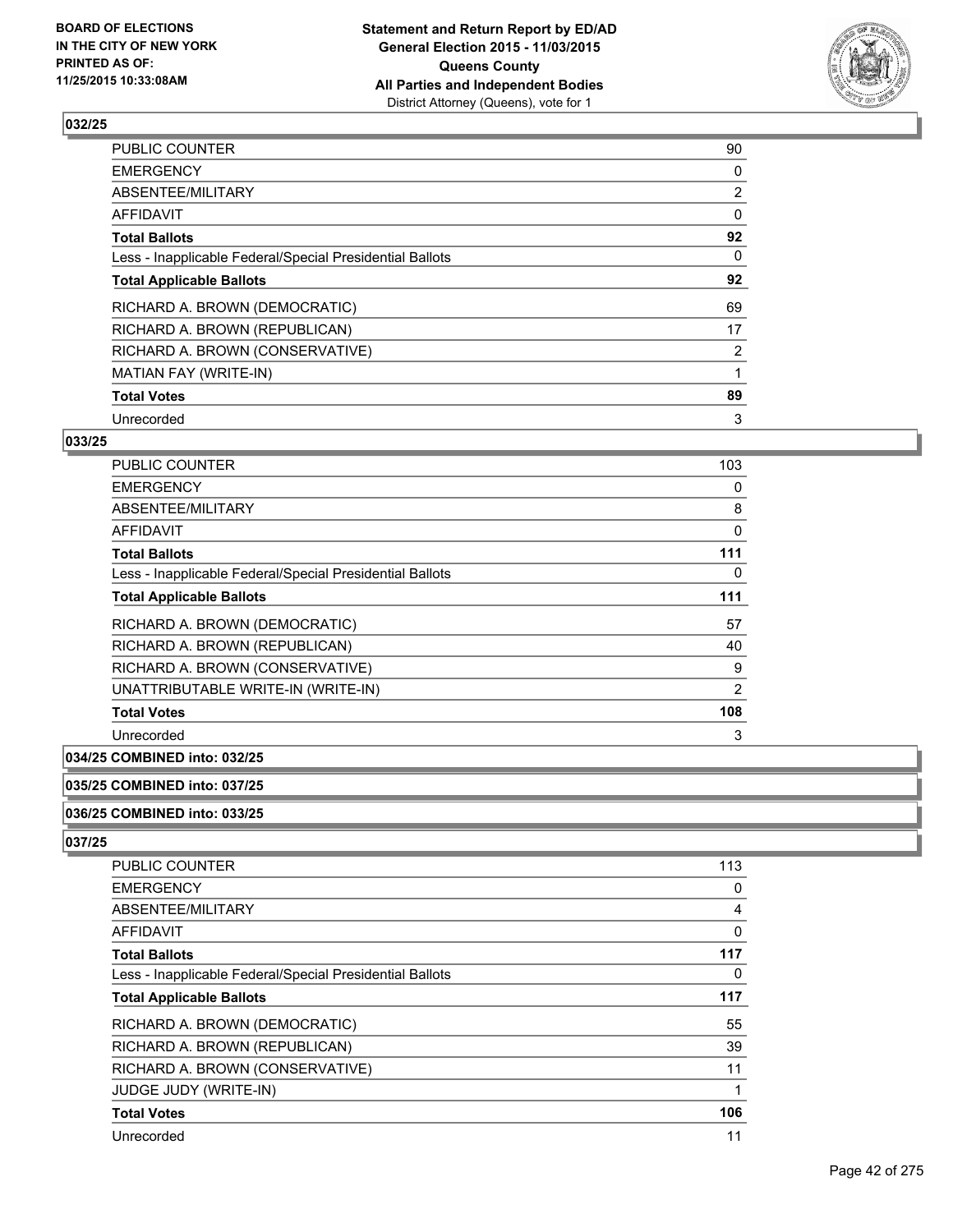**BOARD OF ELECTIONS IN THE CITY OF NEW YORK PRINTED AS OF: 11/25/2015 10:33:08AM**

**Statement and Return Report by ED/AD General Election 2015 - 11/03/2015 Queens County All Parties and Independent Bodies** District Attorney (Queens), vote for 1

### 032/25

| | |
|---|---|
| PUBLIC COUNTER | 90 |
| EMERGENCY | 0 |
| ABSENTEE/MILITARY | 2 |
| AFFIDAVIT | 0 |
| **Total Ballots** | **92** |
| Less - Inapplicable Federal/Special Presidential Ballots | 0 |
| **Total Applicable Ballots** | **92** |
| RICHARD A. BROWN (DEMOCRATIC) | 69 |
| RICHARD A. BROWN (REPUBLICAN) | 17 |
| RICHARD A. BROWN (CONSERVATIVE) | 2 |
| MATIAN FAY (WRITE-IN) | 1 |
| **Total Votes** | **89** |
| Unrecorded | 3 |

### 033/25

| | |
|---|---|
| PUBLIC COUNTER | 103 |
| EMERGENCY | 0 |
| ABSENTEE/MILITARY | 8 |
| AFFIDAVIT | 0 |
| **Total Ballots** | **111** |
| Less - Inapplicable Federal/Special Presidential Ballots | 0 |
| **Total Applicable Ballots** | **111** |
| RICHARD A. BROWN (DEMOCRATIC) | 57 |
| RICHARD A. BROWN (REPUBLICAN) | 40 |
| RICHARD A. BROWN (CONSERVATIVE) | 9 |
| UNATTRIBUTABLE WRITE-IN (WRITE-IN) | 2 |
| **Total Votes** | **108** |
| Unrecorded | 3 |

### 034/25 COMBINED into: 032/25

### 035/25 COMBINED into: 037/25

### 036/25 COMBINED into: 033/25

### 037/25

| | |
|---|---|
| PUBLIC COUNTER | 113 |
| EMERGENCY | 0 |
| ABSENTEE/MILITARY | 4 |
| AFFIDAVIT | 0 |
| **Total Ballots** | **117** |
| Less - Inapplicable Federal/Special Presidential Ballots | 0 |
| **Total Applicable Ballots** | **117** |
| RICHARD A. BROWN (DEMOCRATIC) | 55 |
| RICHARD A. BROWN (REPUBLICAN) | 39 |
| RICHARD A. BROWN (CONSERVATIVE) | 11 |
| JUDGE JUDY (WRITE-IN) | 1 |
| **Total Votes** | **106** |
| Unrecorded | 11 |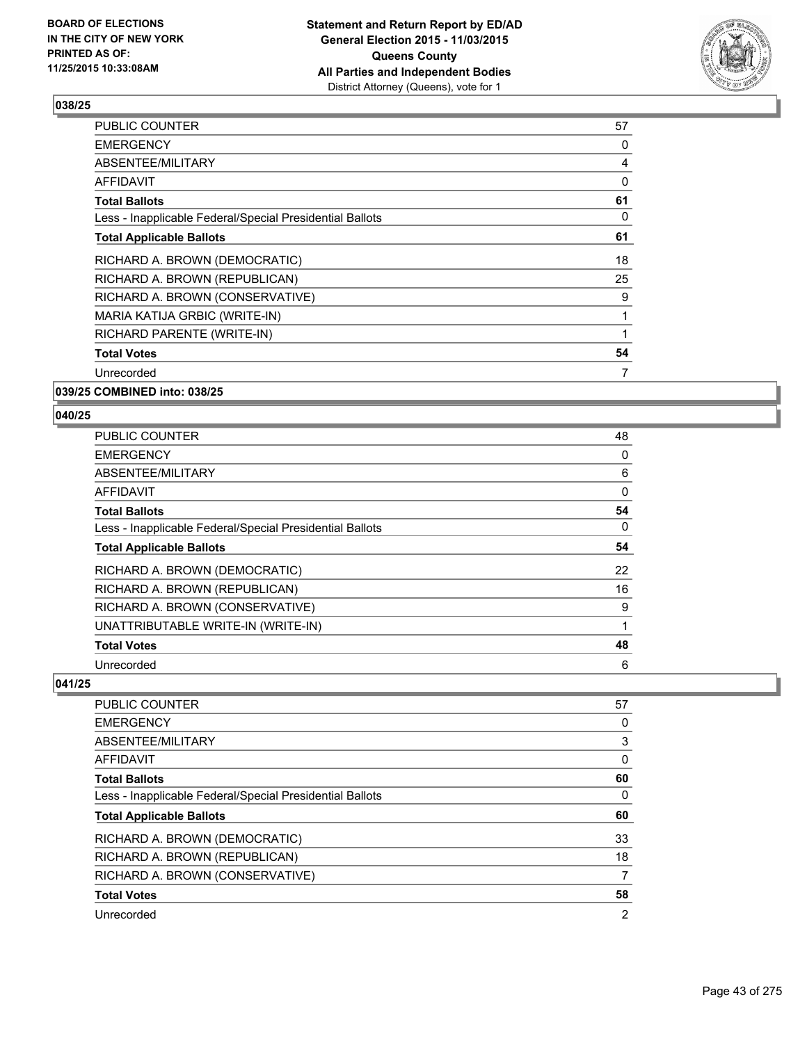**Statement and Return Report by ED/AD**
**General Election 2015 - 11/03/2015**
**Queens County**
**All Parties and Independent Bodies**
District Attorney (Queens), vote for 1

BOARD OF ELECTIONS
IN THE CITY OF NEW YORK
PRINTED AS OF:
11/25/2015 10:33:08AM

## 038/25

| | |
|---|---|
| PUBLIC COUNTER | 57 |
| EMERGENCY | 0 |
| ABSENTEE/MILITARY | 4 |
| AFFIDAVIT | 0 |
| **Total Ballots** | **61** |
| Less - Inapplicable Federal/Special Presidential Ballots | 0 |
| **Total Applicable Ballots** | **61** |
| RICHARD A. BROWN (DEMOCRATIC) | 18 |
| RICHARD A. BROWN (REPUBLICAN) | 25 |
| RICHARD A. BROWN (CONSERVATIVE) | 9 |
| MARIA KATIJA GRBIC (WRITE-IN) | 1 |
| RICHARD PARENTE (WRITE-IN) | 1 |
| **Total Votes** | **54** |
| Unrecorded | 7 |

## 039/25 COMBINED into: 038/25

## 040/25

| | |
|---|---|
| PUBLIC COUNTER | 48 |
| EMERGENCY | 0 |
| ABSENTEE/MILITARY | 6 |
| AFFIDAVIT | 0 |
| **Total Ballots** | **54** |
| Less - Inapplicable Federal/Special Presidential Ballots | 0 |
| **Total Applicable Ballots** | **54** |
| RICHARD A. BROWN (DEMOCRATIC) | 22 |
| RICHARD A. BROWN (REPUBLICAN) | 16 |
| RICHARD A. BROWN (CONSERVATIVE) | 9 |
| UNATTRIBUTABLE WRITE-IN (WRITE-IN) | 1 |
| **Total Votes** | **48** |
| Unrecorded | 6 |

## 041/25

| | |
|---|---|
| PUBLIC COUNTER | 57 |
| EMERGENCY | 0 |
| ABSENTEE/MILITARY | 3 |
| AFFIDAVIT | 0 |
| **Total Ballots** | **60** |
| Less - Inapplicable Federal/Special Presidential Ballots | 0 |
| **Total Applicable Ballots** | **60** |
| RICHARD A. BROWN (DEMOCRATIC) | 33 |
| RICHARD A. BROWN (REPUBLICAN) | 18 |
| RICHARD A. BROWN (CONSERVATIVE) | 7 |
| **Total Votes** | **58** |
| Unrecorded | 2 |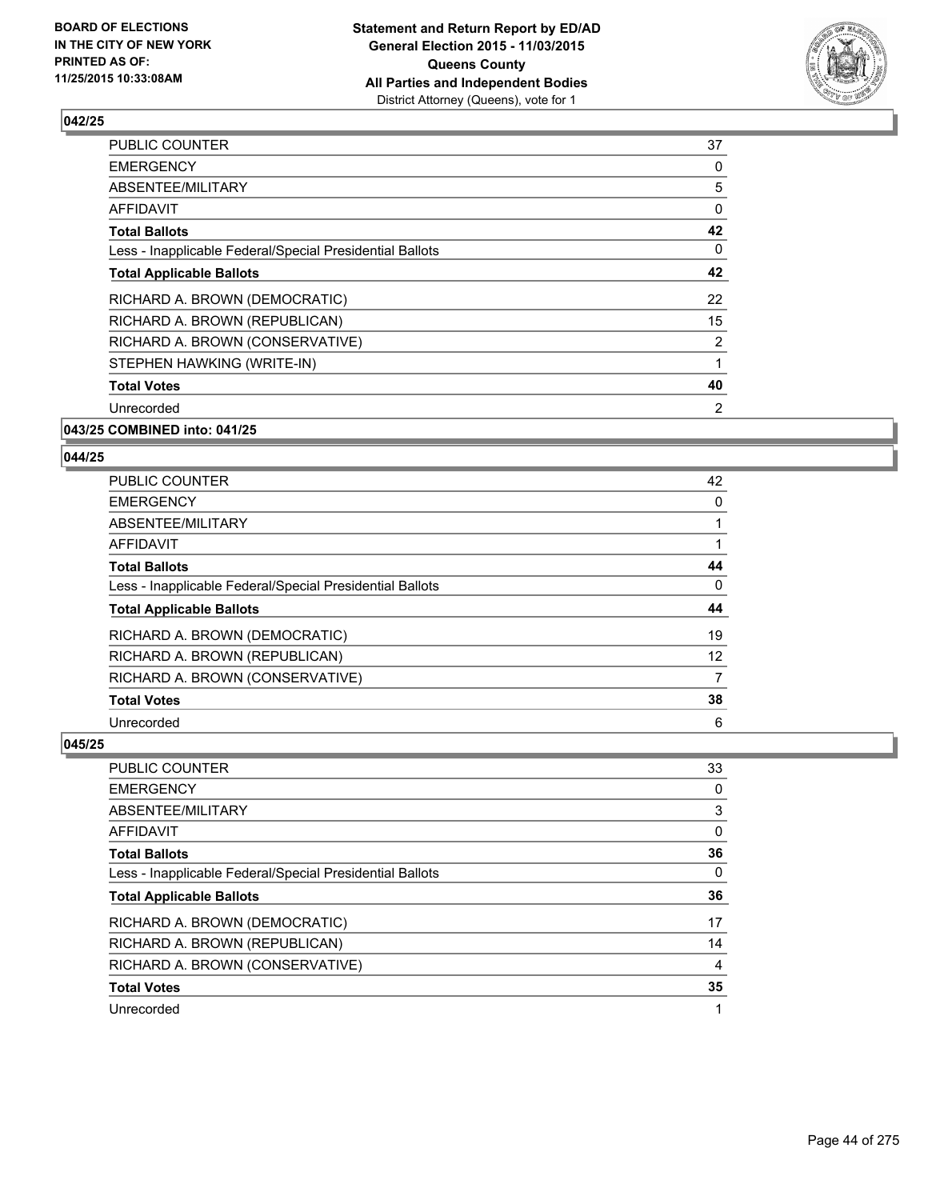### 042/25

| | |
|---|---|
| PUBLIC COUNTER | 37 |
| EMERGENCY | 0 |
| ABSENTEE/MILITARY | 5 |
| AFFIDAVIT | 0 |
| **Total Ballots** | **42** |
| Less - Inapplicable Federal/Special Presidential Ballots | 0 |
| **Total Applicable Ballots** | **42** |
| RICHARD A. BROWN (DEMOCRATIC) | 22 |
| RICHARD A. BROWN (REPUBLICAN) | 15 |
| RICHARD A. BROWN (CONSERVATIVE) | 2 |
| STEPHEN HAWKING (WRITE-IN) | 1 |
| **Total Votes** | **40** |
| Unrecorded | 2 |

### 043/25 COMBINED into: 041/25

### 044/25

| | |
|---|---|
| PUBLIC COUNTER | 42 |
| EMERGENCY | 0 |
| ABSENTEE/MILITARY | 1 |
| AFFIDAVIT | 1 |
| **Total Ballots** | **44** |
| Less - Inapplicable Federal/Special Presidential Ballots | 0 |
| **Total Applicable Ballots** | **44** |
| RICHARD A. BROWN (DEMOCRATIC) | 19 |
| RICHARD A. BROWN (REPUBLICAN) | 12 |
| RICHARD A. BROWN (CONSERVATIVE) | 7 |
| **Total Votes** | **38** |
| Unrecorded | 6 |

### 045/25

| | |
|---|---|
| PUBLIC COUNTER | 33 |
| EMERGENCY | 0 |
| ABSENTEE/MILITARY | 3 |
| AFFIDAVIT | 0 |
| **Total Ballots** | **36** |
| Less - Inapplicable Federal/Special Presidential Ballots | 0 |
| **Total Applicable Ballots** | **36** |
| RICHARD A. BROWN (DEMOCRATIC) | 17 |
| RICHARD A. BROWN (REPUBLICAN) | 14 |
| RICHARD A. BROWN (CONSERVATIVE) | 4 |
| **Total Votes** | **35** |
| Unrecorded | 1 |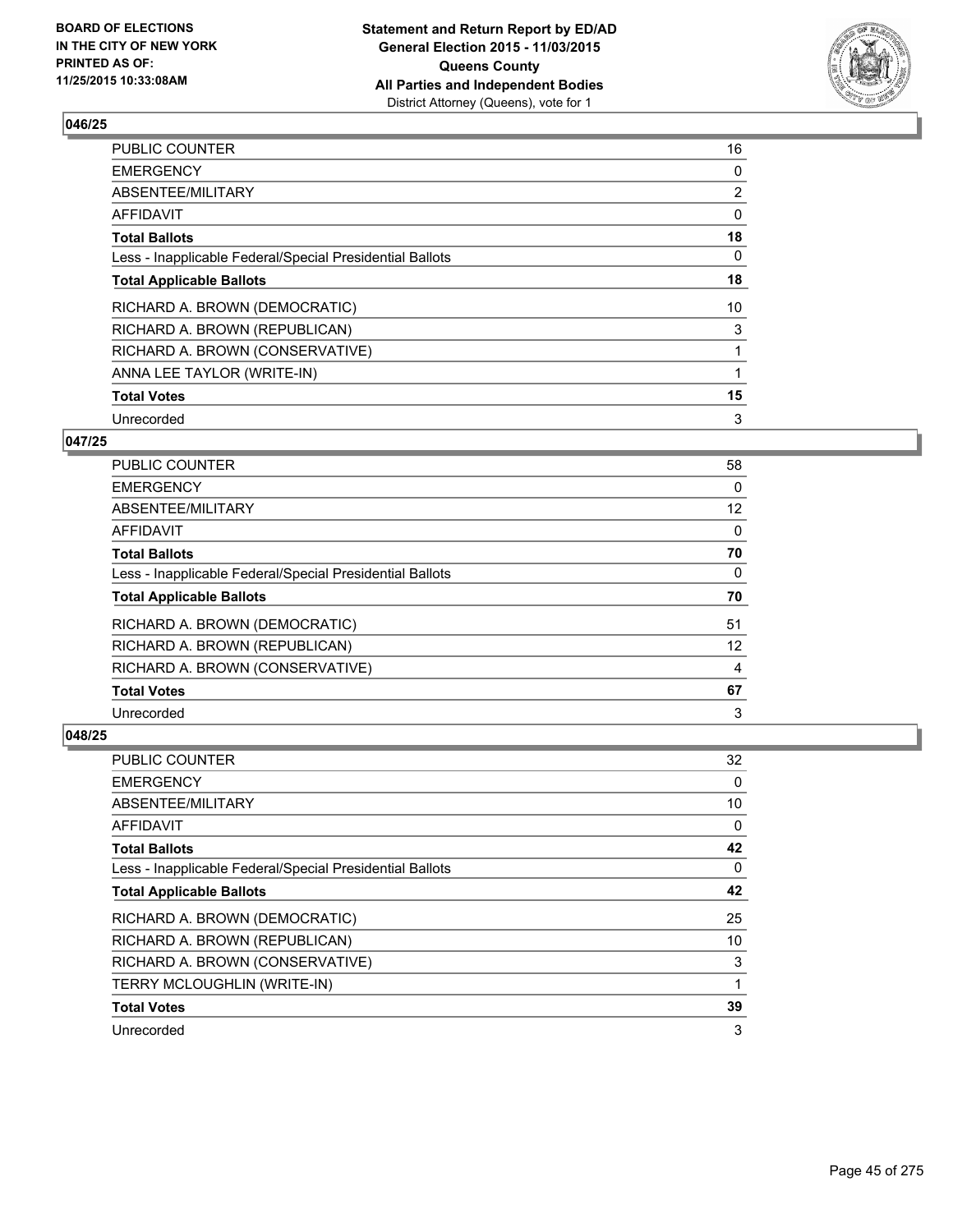**BOARD OF ELECTIONS IN THE CITY OF NEW YORK PRINTED AS OF: 11/25/2015 10:33:08AM**

**Statement and Return Report by ED/AD General Election 2015 - 11/03/2015 Queens County All Parties and Independent Bodies**
District Attorney (Queens), vote for 1

## 046/25

| | |
|---|---|
| PUBLIC COUNTER | 16 |
| EMERGENCY | 0 |
| ABSENTEE/MILITARY | 2 |
| AFFIDAVIT | 0 |
| **Total Ballots** | **18** |
| Less - Inapplicable Federal/Special Presidential Ballots | 0 |
| **Total Applicable Ballots** | **18** |
| RICHARD A. BROWN (DEMOCRATIC) | 10 |
| RICHARD A. BROWN (REPUBLICAN) | 3 |
| RICHARD A. BROWN (CONSERVATIVE) | 1 |
| ANNA LEE TAYLOR (WRITE-IN) | 1 |
| **Total Votes** | **15** |
| Unrecorded | 3 |

## 047/25

| | |
|---|---|
| PUBLIC COUNTER | 58 |
| EMERGENCY | 0 |
| ABSENTEE/MILITARY | 12 |
| AFFIDAVIT | 0 |
| **Total Ballots** | **70** |
| Less - Inapplicable Federal/Special Presidential Ballots | 0 |
| **Total Applicable Ballots** | **70** |
| RICHARD A. BROWN (DEMOCRATIC) | 51 |
| RICHARD A. BROWN (REPUBLICAN) | 12 |
| RICHARD A. BROWN (CONSERVATIVE) | 4 |
| **Total Votes** | **67** |
| Unrecorded | 3 |

## 048/25

| | |
|---|---|
| PUBLIC COUNTER | 32 |
| EMERGENCY | 0 |
| ABSENTEE/MILITARY | 10 |
| AFFIDAVIT | 0 |
| **Total Ballots** | **42** |
| Less - Inapplicable Federal/Special Presidential Ballots | 0 |
| **Total Applicable Ballots** | **42** |
| RICHARD A. BROWN (DEMOCRATIC) | 25 |
| RICHARD A. BROWN (REPUBLICAN) | 10 |
| RICHARD A. BROWN (CONSERVATIVE) | 3 |
| TERRY MCLOUGHLIN (WRITE-IN) | 1 |
| **Total Votes** | **39** |
| Unrecorded | 3 |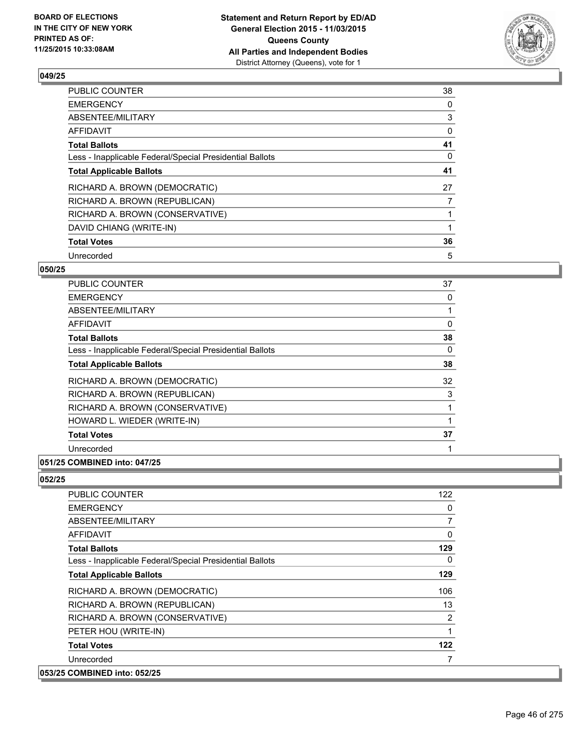**BOARD OF ELECTIONS IN THE CITY OF NEW YORK PRINTED AS OF: 11/25/2015 10:33:08AM**

**Statement and Return Report by ED/AD General Election 2015 - 11/03/2015 Queens County All Parties and Independent Bodies**
District Attorney (Queens), vote for 1

### 049/25

| | |
|---|---|
| PUBLIC COUNTER | 38 |
| EMERGENCY | 0 |
| ABSENTEE/MILITARY | 3 |
| AFFIDAVIT | 0 |
| **Total Ballots** | **41** |
| Less - Inapplicable Federal/Special Presidential Ballots | 0 |
| **Total Applicable Ballots** | **41** |
| RICHARD A. BROWN (DEMOCRATIC) | 27 |
| RICHARD A. BROWN (REPUBLICAN) | 7 |
| RICHARD A. BROWN (CONSERVATIVE) | 1 |
| DAVID CHIANG (WRITE-IN) | 1 |
| **Total Votes** | **36** |
| Unrecorded | 5 |

### 050/25

| | |
|---|---|
| PUBLIC COUNTER | 37 |
| EMERGENCY | 0 |
| ABSENTEE/MILITARY | 1 |
| AFFIDAVIT | 0 |
| **Total Ballots** | **38** |
| Less - Inapplicable Federal/Special Presidential Ballots | 0 |
| **Total Applicable Ballots** | **38** |
| RICHARD A. BROWN (DEMOCRATIC) | 32 |
| RICHARD A. BROWN (REPUBLICAN) | 3 |
| RICHARD A. BROWN (CONSERVATIVE) | 1 |
| HOWARD L. WIEDER (WRITE-IN) | 1 |
| **Total Votes** | **37** |
| Unrecorded | 1 |

### 051/25 COMBINED into: 047/25

### 052/25

| | |
|---|---|
| PUBLIC COUNTER | 122 |
| EMERGENCY | 0 |
| ABSENTEE/MILITARY | 7 |
| AFFIDAVIT | 0 |
| **Total Ballots** | **129** |
| Less - Inapplicable Federal/Special Presidential Ballots | 0 |
| **Total Applicable Ballots** | **129** |
| RICHARD A. BROWN (DEMOCRATIC) | 106 |
| RICHARD A. BROWN (REPUBLICAN) | 13 |
| RICHARD A. BROWN (CONSERVATIVE) | 2 |
| PETER HOU (WRITE-IN) | 1 |
| **Total Votes** | **122** |
| Unrecorded | 7 |

### 053/25 COMBINED into: 052/25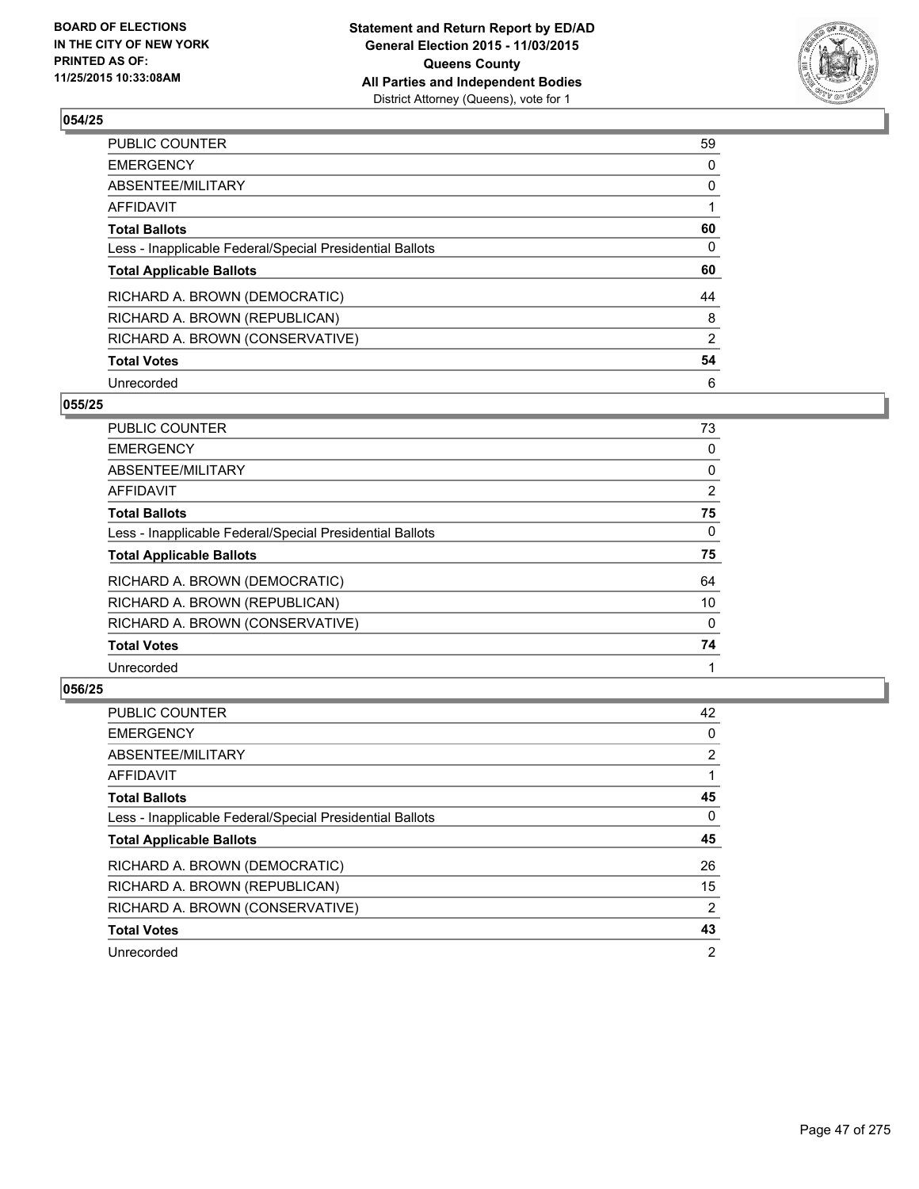**BOARD OF ELECTIONS IN THE CITY OF NEW YORK PRINTED AS OF: 11/25/2015 10:33:08AM**

**Statement and Return Report by ED/AD General Election 2015 - 11/03/2015 Queens County All Parties and Independent Bodies**
District Attorney (Queens), vote for 1

### 054/25

| | |
|---|---|
| PUBLIC COUNTER | 59 |
| EMERGENCY | 0 |
| ABSENTEE/MILITARY | 0 |
| AFFIDAVIT | 1 |
| **Total Ballots** | **60** |
| Less - Inapplicable Federal/Special Presidential Ballots | 0 |
| **Total Applicable Ballots** | **60** |
| RICHARD A. BROWN (DEMOCRATIC) | 44 |
| RICHARD A. BROWN (REPUBLICAN) | 8 |
| RICHARD A. BROWN (CONSERVATIVE) | 2 |
| **Total Votes** | **54** |
| Unrecorded | 6 |

### 055/25

| | |
|---|---|
| PUBLIC COUNTER | 73 |
| EMERGENCY | 0 |
| ABSENTEE/MILITARY | 0 |
| AFFIDAVIT | 2 |
| **Total Ballots** | **75** |
| Less - Inapplicable Federal/Special Presidential Ballots | 0 |
| **Total Applicable Ballots** | **75** |
| RICHARD A. BROWN (DEMOCRATIC) | 64 |
| RICHARD A. BROWN (REPUBLICAN) | 10 |
| RICHARD A. BROWN (CONSERVATIVE) | 0 |
| **Total Votes** | **74** |
| Unrecorded | 1 |

### 056/25

| | |
|---|---|
| PUBLIC COUNTER | 42 |
| EMERGENCY | 0 |
| ABSENTEE/MILITARY | 2 |
| AFFIDAVIT | 1 |
| **Total Ballots** | **45** |
| Less - Inapplicable Federal/Special Presidential Ballots | 0 |
| **Total Applicable Ballots** | **45** |
| RICHARD A. BROWN (DEMOCRATIC) | 26 |
| RICHARD A. BROWN (REPUBLICAN) | 15 |
| RICHARD A. BROWN (CONSERVATIVE) | 2 |
| **Total Votes** | **43** |
| Unrecorded | 2 |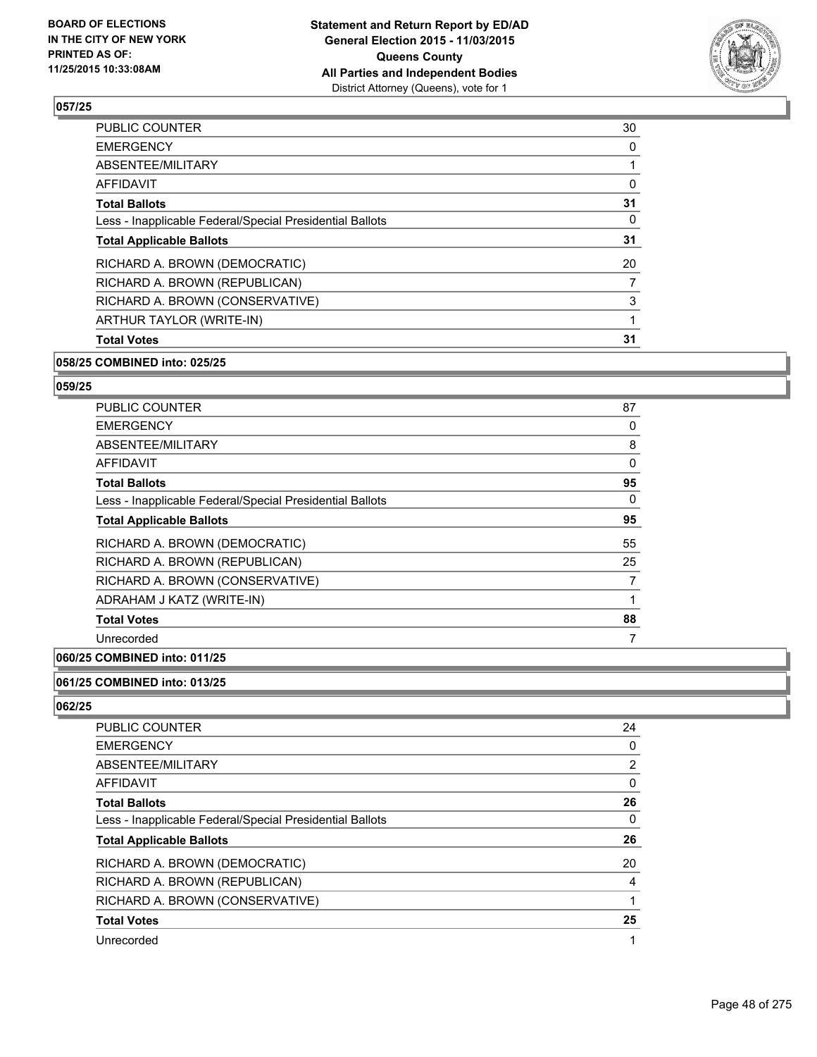### 057/25

| | |
|---|---|
| PUBLIC COUNTER | 30 |
| EMERGENCY | 0 |
| ABSENTEE/MILITARY | 1 |
| AFFIDAVIT | 0 |
| **Total Ballots** | **31** |
| Less - Inapplicable Federal/Special Presidential Ballots | 0 |
| **Total Applicable Ballots** | **31** |
| RICHARD A. BROWN (DEMOCRATIC) | 20 |
| RICHARD A. BROWN (REPUBLICAN) | 7 |
| RICHARD A. BROWN (CONSERVATIVE) | 3 |
| ARTHUR TAYLOR (WRITE-IN) | 1 |
| **Total Votes** | **31** |

### 058/25 COMBINED into: 025/25

### 059/25

| | |
|---|---|
| PUBLIC COUNTER | 87 |
| EMERGENCY | 0 |
| ABSENTEE/MILITARY | 8 |
| AFFIDAVIT | 0 |
| **Total Ballots** | **95** |
| Less - Inapplicable Federal/Special Presidential Ballots | 0 |
| **Total Applicable Ballots** | **95** |
| RICHARD A. BROWN (DEMOCRATIC) | 55 |
| RICHARD A. BROWN (REPUBLICAN) | 25 |
| RICHARD A. BROWN (CONSERVATIVE) | 7 |
| ADRAHAM J KATZ (WRITE-IN) | 1 |
| **Total Votes** | **88** |
| Unrecorded | 7 |

### 060/25 COMBINED into: 011/25

### 061/25 COMBINED into: 013/25

### 062/25

| | |
|---|---|
| PUBLIC COUNTER | 24 |
| EMERGENCY | 0 |
| ABSENTEE/MILITARY | 2 |
| AFFIDAVIT | 0 |
| **Total Ballots** | **26** |
| Less - Inapplicable Federal/Special Presidential Ballots | 0 |
| **Total Applicable Ballots** | **26** |
| RICHARD A. BROWN (DEMOCRATIC) | 20 |
| RICHARD A. BROWN (REPUBLICAN) | 4 |
| RICHARD A. BROWN (CONSERVATIVE) | 1 |
| **Total Votes** | **25** |
| Unrecorded | 1 |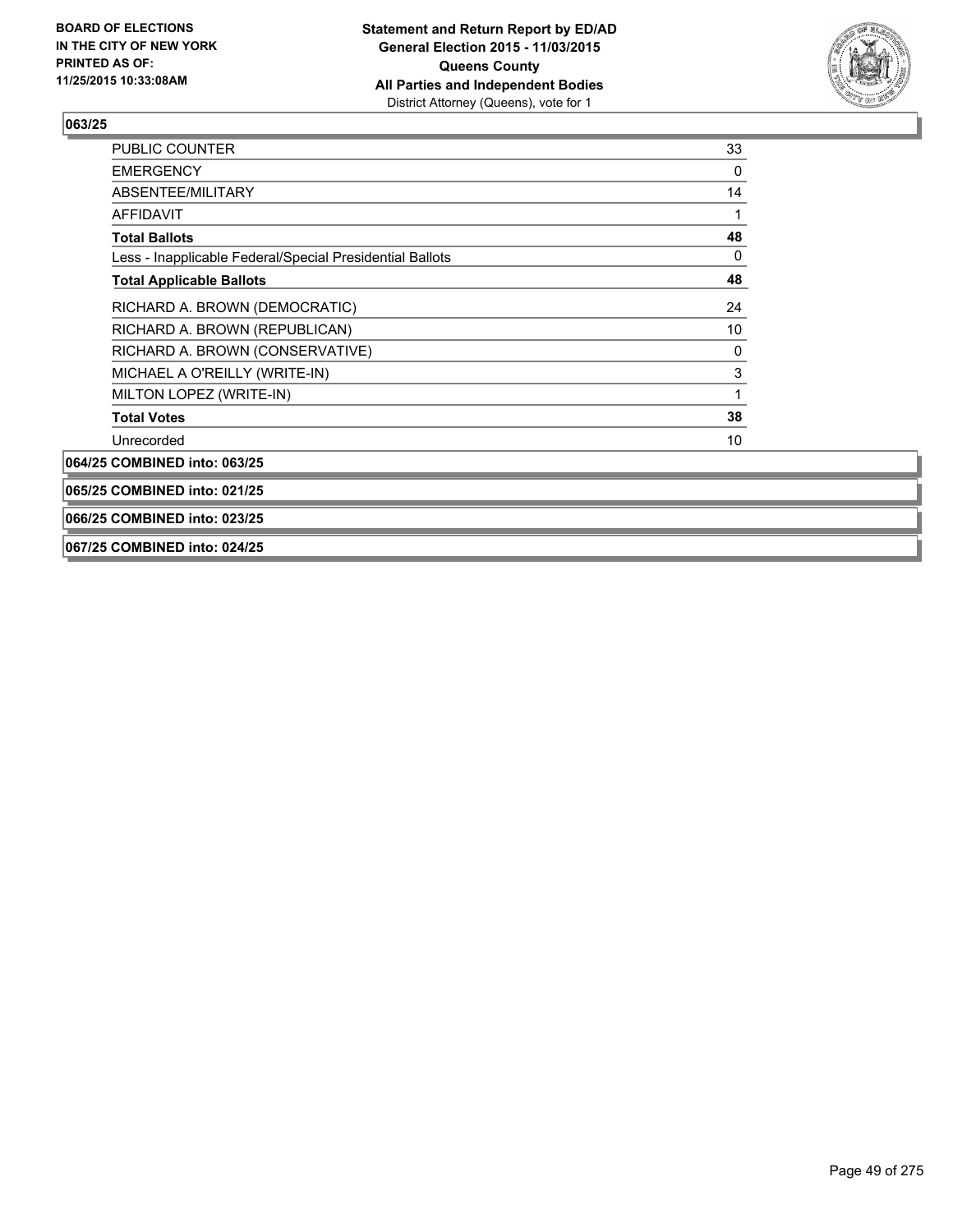BOARD OF ELECTIONS IN THE CITY OF NEW YORK PRINTED AS OF: 11/25/2015 10:33:08AM

**Statement and Return Report by ED/AD**
**General Election 2015 - 11/03/2015**
**Queens County**
**All Parties and Independent Bodies**
District Attorney (Queens), vote for 1

**063/25**

| | |
|---|---|
| PUBLIC COUNTER | 33 |
| EMERGENCY | 0 |
| ABSENTEE/MILITARY | 14 |
| AFFIDAVIT | 1 |
| **Total Ballots** | **48** |
| Less - Inapplicable Federal/Special Presidential Ballots | 0 |
| **Total Applicable Ballots** | **48** |
| RICHARD A. BROWN (DEMOCRATIC) | 24 |
| RICHARD A. BROWN (REPUBLICAN) | 10 |
| RICHARD A. BROWN (CONSERVATIVE) | 0 |
| MICHAEL A O'REILLY (WRITE-IN) | 3 |
| MILTON LOPEZ (WRITE-IN) | 1 |
| **Total Votes** | **38** |
| Unrecorded | 10 |

**064/25 COMBINED into: 063/25**

**065/25 COMBINED into: 021/25**

**066/25 COMBINED into: 023/25**

**067/25 COMBINED into: 024/25**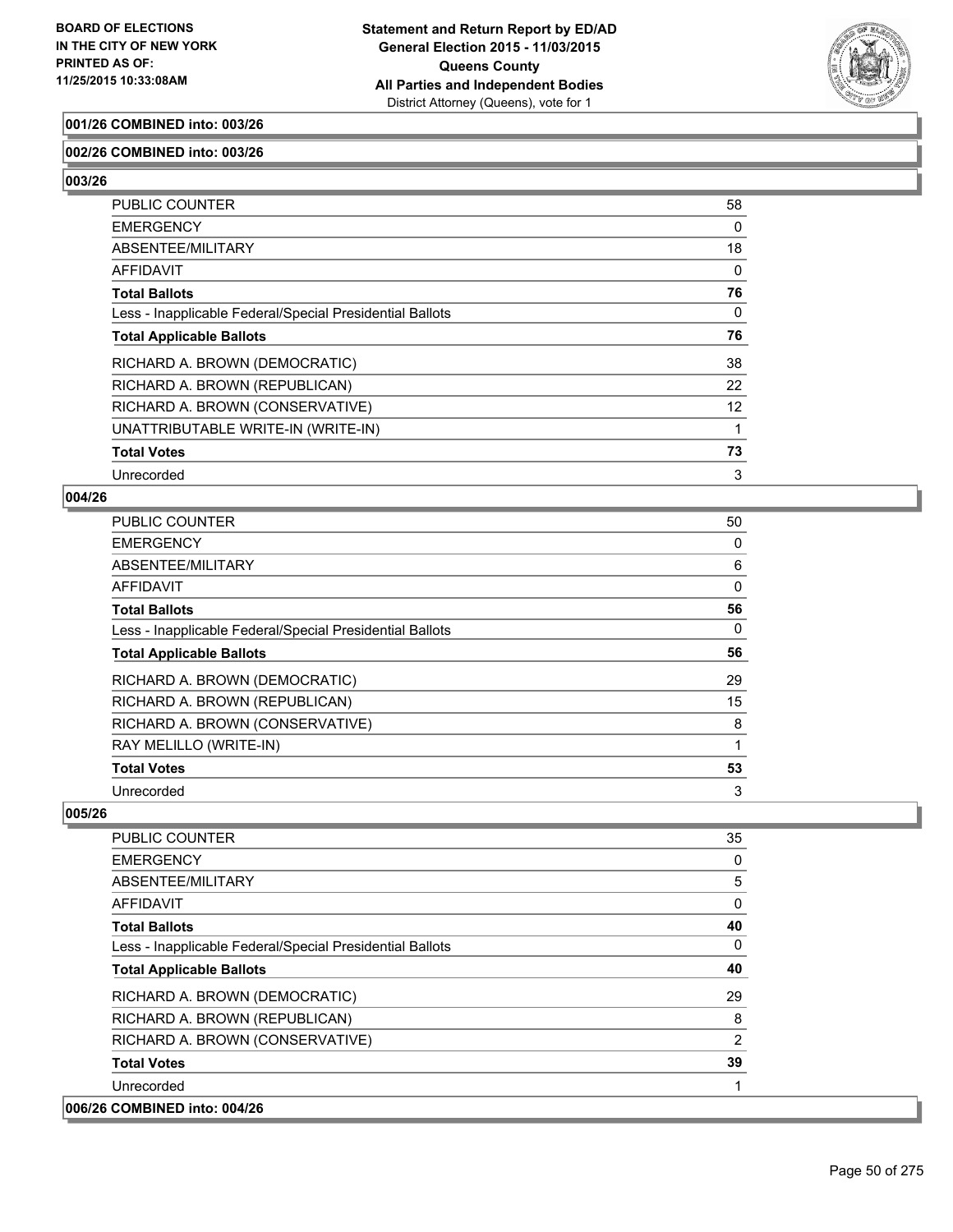**001/26 COMBINED into: 003/26**

**002/26 COMBINED into: 003/26**

**003/26**

| | |
|---|---|
| PUBLIC COUNTER | 58 |
| EMERGENCY | 0 |
| ABSENTEE/MILITARY | 18 |
| AFFIDAVIT | 0 |
| **Total Ballots** | **76** |
| Less - Inapplicable Federal/Special Presidential Ballots | 0 |
| **Total Applicable Ballots** | **76** |
| RICHARD A. BROWN (DEMOCRATIC) | 38 |
| RICHARD A. BROWN (REPUBLICAN) | 22 |
| RICHARD A. BROWN (CONSERVATIVE) | 12 |
| UNATTRIBUTABLE WRITE-IN (WRITE-IN) | 1 |
| **Total Votes** | **73** |
| Unrecorded | 3 |

**004/26**

| | |
|---|---|
| PUBLIC COUNTER | 50 |
| EMERGENCY | 0 |
| ABSENTEE/MILITARY | 6 |
| AFFIDAVIT | 0 |
| **Total Ballots** | **56** |
| Less - Inapplicable Federal/Special Presidential Ballots | 0 |
| **Total Applicable Ballots** | **56** |
| RICHARD A. BROWN (DEMOCRATIC) | 29 |
| RICHARD A. BROWN (REPUBLICAN) | 15 |
| RICHARD A. BROWN (CONSERVATIVE) | 8 |
| RAY MELILLO (WRITE-IN) | 1 |
| **Total Votes** | **53** |
| Unrecorded | 3 |

**005/26**

| | |
|---|---|
| PUBLIC COUNTER | 35 |
| EMERGENCY | 0 |
| ABSENTEE/MILITARY | 5 |
| AFFIDAVIT | 0 |
| **Total Ballots** | **40** |
| Less - Inapplicable Federal/Special Presidential Ballots | 0 |
| **Total Applicable Ballots** | **40** |
| RICHARD A. BROWN (DEMOCRATIC) | 29 |
| RICHARD A. BROWN (REPUBLICAN) | 8 |
| RICHARD A. BROWN (CONSERVATIVE) | 2 |
| **Total Votes** | **39** |
| Unrecorded | 1 |

**006/26 COMBINED into: 004/26**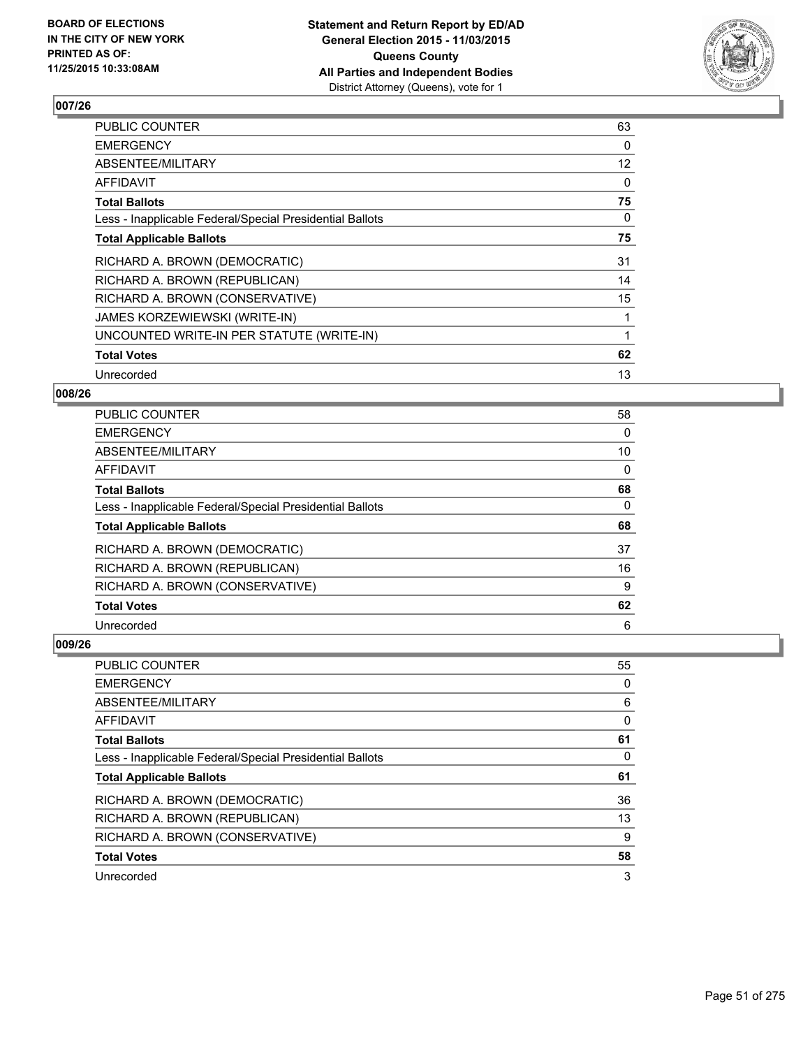**BOARD OF ELECTIONS IN THE CITY OF NEW YORK PRINTED AS OF: 11/25/2015 10:33:08AM**

**Statement and Return Report by ED/AD General Election 2015 - 11/03/2015 Queens County All Parties and Independent Bodies**
District Attorney (Queens), vote for 1

## 007/26

| | |
|---|---|
| PUBLIC COUNTER | 63 |
| EMERGENCY | 0 |
| ABSENTEE/MILITARY | 12 |
| AFFIDAVIT | 0 |
| **Total Ballots** | **75** |
| Less - Inapplicable Federal/Special Presidential Ballots | 0 |
| **Total Applicable Ballots** | **75** |
| RICHARD A. BROWN (DEMOCRATIC) | 31 |
| RICHARD A. BROWN (REPUBLICAN) | 14 |
| RICHARD A. BROWN (CONSERVATIVE) | 15 |
| JAMES KORZEWIEWSKI (WRITE-IN) | 1 |
| UNCOUNTED WRITE-IN PER STATUTE (WRITE-IN) | 1 |
| **Total Votes** | **62** |
| Unrecorded | 13 |

## 008/26

| | |
|---|---|
| PUBLIC COUNTER | 58 |
| EMERGENCY | 0 |
| ABSENTEE/MILITARY | 10 |
| AFFIDAVIT | 0 |
| **Total Ballots** | **68** |
| Less - Inapplicable Federal/Special Presidential Ballots | 0 |
| **Total Applicable Ballots** | **68** |
| RICHARD A. BROWN (DEMOCRATIC) | 37 |
| RICHARD A. BROWN (REPUBLICAN) | 16 |
| RICHARD A. BROWN (CONSERVATIVE) | 9 |
| **Total Votes** | **62** |
| Unrecorded | 6 |

## 009/26

| | |
|---|---|
| PUBLIC COUNTER | 55 |
| EMERGENCY | 0 |
| ABSENTEE/MILITARY | 6 |
| AFFIDAVIT | 0 |
| **Total Ballots** | **61** |
| Less - Inapplicable Federal/Special Presidential Ballots | 0 |
| **Total Applicable Ballots** | **61** |
| RICHARD A. BROWN (DEMOCRATIC) | 36 |
| RICHARD A. BROWN (REPUBLICAN) | 13 |
| RICHARD A. BROWN (CONSERVATIVE) | 9 |
| **Total Votes** | **58** |
| Unrecorded | 3 |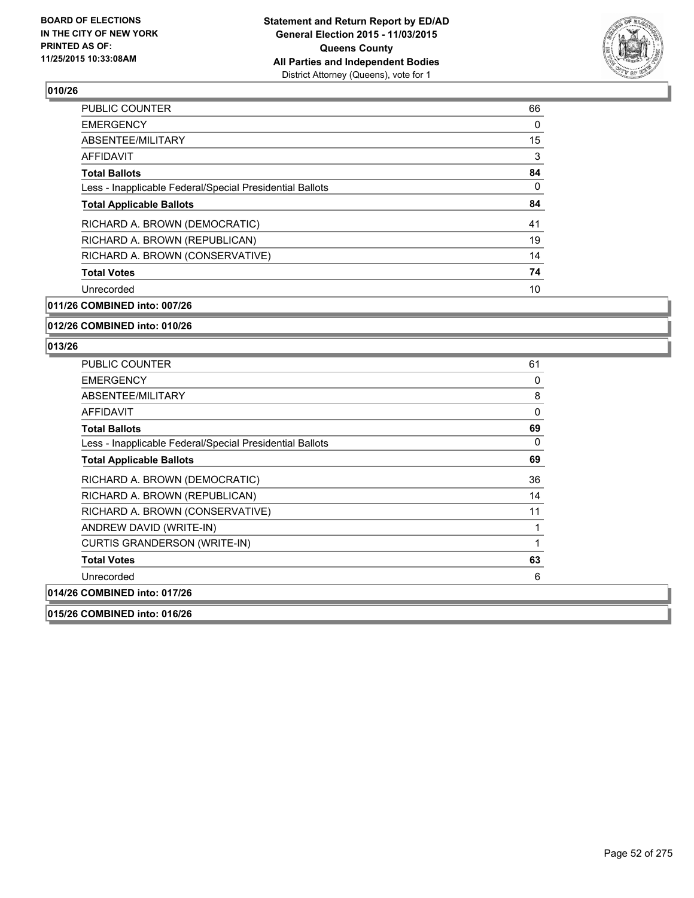## 010/26

| | |
|---|---|
| PUBLIC COUNTER | 66 |
| EMERGENCY | 0 |
| ABSENTEE/MILITARY | 15 |
| AFFIDAVIT | 3 |
| **Total Ballots** | **84** |
| Less - Inapplicable Federal/Special Presidential Ballots | 0 |
| **Total Applicable Ballots** | **84** |
| RICHARD A. BROWN (DEMOCRATIC) | 41 |
| RICHARD A. BROWN (REPUBLICAN) | 19 |
| RICHARD A. BROWN (CONSERVATIVE) | 14 |
| **Total Votes** | **74** |
| Unrecorded | 10 |

**011/26 COMBINED into: 007/26**

**012/26 COMBINED into: 010/26**

## 013/26

| | |
|---|---|
| PUBLIC COUNTER | 61 |
| EMERGENCY | 0 |
| ABSENTEE/MILITARY | 8 |
| AFFIDAVIT | 0 |
| **Total Ballots** | **69** |
| Less - Inapplicable Federal/Special Presidential Ballots | 0 |
| **Total Applicable Ballots** | **69** |
| RICHARD A. BROWN (DEMOCRATIC) | 36 |
| RICHARD A. BROWN (REPUBLICAN) | 14 |
| RICHARD A. BROWN (CONSERVATIVE) | 11 |
| ANDREW DAVID (WRITE-IN) | 1 |
| CURTIS GRANDERSON (WRITE-IN) | 1 |
| **Total Votes** | **63** |
| Unrecorded | 6 |

**014/26 COMBINED into: 017/26**

**015/26 COMBINED into: 016/26**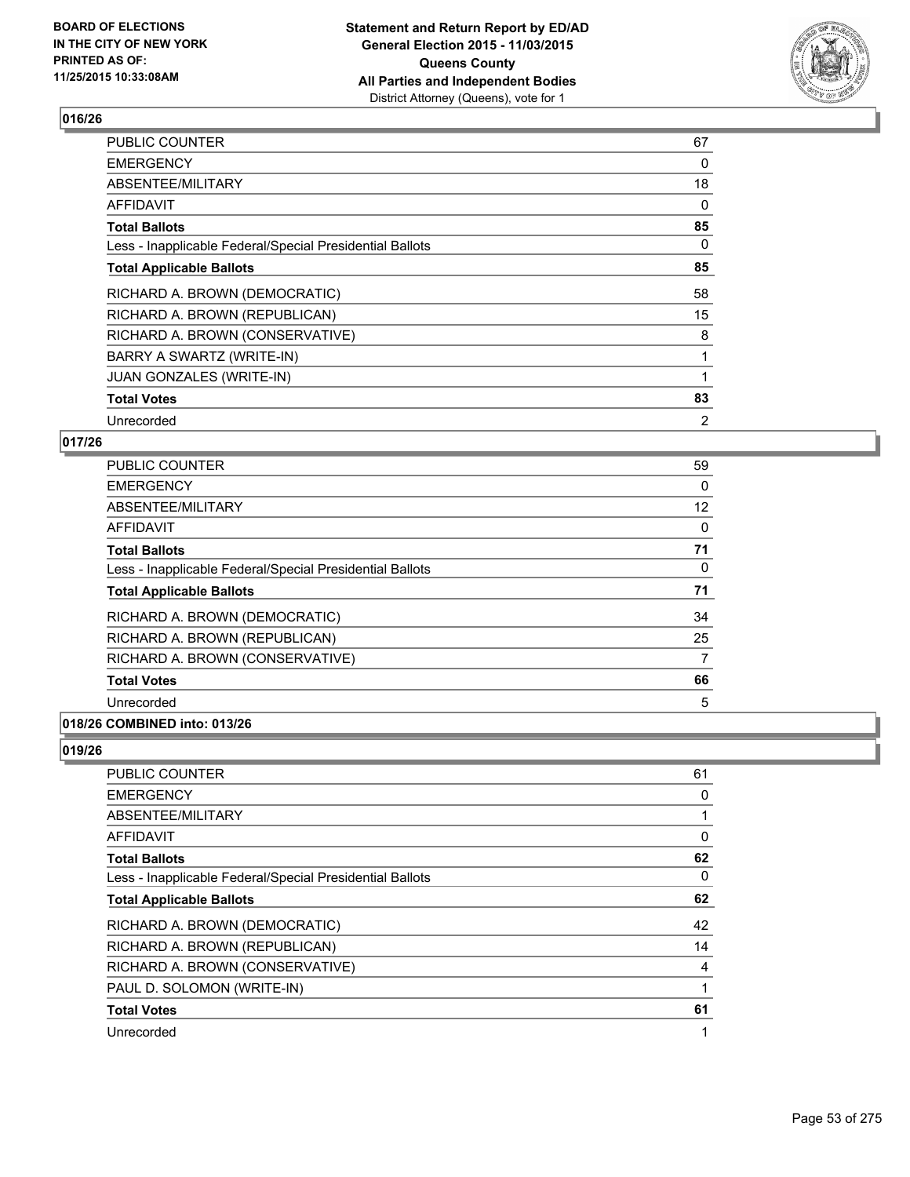**BOARD OF ELECTIONS IN THE CITY OF NEW YORK PRINTED AS OF: 11/25/2015 10:33:08AM**

**Statement and Return Report by ED/AD General Election 2015 - 11/03/2015 Queens County All Parties and Independent Bodies**
District Attorney (Queens), vote for 1

## 016/26

| | |
|---|---|
| PUBLIC COUNTER | 67 |
| EMERGENCY | 0 |
| ABSENTEE/MILITARY | 18 |
| AFFIDAVIT | 0 |
| **Total Ballots** | **85** |
| Less - Inapplicable Federal/Special Presidential Ballots | 0 |
| **Total Applicable Ballots** | **85** |
| RICHARD A. BROWN (DEMOCRATIC) | 58 |
| RICHARD A. BROWN (REPUBLICAN) | 15 |
| RICHARD A. BROWN (CONSERVATIVE) | 8 |
| BARRY A SWARTZ (WRITE-IN) | 1 |
| JUAN GONZALES (WRITE-IN) | 1 |
| **Total Votes** | **83** |
| Unrecorded | 2 |

## 017/26

| | |
|---|---|
| PUBLIC COUNTER | 59 |
| EMERGENCY | 0 |
| ABSENTEE/MILITARY | 12 |
| AFFIDAVIT | 0 |
| **Total Ballots** | **71** |
| Less - Inapplicable Federal/Special Presidential Ballots | 0 |
| **Total Applicable Ballots** | **71** |
| RICHARD A. BROWN (DEMOCRATIC) | 34 |
| RICHARD A. BROWN (REPUBLICAN) | 25 |
| RICHARD A. BROWN (CONSERVATIVE) | 7 |
| **Total Votes** | **66** |
| Unrecorded | 5 |

## 018/26 COMBINED into: 013/26

## 019/26

| | |
|---|---|
| PUBLIC COUNTER | 61 |
| EMERGENCY | 0 |
| ABSENTEE/MILITARY | 1 |
| AFFIDAVIT | 0 |
| **Total Ballots** | **62** |
| Less - Inapplicable Federal/Special Presidential Ballots | 0 |
| **Total Applicable Ballots** | **62** |
| RICHARD A. BROWN (DEMOCRATIC) | 42 |
| RICHARD A. BROWN (REPUBLICAN) | 14 |
| RICHARD A. BROWN (CONSERVATIVE) | 4 |
| PAUL D. SOLOMON (WRITE-IN) | 1 |
| **Total Votes** | **61** |
| Unrecorded | 1 |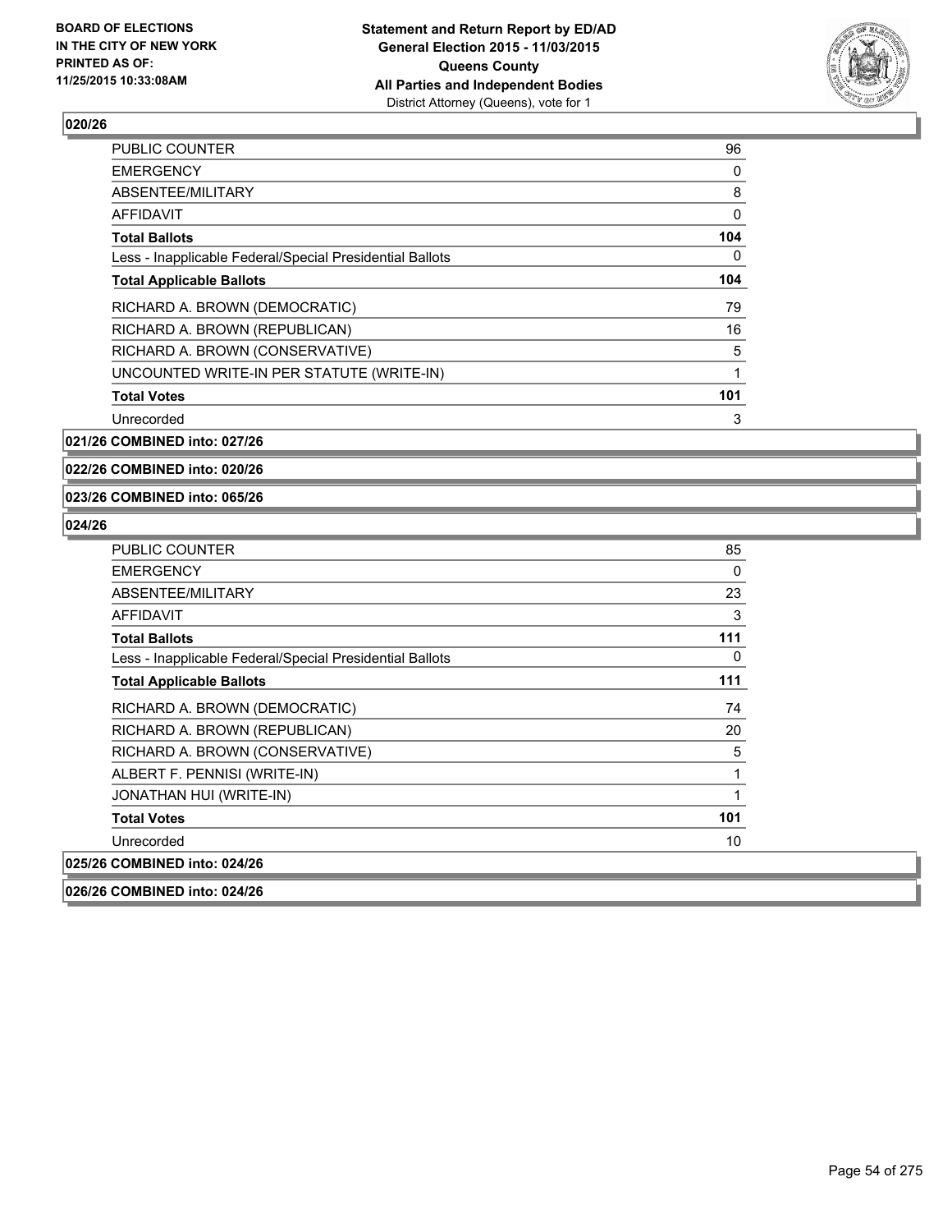**BOARD OF ELECTIONS IN THE CITY OF NEW YORK PRINTED AS OF: 11/25/2015 10:33:08AM**

**Statement and Return Report by ED/AD General Election 2015 - 11/03/2015 Queens County All Parties and Independent Bodies**
District Attorney (Queens), vote for 1

### 020/26

| | |
|---|---|
| PUBLIC COUNTER | 96 |
| EMERGENCY | 0 |
| ABSENTEE/MILITARY | 8 |
| AFFIDAVIT | 0 |
| **Total Ballots** | **104** |
| Less - Inapplicable Federal/Special Presidential Ballots | 0 |
| **Total Applicable Ballots** | **104** |
| RICHARD A. BROWN (DEMOCRATIC) | 79 |
| RICHARD A. BROWN (REPUBLICAN) | 16 |
| RICHARD A. BROWN (CONSERVATIVE) | 5 |
| UNCOUNTED WRITE-IN PER STATUTE (WRITE-IN) | 1 |
| **Total Votes** | **101** |
| Unrecorded | 3 |

**021/26 COMBINED into: 027/26**

**022/26 COMBINED into: 020/26**

**023/26 COMBINED into: 065/26**

### 024/26

| | |
|---|---|
| PUBLIC COUNTER | 85 |
| EMERGENCY | 0 |
| ABSENTEE/MILITARY | 23 |
| AFFIDAVIT | 3 |
| **Total Ballots** | **111** |
| Less - Inapplicable Federal/Special Presidential Ballots | 0 |
| **Total Applicable Ballots** | **111** |
| RICHARD A. BROWN (DEMOCRATIC) | 74 |
| RICHARD A. BROWN (REPUBLICAN) | 20 |
| RICHARD A. BROWN (CONSERVATIVE) | 5 |
| ALBERT F. PENNISI (WRITE-IN) | 1 |
| JONATHAN HUI (WRITE-IN) | 1 |
| **Total Votes** | **101** |
| Unrecorded | 10 |

**025/26 COMBINED into: 024/26**

**026/26 COMBINED into: 024/26**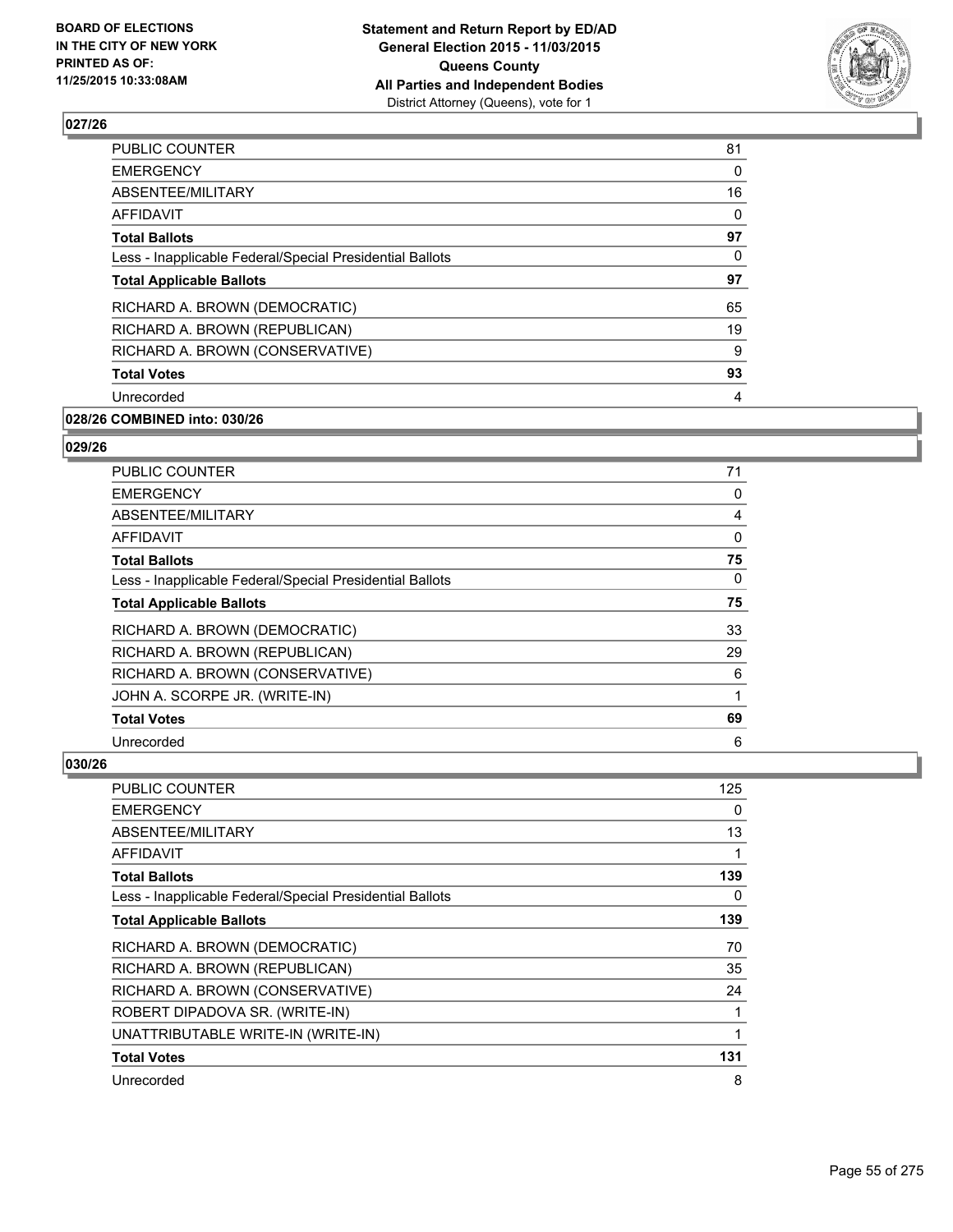**Statement and Return Report by ED/AD**
**General Election 2015 - 11/03/2015**
**Queens County**
**All Parties and Independent Bodies**
District Attorney (Queens), vote for 1

BOARD OF ELECTIONS
IN THE CITY OF NEW YORK
PRINTED AS OF:
11/25/2015 10:33:08AM

### 027/26

| | |
|---|---|
| PUBLIC COUNTER | 81 |
| EMERGENCY | 0 |
| ABSENTEE/MILITARY | 16 |
| AFFIDAVIT | 0 |
| **Total Ballots** | **97** |
| Less - Inapplicable Federal/Special Presidential Ballots | 0 |
| **Total Applicable Ballots** | **97** |
| RICHARD A. BROWN (DEMOCRATIC) | 65 |
| RICHARD A. BROWN (REPUBLICAN) | 19 |
| RICHARD A. BROWN (CONSERVATIVE) | 9 |
| **Total Votes** | **93** |
| Unrecorded | 4 |

### 028/26 COMBINED into: 030/26

### 029/26

| | |
|---|---|
| PUBLIC COUNTER | 71 |
| EMERGENCY | 0 |
| ABSENTEE/MILITARY | 4 |
| AFFIDAVIT | 0 |
| **Total Ballots** | **75** |
| Less - Inapplicable Federal/Special Presidential Ballots | 0 |
| **Total Applicable Ballots** | **75** |
| RICHARD A. BROWN (DEMOCRATIC) | 33 |
| RICHARD A. BROWN (REPUBLICAN) | 29 |
| RICHARD A. BROWN (CONSERVATIVE) | 6 |
| JOHN A. SCORPE JR. (WRITE-IN) | 1 |
| **Total Votes** | **69** |
| Unrecorded | 6 |

### 030/26

| | |
|---|---|
| PUBLIC COUNTER | 125 |
| EMERGENCY | 0 |
| ABSENTEE/MILITARY | 13 |
| AFFIDAVIT | 1 |
| **Total Ballots** | **139** |
| Less - Inapplicable Federal/Special Presidential Ballots | 0 |
| **Total Applicable Ballots** | **139** |
| RICHARD A. BROWN (DEMOCRATIC) | 70 |
| RICHARD A. BROWN (REPUBLICAN) | 35 |
| RICHARD A. BROWN (CONSERVATIVE) | 24 |
| ROBERT DIPADOVA SR. (WRITE-IN) | 1 |
| UNATTRIBUTABLE WRITE-IN (WRITE-IN) | 1 |
| **Total Votes** | **131** |
| Unrecorded | 8 |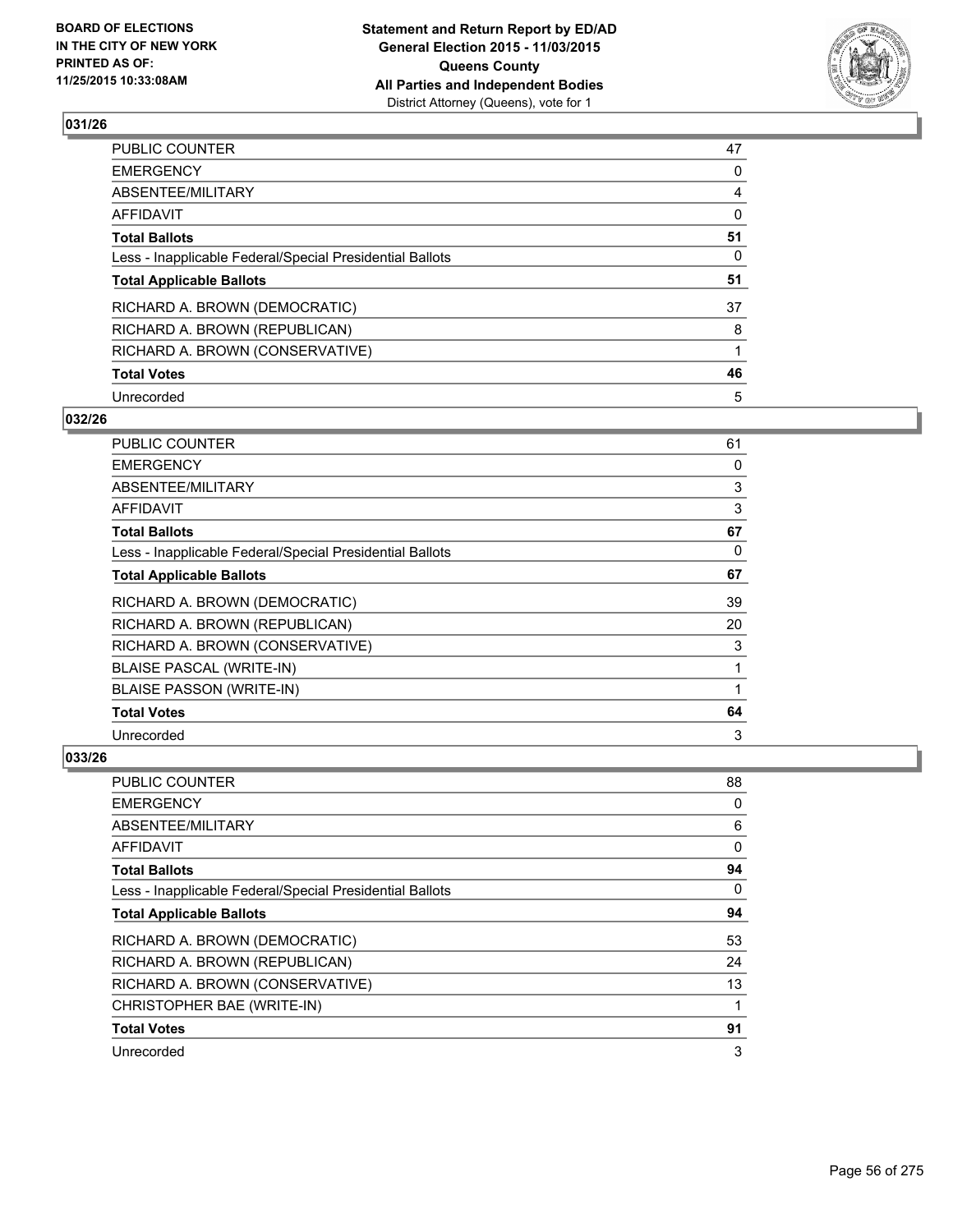### 031/26

| | |
|---|---|
| PUBLIC COUNTER | 47 |
| EMERGENCY | 0 |
| ABSENTEE/MILITARY | 4 |
| AFFIDAVIT | 0 |
| **Total Ballots** | **51** |
| Less - Inapplicable Federal/Special Presidential Ballots | 0 |
| **Total Applicable Ballots** | **51** |
| RICHARD A. BROWN (DEMOCRATIC) | 37 |
| RICHARD A. BROWN (REPUBLICAN) | 8 |
| RICHARD A. BROWN (CONSERVATIVE) | 1 |
| **Total Votes** | **46** |
| Unrecorded | 5 |

### 032/26

| | |
|---|---|
| PUBLIC COUNTER | 61 |
| EMERGENCY | 0 |
| ABSENTEE/MILITARY | 3 |
| AFFIDAVIT | 3 |
| **Total Ballots** | **67** |
| Less - Inapplicable Federal/Special Presidential Ballots | 0 |
| **Total Applicable Ballots** | **67** |
| RICHARD A. BROWN (DEMOCRATIC) | 39 |
| RICHARD A. BROWN (REPUBLICAN) | 20 |
| RICHARD A. BROWN (CONSERVATIVE) | 3 |
| BLAISE PASCAL (WRITE-IN) | 1 |
| BLAISE PASSON (WRITE-IN) | 1 |
| **Total Votes** | **64** |
| Unrecorded | 3 |

### 033/26

| | |
|---|---|
| PUBLIC COUNTER | 88 |
| EMERGENCY | 0 |
| ABSENTEE/MILITARY | 6 |
| AFFIDAVIT | 0 |
| **Total Ballots** | **94** |
| Less - Inapplicable Federal/Special Presidential Ballots | 0 |
| **Total Applicable Ballots** | **94** |
| RICHARD A. BROWN (DEMOCRATIC) | 53 |
| RICHARD A. BROWN (REPUBLICAN) | 24 |
| RICHARD A. BROWN (CONSERVATIVE) | 13 |
| CHRISTOPHER BAE (WRITE-IN) | 1 |
| **Total Votes** | **91** |
| Unrecorded | 3 |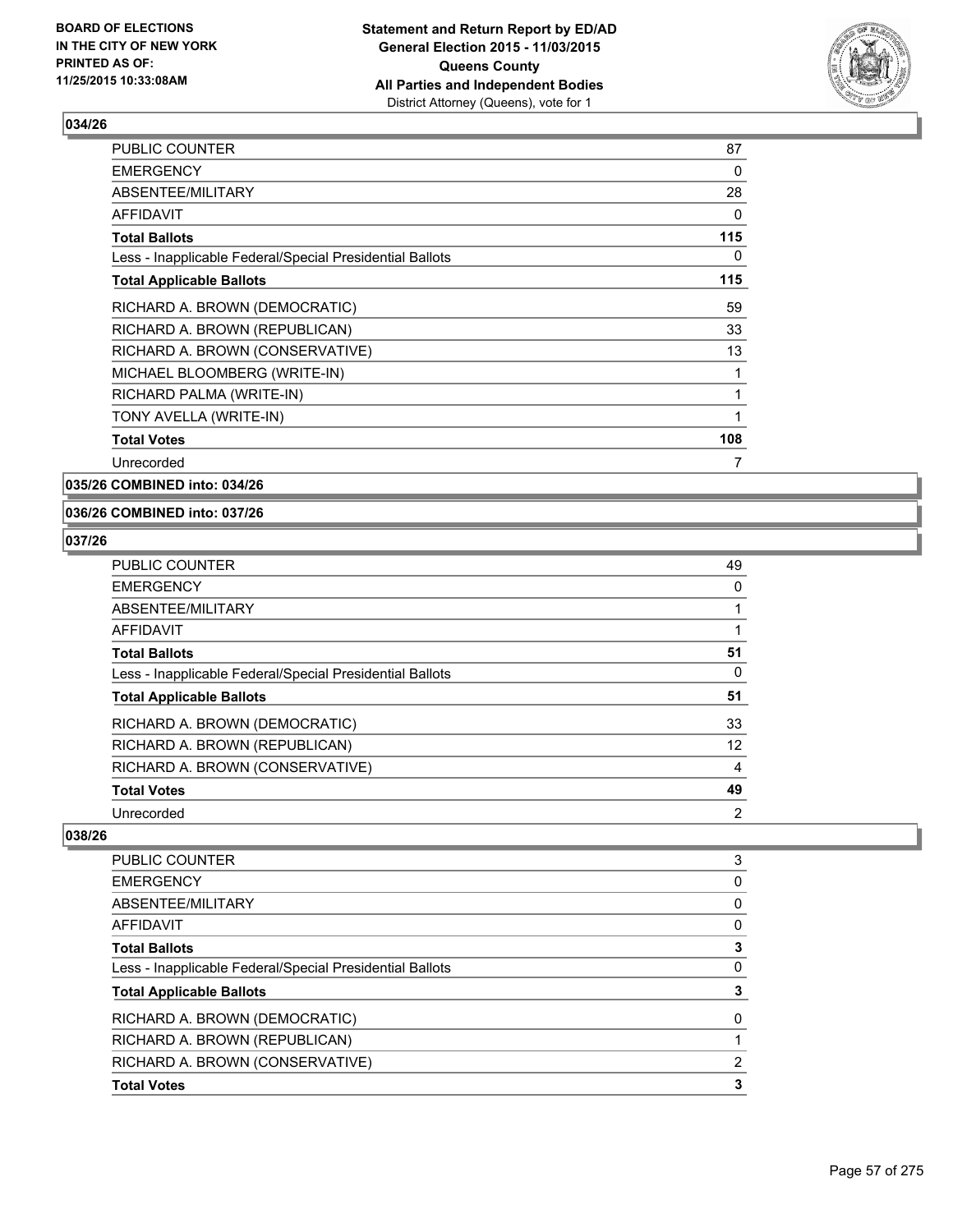**Statement and Return Report by ED/AD**
**General Election 2015 - 11/03/2015**
**Queens County**
**All Parties and Independent Bodies**
District Attorney (Queens), vote for 1

BOARD OF ELECTIONS
IN THE CITY OF NEW YORK
PRINTED AS OF:
11/25/2015 10:33:08AM

### 034/26

| | |
|---|---|
| PUBLIC COUNTER | 87 |
| EMERGENCY | 0 |
| ABSENTEE/MILITARY | 28 |
| AFFIDAVIT | 0 |
| **Total Ballots** | **115** |
| Less - Inapplicable Federal/Special Presidential Ballots | 0 |
| **Total Applicable Ballots** | **115** |
| RICHARD A. BROWN (DEMOCRATIC) | 59 |
| RICHARD A. BROWN (REPUBLICAN) | 33 |
| RICHARD A. BROWN (CONSERVATIVE) | 13 |
| MICHAEL BLOOMBERG (WRITE-IN) | 1 |
| RICHARD PALMA (WRITE-IN) | 1 |
| TONY AVELLA (WRITE-IN) | 1 |
| **Total Votes** | **108** |
| Unrecorded | 7 |

### 035/26 COMBINED into: 034/26

### 036/26 COMBINED into: 037/26

### 037/26

| | |
|---|---|
| PUBLIC COUNTER | 49 |
| EMERGENCY | 0 |
| ABSENTEE/MILITARY | 1 |
| AFFIDAVIT | 1 |
| **Total Ballots** | **51** |
| Less - Inapplicable Federal/Special Presidential Ballots | 0 |
| **Total Applicable Ballots** | **51** |
| RICHARD A. BROWN (DEMOCRATIC) | 33 |
| RICHARD A. BROWN (REPUBLICAN) | 12 |
| RICHARD A. BROWN (CONSERVATIVE) | 4 |
| **Total Votes** | **49** |
| Unrecorded | 2 |

### 038/26

| | |
|---|---|
| PUBLIC COUNTER | 3 |
| EMERGENCY | 0 |
| ABSENTEE/MILITARY | 0 |
| AFFIDAVIT | 0 |
| **Total Ballots** | **3** |
| Less - Inapplicable Federal/Special Presidential Ballots | 0 |
| **Total Applicable Ballots** | **3** |
| RICHARD A. BROWN (DEMOCRATIC) | 0 |
| RICHARD A. BROWN (REPUBLICAN) | 1 |
| RICHARD A. BROWN (CONSERVATIVE) | 2 |
| **Total Votes** | **3** |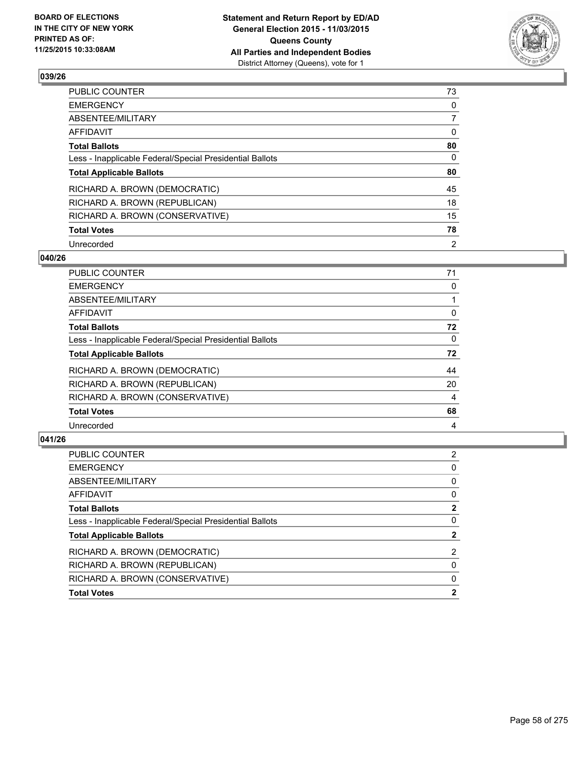## 039/26

| | |
|---|---|
| PUBLIC COUNTER | 73 |
| EMERGENCY | 0 |
| ABSENTEE/MILITARY | 7 |
| AFFIDAVIT | 0 |
| **Total Ballots** | **80** |
| Less - Inapplicable Federal/Special Presidential Ballots | 0 |
| **Total Applicable Ballots** | **80** |
| RICHARD A. BROWN (DEMOCRATIC) | 45 |
| RICHARD A. BROWN (REPUBLICAN) | 18 |
| RICHARD A. BROWN (CONSERVATIVE) | 15 |
| **Total Votes** | **78** |
| Unrecorded | 2 |

## 040/26

| | |
|---|---|
| PUBLIC COUNTER | 71 |
| EMERGENCY | 0 |
| ABSENTEE/MILITARY | 1 |
| AFFIDAVIT | 0 |
| **Total Ballots** | **72** |
| Less - Inapplicable Federal/Special Presidential Ballots | 0 |
| **Total Applicable Ballots** | **72** |
| RICHARD A. BROWN (DEMOCRATIC) | 44 |
| RICHARD A. BROWN (REPUBLICAN) | 20 |
| RICHARD A. BROWN (CONSERVATIVE) | 4 |
| **Total Votes** | **68** |
| Unrecorded | 4 |

## 041/26

| | |
|---|---|
| PUBLIC COUNTER | 2 |
| EMERGENCY | 0 |
| ABSENTEE/MILITARY | 0 |
| AFFIDAVIT | 0 |
| **Total Ballots** | **2** |
| Less - Inapplicable Federal/Special Presidential Ballots | 0 |
| **Total Applicable Ballots** | **2** |
| RICHARD A. BROWN (DEMOCRATIC) | 2 |
| RICHARD A. BROWN (REPUBLICAN) | 0 |
| RICHARD A. BROWN (CONSERVATIVE) | 0 |
| **Total Votes** | **2** |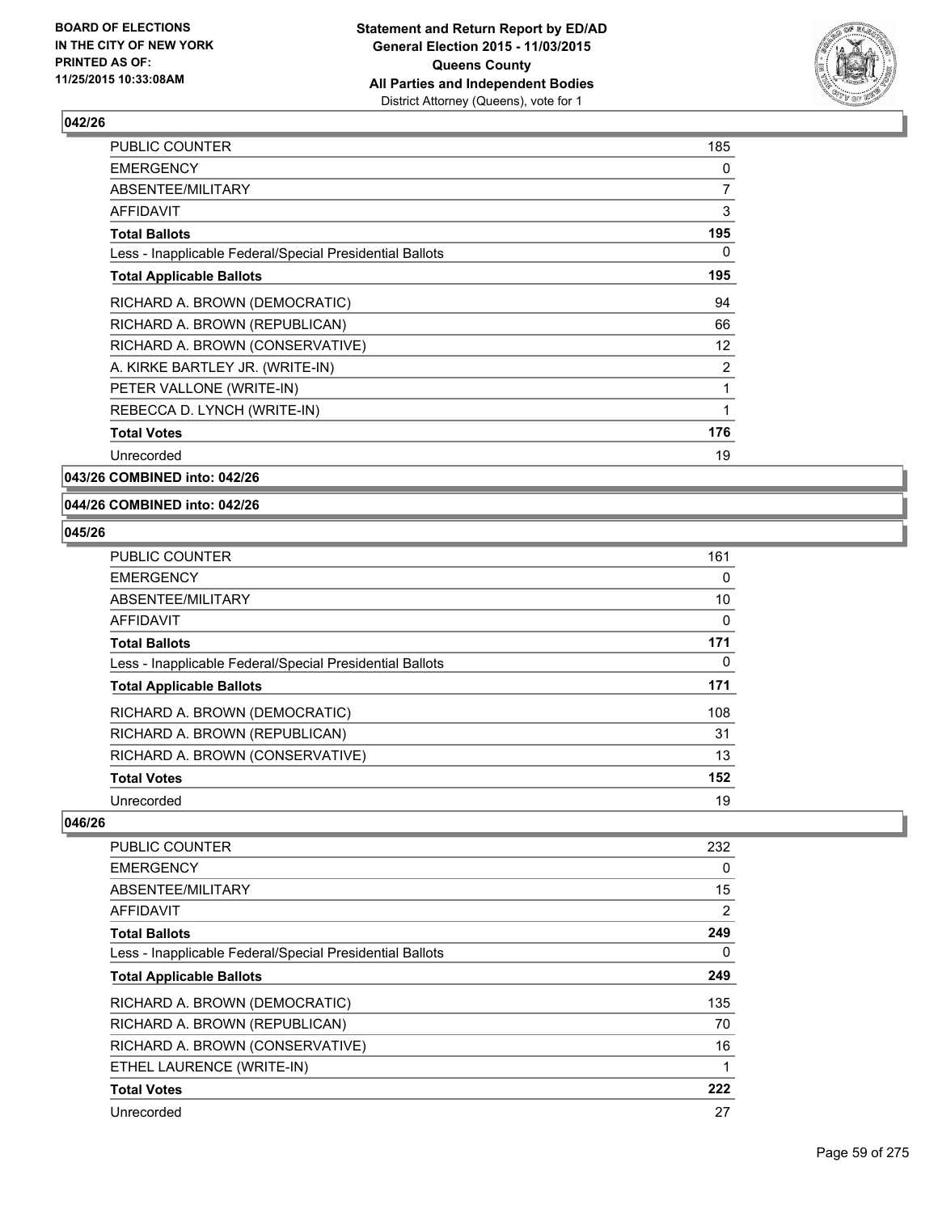**BOARD OF ELECTIONS IN THE CITY OF NEW YORK PRINTED AS OF: 11/25/2015 10:33:08AM**

**Statement and Return Report by ED/AD General Election 2015 - 11/03/2015 Queens County All Parties and Independent Bodies**
District Attorney (Queens), vote for 1

### 042/26

| | |
|---|---|
| PUBLIC COUNTER | 185 |
| EMERGENCY | 0 |
| ABSENTEE/MILITARY | 7 |
| AFFIDAVIT | 3 |
| **Total Ballots** | **195** |
| Less - Inapplicable Federal/Special Presidential Ballots | 0 |
| **Total Applicable Ballots** | **195** |
| RICHARD A. BROWN (DEMOCRATIC) | 94 |
| RICHARD A. BROWN (REPUBLICAN) | 66 |
| RICHARD A. BROWN (CONSERVATIVE) | 12 |
| A. KIRKE BARTLEY JR. (WRITE-IN) | 2 |
| PETER VALLONE (WRITE-IN) | 1 |
| REBECCA D. LYNCH (WRITE-IN) | 1 |
| **Total Votes** | **176** |
| Unrecorded | 19 |

### 043/26 COMBINED into: 042/26

### 044/26 COMBINED into: 042/26

### 045/26

| | |
|---|---|
| PUBLIC COUNTER | 161 |
| EMERGENCY | 0 |
| ABSENTEE/MILITARY | 10 |
| AFFIDAVIT | 0 |
| **Total Ballots** | **171** |
| Less - Inapplicable Federal/Special Presidential Ballots | 0 |
| **Total Applicable Ballots** | **171** |
| RICHARD A. BROWN (DEMOCRATIC) | 108 |
| RICHARD A. BROWN (REPUBLICAN) | 31 |
| RICHARD A. BROWN (CONSERVATIVE) | 13 |
| **Total Votes** | **152** |
| Unrecorded | 19 |

### 046/26

| | |
|---|---|
| PUBLIC COUNTER | 232 |
| EMERGENCY | 0 |
| ABSENTEE/MILITARY | 15 |
| AFFIDAVIT | 2 |
| **Total Ballots** | **249** |
| Less - Inapplicable Federal/Special Presidential Ballots | 0 |
| **Total Applicable Ballots** | **249** |
| RICHARD A. BROWN (DEMOCRATIC) | 135 |
| RICHARD A. BROWN (REPUBLICAN) | 70 |
| RICHARD A. BROWN (CONSERVATIVE) | 16 |
| ETHEL LAURENCE (WRITE-IN) | 1 |
| **Total Votes** | **222** |
| Unrecorded | 27 |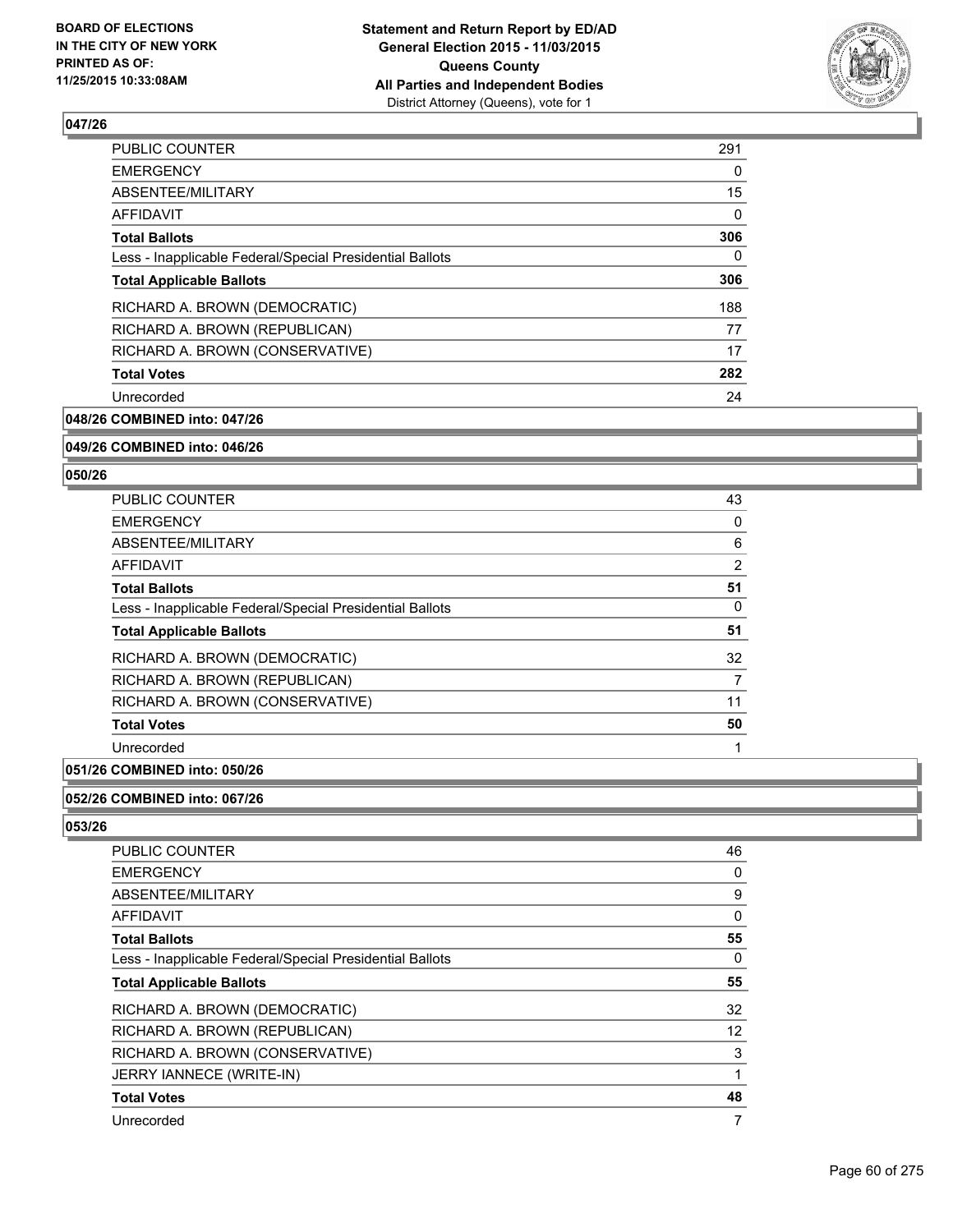**047/26**

| | |
|---|---|
| PUBLIC COUNTER | 291 |
| EMERGENCY | 0 |
| ABSENTEE/MILITARY | 15 |
| AFFIDAVIT | 0 |
| **Total Ballots** | **306** |
| Less - Inapplicable Federal/Special Presidential Ballots | 0 |
| **Total Applicable Ballots** | **306** |
| RICHARD A. BROWN (DEMOCRATIC) | 188 |
| RICHARD A. BROWN (REPUBLICAN) | 77 |
| RICHARD A. BROWN (CONSERVATIVE) | 17 |
| **Total Votes** | **282** |
| Unrecorded | 24 |

**048/26 COMBINED into: 047/26**

**049/26 COMBINED into: 046/26**

**050/26**

| | |
|---|---|
| PUBLIC COUNTER | 43 |
| EMERGENCY | 0 |
| ABSENTEE/MILITARY | 6 |
| AFFIDAVIT | 2 |
| **Total Ballots** | **51** |
| Less - Inapplicable Federal/Special Presidential Ballots | 0 |
| **Total Applicable Ballots** | **51** |
| RICHARD A. BROWN (DEMOCRATIC) | 32 |
| RICHARD A. BROWN (REPUBLICAN) | 7 |
| RICHARD A. BROWN (CONSERVATIVE) | 11 |
| **Total Votes** | **50** |
| Unrecorded | 1 |

**051/26 COMBINED into: 050/26**

**052/26 COMBINED into: 067/26**

**053/26**

| | |
|---|---|
| PUBLIC COUNTER | 46 |
| EMERGENCY | 0 |
| ABSENTEE/MILITARY | 9 |
| AFFIDAVIT | 0 |
| **Total Ballots** | **55** |
| Less - Inapplicable Federal/Special Presidential Ballots | 0 |
| **Total Applicable Ballots** | **55** |
| RICHARD A. BROWN (DEMOCRATIC) | 32 |
| RICHARD A. BROWN (REPUBLICAN) | 12 |
| RICHARD A. BROWN (CONSERVATIVE) | 3 |
| JERRY IANNECE (WRITE-IN) | 1 |
| **Total Votes** | **48** |
| Unrecorded | 7 |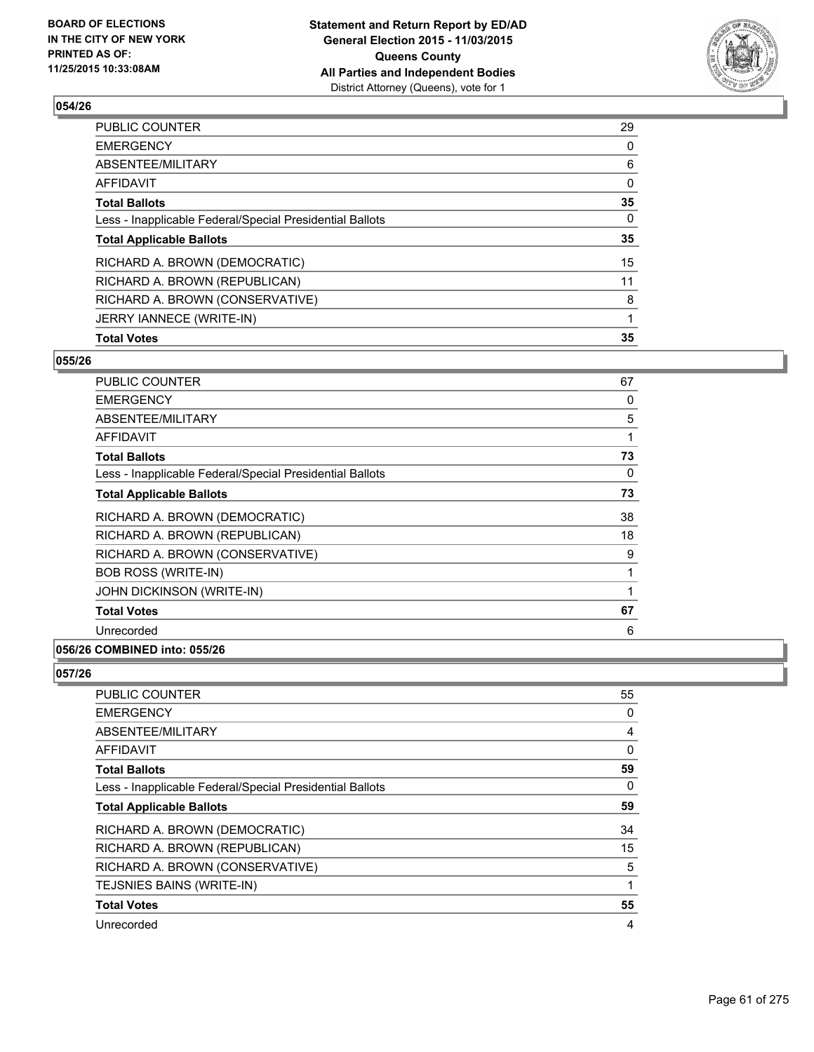## 054/26

| | |
|---|---|
| PUBLIC COUNTER | 29 |
| EMERGENCY | 0 |
| ABSENTEE/MILITARY | 6 |
| AFFIDAVIT | 0 |
| **Total Ballots** | **35** |
| Less - Inapplicable Federal/Special Presidential Ballots | 0 |
| **Total Applicable Ballots** | **35** |
| RICHARD A. BROWN (DEMOCRATIC) | 15 |
| RICHARD A. BROWN (REPUBLICAN) | 11 |
| RICHARD A. BROWN (CONSERVATIVE) | 8 |
| JERRY IANNECE (WRITE-IN) | 1 |
| **Total Votes** | **35** |

## 055/26

| | |
|---|---|
| PUBLIC COUNTER | 67 |
| EMERGENCY | 0 |
| ABSENTEE/MILITARY | 5 |
| AFFIDAVIT | 1 |
| **Total Ballots** | **73** |
| Less - Inapplicable Federal/Special Presidential Ballots | 0 |
| **Total Applicable Ballots** | **73** |
| RICHARD A. BROWN (DEMOCRATIC) | 38 |
| RICHARD A. BROWN (REPUBLICAN) | 18 |
| RICHARD A. BROWN (CONSERVATIVE) | 9 |
| BOB ROSS (WRITE-IN) | 1 |
| JOHN DICKINSON (WRITE-IN) | 1 |
| **Total Votes** | **67** |
| Unrecorded | 6 |

## 056/26 COMBINED into: 055/26

## 057/26

| | |
|---|---|
| PUBLIC COUNTER | 55 |
| EMERGENCY | 0 |
| ABSENTEE/MILITARY | 4 |
| AFFIDAVIT | 0 |
| **Total Ballots** | **59** |
| Less - Inapplicable Federal/Special Presidential Ballots | 0 |
| **Total Applicable Ballots** | **59** |
| RICHARD A. BROWN (DEMOCRATIC) | 34 |
| RICHARD A. BROWN (REPUBLICAN) | 15 |
| RICHARD A. BROWN (CONSERVATIVE) | 5 |
| TEJSNIES BAINS (WRITE-IN) | 1 |
| **Total Votes** | **55** |
| Unrecorded | 4 |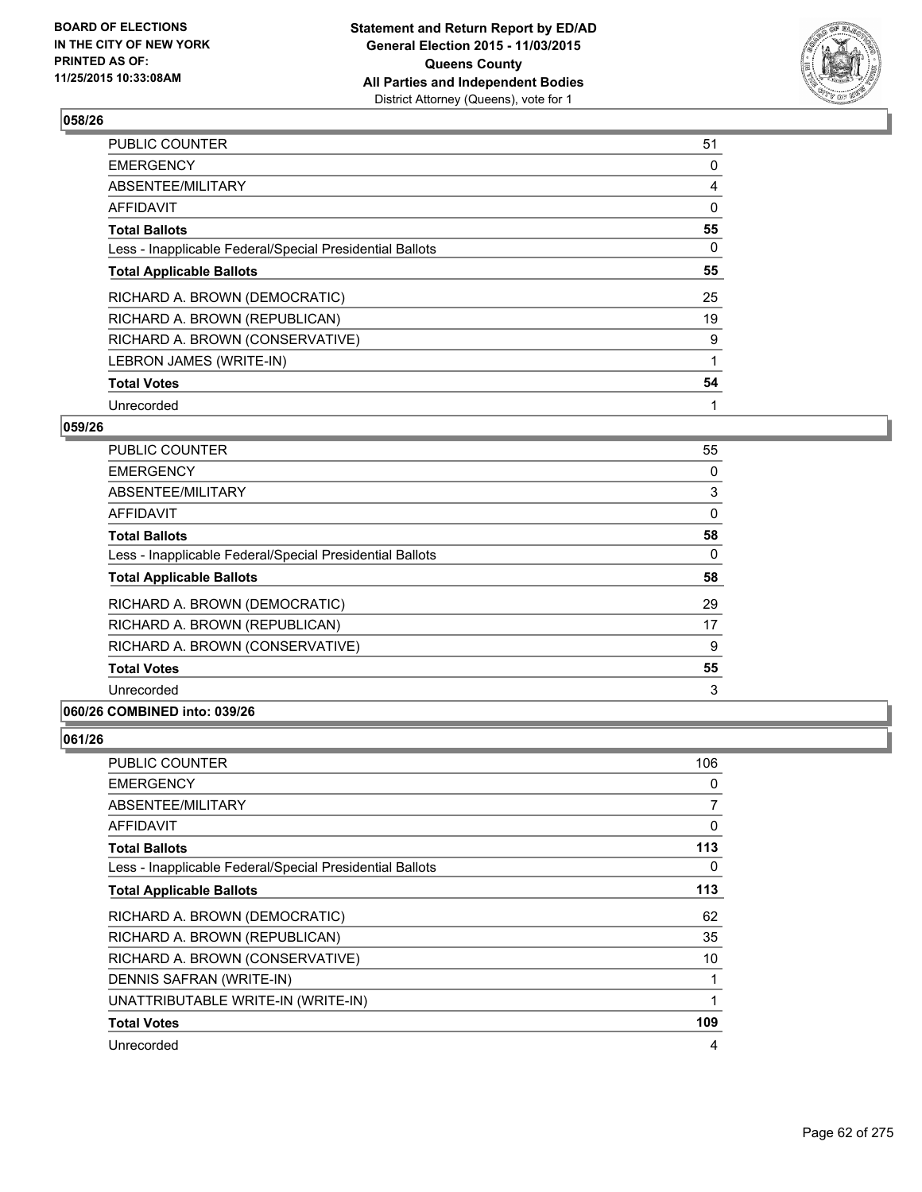**Statement and Return Report by ED/AD**
**General Election 2015 - 11/03/2015**
**Queens County**
**All Parties and Independent Bodies**
District Attorney (Queens), vote for 1

BOARD OF ELECTIONS
IN THE CITY OF NEW YORK
PRINTED AS OF:
11/25/2015 10:33:08AM

### 058/26

| | |
|---|---|
| PUBLIC COUNTER | 51 |
| EMERGENCY | 0 |
| ABSENTEE/MILITARY | 4 |
| AFFIDAVIT | 0 |
| **Total Ballots** | **55** |
| Less - Inapplicable Federal/Special Presidential Ballots | 0 |
| **Total Applicable Ballots** | **55** |
| RICHARD A. BROWN (DEMOCRATIC) | 25 |
| RICHARD A. BROWN (REPUBLICAN) | 19 |
| RICHARD A. BROWN (CONSERVATIVE) | 9 |
| LEBRON JAMES (WRITE-IN) | 1 |
| **Total Votes** | **54** |
| Unrecorded | 1 |

### 059/26

| | |
|---|---|
| PUBLIC COUNTER | 55 |
| EMERGENCY | 0 |
| ABSENTEE/MILITARY | 3 |
| AFFIDAVIT | 0 |
| **Total Ballots** | **58** |
| Less - Inapplicable Federal/Special Presidential Ballots | 0 |
| **Total Applicable Ballots** | **58** |
| RICHARD A. BROWN (DEMOCRATIC) | 29 |
| RICHARD A. BROWN (REPUBLICAN) | 17 |
| RICHARD A. BROWN (CONSERVATIVE) | 9 |
| **Total Votes** | **55** |
| Unrecorded | 3 |

### 060/26 COMBINED into: 039/26

### 061/26

| | |
|---|---|
| PUBLIC COUNTER | 106 |
| EMERGENCY | 0 |
| ABSENTEE/MILITARY | 7 |
| AFFIDAVIT | 0 |
| **Total Ballots** | **113** |
| Less - Inapplicable Federal/Special Presidential Ballots | 0 |
| **Total Applicable Ballots** | **113** |
| RICHARD A. BROWN (DEMOCRATIC) | 62 |
| RICHARD A. BROWN (REPUBLICAN) | 35 |
| RICHARD A. BROWN (CONSERVATIVE) | 10 |
| DENNIS SAFRAN (WRITE-IN) | 1 |
| UNATTRIBUTABLE WRITE-IN (WRITE-IN) | 1 |
| **Total Votes** | **109** |
| Unrecorded | 4 |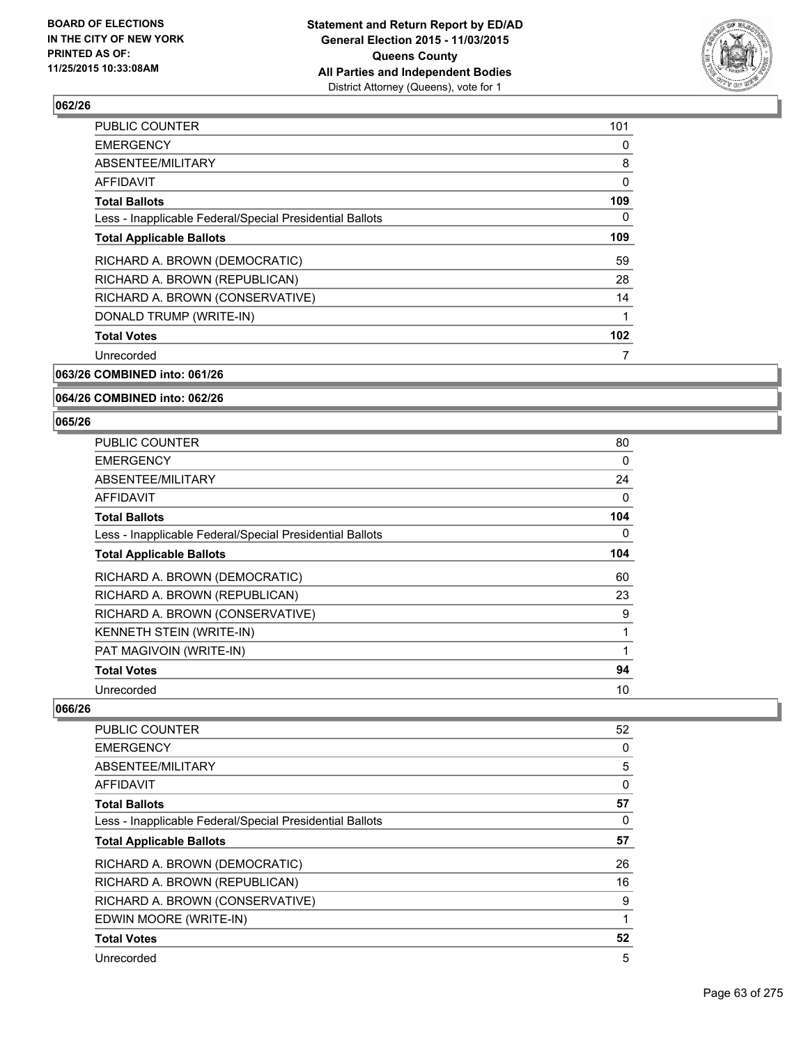**Statement and Return Report by ED/AD**
**General Election 2015 - 11/03/2015**
**Queens County**
**All Parties and Independent Bodies**
District Attorney (Queens), vote for 1

BOARD OF ELECTIONS
IN THE CITY OF NEW YORK
PRINTED AS OF:
11/25/2015 10:33:08AM

## 062/26

| | |
|---|---|
| PUBLIC COUNTER | 101 |
| EMERGENCY | 0 |
| ABSENTEE/MILITARY | 8 |
| AFFIDAVIT | 0 |
| **Total Ballots** | **109** |
| Less - Inapplicable Federal/Special Presidential Ballots | 0 |
| **Total Applicable Ballots** | **109** |
| RICHARD A. BROWN (DEMOCRATIC) | 59 |
| RICHARD A. BROWN (REPUBLICAN) | 28 |
| RICHARD A. BROWN (CONSERVATIVE) | 14 |
| DONALD TRUMP (WRITE-IN) | 1 |
| **Total Votes** | **102** |
| Unrecorded | 7 |

## 063/26 COMBINED into: 061/26

## 064/26 COMBINED into: 062/26

## 065/26

| | |
|---|---|
| PUBLIC COUNTER | 80 |
| EMERGENCY | 0 |
| ABSENTEE/MILITARY | 24 |
| AFFIDAVIT | 0 |
| **Total Ballots** | **104** |
| Less - Inapplicable Federal/Special Presidential Ballots | 0 |
| **Total Applicable Ballots** | **104** |
| RICHARD A. BROWN (DEMOCRATIC) | 60 |
| RICHARD A. BROWN (REPUBLICAN) | 23 |
| RICHARD A. BROWN (CONSERVATIVE) | 9 |
| KENNETH STEIN (WRITE-IN) | 1 |
| PAT MAGIVOIN (WRITE-IN) | 1 |
| **Total Votes** | **94** |
| Unrecorded | 10 |

## 066/26

| | |
|---|---|
| PUBLIC COUNTER | 52 |
| EMERGENCY | 0 |
| ABSENTEE/MILITARY | 5 |
| AFFIDAVIT | 0 |
| **Total Ballots** | **57** |
| Less - Inapplicable Federal/Special Presidential Ballots | 0 |
| **Total Applicable Ballots** | **57** |
| RICHARD A. BROWN (DEMOCRATIC) | 26 |
| RICHARD A. BROWN (REPUBLICAN) | 16 |
| RICHARD A. BROWN (CONSERVATIVE) | 9 |
| EDWIN MOORE (WRITE-IN) | 1 |
| **Total Votes** | **52** |
| Unrecorded | 5 |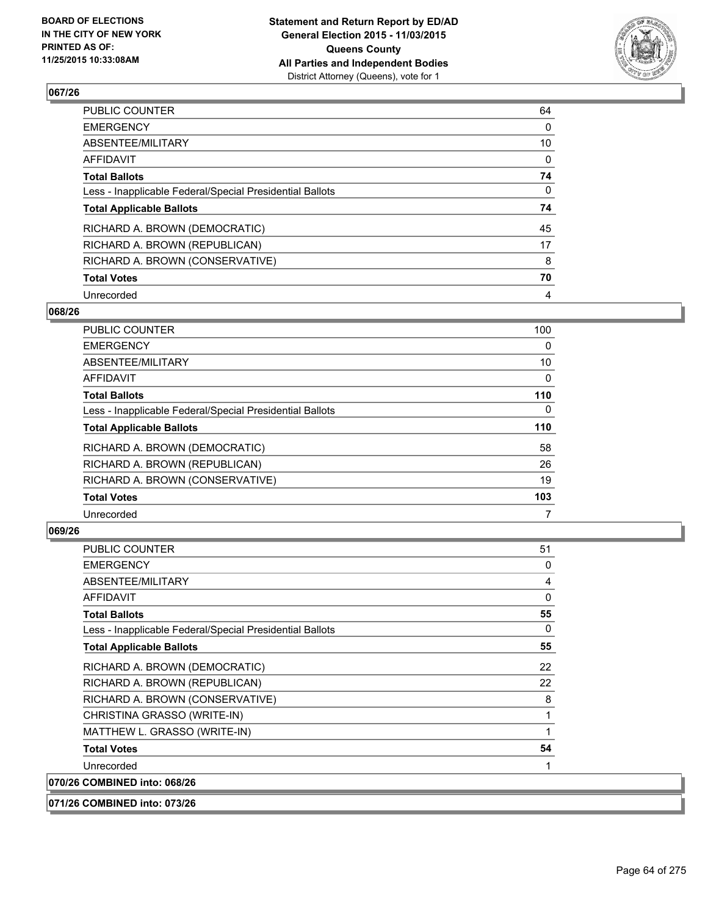**BOARD OF ELECTIONS IN THE CITY OF NEW YORK PRINTED AS OF: 11/25/2015 10:33:08AM**

**Statement and Return Report by ED/AD General Election 2015 - 11/03/2015 Queens County All Parties and Independent Bodies** District Attorney (Queens), vote for 1

### 067/26

| | |
|---|---|
| PUBLIC COUNTER | 64 |
| EMERGENCY | 0 |
| ABSENTEE/MILITARY | 10 |
| AFFIDAVIT | 0 |
| **Total Ballots** | **74** |
| Less - Inapplicable Federal/Special Presidential Ballots | 0 |
| **Total Applicable Ballots** | **74** |
| RICHARD A. BROWN (DEMOCRATIC) | 45 |
| RICHARD A. BROWN (REPUBLICAN) | 17 |
| RICHARD A. BROWN (CONSERVATIVE) | 8 |
| **Total Votes** | **70** |
| Unrecorded | 4 |

### 068/26

| | |
|---|---|
| PUBLIC COUNTER | 100 |
| EMERGENCY | 0 |
| ABSENTEE/MILITARY | 10 |
| AFFIDAVIT | 0 |
| **Total Ballots** | **110** |
| Less - Inapplicable Federal/Special Presidential Ballots | 0 |
| **Total Applicable Ballots** | **110** |
| RICHARD A. BROWN (DEMOCRATIC) | 58 |
| RICHARD A. BROWN (REPUBLICAN) | 26 |
| RICHARD A. BROWN (CONSERVATIVE) | 19 |
| **Total Votes** | **103** |
| Unrecorded | 7 |

### 069/26

| | |
|---|---|
| PUBLIC COUNTER | 51 |
| EMERGENCY | 0 |
| ABSENTEE/MILITARY | 4 |
| AFFIDAVIT | 0 |
| **Total Ballots** | **55** |
| Less - Inapplicable Federal/Special Presidential Ballots | 0 |
| **Total Applicable Ballots** | **55** |
| RICHARD A. BROWN (DEMOCRATIC) | 22 |
| RICHARD A. BROWN (REPUBLICAN) | 22 |
| RICHARD A. BROWN (CONSERVATIVE) | 8 |
| CHRISTINA GRASSO (WRITE-IN) | 1 |
| MATTHEW L. GRASSO (WRITE-IN) | 1 |
| **Total Votes** | **54** |
| Unrecorded | 1 |

### 070/26 COMBINED into: 068/26

### 071/26 COMBINED into: 073/26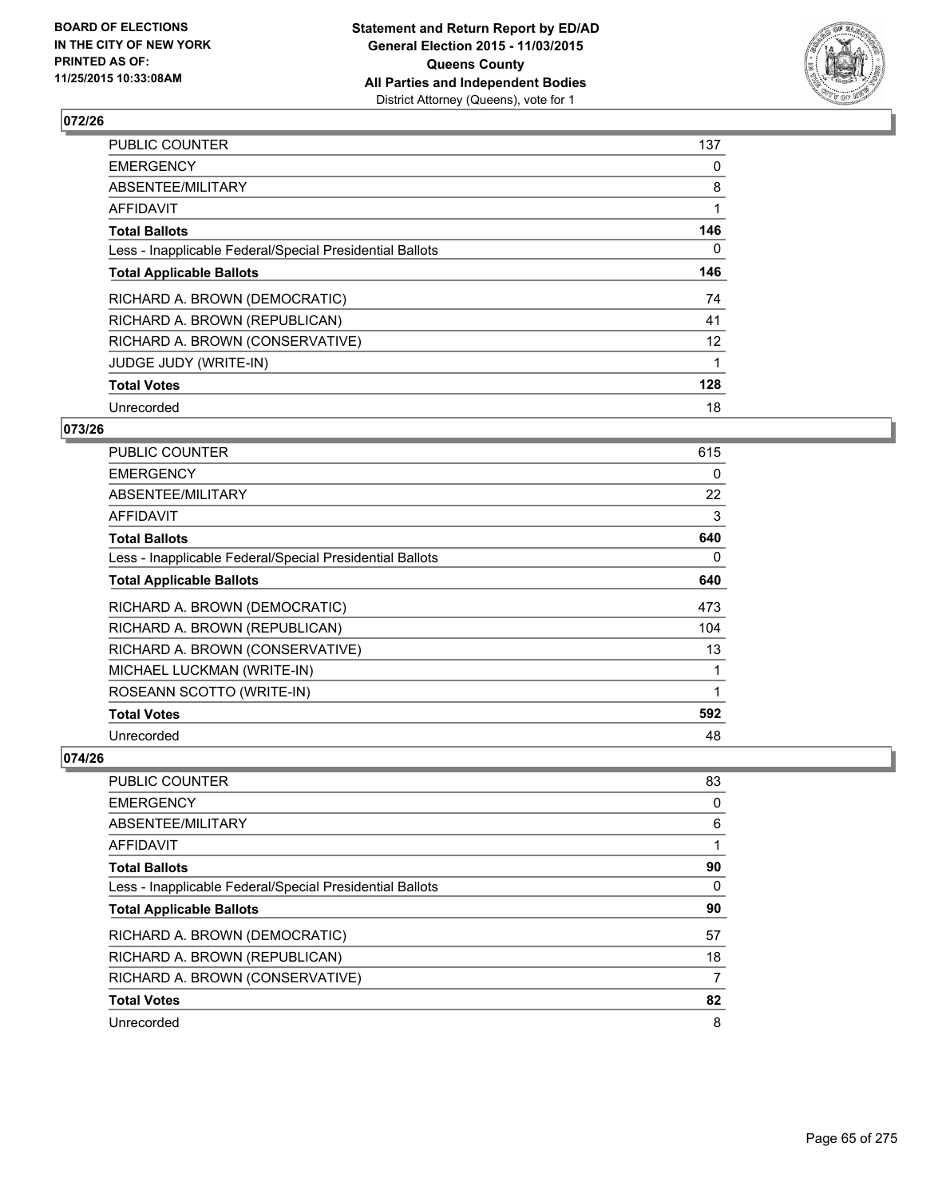BOARD OF ELECTIONS
IN THE CITY OF NEW YORK
PRINTED AS OF:
11/25/2015 10:33:08AM

**Statement and Return Report by ED/AD**
**General Election 2015 - 11/03/2015**
**Queens County**
**All Parties and Independent Bodies**
District Attorney (Queens), vote for 1

## 072/26

| | |
|---|---|
| PUBLIC COUNTER | 137 |
| EMERGENCY | 0 |
| ABSENTEE/MILITARY | 8 |
| AFFIDAVIT | 1 |
| **Total Ballots** | **146** |
| Less - Inapplicable Federal/Special Presidential Ballots | 0 |
| **Total Applicable Ballots** | **146** |
| RICHARD A. BROWN (DEMOCRATIC) | 74 |
| RICHARD A. BROWN (REPUBLICAN) | 41 |
| RICHARD A. BROWN (CONSERVATIVE) | 12 |
| JUDGE JUDY (WRITE-IN) | 1 |
| **Total Votes** | **128** |
| Unrecorded | 18 |

## 073/26

| | |
|---|---|
| PUBLIC COUNTER | 615 |
| EMERGENCY | 0 |
| ABSENTEE/MILITARY | 22 |
| AFFIDAVIT | 3 |
| **Total Ballots** | **640** |
| Less - Inapplicable Federal/Special Presidential Ballots | 0 |
| **Total Applicable Ballots** | **640** |
| RICHARD A. BROWN (DEMOCRATIC) | 473 |
| RICHARD A. BROWN (REPUBLICAN) | 104 |
| RICHARD A. BROWN (CONSERVATIVE) | 13 |
| MICHAEL LUCKMAN (WRITE-IN) | 1 |
| ROSEANN SCOTTO (WRITE-IN) | 1 |
| **Total Votes** | **592** |
| Unrecorded | 48 |

## 074/26

| | |
|---|---|
| PUBLIC COUNTER | 83 |
| EMERGENCY | 0 |
| ABSENTEE/MILITARY | 6 |
| AFFIDAVIT | 1 |
| **Total Ballots** | **90** |
| Less - Inapplicable Federal/Special Presidential Ballots | 0 |
| **Total Applicable Ballots** | **90** |
| RICHARD A. BROWN (DEMOCRATIC) | 57 |
| RICHARD A. BROWN (REPUBLICAN) | 18 |
| RICHARD A. BROWN (CONSERVATIVE) | 7 |
| **Total Votes** | **82** |
| Unrecorded | 8 |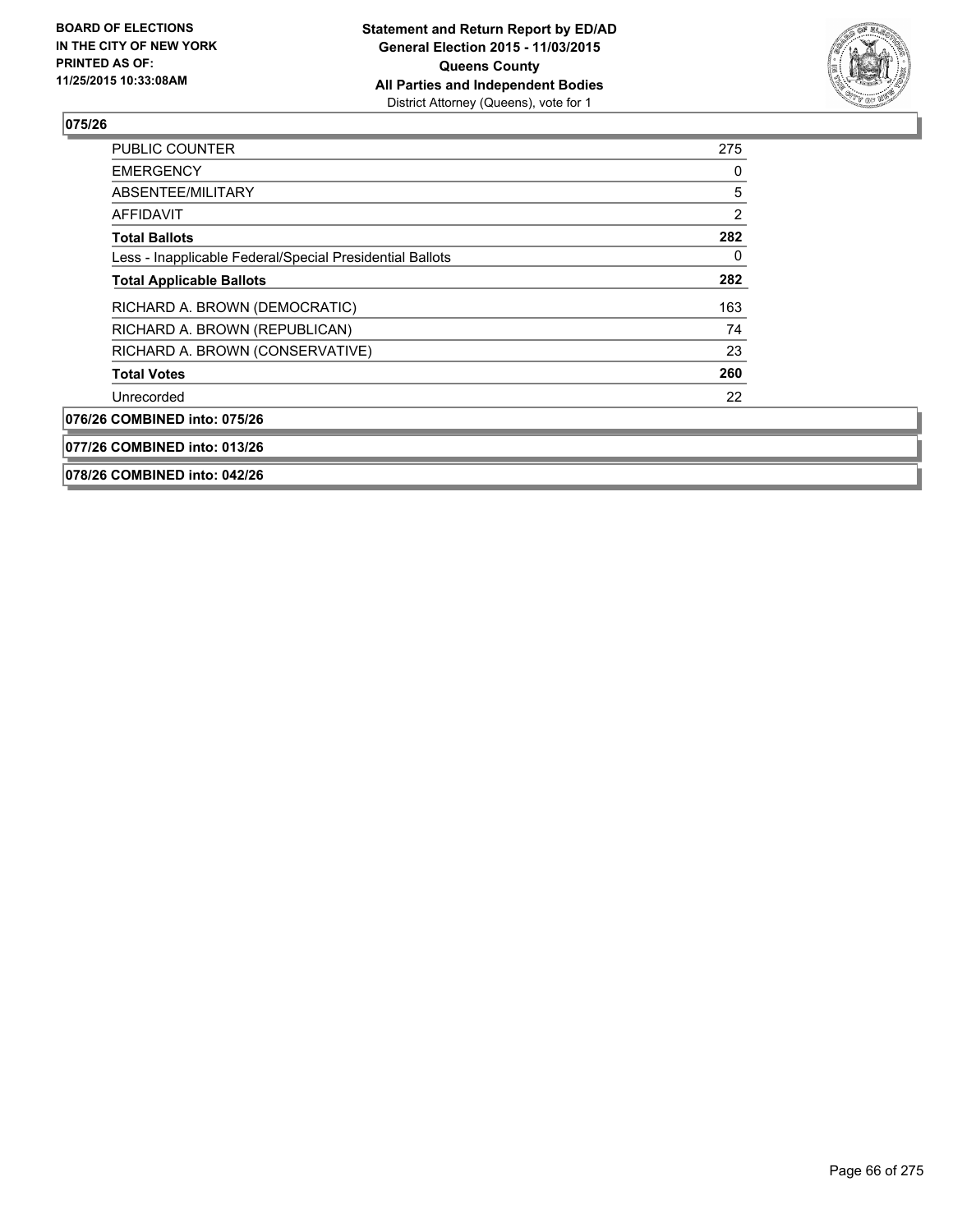**Statement and Return Report by ED/AD**
**General Election 2015 - 11/03/2015**
**Queens County**
**All Parties and Independent Bodies**
District Attorney (Queens), vote for 1

BOARD OF ELECTIONS IN THE CITY OF NEW YORK PRINTED AS OF: 11/25/2015 10:33:08AM

## 075/26

| | |
|---|---|
| PUBLIC COUNTER | 275 |
| EMERGENCY | 0 |
| ABSENTEE/MILITARY | 5 |
| AFFIDAVIT | 2 |
| **Total Ballots** | **282** |
| Less - Inapplicable Federal/Special Presidential Ballots | 0 |
| **Total Applicable Ballots** | **282** |
| RICHARD A. BROWN (DEMOCRATIC) | 163 |
| RICHARD A. BROWN (REPUBLICAN) | 74 |
| RICHARD A. BROWN (CONSERVATIVE) | 23 |
| **Total Votes** | **260** |
| Unrecorded | 22 |

**076/26 COMBINED into: 075/26**

**077/26 COMBINED into: 013/26**

**078/26 COMBINED into: 042/26**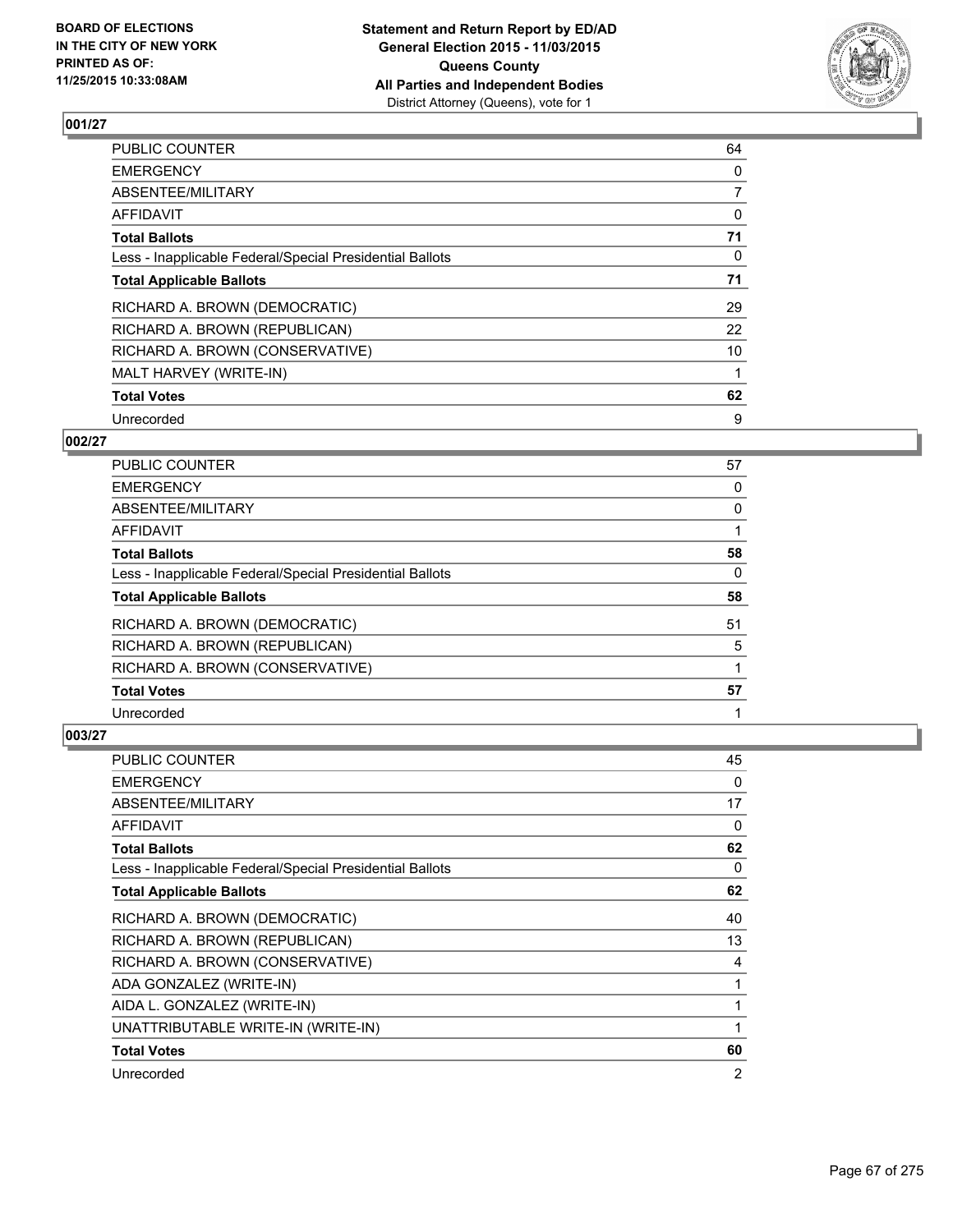**BOARD OF ELECTIONS IN THE CITY OF NEW YORK PRINTED AS OF: 11/25/2015 10:33:08AM**

**Statement and Return Report by ED/AD General Election 2015 - 11/03/2015 Queens County All Parties and Independent Bodies**
District Attorney (Queens), vote for 1

## 001/27

| | |
|---|---|
| PUBLIC COUNTER | 64 |
| EMERGENCY | 0 |
| ABSENTEE/MILITARY | 7 |
| AFFIDAVIT | 0 |
| **Total Ballots** | **71** |
| Less - Inapplicable Federal/Special Presidential Ballots | 0 |
| **Total Applicable Ballots** | **71** |
| RICHARD A. BROWN (DEMOCRATIC) | 29 |
| RICHARD A. BROWN (REPUBLICAN) | 22 |
| RICHARD A. BROWN (CONSERVATIVE) | 10 |
| MALT HARVEY (WRITE-IN) | 1 |
| **Total Votes** | **62** |
| Unrecorded | 9 |

## 002/27

| | |
|---|---|
| PUBLIC COUNTER | 57 |
| EMERGENCY | 0 |
| ABSENTEE/MILITARY | 0 |
| AFFIDAVIT | 1 |
| **Total Ballots** | **58** |
| Less - Inapplicable Federal/Special Presidential Ballots | 0 |
| **Total Applicable Ballots** | **58** |
| RICHARD A. BROWN (DEMOCRATIC) | 51 |
| RICHARD A. BROWN (REPUBLICAN) | 5 |
| RICHARD A. BROWN (CONSERVATIVE) | 1 |
| **Total Votes** | **57** |
| Unrecorded | 1 |

## 003/27

| | |
|---|---|
| PUBLIC COUNTER | 45 |
| EMERGENCY | 0 |
| ABSENTEE/MILITARY | 17 |
| AFFIDAVIT | 0 |
| **Total Ballots** | **62** |
| Less - Inapplicable Federal/Special Presidential Ballots | 0 |
| **Total Applicable Ballots** | **62** |
| RICHARD A. BROWN (DEMOCRATIC) | 40 |
| RICHARD A. BROWN (REPUBLICAN) | 13 |
| RICHARD A. BROWN (CONSERVATIVE) | 4 |
| ADA GONZALEZ (WRITE-IN) | 1 |
| AIDA L. GONZALEZ (WRITE-IN) | 1 |
| UNATTRIBUTABLE WRITE-IN (WRITE-IN) | 1 |
| **Total Votes** | **60** |
| Unrecorded | 2 |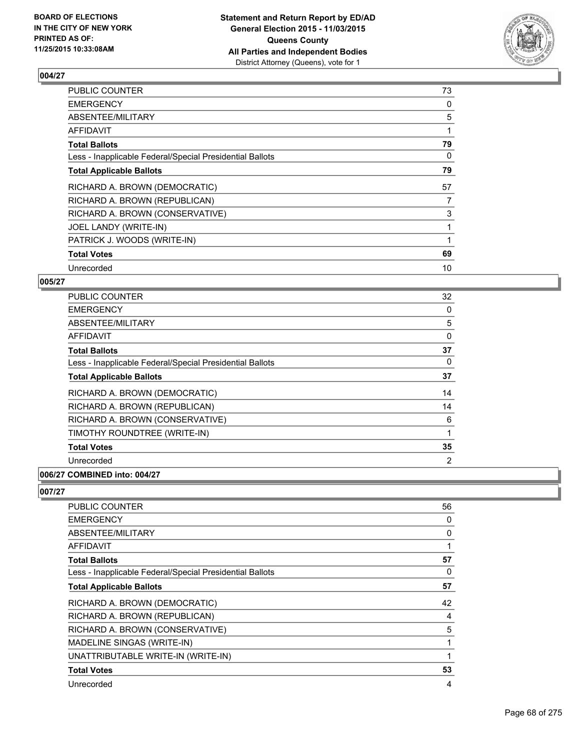BOARD OF ELECTIONS
IN THE CITY OF NEW YORK
PRINTED AS OF:
11/25/2015 10:33:08AM

**Statement and Return Report by ED/AD**
**General Election 2015 - 11/03/2015**
**Queens County**
**All Parties and Independent Bodies**
District Attorney (Queens), vote for 1

### 004/27

| | |
|---|---|
| PUBLIC COUNTER | 73 |
| EMERGENCY | 0 |
| ABSENTEE/MILITARY | 5 |
| AFFIDAVIT | 1 |
| **Total Ballots** | **79** |
| Less - Inapplicable Federal/Special Presidential Ballots | 0 |
| **Total Applicable Ballots** | **79** |
| RICHARD A. BROWN (DEMOCRATIC) | 57 |
| RICHARD A. BROWN (REPUBLICAN) | 7 |
| RICHARD A. BROWN (CONSERVATIVE) | 3 |
| JOEL LANDY (WRITE-IN) | 1 |
| PATRICK J. WOODS (WRITE-IN) | 1 |
| **Total Votes** | **69** |
| Unrecorded | 10 |

### 005/27

| | |
|---|---|
| PUBLIC COUNTER | 32 |
| EMERGENCY | 0 |
| ABSENTEE/MILITARY | 5 |
| AFFIDAVIT | 0 |
| **Total Ballots** | **37** |
| Less - Inapplicable Federal/Special Presidential Ballots | 0 |
| **Total Applicable Ballots** | **37** |
| RICHARD A. BROWN (DEMOCRATIC) | 14 |
| RICHARD A. BROWN (REPUBLICAN) | 14 |
| RICHARD A. BROWN (CONSERVATIVE) | 6 |
| TIMOTHY ROUNDTREE (WRITE-IN) | 1 |
| **Total Votes** | **35** |
| Unrecorded | 2 |

### 006/27 COMBINED into: 004/27

### 007/27

| | |
|---|---|
| PUBLIC COUNTER | 56 |
| EMERGENCY | 0 |
| ABSENTEE/MILITARY | 0 |
| AFFIDAVIT | 1 |
| **Total Ballots** | **57** |
| Less - Inapplicable Federal/Special Presidential Ballots | 0 |
| **Total Applicable Ballots** | **57** |
| RICHARD A. BROWN (DEMOCRATIC) | 42 |
| RICHARD A. BROWN (REPUBLICAN) | 4 |
| RICHARD A. BROWN (CONSERVATIVE) | 5 |
| MADELINE SINGAS (WRITE-IN) | 1 |
| UNATTRIBUTABLE WRITE-IN (WRITE-IN) | 1 |
| **Total Votes** | **53** |
| Unrecorded | 4 |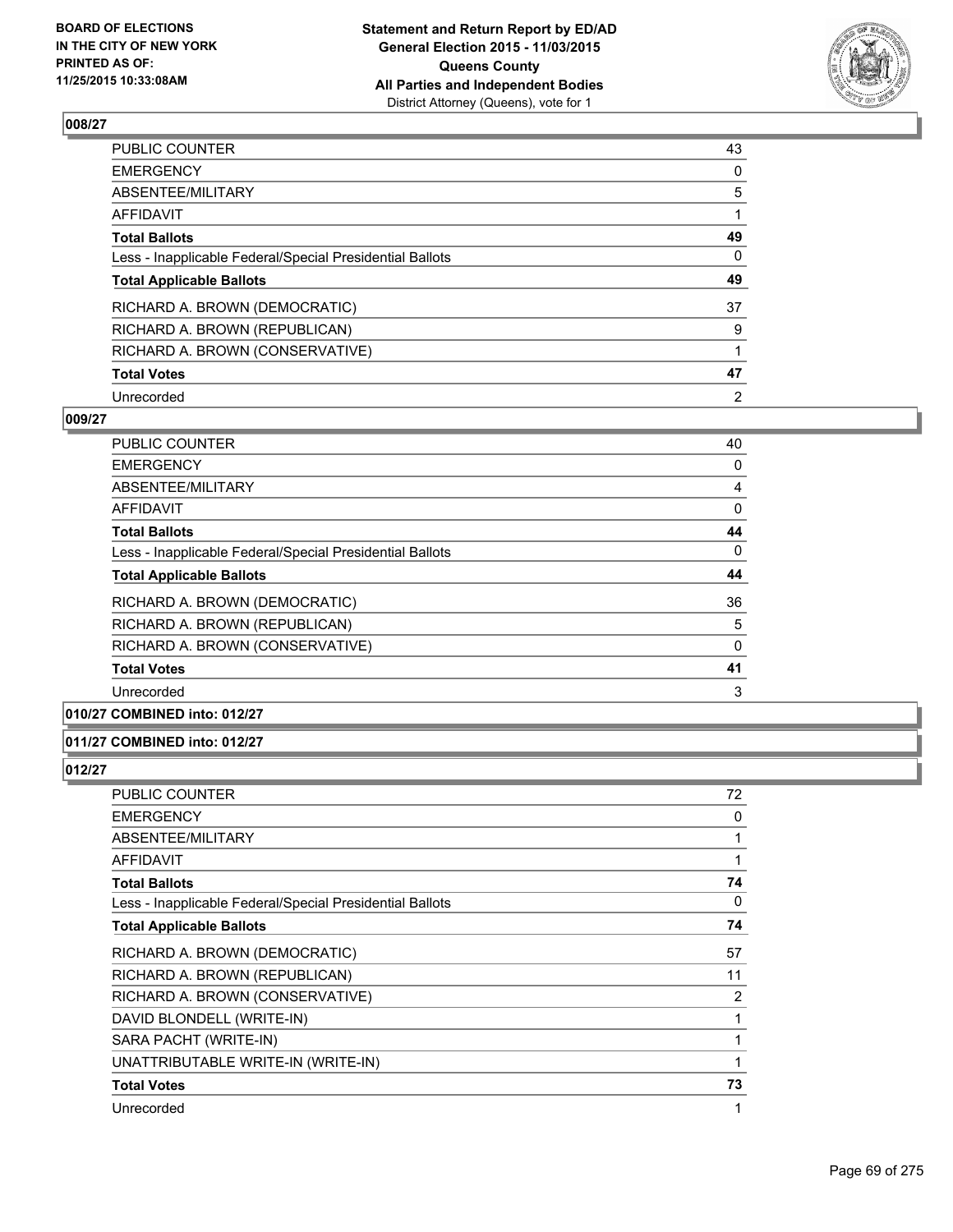## 008/27

| | |
|---|---|
| PUBLIC COUNTER | 43 |
| EMERGENCY | 0 |
| ABSENTEE/MILITARY | 5 |
| AFFIDAVIT | 1 |
| **Total Ballots** | **49** |
| Less - Inapplicable Federal/Special Presidential Ballots | 0 |
| **Total Applicable Ballots** | **49** |
| RICHARD A. BROWN (DEMOCRATIC) | 37 |
| RICHARD A. BROWN (REPUBLICAN) | 9 |
| RICHARD A. BROWN (CONSERVATIVE) | 1 |
| **Total Votes** | **47** |
| Unrecorded | 2 |

## 009/27

| | |
|---|---|
| PUBLIC COUNTER | 40 |
| EMERGENCY | 0 |
| ABSENTEE/MILITARY | 4 |
| AFFIDAVIT | 0 |
| **Total Ballots** | **44** |
| Less - Inapplicable Federal/Special Presidential Ballots | 0 |
| **Total Applicable Ballots** | **44** |
| RICHARD A. BROWN (DEMOCRATIC) | 36 |
| RICHARD A. BROWN (REPUBLICAN) | 5 |
| RICHARD A. BROWN (CONSERVATIVE) | 0 |
| **Total Votes** | **41** |
| Unrecorded | 3 |

## 010/27 COMBINED into: 012/27

## 011/27 COMBINED into: 012/27

## 012/27

| | |
|---|---|
| PUBLIC COUNTER | 72 |
| EMERGENCY | 0 |
| ABSENTEE/MILITARY | 1 |
| AFFIDAVIT | 1 |
| **Total Ballots** | **74** |
| Less - Inapplicable Federal/Special Presidential Ballots | 0 |
| **Total Applicable Ballots** | **74** |
| RICHARD A. BROWN (DEMOCRATIC) | 57 |
| RICHARD A. BROWN (REPUBLICAN) | 11 |
| RICHARD A. BROWN (CONSERVATIVE) | 2 |
| DAVID BLONDELL (WRITE-IN) | 1 |
| SARA PACHT (WRITE-IN) | 1 |
| UNATTRIBUTABLE WRITE-IN (WRITE-IN) | 1 |
| **Total Votes** | **73** |
| Unrecorded | 1 |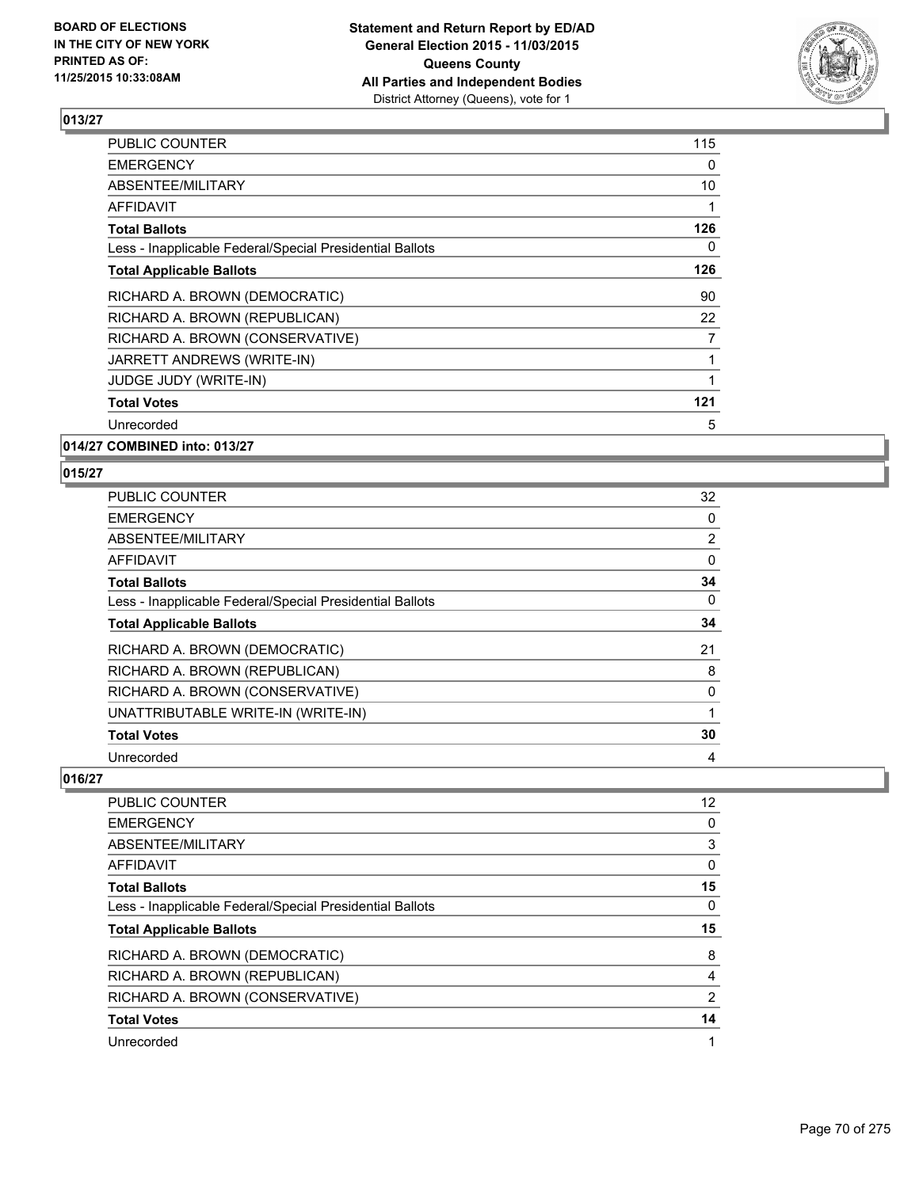**013/27**

| | |
|---|---|
| PUBLIC COUNTER | 115 |
| EMERGENCY | 0 |
| ABSENTEE/MILITARY | 10 |
| AFFIDAVIT | 1 |
| **Total Ballots** | **126** |
| Less - Inapplicable Federal/Special Presidential Ballots | 0 |
| **Total Applicable Ballots** | **126** |
| RICHARD A. BROWN (DEMOCRATIC) | 90 |
| RICHARD A. BROWN (REPUBLICAN) | 22 |
| RICHARD A. BROWN (CONSERVATIVE) | 7 |
| JARRETT ANDREWS (WRITE-IN) | 1 |
| JUDGE JUDY (WRITE-IN) | 1 |
| **Total Votes** | **121** |
| Unrecorded | 5 |

**014/27 COMBINED into: 013/27**

**015/27**

| | |
|---|---|
| PUBLIC COUNTER | 32 |
| EMERGENCY | 0 |
| ABSENTEE/MILITARY | 2 |
| AFFIDAVIT | 0 |
| **Total Ballots** | **34** |
| Less - Inapplicable Federal/Special Presidential Ballots | 0 |
| **Total Applicable Ballots** | **34** |
| RICHARD A. BROWN (DEMOCRATIC) | 21 |
| RICHARD A. BROWN (REPUBLICAN) | 8 |
| RICHARD A. BROWN (CONSERVATIVE) | 0 |
| UNATTRIBUTABLE WRITE-IN (WRITE-IN) | 1 |
| **Total Votes** | **30** |
| Unrecorded | 4 |

**016/27**

| | |
|---|---|
| PUBLIC COUNTER | 12 |
| EMERGENCY | 0 |
| ABSENTEE/MILITARY | 3 |
| AFFIDAVIT | 0 |
| **Total Ballots** | **15** |
| Less - Inapplicable Federal/Special Presidential Ballots | 0 |
| **Total Applicable Ballots** | **15** |
| RICHARD A. BROWN (DEMOCRATIC) | 8 |
| RICHARD A. BROWN (REPUBLICAN) | 4 |
| RICHARD A. BROWN (CONSERVATIVE) | 2 |
| **Total Votes** | **14** |
| Unrecorded | 1 |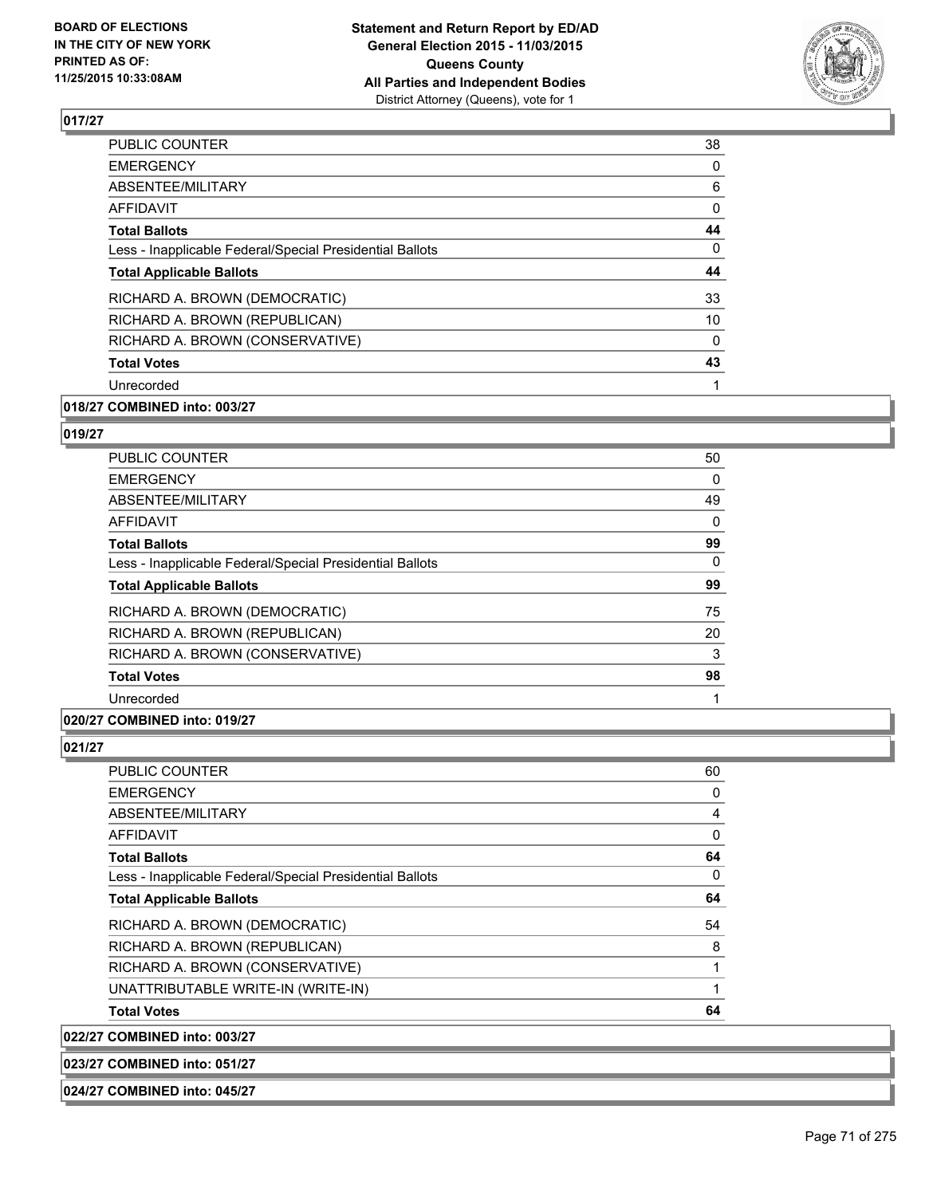**017/27**

| | |
|---|---|
| PUBLIC COUNTER | 38 |
| EMERGENCY | 0 |
| ABSENTEE/MILITARY | 6 |
| AFFIDAVIT | 0 |
| **Total Ballots** | **44** |
| Less - Inapplicable Federal/Special Presidential Ballots | 0 |
| **Total Applicable Ballots** | **44** |
| RICHARD A. BROWN (DEMOCRATIC) | 33 |
| RICHARD A. BROWN (REPUBLICAN) | 10 |
| RICHARD A. BROWN (CONSERVATIVE) | 0 |
| **Total Votes** | **43** |
| Unrecorded | 1 |

**018/27 COMBINED into: 003/27**

**019/27**

| | |
|---|---|
| PUBLIC COUNTER | 50 |
| EMERGENCY | 0 |
| ABSENTEE/MILITARY | 49 |
| AFFIDAVIT | 0 |
| **Total Ballots** | **99** |
| Less - Inapplicable Federal/Special Presidential Ballots | 0 |
| **Total Applicable Ballots** | **99** |
| RICHARD A. BROWN (DEMOCRATIC) | 75 |
| RICHARD A. BROWN (REPUBLICAN) | 20 |
| RICHARD A. BROWN (CONSERVATIVE) | 3 |
| **Total Votes** | **98** |
| Unrecorded | 1 |

**020/27 COMBINED into: 019/27**

**021/27**

| | |
|---|---|
| PUBLIC COUNTER | 60 |
| EMERGENCY | 0 |
| ABSENTEE/MILITARY | 4 |
| AFFIDAVIT | 0 |
| **Total Ballots** | **64** |
| Less - Inapplicable Federal/Special Presidential Ballots | 0 |
| **Total Applicable Ballots** | **64** |
| RICHARD A. BROWN (DEMOCRATIC) | 54 |
| RICHARD A. BROWN (REPUBLICAN) | 8 |
| RICHARD A. BROWN (CONSERVATIVE) | 1 |
| UNATTRIBUTABLE WRITE-IN (WRITE-IN) | 1 |
| **Total Votes** | **64** |

**022/27 COMBINED into: 003/27**

**023/27 COMBINED into: 051/27**

**024/27 COMBINED into: 045/27**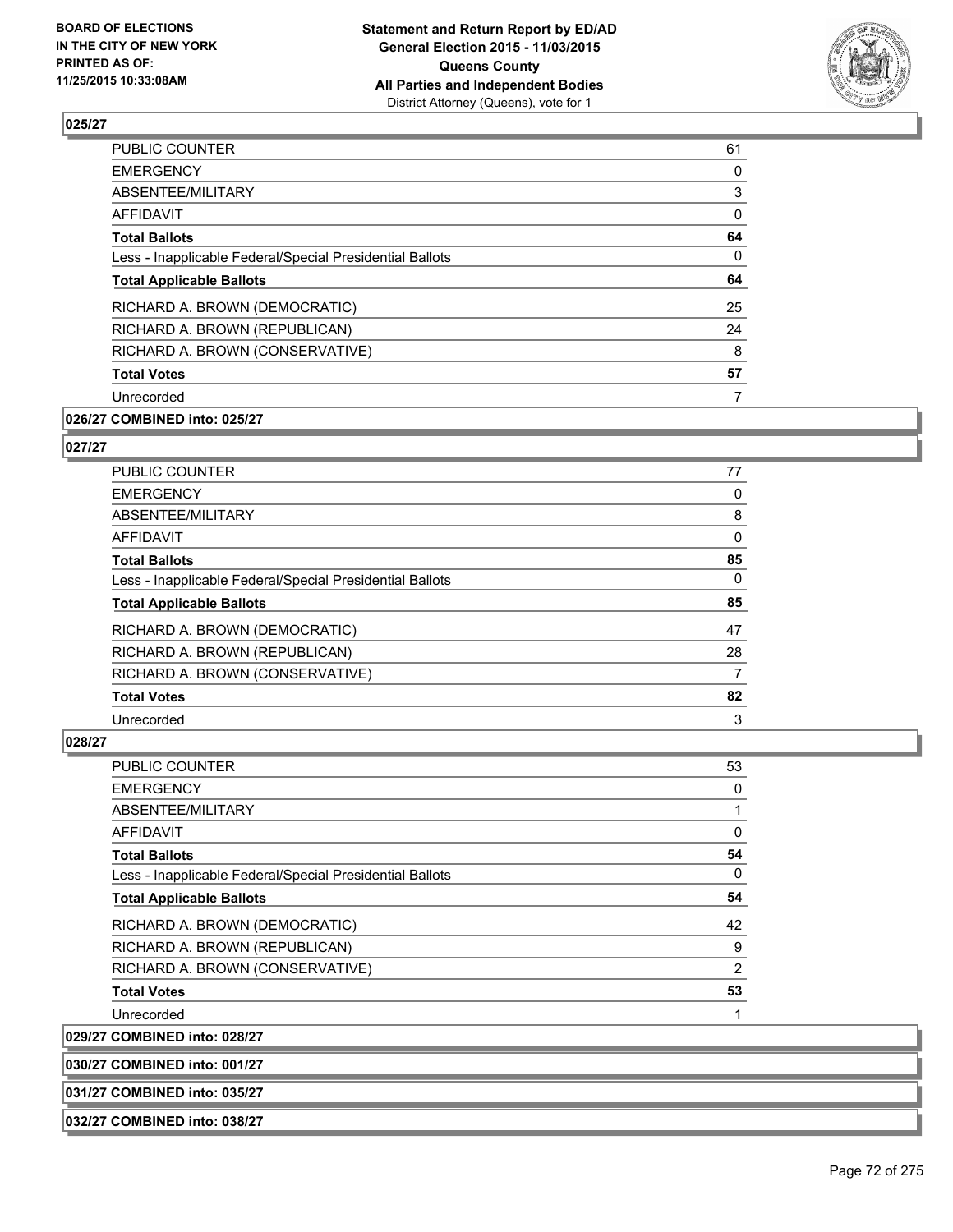## 025/27

| | |
|---|---|
| PUBLIC COUNTER | 61 |
| EMERGENCY | 0 |
| ABSENTEE/MILITARY | 3 |
| AFFIDAVIT | 0 |
| **Total Ballots** | **64** |
| Less - Inapplicable Federal/Special Presidential Ballots | 0 |
| **Total Applicable Ballots** | **64** |
| RICHARD A. BROWN (DEMOCRATIC) | 25 |
| RICHARD A. BROWN (REPUBLICAN) | 24 |
| RICHARD A. BROWN (CONSERVATIVE) | 8 |
| **Total Votes** | **57** |
| Unrecorded | 7 |

**026/27 COMBINED into: 025/27**

## 027/27

| | |
|---|---|
| PUBLIC COUNTER | 77 |
| EMERGENCY | 0 |
| ABSENTEE/MILITARY | 8 |
| AFFIDAVIT | 0 |
| **Total Ballots** | **85** |
| Less - Inapplicable Federal/Special Presidential Ballots | 0 |
| **Total Applicable Ballots** | **85** |
| RICHARD A. BROWN (DEMOCRATIC) | 47 |
| RICHARD A. BROWN (REPUBLICAN) | 28 |
| RICHARD A. BROWN (CONSERVATIVE) | 7 |
| **Total Votes** | **82** |
| Unrecorded | 3 |

## 028/27

| | |
|---|---|
| PUBLIC COUNTER | 53 |
| EMERGENCY | 0 |
| ABSENTEE/MILITARY | 1 |
| AFFIDAVIT | 0 |
| **Total Ballots** | **54** |
| Less - Inapplicable Federal/Special Presidential Ballots | 0 |
| **Total Applicable Ballots** | **54** |
| RICHARD A. BROWN (DEMOCRATIC) | 42 |
| RICHARD A. BROWN (REPUBLICAN) | 9 |
| RICHARD A. BROWN (CONSERVATIVE) | 2 |
| **Total Votes** | **53** |
| Unrecorded | 1 |

**029/27 COMBINED into: 028/27**

**030/27 COMBINED into: 001/27**

**031/27 COMBINED into: 035/27**

**032/27 COMBINED into: 038/27**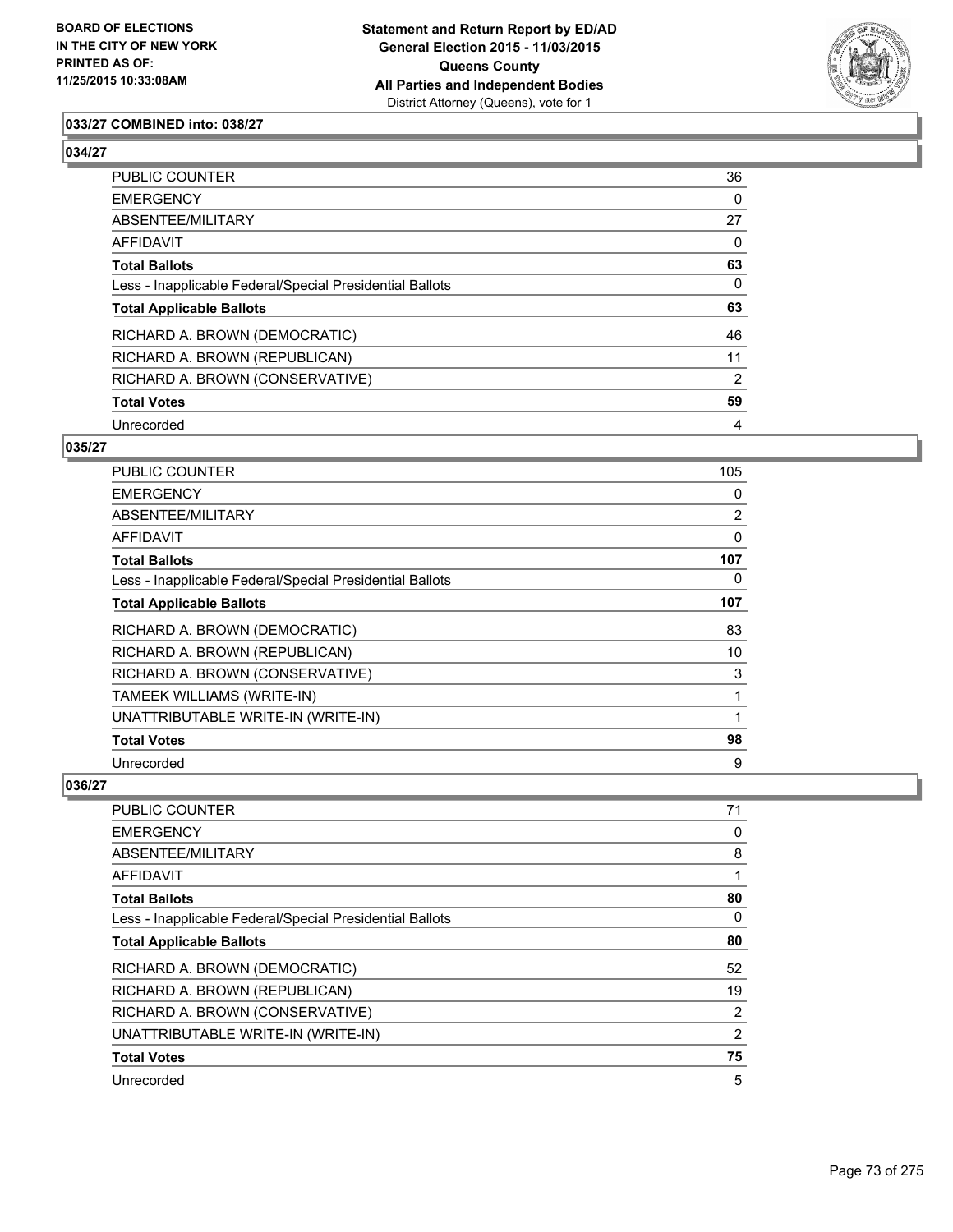### 033/27 COMBINED into: 038/27

### 034/27

| | |
|---|---|
| PUBLIC COUNTER | 36 |
| EMERGENCY | 0 |
| ABSENTEE/MILITARY | 27 |
| AFFIDAVIT | 0 |
| **Total Ballots** | **63** |
| Less - Inapplicable Federal/Special Presidential Ballots | 0 |
| **Total Applicable Ballots** | **63** |
| RICHARD A. BROWN (DEMOCRATIC) | 46 |
| RICHARD A. BROWN (REPUBLICAN) | 11 |
| RICHARD A. BROWN (CONSERVATIVE) | 2 |
| **Total Votes** | **59** |
| Unrecorded | 4 |

### 035/27

| | |
|---|---|
| PUBLIC COUNTER | 105 |
| EMERGENCY | 0 |
| ABSENTEE/MILITARY | 2 |
| AFFIDAVIT | 0 |
| **Total Ballots** | **107** |
| Less - Inapplicable Federal/Special Presidential Ballots | 0 |
| **Total Applicable Ballots** | **107** |
| RICHARD A. BROWN (DEMOCRATIC) | 83 |
| RICHARD A. BROWN (REPUBLICAN) | 10 |
| RICHARD A. BROWN (CONSERVATIVE) | 3 |
| TAMEEK WILLIAMS (WRITE-IN) | 1 |
| UNATTRIBUTABLE WRITE-IN (WRITE-IN) | 1 |
| **Total Votes** | **98** |
| Unrecorded | 9 |

### 036/27

| | |
|---|---|
| PUBLIC COUNTER | 71 |
| EMERGENCY | 0 |
| ABSENTEE/MILITARY | 8 |
| AFFIDAVIT | 1 |
| **Total Ballots** | **80** |
| Less - Inapplicable Federal/Special Presidential Ballots | 0 |
| **Total Applicable Ballots** | **80** |
| RICHARD A. BROWN (DEMOCRATIC) | 52 |
| RICHARD A. BROWN (REPUBLICAN) | 19 |
| RICHARD A. BROWN (CONSERVATIVE) | 2 |
| UNATTRIBUTABLE WRITE-IN (WRITE-IN) | 2 |
| **Total Votes** | **75** |
| Unrecorded | 5 |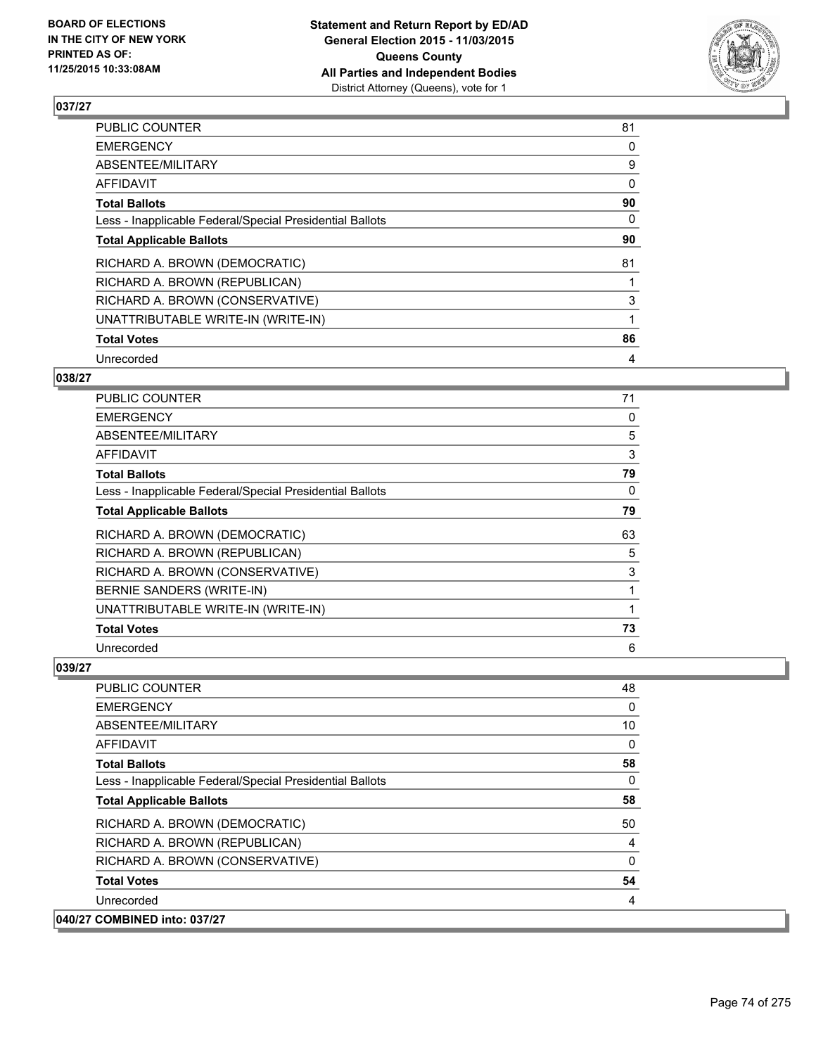## 037/27

| | |
|---|---|
| PUBLIC COUNTER | 81 |
| EMERGENCY | 0 |
| ABSENTEE/MILITARY | 9 |
| AFFIDAVIT | 0 |
| **Total Ballots** | **90** |
| Less - Inapplicable Federal/Special Presidential Ballots | 0 |
| **Total Applicable Ballots** | **90** |
| RICHARD A. BROWN (DEMOCRATIC) | 81 |
| RICHARD A. BROWN (REPUBLICAN) | 1 |
| RICHARD A. BROWN (CONSERVATIVE) | 3 |
| UNATTRIBUTABLE WRITE-IN (WRITE-IN) | 1 |
| **Total Votes** | **86** |
| Unrecorded | 4 |

## 038/27

| | |
|---|---|
| PUBLIC COUNTER | 71 |
| EMERGENCY | 0 |
| ABSENTEE/MILITARY | 5 |
| AFFIDAVIT | 3 |
| **Total Ballots** | **79** |
| Less - Inapplicable Federal/Special Presidential Ballots | 0 |
| **Total Applicable Ballots** | **79** |
| RICHARD A. BROWN (DEMOCRATIC) | 63 |
| RICHARD A. BROWN (REPUBLICAN) | 5 |
| RICHARD A. BROWN (CONSERVATIVE) | 3 |
| BERNIE SANDERS (WRITE-IN) | 1 |
| UNATTRIBUTABLE WRITE-IN (WRITE-IN) | 1 |
| **Total Votes** | **73** |
| Unrecorded | 6 |

## 039/27

| | |
|---|---|
| PUBLIC COUNTER | 48 |
| EMERGENCY | 0 |
| ABSENTEE/MILITARY | 10 |
| AFFIDAVIT | 0 |
| **Total Ballots** | **58** |
| Less - Inapplicable Federal/Special Presidential Ballots | 0 |
| **Total Applicable Ballots** | **58** |
| RICHARD A. BROWN (DEMOCRATIC) | 50 |
| RICHARD A. BROWN (REPUBLICAN) | 4 |
| RICHARD A. BROWN (CONSERVATIVE) | 0 |
| **Total Votes** | **54** |
| Unrecorded | 4 |

## 040/27 COMBINED into: 037/27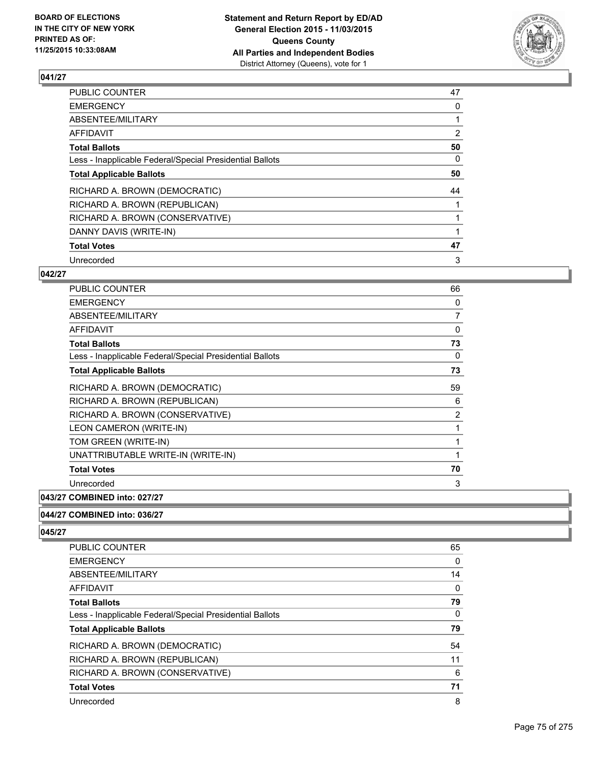**BOARD OF ELECTIONS IN THE CITY OF NEW YORK PRINTED AS OF: 11/25/2015 10:33:08AM**

**Statement and Return Report by ED/AD General Election 2015 - 11/03/2015 Queens County All Parties and Independent Bodies**
District Attorney (Queens), vote for 1

### 041/27

| | |
|---|---|
| PUBLIC COUNTER | 47 |
| EMERGENCY | 0 |
| ABSENTEE/MILITARY | 1 |
| AFFIDAVIT | 2 |
| **Total Ballots** | **50** |
| Less - Inapplicable Federal/Special Presidential Ballots | 0 |
| **Total Applicable Ballots** | **50** |
| RICHARD A. BROWN (DEMOCRATIC) | 44 |
| RICHARD A. BROWN (REPUBLICAN) | 1 |
| RICHARD A. BROWN (CONSERVATIVE) | 1 |
| DANNY DAVIS (WRITE-IN) | 1 |
| **Total Votes** | **47** |
| Unrecorded | 3 |

### 042/27

| | |
|---|---|
| PUBLIC COUNTER | 66 |
| EMERGENCY | 0 |
| ABSENTEE/MILITARY | 7 |
| AFFIDAVIT | 0 |
| **Total Ballots** | **73** |
| Less - Inapplicable Federal/Special Presidential Ballots | 0 |
| **Total Applicable Ballots** | **73** |
| RICHARD A. BROWN (DEMOCRATIC) | 59 |
| RICHARD A. BROWN (REPUBLICAN) | 6 |
| RICHARD A. BROWN (CONSERVATIVE) | 2 |
| LEON CAMERON (WRITE-IN) | 1 |
| TOM GREEN (WRITE-IN) | 1 |
| UNATTRIBUTABLE WRITE-IN (WRITE-IN) | 1 |
| **Total Votes** | **70** |
| Unrecorded | 3 |

### 043/27 COMBINED into: 027/27

### 044/27 COMBINED into: 036/27

### 045/27

| | |
|---|---|
| PUBLIC COUNTER | 65 |
| EMERGENCY | 0 |
| ABSENTEE/MILITARY | 14 |
| AFFIDAVIT | 0 |
| **Total Ballots** | **79** |
| Less - Inapplicable Federal/Special Presidential Ballots | 0 |
| **Total Applicable Ballots** | **79** |
| RICHARD A. BROWN (DEMOCRATIC) | 54 |
| RICHARD A. BROWN (REPUBLICAN) | 11 |
| RICHARD A. BROWN (CONSERVATIVE) | 6 |
| **Total Votes** | **71** |
| Unrecorded | 8 |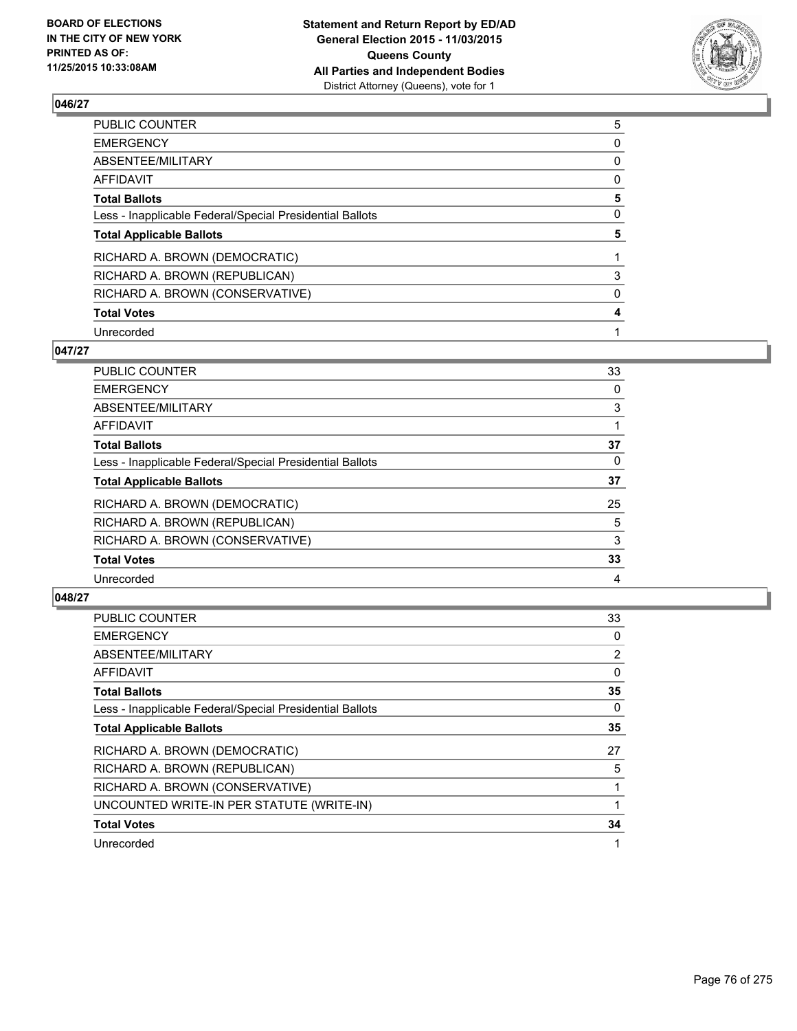BOARD OF ELECTIONS
IN THE CITY OF NEW YORK
PRINTED AS OF:
11/25/2015 10:33:08AM

**Statement and Return Report by ED/AD**
**General Election 2015 - 11/03/2015**
**Queens County**
**All Parties and Independent Bodies**
District Attorney (Queens), vote for 1

## 046/27

| | |
|---|---|
| PUBLIC COUNTER | 5 |
| EMERGENCY | 0 |
| ABSENTEE/MILITARY | 0 |
| AFFIDAVIT | 0 |
| **Total Ballots** | **5** |
| Less - Inapplicable Federal/Special Presidential Ballots | 0 |
| **Total Applicable Ballots** | **5** |
| RICHARD A. BROWN (DEMOCRATIC) | 1 |
| RICHARD A. BROWN (REPUBLICAN) | 3 |
| RICHARD A. BROWN (CONSERVATIVE) | 0 |
| **Total Votes** | **4** |
| Unrecorded | 1 |

## 047/27

| | |
|---|---|
| PUBLIC COUNTER | 33 |
| EMERGENCY | 0 |
| ABSENTEE/MILITARY | 3 |
| AFFIDAVIT | 1 |
| **Total Ballots** | **37** |
| Less - Inapplicable Federal/Special Presidential Ballots | 0 |
| **Total Applicable Ballots** | **37** |
| RICHARD A. BROWN (DEMOCRATIC) | 25 |
| RICHARD A. BROWN (REPUBLICAN) | 5 |
| RICHARD A. BROWN (CONSERVATIVE) | 3 |
| **Total Votes** | **33** |
| Unrecorded | 4 |

## 048/27

| | |
|---|---|
| PUBLIC COUNTER | 33 |
| EMERGENCY | 0 |
| ABSENTEE/MILITARY | 2 |
| AFFIDAVIT | 0 |
| **Total Ballots** | **35** |
| Less - Inapplicable Federal/Special Presidential Ballots | 0 |
| **Total Applicable Ballots** | **35** |
| RICHARD A. BROWN (DEMOCRATIC) | 27 |
| RICHARD A. BROWN (REPUBLICAN) | 5 |
| RICHARD A. BROWN (CONSERVATIVE) | 1 |
| UNCOUNTED WRITE-IN PER STATUTE (WRITE-IN) | 1 |
| **Total Votes** | **34** |
| Unrecorded | 1 |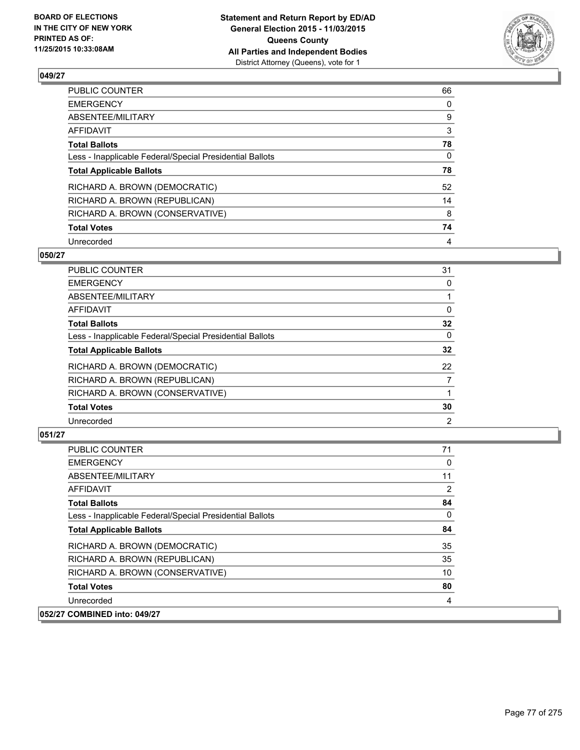## 049/27

| | |
|---|---|
| PUBLIC COUNTER | 66 |
| EMERGENCY | 0 |
| ABSENTEE/MILITARY | 9 |
| AFFIDAVIT | 3 |
| **Total Ballots** | **78** |
| Less - Inapplicable Federal/Special Presidential Ballots | 0 |
| **Total Applicable Ballots** | **78** |
| RICHARD A. BROWN (DEMOCRATIC) | 52 |
| RICHARD A. BROWN (REPUBLICAN) | 14 |
| RICHARD A. BROWN (CONSERVATIVE) | 8 |
| **Total Votes** | **74** |
| Unrecorded | 4 |

## 050/27

| | |
|---|---|
| PUBLIC COUNTER | 31 |
| EMERGENCY | 0 |
| ABSENTEE/MILITARY | 1 |
| AFFIDAVIT | 0 |
| **Total Ballots** | **32** |
| Less - Inapplicable Federal/Special Presidential Ballots | 0 |
| **Total Applicable Ballots** | **32** |
| RICHARD A. BROWN (DEMOCRATIC) | 22 |
| RICHARD A. BROWN (REPUBLICAN) | 7 |
| RICHARD A. BROWN (CONSERVATIVE) | 1 |
| **Total Votes** | **30** |
| Unrecorded | 2 |

## 051/27

| | |
|---|---|
| PUBLIC COUNTER | 71 |
| EMERGENCY | 0 |
| ABSENTEE/MILITARY | 11 |
| AFFIDAVIT | 2 |
| **Total Ballots** | **84** |
| Less - Inapplicable Federal/Special Presidential Ballots | 0 |
| **Total Applicable Ballots** | **84** |
| RICHARD A. BROWN (DEMOCRATIC) | 35 |
| RICHARD A. BROWN (REPUBLICAN) | 35 |
| RICHARD A. BROWN (CONSERVATIVE) | 10 |
| **Total Votes** | **80** |
| Unrecorded | 4 |

## 052/27 COMBINED into: 049/27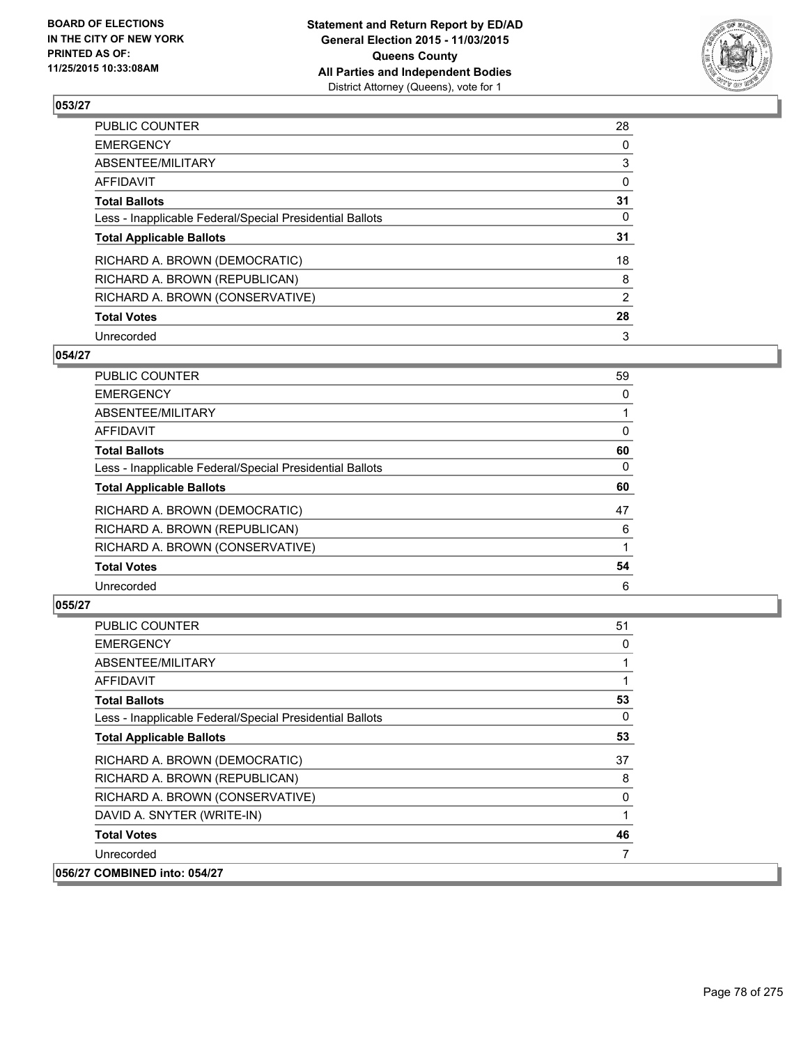**BOARD OF ELECTIONS IN THE CITY OF NEW YORK PRINTED AS OF: 11/25/2015 10:33:08AM**

**Statement and Return Report by ED/AD General Election 2015 - 11/03/2015 Queens County All Parties and Independent Bodies** District Attorney (Queens), vote for 1

**053/27**

| | |
|---|---|
| PUBLIC COUNTER | 28 |
| EMERGENCY | 0 |
| ABSENTEE/MILITARY | 3 |
| AFFIDAVIT | 0 |
| **Total Ballots** | **31** |
| Less - Inapplicable Federal/Special Presidential Ballots | 0 |
| **Total Applicable Ballots** | **31** |
| RICHARD A. BROWN (DEMOCRATIC) | 18 |
| RICHARD A. BROWN (REPUBLICAN) | 8 |
| RICHARD A. BROWN (CONSERVATIVE) | 2 |
| **Total Votes** | **28** |
| Unrecorded | 3 |

**054/27**

| | |
|---|---|
| PUBLIC COUNTER | 59 |
| EMERGENCY | 0 |
| ABSENTEE/MILITARY | 1 |
| AFFIDAVIT | 0 |
| **Total Ballots** | **60** |
| Less - Inapplicable Federal/Special Presidential Ballots | 0 |
| **Total Applicable Ballots** | **60** |
| RICHARD A. BROWN (DEMOCRATIC) | 47 |
| RICHARD A. BROWN (REPUBLICAN) | 6 |
| RICHARD A. BROWN (CONSERVATIVE) | 1 |
| **Total Votes** | **54** |
| Unrecorded | 6 |

**055/27**

| | |
|---|---|
| PUBLIC COUNTER | 51 |
| EMERGENCY | 0 |
| ABSENTEE/MILITARY | 1 |
| AFFIDAVIT | 1 |
| **Total Ballots** | **53** |
| Less - Inapplicable Federal/Special Presidential Ballots | 0 |
| **Total Applicable Ballots** | **53** |
| RICHARD A. BROWN (DEMOCRATIC) | 37 |
| RICHARD A. BROWN (REPUBLICAN) | 8 |
| RICHARD A. BROWN (CONSERVATIVE) | 0 |
| DAVID A. SNYTER (WRITE-IN) | 1 |
| **Total Votes** | **46** |
| Unrecorded | 7 |

**056/27 COMBINED into: 054/27**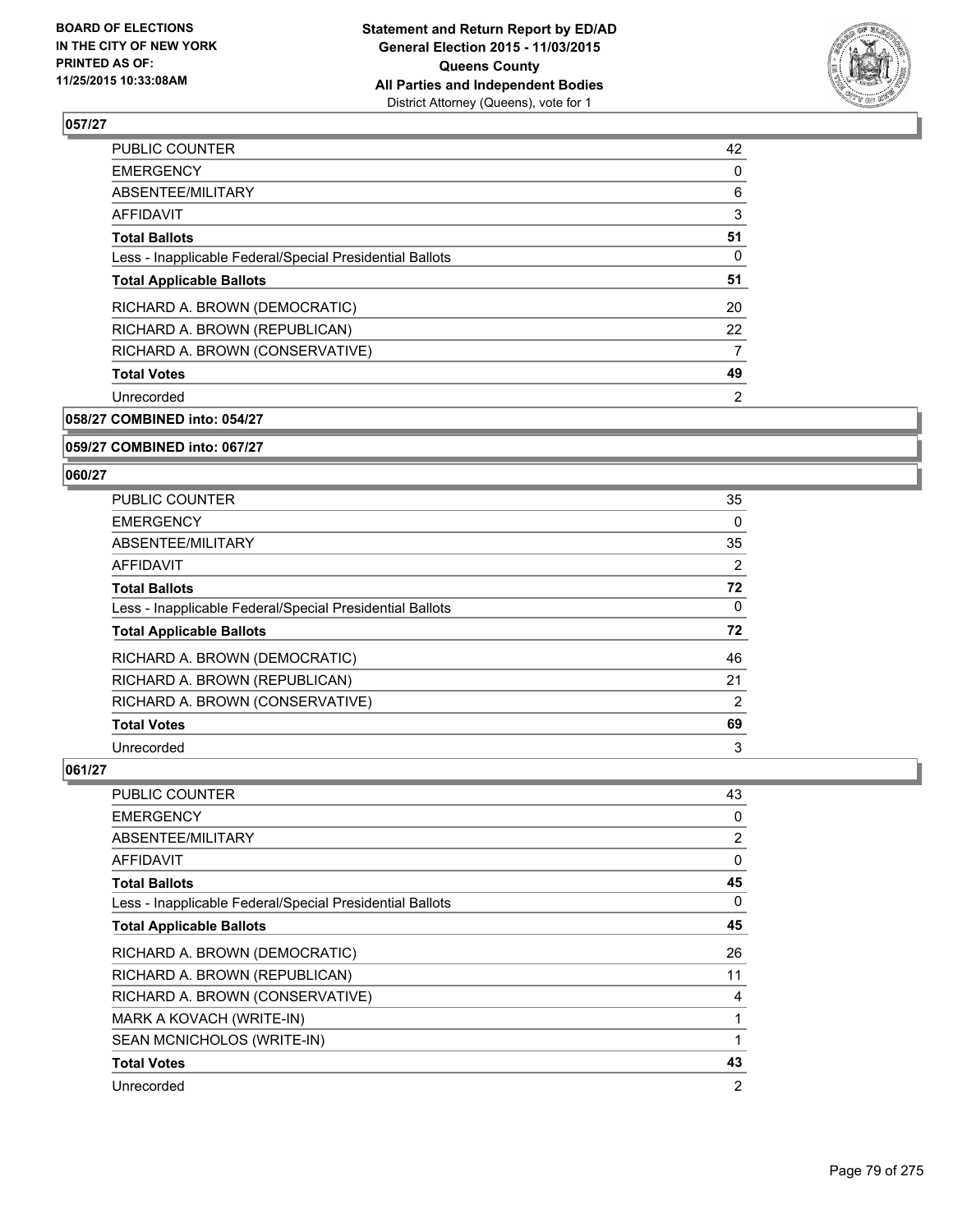### 057/27

| | |
|---|---|
| PUBLIC COUNTER | 42 |
| EMERGENCY | 0 |
| ABSENTEE/MILITARY | 6 |
| AFFIDAVIT | 3 |
| **Total Ballots** | **51** |
| Less - Inapplicable Federal/Special Presidential Ballots | 0 |
| **Total Applicable Ballots** | **51** |
| RICHARD A. BROWN (DEMOCRATIC) | 20 |
| RICHARD A. BROWN (REPUBLICAN) | 22 |
| RICHARD A. BROWN (CONSERVATIVE) | 7 |
| **Total Votes** | **49** |
| Unrecorded | 2 |

### 058/27 COMBINED into: 054/27

### 059/27 COMBINED into: 067/27

### 060/27

| | |
|---|---|
| PUBLIC COUNTER | 35 |
| EMERGENCY | 0 |
| ABSENTEE/MILITARY | 35 |
| AFFIDAVIT | 2 |
| **Total Ballots** | **72** |
| Less - Inapplicable Federal/Special Presidential Ballots | 0 |
| **Total Applicable Ballots** | **72** |
| RICHARD A. BROWN (DEMOCRATIC) | 46 |
| RICHARD A. BROWN (REPUBLICAN) | 21 |
| RICHARD A. BROWN (CONSERVATIVE) | 2 |
| **Total Votes** | **69** |
| Unrecorded | 3 |

### 061/27

| | |
|---|---|
| PUBLIC COUNTER | 43 |
| EMERGENCY | 0 |
| ABSENTEE/MILITARY | 2 |
| AFFIDAVIT | 0 |
| **Total Ballots** | **45** |
| Less - Inapplicable Federal/Special Presidential Ballots | 0 |
| **Total Applicable Ballots** | **45** |
| RICHARD A. BROWN (DEMOCRATIC) | 26 |
| RICHARD A. BROWN (REPUBLICAN) | 11 |
| RICHARD A. BROWN (CONSERVATIVE) | 4 |
| MARK A KOVACH (WRITE-IN) | 1 |
| SEAN MCNICHOLOS (WRITE-IN) | 1 |
| **Total Votes** | **43** |
| Unrecorded | 2 |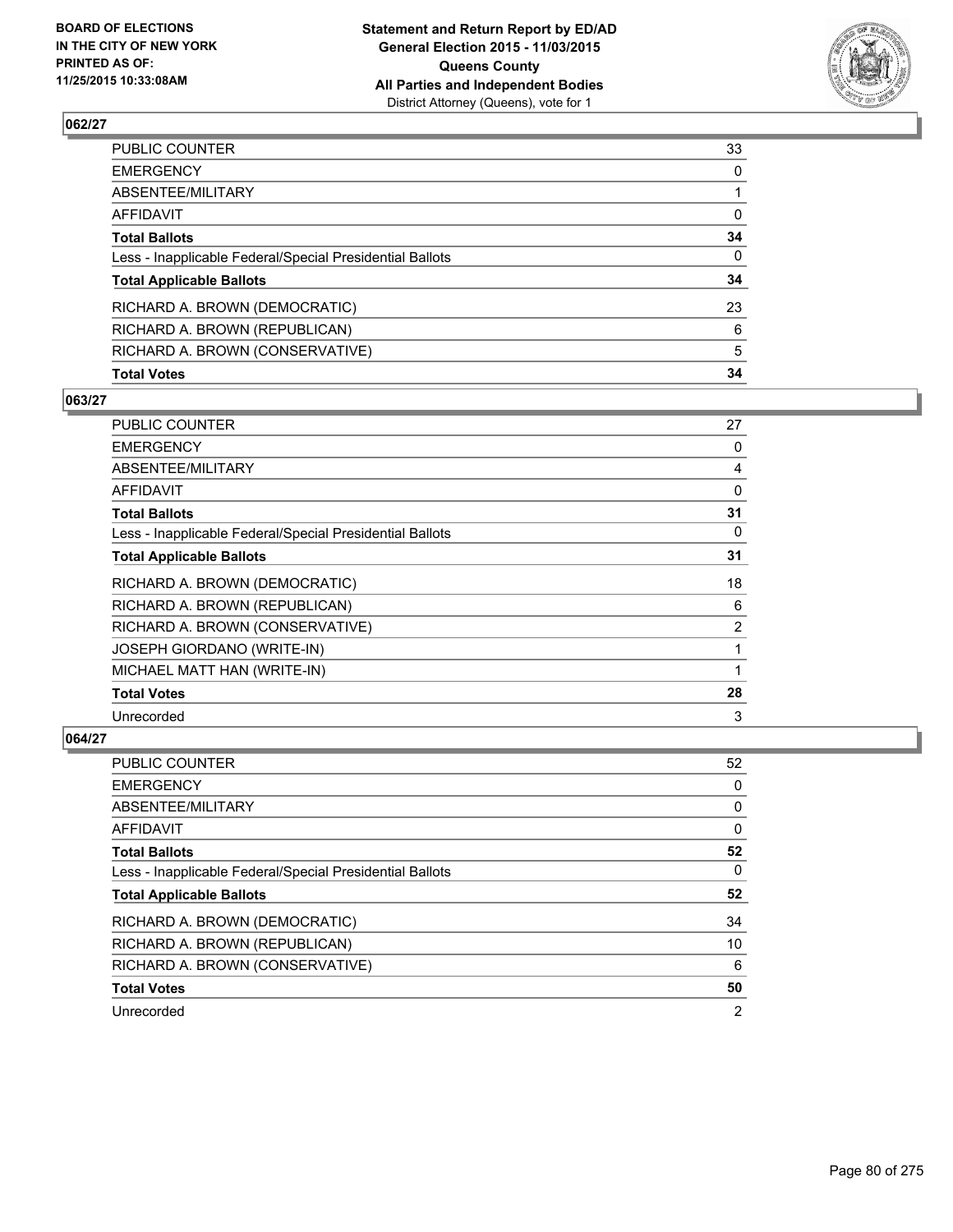## 062/27

| | |
|---|---|
| PUBLIC COUNTER | 33 |
| EMERGENCY | 0 |
| ABSENTEE/MILITARY | 1 |
| AFFIDAVIT | 0 |
| **Total Ballots** | **34** |
| Less - Inapplicable Federal/Special Presidential Ballots | 0 |
| **Total Applicable Ballots** | **34** |
| RICHARD A. BROWN (DEMOCRATIC) | 23 |
| RICHARD A. BROWN (REPUBLICAN) | 6 |
| RICHARD A. BROWN (CONSERVATIVE) | 5 |
| **Total Votes** | **34** |

## 063/27

| | |
|---|---|
| PUBLIC COUNTER | 27 |
| EMERGENCY | 0 |
| ABSENTEE/MILITARY | 4 |
| AFFIDAVIT | 0 |
| **Total Ballots** | **31** |
| Less - Inapplicable Federal/Special Presidential Ballots | 0 |
| **Total Applicable Ballots** | **31** |
| RICHARD A. BROWN (DEMOCRATIC) | 18 |
| RICHARD A. BROWN (REPUBLICAN) | 6 |
| RICHARD A. BROWN (CONSERVATIVE) | 2 |
| JOSEPH GIORDANO (WRITE-IN) | 1 |
| MICHAEL MATT HAN (WRITE-IN) | 1 |
| **Total Votes** | **28** |
| Unrecorded | 3 |

## 064/27

| | |
|---|---|
| PUBLIC COUNTER | 52 |
| EMERGENCY | 0 |
| ABSENTEE/MILITARY | 0 |
| AFFIDAVIT | 0 |
| **Total Ballots** | **52** |
| Less - Inapplicable Federal/Special Presidential Ballots | 0 |
| **Total Applicable Ballots** | **52** |
| RICHARD A. BROWN (DEMOCRATIC) | 34 |
| RICHARD A. BROWN (REPUBLICAN) | 10 |
| RICHARD A. BROWN (CONSERVATIVE) | 6 |
| **Total Votes** | **50** |
| Unrecorded | 2 |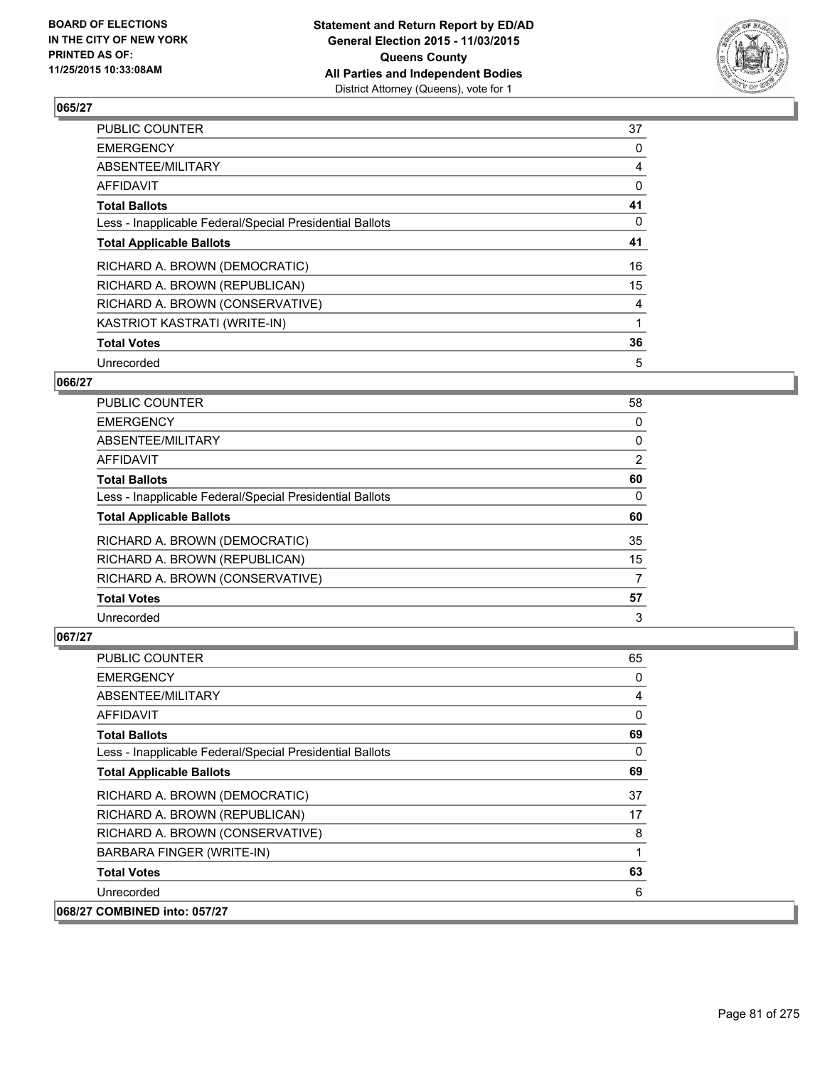**BOARD OF ELECTIONS IN THE CITY OF NEW YORK PRINTED AS OF: 11/25/2015 10:33:08AM**

**Statement and Return Report by ED/AD General Election 2015 - 11/03/2015 Queens County All Parties and Independent Bodies** District Attorney (Queens), vote for 1

### 065/27

| | |
|---|---|
| PUBLIC COUNTER | 37 |
| EMERGENCY | 0 |
| ABSENTEE/MILITARY | 4 |
| AFFIDAVIT | 0 |
| **Total Ballots** | **41** |
| Less - Inapplicable Federal/Special Presidential Ballots | 0 |
| **Total Applicable Ballots** | **41** |
| RICHARD A. BROWN (DEMOCRATIC) | 16 |
| RICHARD A. BROWN (REPUBLICAN) | 15 |
| RICHARD A. BROWN (CONSERVATIVE) | 4 |
| KASTRIOT KASTRATI (WRITE-IN) | 1 |
| **Total Votes** | **36** |
| Unrecorded | 5 |

### 066/27

| | |
|---|---|
| PUBLIC COUNTER | 58 |
| EMERGENCY | 0 |
| ABSENTEE/MILITARY | 0 |
| AFFIDAVIT | 2 |
| **Total Ballots** | **60** |
| Less - Inapplicable Federal/Special Presidential Ballots | 0 |
| **Total Applicable Ballots** | **60** |
| RICHARD A. BROWN (DEMOCRATIC) | 35 |
| RICHARD A. BROWN (REPUBLICAN) | 15 |
| RICHARD A. BROWN (CONSERVATIVE) | 7 |
| **Total Votes** | **57** |
| Unrecorded | 3 |

### 067/27

| | |
|---|---|
| PUBLIC COUNTER | 65 |
| EMERGENCY | 0 |
| ABSENTEE/MILITARY | 4 |
| AFFIDAVIT | 0 |
| **Total Ballots** | **69** |
| Less - Inapplicable Federal/Special Presidential Ballots | 0 |
| **Total Applicable Ballots** | **69** |
| RICHARD A. BROWN (DEMOCRATIC) | 37 |
| RICHARD A. BROWN (REPUBLICAN) | 17 |
| RICHARD A. BROWN (CONSERVATIVE) | 8 |
| BARBARA FINGER (WRITE-IN) | 1 |
| **Total Votes** | **63** |
| Unrecorded | 6 |

### 068/27 COMBINED into: 057/27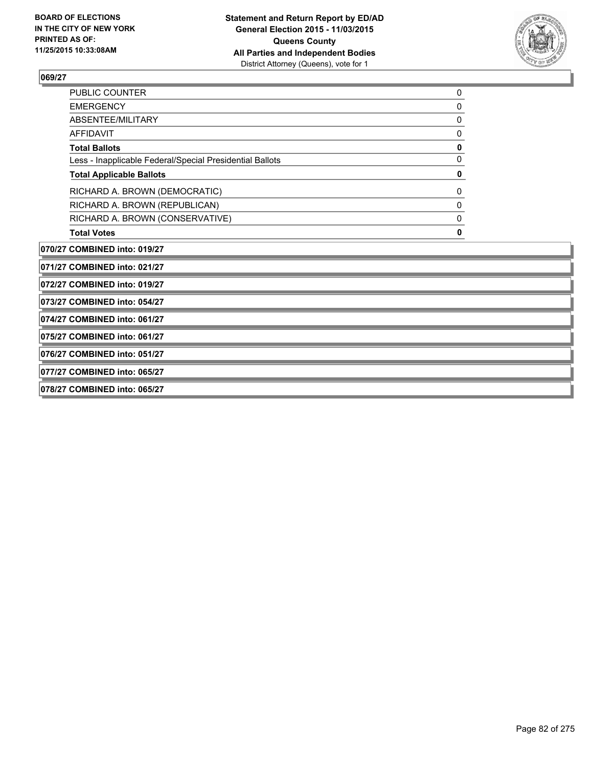**069/27**

| | |
|---|---|
| PUBLIC COUNTER | 0 |
| EMERGENCY | 0 |
| ABSENTEE/MILITARY | 0 |
| AFFIDAVIT | 0 |
| **Total Ballots** | **0** |
| Less - Inapplicable Federal/Special Presidential Ballots | 0 |
| **Total Applicable Ballots** | **0** |
| RICHARD A. BROWN (DEMOCRATIC) | 0 |
| RICHARD A. BROWN (REPUBLICAN) | 0 |
| RICHARD A. BROWN (CONSERVATIVE) | 0 |
| **Total Votes** | **0** |

**070/27 COMBINED into: 019/27**

**071/27 COMBINED into: 021/27**

**072/27 COMBINED into: 019/27**

**073/27 COMBINED into: 054/27**

**074/27 COMBINED into: 061/27**

**075/27 COMBINED into: 061/27**

**076/27 COMBINED into: 051/27**

**077/27 COMBINED into: 065/27**

**078/27 COMBINED into: 065/27**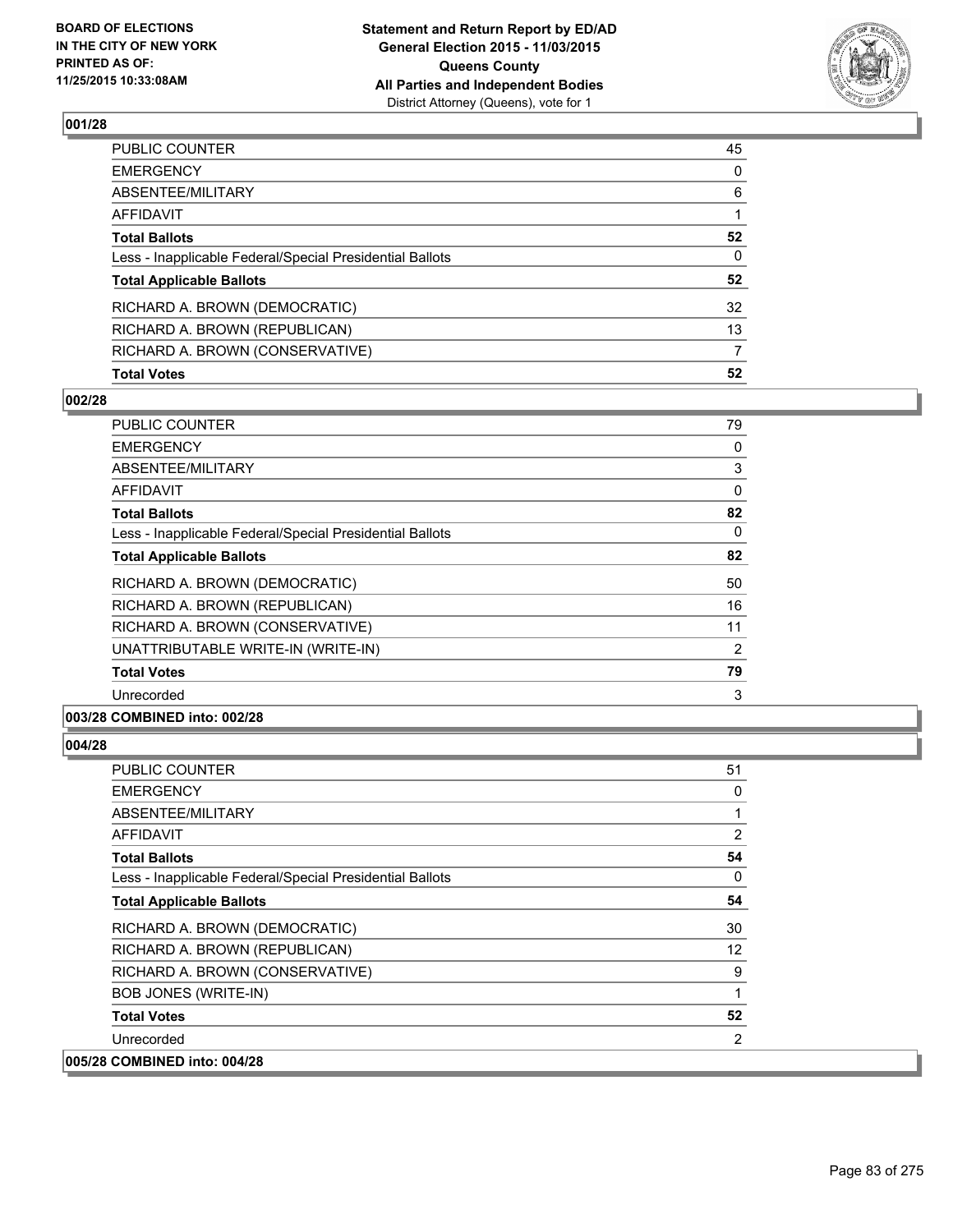**BOARD OF ELECTIONS IN THE CITY OF NEW YORK PRINTED AS OF: 11/25/2015 10:33:08AM**

**Statement and Return Report by ED/AD General Election 2015 - 11/03/2015 Queens County All Parties and Independent Bodies**
District Attorney (Queens), vote for 1

## 001/28

| | |
|---|---|
| PUBLIC COUNTER | 45 |
| EMERGENCY | 0 |
| ABSENTEE/MILITARY | 6 |
| AFFIDAVIT | 1 |
| **Total Ballots** | **52** |
| Less - Inapplicable Federal/Special Presidential Ballots | 0 |
| **Total Applicable Ballots** | **52** |
| RICHARD A. BROWN (DEMOCRATIC) | 32 |
| RICHARD A. BROWN (REPUBLICAN) | 13 |
| RICHARD A. BROWN (CONSERVATIVE) | 7 |
| **Total Votes** | **52** |

## 002/28

| | |
|---|---|
| PUBLIC COUNTER | 79 |
| EMERGENCY | 0 |
| ABSENTEE/MILITARY | 3 |
| AFFIDAVIT | 0 |
| **Total Ballots** | **82** |
| Less - Inapplicable Federal/Special Presidential Ballots | 0 |
| **Total Applicable Ballots** | **82** |
| RICHARD A. BROWN (DEMOCRATIC) | 50 |
| RICHARD A. BROWN (REPUBLICAN) | 16 |
| RICHARD A. BROWN (CONSERVATIVE) | 11 |
| UNATTRIBUTABLE WRITE-IN (WRITE-IN) | 2 |
| **Total Votes** | **79** |
| Unrecorded | 3 |

## 003/28 COMBINED into: 002/28

## 004/28

| | |
|---|---|
| PUBLIC COUNTER | 51 |
| EMERGENCY | 0 |
| ABSENTEE/MILITARY | 1 |
| AFFIDAVIT | 2 |
| **Total Ballots** | **54** |
| Less - Inapplicable Federal/Special Presidential Ballots | 0 |
| **Total Applicable Ballots** | **54** |
| RICHARD A. BROWN (DEMOCRATIC) | 30 |
| RICHARD A. BROWN (REPUBLICAN) | 12 |
| RICHARD A. BROWN (CONSERVATIVE) | 9 |
| BOB JONES (WRITE-IN) | 1 |
| **Total Votes** | **52** |
| Unrecorded | 2 |

## 005/28 COMBINED into: 004/28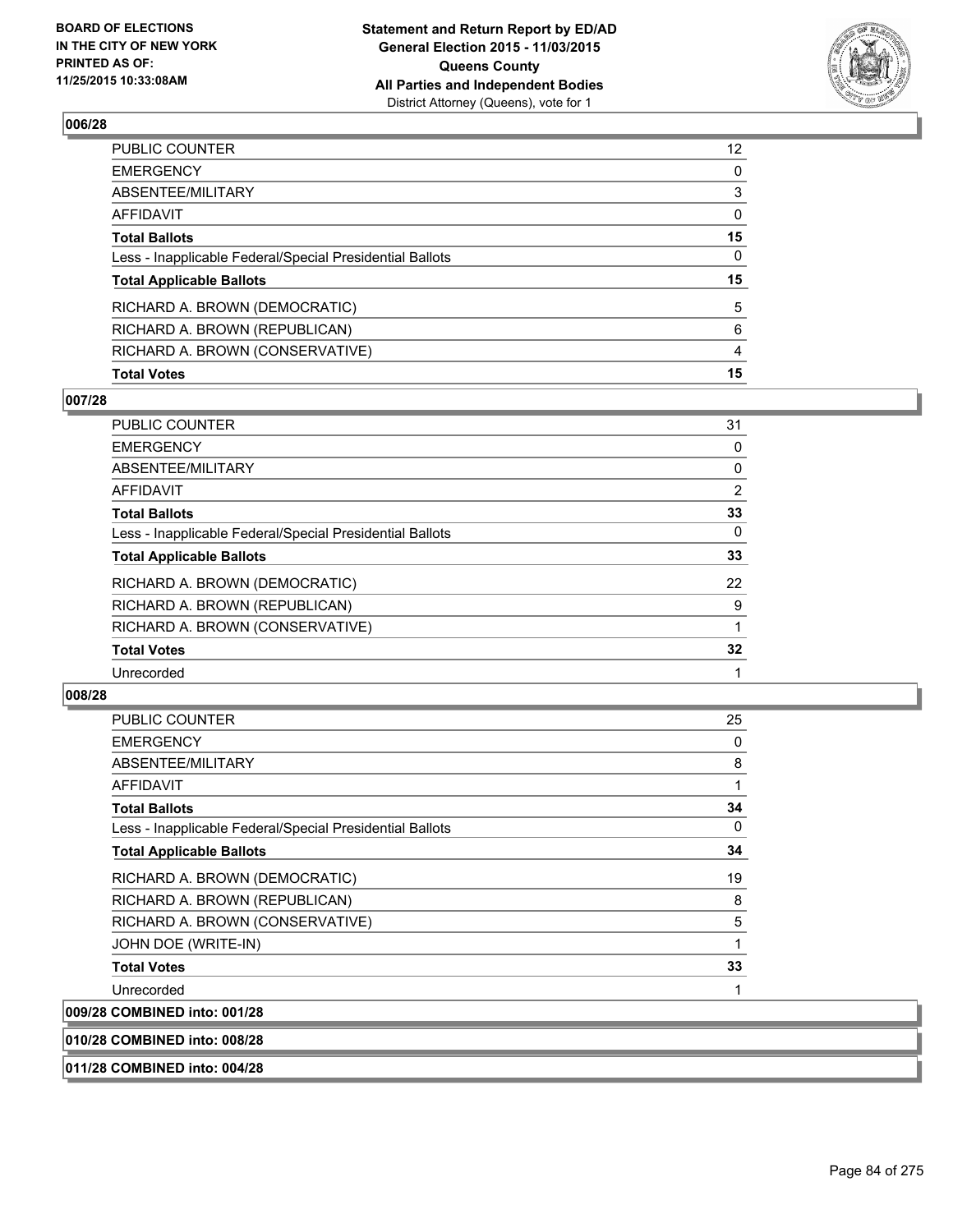**006/28**

| | |
|---|---|
| PUBLIC COUNTER | 12 |
| EMERGENCY | 0 |
| ABSENTEE/MILITARY | 3 |
| AFFIDAVIT | 0 |
| **Total Ballots** | **15** |
| Less - Inapplicable Federal/Special Presidential Ballots | 0 |
| **Total Applicable Ballots** | **15** |
| RICHARD A. BROWN (DEMOCRATIC) | 5 |
| RICHARD A. BROWN (REPUBLICAN) | 6 |
| RICHARD A. BROWN (CONSERVATIVE) | 4 |
| **Total Votes** | **15** |

**007/28**

| | |
|---|---|
| PUBLIC COUNTER | 31 |
| EMERGENCY | 0 |
| ABSENTEE/MILITARY | 0 |
| AFFIDAVIT | 2 |
| **Total Ballots** | **33** |
| Less - Inapplicable Federal/Special Presidential Ballots | 0 |
| **Total Applicable Ballots** | **33** |
| RICHARD A. BROWN (DEMOCRATIC) | 22 |
| RICHARD A. BROWN (REPUBLICAN) | 9 |
| RICHARD A. BROWN (CONSERVATIVE) | 1 |
| **Total Votes** | **32** |
| Unrecorded | 1 |

**008/28**

| | |
|---|---|
| PUBLIC COUNTER | 25 |
| EMERGENCY | 0 |
| ABSENTEE/MILITARY | 8 |
| AFFIDAVIT | 1 |
| **Total Ballots** | **34** |
| Less - Inapplicable Federal/Special Presidential Ballots | 0 |
| **Total Applicable Ballots** | **34** |
| RICHARD A. BROWN (DEMOCRATIC) | 19 |
| RICHARD A. BROWN (REPUBLICAN) | 8 |
| RICHARD A. BROWN (CONSERVATIVE) | 5 |
| JOHN DOE (WRITE-IN) | 1 |
| **Total Votes** | **33** |
| Unrecorded | 1 |

**009/28 COMBINED into: 001/28**

**010/28 COMBINED into: 008/28**

**011/28 COMBINED into: 004/28**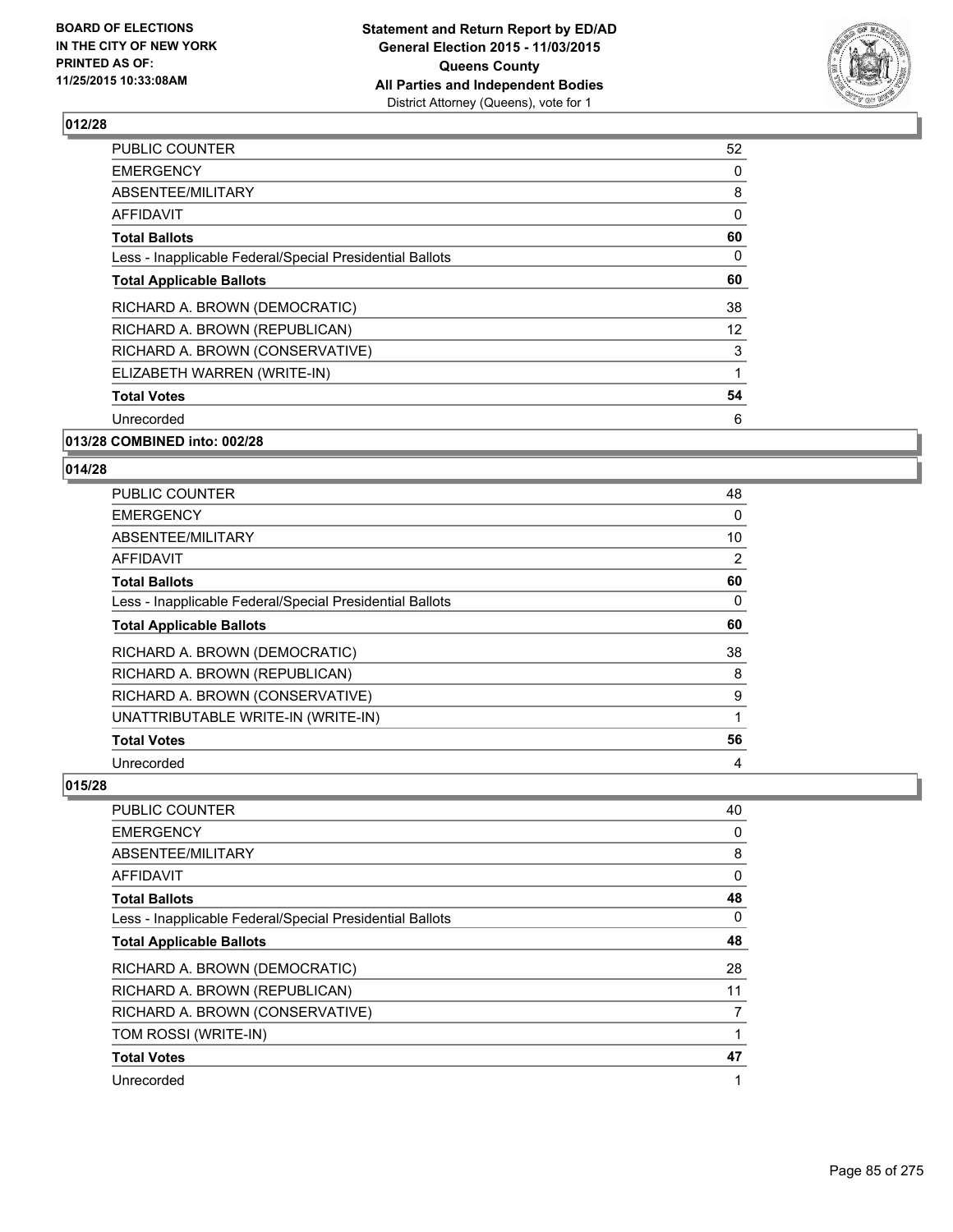**BOARD OF ELECTIONS IN THE CITY OF NEW YORK PRINTED AS OF: 11/25/2015 10:33:08AM**

**Statement and Return Report by ED/AD General Election 2015 - 11/03/2015 Queens County All Parties and Independent Bodies** District Attorney (Queens), vote for 1

## 012/28

| | |
|---|---|
| PUBLIC COUNTER | 52 |
| EMERGENCY | 0 |
| ABSENTEE/MILITARY | 8 |
| AFFIDAVIT | 0 |
| **Total Ballots** | **60** |
| Less - Inapplicable Federal/Special Presidential Ballots | 0 |
| **Total Applicable Ballots** | **60** |
| RICHARD A. BROWN (DEMOCRATIC) | 38 |
| RICHARD A. BROWN (REPUBLICAN) | 12 |
| RICHARD A. BROWN (CONSERVATIVE) | 3 |
| ELIZABETH WARREN (WRITE-IN) | 1 |
| **Total Votes** | **54** |
| Unrecorded | 6 |

## 013/28 COMBINED into: 002/28

## 014/28

| | |
|---|---|
| PUBLIC COUNTER | 48 |
| EMERGENCY | 0 |
| ABSENTEE/MILITARY | 10 |
| AFFIDAVIT | 2 |
| **Total Ballots** | **60** |
| Less - Inapplicable Federal/Special Presidential Ballots | 0 |
| **Total Applicable Ballots** | **60** |
| RICHARD A. BROWN (DEMOCRATIC) | 38 |
| RICHARD A. BROWN (REPUBLICAN) | 8 |
| RICHARD A. BROWN (CONSERVATIVE) | 9 |
| UNATTRIBUTABLE WRITE-IN (WRITE-IN) | 1 |
| **Total Votes** | **56** |
| Unrecorded | 4 |

## 015/28

| | |
|---|---|
| PUBLIC COUNTER | 40 |
| EMERGENCY | 0 |
| ABSENTEE/MILITARY | 8 |
| AFFIDAVIT | 0 |
| **Total Ballots** | **48** |
| Less - Inapplicable Federal/Special Presidential Ballots | 0 |
| **Total Applicable Ballots** | **48** |
| RICHARD A. BROWN (DEMOCRATIC) | 28 |
| RICHARD A. BROWN (REPUBLICAN) | 11 |
| RICHARD A. BROWN (CONSERVATIVE) | 7 |
| TOM ROSSI (WRITE-IN) | 1 |
| **Total Votes** | **47** |
| Unrecorded | 1 |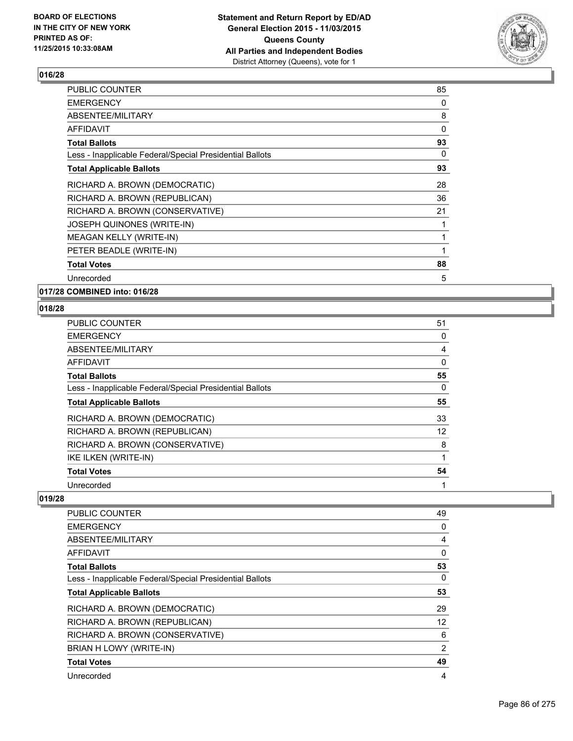**BOARD OF ELECTIONS IN THE CITY OF NEW YORK PRINTED AS OF: 11/25/2015 10:33:08AM**

**Statement and Return Report by ED/AD General Election 2015 - 11/03/2015 Queens County All Parties and Independent Bodies**
District Attorney (Queens), vote for 1

### 016/28

| | |
|---|---|
| PUBLIC COUNTER | 85 |
| EMERGENCY | 0 |
| ABSENTEE/MILITARY | 8 |
| AFFIDAVIT | 0 |
| **Total Ballots** | **93** |
| Less - Inapplicable Federal/Special Presidential Ballots | 0 |
| **Total Applicable Ballots** | **93** |
| RICHARD A. BROWN (DEMOCRATIC) | 28 |
| RICHARD A. BROWN (REPUBLICAN) | 36 |
| RICHARD A. BROWN (CONSERVATIVE) | 21 |
| JOSEPH QUINONES (WRITE-IN) | 1 |
| MEAGAN KELLY (WRITE-IN) | 1 |
| PETER BEADLE (WRITE-IN) | 1 |
| **Total Votes** | **88** |
| Unrecorded | 5 |

### 017/28 COMBINED into: 016/28

### 018/28

| | |
|---|---|
| PUBLIC COUNTER | 51 |
| EMERGENCY | 0 |
| ABSENTEE/MILITARY | 4 |
| AFFIDAVIT | 0 |
| **Total Ballots** | **55** |
| Less - Inapplicable Federal/Special Presidential Ballots | 0 |
| **Total Applicable Ballots** | **55** |
| RICHARD A. BROWN (DEMOCRATIC) | 33 |
| RICHARD A. BROWN (REPUBLICAN) | 12 |
| RICHARD A. BROWN (CONSERVATIVE) | 8 |
| IKE ILKEN (WRITE-IN) | 1 |
| **Total Votes** | **54** |
| Unrecorded | 1 |

### 019/28

| | |
|---|---|
| PUBLIC COUNTER | 49 |
| EMERGENCY | 0 |
| ABSENTEE/MILITARY | 4 |
| AFFIDAVIT | 0 |
| **Total Ballots** | **53** |
| Less - Inapplicable Federal/Special Presidential Ballots | 0 |
| **Total Applicable Ballots** | **53** |
| RICHARD A. BROWN (DEMOCRATIC) | 29 |
| RICHARD A. BROWN (REPUBLICAN) | 12 |
| RICHARD A. BROWN (CONSERVATIVE) | 6 |
| BRIAN H LOWY (WRITE-IN) | 2 |
| **Total Votes** | **49** |
| Unrecorded | 4 |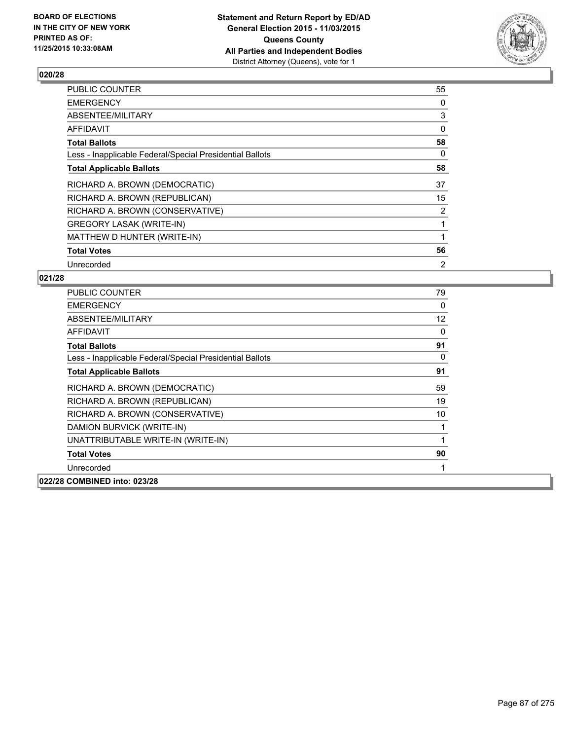**BOARD OF ELECTIONS IN THE CITY OF NEW YORK PRINTED AS OF: 11/25/2015 10:33:08AM**

**Statement and Return Report by ED/AD General Election 2015 - 11/03/2015 Queens County All Parties and Independent Bodies**
District Attorney (Queens), vote for 1

## 020/28

| | |
|---|---|
| PUBLIC COUNTER | 55 |
| EMERGENCY | 0 |
| ABSENTEE/MILITARY | 3 |
| AFFIDAVIT | 0 |
| **Total Ballots** | **58** |
| Less - Inapplicable Federal/Special Presidential Ballots | 0 |
| **Total Applicable Ballots** | **58** |
| RICHARD A. BROWN (DEMOCRATIC) | 37 |
| RICHARD A. BROWN (REPUBLICAN) | 15 |
| RICHARD A. BROWN (CONSERVATIVE) | 2 |
| GREGORY LASAK (WRITE-IN) | 1 |
| MATTHEW D HUNTER (WRITE-IN) | 1 |
| **Total Votes** | **56** |
| Unrecorded | 2 |

## 021/28

| | |
|---|---|
| PUBLIC COUNTER | 79 |
| EMERGENCY | 0 |
| ABSENTEE/MILITARY | 12 |
| AFFIDAVIT | 0 |
| **Total Ballots** | **91** |
| Less - Inapplicable Federal/Special Presidential Ballots | 0 |
| **Total Applicable Ballots** | **91** |
| RICHARD A. BROWN (DEMOCRATIC) | 59 |
| RICHARD A. BROWN (REPUBLICAN) | 19 |
| RICHARD A. BROWN (CONSERVATIVE) | 10 |
| DAMION BURVICK (WRITE-IN) | 1 |
| UNATTRIBUTABLE WRITE-IN (WRITE-IN) | 1 |
| **Total Votes** | **90** |
| Unrecorded | 1 |

**022/28 COMBINED into: 023/28**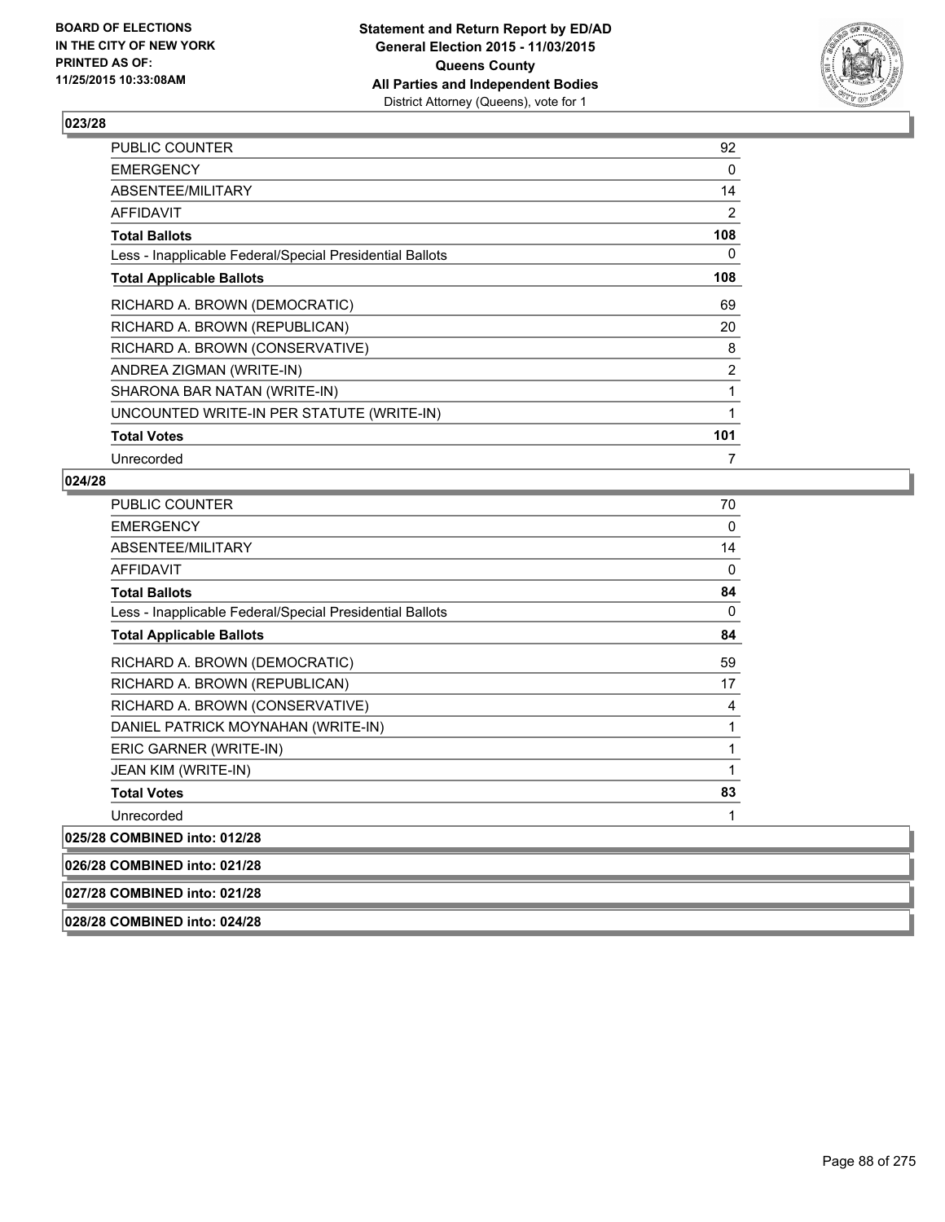**BOARD OF ELECTIONS IN THE CITY OF NEW YORK PRINTED AS OF: 11/25/2015 10:33:08AM**

**Statement and Return Report by ED/AD General Election 2015 - 11/03/2015 Queens County All Parties and Independent Bodies**
District Attorney (Queens), vote for 1

## 023/28

| | |
|---|---|
| PUBLIC COUNTER | 92 |
| EMERGENCY | 0 |
| ABSENTEE/MILITARY | 14 |
| AFFIDAVIT | 2 |
| **Total Ballots** | **108** |
| Less - Inapplicable Federal/Special Presidential Ballots | 0 |
| **Total Applicable Ballots** | **108** |
| RICHARD A. BROWN (DEMOCRATIC) | 69 |
| RICHARD A. BROWN (REPUBLICAN) | 20 |
| RICHARD A. BROWN (CONSERVATIVE) | 8 |
| ANDREA ZIGMAN (WRITE-IN) | 2 |
| SHARONA BAR NATAN (WRITE-IN) | 1 |
| UNCOUNTED WRITE-IN PER STATUTE (WRITE-IN) | 1 |
| **Total Votes** | **101** |
| Unrecorded | 7 |

## 024/28

| | |
|---|---|
| PUBLIC COUNTER | 70 |
| EMERGENCY | 0 |
| ABSENTEE/MILITARY | 14 |
| AFFIDAVIT | 0 |
| **Total Ballots** | **84** |
| Less - Inapplicable Federal/Special Presidential Ballots | 0 |
| **Total Applicable Ballots** | **84** |
| RICHARD A. BROWN (DEMOCRATIC) | 59 |
| RICHARD A. BROWN (REPUBLICAN) | 17 |
| RICHARD A. BROWN (CONSERVATIVE) | 4 |
| DANIEL PATRICK MOYNAHAN (WRITE-IN) | 1 |
| ERIC GARNER (WRITE-IN) | 1 |
| JEAN KIM (WRITE-IN) | 1 |
| **Total Votes** | **83** |
| Unrecorded | 1 |

**025/28 COMBINED into: 012/28**

**026/28 COMBINED into: 021/28**

**027/28 COMBINED into: 021/28**

**028/28 COMBINED into: 024/28**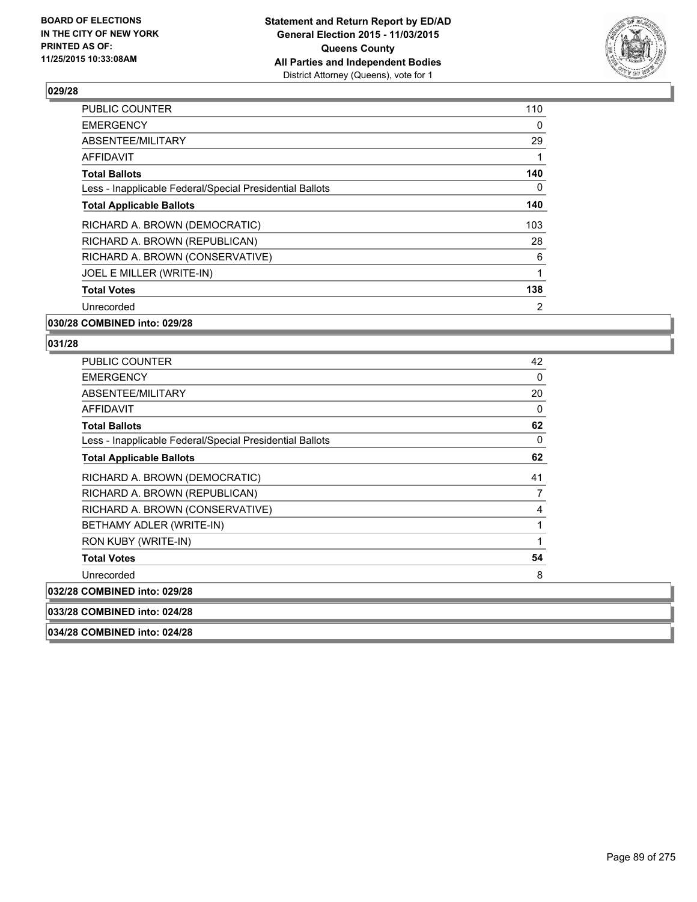**BOARD OF ELECTIONS IN THE CITY OF NEW YORK PRINTED AS OF: 11/25/2015 10:33:08AM**

**Statement and Return Report by ED/AD General Election 2015 - 11/03/2015 Queens County All Parties and Independent Bodies**
District Attorney (Queens), vote for 1

### 029/28

| | |
|---|---|
| PUBLIC COUNTER | 110 |
| EMERGENCY | 0 |
| ABSENTEE/MILITARY | 29 |
| AFFIDAVIT | 1 |
| **Total Ballots** | **140** |
| Less - Inapplicable Federal/Special Presidential Ballots | 0 |
| **Total Applicable Ballots** | **140** |
| RICHARD A. BROWN (DEMOCRATIC) | 103 |
| RICHARD A. BROWN (REPUBLICAN) | 28 |
| RICHARD A. BROWN (CONSERVATIVE) | 6 |
| JOEL E MILLER (WRITE-IN) | 1 |
| **Total Votes** | **138** |
| Unrecorded | 2 |

### 030/28 COMBINED into: 029/28

### 031/28

| | |
|---|---|
| PUBLIC COUNTER | 42 |
| EMERGENCY | 0 |
| ABSENTEE/MILITARY | 20 |
| AFFIDAVIT | 0 |
| **Total Ballots** | **62** |
| Less - Inapplicable Federal/Special Presidential Ballots | 0 |
| **Total Applicable Ballots** | **62** |
| RICHARD A. BROWN (DEMOCRATIC) | 41 |
| RICHARD A. BROWN (REPUBLICAN) | 7 |
| RICHARD A. BROWN (CONSERVATIVE) | 4 |
| BETHAMY ADLER (WRITE-IN) | 1 |
| RON KUBY (WRITE-IN) | 1 |
| **Total Votes** | **54** |
| Unrecorded | 8 |

### 032/28 COMBINED into: 029/28

### 033/28 COMBINED into: 024/28

### 034/28 COMBINED into: 024/28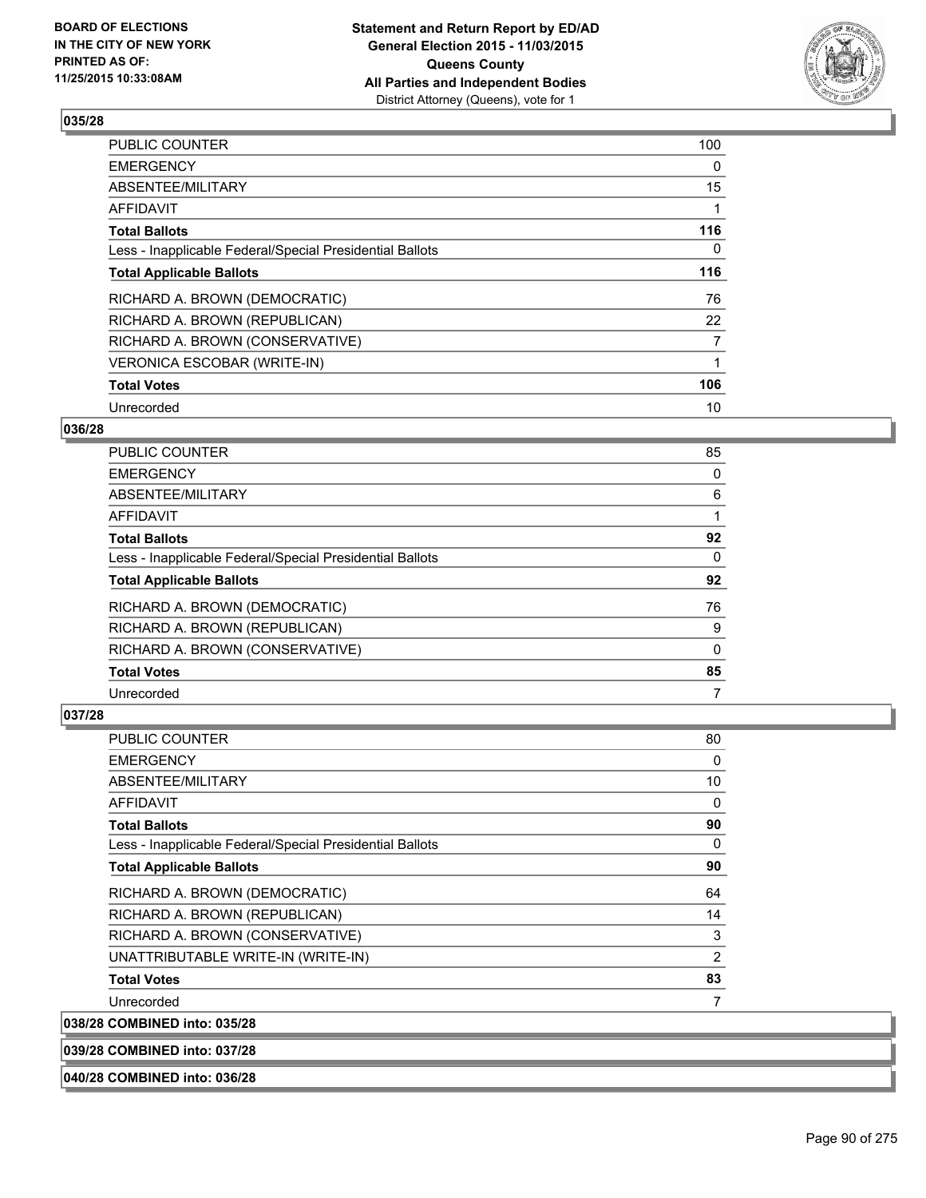### 035/28

| | |
|---|---|
| PUBLIC COUNTER | 100 |
| EMERGENCY | 0 |
| ABSENTEE/MILITARY | 15 |
| AFFIDAVIT | 1 |
| **Total Ballots** | **116** |
| Less - Inapplicable Federal/Special Presidential Ballots | 0 |
| **Total Applicable Ballots** | **116** |
| RICHARD A. BROWN (DEMOCRATIC) | 76 |
| RICHARD A. BROWN (REPUBLICAN) | 22 |
| RICHARD A. BROWN (CONSERVATIVE) | 7 |
| VERONICA ESCOBAR (WRITE-IN) | 1 |
| **Total Votes** | **106** |
| Unrecorded | 10 |

### 036/28

| | |
|---|---|
| PUBLIC COUNTER | 85 |
| EMERGENCY | 0 |
| ABSENTEE/MILITARY | 6 |
| AFFIDAVIT | 1 |
| **Total Ballots** | **92** |
| Less - Inapplicable Federal/Special Presidential Ballots | 0 |
| **Total Applicable Ballots** | **92** |
| RICHARD A. BROWN (DEMOCRATIC) | 76 |
| RICHARD A. BROWN (REPUBLICAN) | 9 |
| RICHARD A. BROWN (CONSERVATIVE) | 0 |
| **Total Votes** | **85** |
| Unrecorded | 7 |

### 037/28

| | |
|---|---|
| PUBLIC COUNTER | 80 |
| EMERGENCY | 0 |
| ABSENTEE/MILITARY | 10 |
| AFFIDAVIT | 0 |
| **Total Ballots** | **90** |
| Less - Inapplicable Federal/Special Presidential Ballots | 0 |
| **Total Applicable Ballots** | **90** |
| RICHARD A. BROWN (DEMOCRATIC) | 64 |
| RICHARD A. BROWN (REPUBLICAN) | 14 |
| RICHARD A. BROWN (CONSERVATIVE) | 3 |
| UNATTRIBUTABLE WRITE-IN (WRITE-IN) | 2 |
| **Total Votes** | **83** |
| Unrecorded | 7 |

### 038/28 COMBINED into: 035/28

### 039/28 COMBINED into: 037/28

### 040/28 COMBINED into: 036/28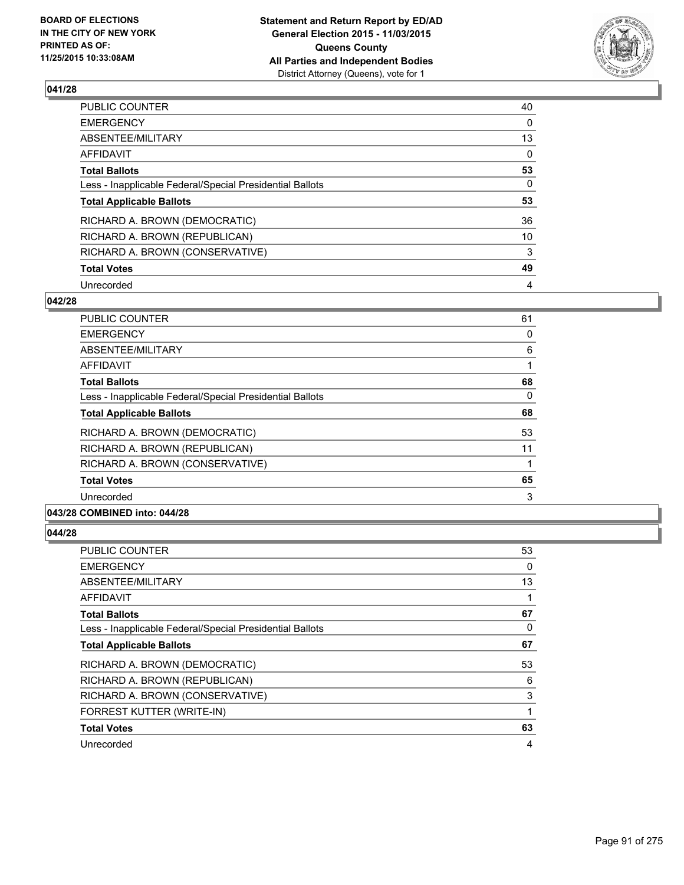**Statement and Return Report by ED/AD**
**General Election 2015 - 11/03/2015**
**Queens County**
**All Parties and Independent Bodies**
District Attorney (Queens), vote for 1

BOARD OF ELECTIONS
IN THE CITY OF NEW YORK
PRINTED AS OF:
11/25/2015 10:33:08AM

## 041/28

| | |
|---|---|
| PUBLIC COUNTER | 40 |
| EMERGENCY | 0 |
| ABSENTEE/MILITARY | 13 |
| AFFIDAVIT | 0 |
| **Total Ballots** | **53** |
| Less - Inapplicable Federal/Special Presidential Ballots | 0 |
| **Total Applicable Ballots** | **53** |
| RICHARD A. BROWN (DEMOCRATIC) | 36 |
| RICHARD A. BROWN (REPUBLICAN) | 10 |
| RICHARD A. BROWN (CONSERVATIVE) | 3 |
| **Total Votes** | **49** |
| Unrecorded | 4 |

## 042/28

| | |
|---|---|
| PUBLIC COUNTER | 61 |
| EMERGENCY | 0 |
| ABSENTEE/MILITARY | 6 |
| AFFIDAVIT | 1 |
| **Total Ballots** | **68** |
| Less - Inapplicable Federal/Special Presidential Ballots | 0 |
| **Total Applicable Ballots** | **68** |
| RICHARD A. BROWN (DEMOCRATIC) | 53 |
| RICHARD A. BROWN (REPUBLICAN) | 11 |
| RICHARD A. BROWN (CONSERVATIVE) | 1 |
| **Total Votes** | **65** |
| Unrecorded | 3 |

## 043/28 COMBINED into: 044/28

## 044/28

| | |
|---|---|
| PUBLIC COUNTER | 53 |
| EMERGENCY | 0 |
| ABSENTEE/MILITARY | 13 |
| AFFIDAVIT | 1 |
| **Total Ballots** | **67** |
| Less - Inapplicable Federal/Special Presidential Ballots | 0 |
| **Total Applicable Ballots** | **67** |
| RICHARD A. BROWN (DEMOCRATIC) | 53 |
| RICHARD A. BROWN (REPUBLICAN) | 6 |
| RICHARD A. BROWN (CONSERVATIVE) | 3 |
| FORREST KUTTER (WRITE-IN) | 1 |
| **Total Votes** | **63** |
| Unrecorded | 4 |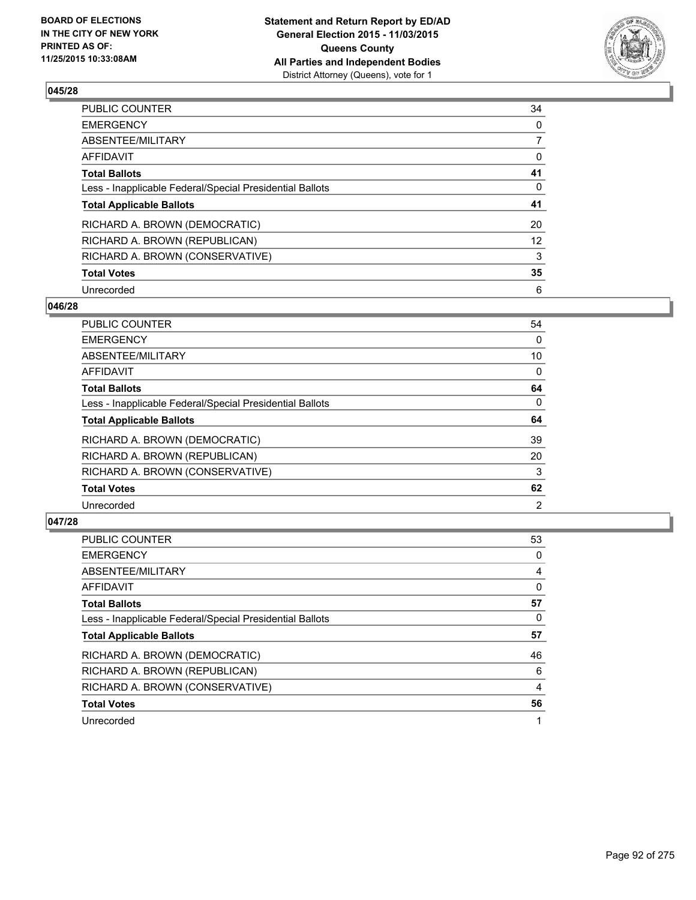**BOARD OF ELECTIONS IN THE CITY OF NEW YORK PRINTED AS OF: 11/25/2015 10:33:08AM**

**Statement and Return Report by ED/AD General Election 2015 - 11/03/2015 Queens County All Parties and Independent Bodies**
District Attorney (Queens), vote for 1

## 045/28

| | |
|---|---|
| PUBLIC COUNTER | 34 |
| EMERGENCY | 0 |
| ABSENTEE/MILITARY | 7 |
| AFFIDAVIT | 0 |
| **Total Ballots** | **41** |
| Less - Inapplicable Federal/Special Presidential Ballots | 0 |
| **Total Applicable Ballots** | **41** |
| RICHARD A. BROWN (DEMOCRATIC) | 20 |
| RICHARD A. BROWN (REPUBLICAN) | 12 |
| RICHARD A. BROWN (CONSERVATIVE) | 3 |
| **Total Votes** | **35** |
| Unrecorded | 6 |

## 046/28

| | |
|---|---|
| PUBLIC COUNTER | 54 |
| EMERGENCY | 0 |
| ABSENTEE/MILITARY | 10 |
| AFFIDAVIT | 0 |
| **Total Ballots** | **64** |
| Less - Inapplicable Federal/Special Presidential Ballots | 0 |
| **Total Applicable Ballots** | **64** |
| RICHARD A. BROWN (DEMOCRATIC) | 39 |
| RICHARD A. BROWN (REPUBLICAN) | 20 |
| RICHARD A. BROWN (CONSERVATIVE) | 3 |
| **Total Votes** | **62** |
| Unrecorded | 2 |

## 047/28

| | |
|---|---|
| PUBLIC COUNTER | 53 |
| EMERGENCY | 0 |
| ABSENTEE/MILITARY | 4 |
| AFFIDAVIT | 0 |
| **Total Ballots** | **57** |
| Less - Inapplicable Federal/Special Presidential Ballots | 0 |
| **Total Applicable Ballots** | **57** |
| RICHARD A. BROWN (DEMOCRATIC) | 46 |
| RICHARD A. BROWN (REPUBLICAN) | 6 |
| RICHARD A. BROWN (CONSERVATIVE) | 4 |
| **Total Votes** | **56** |
| Unrecorded | 1 |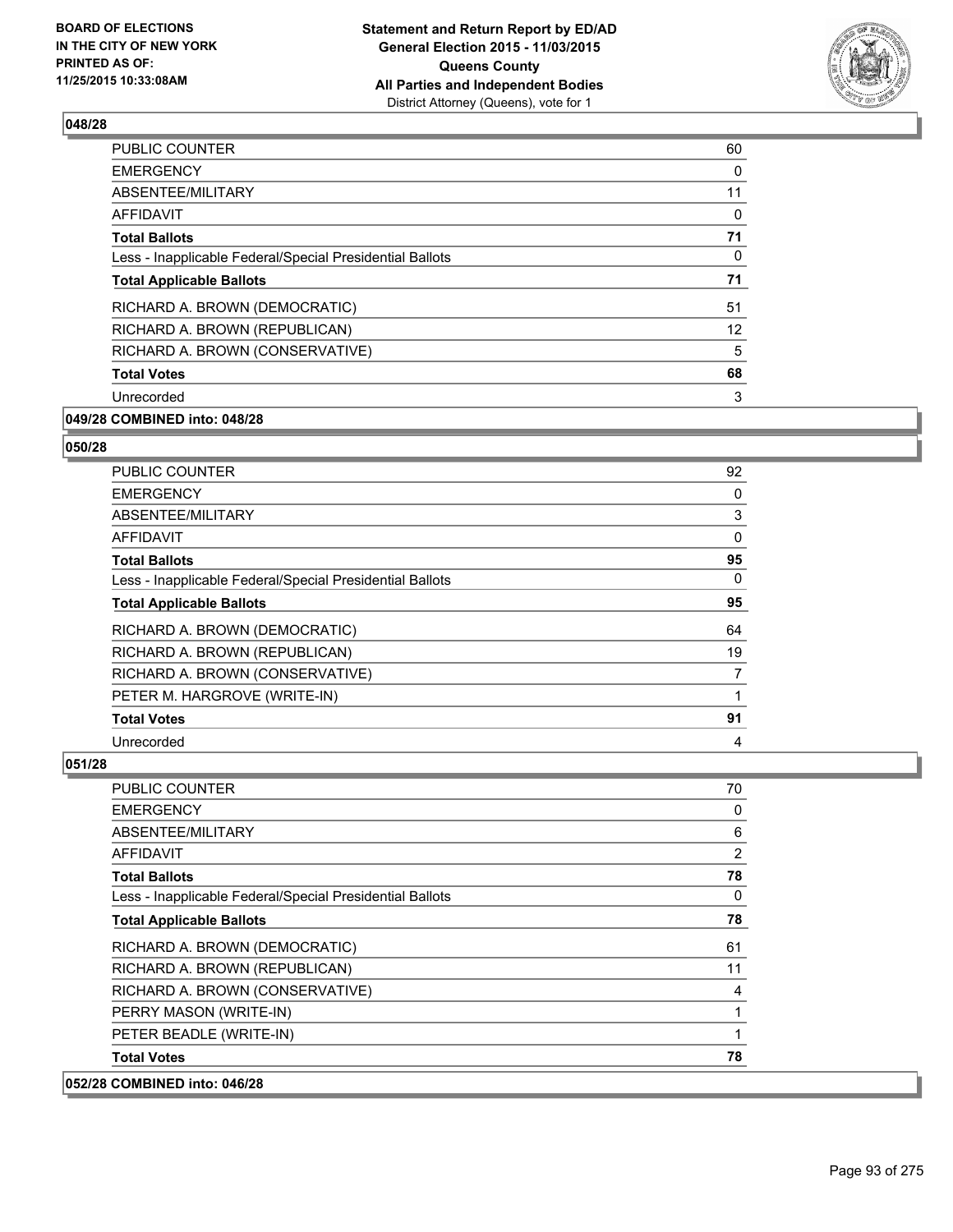**BOARD OF ELECTIONS IN THE CITY OF NEW YORK PRINTED AS OF: 11/25/2015 10:33:08AM**

**Statement and Return Report by ED/AD General Election 2015 - 11/03/2015 Queens County All Parties and Independent Bodies**
District Attorney (Queens), vote for 1

### 048/28

| | |
|---|---|
| PUBLIC COUNTER | 60 |
| EMERGENCY | 0 |
| ABSENTEE/MILITARY | 11 |
| AFFIDAVIT | 0 |
| **Total Ballots** | **71** |
| Less - Inapplicable Federal/Special Presidential Ballots | 0 |
| **Total Applicable Ballots** | **71** |
| RICHARD A. BROWN (DEMOCRATIC) | 51 |
| RICHARD A. BROWN (REPUBLICAN) | 12 |
| RICHARD A. BROWN (CONSERVATIVE) | 5 |
| **Total Votes** | **68** |
| Unrecorded | 3 |

### 049/28 COMBINED into: 048/28

### 050/28

| | |
|---|---|
| PUBLIC COUNTER | 92 |
| EMERGENCY | 0 |
| ABSENTEE/MILITARY | 3 |
| AFFIDAVIT | 0 |
| **Total Ballots** | **95** |
| Less - Inapplicable Federal/Special Presidential Ballots | 0 |
| **Total Applicable Ballots** | **95** |
| RICHARD A. BROWN (DEMOCRATIC) | 64 |
| RICHARD A. BROWN (REPUBLICAN) | 19 |
| RICHARD A. BROWN (CONSERVATIVE) | 7 |
| PETER M. HARGROVE (WRITE-IN) | 1 |
| **Total Votes** | **91** |
| Unrecorded | 4 |

### 051/28

| | |
|---|---|
| PUBLIC COUNTER | 70 |
| EMERGENCY | 0 |
| ABSENTEE/MILITARY | 6 |
| AFFIDAVIT | 2 |
| **Total Ballots** | **78** |
| Less - Inapplicable Federal/Special Presidential Ballots | 0 |
| **Total Applicable Ballots** | **78** |
| RICHARD A. BROWN (DEMOCRATIC) | 61 |
| RICHARD A. BROWN (REPUBLICAN) | 11 |
| RICHARD A. BROWN (CONSERVATIVE) | 4 |
| PERRY MASON (WRITE-IN) | 1 |
| PETER BEADLE (WRITE-IN) | 1 |
| **Total Votes** | **78** |

### 052/28 COMBINED into: 046/28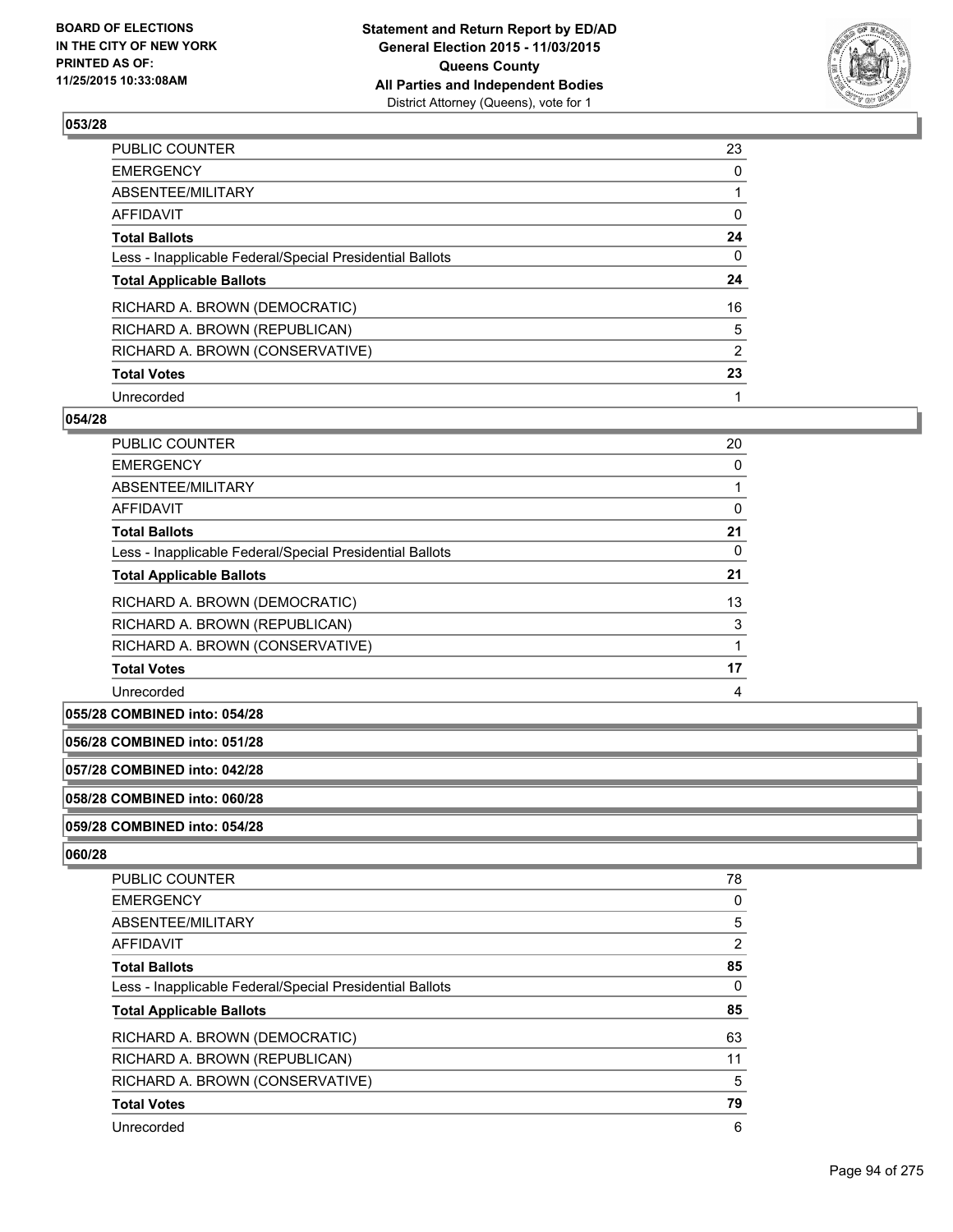### 053/28

| | |
|---|---|
| PUBLIC COUNTER | 23 |
| EMERGENCY | 0 |
| ABSENTEE/MILITARY | 1 |
| AFFIDAVIT | 0 |
| **Total Ballots** | **24** |
| Less - Inapplicable Federal/Special Presidential Ballots | 0 |
| **Total Applicable Ballots** | **24** |
| RICHARD A. BROWN (DEMOCRATIC) | 16 |
| RICHARD A. BROWN (REPUBLICAN) | 5 |
| RICHARD A. BROWN (CONSERVATIVE) | 2 |
| **Total Votes** | **23** |
| Unrecorded | 1 |

### 054/28

| | |
|---|---|
| PUBLIC COUNTER | 20 |
| EMERGENCY | 0 |
| ABSENTEE/MILITARY | 1 |
| AFFIDAVIT | 0 |
| **Total Ballots** | **21** |
| Less - Inapplicable Federal/Special Presidential Ballots | 0 |
| **Total Applicable Ballots** | **21** |
| RICHARD A. BROWN (DEMOCRATIC) | 13 |
| RICHARD A. BROWN (REPUBLICAN) | 3 |
| RICHARD A. BROWN (CONSERVATIVE) | 1 |
| **Total Votes** | **17** |
| Unrecorded | 4 |

### 055/28 COMBINED into: 054/28

### 056/28 COMBINED into: 051/28

### 057/28 COMBINED into: 042/28

### 058/28 COMBINED into: 060/28

### 059/28 COMBINED into: 054/28

### 060/28

| | |
|---|---|
| PUBLIC COUNTER | 78 |
| EMERGENCY | 0 |
| ABSENTEE/MILITARY | 5 |
| AFFIDAVIT | 2 |
| **Total Ballots** | **85** |
| Less - Inapplicable Federal/Special Presidential Ballots | 0 |
| **Total Applicable Ballots** | **85** |
| RICHARD A. BROWN (DEMOCRATIC) | 63 |
| RICHARD A. BROWN (REPUBLICAN) | 11 |
| RICHARD A. BROWN (CONSERVATIVE) | 5 |
| **Total Votes** | **79** |
| Unrecorded | 6 |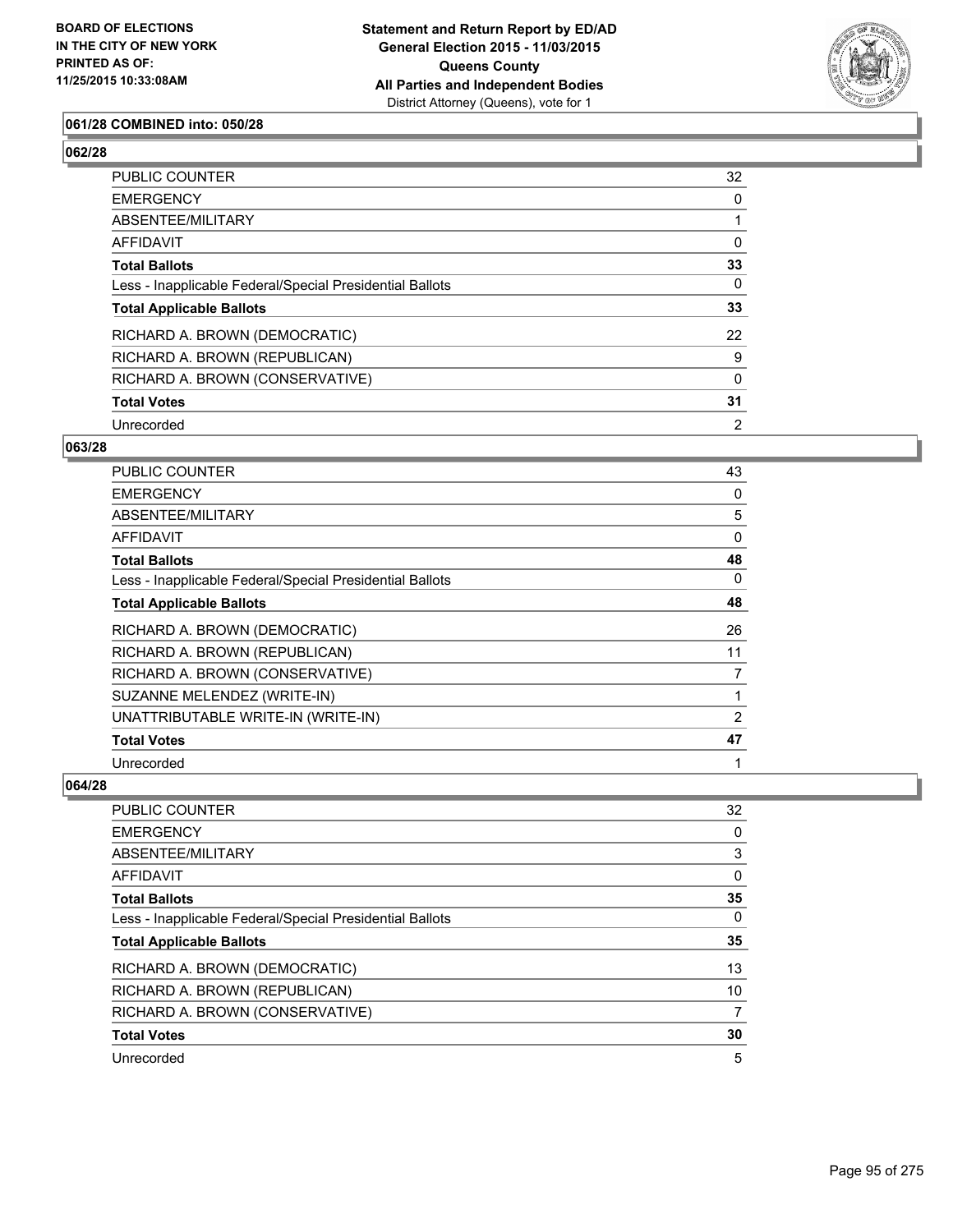### 061/28 COMBINED into: 050/28

### 062/28

| | |
|---|---|
| PUBLIC COUNTER | 32 |
| EMERGENCY | 0 |
| ABSENTEE/MILITARY | 1 |
| AFFIDAVIT | 0 |
| **Total Ballots** | **33** |
| Less - Inapplicable Federal/Special Presidential Ballots | 0 |
| **Total Applicable Ballots** | **33** |
| RICHARD A. BROWN (DEMOCRATIC) | 22 |
| RICHARD A. BROWN (REPUBLICAN) | 9 |
| RICHARD A. BROWN (CONSERVATIVE) | 0 |
| **Total Votes** | **31** |
| Unrecorded | 2 |

### 063/28

| | |
|---|---|
| PUBLIC COUNTER | 43 |
| EMERGENCY | 0 |
| ABSENTEE/MILITARY | 5 |
| AFFIDAVIT | 0 |
| **Total Ballots** | **48** |
| Less - Inapplicable Federal/Special Presidential Ballots | 0 |
| **Total Applicable Ballots** | **48** |
| RICHARD A. BROWN (DEMOCRATIC) | 26 |
| RICHARD A. BROWN (REPUBLICAN) | 11 |
| RICHARD A. BROWN (CONSERVATIVE) | 7 |
| SUZANNE MELENDEZ (WRITE-IN) | 1 |
| UNATTRIBUTABLE WRITE-IN (WRITE-IN) | 2 |
| **Total Votes** | **47** |
| Unrecorded | 1 |

### 064/28

| | |
|---|---|
| PUBLIC COUNTER | 32 |
| EMERGENCY | 0 |
| ABSENTEE/MILITARY | 3 |
| AFFIDAVIT | 0 |
| **Total Ballots** | **35** |
| Less - Inapplicable Federal/Special Presidential Ballots | 0 |
| **Total Applicable Ballots** | **35** |
| RICHARD A. BROWN (DEMOCRATIC) | 13 |
| RICHARD A. BROWN (REPUBLICAN) | 10 |
| RICHARD A. BROWN (CONSERVATIVE) | 7 |
| **Total Votes** | **30** |
| Unrecorded | 5 |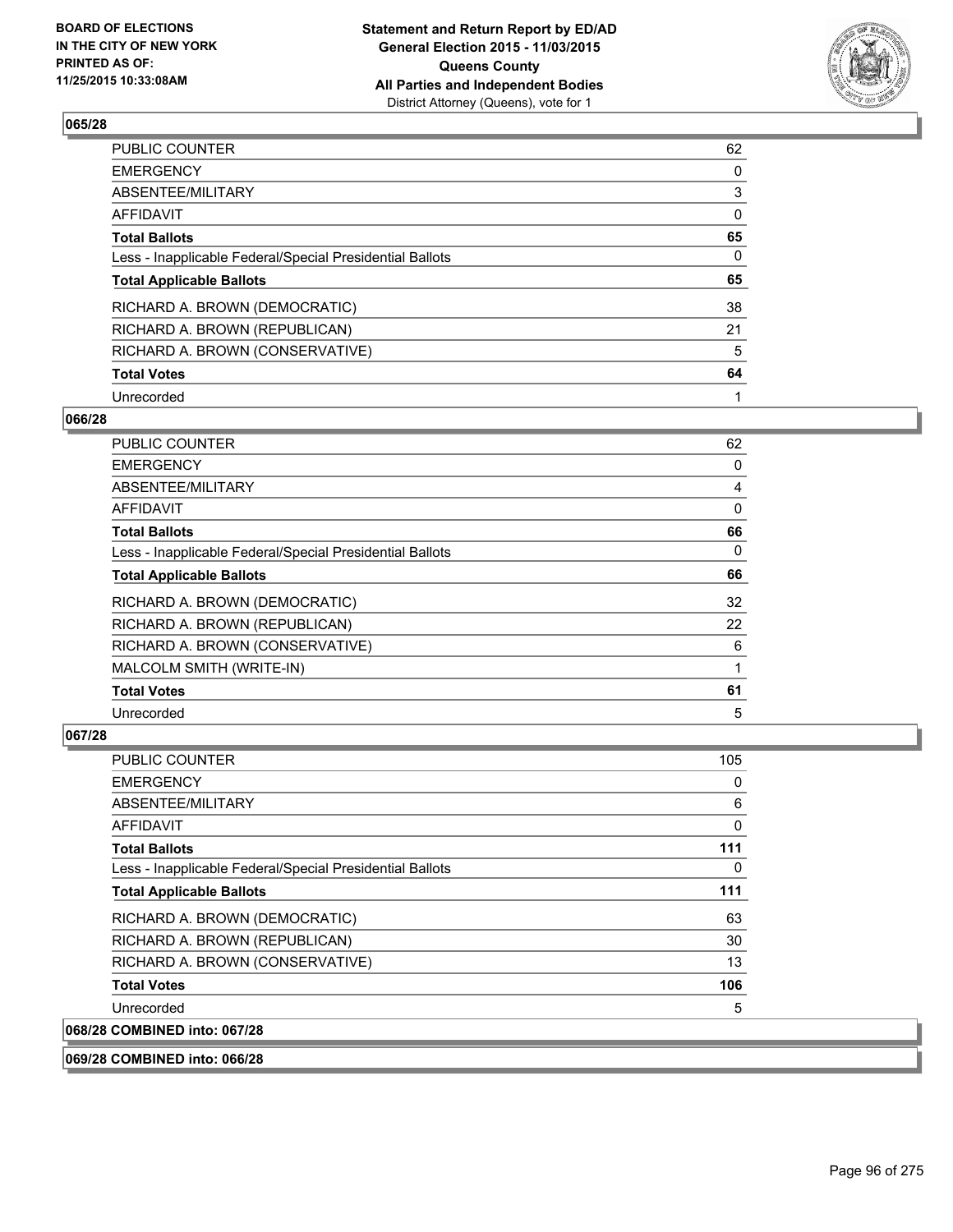**BOARD OF ELECTIONS IN THE CITY OF NEW YORK PRINTED AS OF: 11/25/2015 10:33:08AM**

**Statement and Return Report by ED/AD General Election 2015 - 11/03/2015 Queens County All Parties and Independent Bodies**
District Attorney (Queens), vote for 1

### 065/28

| | |
|---|---|
| PUBLIC COUNTER | 62 |
| EMERGENCY | 0 |
| ABSENTEE/MILITARY | 3 |
| AFFIDAVIT | 0 |
| **Total Ballots** | **65** |
| Less - Inapplicable Federal/Special Presidential Ballots | 0 |
| **Total Applicable Ballots** | **65** |
| RICHARD A. BROWN (DEMOCRATIC) | 38 |
| RICHARD A. BROWN (REPUBLICAN) | 21 |
| RICHARD A. BROWN (CONSERVATIVE) | 5 |
| **Total Votes** | **64** |
| Unrecorded | 1 |

### 066/28

| | |
|---|---|
| PUBLIC COUNTER | 62 |
| EMERGENCY | 0 |
| ABSENTEE/MILITARY | 4 |
| AFFIDAVIT | 0 |
| **Total Ballots** | **66** |
| Less - Inapplicable Federal/Special Presidential Ballots | 0 |
| **Total Applicable Ballots** | **66** |
| RICHARD A. BROWN (DEMOCRATIC) | 32 |
| RICHARD A. BROWN (REPUBLICAN) | 22 |
| RICHARD A. BROWN (CONSERVATIVE) | 6 |
| MALCOLM SMITH (WRITE-IN) | 1 |
| **Total Votes** | **61** |
| Unrecorded | 5 |

### 067/28

| | |
|---|---|
| PUBLIC COUNTER | 105 |
| EMERGENCY | 0 |
| ABSENTEE/MILITARY | 6 |
| AFFIDAVIT | 0 |
| **Total Ballots** | **111** |
| Less - Inapplicable Federal/Special Presidential Ballots | 0 |
| **Total Applicable Ballots** | **111** |
| RICHARD A. BROWN (DEMOCRATIC) | 63 |
| RICHARD A. BROWN (REPUBLICAN) | 30 |
| RICHARD A. BROWN (CONSERVATIVE) | 13 |
| **Total Votes** | **106** |
| Unrecorded | 5 |

### 068/28 COMBINED into: 067/28

### 069/28 COMBINED into: 066/28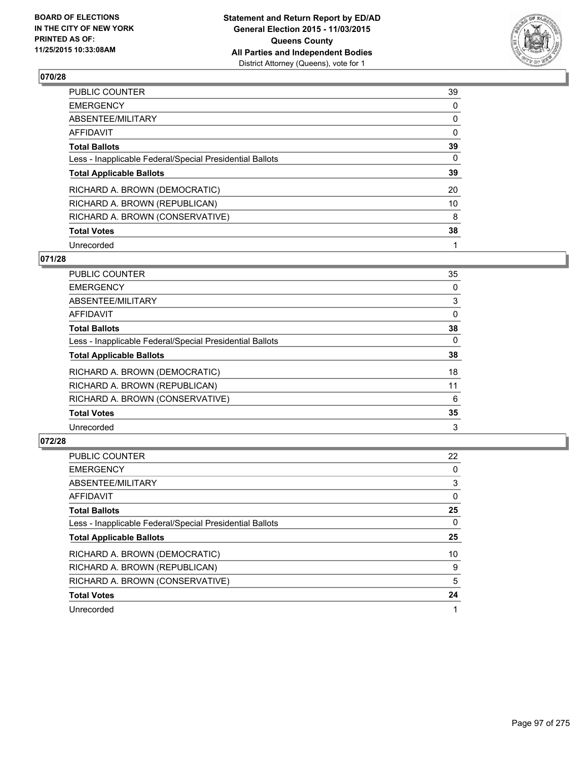## 070/28

| | |
|---|---|
| PUBLIC COUNTER | 39 |
| EMERGENCY | 0 |
| ABSENTEE/MILITARY | 0 |
| AFFIDAVIT | 0 |
| **Total Ballots** | **39** |
| Less - Inapplicable Federal/Special Presidential Ballots | 0 |
| **Total Applicable Ballots** | **39** |
| RICHARD A. BROWN (DEMOCRATIC) | 20 |
| RICHARD A. BROWN (REPUBLICAN) | 10 |
| RICHARD A. BROWN (CONSERVATIVE) | 8 |
| **Total Votes** | **38** |
| Unrecorded | 1 |

## 071/28

| | |
|---|---|
| PUBLIC COUNTER | 35 |
| EMERGENCY | 0 |
| ABSENTEE/MILITARY | 3 |
| AFFIDAVIT | 0 |
| **Total Ballots** | **38** |
| Less - Inapplicable Federal/Special Presidential Ballots | 0 |
| **Total Applicable Ballots** | **38** |
| RICHARD A. BROWN (DEMOCRATIC) | 18 |
| RICHARD A. BROWN (REPUBLICAN) | 11 |
| RICHARD A. BROWN (CONSERVATIVE) | 6 |
| **Total Votes** | **35** |
| Unrecorded | 3 |

## 072/28

| | |
|---|---|
| PUBLIC COUNTER | 22 |
| EMERGENCY | 0 |
| ABSENTEE/MILITARY | 3 |
| AFFIDAVIT | 0 |
| **Total Ballots** | **25** |
| Less - Inapplicable Federal/Special Presidential Ballots | 0 |
| **Total Applicable Ballots** | **25** |
| RICHARD A. BROWN (DEMOCRATIC) | 10 |
| RICHARD A. BROWN (REPUBLICAN) | 9 |
| RICHARD A. BROWN (CONSERVATIVE) | 5 |
| **Total Votes** | **24** |
| Unrecorded | 1 |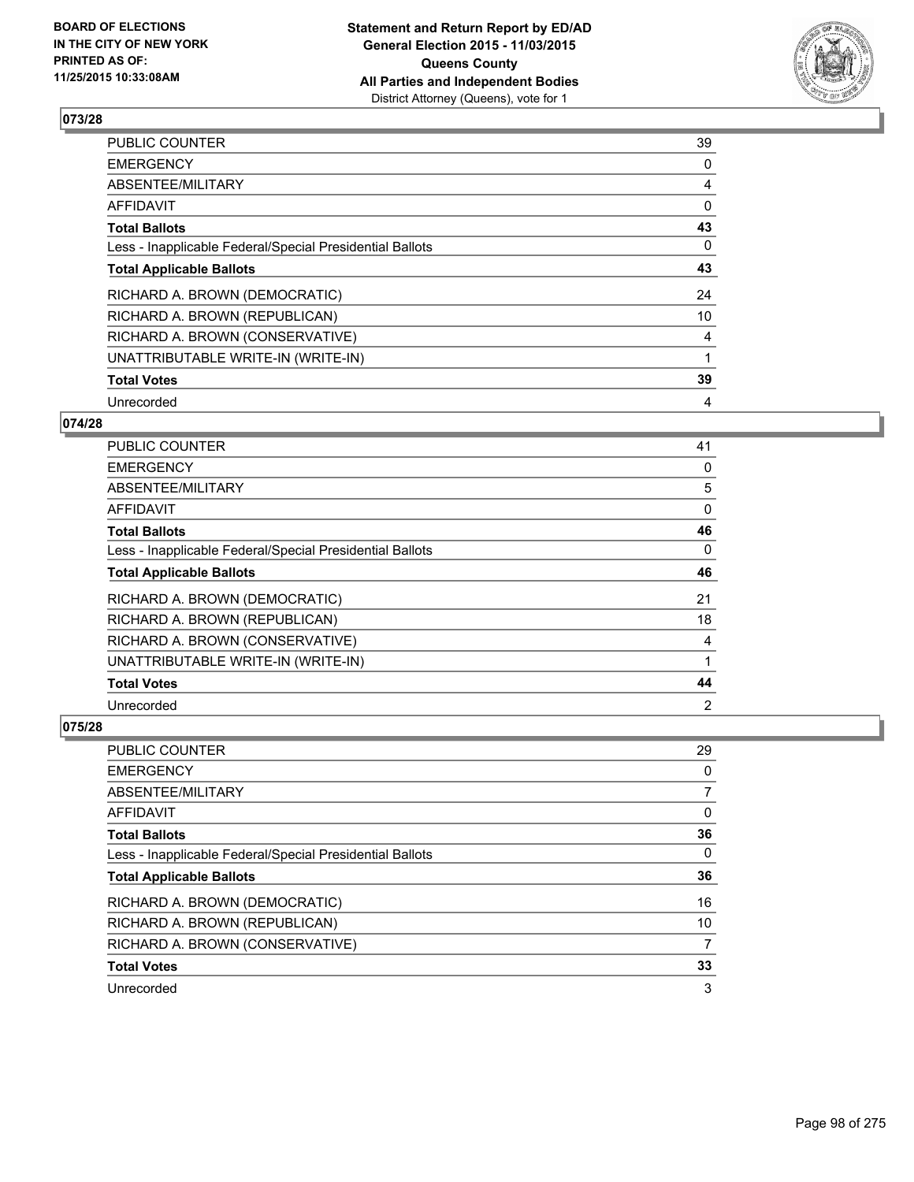## 073/28

| | |
|---|---|
| PUBLIC COUNTER | 39 |
| EMERGENCY | 0 |
| ABSENTEE/MILITARY | 4 |
| AFFIDAVIT | 0 |
| **Total Ballots** | **43** |
| Less - Inapplicable Federal/Special Presidential Ballots | 0 |
| **Total Applicable Ballots** | **43** |
| RICHARD A. BROWN (DEMOCRATIC) | 24 |
| RICHARD A. BROWN (REPUBLICAN) | 10 |
| RICHARD A. BROWN (CONSERVATIVE) | 4 |
| UNATTRIBUTABLE WRITE-IN (WRITE-IN) | 1 |
| **Total Votes** | **39** |
| Unrecorded | 4 |

## 074/28

| | |
|---|---|
| PUBLIC COUNTER | 41 |
| EMERGENCY | 0 |
| ABSENTEE/MILITARY | 5 |
| AFFIDAVIT | 0 |
| **Total Ballots** | **46** |
| Less - Inapplicable Federal/Special Presidential Ballots | 0 |
| **Total Applicable Ballots** | **46** |
| RICHARD A. BROWN (DEMOCRATIC) | 21 |
| RICHARD A. BROWN (REPUBLICAN) | 18 |
| RICHARD A. BROWN (CONSERVATIVE) | 4 |
| UNATTRIBUTABLE WRITE-IN (WRITE-IN) | 1 |
| **Total Votes** | **44** |
| Unrecorded | 2 |

## 075/28

| | |
|---|---|
| PUBLIC COUNTER | 29 |
| EMERGENCY | 0 |
| ABSENTEE/MILITARY | 7 |
| AFFIDAVIT | 0 |
| **Total Ballots** | **36** |
| Less - Inapplicable Federal/Special Presidential Ballots | 0 |
| **Total Applicable Ballots** | **36** |
| RICHARD A. BROWN (DEMOCRATIC) | 16 |
| RICHARD A. BROWN (REPUBLICAN) | 10 |
| RICHARD A. BROWN (CONSERVATIVE) | 7 |
| **Total Votes** | **33** |
| Unrecorded | 3 |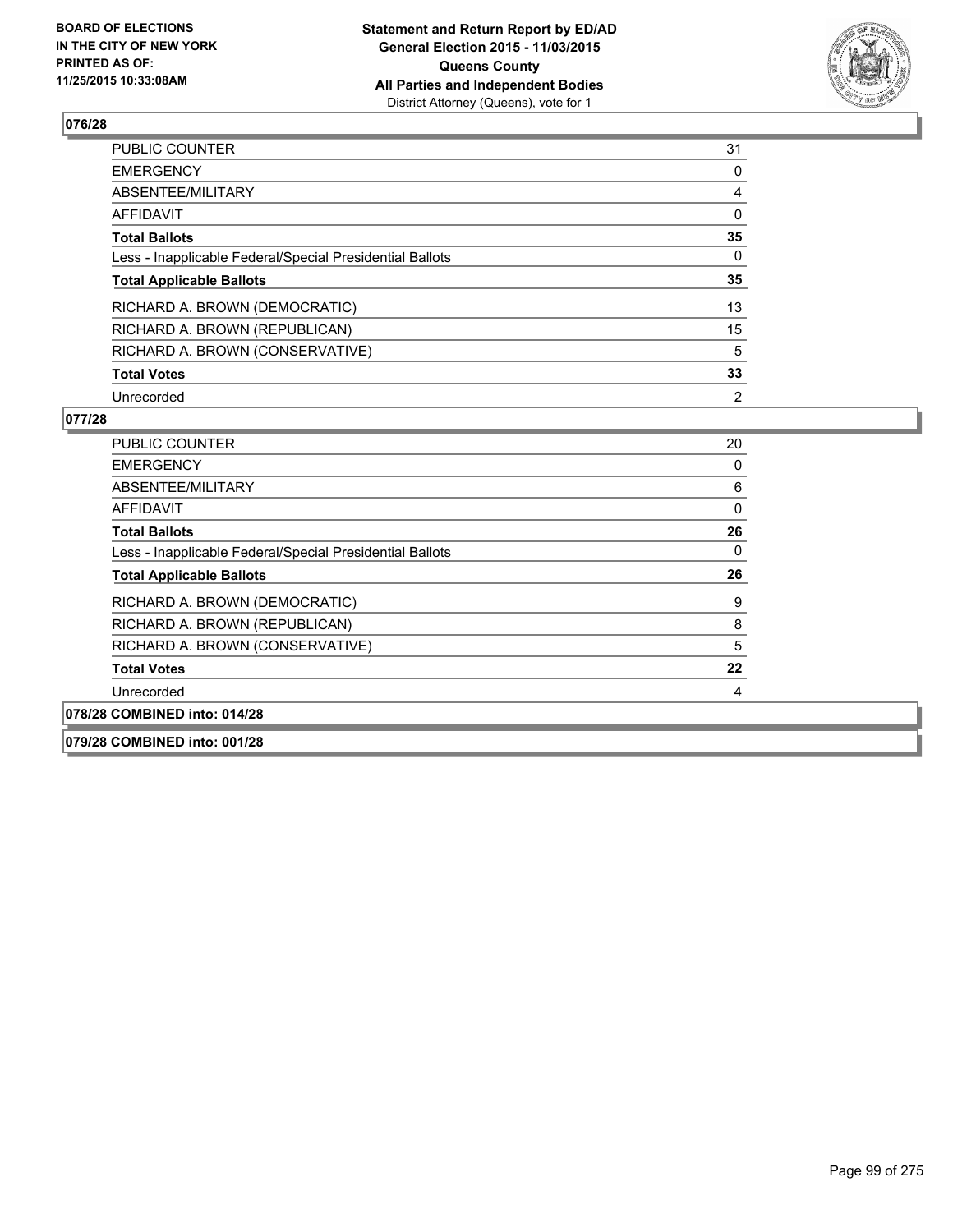### 076/28

| | |
|---|---|
| PUBLIC COUNTER | 31 |
| EMERGENCY | 0 |
| ABSENTEE/MILITARY | 4 |
| AFFIDAVIT | 0 |
| **Total Ballots** | **35** |
| Less - Inapplicable Federal/Special Presidential Ballots | 0 |
| **Total Applicable Ballots** | **35** |
| RICHARD A. BROWN (DEMOCRATIC) | 13 |
| RICHARD A. BROWN (REPUBLICAN) | 15 |
| RICHARD A. BROWN (CONSERVATIVE) | 5 |
| **Total Votes** | **33** |
| Unrecorded | 2 |

### 077/28

| | |
|---|---|
| PUBLIC COUNTER | 20 |
| EMERGENCY | 0 |
| ABSENTEE/MILITARY | 6 |
| AFFIDAVIT | 0 |
| **Total Ballots** | **26** |
| Less - Inapplicable Federal/Special Presidential Ballots | 0 |
| **Total Applicable Ballots** | **26** |
| RICHARD A. BROWN (DEMOCRATIC) | 9 |
| RICHARD A. BROWN (REPUBLICAN) | 8 |
| RICHARD A. BROWN (CONSERVATIVE) | 5 |
| **Total Votes** | **22** |
| Unrecorded | 4 |

### 078/28 COMBINED into: 014/28

### 079/28 COMBINED into: 001/28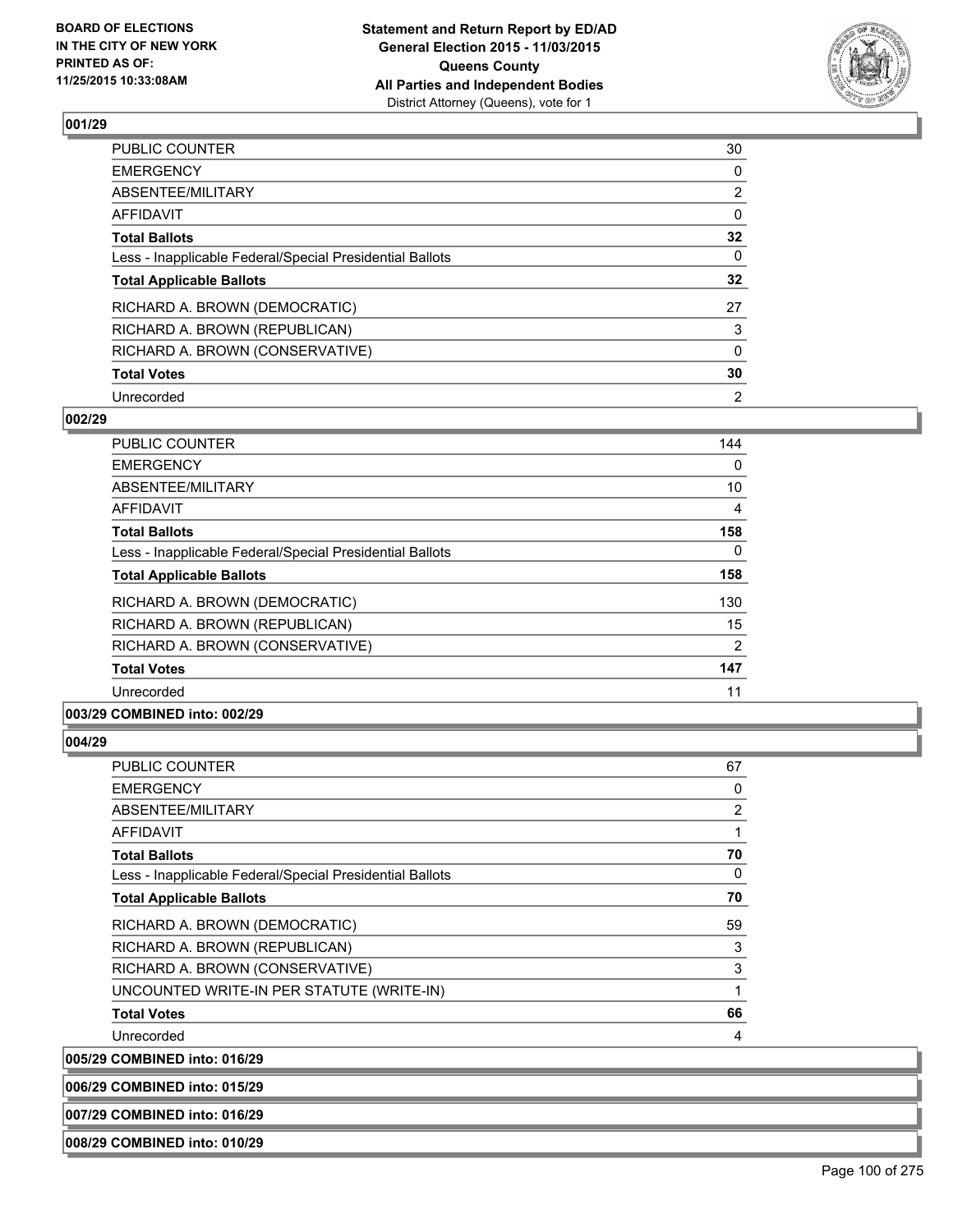**001/29**

| | |
|---|---|
| PUBLIC COUNTER | 30 |
| EMERGENCY | 0 |
| ABSENTEE/MILITARY | 2 |
| AFFIDAVIT | 0 |
| **Total Ballots** | **32** |
| Less - Inapplicable Federal/Special Presidential Ballots | 0 |
| **Total Applicable Ballots** | **32** |
| RICHARD A. BROWN (DEMOCRATIC) | 27 |
| RICHARD A. BROWN (REPUBLICAN) | 3 |
| RICHARD A. BROWN (CONSERVATIVE) | 0 |
| **Total Votes** | **30** |
| Unrecorded | 2 |

**002/29**

| | |
|---|---|
| PUBLIC COUNTER | 144 |
| EMERGENCY | 0 |
| ABSENTEE/MILITARY | 10 |
| AFFIDAVIT | 4 |
| **Total Ballots** | **158** |
| Less - Inapplicable Federal/Special Presidential Ballots | 0 |
| **Total Applicable Ballots** | **158** |
| RICHARD A. BROWN (DEMOCRATIC) | 130 |
| RICHARD A. BROWN (REPUBLICAN) | 15 |
| RICHARD A. BROWN (CONSERVATIVE) | 2 |
| **Total Votes** | **147** |
| Unrecorded | 11 |

**003/29 COMBINED into: 002/29**

**004/29**

| | |
|---|---|
| PUBLIC COUNTER | 67 |
| EMERGENCY | 0 |
| ABSENTEE/MILITARY | 2 |
| AFFIDAVIT | 1 |
| **Total Ballots** | **70** |
| Less - Inapplicable Federal/Special Presidential Ballots | 0 |
| **Total Applicable Ballots** | **70** |
| RICHARD A. BROWN (DEMOCRATIC) | 59 |
| RICHARD A. BROWN (REPUBLICAN) | 3 |
| RICHARD A. BROWN (CONSERVATIVE) | 3 |
| UNCOUNTED WRITE-IN PER STATUTE (WRITE-IN) | 1 |
| **Total Votes** | **66** |
| Unrecorded | 4 |

**005/29 COMBINED into: 016/29**

**006/29 COMBINED into: 015/29**

**007/29 COMBINED into: 016/29**

**008/29 COMBINED into: 010/29**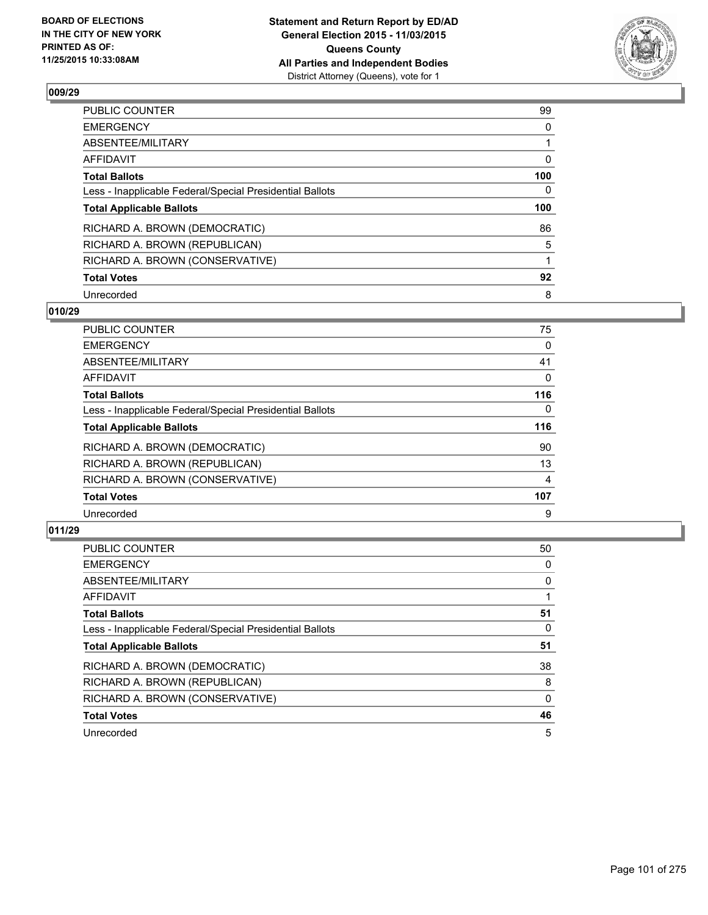BOARD OF ELECTIONS
IN THE CITY OF NEW YORK
PRINTED AS OF:
11/25/2015 10:33:08AM

**Statement and Return Report by ED/AD**
**General Election 2015 - 11/03/2015**
**Queens County**
**All Parties and Independent Bodies**
District Attorney (Queens), vote for 1

## 009/29

| | |
|---|---|
| PUBLIC COUNTER | 99 |
| EMERGENCY | 0 |
| ABSENTEE/MILITARY | 1 |
| AFFIDAVIT | 0 |
| **Total Ballots** | **100** |
| Less - Inapplicable Federal/Special Presidential Ballots | 0 |
| **Total Applicable Ballots** | **100** |
| RICHARD A. BROWN (DEMOCRATIC) | 86 |
| RICHARD A. BROWN (REPUBLICAN) | 5 |
| RICHARD A. BROWN (CONSERVATIVE) | 1 |
| **Total Votes** | **92** |
| Unrecorded | 8 |

## 010/29

| | |
|---|---|
| PUBLIC COUNTER | 75 |
| EMERGENCY | 0 |
| ABSENTEE/MILITARY | 41 |
| AFFIDAVIT | 0 |
| **Total Ballots** | **116** |
| Less - Inapplicable Federal/Special Presidential Ballots | 0 |
| **Total Applicable Ballots** | **116** |
| RICHARD A. BROWN (DEMOCRATIC) | 90 |
| RICHARD A. BROWN (REPUBLICAN) | 13 |
| RICHARD A. BROWN (CONSERVATIVE) | 4 |
| **Total Votes** | **107** |
| Unrecorded | 9 |

## 011/29

| | |
|---|---|
| PUBLIC COUNTER | 50 |
| EMERGENCY | 0 |
| ABSENTEE/MILITARY | 0 |
| AFFIDAVIT | 1 |
| **Total Ballots** | **51** |
| Less - Inapplicable Federal/Special Presidential Ballots | 0 |
| **Total Applicable Ballots** | **51** |
| RICHARD A. BROWN (DEMOCRATIC) | 38 |
| RICHARD A. BROWN (REPUBLICAN) | 8 |
| RICHARD A. BROWN (CONSERVATIVE) | 0 |
| **Total Votes** | **46** |
| Unrecorded | 5 |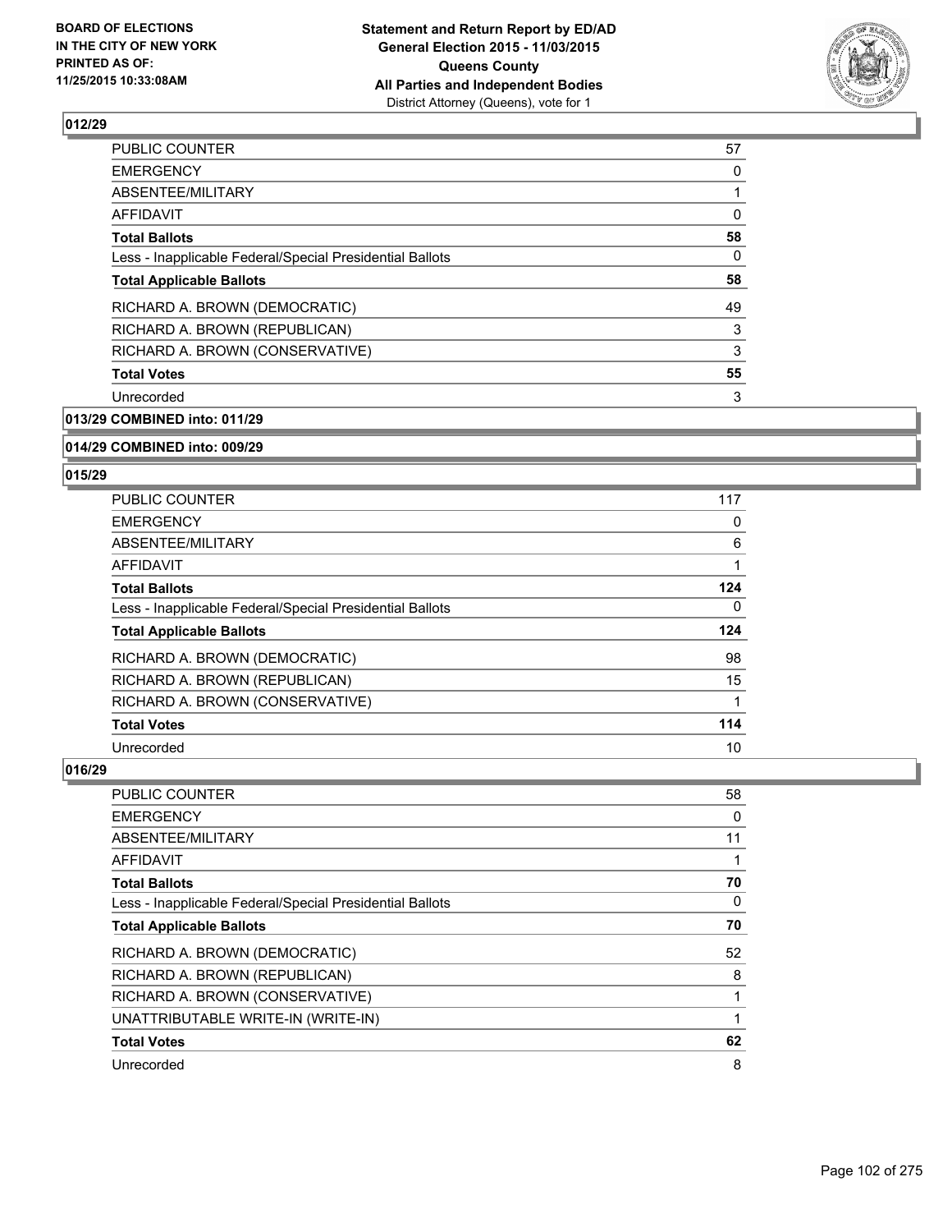## 012/29

| | |
|---|---|
| PUBLIC COUNTER | 57 |
| EMERGENCY | 0 |
| ABSENTEE/MILITARY | 1 |
| AFFIDAVIT | 0 |
| **Total Ballots** | **58** |
| Less - Inapplicable Federal/Special Presidential Ballots | 0 |
| **Total Applicable Ballots** | **58** |
| RICHARD A. BROWN (DEMOCRATIC) | 49 |
| RICHARD A. BROWN (REPUBLICAN) | 3 |
| RICHARD A. BROWN (CONSERVATIVE) | 3 |
| **Total Votes** | **55** |
| Unrecorded | 3 |

## 013/29 COMBINED into: 011/29

## 014/29 COMBINED into: 009/29

## 015/29

| | |
|---|---|
| PUBLIC COUNTER | 117 |
| EMERGENCY | 0 |
| ABSENTEE/MILITARY | 6 |
| AFFIDAVIT | 1 |
| **Total Ballots** | **124** |
| Less - Inapplicable Federal/Special Presidential Ballots | 0 |
| **Total Applicable Ballots** | **124** |
| RICHARD A. BROWN (DEMOCRATIC) | 98 |
| RICHARD A. BROWN (REPUBLICAN) | 15 |
| RICHARD A. BROWN (CONSERVATIVE) | 1 |
| **Total Votes** | **114** |
| Unrecorded | 10 |

## 016/29

| | |
|---|---|
| PUBLIC COUNTER | 58 |
| EMERGENCY | 0 |
| ABSENTEE/MILITARY | 11 |
| AFFIDAVIT | 1 |
| **Total Ballots** | **70** |
| Less - Inapplicable Federal/Special Presidential Ballots | 0 |
| **Total Applicable Ballots** | **70** |
| RICHARD A. BROWN (DEMOCRATIC) | 52 |
| RICHARD A. BROWN (REPUBLICAN) | 8 |
| RICHARD A. BROWN (CONSERVATIVE) | 1 |
| UNATTRIBUTABLE WRITE-IN (WRITE-IN) | 1 |
| **Total Votes** | **62** |
| Unrecorded | 8 |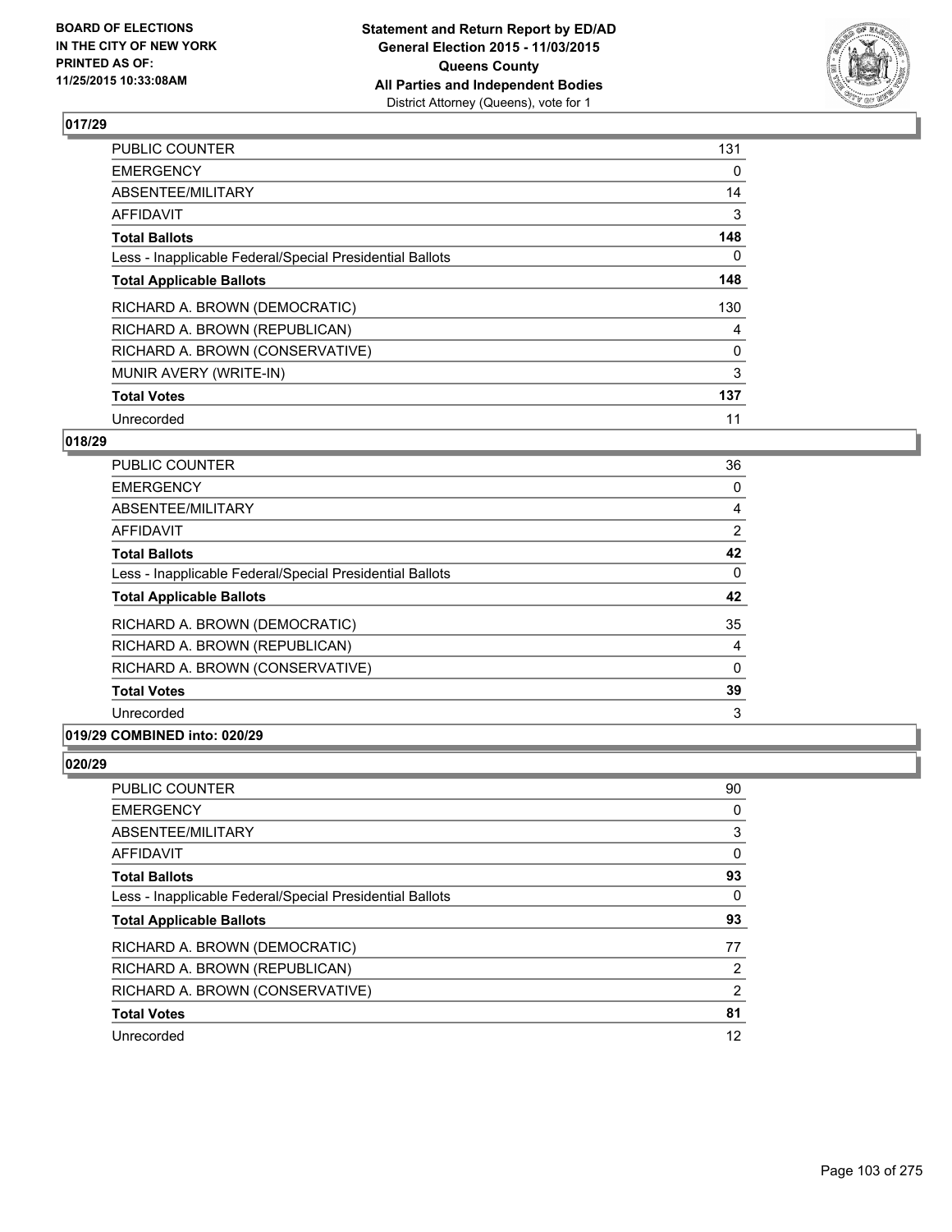## 017/29

| | |
|---|---|
| PUBLIC COUNTER | 131 |
| EMERGENCY | 0 |
| ABSENTEE/MILITARY | 14 |
| AFFIDAVIT | 3 |
| **Total Ballots** | **148** |
| Less - Inapplicable Federal/Special Presidential Ballots | 0 |
| **Total Applicable Ballots** | **148** |
| RICHARD A. BROWN (DEMOCRATIC) | 130 |
| RICHARD A. BROWN (REPUBLICAN) | 4 |
| RICHARD A. BROWN (CONSERVATIVE) | 0 |
| MUNIR AVERY (WRITE-IN) | 3 |
| **Total Votes** | **137** |
| Unrecorded | 11 |

## 018/29

| | |
|---|---|
| PUBLIC COUNTER | 36 |
| EMERGENCY | 0 |
| ABSENTEE/MILITARY | 4 |
| AFFIDAVIT | 2 |
| **Total Ballots** | **42** |
| Less - Inapplicable Federal/Special Presidential Ballots | 0 |
| **Total Applicable Ballots** | **42** |
| RICHARD A. BROWN (DEMOCRATIC) | 35 |
| RICHARD A. BROWN (REPUBLICAN) | 4 |
| RICHARD A. BROWN (CONSERVATIVE) | 0 |
| **Total Votes** | **39** |
| Unrecorded | 3 |

## 019/29 COMBINED into: 020/29

## 020/29

| | |
|---|---|
| PUBLIC COUNTER | 90 |
| EMERGENCY | 0 |
| ABSENTEE/MILITARY | 3 |
| AFFIDAVIT | 0 |
| **Total Ballots** | **93** |
| Less - Inapplicable Federal/Special Presidential Ballots | 0 |
| **Total Applicable Ballots** | **93** |
| RICHARD A. BROWN (DEMOCRATIC) | 77 |
| RICHARD A. BROWN (REPUBLICAN) | 2 |
| RICHARD A. BROWN (CONSERVATIVE) | 2 |
| **Total Votes** | **81** |
| Unrecorded | 12 |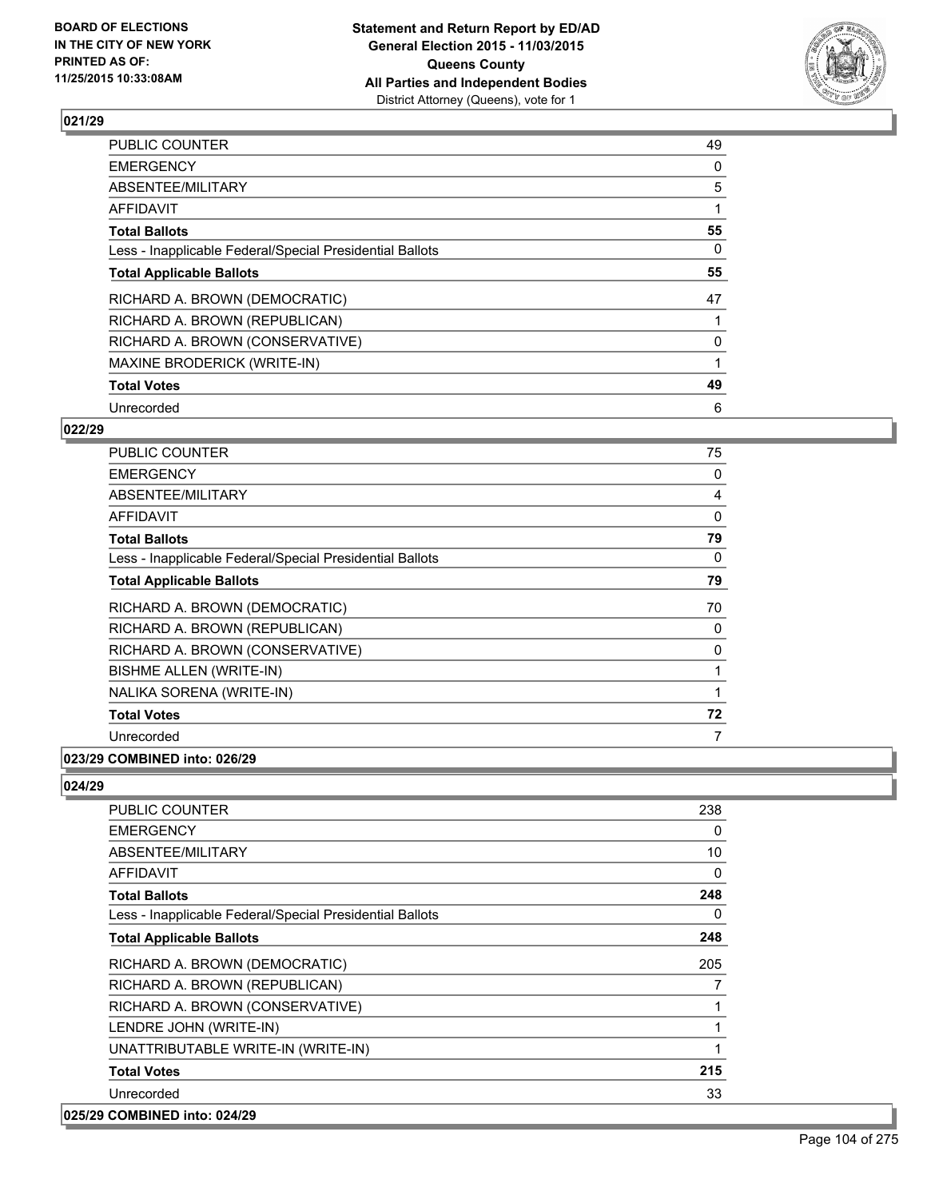## 021/29

| | |
|---|---|
| PUBLIC COUNTER | 49 |
| EMERGENCY | 0 |
| ABSENTEE/MILITARY | 5 |
| AFFIDAVIT | 1 |
| **Total Ballots** | **55** |
| Less - Inapplicable Federal/Special Presidential Ballots | 0 |
| **Total Applicable Ballots** | **55** |
| RICHARD A. BROWN (DEMOCRATIC) | 47 |
| RICHARD A. BROWN (REPUBLICAN) | 1 |
| RICHARD A. BROWN (CONSERVATIVE) | 0 |
| MAXINE BRODERICK (WRITE-IN) | 1 |
| **Total Votes** | **49** |
| Unrecorded | 6 |

## 022/29

| | |
|---|---|
| PUBLIC COUNTER | 75 |
| EMERGENCY | 0 |
| ABSENTEE/MILITARY | 4 |
| AFFIDAVIT | 0 |
| **Total Ballots** | **79** |
| Less - Inapplicable Federal/Special Presidential Ballots | 0 |
| **Total Applicable Ballots** | **79** |
| RICHARD A. BROWN (DEMOCRATIC) | 70 |
| RICHARD A. BROWN (REPUBLICAN) | 0 |
| RICHARD A. BROWN (CONSERVATIVE) | 0 |
| BISHME ALLEN (WRITE-IN) | 1 |
| NALIKA SORENA (WRITE-IN) | 1 |
| **Total Votes** | **72** |
| Unrecorded | 7 |

## 023/29 COMBINED into: 026/29

## 024/29

| | |
|---|---|
| PUBLIC COUNTER | 238 |
| EMERGENCY | 0 |
| ABSENTEE/MILITARY | 10 |
| AFFIDAVIT | 0 |
| **Total Ballots** | **248** |
| Less - Inapplicable Federal/Special Presidential Ballots | 0 |
| **Total Applicable Ballots** | **248** |
| RICHARD A. BROWN (DEMOCRATIC) | 205 |
| RICHARD A. BROWN (REPUBLICAN) | 7 |
| RICHARD A. BROWN (CONSERVATIVE) | 1 |
| LENDRE JOHN (WRITE-IN) | 1 |
| UNATTRIBUTABLE WRITE-IN (WRITE-IN) | 1 |
| **Total Votes** | **215** |
| Unrecorded | 33 |

## 025/29 COMBINED into: 024/29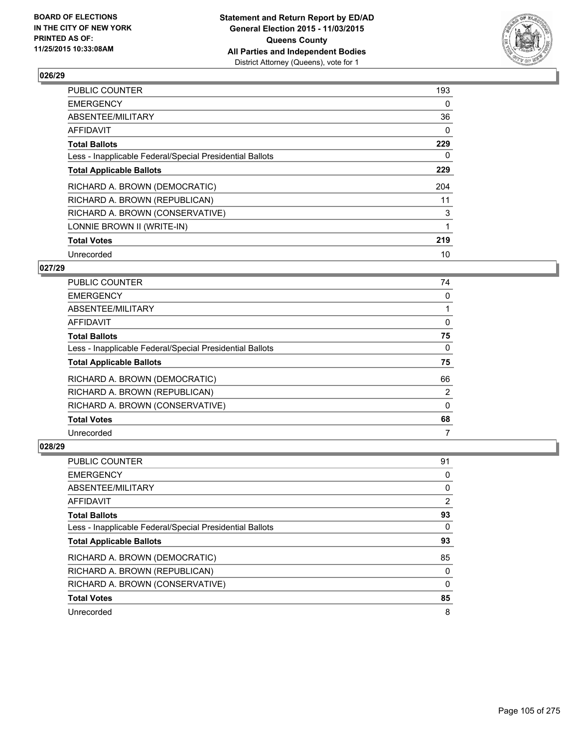## 026/29

| | |
|---|---|
| PUBLIC COUNTER | 193 |
| EMERGENCY | 0 |
| ABSENTEE/MILITARY | 36 |
| AFFIDAVIT | 0 |
| **Total Ballots** | **229** |
| Less - Inapplicable Federal/Special Presidential Ballots | 0 |
| **Total Applicable Ballots** | **229** |
| RICHARD A. BROWN (DEMOCRATIC) | 204 |
| RICHARD A. BROWN (REPUBLICAN) | 11 |
| RICHARD A. BROWN (CONSERVATIVE) | 3 |
| LONNIE BROWN II (WRITE-IN) | 1 |
| **Total Votes** | **219** |
| Unrecorded | 10 |

## 027/29

| | |
|---|---|
| PUBLIC COUNTER | 74 |
| EMERGENCY | 0 |
| ABSENTEE/MILITARY | 1 |
| AFFIDAVIT | 0 |
| **Total Ballots** | **75** |
| Less - Inapplicable Federal/Special Presidential Ballots | 0 |
| **Total Applicable Ballots** | **75** |
| RICHARD A. BROWN (DEMOCRATIC) | 66 |
| RICHARD A. BROWN (REPUBLICAN) | 2 |
| RICHARD A. BROWN (CONSERVATIVE) | 0 |
| **Total Votes** | **68** |
| Unrecorded | 7 |

## 028/29

| | |
|---|---|
| PUBLIC COUNTER | 91 |
| EMERGENCY | 0 |
| ABSENTEE/MILITARY | 0 |
| AFFIDAVIT | 2 |
| **Total Ballots** | **93** |
| Less - Inapplicable Federal/Special Presidential Ballots | 0 |
| **Total Applicable Ballots** | **93** |
| RICHARD A. BROWN (DEMOCRATIC) | 85 |
| RICHARD A. BROWN (REPUBLICAN) | 0 |
| RICHARD A. BROWN (CONSERVATIVE) | 0 |
| **Total Votes** | **85** |
| Unrecorded | 8 |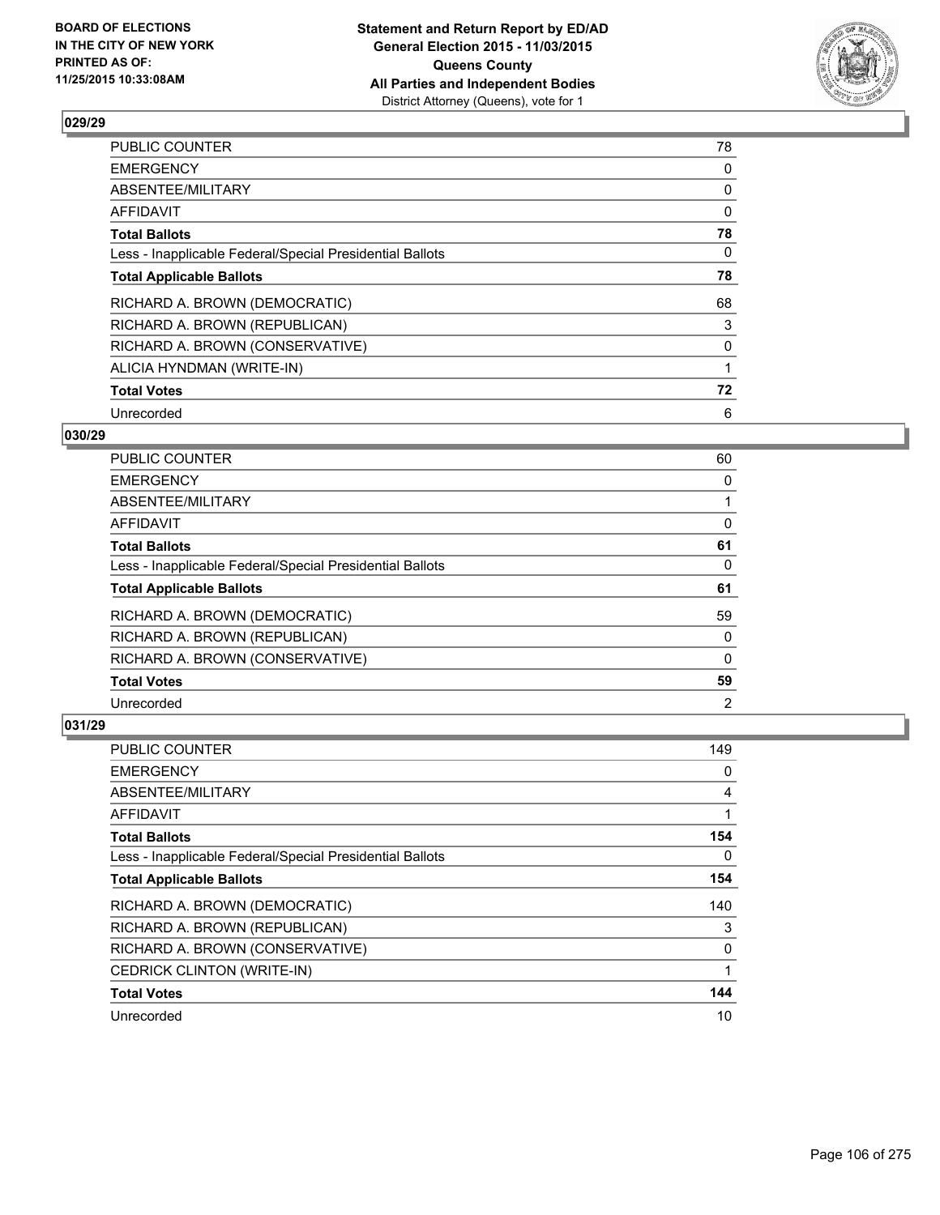BOARD OF ELECTIONS
IN THE CITY OF NEW YORK
PRINTED AS OF:
11/25/2015 10:33:08AM

**Statement and Return Report by ED/AD**
**General Election 2015 - 11/03/2015**
**Queens County**
**All Parties and Independent Bodies**
District Attorney (Queens), vote for 1

## 029/29

| | |
|---|---|
| PUBLIC COUNTER | 78 |
| EMERGENCY | 0 |
| ABSENTEE/MILITARY | 0 |
| AFFIDAVIT | 0 |
| **Total Ballots** | **78** |
| Less - Inapplicable Federal/Special Presidential Ballots | 0 |
| **Total Applicable Ballots** | **78** |
| RICHARD A. BROWN (DEMOCRATIC) | 68 |
| RICHARD A. BROWN (REPUBLICAN) | 3 |
| RICHARD A. BROWN (CONSERVATIVE) | 0 |
| ALICIA HYNDMAN (WRITE-IN) | 1 |
| **Total Votes** | **72** |
| Unrecorded | 6 |

## 030/29

| | |
|---|---|
| PUBLIC COUNTER | 60 |
| EMERGENCY | 0 |
| ABSENTEE/MILITARY | 1 |
| AFFIDAVIT | 0 |
| **Total Ballots** | **61** |
| Less - Inapplicable Federal/Special Presidential Ballots | 0 |
| **Total Applicable Ballots** | **61** |
| RICHARD A. BROWN (DEMOCRATIC) | 59 |
| RICHARD A. BROWN (REPUBLICAN) | 0 |
| RICHARD A. BROWN (CONSERVATIVE) | 0 |
| **Total Votes** | **59** |
| Unrecorded | 2 |

## 031/29

| | |
|---|---|
| PUBLIC COUNTER | 149 |
| EMERGENCY | 0 |
| ABSENTEE/MILITARY | 4 |
| AFFIDAVIT | 1 |
| **Total Ballots** | **154** |
| Less - Inapplicable Federal/Special Presidential Ballots | 0 |
| **Total Applicable Ballots** | **154** |
| RICHARD A. BROWN (DEMOCRATIC) | 140 |
| RICHARD A. BROWN (REPUBLICAN) | 3 |
| RICHARD A. BROWN (CONSERVATIVE) | 0 |
| CEDRICK CLINTON (WRITE-IN) | 1 |
| **Total Votes** | **144** |
| Unrecorded | 10 |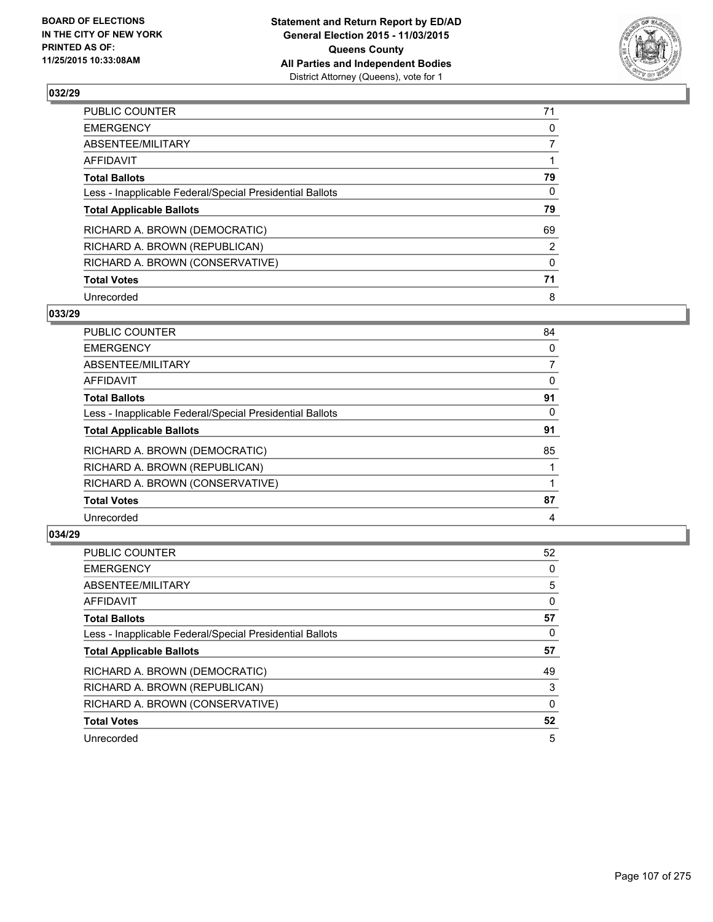## 032/29

| | |
|---|---|
| PUBLIC COUNTER | 71 |
| EMERGENCY | 0 |
| ABSENTEE/MILITARY | 7 |
| AFFIDAVIT | 1 |
| **Total Ballots** | **79** |
| Less - Inapplicable Federal/Special Presidential Ballots | 0 |
| **Total Applicable Ballots** | **79** |
| RICHARD A. BROWN (DEMOCRATIC) | 69 |
| RICHARD A. BROWN (REPUBLICAN) | 2 |
| RICHARD A. BROWN (CONSERVATIVE) | 0 |
| **Total Votes** | **71** |
| Unrecorded | 8 |

## 033/29

| | |
|---|---|
| PUBLIC COUNTER | 84 |
| EMERGENCY | 0 |
| ABSENTEE/MILITARY | 7 |
| AFFIDAVIT | 0 |
| **Total Ballots** | **91** |
| Less - Inapplicable Federal/Special Presidential Ballots | 0 |
| **Total Applicable Ballots** | **91** |
| RICHARD A. BROWN (DEMOCRATIC) | 85 |
| RICHARD A. BROWN (REPUBLICAN) | 1 |
| RICHARD A. BROWN (CONSERVATIVE) | 1 |
| **Total Votes** | **87** |
| Unrecorded | 4 |

## 034/29

| | |
|---|---|
| PUBLIC COUNTER | 52 |
| EMERGENCY | 0 |
| ABSENTEE/MILITARY | 5 |
| AFFIDAVIT | 0 |
| **Total Ballots** | **57** |
| Less - Inapplicable Federal/Special Presidential Ballots | 0 |
| **Total Applicable Ballots** | **57** |
| RICHARD A. BROWN (DEMOCRATIC) | 49 |
| RICHARD A. BROWN (REPUBLICAN) | 3 |
| RICHARD A. BROWN (CONSERVATIVE) | 0 |
| **Total Votes** | **52** |
| Unrecorded | 5 |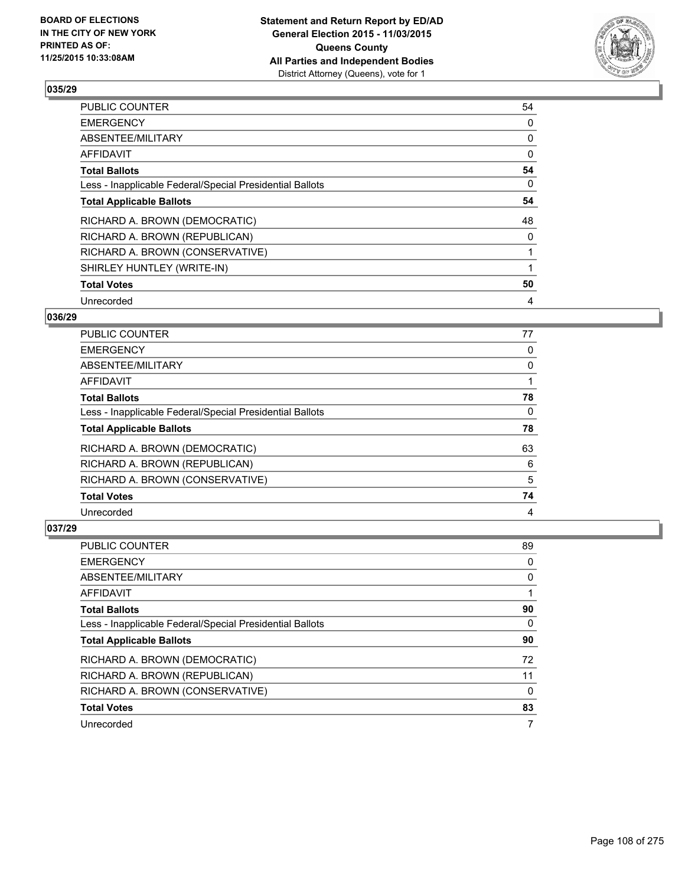**BOARD OF ELECTIONS IN THE CITY OF NEW YORK PRINTED AS OF: 11/25/2015 10:33:08AM**

**Statement and Return Report by ED/AD General Election 2015 - 11/03/2015 Queens County All Parties and Independent Bodies**
District Attorney (Queens), vote for 1

### 035/29

| | |
|---|---|
| PUBLIC COUNTER | 54 |
| EMERGENCY | 0 |
| ABSENTEE/MILITARY | 0 |
| AFFIDAVIT | 0 |
| **Total Ballots** | **54** |
| Less - Inapplicable Federal/Special Presidential Ballots | 0 |
| **Total Applicable Ballots** | **54** |
| RICHARD A. BROWN (DEMOCRATIC) | 48 |
| RICHARD A. BROWN (REPUBLICAN) | 0 |
| RICHARD A. BROWN (CONSERVATIVE) | 1 |
| SHIRLEY HUNTLEY (WRITE-IN) | 1 |
| **Total Votes** | **50** |
| Unrecorded | 4 |

### 036/29

| | |
|---|---|
| PUBLIC COUNTER | 77 |
| EMERGENCY | 0 |
| ABSENTEE/MILITARY | 0 |
| AFFIDAVIT | 1 |
| **Total Ballots** | **78** |
| Less - Inapplicable Federal/Special Presidential Ballots | 0 |
| **Total Applicable Ballots** | **78** |
| RICHARD A. BROWN (DEMOCRATIC) | 63 |
| RICHARD A. BROWN (REPUBLICAN) | 6 |
| RICHARD A. BROWN (CONSERVATIVE) | 5 |
| **Total Votes** | **74** |
| Unrecorded | 4 |

### 037/29

| | |
|---|---|
| PUBLIC COUNTER | 89 |
| EMERGENCY | 0 |
| ABSENTEE/MILITARY | 0 |
| AFFIDAVIT | 1 |
| **Total Ballots** | **90** |
| Less - Inapplicable Federal/Special Presidential Ballots | 0 |
| **Total Applicable Ballots** | **90** |
| RICHARD A. BROWN (DEMOCRATIC) | 72 |
| RICHARD A. BROWN (REPUBLICAN) | 11 |
| RICHARD A. BROWN (CONSERVATIVE) | 0 |
| **Total Votes** | **83** |
| Unrecorded | 7 |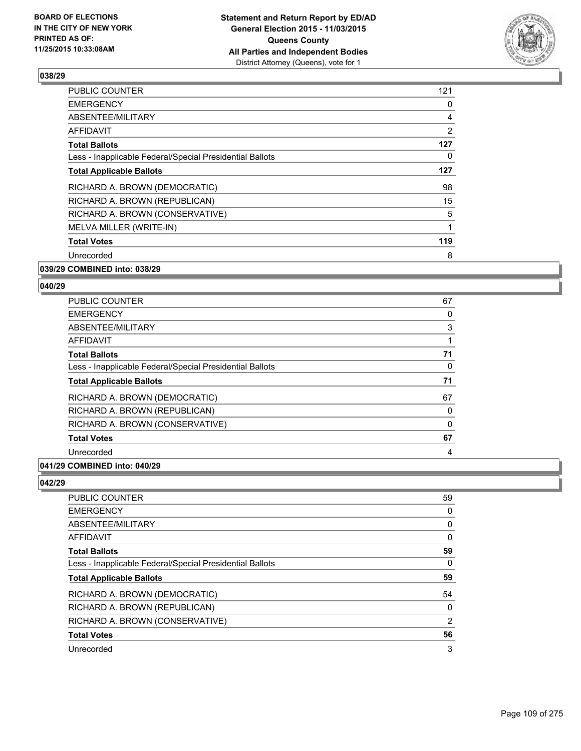**BOARD OF ELECTIONS IN THE CITY OF NEW YORK PRINTED AS OF: 11/25/2015 10:33:08AM**

**Statement and Return Report by ED/AD General Election 2015 - 11/03/2015 Queens County All Parties and Independent Bodies** District Attorney (Queens), vote for 1

### 038/29

| | |
|---|---|
| PUBLIC COUNTER | 121 |
| EMERGENCY | 0 |
| ABSENTEE/MILITARY | 4 |
| AFFIDAVIT | 2 |
| **Total Ballots** | **127** |
| Less - Inapplicable Federal/Special Presidential Ballots | 0 |
| **Total Applicable Ballots** | **127** |
| RICHARD A. BROWN (DEMOCRATIC) | 98 |
| RICHARD A. BROWN (REPUBLICAN) | 15 |
| RICHARD A. BROWN (CONSERVATIVE) | 5 |
| MELVA MILLER (WRITE-IN) | 1 |
| **Total Votes** | **119** |
| Unrecorded | 8 |

### 039/29 COMBINED into: 038/29

### 040/29

| | |
|---|---|
| PUBLIC COUNTER | 67 |
| EMERGENCY | 0 |
| ABSENTEE/MILITARY | 3 |
| AFFIDAVIT | 1 |
| **Total Ballots** | **71** |
| Less - Inapplicable Federal/Special Presidential Ballots | 0 |
| **Total Applicable Ballots** | **71** |
| RICHARD A. BROWN (DEMOCRATIC) | 67 |
| RICHARD A. BROWN (REPUBLICAN) | 0 |
| RICHARD A. BROWN (CONSERVATIVE) | 0 |
| **Total Votes** | **67** |
| Unrecorded | 4 |

### 041/29 COMBINED into: 040/29

### 042/29

| | |
|---|---|
| PUBLIC COUNTER | 59 |
| EMERGENCY | 0 |
| ABSENTEE/MILITARY | 0 |
| AFFIDAVIT | 0 |
| **Total Ballots** | **59** |
| Less - Inapplicable Federal/Special Presidential Ballots | 0 |
| **Total Applicable Ballots** | **59** |
| RICHARD A. BROWN (DEMOCRATIC) | 54 |
| RICHARD A. BROWN (REPUBLICAN) | 0 |
| RICHARD A. BROWN (CONSERVATIVE) | 2 |
| **Total Votes** | **56** |
| Unrecorded | 3 |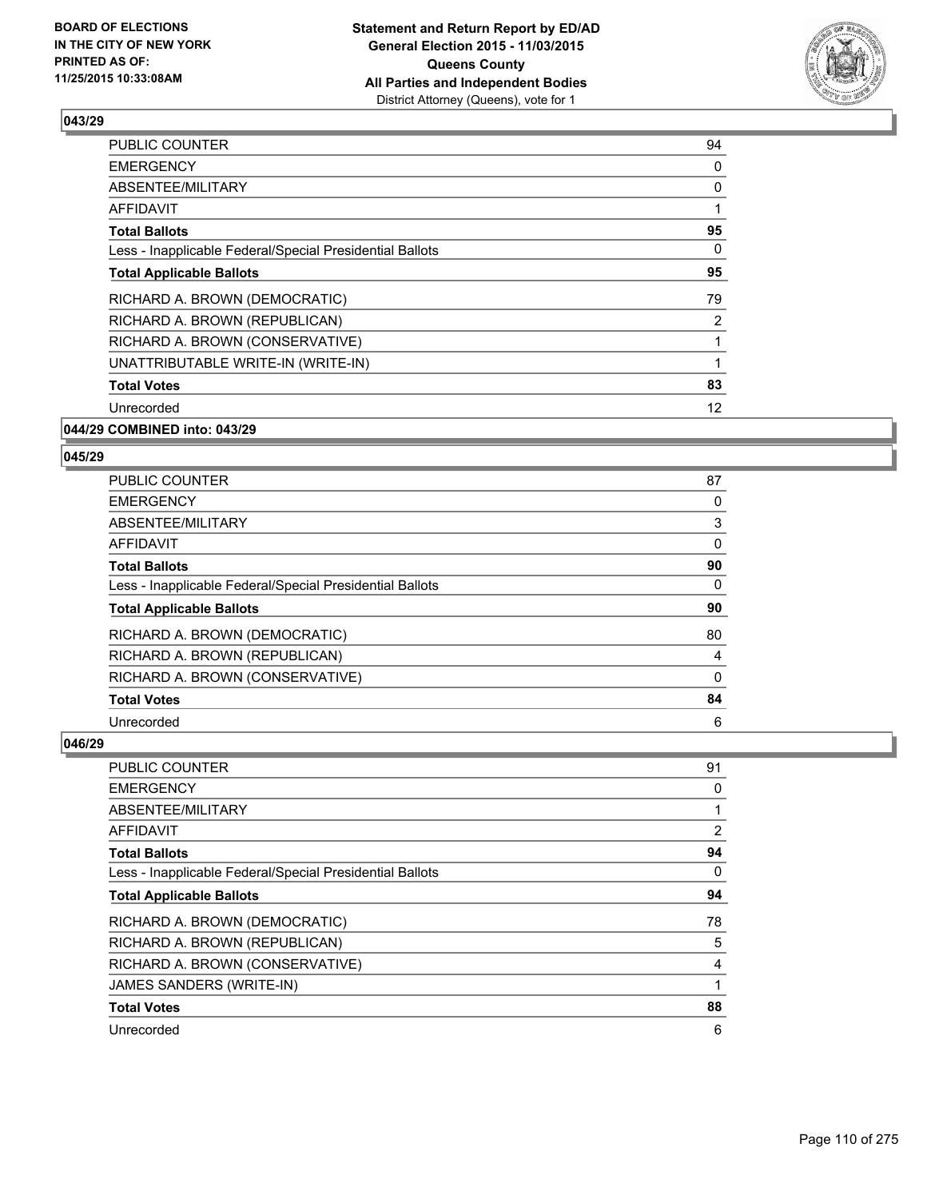### 043/29

| | |
|---|---|
| PUBLIC COUNTER | 94 |
| EMERGENCY | 0 |
| ABSENTEE/MILITARY | 0 |
| AFFIDAVIT | 1 |
| **Total Ballots** | **95** |
| Less - Inapplicable Federal/Special Presidential Ballots | 0 |
| **Total Applicable Ballots** | **95** |
| RICHARD A. BROWN (DEMOCRATIC) | 79 |
| RICHARD A. BROWN (REPUBLICAN) | 2 |
| RICHARD A. BROWN (CONSERVATIVE) | 1 |
| UNATTRIBUTABLE WRITE-IN (WRITE-IN) | 1 |
| **Total Votes** | **83** |
| Unrecorded | 12 |

### 044/29 COMBINED into: 043/29

### 045/29

| | |
|---|---|
| PUBLIC COUNTER | 87 |
| EMERGENCY | 0 |
| ABSENTEE/MILITARY | 3 |
| AFFIDAVIT | 0 |
| **Total Ballots** | **90** |
| Less - Inapplicable Federal/Special Presidential Ballots | 0 |
| **Total Applicable Ballots** | **90** |
| RICHARD A. BROWN (DEMOCRATIC) | 80 |
| RICHARD A. BROWN (REPUBLICAN) | 4 |
| RICHARD A. BROWN (CONSERVATIVE) | 0 |
| **Total Votes** | **84** |
| Unrecorded | 6 |

### 046/29

| | |
|---|---|
| PUBLIC COUNTER | 91 |
| EMERGENCY | 0 |
| ABSENTEE/MILITARY | 1 |
| AFFIDAVIT | 2 |
| **Total Ballots** | **94** |
| Less - Inapplicable Federal/Special Presidential Ballots | 0 |
| **Total Applicable Ballots** | **94** |
| RICHARD A. BROWN (DEMOCRATIC) | 78 |
| RICHARD A. BROWN (REPUBLICAN) | 5 |
| RICHARD A. BROWN (CONSERVATIVE) | 4 |
| JAMES SANDERS (WRITE-IN) | 1 |
| **Total Votes** | **88** |
| Unrecorded | 6 |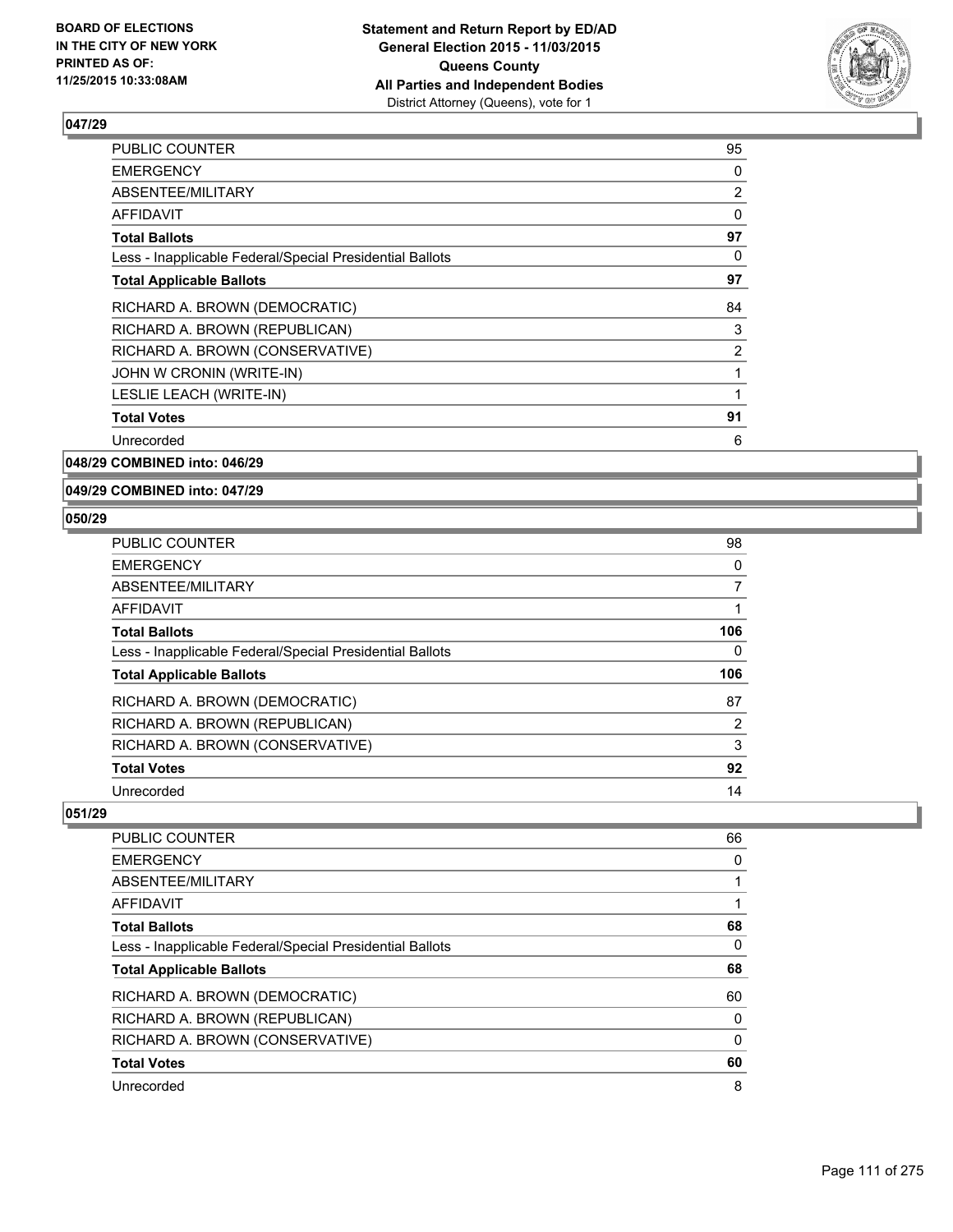## 047/29

| | |
|---|---|
| PUBLIC COUNTER | 95 |
| EMERGENCY | 0 |
| ABSENTEE/MILITARY | 2 |
| AFFIDAVIT | 0 |
| **Total Ballots** | **97** |
| Less - Inapplicable Federal/Special Presidential Ballots | 0 |
| **Total Applicable Ballots** | **97** |
| RICHARD A. BROWN (DEMOCRATIC) | 84 |
| RICHARD A. BROWN (REPUBLICAN) | 3 |
| RICHARD A. BROWN (CONSERVATIVE) | 2 |
| JOHN W CRONIN (WRITE-IN) | 1 |
| LESLIE LEACH (WRITE-IN) | 1 |
| **Total Votes** | **91** |
| Unrecorded | 6 |

## 048/29 COMBINED into: 046/29

## 049/29 COMBINED into: 047/29

## 050/29

| | |
|---|---|
| PUBLIC COUNTER | 98 |
| EMERGENCY | 0 |
| ABSENTEE/MILITARY | 7 |
| AFFIDAVIT | 1 |
| **Total Ballots** | **106** |
| Less - Inapplicable Federal/Special Presidential Ballots | 0 |
| **Total Applicable Ballots** | **106** |
| RICHARD A. BROWN (DEMOCRATIC) | 87 |
| RICHARD A. BROWN (REPUBLICAN) | 2 |
| RICHARD A. BROWN (CONSERVATIVE) | 3 |
| **Total Votes** | **92** |
| Unrecorded | 14 |

## 051/29

| | |
|---|---|
| PUBLIC COUNTER | 66 |
| EMERGENCY | 0 |
| ABSENTEE/MILITARY | 1 |
| AFFIDAVIT | 1 |
| **Total Ballots** | **68** |
| Less - Inapplicable Federal/Special Presidential Ballots | 0 |
| **Total Applicable Ballots** | **68** |
| RICHARD A. BROWN (DEMOCRATIC) | 60 |
| RICHARD A. BROWN (REPUBLICAN) | 0 |
| RICHARD A. BROWN (CONSERVATIVE) | 0 |
| **Total Votes** | **60** |
| Unrecorded | 8 |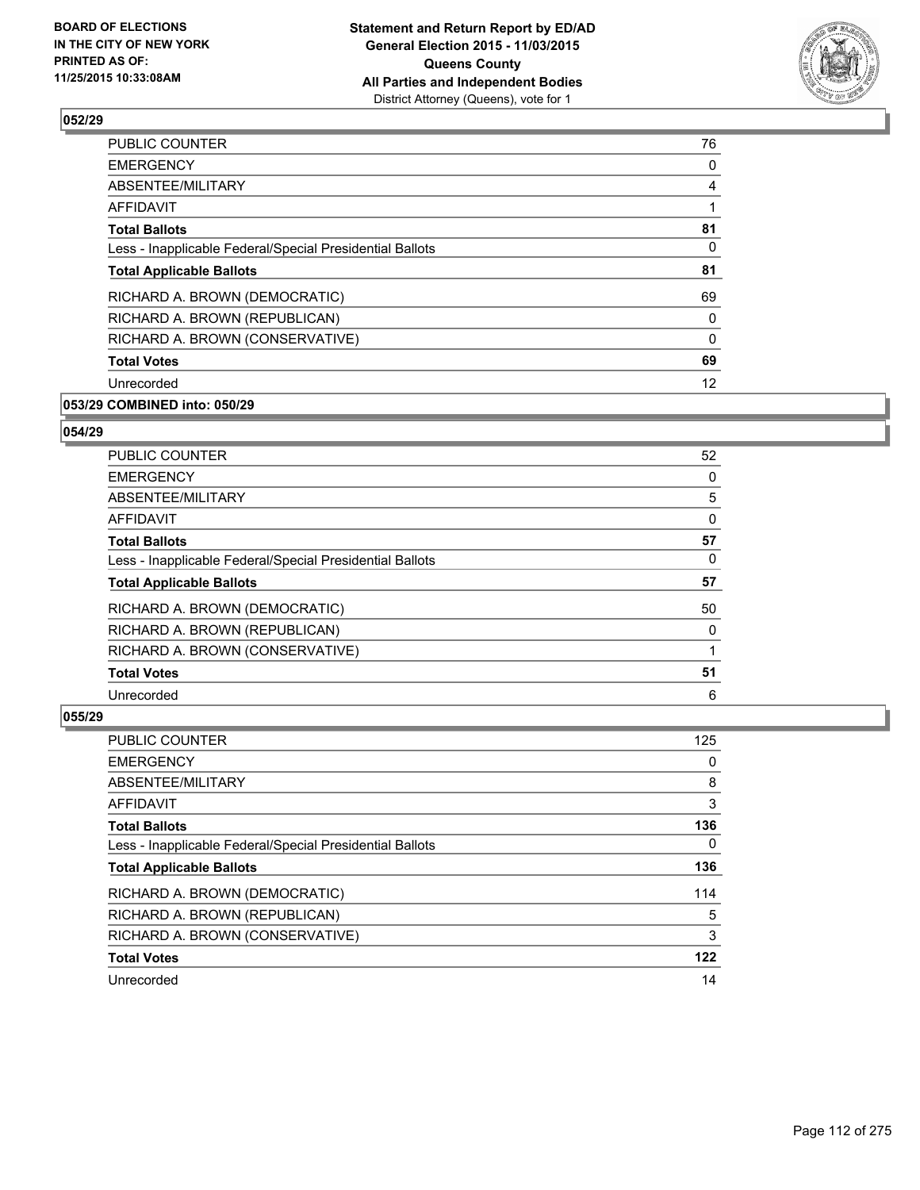## 052/29

| | |
|---|---|
| PUBLIC COUNTER | 76 |
| EMERGENCY | 0 |
| ABSENTEE/MILITARY | 4 |
| AFFIDAVIT | 1 |
| **Total Ballots** | **81** |
| Less - Inapplicable Federal/Special Presidential Ballots | 0 |
| **Total Applicable Ballots** | **81** |
| RICHARD A. BROWN (DEMOCRATIC) | 69 |
| RICHARD A. BROWN (REPUBLICAN) | 0 |
| RICHARD A. BROWN (CONSERVATIVE) | 0 |
| **Total Votes** | **69** |
| Unrecorded | 12 |

## 053/29 COMBINED into: 050/29

## 054/29

| | |
|---|---|
| PUBLIC COUNTER | 52 |
| EMERGENCY | 0 |
| ABSENTEE/MILITARY | 5 |
| AFFIDAVIT | 0 |
| **Total Ballots** | **57** |
| Less - Inapplicable Federal/Special Presidential Ballots | 0 |
| **Total Applicable Ballots** | **57** |
| RICHARD A. BROWN (DEMOCRATIC) | 50 |
| RICHARD A. BROWN (REPUBLICAN) | 0 |
| RICHARD A. BROWN (CONSERVATIVE) | 1 |
| **Total Votes** | **51** |
| Unrecorded | 6 |

## 055/29

| | |
|---|---|
| PUBLIC COUNTER | 125 |
| EMERGENCY | 0 |
| ABSENTEE/MILITARY | 8 |
| AFFIDAVIT | 3 |
| **Total Ballots** | **136** |
| Less - Inapplicable Federal/Special Presidential Ballots | 0 |
| **Total Applicable Ballots** | **136** |
| RICHARD A. BROWN (DEMOCRATIC) | 114 |
| RICHARD A. BROWN (REPUBLICAN) | 5 |
| RICHARD A. BROWN (CONSERVATIVE) | 3 |
| **Total Votes** | **122** |
| Unrecorded | 14 |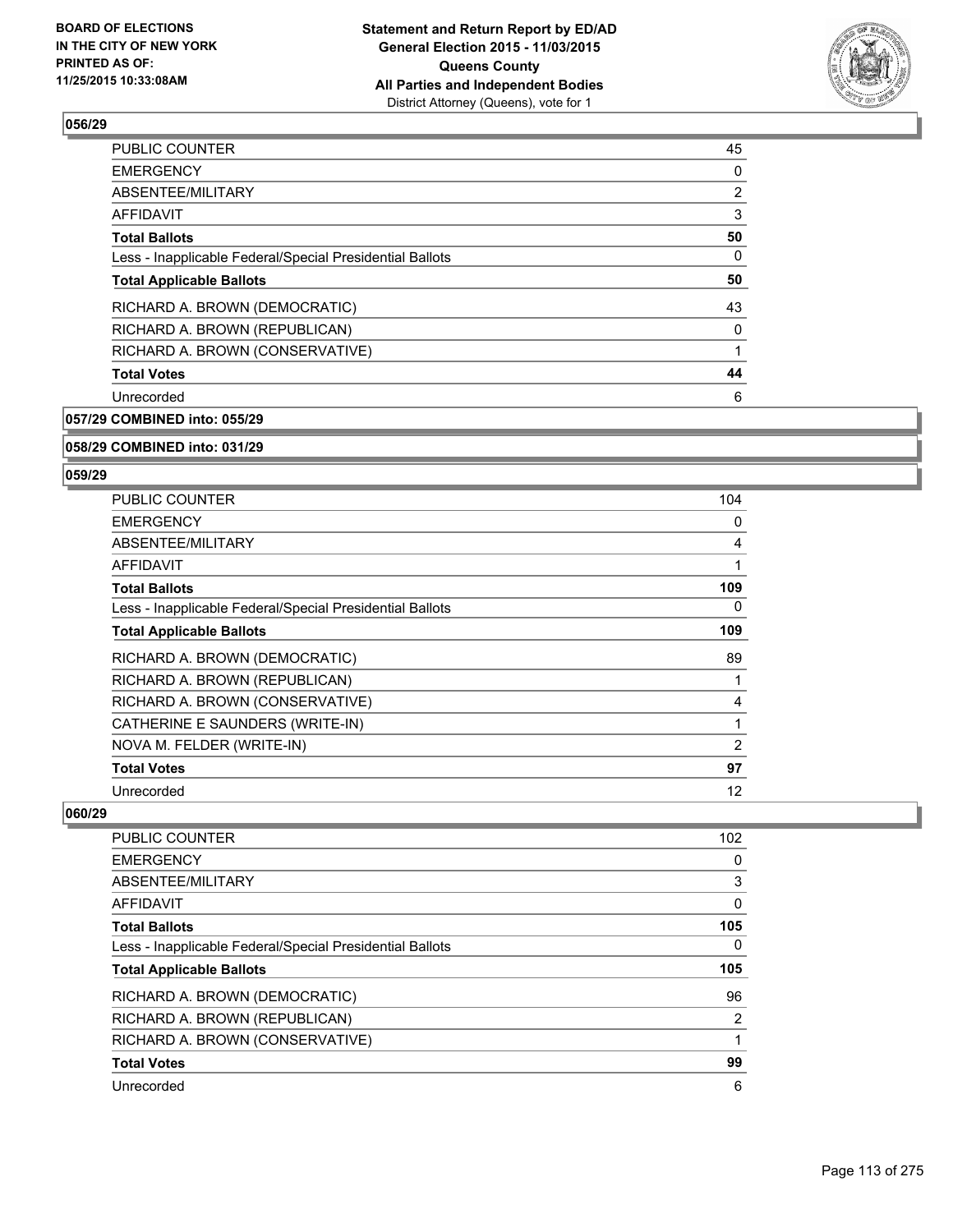## 056/29

| | |
|---|---|
| PUBLIC COUNTER | 45 |
| EMERGENCY | 0 |
| ABSENTEE/MILITARY | 2 |
| AFFIDAVIT | 3 |
| **Total Ballots** | **50** |
| Less - Inapplicable Federal/Special Presidential Ballots | 0 |
| **Total Applicable Ballots** | **50** |
| RICHARD A. BROWN (DEMOCRATIC) | 43 |
| RICHARD A. BROWN (REPUBLICAN) | 0 |
| RICHARD A. BROWN (CONSERVATIVE) | 1 |
| **Total Votes** | **44** |
| Unrecorded | 6 |

## 057/29 COMBINED into: 055/29

## 058/29 COMBINED into: 031/29

## 059/29

| | |
|---|---|
| PUBLIC COUNTER | 104 |
| EMERGENCY | 0 |
| ABSENTEE/MILITARY | 4 |
| AFFIDAVIT | 1 |
| **Total Ballots** | **109** |
| Less - Inapplicable Federal/Special Presidential Ballots | 0 |
| **Total Applicable Ballots** | **109** |
| RICHARD A. BROWN (DEMOCRATIC) | 89 |
| RICHARD A. BROWN (REPUBLICAN) | 1 |
| RICHARD A. BROWN (CONSERVATIVE) | 4 |
| CATHERINE E SAUNDERS (WRITE-IN) | 1 |
| NOVA M. FELDER (WRITE-IN) | 2 |
| **Total Votes** | **97** |
| Unrecorded | 12 |

## 060/29

| | |
|---|---|
| PUBLIC COUNTER | 102 |
| EMERGENCY | 0 |
| ABSENTEE/MILITARY | 3 |
| AFFIDAVIT | 0 |
| **Total Ballots** | **105** |
| Less - Inapplicable Federal/Special Presidential Ballots | 0 |
| **Total Applicable Ballots** | **105** |
| RICHARD A. BROWN (DEMOCRATIC) | 96 |
| RICHARD A. BROWN (REPUBLICAN) | 2 |
| RICHARD A. BROWN (CONSERVATIVE) | 1 |
| **Total Votes** | **99** |
| Unrecorded | 6 |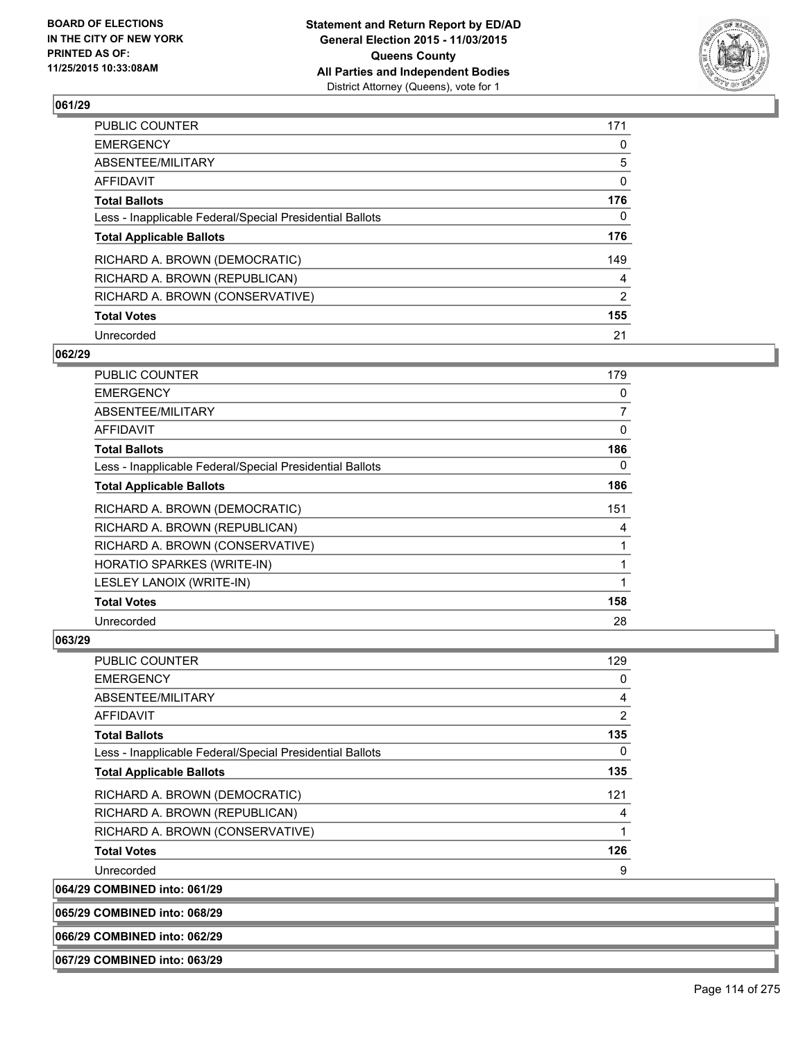**061/29**

| | |
|---|---|
| PUBLIC COUNTER | 171 |
| EMERGENCY | 0 |
| ABSENTEE/MILITARY | 5 |
| AFFIDAVIT | 0 |
| **Total Ballots** | **176** |
| Less - Inapplicable Federal/Special Presidential Ballots | 0 |
| **Total Applicable Ballots** | **176** |
| RICHARD A. BROWN (DEMOCRATIC) | 149 |
| RICHARD A. BROWN (REPUBLICAN) | 4 |
| RICHARD A. BROWN (CONSERVATIVE) | 2 |
| **Total Votes** | **155** |
| Unrecorded | 21 |

**062/29**

| | |
|---|---|
| PUBLIC COUNTER | 179 |
| EMERGENCY | 0 |
| ABSENTEE/MILITARY | 7 |
| AFFIDAVIT | 0 |
| **Total Ballots** | **186** |
| Less - Inapplicable Federal/Special Presidential Ballots | 0 |
| **Total Applicable Ballots** | **186** |
| RICHARD A. BROWN (DEMOCRATIC) | 151 |
| RICHARD A. BROWN (REPUBLICAN) | 4 |
| RICHARD A. BROWN (CONSERVATIVE) | 1 |
| HORATIO SPARKES (WRITE-IN) | 1 |
| LESLEY LANOIX (WRITE-IN) | 1 |
| **Total Votes** | **158** |
| Unrecorded | 28 |

**063/29**

| | |
|---|---|
| PUBLIC COUNTER | 129 |
| EMERGENCY | 0 |
| ABSENTEE/MILITARY | 4 |
| AFFIDAVIT | 2 |
| **Total Ballots** | **135** |
| Less - Inapplicable Federal/Special Presidential Ballots | 0 |
| **Total Applicable Ballots** | **135** |
| RICHARD A. BROWN (DEMOCRATIC) | 121 |
| RICHARD A. BROWN (REPUBLICAN) | 4 |
| RICHARD A. BROWN (CONSERVATIVE) | 1 |
| **Total Votes** | **126** |
| Unrecorded | 9 |

**064/29 COMBINED into: 061/29**

**065/29 COMBINED into: 068/29**

**066/29 COMBINED into: 062/29**

**067/29 COMBINED into: 063/29**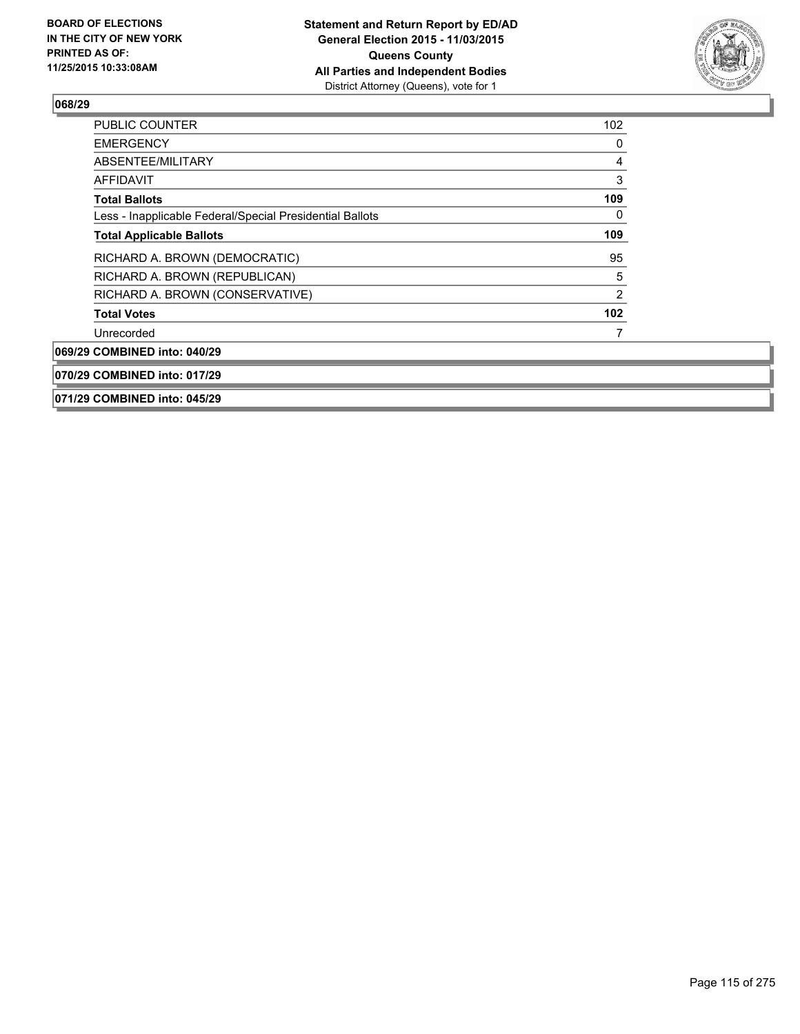## 068/29

| | |
|---|---|
| PUBLIC COUNTER | 102 |
| EMERGENCY | 0 |
| ABSENTEE/MILITARY | 4 |
| AFFIDAVIT | 3 |
| **Total Ballots** | **109** |
| Less - Inapplicable Federal/Special Presidential Ballots | 0 |
| **Total Applicable Ballots** | **109** |
| RICHARD A. BROWN (DEMOCRATIC) | 95 |
| RICHARD A. BROWN (REPUBLICAN) | 5 |
| RICHARD A. BROWN (CONSERVATIVE) | 2 |
| **Total Votes** | **102** |
| Unrecorded | 7 |

## 069/29 COMBINED into: 040/29

## 070/29 COMBINED into: 017/29

## 071/29 COMBINED into: 045/29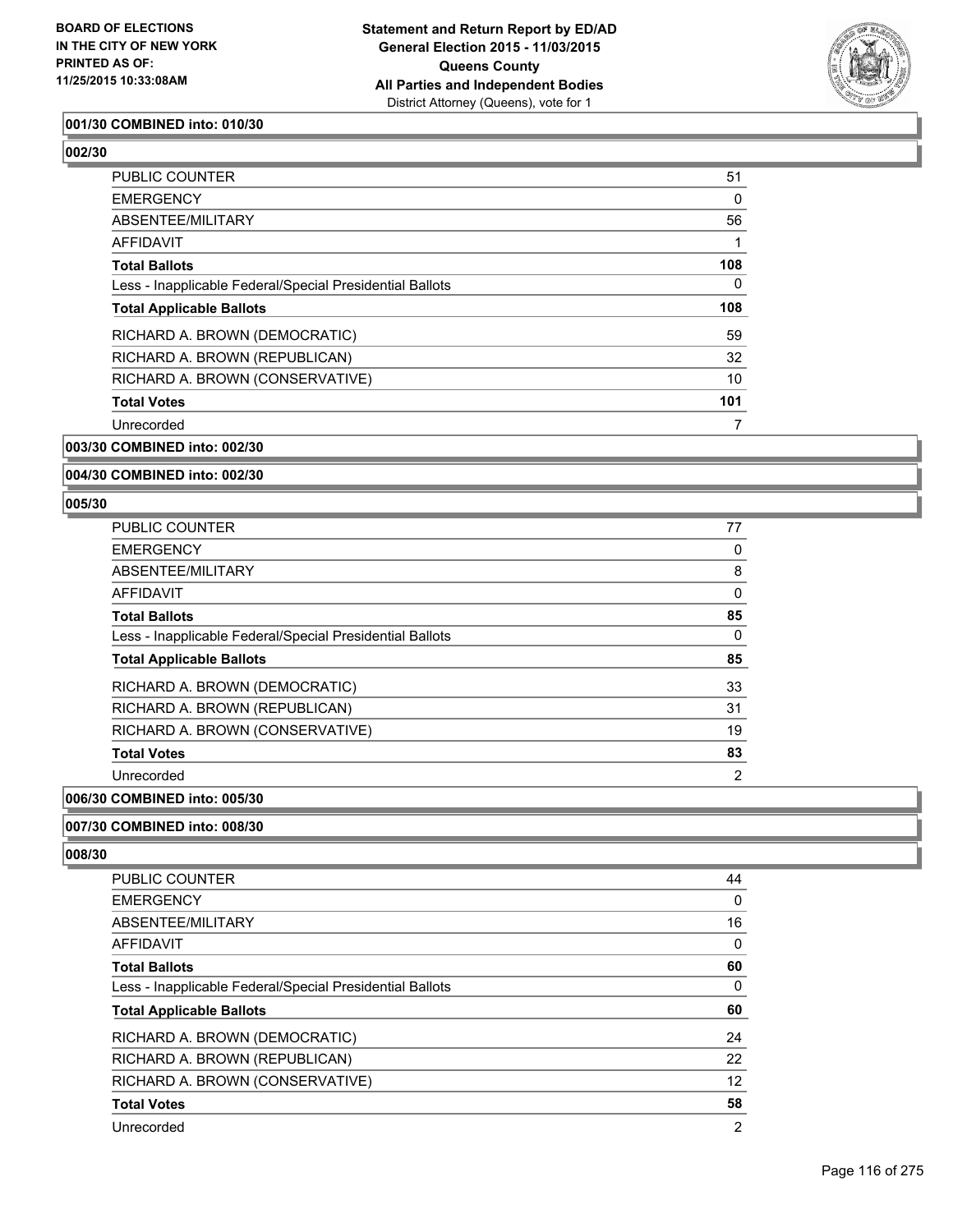**001/30 COMBINED into: 010/30**

**002/30**

| | |
|---|---|
| PUBLIC COUNTER | 51 |
| EMERGENCY | 0 |
| ABSENTEE/MILITARY | 56 |
| AFFIDAVIT | 1 |
| **Total Ballots** | **108** |
| Less - Inapplicable Federal/Special Presidential Ballots | 0 |
| **Total Applicable Ballots** | **108** |
| RICHARD A. BROWN (DEMOCRATIC) | 59 |
| RICHARD A. BROWN (REPUBLICAN) | 32 |
| RICHARD A. BROWN (CONSERVATIVE) | 10 |
| **Total Votes** | **101** |
| Unrecorded | 7 |

**003/30 COMBINED into: 002/30**

**004/30 COMBINED into: 002/30**

**005/30**

| | |
|---|---|
| PUBLIC COUNTER | 77 |
| EMERGENCY | 0 |
| ABSENTEE/MILITARY | 8 |
| AFFIDAVIT | 0 |
| **Total Ballots** | **85** |
| Less - Inapplicable Federal/Special Presidential Ballots | 0 |
| **Total Applicable Ballots** | **85** |
| RICHARD A. BROWN (DEMOCRATIC) | 33 |
| RICHARD A. BROWN (REPUBLICAN) | 31 |
| RICHARD A. BROWN (CONSERVATIVE) | 19 |
| **Total Votes** | **83** |
| Unrecorded | 2 |

**006/30 COMBINED into: 005/30**

**007/30 COMBINED into: 008/30**

**008/30**

| | |
|---|---|
| PUBLIC COUNTER | 44 |
| EMERGENCY | 0 |
| ABSENTEE/MILITARY | 16 |
| AFFIDAVIT | 0 |
| **Total Ballots** | **60** |
| Less - Inapplicable Federal/Special Presidential Ballots | 0 |
| **Total Applicable Ballots** | **60** |
| RICHARD A. BROWN (DEMOCRATIC) | 24 |
| RICHARD A. BROWN (REPUBLICAN) | 22 |
| RICHARD A. BROWN (CONSERVATIVE) | 12 |
| **Total Votes** | **58** |
| Unrecorded | 2 |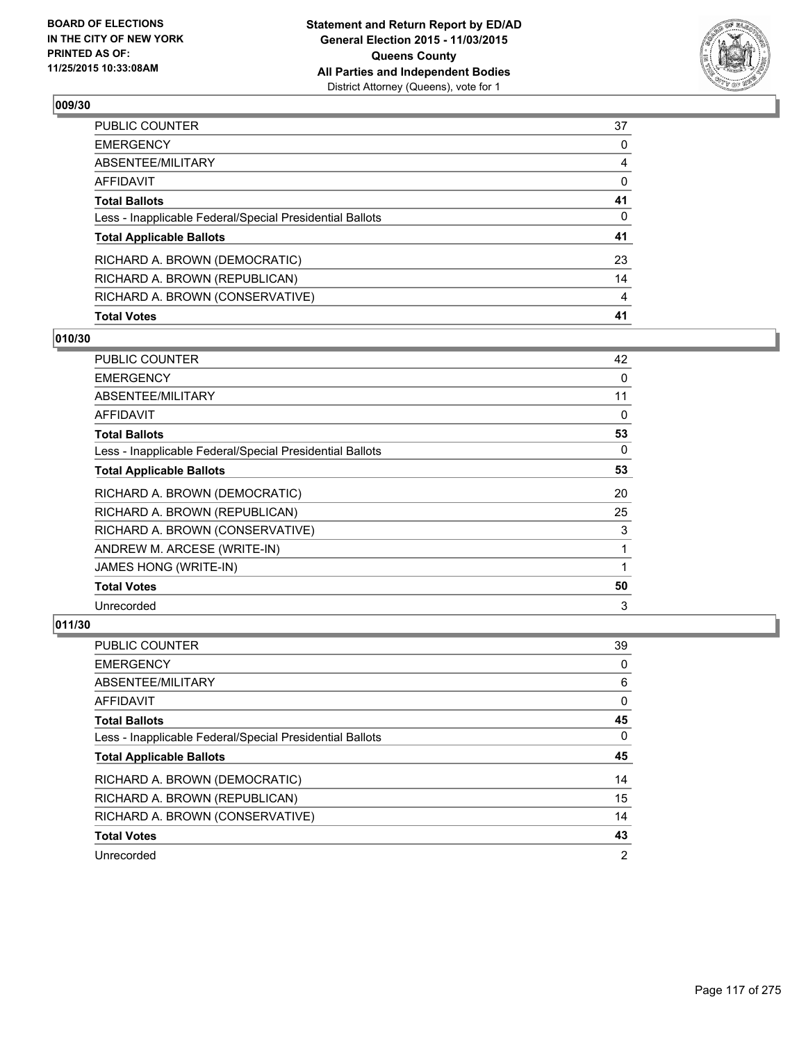BOARD OF ELECTIONS
IN THE CITY OF NEW YORK
PRINTED AS OF:
11/25/2015 10:33:08AM

**Statement and Return Report by ED/AD**
**General Election 2015 - 11/03/2015**
**Queens County**
**All Parties and Independent Bodies**
District Attorney (Queens), vote for 1

## 009/30

| | |
|---|---|
| PUBLIC COUNTER | 37 |
| EMERGENCY | 0 |
| ABSENTEE/MILITARY | 4 |
| AFFIDAVIT | 0 |
| **Total Ballots** | **41** |
| Less - Inapplicable Federal/Special Presidential Ballots | 0 |
| **Total Applicable Ballots** | **41** |
| RICHARD A. BROWN (DEMOCRATIC) | 23 |
| RICHARD A. BROWN (REPUBLICAN) | 14 |
| RICHARD A. BROWN (CONSERVATIVE) | 4 |
| **Total Votes** | **41** |

## 010/30

| | |
|---|---|
| PUBLIC COUNTER | 42 |
| EMERGENCY | 0 |
| ABSENTEE/MILITARY | 11 |
| AFFIDAVIT | 0 |
| **Total Ballots** | **53** |
| Less - Inapplicable Federal/Special Presidential Ballots | 0 |
| **Total Applicable Ballots** | **53** |
| RICHARD A. BROWN (DEMOCRATIC) | 20 |
| RICHARD A. BROWN (REPUBLICAN) | 25 |
| RICHARD A. BROWN (CONSERVATIVE) | 3 |
| ANDREW M. ARCESE (WRITE-IN) | 1 |
| JAMES HONG (WRITE-IN) | 1 |
| **Total Votes** | **50** |
| Unrecorded | 3 |

## 011/30

| | |
|---|---|
| PUBLIC COUNTER | 39 |
| EMERGENCY | 0 |
| ABSENTEE/MILITARY | 6 |
| AFFIDAVIT | 0 |
| **Total Ballots** | **45** |
| Less - Inapplicable Federal/Special Presidential Ballots | 0 |
| **Total Applicable Ballots** | **45** |
| RICHARD A. BROWN (DEMOCRATIC) | 14 |
| RICHARD A. BROWN (REPUBLICAN) | 15 |
| RICHARD A. BROWN (CONSERVATIVE) | 14 |
| **Total Votes** | **43** |
| Unrecorded | 2 |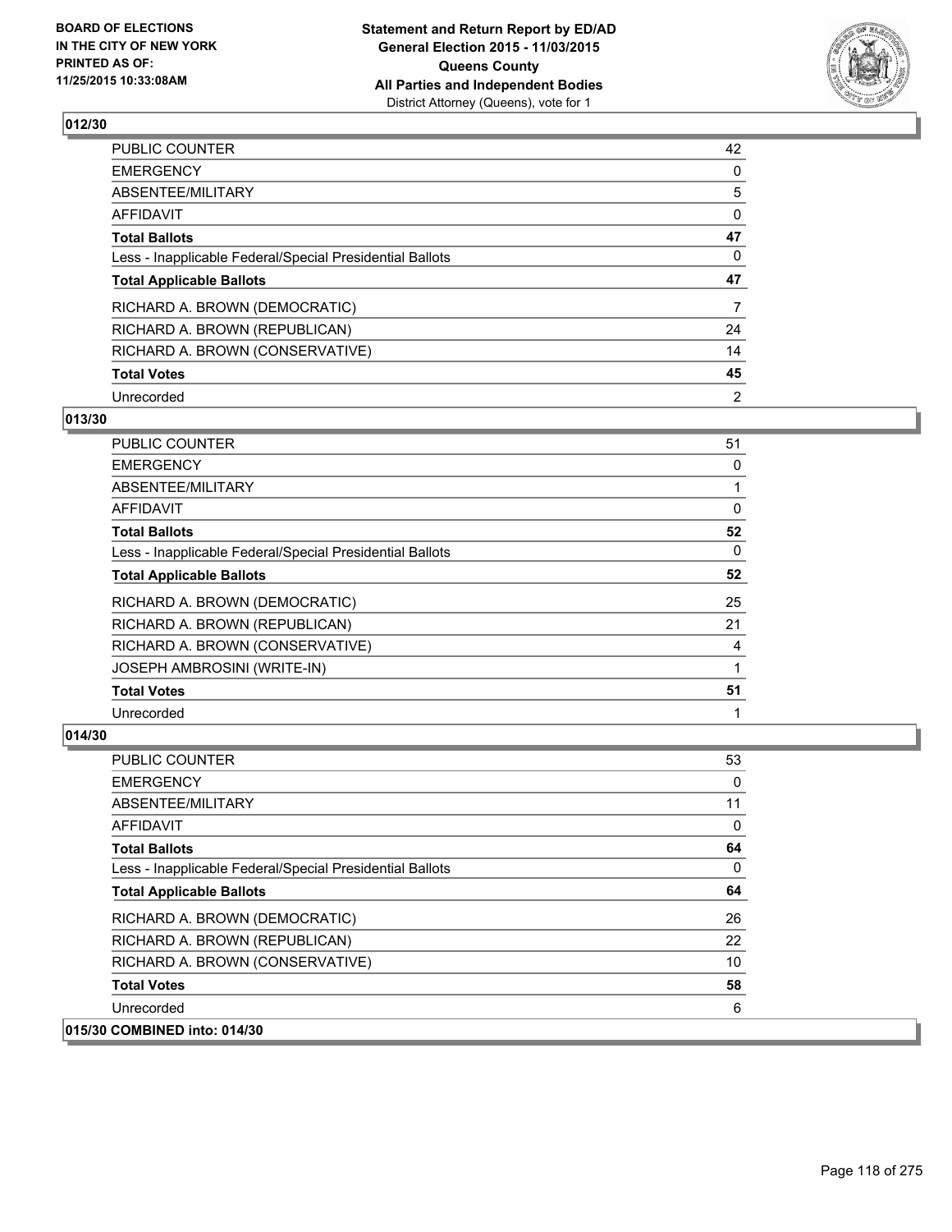## 012/30

| | |
|---|---|
| PUBLIC COUNTER | 42 |
| EMERGENCY | 0 |
| ABSENTEE/MILITARY | 5 |
| AFFIDAVIT | 0 |
| **Total Ballots** | **47** |
| Less - Inapplicable Federal/Special Presidential Ballots | 0 |
| **Total Applicable Ballots** | **47** |
| RICHARD A. BROWN (DEMOCRATIC) | 7 |
| RICHARD A. BROWN (REPUBLICAN) | 24 |
| RICHARD A. BROWN (CONSERVATIVE) | 14 |
| **Total Votes** | **45** |
| Unrecorded | 2 |

## 013/30

| | |
|---|---|
| PUBLIC COUNTER | 51 |
| EMERGENCY | 0 |
| ABSENTEE/MILITARY | 1 |
| AFFIDAVIT | 0 |
| **Total Ballots** | **52** |
| Less - Inapplicable Federal/Special Presidential Ballots | 0 |
| **Total Applicable Ballots** | **52** |
| RICHARD A. BROWN (DEMOCRATIC) | 25 |
| RICHARD A. BROWN (REPUBLICAN) | 21 |
| RICHARD A. BROWN (CONSERVATIVE) | 4 |
| JOSEPH AMBROSINI (WRITE-IN) | 1 |
| **Total Votes** | **51** |
| Unrecorded | 1 |

## 014/30

| | |
|---|---|
| PUBLIC COUNTER | 53 |
| EMERGENCY | 0 |
| ABSENTEE/MILITARY | 11 |
| AFFIDAVIT | 0 |
| **Total Ballots** | **64** |
| Less - Inapplicable Federal/Special Presidential Ballots | 0 |
| **Total Applicable Ballots** | **64** |
| RICHARD A. BROWN (DEMOCRATIC) | 26 |
| RICHARD A. BROWN (REPUBLICAN) | 22 |
| RICHARD A. BROWN (CONSERVATIVE) | 10 |
| **Total Votes** | **58** |
| Unrecorded | 6 |

## 015/30 COMBINED into: 014/30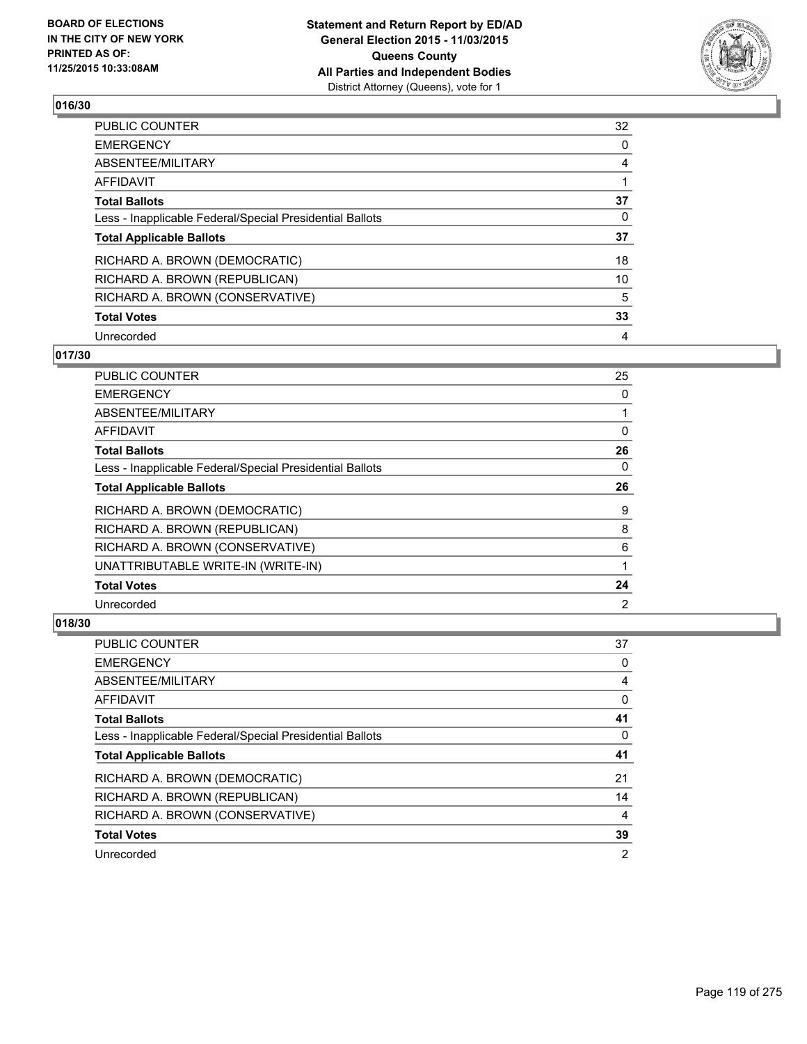## 016/30

| | |
|---|---|
| PUBLIC COUNTER | 32 |
| EMERGENCY | 0 |
| ABSENTEE/MILITARY | 4 |
| AFFIDAVIT | 1 |
| **Total Ballots** | **37** |
| Less - Inapplicable Federal/Special Presidential Ballots | 0 |
| **Total Applicable Ballots** | **37** |
| RICHARD A. BROWN (DEMOCRATIC) | 18 |
| RICHARD A. BROWN (REPUBLICAN) | 10 |
| RICHARD A. BROWN (CONSERVATIVE) | 5 |
| **Total Votes** | **33** |
| Unrecorded | 4 |

## 017/30

| | |
|---|---|
| PUBLIC COUNTER | 25 |
| EMERGENCY | 0 |
| ABSENTEE/MILITARY | 1 |
| AFFIDAVIT | 0 |
| **Total Ballots** | **26** |
| Less - Inapplicable Federal/Special Presidential Ballots | 0 |
| **Total Applicable Ballots** | **26** |
| RICHARD A. BROWN (DEMOCRATIC) | 9 |
| RICHARD A. BROWN (REPUBLICAN) | 8 |
| RICHARD A. BROWN (CONSERVATIVE) | 6 |
| UNATTRIBUTABLE WRITE-IN (WRITE-IN) | 1 |
| **Total Votes** | **24** |
| Unrecorded | 2 |

## 018/30

| | |
|---|---|
| PUBLIC COUNTER | 37 |
| EMERGENCY | 0 |
| ABSENTEE/MILITARY | 4 |
| AFFIDAVIT | 0 |
| **Total Ballots** | **41** |
| Less - Inapplicable Federal/Special Presidential Ballots | 0 |
| **Total Applicable Ballots** | **41** |
| RICHARD A. BROWN (DEMOCRATIC) | 21 |
| RICHARD A. BROWN (REPUBLICAN) | 14 |
| RICHARD A. BROWN (CONSERVATIVE) | 4 |
| **Total Votes** | **39** |
| Unrecorded | 2 |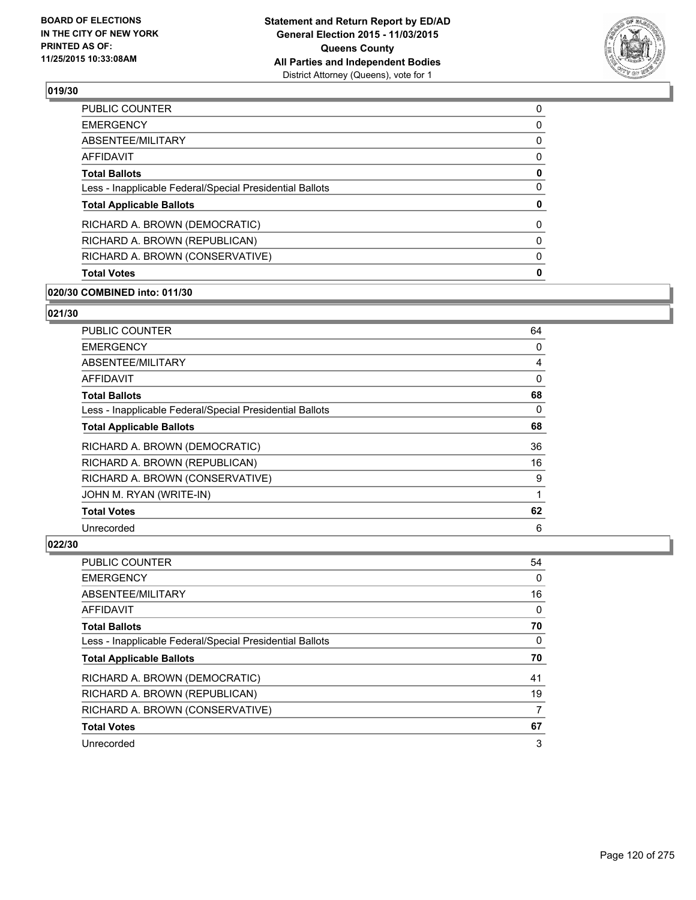### 019/30

| | |
|---|---|
| PUBLIC COUNTER | 0 |
| EMERGENCY | 0 |
| ABSENTEE/MILITARY | 0 |
| AFFIDAVIT | 0 |
| **Total Ballots** | **0** |
| Less - Inapplicable Federal/Special Presidential Ballots | 0 |
| **Total Applicable Ballots** | **0** |
| RICHARD A. BROWN (DEMOCRATIC) | 0 |
| RICHARD A. BROWN (REPUBLICAN) | 0 |
| RICHARD A. BROWN (CONSERVATIVE) | 0 |
| **Total Votes** | **0** |

### 020/30 COMBINED into: 011/30

### 021/30

| | |
|---|---|
| PUBLIC COUNTER | 64 |
| EMERGENCY | 0 |
| ABSENTEE/MILITARY | 4 |
| AFFIDAVIT | 0 |
| **Total Ballots** | **68** |
| Less - Inapplicable Federal/Special Presidential Ballots | 0 |
| **Total Applicable Ballots** | **68** |
| RICHARD A. BROWN (DEMOCRATIC) | 36 |
| RICHARD A. BROWN (REPUBLICAN) | 16 |
| RICHARD A. BROWN (CONSERVATIVE) | 9 |
| JOHN M. RYAN (WRITE-IN) | 1 |
| **Total Votes** | **62** |
| Unrecorded | 6 |

### 022/30

| | |
|---|---|
| PUBLIC COUNTER | 54 |
| EMERGENCY | 0 |
| ABSENTEE/MILITARY | 16 |
| AFFIDAVIT | 0 |
| **Total Ballots** | **70** |
| Less - Inapplicable Federal/Special Presidential Ballots | 0 |
| **Total Applicable Ballots** | **70** |
| RICHARD A. BROWN (DEMOCRATIC) | 41 |
| RICHARD A. BROWN (REPUBLICAN) | 19 |
| RICHARD A. BROWN (CONSERVATIVE) | 7 |
| **Total Votes** | **67** |
| Unrecorded | 3 |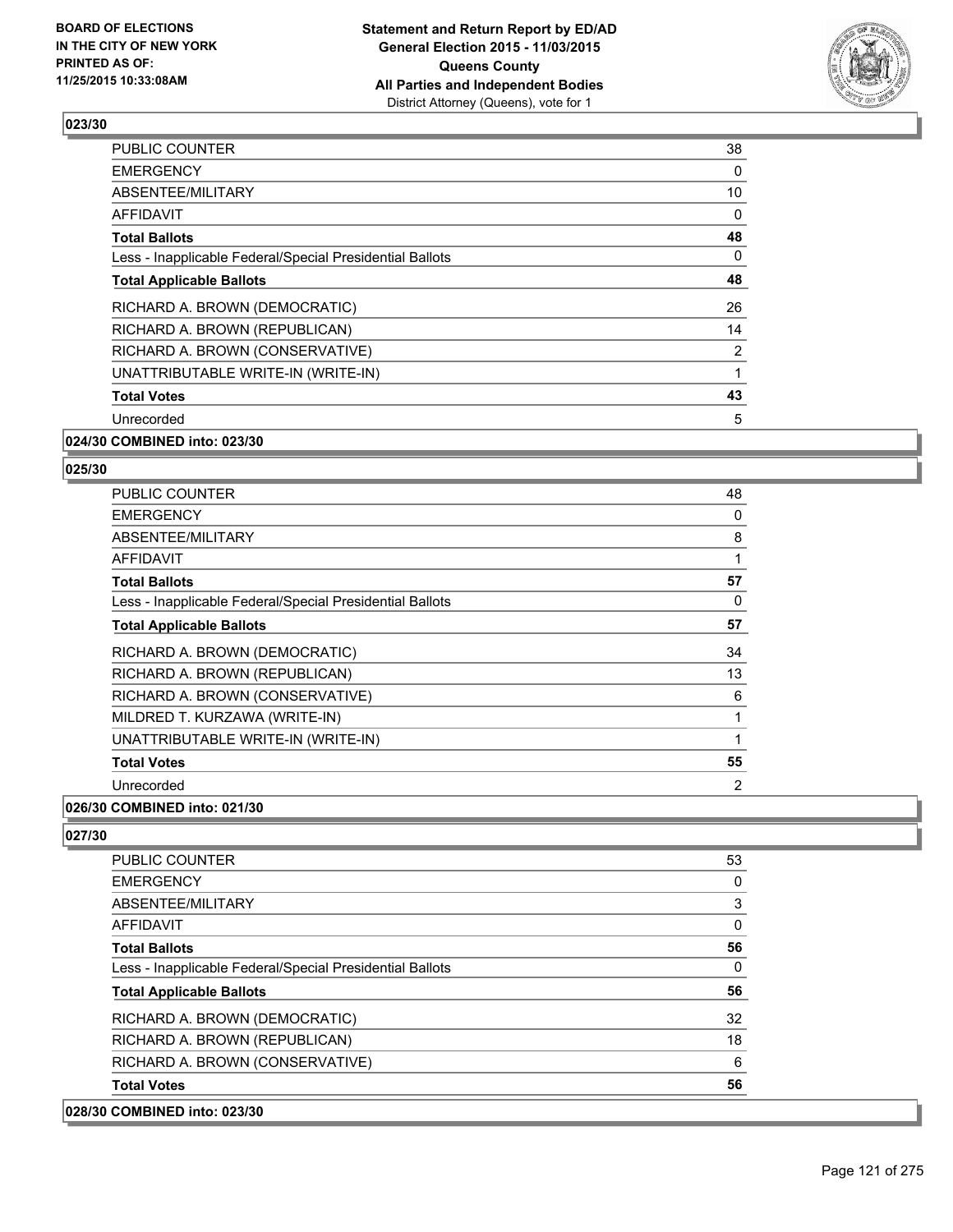## 023/30

| | |
|---|---|
| PUBLIC COUNTER | 38 |
| EMERGENCY | 0 |
| ABSENTEE/MILITARY | 10 |
| AFFIDAVIT | 0 |
| **Total Ballots** | **48** |
| Less - Inapplicable Federal/Special Presidential Ballots | 0 |
| **Total Applicable Ballots** | **48** |
| RICHARD A. BROWN (DEMOCRATIC) | 26 |
| RICHARD A. BROWN (REPUBLICAN) | 14 |
| RICHARD A. BROWN (CONSERVATIVE) | 2 |
| UNATTRIBUTABLE WRITE-IN (WRITE-IN) | 1 |
| **Total Votes** | **43** |
| Unrecorded | 5 |

**024/30 COMBINED into: 023/30**

## 025/30

| | |
|---|---|
| PUBLIC COUNTER | 48 |
| EMERGENCY | 0 |
| ABSENTEE/MILITARY | 8 |
| AFFIDAVIT | 1 |
| **Total Ballots** | **57** |
| Less - Inapplicable Federal/Special Presidential Ballots | 0 |
| **Total Applicable Ballots** | **57** |
| RICHARD A. BROWN (DEMOCRATIC) | 34 |
| RICHARD A. BROWN (REPUBLICAN) | 13 |
| RICHARD A. BROWN (CONSERVATIVE) | 6 |
| MILDRED T. KURZAWA (WRITE-IN) | 1 |
| UNATTRIBUTABLE WRITE-IN (WRITE-IN) | 1 |
| **Total Votes** | **55** |
| Unrecorded | 2 |

**026/30 COMBINED into: 021/30**

## 027/30

| | |
|---|---|
| PUBLIC COUNTER | 53 |
| EMERGENCY | 0 |
| ABSENTEE/MILITARY | 3 |
| AFFIDAVIT | 0 |
| **Total Ballots** | **56** |
| Less - Inapplicable Federal/Special Presidential Ballots | 0 |
| **Total Applicable Ballots** | **56** |
| RICHARD A. BROWN (DEMOCRATIC) | 32 |
| RICHARD A. BROWN (REPUBLICAN) | 18 |
| RICHARD A. BROWN (CONSERVATIVE) | 6 |
| **Total Votes** | **56** |

**028/30 COMBINED into: 023/30**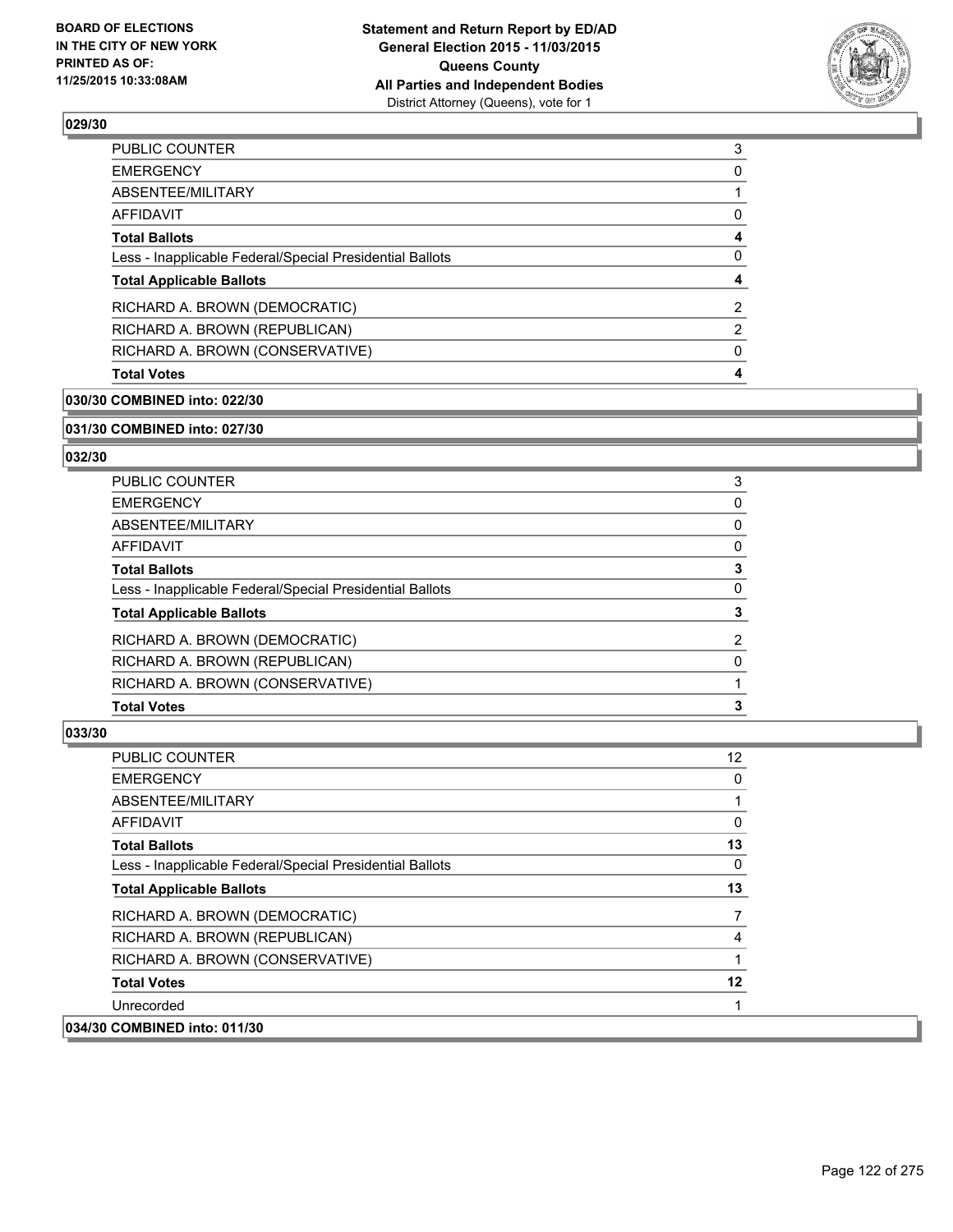### 029/30

| | |
|---|---|
| PUBLIC COUNTER | 3 |
| EMERGENCY | 0 |
| ABSENTEE/MILITARY | 1 |
| AFFIDAVIT | 0 |
| **Total Ballots** | **4** |
| Less - Inapplicable Federal/Special Presidential Ballots | 0 |
| **Total Applicable Ballots** | **4** |
| RICHARD A. BROWN (DEMOCRATIC) | 2 |
| RICHARD A. BROWN (REPUBLICAN) | 2 |
| RICHARD A. BROWN (CONSERVATIVE) | 0 |
| **Total Votes** | **4** |

### 030/30 COMBINED into: 022/30

### 031/30 COMBINED into: 027/30

### 032/30

| | |
|---|---|
| PUBLIC COUNTER | 3 |
| EMERGENCY | 0 |
| ABSENTEE/MILITARY | 0 |
| AFFIDAVIT | 0 |
| **Total Ballots** | **3** |
| Less - Inapplicable Federal/Special Presidential Ballots | 0 |
| **Total Applicable Ballots** | **3** |
| RICHARD A. BROWN (DEMOCRATIC) | 2 |
| RICHARD A. BROWN (REPUBLICAN) | 0 |
| RICHARD A. BROWN (CONSERVATIVE) | 1 |
| **Total Votes** | **3** |

### 033/30

| | |
|---|---|
| PUBLIC COUNTER | 12 |
| EMERGENCY | 0 |
| ABSENTEE/MILITARY | 1 |
| AFFIDAVIT | 0 |
| **Total Ballots** | **13** |
| Less - Inapplicable Federal/Special Presidential Ballots | 0 |
| **Total Applicable Ballots** | **13** |
| RICHARD A. BROWN (DEMOCRATIC) | 7 |
| RICHARD A. BROWN (REPUBLICAN) | 4 |
| RICHARD A. BROWN (CONSERVATIVE) | 1 |
| **Total Votes** | **12** |
| Unrecorded | 1 |

### 034/30 COMBINED into: 011/30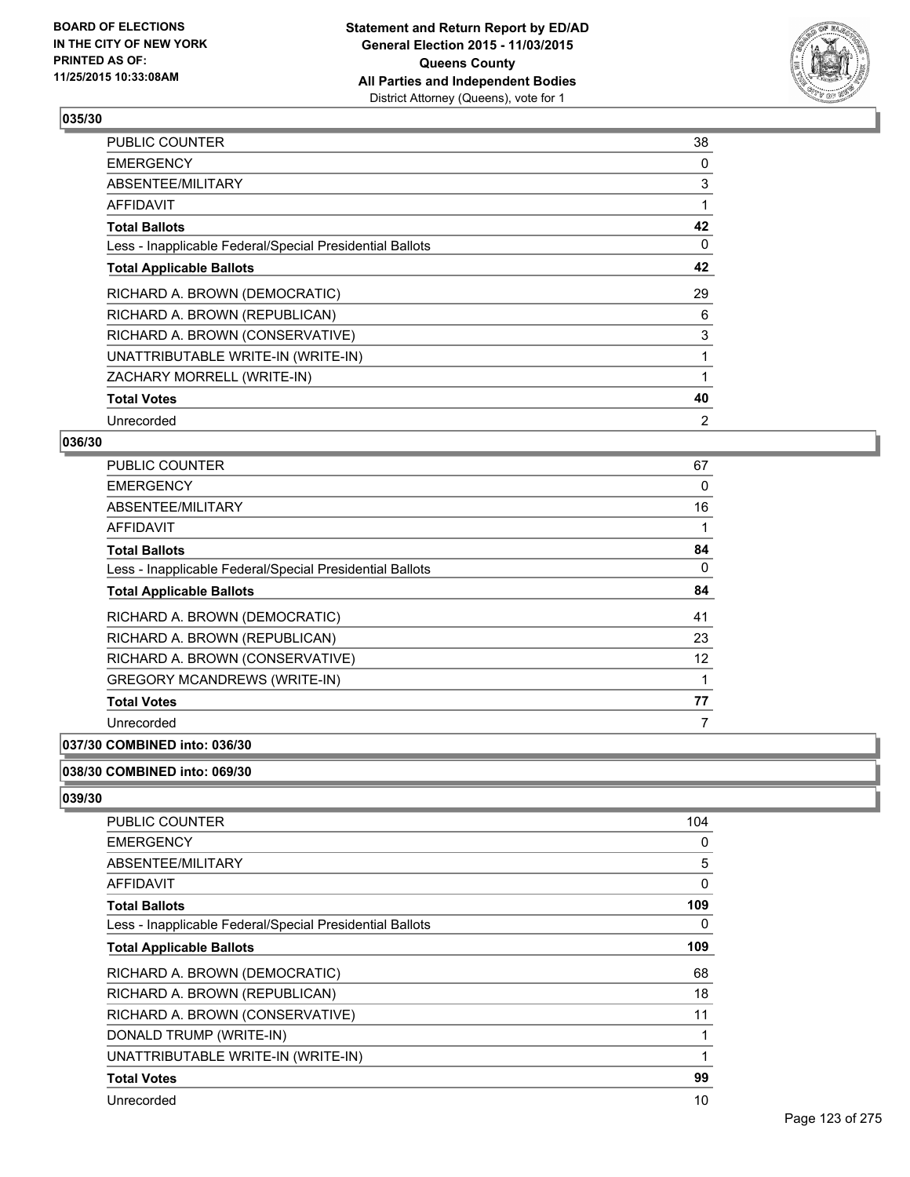### 035/30

| | |
|---|---|
| PUBLIC COUNTER | 38 |
| EMERGENCY | 0 |
| ABSENTEE/MILITARY | 3 |
| AFFIDAVIT | 1 |
| **Total Ballots** | **42** |
| Less - Inapplicable Federal/Special Presidential Ballots | 0 |
| **Total Applicable Ballots** | **42** |
| RICHARD A. BROWN (DEMOCRATIC) | 29 |
| RICHARD A. BROWN (REPUBLICAN) | 6 |
| RICHARD A. BROWN (CONSERVATIVE) | 3 |
| UNATTRIBUTABLE WRITE-IN (WRITE-IN) | 1 |
| ZACHARY MORRELL (WRITE-IN) | 1 |
| **Total Votes** | **40** |
| Unrecorded | 2 |

### 036/30

| | |
|---|---|
| PUBLIC COUNTER | 67 |
| EMERGENCY | 0 |
| ABSENTEE/MILITARY | 16 |
| AFFIDAVIT | 1 |
| **Total Ballots** | **84** |
| Less - Inapplicable Federal/Special Presidential Ballots | 0 |
| **Total Applicable Ballots** | **84** |
| RICHARD A. BROWN (DEMOCRATIC) | 41 |
| RICHARD A. BROWN (REPUBLICAN) | 23 |
| RICHARD A. BROWN (CONSERVATIVE) | 12 |
| GREGORY MCANDREWS (WRITE-IN) | 1 |
| **Total Votes** | **77** |
| Unrecorded | 7 |

### 037/30 COMBINED into: 036/30

### 038/30 COMBINED into: 069/30

### 039/30

| | |
|---|---|
| PUBLIC COUNTER | 104 |
| EMERGENCY | 0 |
| ABSENTEE/MILITARY | 5 |
| AFFIDAVIT | 0 |
| **Total Ballots** | **109** |
| Less - Inapplicable Federal/Special Presidential Ballots | 0 |
| **Total Applicable Ballots** | **109** |
| RICHARD A. BROWN (DEMOCRATIC) | 68 |
| RICHARD A. BROWN (REPUBLICAN) | 18 |
| RICHARD A. BROWN (CONSERVATIVE) | 11 |
| DONALD TRUMP (WRITE-IN) | 1 |
| UNATTRIBUTABLE WRITE-IN (WRITE-IN) | 1 |
| **Total Votes** | **99** |
| Unrecorded | 10 |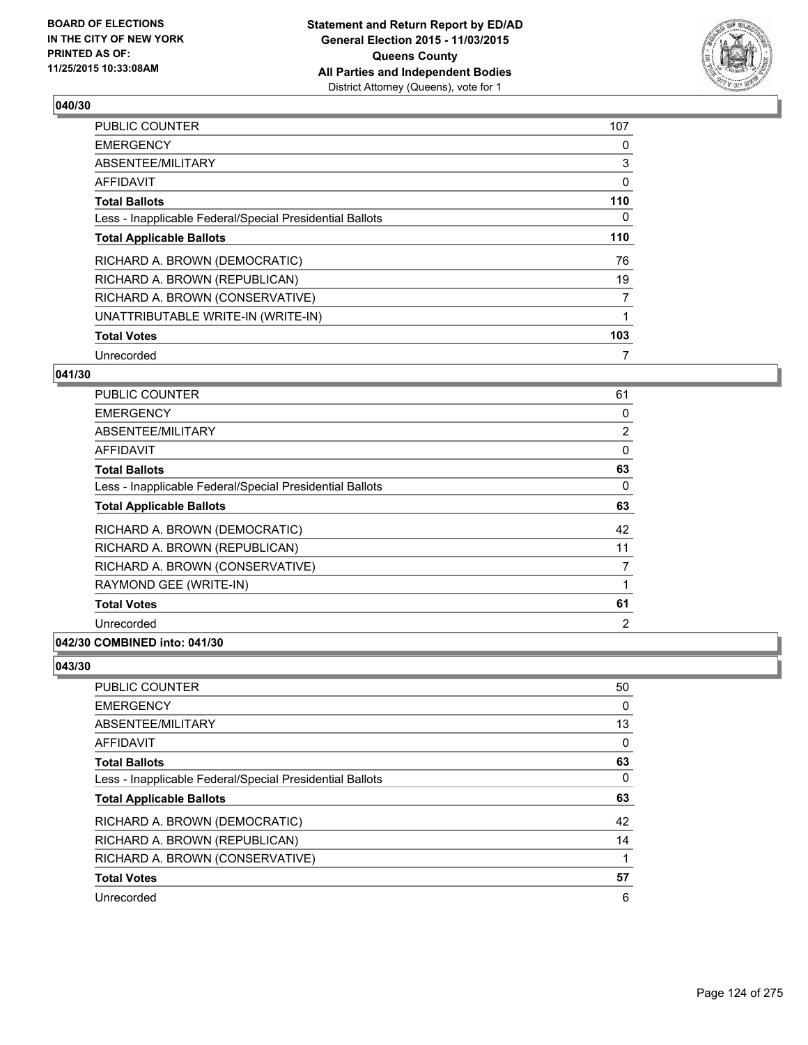### 040/30

| | |
|---|---|
| PUBLIC COUNTER | 107 |
| EMERGENCY | 0 |
| ABSENTEE/MILITARY | 3 |
| AFFIDAVIT | 0 |
| **Total Ballots** | **110** |
| Less - Inapplicable Federal/Special Presidential Ballots | 0 |
| **Total Applicable Ballots** | **110** |
| RICHARD A. BROWN (DEMOCRATIC) | 76 |
| RICHARD A. BROWN (REPUBLICAN) | 19 |
| RICHARD A. BROWN (CONSERVATIVE) | 7 |
| UNATTRIBUTABLE WRITE-IN (WRITE-IN) | 1 |
| **Total Votes** | **103** |
| Unrecorded | 7 |

### 041/30

| | |
|---|---|
| PUBLIC COUNTER | 61 |
| EMERGENCY | 0 |
| ABSENTEE/MILITARY | 2 |
| AFFIDAVIT | 0 |
| **Total Ballots** | **63** |
| Less - Inapplicable Federal/Special Presidential Ballots | 0 |
| **Total Applicable Ballots** | **63** |
| RICHARD A. BROWN (DEMOCRATIC) | 42 |
| RICHARD A. BROWN (REPUBLICAN) | 11 |
| RICHARD A. BROWN (CONSERVATIVE) | 7 |
| RAYMOND GEE (WRITE-IN) | 1 |
| **Total Votes** | **61** |
| Unrecorded | 2 |

### 042/30 COMBINED into: 041/30

### 043/30

| | |
|---|---|
| PUBLIC COUNTER | 50 |
| EMERGENCY | 0 |
| ABSENTEE/MILITARY | 13 |
| AFFIDAVIT | 0 |
| **Total Ballots** | **63** |
| Less - Inapplicable Federal/Special Presidential Ballots | 0 |
| **Total Applicable Ballots** | **63** |
| RICHARD A. BROWN (DEMOCRATIC) | 42 |
| RICHARD A. BROWN (REPUBLICAN) | 14 |
| RICHARD A. BROWN (CONSERVATIVE) | 1 |
| **Total Votes** | **57** |
| Unrecorded | 6 |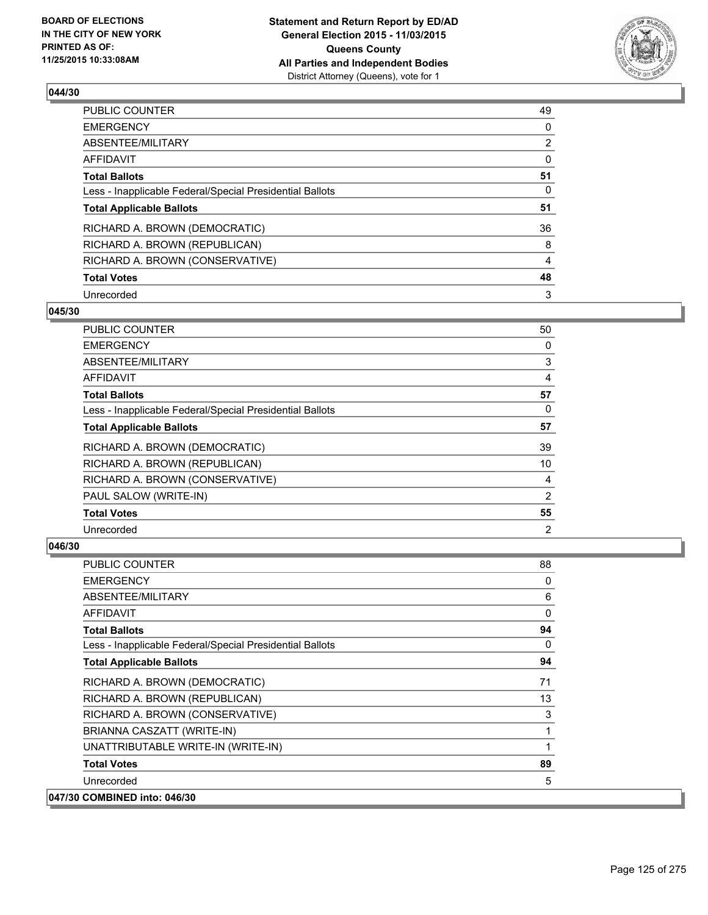**BOARD OF ELECTIONS IN THE CITY OF NEW YORK PRINTED AS OF: 11/25/2015 10:33:08AM**

**Statement and Return Report by ED/AD**
**General Election 2015 - 11/03/2015**
**Queens County**
**All Parties and Independent Bodies**
District Attorney (Queens), vote for 1

## 044/30

| | |
|---|---|
| PUBLIC COUNTER | 49 |
| EMERGENCY | 0 |
| ABSENTEE/MILITARY | 2 |
| AFFIDAVIT | 0 |
| **Total Ballots** | **51** |
| Less - Inapplicable Federal/Special Presidential Ballots | 0 |
| **Total Applicable Ballots** | **51** |
| RICHARD A. BROWN (DEMOCRATIC) | 36 |
| RICHARD A. BROWN (REPUBLICAN) | 8 |
| RICHARD A. BROWN (CONSERVATIVE) | 4 |
| **Total Votes** | **48** |
| Unrecorded | 3 |

## 045/30

| | |
|---|---|
| PUBLIC COUNTER | 50 |
| EMERGENCY | 0 |
| ABSENTEE/MILITARY | 3 |
| AFFIDAVIT | 4 |
| **Total Ballots** | **57** |
| Less - Inapplicable Federal/Special Presidential Ballots | 0 |
| **Total Applicable Ballots** | **57** |
| RICHARD A. BROWN (DEMOCRATIC) | 39 |
| RICHARD A. BROWN (REPUBLICAN) | 10 |
| RICHARD A. BROWN (CONSERVATIVE) | 4 |
| PAUL SALOW (WRITE-IN) | 2 |
| **Total Votes** | **55** |
| Unrecorded | 2 |

## 046/30

| | |
|---|---|
| PUBLIC COUNTER | 88 |
| EMERGENCY | 0 |
| ABSENTEE/MILITARY | 6 |
| AFFIDAVIT | 0 |
| **Total Ballots** | **94** |
| Less - Inapplicable Federal/Special Presidential Ballots | 0 |
| **Total Applicable Ballots** | **94** |
| RICHARD A. BROWN (DEMOCRATIC) | 71 |
| RICHARD A. BROWN (REPUBLICAN) | 13 |
| RICHARD A. BROWN (CONSERVATIVE) | 3 |
| BRIANNA CASZATT (WRITE-IN) | 1 |
| UNATTRIBUTABLE WRITE-IN (WRITE-IN) | 1 |
| **Total Votes** | **89** |
| Unrecorded | 5 |

## 047/30 COMBINED into: 046/30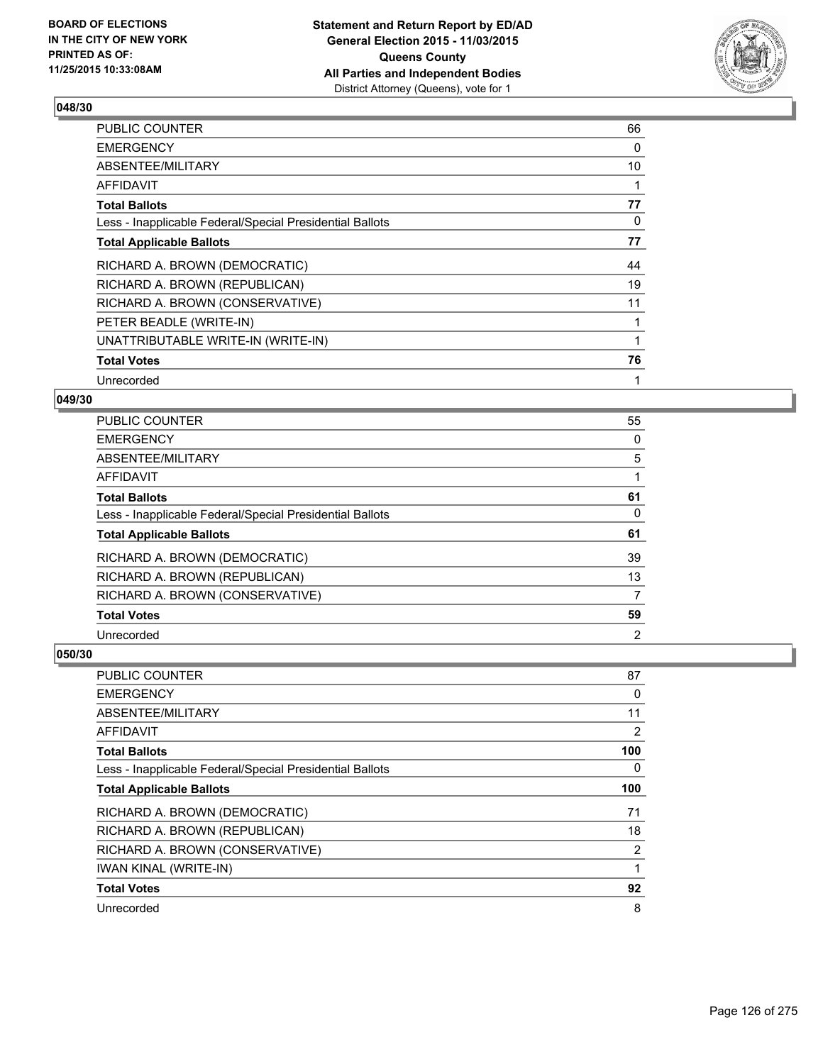## 048/30

| | |
|---|---|
| PUBLIC COUNTER | 66 |
| EMERGENCY | 0 |
| ABSENTEE/MILITARY | 10 |
| AFFIDAVIT | 1 |
| **Total Ballots** | **77** |
| Less - Inapplicable Federal/Special Presidential Ballots | 0 |
| **Total Applicable Ballots** | **77** |
| RICHARD A. BROWN (DEMOCRATIC) | 44 |
| RICHARD A. BROWN (REPUBLICAN) | 19 |
| RICHARD A. BROWN (CONSERVATIVE) | 11 |
| PETER BEADLE (WRITE-IN) | 1 |
| UNATTRIBUTABLE WRITE-IN (WRITE-IN) | 1 |
| **Total Votes** | **76** |
| Unrecorded | 1 |

## 049/30

| | |
|---|---|
| PUBLIC COUNTER | 55 |
| EMERGENCY | 0 |
| ABSENTEE/MILITARY | 5 |
| AFFIDAVIT | 1 |
| **Total Ballots** | **61** |
| Less - Inapplicable Federal/Special Presidential Ballots | 0 |
| **Total Applicable Ballots** | **61** |
| RICHARD A. BROWN (DEMOCRATIC) | 39 |
| RICHARD A. BROWN (REPUBLICAN) | 13 |
| RICHARD A. BROWN (CONSERVATIVE) | 7 |
| **Total Votes** | **59** |
| Unrecorded | 2 |

## 050/30

| | |
|---|---|
| PUBLIC COUNTER | 87 |
| EMERGENCY | 0 |
| ABSENTEE/MILITARY | 11 |
| AFFIDAVIT | 2 |
| **Total Ballots** | **100** |
| Less - Inapplicable Federal/Special Presidential Ballots | 0 |
| **Total Applicable Ballots** | **100** |
| RICHARD A. BROWN (DEMOCRATIC) | 71 |
| RICHARD A. BROWN (REPUBLICAN) | 18 |
| RICHARD A. BROWN (CONSERVATIVE) | 2 |
| IWAN KINAL (WRITE-IN) | 1 |
| **Total Votes** | **92** |
| Unrecorded | 8 |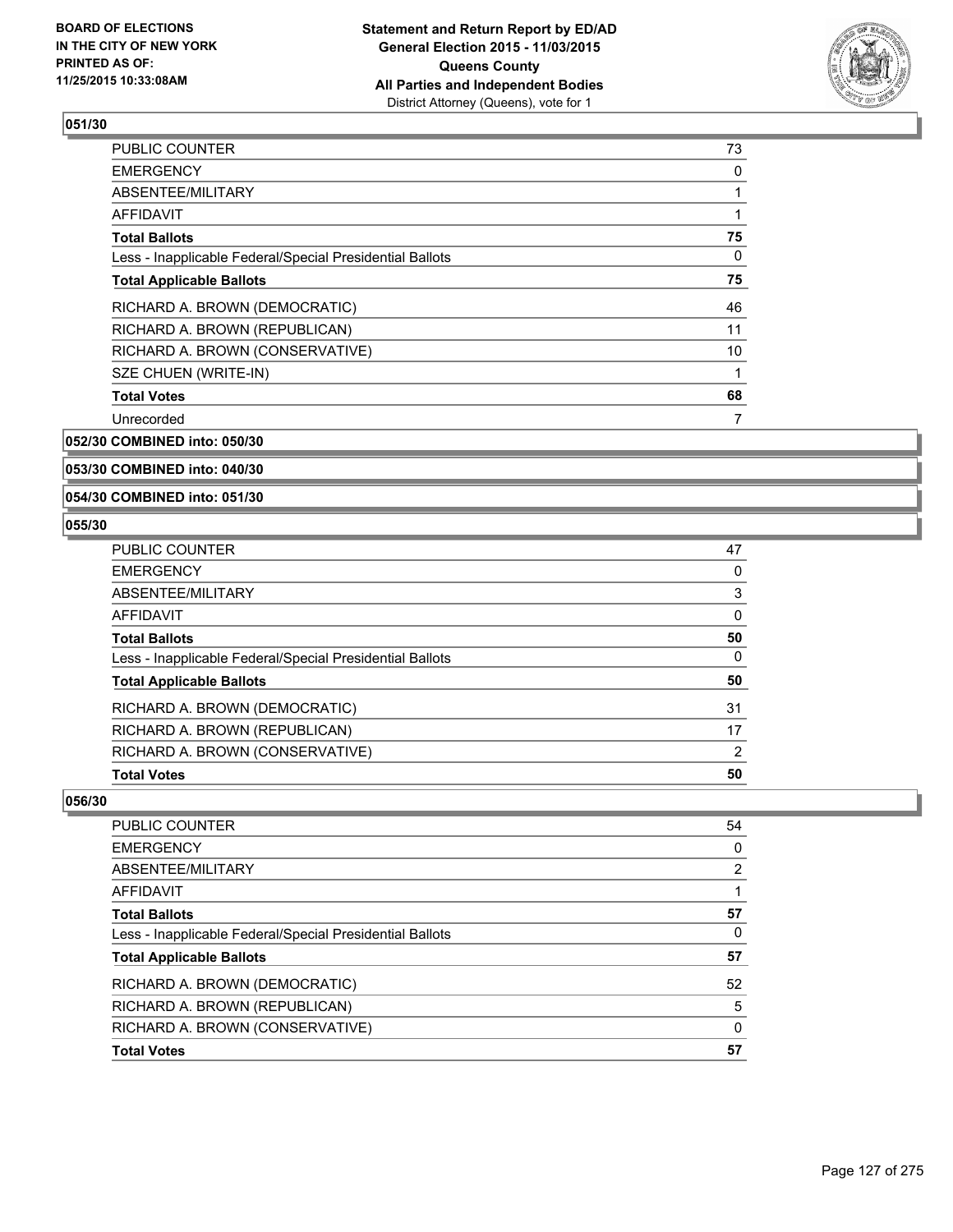BOARD OF ELECTIONS
IN THE CITY OF NEW YORK
PRINTED AS OF:
11/25/2015 10:33:08AM

**Statement and Return Report by ED/AD**
**General Election 2015 - 11/03/2015**
**Queens County**
**All Parties and Independent Bodies**
District Attorney (Queens), vote for 1

### 051/30

| | |
|---|---|
| PUBLIC COUNTER | 73 |
| EMERGENCY | 0 |
| ABSENTEE/MILITARY | 1 |
| AFFIDAVIT | 1 |
| **Total Ballots** | **75** |
| Less - Inapplicable Federal/Special Presidential Ballots | 0 |
| **Total Applicable Ballots** | **75** |
| RICHARD A. BROWN (DEMOCRATIC) | 46 |
| RICHARD A. BROWN (REPUBLICAN) | 11 |
| RICHARD A. BROWN (CONSERVATIVE) | 10 |
| SZE CHUEN (WRITE-IN) | 1 |
| **Total Votes** | **68** |
| Unrecorded | 7 |

### 052/30 COMBINED into: 050/30

### 053/30 COMBINED into: 040/30

### 054/30 COMBINED into: 051/30

### 055/30

| | |
|---|---|
| PUBLIC COUNTER | 47 |
| EMERGENCY | 0 |
| ABSENTEE/MILITARY | 3 |
| AFFIDAVIT | 0 |
| **Total Ballots** | **50** |
| Less - Inapplicable Federal/Special Presidential Ballots | 0 |
| **Total Applicable Ballots** | **50** |
| RICHARD A. BROWN (DEMOCRATIC) | 31 |
| RICHARD A. BROWN (REPUBLICAN) | 17 |
| RICHARD A. BROWN (CONSERVATIVE) | 2 |
| **Total Votes** | **50** |

### 056/30

| | |
|---|---|
| PUBLIC COUNTER | 54 |
| EMERGENCY | 0 |
| ABSENTEE/MILITARY | 2 |
| AFFIDAVIT | 1 |
| **Total Ballots** | **57** |
| Less - Inapplicable Federal/Special Presidential Ballots | 0 |
| **Total Applicable Ballots** | **57** |
| RICHARD A. BROWN (DEMOCRATIC) | 52 |
| RICHARD A. BROWN (REPUBLICAN) | 5 |
| RICHARD A. BROWN (CONSERVATIVE) | 0 |
| **Total Votes** | **57** |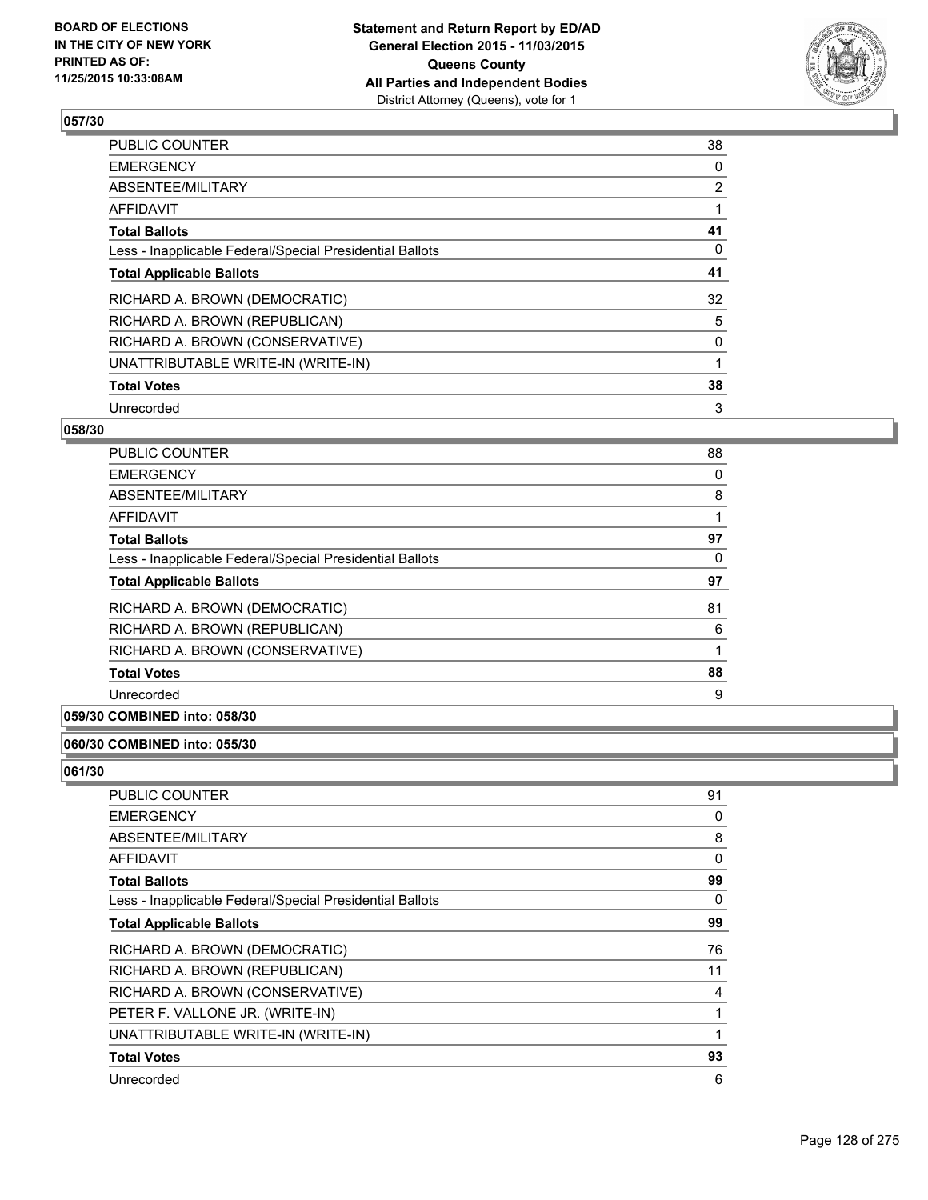## 057/30

| | |
|---|---|
| PUBLIC COUNTER | 38 |
| EMERGENCY | 0 |
| ABSENTEE/MILITARY | 2 |
| AFFIDAVIT | 1 |
| **Total Ballots** | **41** |
| Less - Inapplicable Federal/Special Presidential Ballots | 0 |
| **Total Applicable Ballots** | **41** |
| RICHARD A. BROWN (DEMOCRATIC) | 32 |
| RICHARD A. BROWN (REPUBLICAN) | 5 |
| RICHARD A. BROWN (CONSERVATIVE) | 0 |
| UNATTRIBUTABLE WRITE-IN (WRITE-IN) | 1 |
| **Total Votes** | **38** |
| Unrecorded | 3 |

## 058/30

| | |
|---|---|
| PUBLIC COUNTER | 88 |
| EMERGENCY | 0 |
| ABSENTEE/MILITARY | 8 |
| AFFIDAVIT | 1 |
| **Total Ballots** | **97** |
| Less - Inapplicable Federal/Special Presidential Ballots | 0 |
| **Total Applicable Ballots** | **97** |
| RICHARD A. BROWN (DEMOCRATIC) | 81 |
| RICHARD A. BROWN (REPUBLICAN) | 6 |
| RICHARD A. BROWN (CONSERVATIVE) | 1 |
| **Total Votes** | **88** |
| Unrecorded | 9 |

## 059/30 COMBINED into: 058/30

## 060/30 COMBINED into: 055/30

## 061/30

| | |
|---|---|
| PUBLIC COUNTER | 91 |
| EMERGENCY | 0 |
| ABSENTEE/MILITARY | 8 |
| AFFIDAVIT | 0 |
| **Total Ballots** | **99** |
| Less - Inapplicable Federal/Special Presidential Ballots | 0 |
| **Total Applicable Ballots** | **99** |
| RICHARD A. BROWN (DEMOCRATIC) | 76 |
| RICHARD A. BROWN (REPUBLICAN) | 11 |
| RICHARD A. BROWN (CONSERVATIVE) | 4 |
| PETER F. VALLONE JR. (WRITE-IN) | 1 |
| UNATTRIBUTABLE WRITE-IN (WRITE-IN) | 1 |
| **Total Votes** | **93** |
| Unrecorded | 6 |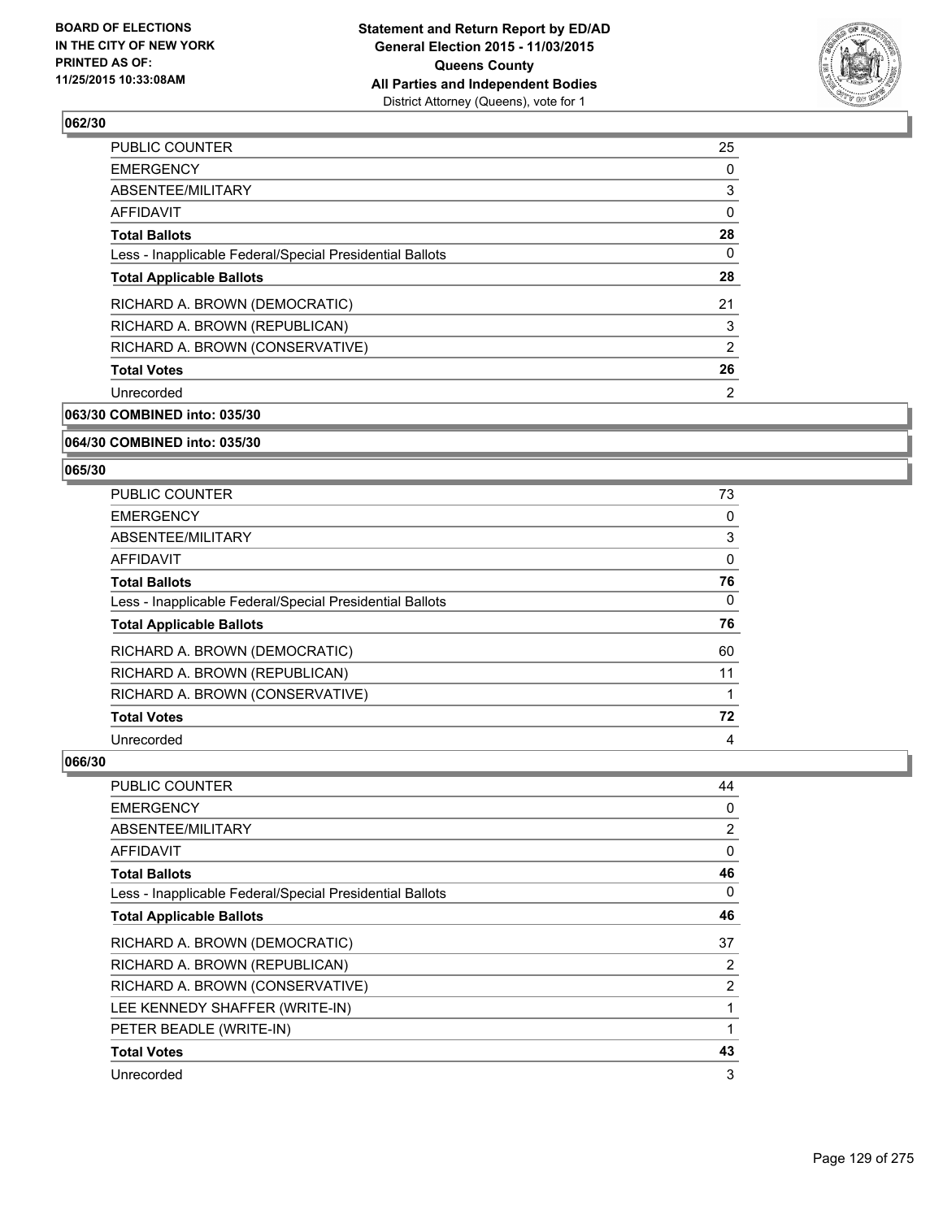BOARD OF ELECTIONS
IN THE CITY OF NEW YORK
PRINTED AS OF:
11/25/2015 10:33:08AM

**Statement and Return Report by ED/AD**
**General Election 2015 - 11/03/2015**
**Queens County**
**All Parties and Independent Bodies**
District Attorney (Queens), vote for 1

## 062/30

| | |
|---|---|
| PUBLIC COUNTER | 25 |
| EMERGENCY | 0 |
| ABSENTEE/MILITARY | 3 |
| AFFIDAVIT | 0 |
| **Total Ballots** | **28** |
| Less - Inapplicable Federal/Special Presidential Ballots | 0 |
| **Total Applicable Ballots** | **28** |
| RICHARD A. BROWN (DEMOCRATIC) | 21 |
| RICHARD A. BROWN (REPUBLICAN) | 3 |
| RICHARD A. BROWN (CONSERVATIVE) | 2 |
| **Total Votes** | **26** |
| Unrecorded | 2 |

## 063/30 COMBINED into: 035/30

## 064/30 COMBINED into: 035/30

## 065/30

| | |
|---|---|
| PUBLIC COUNTER | 73 |
| EMERGENCY | 0 |
| ABSENTEE/MILITARY | 3 |
| AFFIDAVIT | 0 |
| **Total Ballots** | **76** |
| Less - Inapplicable Federal/Special Presidential Ballots | 0 |
| **Total Applicable Ballots** | **76** |
| RICHARD A. BROWN (DEMOCRATIC) | 60 |
| RICHARD A. BROWN (REPUBLICAN) | 11 |
| RICHARD A. BROWN (CONSERVATIVE) | 1 |
| **Total Votes** | **72** |
| Unrecorded | 4 |

## 066/30

| | |
|---|---|
| PUBLIC COUNTER | 44 |
| EMERGENCY | 0 |
| ABSENTEE/MILITARY | 2 |
| AFFIDAVIT | 0 |
| **Total Ballots** | **46** |
| Less - Inapplicable Federal/Special Presidential Ballots | 0 |
| **Total Applicable Ballots** | **46** |
| RICHARD A. BROWN (DEMOCRATIC) | 37 |
| RICHARD A. BROWN (REPUBLICAN) | 2 |
| RICHARD A. BROWN (CONSERVATIVE) | 2 |
| LEE KENNEDY SHAFFER (WRITE-IN) | 1 |
| PETER BEADLE (WRITE-IN) | 1 |
| **Total Votes** | **43** |
| Unrecorded | 3 |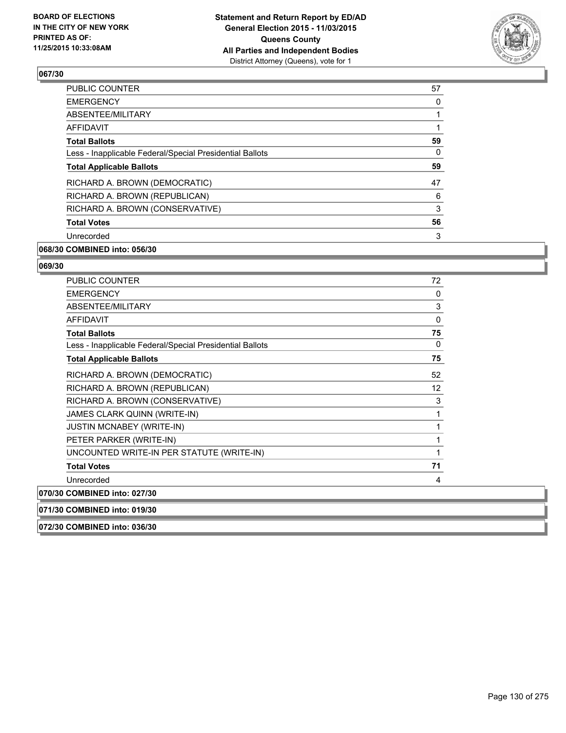**BOARD OF ELECTIONS IN THE CITY OF NEW YORK PRINTED AS OF: 11/25/2015 10:33:08AM**

**Statement and Return Report by ED/AD General Election 2015 - 11/03/2015 Queens County All Parties and Independent Bodies** District Attorney (Queens), vote for 1

### 067/30

| | |
|---|---|
| PUBLIC COUNTER | 57 |
| EMERGENCY | 0 |
| ABSENTEE/MILITARY | 1 |
| AFFIDAVIT | 1 |
| **Total Ballots** | **59** |
| Less - Inapplicable Federal/Special Presidential Ballots | 0 |
| **Total Applicable Ballots** | **59** |
| RICHARD A. BROWN (DEMOCRATIC) | 47 |
| RICHARD A. BROWN (REPUBLICAN) | 6 |
| RICHARD A. BROWN (CONSERVATIVE) | 3 |
| **Total Votes** | **56** |
| Unrecorded | 3 |

### 068/30 COMBINED into: 056/30

### 069/30

| | |
|---|---|
| PUBLIC COUNTER | 72 |
| EMERGENCY | 0 |
| ABSENTEE/MILITARY | 3 |
| AFFIDAVIT | 0 |
| **Total Ballots** | **75** |
| Less - Inapplicable Federal/Special Presidential Ballots | 0 |
| **Total Applicable Ballots** | **75** |
| RICHARD A. BROWN (DEMOCRATIC) | 52 |
| RICHARD A. BROWN (REPUBLICAN) | 12 |
| RICHARD A. BROWN (CONSERVATIVE) | 3 |
| JAMES CLARK QUINN (WRITE-IN) | 1 |
| JUSTIN MCNABEY (WRITE-IN) | 1 |
| PETER PARKER (WRITE-IN) | 1 |
| UNCOUNTED WRITE-IN PER STATUTE (WRITE-IN) | 1 |
| **Total Votes** | **71** |
| Unrecorded | 4 |

### 070/30 COMBINED into: 027/30

### 071/30 COMBINED into: 019/30

### 072/30 COMBINED into: 036/30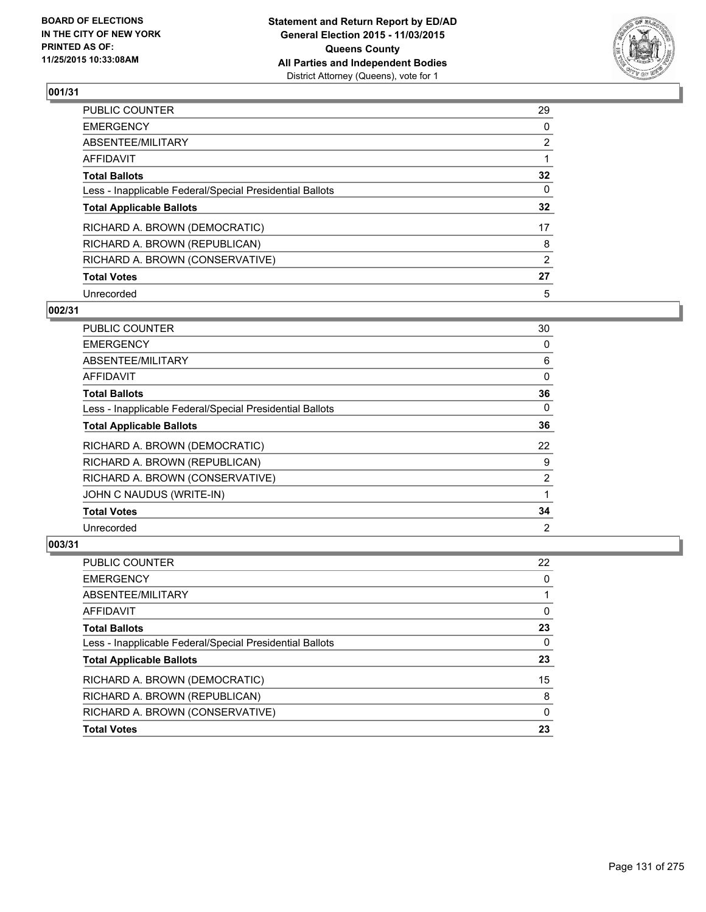**BOARD OF ELECTIONS IN THE CITY OF NEW YORK PRINTED AS OF: 11/25/2015 10:33:08AM**

**Statement and Return Report by ED/AD General Election 2015 - 11/03/2015 Queens County All Parties and Independent Bodies**
District Attorney (Queens), vote for 1

## 001/31

| | |
|---|---|
| PUBLIC COUNTER | 29 |
| EMERGENCY | 0 |
| ABSENTEE/MILITARY | 2 |
| AFFIDAVIT | 1 |
| **Total Ballots** | **32** |
| Less - Inapplicable Federal/Special Presidential Ballots | 0 |
| **Total Applicable Ballots** | **32** |
| RICHARD A. BROWN (DEMOCRATIC) | 17 |
| RICHARD A. BROWN (REPUBLICAN) | 8 |
| RICHARD A. BROWN (CONSERVATIVE) | 2 |
| **Total Votes** | **27** |
| Unrecorded | 5 |

## 002/31

| | |
|---|---|
| PUBLIC COUNTER | 30 |
| EMERGENCY | 0 |
| ABSENTEE/MILITARY | 6 |
| AFFIDAVIT | 0 |
| **Total Ballots** | **36** |
| Less - Inapplicable Federal/Special Presidential Ballots | 0 |
| **Total Applicable Ballots** | **36** |
| RICHARD A. BROWN (DEMOCRATIC) | 22 |
| RICHARD A. BROWN (REPUBLICAN) | 9 |
| RICHARD A. BROWN (CONSERVATIVE) | 2 |
| JOHN C NAUDUS (WRITE-IN) | 1 |
| **Total Votes** | **34** |
| Unrecorded | 2 |

## 003/31

| | |
|---|---|
| PUBLIC COUNTER | 22 |
| EMERGENCY | 0 |
| ABSENTEE/MILITARY | 1 |
| AFFIDAVIT | 0 |
| **Total Ballots** | **23** |
| Less - Inapplicable Federal/Special Presidential Ballots | 0 |
| **Total Applicable Ballots** | **23** |
| RICHARD A. BROWN (DEMOCRATIC) | 15 |
| RICHARD A. BROWN (REPUBLICAN) | 8 |
| RICHARD A. BROWN (CONSERVATIVE) | 0 |
| **Total Votes** | **23** |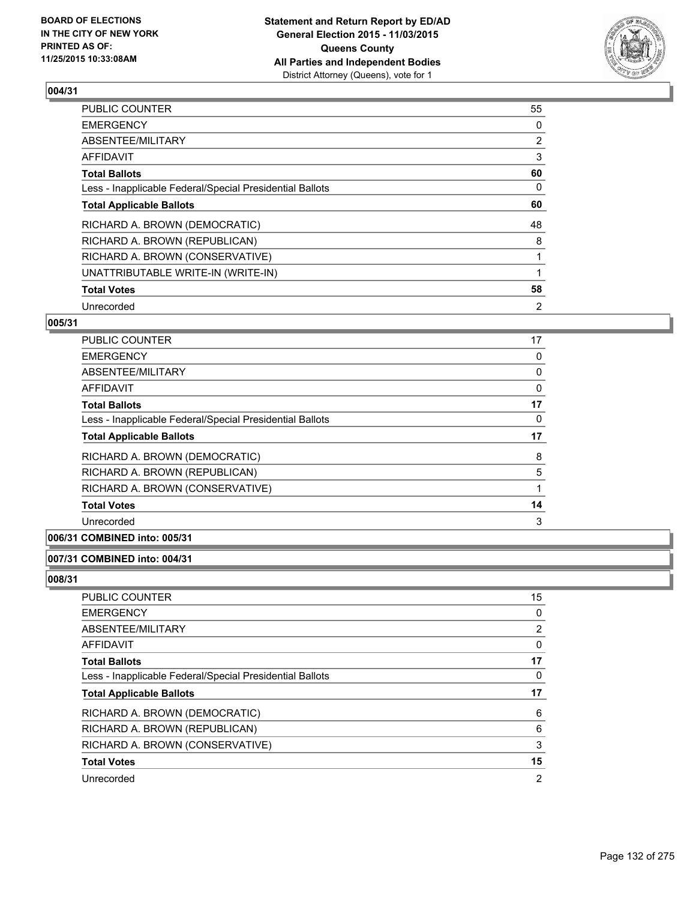**Statement and Return Report by ED/AD**
**General Election 2015 - 11/03/2015**
**Queens County**
**All Parties and Independent Bodies**
District Attorney (Queens), vote for 1

BOARD OF ELECTIONS
IN THE CITY OF NEW YORK
PRINTED AS OF:
11/25/2015 10:33:08AM

**004/31**

| | |
|---|---|
| PUBLIC COUNTER | 55 |
| EMERGENCY | 0 |
| ABSENTEE/MILITARY | 2 |
| AFFIDAVIT | 3 |
| **Total Ballots** | **60** |
| Less - Inapplicable Federal/Special Presidential Ballots | 0 |
| **Total Applicable Ballots** | **60** |
| RICHARD A. BROWN (DEMOCRATIC) | 48 |
| RICHARD A. BROWN (REPUBLICAN) | 8 |
| RICHARD A. BROWN (CONSERVATIVE) | 1 |
| UNATTRIBUTABLE WRITE-IN (WRITE-IN) | 1 |
| **Total Votes** | **58** |
| Unrecorded | 2 |

**005/31**

| | |
|---|---|
| PUBLIC COUNTER | 17 |
| EMERGENCY | 0 |
| ABSENTEE/MILITARY | 0 |
| AFFIDAVIT | 0 |
| **Total Ballots** | **17** |
| Less - Inapplicable Federal/Special Presidential Ballots | 0 |
| **Total Applicable Ballots** | **17** |
| RICHARD A. BROWN (DEMOCRATIC) | 8 |
| RICHARD A. BROWN (REPUBLICAN) | 5 |
| RICHARD A. BROWN (CONSERVATIVE) | 1 |
| **Total Votes** | **14** |
| Unrecorded | 3 |

**006/31 COMBINED into: 005/31**

**007/31 COMBINED into: 004/31**

**008/31**

| | |
|---|---|
| PUBLIC COUNTER | 15 |
| EMERGENCY | 0 |
| ABSENTEE/MILITARY | 2 |
| AFFIDAVIT | 0 |
| **Total Ballots** | **17** |
| Less - Inapplicable Federal/Special Presidential Ballots | 0 |
| **Total Applicable Ballots** | **17** |
| RICHARD A. BROWN (DEMOCRATIC) | 6 |
| RICHARD A. BROWN (REPUBLICAN) | 6 |
| RICHARD A. BROWN (CONSERVATIVE) | 3 |
| **Total Votes** | **15** |
| Unrecorded | 2 |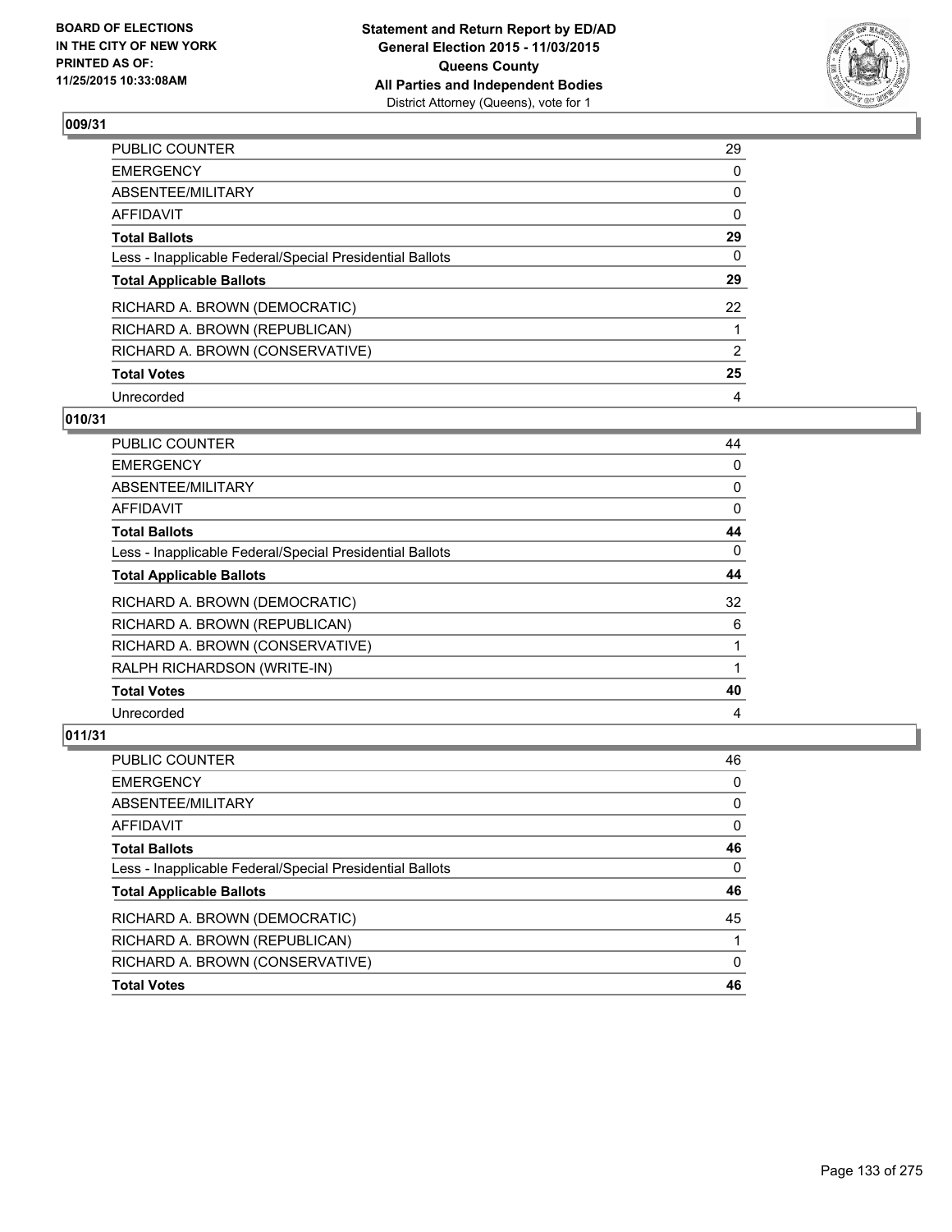**BOARD OF ELECTIONS IN THE CITY OF NEW YORK PRINTED AS OF: 11/25/2015 10:33:08AM**

**Statement and Return Report by ED/AD General Election 2015 - 11/03/2015 Queens County All Parties and Independent Bodies**
District Attorney (Queens), vote for 1

## 009/31

| | |
|---|---|
| PUBLIC COUNTER | 29 |
| EMERGENCY | 0 |
| ABSENTEE/MILITARY | 0 |
| AFFIDAVIT | 0 |
| **Total Ballots** | **29** |
| Less - Inapplicable Federal/Special Presidential Ballots | 0 |
| **Total Applicable Ballots** | **29** |
| RICHARD A. BROWN (DEMOCRATIC) | 22 |
| RICHARD A. BROWN (REPUBLICAN) | 1 |
| RICHARD A. BROWN (CONSERVATIVE) | 2 |
| **Total Votes** | **25** |
| Unrecorded | 4 |

## 010/31

| | |
|---|---|
| PUBLIC COUNTER | 44 |
| EMERGENCY | 0 |
| ABSENTEE/MILITARY | 0 |
| AFFIDAVIT | 0 |
| **Total Ballots** | **44** |
| Less - Inapplicable Federal/Special Presidential Ballots | 0 |
| **Total Applicable Ballots** | **44** |
| RICHARD A. BROWN (DEMOCRATIC) | 32 |
| RICHARD A. BROWN (REPUBLICAN) | 6 |
| RICHARD A. BROWN (CONSERVATIVE) | 1 |
| RALPH RICHARDSON (WRITE-IN) | 1 |
| **Total Votes** | **40** |
| Unrecorded | 4 |

## 011/31

| | |
|---|---|
| PUBLIC COUNTER | 46 |
| EMERGENCY | 0 |
| ABSENTEE/MILITARY | 0 |
| AFFIDAVIT | 0 |
| **Total Ballots** | **46** |
| Less - Inapplicable Federal/Special Presidential Ballots | 0 |
| **Total Applicable Ballots** | **46** |
| RICHARD A. BROWN (DEMOCRATIC) | 45 |
| RICHARD A. BROWN (REPUBLICAN) | 1 |
| RICHARD A. BROWN (CONSERVATIVE) | 0 |
| **Total Votes** | **46** |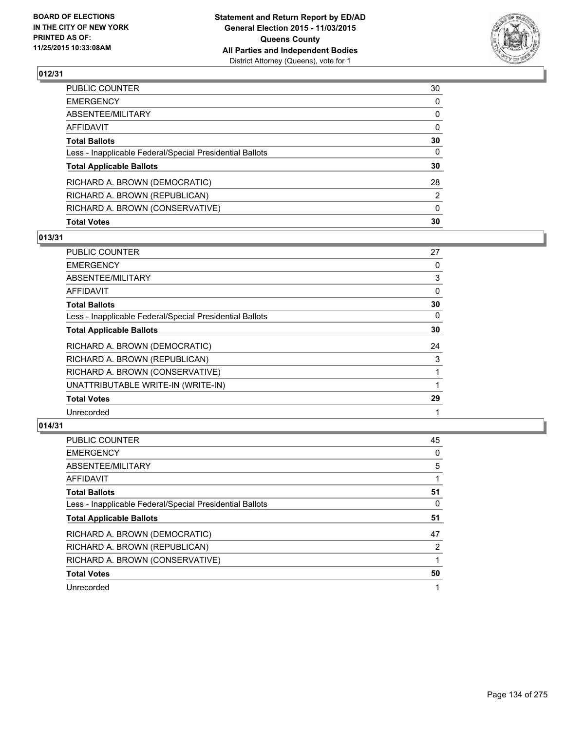## 012/31

| | |
|---|---|
| PUBLIC COUNTER | 30 |
| EMERGENCY | 0 |
| ABSENTEE/MILITARY | 0 |
| AFFIDAVIT | 0 |
| **Total Ballots** | **30** |
| Less - Inapplicable Federal/Special Presidential Ballots | 0 |
| **Total Applicable Ballots** | **30** |
| RICHARD A. BROWN (DEMOCRATIC) | 28 |
| RICHARD A. BROWN (REPUBLICAN) | 2 |
| RICHARD A. BROWN (CONSERVATIVE) | 0 |
| **Total Votes** | **30** |

## 013/31

| | |
|---|---|
| PUBLIC COUNTER | 27 |
| EMERGENCY | 0 |
| ABSENTEE/MILITARY | 3 |
| AFFIDAVIT | 0 |
| **Total Ballots** | **30** |
| Less - Inapplicable Federal/Special Presidential Ballots | 0 |
| **Total Applicable Ballots** | **30** |
| RICHARD A. BROWN (DEMOCRATIC) | 24 |
| RICHARD A. BROWN (REPUBLICAN) | 3 |
| RICHARD A. BROWN (CONSERVATIVE) | 1 |
| UNATTRIBUTABLE WRITE-IN (WRITE-IN) | 1 |
| **Total Votes** | **29** |
| Unrecorded | 1 |

## 014/31

| | |
|---|---|
| PUBLIC COUNTER | 45 |
| EMERGENCY | 0 |
| ABSENTEE/MILITARY | 5 |
| AFFIDAVIT | 1 |
| **Total Ballots** | **51** |
| Less - Inapplicable Federal/Special Presidential Ballots | 0 |
| **Total Applicable Ballots** | **51** |
| RICHARD A. BROWN (DEMOCRATIC) | 47 |
| RICHARD A. BROWN (REPUBLICAN) | 2 |
| RICHARD A. BROWN (CONSERVATIVE) | 1 |
| **Total Votes** | **50** |
| Unrecorded | 1 |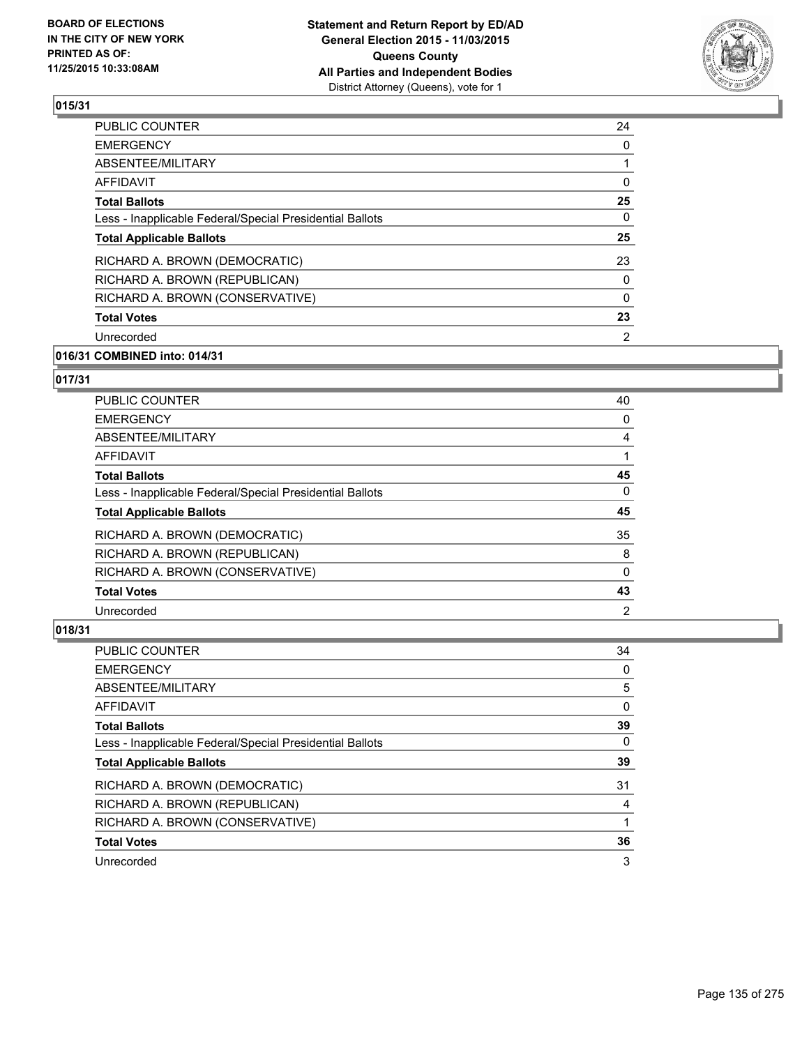**BOARD OF ELECTIONS IN THE CITY OF NEW YORK PRINTED AS OF: 11/25/2015 10:33:08AM**

**Statement and Return Report by ED/AD General Election 2015 - 11/03/2015 Queens County All Parties and Independent Bodies** District Attorney (Queens), vote for 1

### 015/31

| | |
|---|---|
| PUBLIC COUNTER | 24 |
| EMERGENCY | 0 |
| ABSENTEE/MILITARY | 1 |
| AFFIDAVIT | 0 |
| **Total Ballots** | **25** |
| Less - Inapplicable Federal/Special Presidential Ballots | 0 |
| **Total Applicable Ballots** | **25** |
| RICHARD A. BROWN (DEMOCRATIC) | 23 |
| RICHARD A. BROWN (REPUBLICAN) | 0 |
| RICHARD A. BROWN (CONSERVATIVE) | 0 |
| **Total Votes** | **23** |
| Unrecorded | 2 |

### 016/31 COMBINED into: 014/31

### 017/31

| | |
|---|---|
| PUBLIC COUNTER | 40 |
| EMERGENCY | 0 |
| ABSENTEE/MILITARY | 4 |
| AFFIDAVIT | 1 |
| **Total Ballots** | **45** |
| Less - Inapplicable Federal/Special Presidential Ballots | 0 |
| **Total Applicable Ballots** | **45** |
| RICHARD A. BROWN (DEMOCRATIC) | 35 |
| RICHARD A. BROWN (REPUBLICAN) | 8 |
| RICHARD A. BROWN (CONSERVATIVE) | 0 |
| **Total Votes** | **43** |
| Unrecorded | 2 |

### 018/31

| | |
|---|---|
| PUBLIC COUNTER | 34 |
| EMERGENCY | 0 |
| ABSENTEE/MILITARY | 5 |
| AFFIDAVIT | 0 |
| **Total Ballots** | **39** |
| Less - Inapplicable Federal/Special Presidential Ballots | 0 |
| **Total Applicable Ballots** | **39** |
| RICHARD A. BROWN (DEMOCRATIC) | 31 |
| RICHARD A. BROWN (REPUBLICAN) | 4 |
| RICHARD A. BROWN (CONSERVATIVE) | 1 |
| **Total Votes** | **36** |
| Unrecorded | 3 |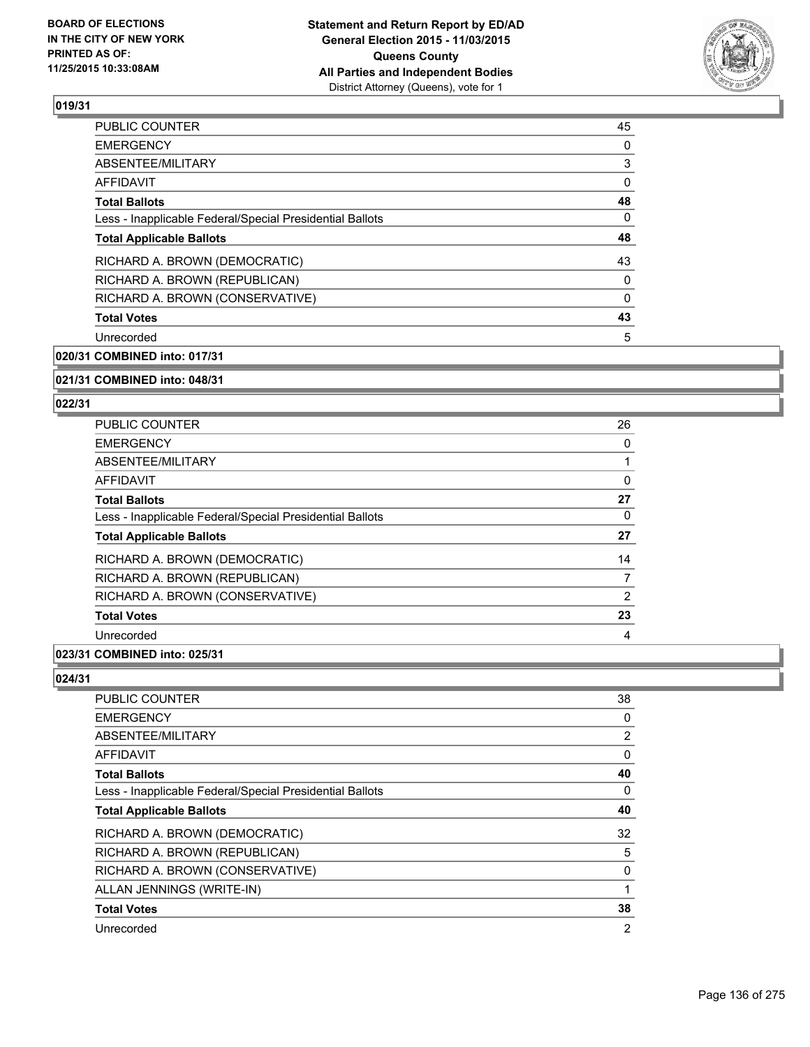## 019/31

| | |
|---|---|
| PUBLIC COUNTER | 45 |
| EMERGENCY | 0 |
| ABSENTEE/MILITARY | 3 |
| AFFIDAVIT | 0 |
| **Total Ballots** | **48** |
| Less - Inapplicable Federal/Special Presidential Ballots | 0 |
| **Total Applicable Ballots** | **48** |
| RICHARD A. BROWN (DEMOCRATIC) | 43 |
| RICHARD A. BROWN (REPUBLICAN) | 0 |
| RICHARD A. BROWN (CONSERVATIVE) | 0 |
| **Total Votes** | **43** |
| Unrecorded | 5 |

## 020/31 COMBINED into: 017/31

## 021/31 COMBINED into: 048/31

## 022/31

| | |
|---|---|
| PUBLIC COUNTER | 26 |
| EMERGENCY | 0 |
| ABSENTEE/MILITARY | 1 |
| AFFIDAVIT | 0 |
| **Total Ballots** | **27** |
| Less - Inapplicable Federal/Special Presidential Ballots | 0 |
| **Total Applicable Ballots** | **27** |
| RICHARD A. BROWN (DEMOCRATIC) | 14 |
| RICHARD A. BROWN (REPUBLICAN) | 7 |
| RICHARD A. BROWN (CONSERVATIVE) | 2 |
| **Total Votes** | **23** |
| Unrecorded | 4 |

## 023/31 COMBINED into: 025/31

## 024/31

| | |
|---|---|
| PUBLIC COUNTER | 38 |
| EMERGENCY | 0 |
| ABSENTEE/MILITARY | 2 |
| AFFIDAVIT | 0 |
| **Total Ballots** | **40** |
| Less - Inapplicable Federal/Special Presidential Ballots | 0 |
| **Total Applicable Ballots** | **40** |
| RICHARD A. BROWN (DEMOCRATIC) | 32 |
| RICHARD A. BROWN (REPUBLICAN) | 5 |
| RICHARD A. BROWN (CONSERVATIVE) | 0 |
| ALLAN JENNINGS (WRITE-IN) | 1 |
| **Total Votes** | **38** |
| Unrecorded | 2 |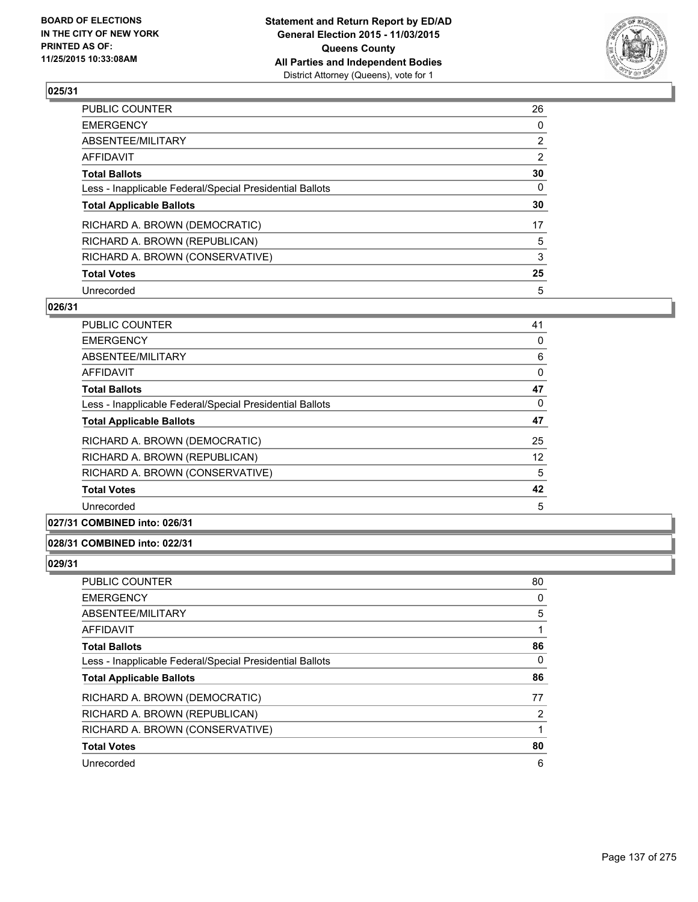## 025/31

| | |
|---|---|
| PUBLIC COUNTER | 26 |
| EMERGENCY | 0 |
| ABSENTEE/MILITARY | 2 |
| AFFIDAVIT | 2 |
| **Total Ballots** | **30** |
| Less - Inapplicable Federal/Special Presidential Ballots | 0 |
| **Total Applicable Ballots** | **30** |
| RICHARD A. BROWN (DEMOCRATIC) | 17 |
| RICHARD A. BROWN (REPUBLICAN) | 5 |
| RICHARD A. BROWN (CONSERVATIVE) | 3 |
| **Total Votes** | **25** |
| Unrecorded | 5 |

## 026/31

| | |
|---|---|
| PUBLIC COUNTER | 41 |
| EMERGENCY | 0 |
| ABSENTEE/MILITARY | 6 |
| AFFIDAVIT | 0 |
| **Total Ballots** | **47** |
| Less - Inapplicable Federal/Special Presidential Ballots | 0 |
| **Total Applicable Ballots** | **47** |
| RICHARD A. BROWN (DEMOCRATIC) | 25 |
| RICHARD A. BROWN (REPUBLICAN) | 12 |
| RICHARD A. BROWN (CONSERVATIVE) | 5 |
| **Total Votes** | **42** |
| Unrecorded | 5 |

## 027/31 COMBINED into: 026/31

## 028/31 COMBINED into: 022/31

## 029/31

| | |
|---|---|
| PUBLIC COUNTER | 80 |
| EMERGENCY | 0 |
| ABSENTEE/MILITARY | 5 |
| AFFIDAVIT | 1 |
| **Total Ballots** | **86** |
| Less - Inapplicable Federal/Special Presidential Ballots | 0 |
| **Total Applicable Ballots** | **86** |
| RICHARD A. BROWN (DEMOCRATIC) | 77 |
| RICHARD A. BROWN (REPUBLICAN) | 2 |
| RICHARD A. BROWN (CONSERVATIVE) | 1 |
| **Total Votes** | **80** |
| Unrecorded | 6 |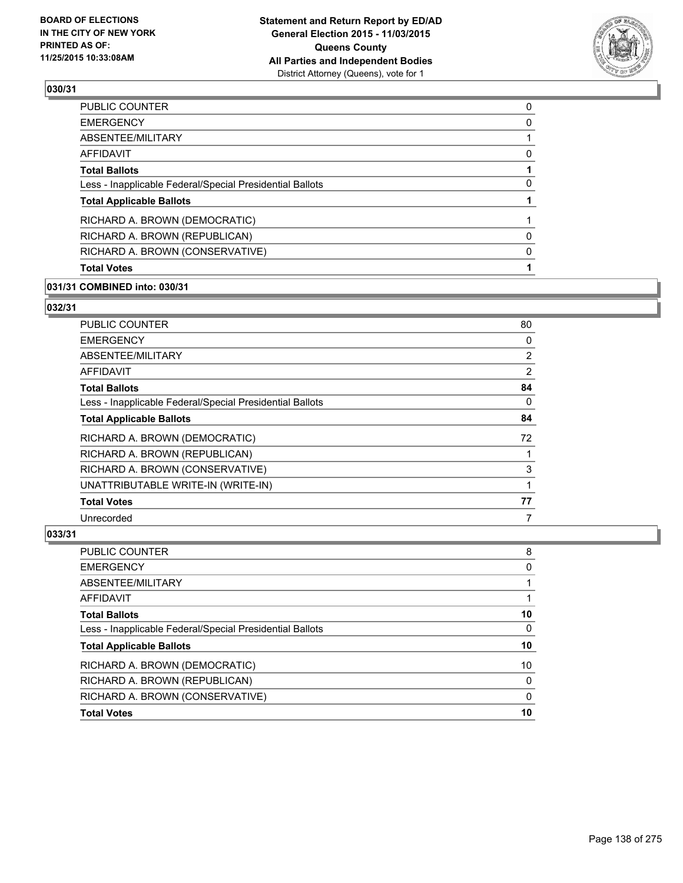### 030/31

| | |
|---|---|
| PUBLIC COUNTER | 0 |
| EMERGENCY | 0 |
| ABSENTEE/MILITARY | 1 |
| AFFIDAVIT | 0 |
| **Total Ballots** | **1** |
| Less - Inapplicable Federal/Special Presidential Ballots | 0 |
| **Total Applicable Ballots** | **1** |
| RICHARD A. BROWN (DEMOCRATIC) | 1 |
| RICHARD A. BROWN (REPUBLICAN) | 0 |
| RICHARD A. BROWN (CONSERVATIVE) | 0 |
| **Total Votes** | **1** |

### 031/31 COMBINED into: 030/31

### 032/31

| | |
|---|---|
| PUBLIC COUNTER | 80 |
| EMERGENCY | 0 |
| ABSENTEE/MILITARY | 2 |
| AFFIDAVIT | 2 |
| **Total Ballots** | **84** |
| Less - Inapplicable Federal/Special Presidential Ballots | 0 |
| **Total Applicable Ballots** | **84** |
| RICHARD A. BROWN (DEMOCRATIC) | 72 |
| RICHARD A. BROWN (REPUBLICAN) | 1 |
| RICHARD A. BROWN (CONSERVATIVE) | 3 |
| UNATTRIBUTABLE WRITE-IN (WRITE-IN) | 1 |
| **Total Votes** | **77** |
| Unrecorded | 7 |

### 033/31

| | |
|---|---|
| PUBLIC COUNTER | 8 |
| EMERGENCY | 0 |
| ABSENTEE/MILITARY | 1 |
| AFFIDAVIT | 1 |
| **Total Ballots** | **10** |
| Less - Inapplicable Federal/Special Presidential Ballots | 0 |
| **Total Applicable Ballots** | **10** |
| RICHARD A. BROWN (DEMOCRATIC) | 10 |
| RICHARD A. BROWN (REPUBLICAN) | 0 |
| RICHARD A. BROWN (CONSERVATIVE) | 0 |
| **Total Votes** | **10** |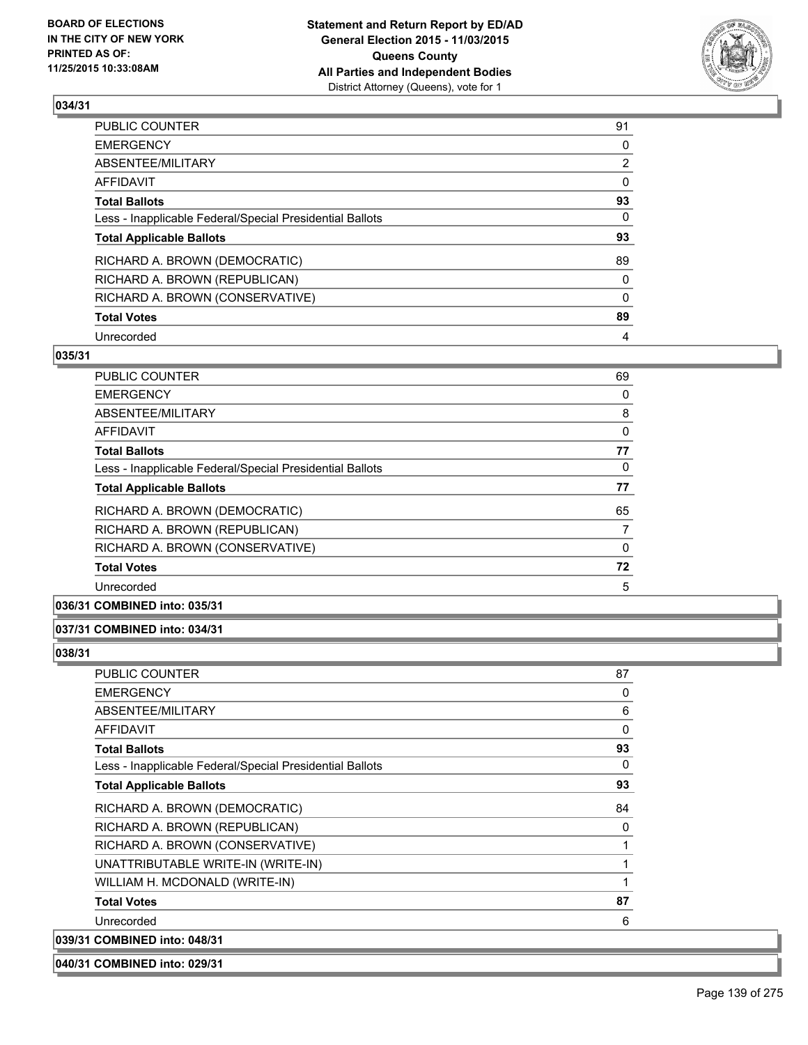**Statement and Return Report by ED/AD**
**General Election 2015 - 11/03/2015**
**Queens County**
**All Parties and Independent Bodies**
District Attorney (Queens), vote for 1

BOARD OF ELECTIONS
IN THE CITY OF NEW YORK
PRINTED AS OF:
11/25/2015 10:33:08AM

**034/31**

| | |
|---|---|
| PUBLIC COUNTER | 91 |
| EMERGENCY | 0 |
| ABSENTEE/MILITARY | 2 |
| AFFIDAVIT | 0 |
| **Total Ballots** | **93** |
| Less - Inapplicable Federal/Special Presidential Ballots | 0 |
| **Total Applicable Ballots** | **93** |
| RICHARD A. BROWN (DEMOCRATIC) | 89 |
| RICHARD A. BROWN (REPUBLICAN) | 0 |
| RICHARD A. BROWN (CONSERVATIVE) | 0 |
| **Total Votes** | **89** |
| Unrecorded | 4 |

**035/31**

| | |
|---|---|
| PUBLIC COUNTER | 69 |
| EMERGENCY | 0 |
| ABSENTEE/MILITARY | 8 |
| AFFIDAVIT | 0 |
| **Total Ballots** | **77** |
| Less - Inapplicable Federal/Special Presidential Ballots | 0 |
| **Total Applicable Ballots** | **77** |
| RICHARD A. BROWN (DEMOCRATIC) | 65 |
| RICHARD A. BROWN (REPUBLICAN) | 7 |
| RICHARD A. BROWN (CONSERVATIVE) | 0 |
| **Total Votes** | **72** |
| Unrecorded | 5 |

**036/31 COMBINED into: 035/31**

**037/31 COMBINED into: 034/31**

**038/31**

| | |
|---|---|
| PUBLIC COUNTER | 87 |
| EMERGENCY | 0 |
| ABSENTEE/MILITARY | 6 |
| AFFIDAVIT | 0 |
| **Total Ballots** | **93** |
| Less - Inapplicable Federal/Special Presidential Ballots | 0 |
| **Total Applicable Ballots** | **93** |
| RICHARD A. BROWN (DEMOCRATIC) | 84 |
| RICHARD A. BROWN (REPUBLICAN) | 0 |
| RICHARD A. BROWN (CONSERVATIVE) | 1 |
| UNATTRIBUTABLE WRITE-IN (WRITE-IN) | 1 |
| WILLIAM H. MCDONALD (WRITE-IN) | 1 |
| **Total Votes** | **87** |
| Unrecorded | 6 |

**039/31 COMBINED into: 048/31**

**040/31 COMBINED into: 029/31**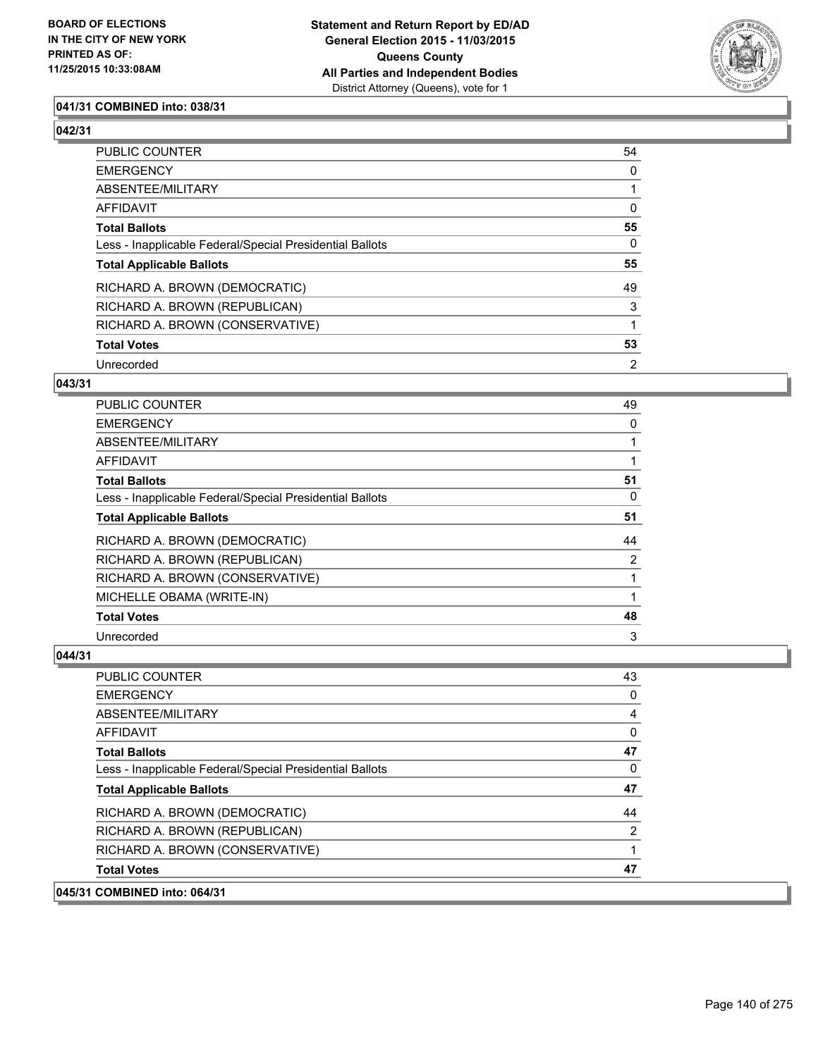**041/31 COMBINED into: 038/31**

**042/31**

| | |
|---|---|
| PUBLIC COUNTER | 54 |
| EMERGENCY | 0 |
| ABSENTEE/MILITARY | 1 |
| AFFIDAVIT | 0 |
| **Total Ballots** | **55** |
| Less - Inapplicable Federal/Special Presidential Ballots | 0 |
| **Total Applicable Ballots** | **55** |
| RICHARD A. BROWN (DEMOCRATIC) | 49 |
| RICHARD A. BROWN (REPUBLICAN) | 3 |
| RICHARD A. BROWN (CONSERVATIVE) | 1 |
| **Total Votes** | **53** |
| Unrecorded | 2 |

**043/31**

| | |
|---|---|
| PUBLIC COUNTER | 49 |
| EMERGENCY | 0 |
| ABSENTEE/MILITARY | 1 |
| AFFIDAVIT | 1 |
| **Total Ballots** | **51** |
| Less - Inapplicable Federal/Special Presidential Ballots | 0 |
| **Total Applicable Ballots** | **51** |
| RICHARD A. BROWN (DEMOCRATIC) | 44 |
| RICHARD A. BROWN (REPUBLICAN) | 2 |
| RICHARD A. BROWN (CONSERVATIVE) | 1 |
| MICHELLE OBAMA (WRITE-IN) | 1 |
| **Total Votes** | **48** |
| Unrecorded | 3 |

**044/31**

| | |
|---|---|
| PUBLIC COUNTER | 43 |
| EMERGENCY | 0 |
| ABSENTEE/MILITARY | 4 |
| AFFIDAVIT | 0 |
| **Total Ballots** | **47** |
| Less - Inapplicable Federal/Special Presidential Ballots | 0 |
| **Total Applicable Ballots** | **47** |
| RICHARD A. BROWN (DEMOCRATIC) | 44 |
| RICHARD A. BROWN (REPUBLICAN) | 2 |
| RICHARD A. BROWN (CONSERVATIVE) | 1 |
| **Total Votes** | **47** |

**045/31 COMBINED into: 064/31**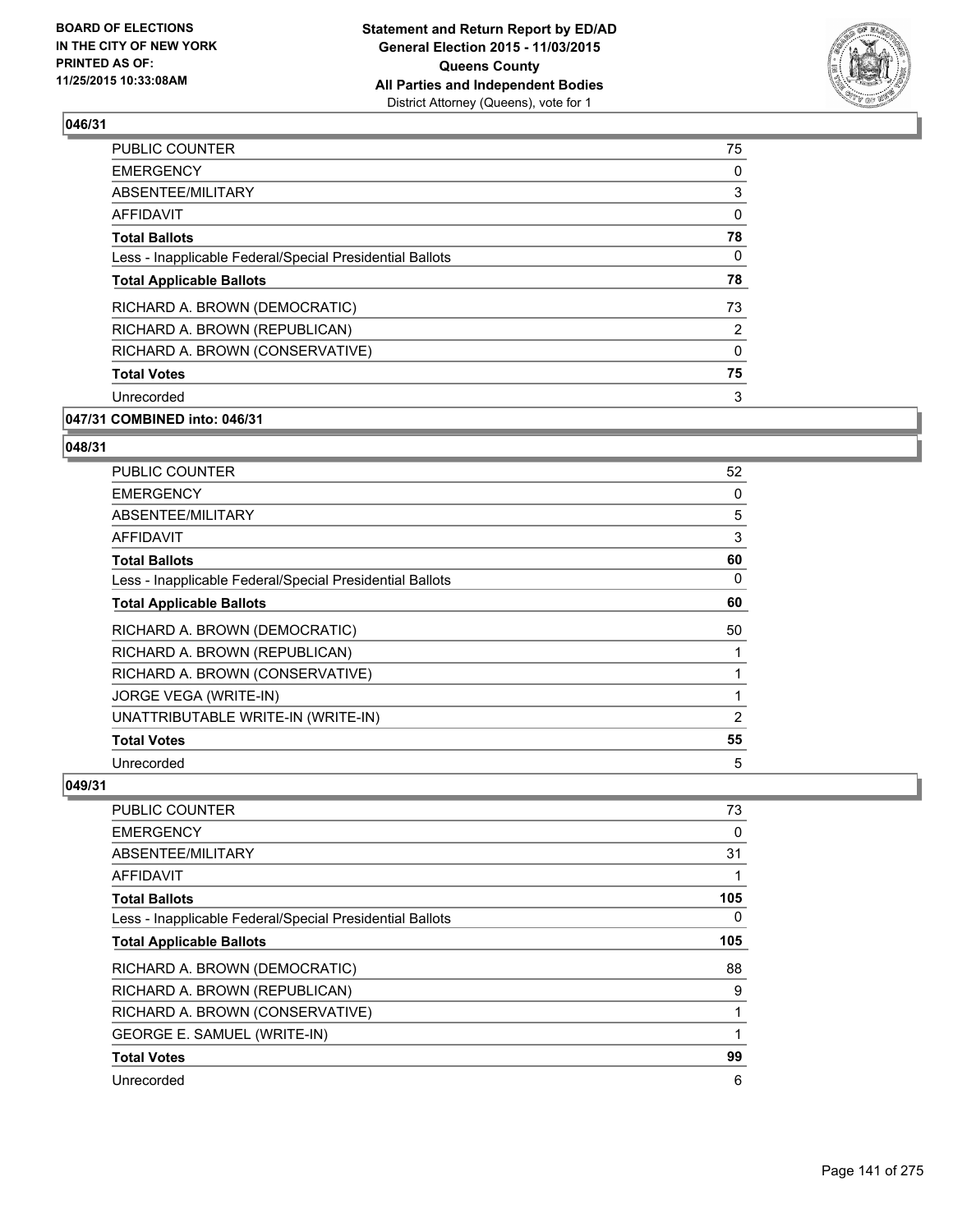## 046/31

| | |
|---|---|
| PUBLIC COUNTER | 75 |
| EMERGENCY | 0 |
| ABSENTEE/MILITARY | 3 |
| AFFIDAVIT | 0 |
| **Total Ballots** | **78** |
| Less - Inapplicable Federal/Special Presidential Ballots | 0 |
| **Total Applicable Ballots** | **78** |
| RICHARD A. BROWN (DEMOCRATIC) | 73 |
| RICHARD A. BROWN (REPUBLICAN) | 2 |
| RICHARD A. BROWN (CONSERVATIVE) | 0 |
| **Total Votes** | **75** |
| Unrecorded | 3 |

## 047/31 COMBINED into: 046/31

## 048/31

| | |
|---|---|
| PUBLIC COUNTER | 52 |
| EMERGENCY | 0 |
| ABSENTEE/MILITARY | 5 |
| AFFIDAVIT | 3 |
| **Total Ballots** | **60** |
| Less - Inapplicable Federal/Special Presidential Ballots | 0 |
| **Total Applicable Ballots** | **60** |
| RICHARD A. BROWN (DEMOCRATIC) | 50 |
| RICHARD A. BROWN (REPUBLICAN) | 1 |
| RICHARD A. BROWN (CONSERVATIVE) | 1 |
| JORGE VEGA (WRITE-IN) | 1 |
| UNATTRIBUTABLE WRITE-IN (WRITE-IN) | 2 |
| **Total Votes** | **55** |
| Unrecorded | 5 |

## 049/31

| | |
|---|---|
| PUBLIC COUNTER | 73 |
| EMERGENCY | 0 |
| ABSENTEE/MILITARY | 31 |
| AFFIDAVIT | 1 |
| **Total Ballots** | **105** |
| Less - Inapplicable Federal/Special Presidential Ballots | 0 |
| **Total Applicable Ballots** | **105** |
| RICHARD A. BROWN (DEMOCRATIC) | 88 |
| RICHARD A. BROWN (REPUBLICAN) | 9 |
| RICHARD A. BROWN (CONSERVATIVE) | 1 |
| GEORGE E. SAMUEL (WRITE-IN) | 1 |
| **Total Votes** | **99** |
| Unrecorded | 6 |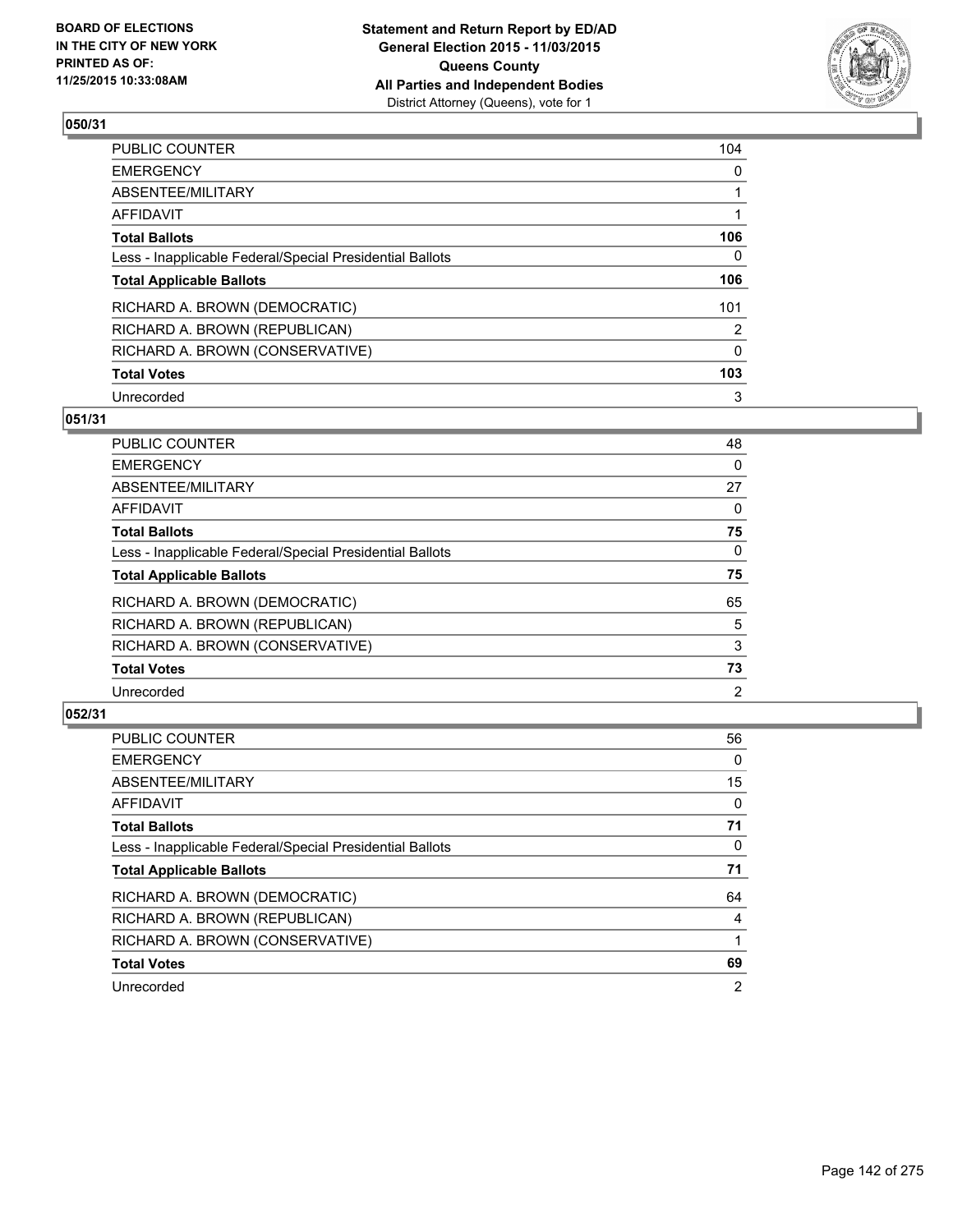BOARD OF ELECTIONS
IN THE CITY OF NEW YORK
PRINTED AS OF:
11/25/2015 10:33:08AM

**Statement and Return Report by ED/AD**
**General Election 2015 - 11/03/2015**
**Queens County**
**All Parties and Independent Bodies**
District Attorney (Queens), vote for 1

## 050/31

| | |
|---|---|
| PUBLIC COUNTER | 104 |
| EMERGENCY | 0 |
| ABSENTEE/MILITARY | 1 |
| AFFIDAVIT | 1 |
| **Total Ballots** | **106** |
| Less - Inapplicable Federal/Special Presidential Ballots | 0 |
| **Total Applicable Ballots** | **106** |
| RICHARD A. BROWN (DEMOCRATIC) | 101 |
| RICHARD A. BROWN (REPUBLICAN) | 2 |
| RICHARD A. BROWN (CONSERVATIVE) | 0 |
| **Total Votes** | **103** |
| Unrecorded | 3 |

## 051/31

| | |
|---|---|
| PUBLIC COUNTER | 48 |
| EMERGENCY | 0 |
| ABSENTEE/MILITARY | 27 |
| AFFIDAVIT | 0 |
| **Total Ballots** | **75** |
| Less - Inapplicable Federal/Special Presidential Ballots | 0 |
| **Total Applicable Ballots** | **75** |
| RICHARD A. BROWN (DEMOCRATIC) | 65 |
| RICHARD A. BROWN (REPUBLICAN) | 5 |
| RICHARD A. BROWN (CONSERVATIVE) | 3 |
| **Total Votes** | **73** |
| Unrecorded | 2 |

## 052/31

| | |
|---|---|
| PUBLIC COUNTER | 56 |
| EMERGENCY | 0 |
| ABSENTEE/MILITARY | 15 |
| AFFIDAVIT | 0 |
| **Total Ballots** | **71** |
| Less - Inapplicable Federal/Special Presidential Ballots | 0 |
| **Total Applicable Ballots** | **71** |
| RICHARD A. BROWN (DEMOCRATIC) | 64 |
| RICHARD A. BROWN (REPUBLICAN) | 4 |
| RICHARD A. BROWN (CONSERVATIVE) | 1 |
| **Total Votes** | **69** |
| Unrecorded | 2 |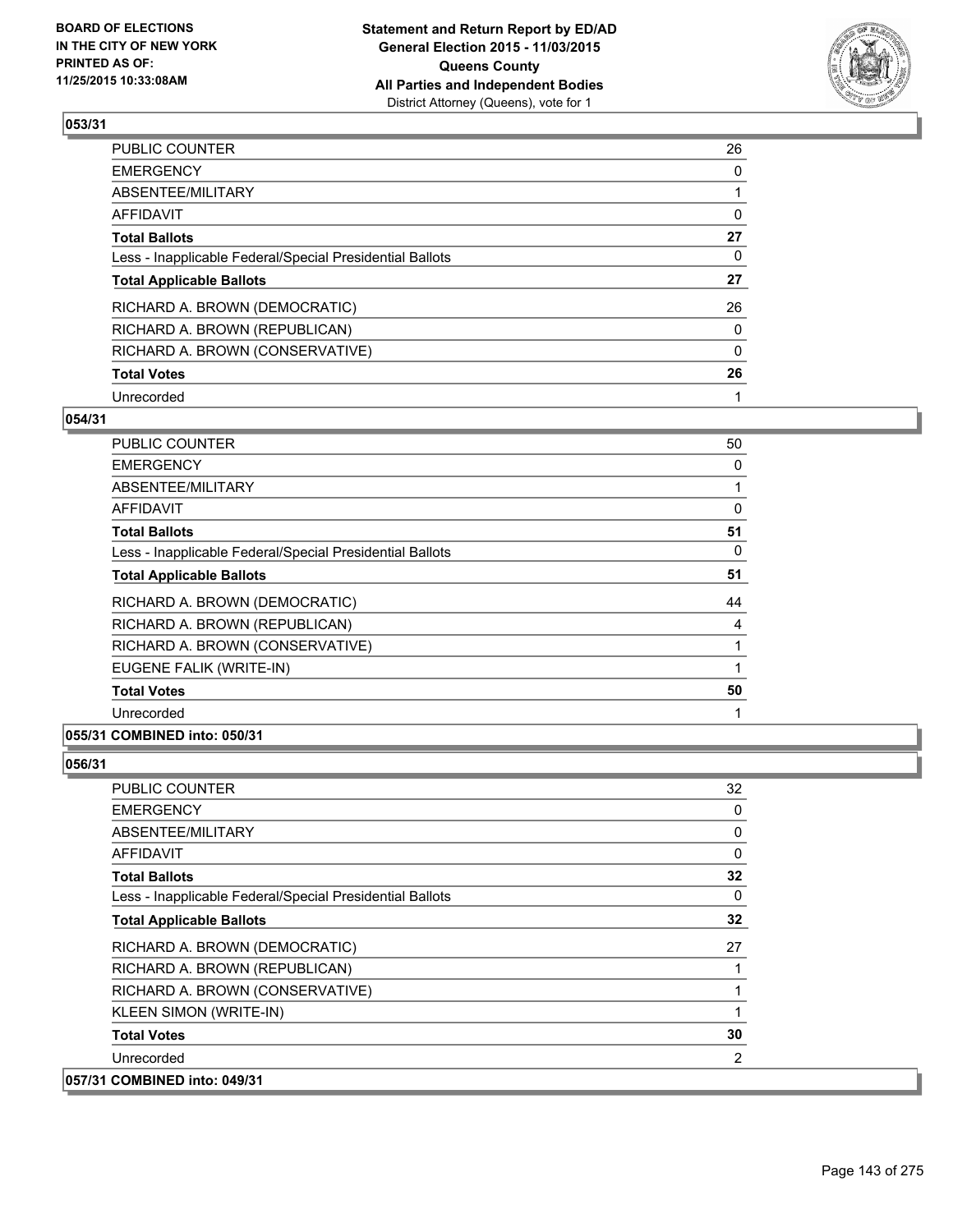**BOARD OF ELECTIONS IN THE CITY OF NEW YORK PRINTED AS OF: 11/25/2015 10:33:08AM**

**Statement and Return Report by ED/AD General Election 2015 - 11/03/2015 Queens County All Parties and Independent Bodies**
District Attorney (Queens), vote for 1

### 053/31

| | |
|---|---|
| PUBLIC COUNTER | 26 |
| EMERGENCY | 0 |
| ABSENTEE/MILITARY | 1 |
| AFFIDAVIT | 0 |
| **Total Ballots** | **27** |
| Less - Inapplicable Federal/Special Presidential Ballots | 0 |
| **Total Applicable Ballots** | **27** |
| RICHARD A. BROWN (DEMOCRATIC) | 26 |
| RICHARD A. BROWN (REPUBLICAN) | 0 |
| RICHARD A. BROWN (CONSERVATIVE) | 0 |
| **Total Votes** | **26** |
| Unrecorded | 1 |

### 054/31

| | |
|---|---|
| PUBLIC COUNTER | 50 |
| EMERGENCY | 0 |
| ABSENTEE/MILITARY | 1 |
| AFFIDAVIT | 0 |
| **Total Ballots** | **51** |
| Less - Inapplicable Federal/Special Presidential Ballots | 0 |
| **Total Applicable Ballots** | **51** |
| RICHARD A. BROWN (DEMOCRATIC) | 44 |
| RICHARD A. BROWN (REPUBLICAN) | 4 |
| RICHARD A. BROWN (CONSERVATIVE) | 1 |
| EUGENE FALIK (WRITE-IN) | 1 |
| **Total Votes** | **50** |
| Unrecorded | 1 |

### 055/31 COMBINED into: 050/31

### 056/31

| | |
|---|---|
| PUBLIC COUNTER | 32 |
| EMERGENCY | 0 |
| ABSENTEE/MILITARY | 0 |
| AFFIDAVIT | 0 |
| **Total Ballots** | **32** |
| Less - Inapplicable Federal/Special Presidential Ballots | 0 |
| **Total Applicable Ballots** | **32** |
| RICHARD A. BROWN (DEMOCRATIC) | 27 |
| RICHARD A. BROWN (REPUBLICAN) | 1 |
| RICHARD A. BROWN (CONSERVATIVE) | 1 |
| KLEEN SIMON (WRITE-IN) | 1 |
| **Total Votes** | **30** |
| Unrecorded | 2 |

### 057/31 COMBINED into: 049/31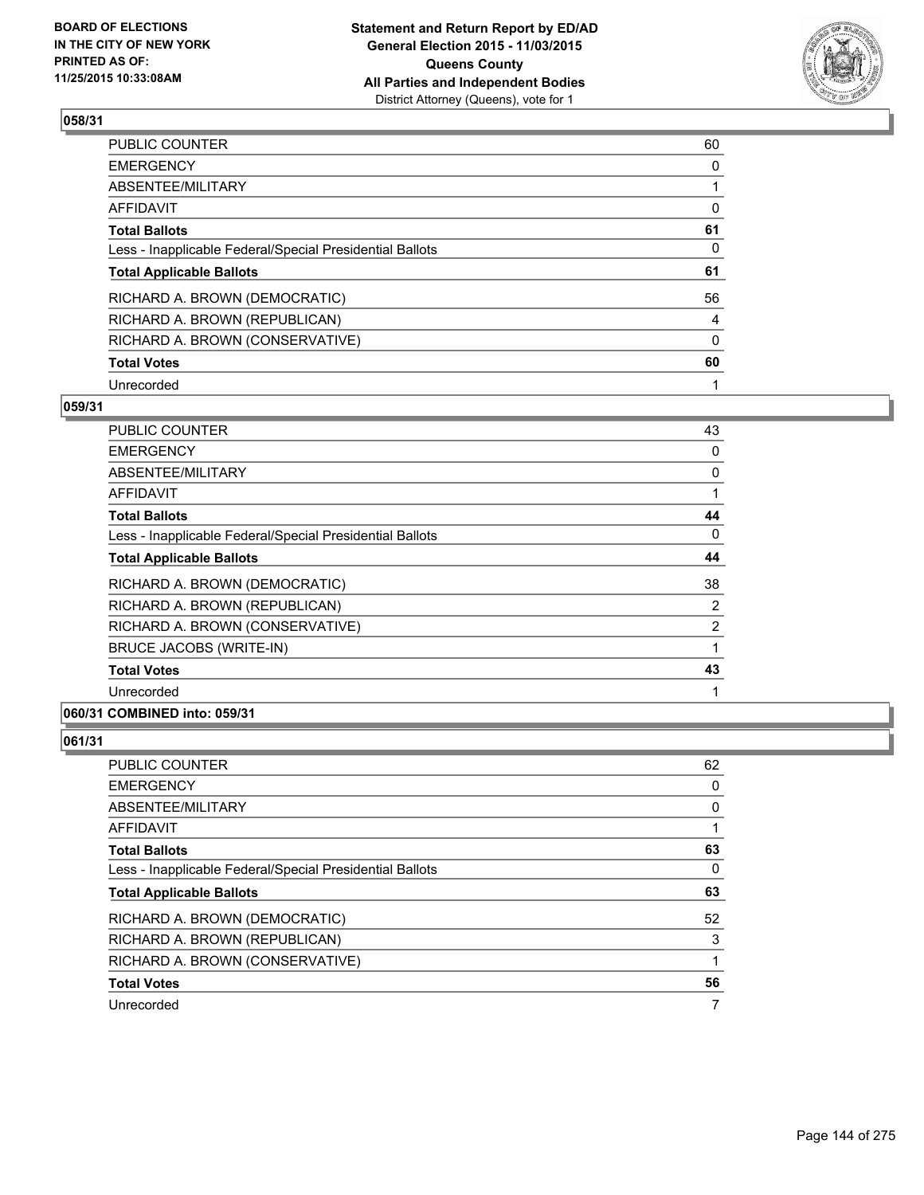**BOARD OF ELECTIONS IN THE CITY OF NEW YORK PRINTED AS OF: 11/25/2015 10:33:08AM**

**Statement and Return Report by ED/AD General Election 2015 - 11/03/2015 Queens County All Parties and Independent Bodies** District Attorney (Queens), vote for 1

### 058/31

| | |
|---|---|
| PUBLIC COUNTER | 60 |
| EMERGENCY | 0 |
| ABSENTEE/MILITARY | 1 |
| AFFIDAVIT | 0 |
| **Total Ballots** | **61** |
| Less - Inapplicable Federal/Special Presidential Ballots | 0 |
| **Total Applicable Ballots** | **61** |
| RICHARD A. BROWN (DEMOCRATIC) | 56 |
| RICHARD A. BROWN (REPUBLICAN) | 4 |
| RICHARD A. BROWN (CONSERVATIVE) | 0 |
| **Total Votes** | **60** |
| Unrecorded | 1 |

### 059/31

| | |
|---|---|
| PUBLIC COUNTER | 43 |
| EMERGENCY | 0 |
| ABSENTEE/MILITARY | 0 |
| AFFIDAVIT | 1 |
| **Total Ballots** | **44** |
| Less - Inapplicable Federal/Special Presidential Ballots | 0 |
| **Total Applicable Ballots** | **44** |
| RICHARD A. BROWN (DEMOCRATIC) | 38 |
| RICHARD A. BROWN (REPUBLICAN) | 2 |
| RICHARD A. BROWN (CONSERVATIVE) | 2 |
| BRUCE JACOBS (WRITE-IN) | 1 |
| **Total Votes** | **43** |
| Unrecorded | 1 |

### 060/31 COMBINED into: 059/31

### 061/31

| | |
|---|---|
| PUBLIC COUNTER | 62 |
| EMERGENCY | 0 |
| ABSENTEE/MILITARY | 0 |
| AFFIDAVIT | 1 |
| **Total Ballots** | **63** |
| Less - Inapplicable Federal/Special Presidential Ballots | 0 |
| **Total Applicable Ballots** | **63** |
| RICHARD A. BROWN (DEMOCRATIC) | 52 |
| RICHARD A. BROWN (REPUBLICAN) | 3 |
| RICHARD A. BROWN (CONSERVATIVE) | 1 |
| **Total Votes** | **56** |
| Unrecorded | 7 |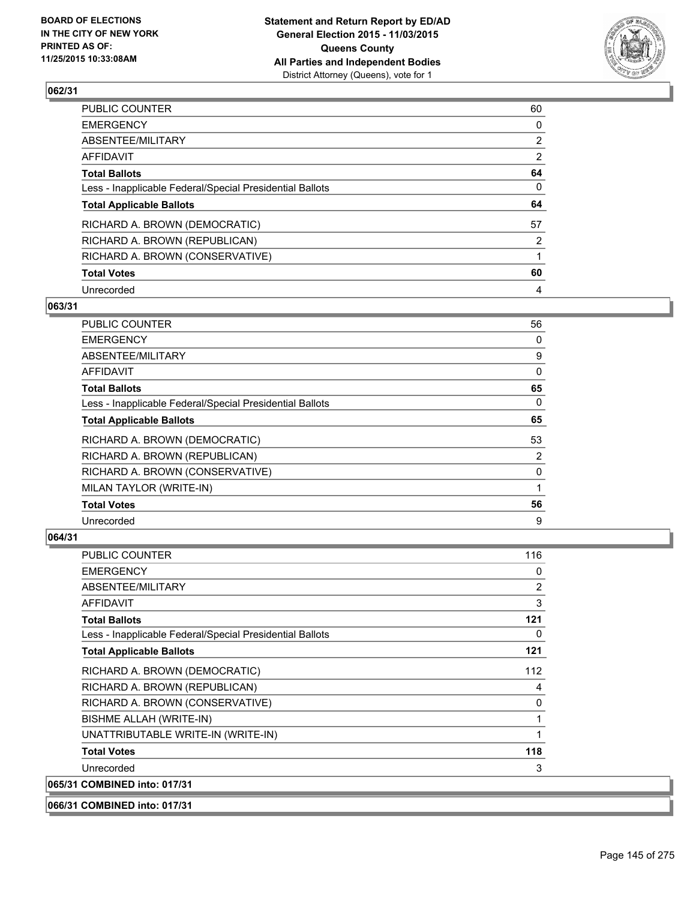### 062/31

| | |
|---|---|
| PUBLIC COUNTER | 60 |
| EMERGENCY | 0 |
| ABSENTEE/MILITARY | 2 |
| AFFIDAVIT | 2 |
| **Total Ballots** | **64** |
| Less - Inapplicable Federal/Special Presidential Ballots | 0 |
| **Total Applicable Ballots** | **64** |
| RICHARD A. BROWN (DEMOCRATIC) | 57 |
| RICHARD A. BROWN (REPUBLICAN) | 2 |
| RICHARD A. BROWN (CONSERVATIVE) | 1 |
| **Total Votes** | **60** |
| Unrecorded | 4 |

### 063/31

| | |
|---|---|
| PUBLIC COUNTER | 56 |
| EMERGENCY | 0 |
| ABSENTEE/MILITARY | 9 |
| AFFIDAVIT | 0 |
| **Total Ballots** | **65** |
| Less - Inapplicable Federal/Special Presidential Ballots | 0 |
| **Total Applicable Ballots** | **65** |
| RICHARD A. BROWN (DEMOCRATIC) | 53 |
| RICHARD A. BROWN (REPUBLICAN) | 2 |
| RICHARD A. BROWN (CONSERVATIVE) | 0 |
| MILAN TAYLOR (WRITE-IN) | 1 |
| **Total Votes** | **56** |
| Unrecorded | 9 |

### 064/31

| | |
|---|---|
| PUBLIC COUNTER | 116 |
| EMERGENCY | 0 |
| ABSENTEE/MILITARY | 2 |
| AFFIDAVIT | 3 |
| **Total Ballots** | **121** |
| Less - Inapplicable Federal/Special Presidential Ballots | 0 |
| **Total Applicable Ballots** | **121** |
| RICHARD A. BROWN (DEMOCRATIC) | 112 |
| RICHARD A. BROWN (REPUBLICAN) | 4 |
| RICHARD A. BROWN (CONSERVATIVE) | 0 |
| BISHME ALLAH (WRITE-IN) | 1 |
| UNATTRIBUTABLE WRITE-IN (WRITE-IN) | 1 |
| **Total Votes** | **118** |
| Unrecorded | 3 |

### 065/31 COMBINED into: 017/31

### 066/31 COMBINED into: 017/31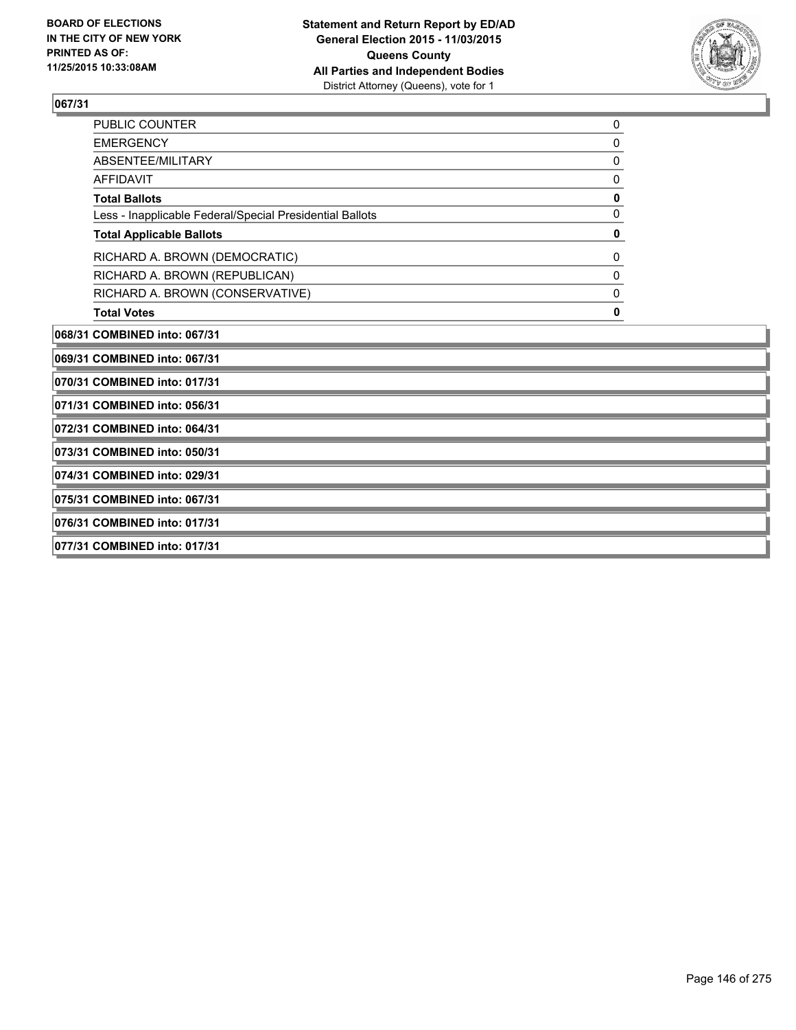## 067/31

| | |
|---|---|
| PUBLIC COUNTER | 0 |
| EMERGENCY | 0 |
| ABSENTEE/MILITARY | 0 |
| AFFIDAVIT | 0 |
| **Total Ballots** | **0** |
| Less - Inapplicable Federal/Special Presidential Ballots | 0 |
| **Total Applicable Ballots** | **0** |
| RICHARD A. BROWN (DEMOCRATIC) | 0 |
| RICHARD A. BROWN (REPUBLICAN) | 0 |
| RICHARD A. BROWN (CONSERVATIVE) | 0 |
| **Total Votes** | **0** |

**068/31 COMBINED into: 067/31**

**069/31 COMBINED into: 067/31**

**070/31 COMBINED into: 017/31**

**071/31 COMBINED into: 056/31**

**072/31 COMBINED into: 064/31**

**073/31 COMBINED into: 050/31**

**074/31 COMBINED into: 029/31**

**075/31 COMBINED into: 067/31**

**076/31 COMBINED into: 017/31**

**077/31 COMBINED into: 017/31**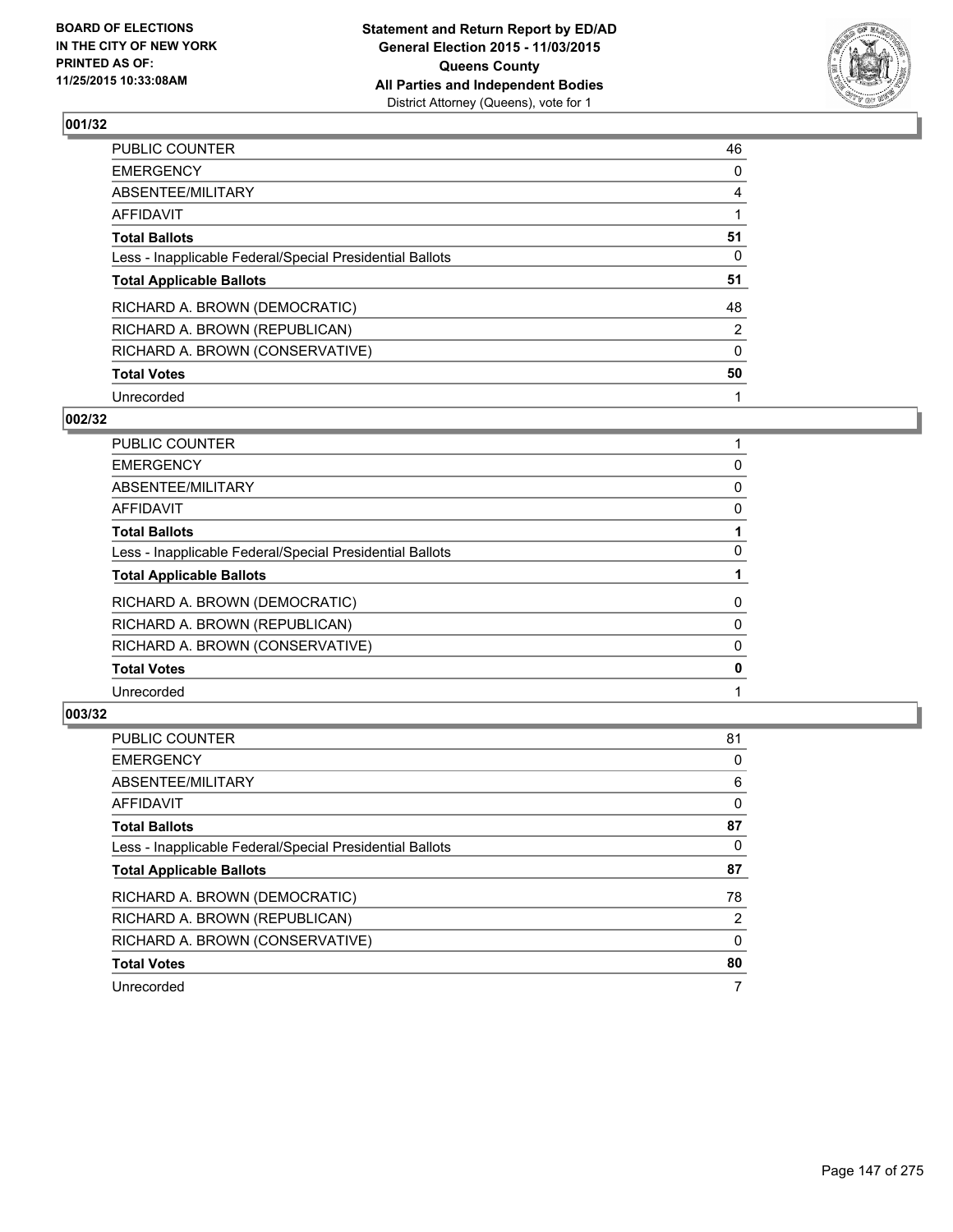**BOARD OF ELECTIONS IN THE CITY OF NEW YORK PRINTED AS OF: 11/25/2015 10:33:08AM**

**Statement and Return Report by ED/AD General Election 2015 - 11/03/2015 Queens County All Parties and Independent Bodies**
District Attorney (Queens), vote for 1

## 001/32

| | |
|---|---|
| PUBLIC COUNTER | 46 |
| EMERGENCY | 0 |
| ABSENTEE/MILITARY | 4 |
| AFFIDAVIT | 1 |
| **Total Ballots** | **51** |
| Less - Inapplicable Federal/Special Presidential Ballots | 0 |
| **Total Applicable Ballots** | **51** |
| RICHARD A. BROWN (DEMOCRATIC) | 48 |
| RICHARD A. BROWN (REPUBLICAN) | 2 |
| RICHARD A. BROWN (CONSERVATIVE) | 0 |
| **Total Votes** | **50** |
| Unrecorded | 1 |

## 002/32

| | |
|---|---|
| PUBLIC COUNTER | 1 |
| EMERGENCY | 0 |
| ABSENTEE/MILITARY | 0 |
| AFFIDAVIT | 0 |
| **Total Ballots** | **1** |
| Less - Inapplicable Federal/Special Presidential Ballots | 0 |
| **Total Applicable Ballots** | **1** |
| RICHARD A. BROWN (DEMOCRATIC) | 0 |
| RICHARD A. BROWN (REPUBLICAN) | 0 |
| RICHARD A. BROWN (CONSERVATIVE) | 0 |
| **Total Votes** | **0** |
| Unrecorded | 1 |

## 003/32

| | |
|---|---|
| PUBLIC COUNTER | 81 |
| EMERGENCY | 0 |
| ABSENTEE/MILITARY | 6 |
| AFFIDAVIT | 0 |
| **Total Ballots** | **87** |
| Less - Inapplicable Federal/Special Presidential Ballots | 0 |
| **Total Applicable Ballots** | **87** |
| RICHARD A. BROWN (DEMOCRATIC) | 78 |
| RICHARD A. BROWN (REPUBLICAN) | 2 |
| RICHARD A. BROWN (CONSERVATIVE) | 0 |
| **Total Votes** | **80** |
| Unrecorded | 7 |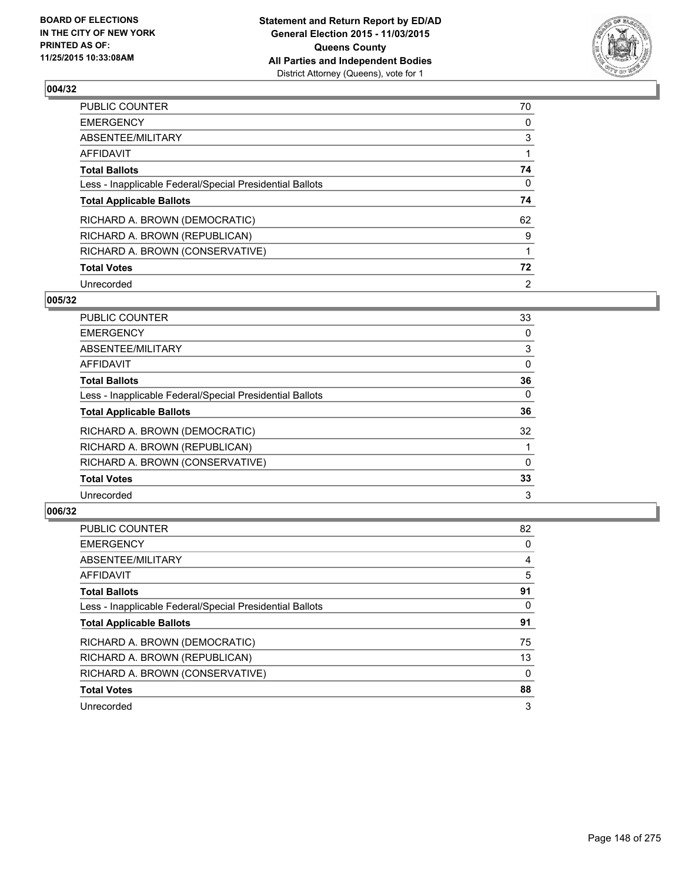BOARD OF ELECTIONS
IN THE CITY OF NEW YORK
PRINTED AS OF:
11/25/2015 10:33:08AM

**Statement and Return Report by ED/AD**
**General Election 2015 - 11/03/2015**
**Queens County**
**All Parties and Independent Bodies**
District Attorney (Queens), vote for 1

### 004/32

| | |
|---|---|
| PUBLIC COUNTER | 70 |
| EMERGENCY | 0 |
| ABSENTEE/MILITARY | 3 |
| AFFIDAVIT | 1 |
| **Total Ballots** | **74** |
| Less - Inapplicable Federal/Special Presidential Ballots | 0 |
| **Total Applicable Ballots** | **74** |
| RICHARD A. BROWN (DEMOCRATIC) | 62 |
| RICHARD A. BROWN (REPUBLICAN) | 9 |
| RICHARD A. BROWN (CONSERVATIVE) | 1 |
| **Total Votes** | **72** |
| Unrecorded | 2 |

### 005/32

| | |
|---|---|
| PUBLIC COUNTER | 33 |
| EMERGENCY | 0 |
| ABSENTEE/MILITARY | 3 |
| AFFIDAVIT | 0 |
| **Total Ballots** | **36** |
| Less - Inapplicable Federal/Special Presidential Ballots | 0 |
| **Total Applicable Ballots** | **36** |
| RICHARD A. BROWN (DEMOCRATIC) | 32 |
| RICHARD A. BROWN (REPUBLICAN) | 1 |
| RICHARD A. BROWN (CONSERVATIVE) | 0 |
| **Total Votes** | **33** |
| Unrecorded | 3 |

### 006/32

| | |
|---|---|
| PUBLIC COUNTER | 82 |
| EMERGENCY | 0 |
| ABSENTEE/MILITARY | 4 |
| AFFIDAVIT | 5 |
| **Total Ballots** | **91** |
| Less - Inapplicable Federal/Special Presidential Ballots | 0 |
| **Total Applicable Ballots** | **91** |
| RICHARD A. BROWN (DEMOCRATIC) | 75 |
| RICHARD A. BROWN (REPUBLICAN) | 13 |
| RICHARD A. BROWN (CONSERVATIVE) | 0 |
| **Total Votes** | **88** |
| Unrecorded | 3 |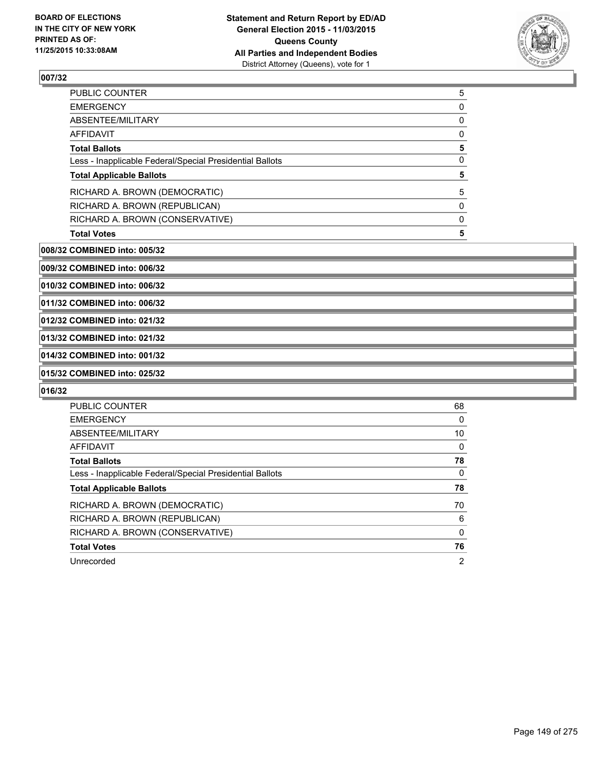**007/32**

| | |
|---|---|
| PUBLIC COUNTER | 5 |
| EMERGENCY | 0 |
| ABSENTEE/MILITARY | 0 |
| AFFIDAVIT | 0 |
| **Total Ballots** | **5** |
| Less - Inapplicable Federal/Special Presidential Ballots | 0 |
| **Total Applicable Ballots** | **5** |
| RICHARD A. BROWN (DEMOCRATIC) | 5 |
| RICHARD A. BROWN (REPUBLICAN) | 0 |
| RICHARD A. BROWN (CONSERVATIVE) | 0 |
| **Total Votes** | **5** |

**008/32 COMBINED into: 005/32**

**009/32 COMBINED into: 006/32**

**010/32 COMBINED into: 006/32**

**011/32 COMBINED into: 006/32**

**012/32 COMBINED into: 021/32**

**013/32 COMBINED into: 021/32**

**014/32 COMBINED into: 001/32**

**015/32 COMBINED into: 025/32**

**016/32**

| | |
|---|---|
| PUBLIC COUNTER | 68 |
| EMERGENCY | 0 |
| ABSENTEE/MILITARY | 10 |
| AFFIDAVIT | 0 |
| **Total Ballots** | **78** |
| Less - Inapplicable Federal/Special Presidential Ballots | 0 |
| **Total Applicable Ballots** | **78** |
| RICHARD A. BROWN (DEMOCRATIC) | 70 |
| RICHARD A. BROWN (REPUBLICAN) | 6 |
| RICHARD A. BROWN (CONSERVATIVE) | 0 |
| **Total Votes** | **76** |
| Unrecorded | 2 |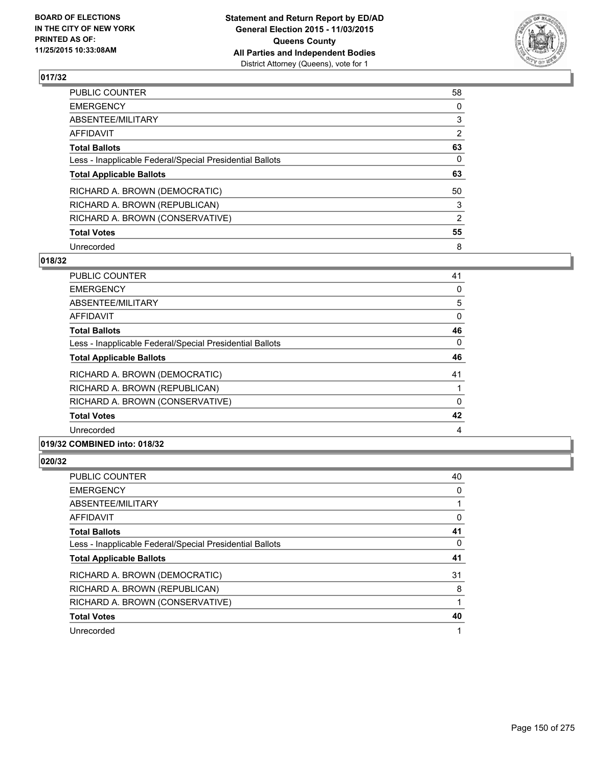**BOARD OF ELECTIONS IN THE CITY OF NEW YORK PRINTED AS OF: 11/25/2015 10:33:08AM**

**Statement and Return Report by ED/AD General Election 2015 - 11/03/2015 Queens County All Parties and Independent Bodies**
District Attorney (Queens), vote for 1

### 017/32

| | |
|---|---|
| PUBLIC COUNTER | 58 |
| EMERGENCY | 0 |
| ABSENTEE/MILITARY | 3 |
| AFFIDAVIT | 2 |
| **Total Ballots** | **63** |
| Less - Inapplicable Federal/Special Presidential Ballots | 0 |
| **Total Applicable Ballots** | **63** |
| RICHARD A. BROWN (DEMOCRATIC) | 50 |
| RICHARD A. BROWN (REPUBLICAN) | 3 |
| RICHARD A. BROWN (CONSERVATIVE) | 2 |
| **Total Votes** | **55** |
| Unrecorded | 8 |

### 018/32

| | |
|---|---|
| PUBLIC COUNTER | 41 |
| EMERGENCY | 0 |
| ABSENTEE/MILITARY | 5 |
| AFFIDAVIT | 0 |
| **Total Ballots** | **46** |
| Less - Inapplicable Federal/Special Presidential Ballots | 0 |
| **Total Applicable Ballots** | **46** |
| RICHARD A. BROWN (DEMOCRATIC) | 41 |
| RICHARD A. BROWN (REPUBLICAN) | 1 |
| RICHARD A. BROWN (CONSERVATIVE) | 0 |
| **Total Votes** | **42** |
| Unrecorded | 4 |

### 019/32 COMBINED into: 018/32

### 020/32

| | |
|---|---|
| PUBLIC COUNTER | 40 |
| EMERGENCY | 0 |
| ABSENTEE/MILITARY | 1 |
| AFFIDAVIT | 0 |
| **Total Ballots** | **41** |
| Less - Inapplicable Federal/Special Presidential Ballots | 0 |
| **Total Applicable Ballots** | **41** |
| RICHARD A. BROWN (DEMOCRATIC) | 31 |
| RICHARD A. BROWN (REPUBLICAN) | 8 |
| RICHARD A. BROWN (CONSERVATIVE) | 1 |
| **Total Votes** | **40** |
| Unrecorded | 1 |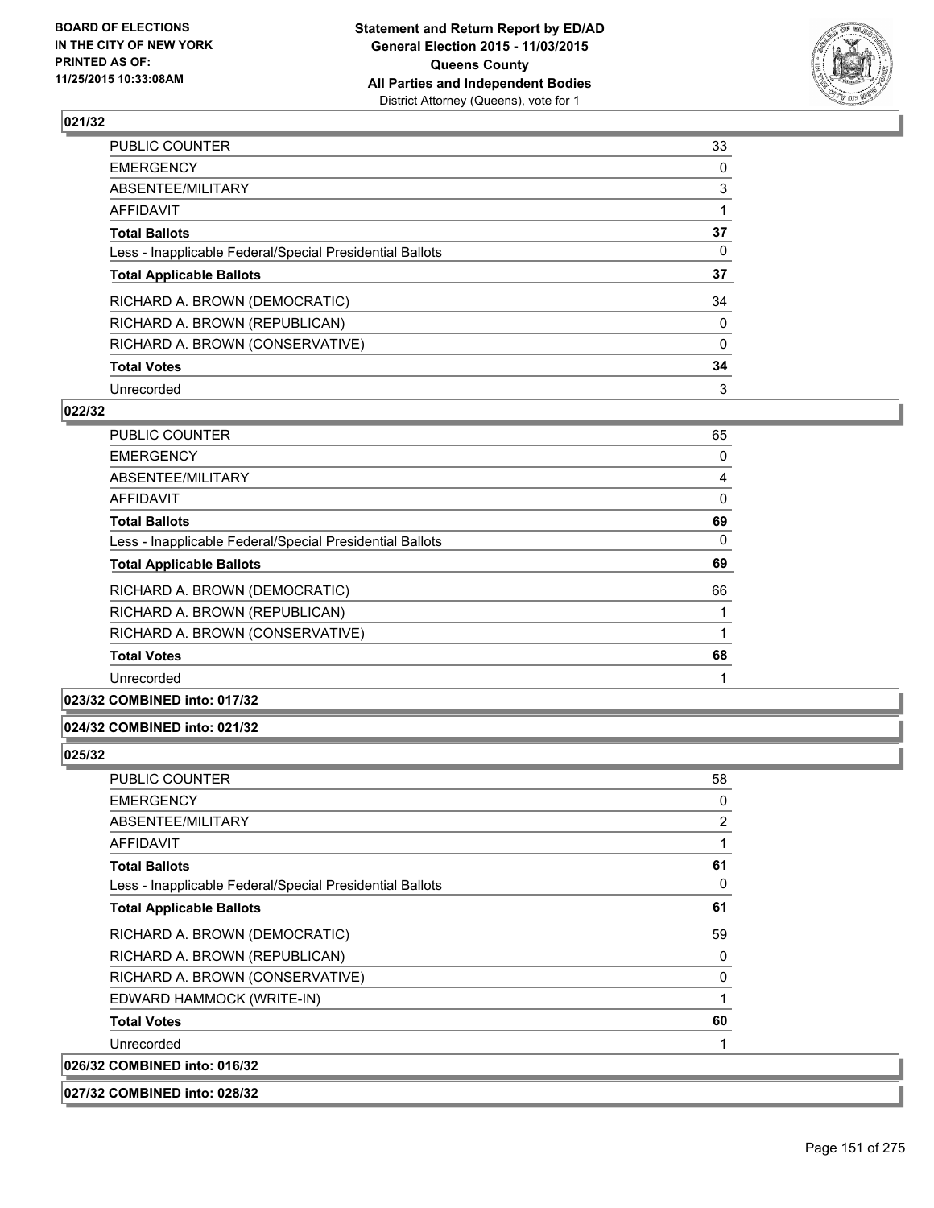## 021/32

| | |
|---|---|
| PUBLIC COUNTER | 33 |
| EMERGENCY | 0 |
| ABSENTEE/MILITARY | 3 |
| AFFIDAVIT | 1 |
| **Total Ballots** | **37** |
| Less - Inapplicable Federal/Special Presidential Ballots | 0 |
| **Total Applicable Ballots** | **37** |
| RICHARD A. BROWN (DEMOCRATIC) | 34 |
| RICHARD A. BROWN (REPUBLICAN) | 0 |
| RICHARD A. BROWN (CONSERVATIVE) | 0 |
| **Total Votes** | **34** |
| Unrecorded | 3 |

## 022/32

| | |
|---|---|
| PUBLIC COUNTER | 65 |
| EMERGENCY | 0 |
| ABSENTEE/MILITARY | 4 |
| AFFIDAVIT | 0 |
| **Total Ballots** | **69** |
| Less - Inapplicable Federal/Special Presidential Ballots | 0 |
| **Total Applicable Ballots** | **69** |
| RICHARD A. BROWN (DEMOCRATIC) | 66 |
| RICHARD A. BROWN (REPUBLICAN) | 1 |
| RICHARD A. BROWN (CONSERVATIVE) | 1 |
| **Total Votes** | **68** |
| Unrecorded | 1 |

## 023/32 COMBINED into: 017/32

## 024/32 COMBINED into: 021/32

## 025/32

| | |
|---|---|
| PUBLIC COUNTER | 58 |
| EMERGENCY | 0 |
| ABSENTEE/MILITARY | 2 |
| AFFIDAVIT | 1 |
| **Total Ballots** | **61** |
| Less - Inapplicable Federal/Special Presidential Ballots | 0 |
| **Total Applicable Ballots** | **61** |
| RICHARD A. BROWN (DEMOCRATIC) | 59 |
| RICHARD A. BROWN (REPUBLICAN) | 0 |
| RICHARD A. BROWN (CONSERVATIVE) | 0 |
| EDWARD HAMMOCK (WRITE-IN) | 1 |
| **Total Votes** | **60** |
| Unrecorded | 1 |

## 026/32 COMBINED into: 016/32

## 027/32 COMBINED into: 028/32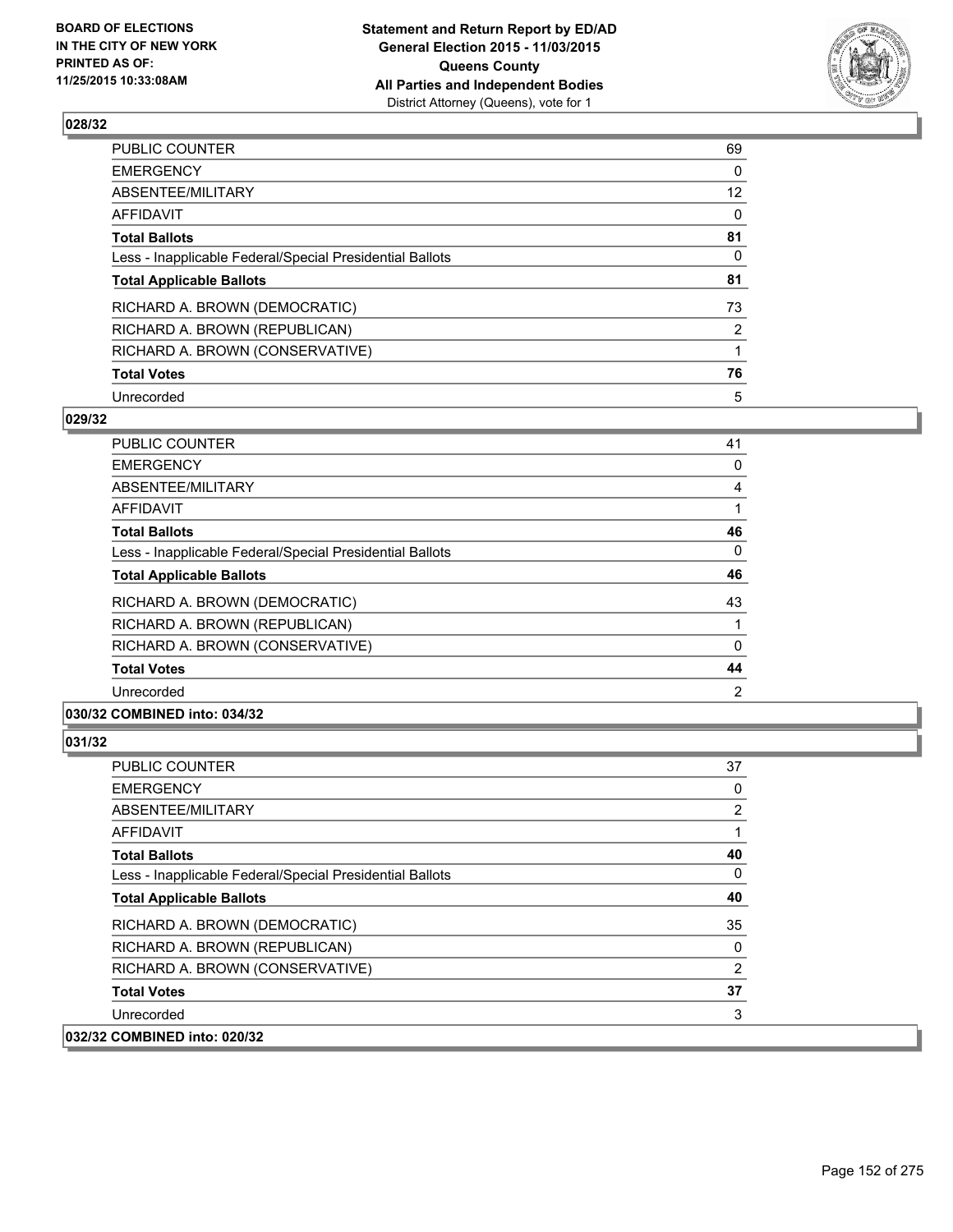## 028/32

| | |
|---|---|
| PUBLIC COUNTER | 69 |
| EMERGENCY | 0 |
| ABSENTEE/MILITARY | 12 |
| AFFIDAVIT | 0 |
| **Total Ballots** | **81** |
| Less - Inapplicable Federal/Special Presidential Ballots | 0 |
| **Total Applicable Ballots** | **81** |
| RICHARD A. BROWN (DEMOCRATIC) | 73 |
| RICHARD A. BROWN (REPUBLICAN) | 2 |
| RICHARD A. BROWN (CONSERVATIVE) | 1 |
| **Total Votes** | **76** |
| Unrecorded | 5 |

## 029/32

| | |
|---|---|
| PUBLIC COUNTER | 41 |
| EMERGENCY | 0 |
| ABSENTEE/MILITARY | 4 |
| AFFIDAVIT | 1 |
| **Total Ballots** | **46** |
| Less - Inapplicable Federal/Special Presidential Ballots | 0 |
| **Total Applicable Ballots** | **46** |
| RICHARD A. BROWN (DEMOCRATIC) | 43 |
| RICHARD A. BROWN (REPUBLICAN) | 1 |
| RICHARD A. BROWN (CONSERVATIVE) | 0 |
| **Total Votes** | **44** |
| Unrecorded | 2 |

## 030/32 COMBINED into: 034/32

## 031/32

| | |
|---|---|
| PUBLIC COUNTER | 37 |
| EMERGENCY | 0 |
| ABSENTEE/MILITARY | 2 |
| AFFIDAVIT | 1 |
| **Total Ballots** | **40** |
| Less - Inapplicable Federal/Special Presidential Ballots | 0 |
| **Total Applicable Ballots** | **40** |
| RICHARD A. BROWN (DEMOCRATIC) | 35 |
| RICHARD A. BROWN (REPUBLICAN) | 0 |
| RICHARD A. BROWN (CONSERVATIVE) | 2 |
| **Total Votes** | **37** |
| Unrecorded | 3 |

## 032/32 COMBINED into: 020/32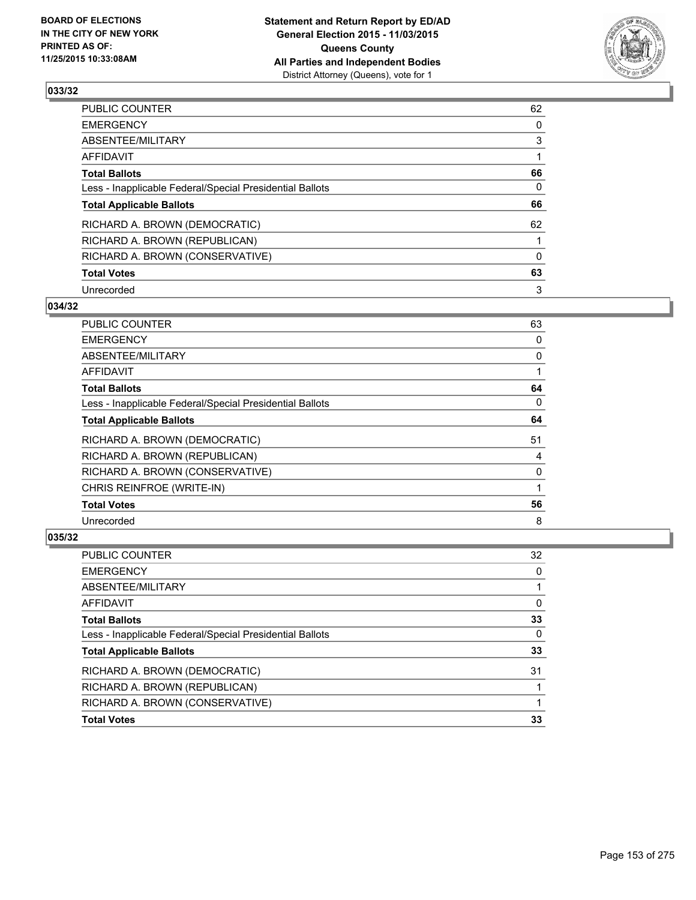### 033/32

| | |
|---|---|
| PUBLIC COUNTER | 62 |
| EMERGENCY | 0 |
| ABSENTEE/MILITARY | 3 |
| AFFIDAVIT | 1 |
| **Total Ballots** | **66** |
| Less - Inapplicable Federal/Special Presidential Ballots | 0 |
| **Total Applicable Ballots** | **66** |
| RICHARD A. BROWN (DEMOCRATIC) | 62 |
| RICHARD A. BROWN (REPUBLICAN) | 1 |
| RICHARD A. BROWN (CONSERVATIVE) | 0 |
| **Total Votes** | **63** |
| Unrecorded | 3 |

### 034/32

| | |
|---|---|
| PUBLIC COUNTER | 63 |
| EMERGENCY | 0 |
| ABSENTEE/MILITARY | 0 |
| AFFIDAVIT | 1 |
| **Total Ballots** | **64** |
| Less - Inapplicable Federal/Special Presidential Ballots | 0 |
| **Total Applicable Ballots** | **64** |
| RICHARD A. BROWN (DEMOCRATIC) | 51 |
| RICHARD A. BROWN (REPUBLICAN) | 4 |
| RICHARD A. BROWN (CONSERVATIVE) | 0 |
| CHRIS REINFROE (WRITE-IN) | 1 |
| **Total Votes** | **56** |
| Unrecorded | 8 |

### 035/32

| | |
|---|---|
| PUBLIC COUNTER | 32 |
| EMERGENCY | 0 |
| ABSENTEE/MILITARY | 1 |
| AFFIDAVIT | 0 |
| **Total Ballots** | **33** |
| Less - Inapplicable Federal/Special Presidential Ballots | 0 |
| **Total Applicable Ballots** | **33** |
| RICHARD A. BROWN (DEMOCRATIC) | 31 |
| RICHARD A. BROWN (REPUBLICAN) | 1 |
| RICHARD A. BROWN (CONSERVATIVE) | 1 |
| **Total Votes** | **33** |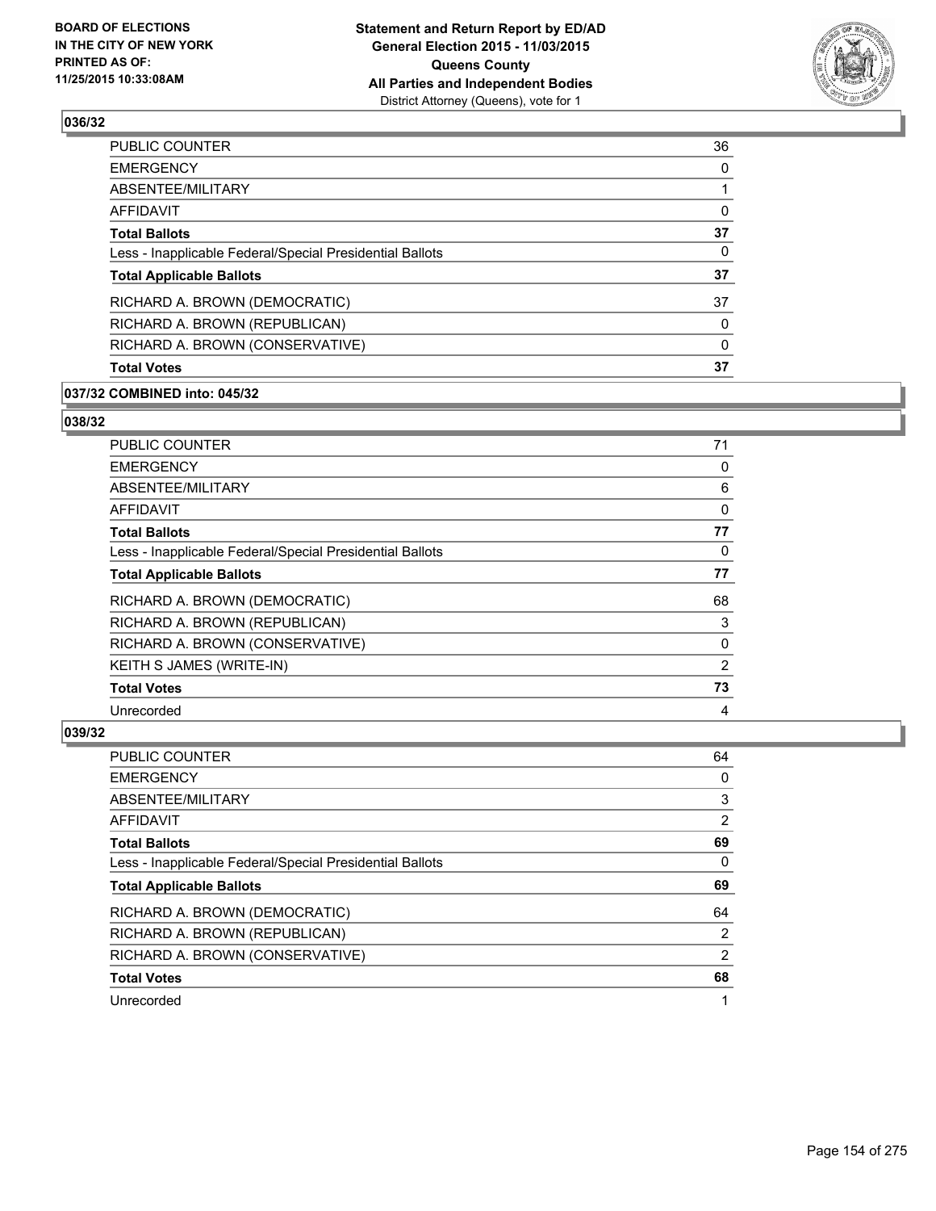## 036/32

| | |
|---|---|
| PUBLIC COUNTER | 36 |
| EMERGENCY | 0 |
| ABSENTEE/MILITARY | 1 |
| AFFIDAVIT | 0 |
| **Total Ballots** | **37** |
| Less - Inapplicable Federal/Special Presidential Ballots | 0 |
| **Total Applicable Ballots** | **37** |
| RICHARD A. BROWN (DEMOCRATIC) | 37 |
| RICHARD A. BROWN (REPUBLICAN) | 0 |
| RICHARD A. BROWN (CONSERVATIVE) | 0 |
| **Total Votes** | **37** |

## 037/32 COMBINED into: 045/32

## 038/32

| | |
|---|---|
| PUBLIC COUNTER | 71 |
| EMERGENCY | 0 |
| ABSENTEE/MILITARY | 6 |
| AFFIDAVIT | 0 |
| **Total Ballots** | **77** |
| Less - Inapplicable Federal/Special Presidential Ballots | 0 |
| **Total Applicable Ballots** | **77** |
| RICHARD A. BROWN (DEMOCRATIC) | 68 |
| RICHARD A. BROWN (REPUBLICAN) | 3 |
| RICHARD A. BROWN (CONSERVATIVE) | 0 |
| KEITH S JAMES (WRITE-IN) | 2 |
| **Total Votes** | **73** |
| Unrecorded | 4 |

## 039/32

| | |
|---|---|
| PUBLIC COUNTER | 64 |
| EMERGENCY | 0 |
| ABSENTEE/MILITARY | 3 |
| AFFIDAVIT | 2 |
| **Total Ballots** | **69** |
| Less - Inapplicable Federal/Special Presidential Ballots | 0 |
| **Total Applicable Ballots** | **69** |
| RICHARD A. BROWN (DEMOCRATIC) | 64 |
| RICHARD A. BROWN (REPUBLICAN) | 2 |
| RICHARD A. BROWN (CONSERVATIVE) | 2 |
| **Total Votes** | **68** |
| Unrecorded | 1 |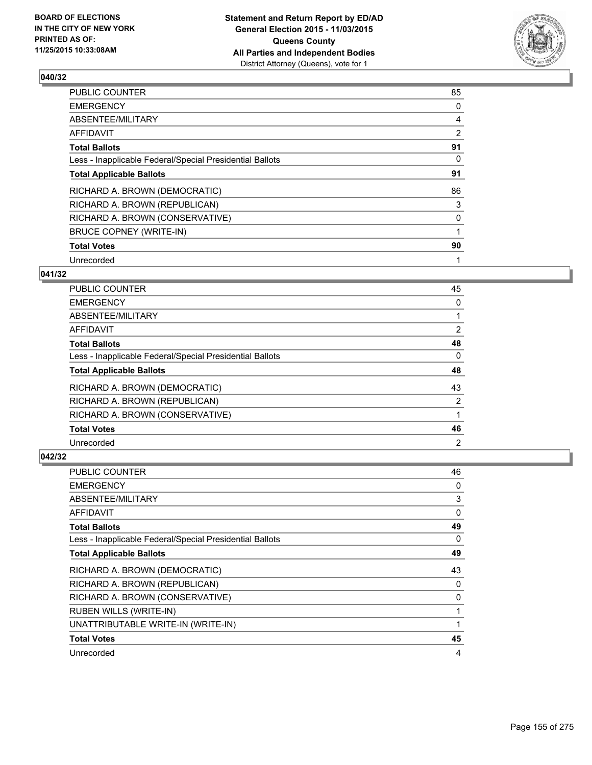**Statement and Return Report by ED/AD**
**General Election 2015 - 11/03/2015**
**Queens County**
**All Parties and Independent Bodies**
District Attorney (Queens), vote for 1

BOARD OF ELECTIONS
IN THE CITY OF NEW YORK
PRINTED AS OF:
11/25/2015 10:33:08AM

## 040/32

| | |
|---|---|
| PUBLIC COUNTER | 85 |
| EMERGENCY | 0 |
| ABSENTEE/MILITARY | 4 |
| AFFIDAVIT | 2 |
| **Total Ballots** | **91** |
| Less - Inapplicable Federal/Special Presidential Ballots | 0 |
| **Total Applicable Ballots** | **91** |
| RICHARD A. BROWN (DEMOCRATIC) | 86 |
| RICHARD A. BROWN (REPUBLICAN) | 3 |
| RICHARD A. BROWN (CONSERVATIVE) | 0 |
| BRUCE COPNEY (WRITE-IN) | 1 |
| **Total Votes** | **90** |
| Unrecorded | 1 |

## 041/32

| | |
|---|---|
| PUBLIC COUNTER | 45 |
| EMERGENCY | 0 |
| ABSENTEE/MILITARY | 1 |
| AFFIDAVIT | 2 |
| **Total Ballots** | **48** |
| Less - Inapplicable Federal/Special Presidential Ballots | 0 |
| **Total Applicable Ballots** | **48** |
| RICHARD A. BROWN (DEMOCRATIC) | 43 |
| RICHARD A. BROWN (REPUBLICAN) | 2 |
| RICHARD A. BROWN (CONSERVATIVE) | 1 |
| **Total Votes** | **46** |
| Unrecorded | 2 |

## 042/32

| | |
|---|---|
| PUBLIC COUNTER | 46 |
| EMERGENCY | 0 |
| ABSENTEE/MILITARY | 3 |
| AFFIDAVIT | 0 |
| **Total Ballots** | **49** |
| Less - Inapplicable Federal/Special Presidential Ballots | 0 |
| **Total Applicable Ballots** | **49** |
| RICHARD A. BROWN (DEMOCRATIC) | 43 |
| RICHARD A. BROWN (REPUBLICAN) | 0 |
| RICHARD A. BROWN (CONSERVATIVE) | 0 |
| RUBEN WILLS (WRITE-IN) | 1 |
| UNATTRIBUTABLE WRITE-IN (WRITE-IN) | 1 |
| **Total Votes** | **45** |
| Unrecorded | 4 |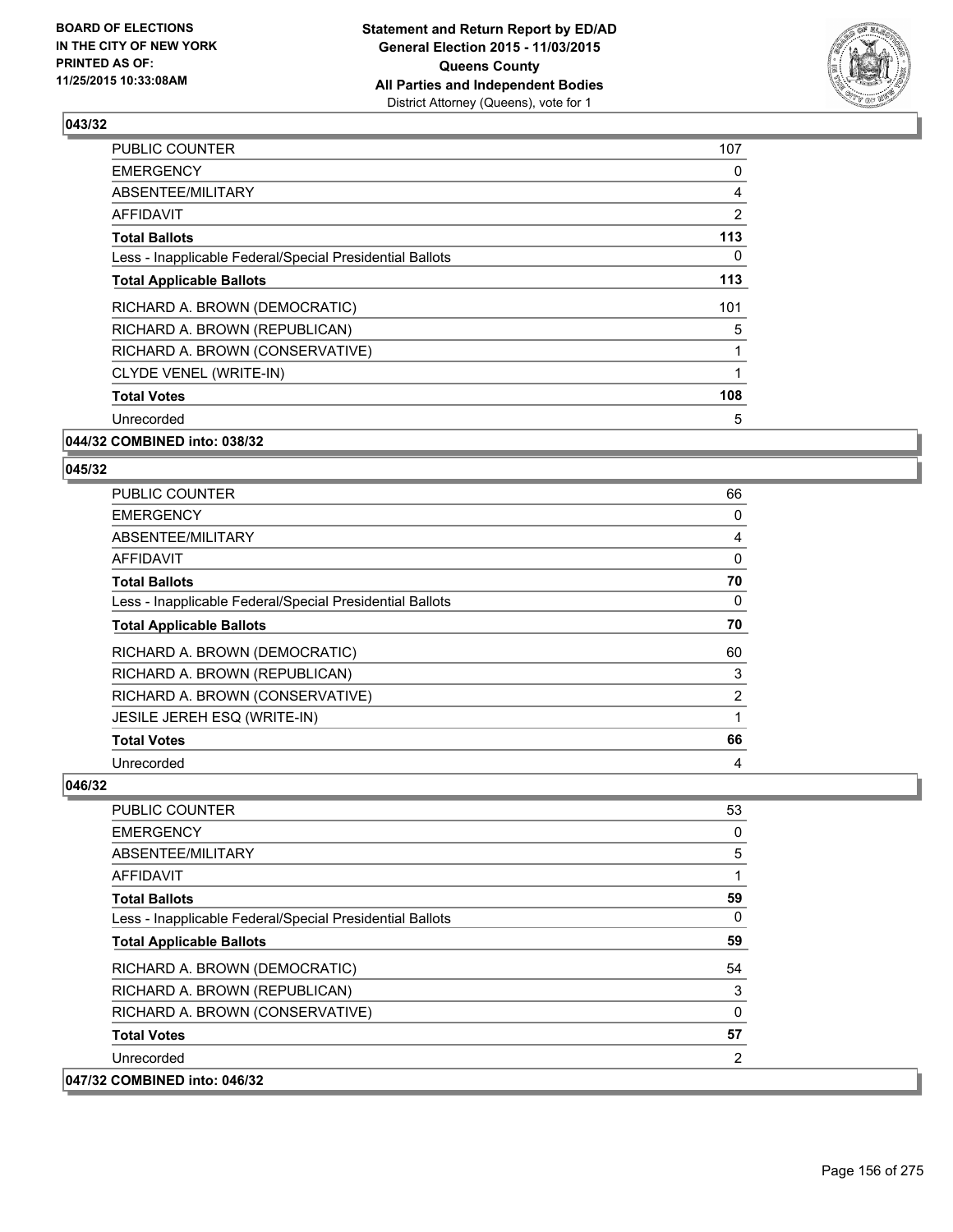**043/32**

| | |
|---|---|
| PUBLIC COUNTER | 107 |
| EMERGENCY | 0 |
| ABSENTEE/MILITARY | 4 |
| AFFIDAVIT | 2 |
| **Total Ballots** | **113** |
| Less - Inapplicable Federal/Special Presidential Ballots | 0 |
| **Total Applicable Ballots** | **113** |
| RICHARD A. BROWN (DEMOCRATIC) | 101 |
| RICHARD A. BROWN (REPUBLICAN) | 5 |
| RICHARD A. BROWN (CONSERVATIVE) | 1 |
| CLYDE VENEL (WRITE-IN) | 1 |
| **Total Votes** | **108** |
| Unrecorded | 5 |

**044/32 COMBINED into: 038/32**

**045/32**

| | |
|---|---|
| PUBLIC COUNTER | 66 |
| EMERGENCY | 0 |
| ABSENTEE/MILITARY | 4 |
| AFFIDAVIT | 0 |
| **Total Ballots** | **70** |
| Less - Inapplicable Federal/Special Presidential Ballots | 0 |
| **Total Applicable Ballots** | **70** |
| RICHARD A. BROWN (DEMOCRATIC) | 60 |
| RICHARD A. BROWN (REPUBLICAN) | 3 |
| RICHARD A. BROWN (CONSERVATIVE) | 2 |
| JESILE JEREH ESQ (WRITE-IN) | 1 |
| **Total Votes** | **66** |
| Unrecorded | 4 |

**046/32**

| | |
|---|---|
| PUBLIC COUNTER | 53 |
| EMERGENCY | 0 |
| ABSENTEE/MILITARY | 5 |
| AFFIDAVIT | 1 |
| **Total Ballots** | **59** |
| Less - Inapplicable Federal/Special Presidential Ballots | 0 |
| **Total Applicable Ballots** | **59** |
| RICHARD A. BROWN (DEMOCRATIC) | 54 |
| RICHARD A. BROWN (REPUBLICAN) | 3 |
| RICHARD A. BROWN (CONSERVATIVE) | 0 |
| **Total Votes** | **57** |
| Unrecorded | 2 |

**047/32 COMBINED into: 046/32**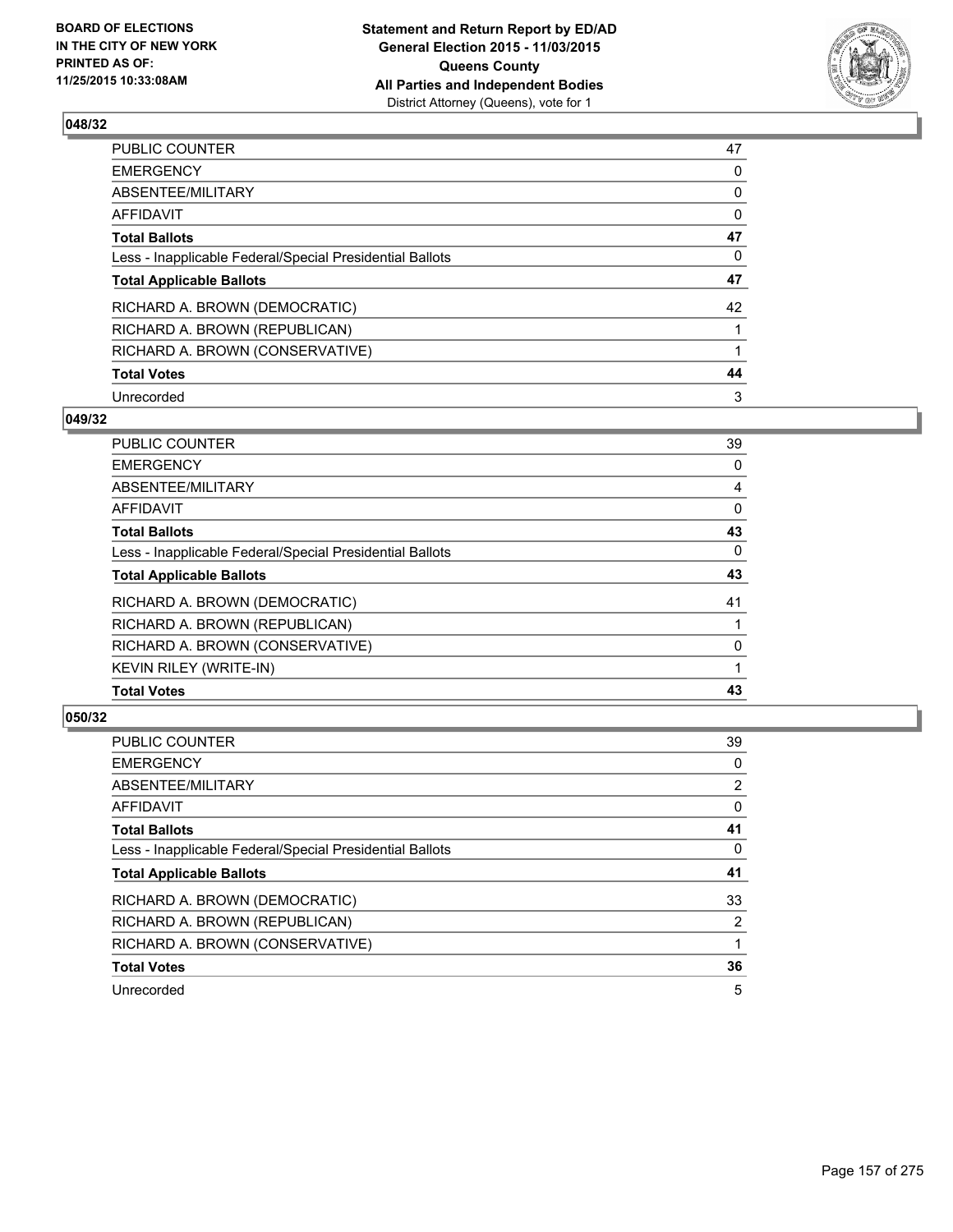**BOARD OF ELECTIONS IN THE CITY OF NEW YORK PRINTED AS OF: 11/25/2015 10:33:08AM**

**Statement and Return Report by ED/AD**
**General Election 2015 - 11/03/2015**
**Queens County**
**All Parties and Independent Bodies**
District Attorney (Queens), vote for 1

## 048/32

| | |
|---|---|
| PUBLIC COUNTER | 47 |
| EMERGENCY | 0 |
| ABSENTEE/MILITARY | 0 |
| AFFIDAVIT | 0 |
| **Total Ballots** | **47** |
| Less - Inapplicable Federal/Special Presidential Ballots | 0 |
| **Total Applicable Ballots** | **47** |
| RICHARD A. BROWN (DEMOCRATIC) | 42 |
| RICHARD A. BROWN (REPUBLICAN) | 1 |
| RICHARD A. BROWN (CONSERVATIVE) | 1 |
| **Total Votes** | **44** |
| Unrecorded | 3 |

## 049/32

| | |
|---|---|
| PUBLIC COUNTER | 39 |
| EMERGENCY | 0 |
| ABSENTEE/MILITARY | 4 |
| AFFIDAVIT | 0 |
| **Total Ballots** | **43** |
| Less - Inapplicable Federal/Special Presidential Ballots | 0 |
| **Total Applicable Ballots** | **43** |
| RICHARD A. BROWN (DEMOCRATIC) | 41 |
| RICHARD A. BROWN (REPUBLICAN) | 1 |
| RICHARD A. BROWN (CONSERVATIVE) | 0 |
| KEVIN RILEY (WRITE-IN) | 1 |
| **Total Votes** | **43** |

## 050/32

| | |
|---|---|
| PUBLIC COUNTER | 39 |
| EMERGENCY | 0 |
| ABSENTEE/MILITARY | 2 |
| AFFIDAVIT | 0 |
| **Total Ballots** | **41** |
| Less - Inapplicable Federal/Special Presidential Ballots | 0 |
| **Total Applicable Ballots** | **41** |
| RICHARD A. BROWN (DEMOCRATIC) | 33 |
| RICHARD A. BROWN (REPUBLICAN) | 2 |
| RICHARD A. BROWN (CONSERVATIVE) | 1 |
| **Total Votes** | **36** |
| Unrecorded | 5 |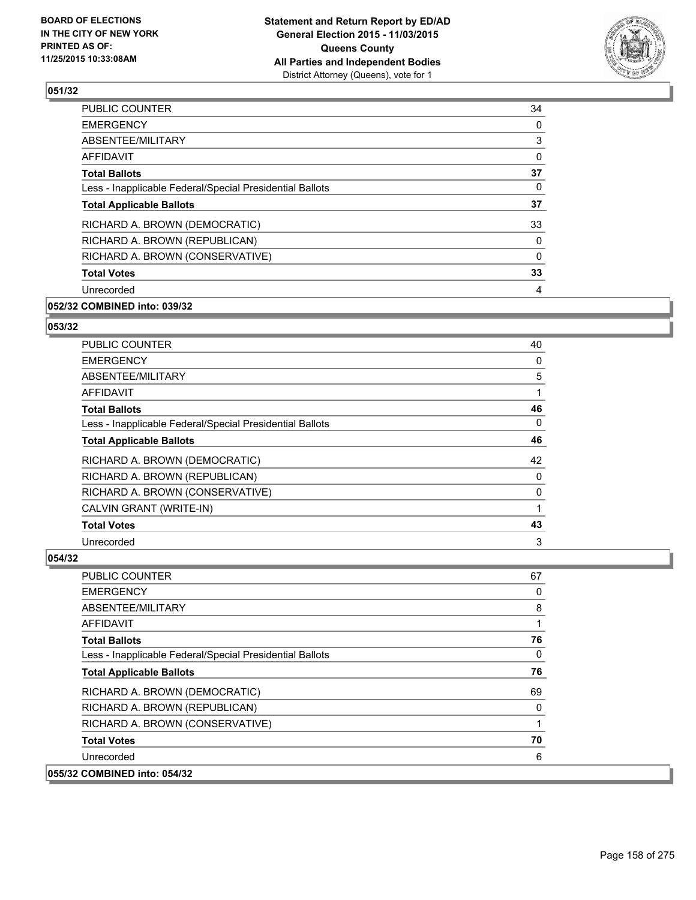**Statement and Return Report by ED/AD**
**General Election 2015 - 11/03/2015**
**Queens County**
**All Parties and Independent Bodies**
District Attorney (Queens), vote for 1

BOARD OF ELECTIONS
IN THE CITY OF NEW YORK
PRINTED AS OF:
11/25/2015 10:33:08AM

**051/32**

| | |
|---|---|
| PUBLIC COUNTER | 34 |
| EMERGENCY | 0 |
| ABSENTEE/MILITARY | 3 |
| AFFIDAVIT | 0 |
| **Total Ballots** | **37** |
| Less - Inapplicable Federal/Special Presidential Ballots | 0 |
| **Total Applicable Ballots** | **37** |
| RICHARD A. BROWN (DEMOCRATIC) | 33 |
| RICHARD A. BROWN (REPUBLICAN) | 0 |
| RICHARD A. BROWN (CONSERVATIVE) | 0 |
| **Total Votes** | **33** |
| Unrecorded | 4 |

**052/32 COMBINED into: 039/32**

**053/32**

| | |
|---|---|
| PUBLIC COUNTER | 40 |
| EMERGENCY | 0 |
| ABSENTEE/MILITARY | 5 |
| AFFIDAVIT | 1 |
| **Total Ballots** | **46** |
| Less - Inapplicable Federal/Special Presidential Ballots | 0 |
| **Total Applicable Ballots** | **46** |
| RICHARD A. BROWN (DEMOCRATIC) | 42 |
| RICHARD A. BROWN (REPUBLICAN) | 0 |
| RICHARD A. BROWN (CONSERVATIVE) | 0 |
| CALVIN GRANT (WRITE-IN) | 1 |
| **Total Votes** | **43** |
| Unrecorded | 3 |

**054/32**

| | |
|---|---|
| PUBLIC COUNTER | 67 |
| EMERGENCY | 0 |
| ABSENTEE/MILITARY | 8 |
| AFFIDAVIT | 1 |
| **Total Ballots** | **76** |
| Less - Inapplicable Federal/Special Presidential Ballots | 0 |
| **Total Applicable Ballots** | **76** |
| RICHARD A. BROWN (DEMOCRATIC) | 69 |
| RICHARD A. BROWN (REPUBLICAN) | 0 |
| RICHARD A. BROWN (CONSERVATIVE) | 1 |
| **Total Votes** | **70** |
| Unrecorded | 6 |

**055/32 COMBINED into: 054/32**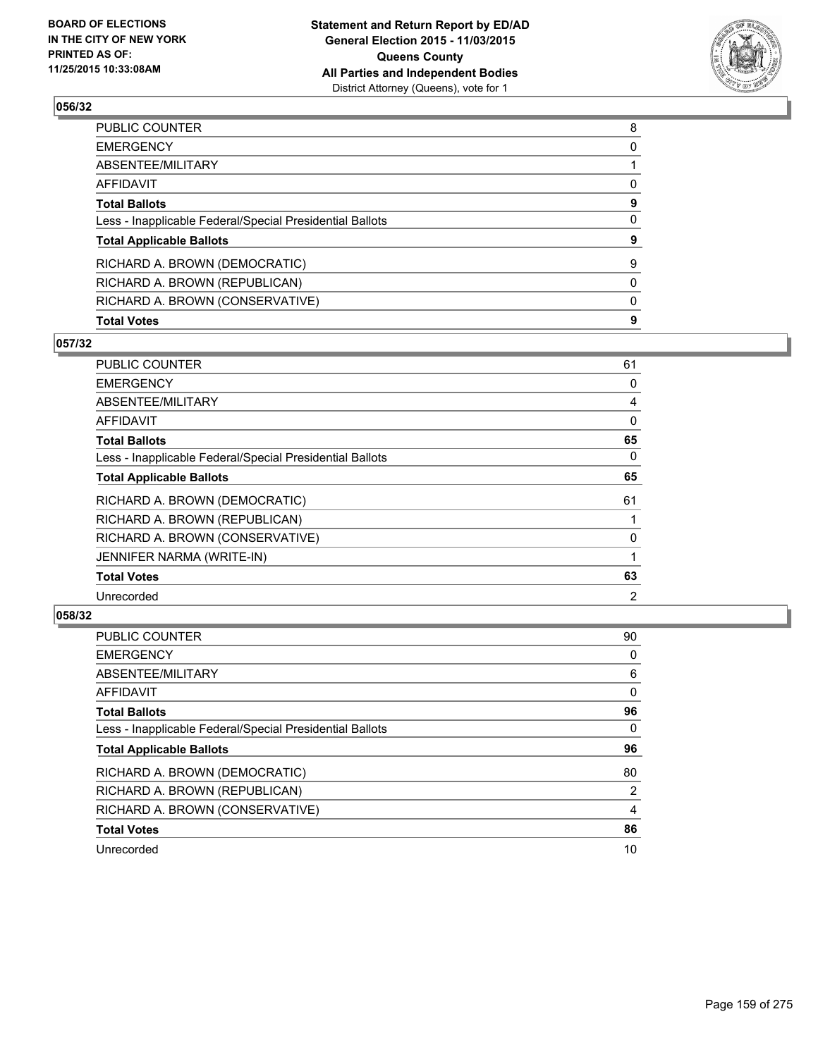## 056/32

| | |
|---|---|
| PUBLIC COUNTER | 8 |
| EMERGENCY | 0 |
| ABSENTEE/MILITARY | 1 |
| AFFIDAVIT | 0 |
| **Total Ballots** | **9** |
| Less - Inapplicable Federal/Special Presidential Ballots | 0 |
| **Total Applicable Ballots** | **9** |
| RICHARD A. BROWN (DEMOCRATIC) | 9 |
| RICHARD A. BROWN (REPUBLICAN) | 0 |
| RICHARD A. BROWN (CONSERVATIVE) | 0 |
| **Total Votes** | **9** |

## 057/32

| | |
|---|---|
| PUBLIC COUNTER | 61 |
| EMERGENCY | 0 |
| ABSENTEE/MILITARY | 4 |
| AFFIDAVIT | 0 |
| **Total Ballots** | **65** |
| Less - Inapplicable Federal/Special Presidential Ballots | 0 |
| **Total Applicable Ballots** | **65** |
| RICHARD A. BROWN (DEMOCRATIC) | 61 |
| RICHARD A. BROWN (REPUBLICAN) | 1 |
| RICHARD A. BROWN (CONSERVATIVE) | 0 |
| JENNIFER NARMA (WRITE-IN) | 1 |
| **Total Votes** | **63** |
| Unrecorded | 2 |

## 058/32

| | |
|---|---|
| PUBLIC COUNTER | 90 |
| EMERGENCY | 0 |
| ABSENTEE/MILITARY | 6 |
| AFFIDAVIT | 0 |
| **Total Ballots** | **96** |
| Less - Inapplicable Federal/Special Presidential Ballots | 0 |
| **Total Applicable Ballots** | **96** |
| RICHARD A. BROWN (DEMOCRATIC) | 80 |
| RICHARD A. BROWN (REPUBLICAN) | 2 |
| RICHARD A. BROWN (CONSERVATIVE) | 4 |
| **Total Votes** | **86** |
| Unrecorded | 10 |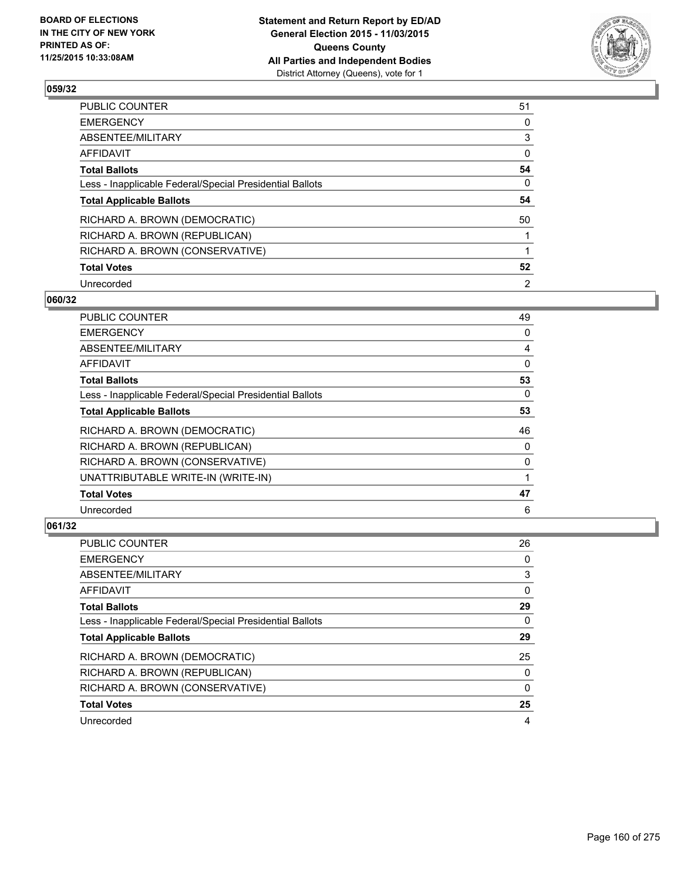## 059/32

| | |
|---|---|
| PUBLIC COUNTER | 51 |
| EMERGENCY | 0 |
| ABSENTEE/MILITARY | 3 |
| AFFIDAVIT | 0 |
| **Total Ballots** | **54** |
| Less - Inapplicable Federal/Special Presidential Ballots | 0 |
| **Total Applicable Ballots** | **54** |
| RICHARD A. BROWN (DEMOCRATIC) | 50 |
| RICHARD A. BROWN (REPUBLICAN) | 1 |
| RICHARD A. BROWN (CONSERVATIVE) | 1 |
| **Total Votes** | **52** |
| Unrecorded | 2 |

## 060/32

| | |
|---|---|
| PUBLIC COUNTER | 49 |
| EMERGENCY | 0 |
| ABSENTEE/MILITARY | 4 |
| AFFIDAVIT | 0 |
| **Total Ballots** | **53** |
| Less - Inapplicable Federal/Special Presidential Ballots | 0 |
| **Total Applicable Ballots** | **53** |
| RICHARD A. BROWN (DEMOCRATIC) | 46 |
| RICHARD A. BROWN (REPUBLICAN) | 0 |
| RICHARD A. BROWN (CONSERVATIVE) | 0 |
| UNATTRIBUTABLE WRITE-IN (WRITE-IN) | 1 |
| **Total Votes** | **47** |
| Unrecorded | 6 |

## 061/32

| | |
|---|---|
| PUBLIC COUNTER | 26 |
| EMERGENCY | 0 |
| ABSENTEE/MILITARY | 3 |
| AFFIDAVIT | 0 |
| **Total Ballots** | **29** |
| Less - Inapplicable Federal/Special Presidential Ballots | 0 |
| **Total Applicable Ballots** | **29** |
| RICHARD A. BROWN (DEMOCRATIC) | 25 |
| RICHARD A. BROWN (REPUBLICAN) | 0 |
| RICHARD A. BROWN (CONSERVATIVE) | 0 |
| **Total Votes** | **25** |
| Unrecorded | 4 |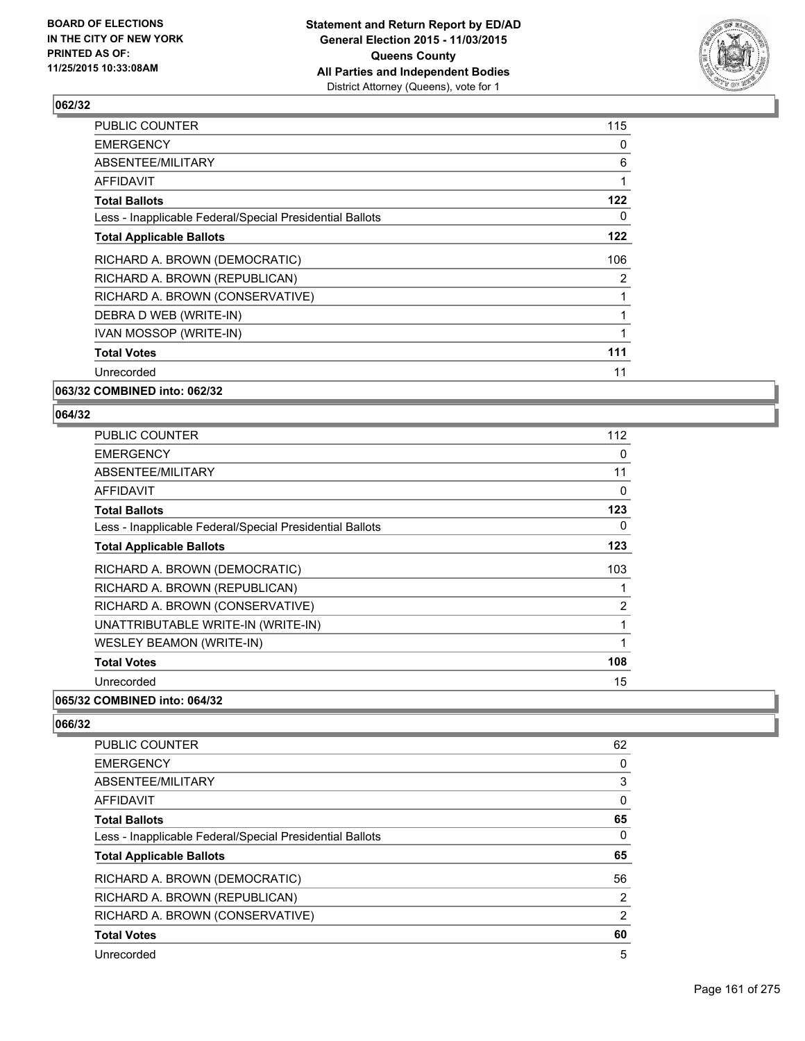**Statement and Return Report by ED/AD**
**General Election 2015 - 11/03/2015**
**Queens County**
**All Parties and Independent Bodies**
District Attorney (Queens), vote for 1

BOARD OF ELECTIONS
IN THE CITY OF NEW YORK
PRINTED AS OF:
11/25/2015 10:33:08AM

### 062/32

| | |
|---|---|
| PUBLIC COUNTER | 115 |
| EMERGENCY | 0 |
| ABSENTEE/MILITARY | 6 |
| AFFIDAVIT | 1 |
| **Total Ballots** | **122** |
| Less - Inapplicable Federal/Special Presidential Ballots | 0 |
| **Total Applicable Ballots** | **122** |
| RICHARD A. BROWN (DEMOCRATIC) | 106 |
| RICHARD A. BROWN (REPUBLICAN) | 2 |
| RICHARD A. BROWN (CONSERVATIVE) | 1 |
| DEBRA D WEB (WRITE-IN) | 1 |
| IVAN MOSSOP (WRITE-IN) | 1 |
| **Total Votes** | **111** |
| Unrecorded | 11 |

### 063/32 COMBINED into: 062/32

### 064/32

| | |
|---|---|
| PUBLIC COUNTER | 112 |
| EMERGENCY | 0 |
| ABSENTEE/MILITARY | 11 |
| AFFIDAVIT | 0 |
| **Total Ballots** | **123** |
| Less - Inapplicable Federal/Special Presidential Ballots | 0 |
| **Total Applicable Ballots** | **123** |
| RICHARD A. BROWN (DEMOCRATIC) | 103 |
| RICHARD A. BROWN (REPUBLICAN) | 1 |
| RICHARD A. BROWN (CONSERVATIVE) | 2 |
| UNATTRIBUTABLE WRITE-IN (WRITE-IN) | 1 |
| WESLEY BEAMON (WRITE-IN) | 1 |
| **Total Votes** | **108** |
| Unrecorded | 15 |

### 065/32 COMBINED into: 064/32

### 066/32

| | |
|---|---|
| PUBLIC COUNTER | 62 |
| EMERGENCY | 0 |
| ABSENTEE/MILITARY | 3 |
| AFFIDAVIT | 0 |
| **Total Ballots** | **65** |
| Less - Inapplicable Federal/Special Presidential Ballots | 0 |
| **Total Applicable Ballots** | **65** |
| RICHARD A. BROWN (DEMOCRATIC) | 56 |
| RICHARD A. BROWN (REPUBLICAN) | 2 |
| RICHARD A. BROWN (CONSERVATIVE) | 2 |
| **Total Votes** | **60** |
| Unrecorded | 5 |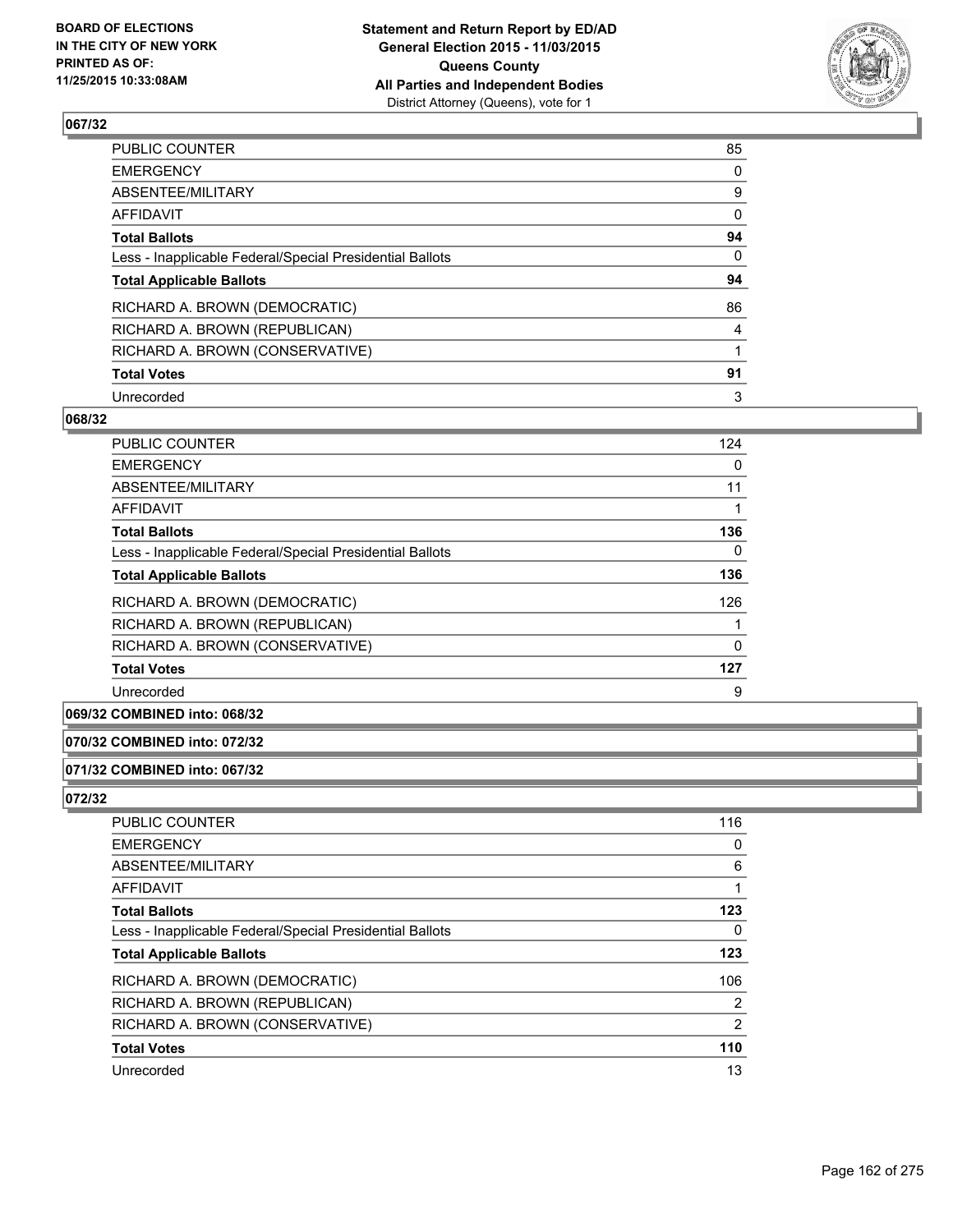## 067/32

| | |
|---|---|
| PUBLIC COUNTER | 85 |
| EMERGENCY | 0 |
| ABSENTEE/MILITARY | 9 |
| AFFIDAVIT | 0 |
| **Total Ballots** | **94** |
| Less - Inapplicable Federal/Special Presidential Ballots | 0 |
| **Total Applicable Ballots** | **94** |
| RICHARD A. BROWN (DEMOCRATIC) | 86 |
| RICHARD A. BROWN (REPUBLICAN) | 4 |
| RICHARD A. BROWN (CONSERVATIVE) | 1 |
| **Total Votes** | **91** |
| Unrecorded | 3 |

## 068/32

| | |
|---|---|
| PUBLIC COUNTER | 124 |
| EMERGENCY | 0 |
| ABSENTEE/MILITARY | 11 |
| AFFIDAVIT | 1 |
| **Total Ballots** | **136** |
| Less - Inapplicable Federal/Special Presidential Ballots | 0 |
| **Total Applicable Ballots** | **136** |
| RICHARD A. BROWN (DEMOCRATIC) | 126 |
| RICHARD A. BROWN (REPUBLICAN) | 1 |
| RICHARD A. BROWN (CONSERVATIVE) | 0 |
| **Total Votes** | **127** |
| Unrecorded | 9 |

**069/32 COMBINED into: 068/32**

**070/32 COMBINED into: 072/32**

**071/32 COMBINED into: 067/32**

## 072/32

| | |
|---|---|
| PUBLIC COUNTER | 116 |
| EMERGENCY | 0 |
| ABSENTEE/MILITARY | 6 |
| AFFIDAVIT | 1 |
| **Total Ballots** | **123** |
| Less - Inapplicable Federal/Special Presidential Ballots | 0 |
| **Total Applicable Ballots** | **123** |
| RICHARD A. BROWN (DEMOCRATIC) | 106 |
| RICHARD A. BROWN (REPUBLICAN) | 2 |
| RICHARD A. BROWN (CONSERVATIVE) | 2 |
| **Total Votes** | **110** |
| Unrecorded | 13 |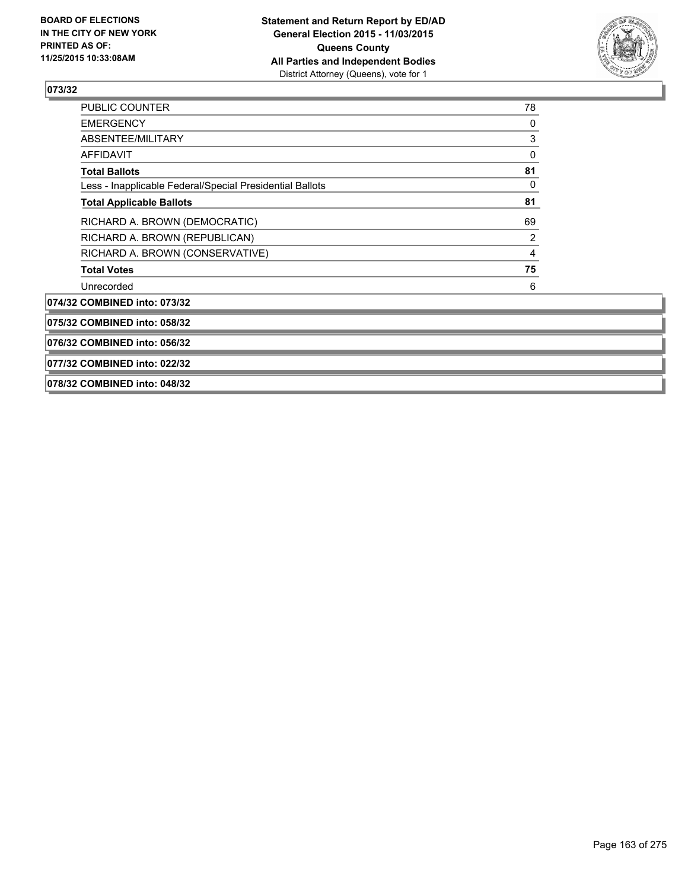**Statement and Return Report by ED/AD**
**General Election 2015 - 11/03/2015**
**Queens County**
**All Parties and Independent Bodies**
District Attorney (Queens), vote for 1

BOARD OF ELECTIONS IN THE CITY OF NEW YORK PRINTED AS OF: 11/25/2015 10:33:08AM

## 073/32

| | |
|---|---|
| PUBLIC COUNTER | 78 |
| EMERGENCY | 0 |
| ABSENTEE/MILITARY | 3 |
| AFFIDAVIT | 0 |
| **Total Ballots** | **81** |
| Less - Inapplicable Federal/Special Presidential Ballots | 0 |
| **Total Applicable Ballots** | **81** |
| RICHARD A. BROWN (DEMOCRATIC) | 69 |
| RICHARD A. BROWN (REPUBLICAN) | 2 |
| RICHARD A. BROWN (CONSERVATIVE) | 4 |
| **Total Votes** | **75** |
| Unrecorded | 6 |

**074/32 COMBINED into: 073/32**

**075/32 COMBINED into: 058/32**

**076/32 COMBINED into: 056/32**

**077/32 COMBINED into: 022/32**

**078/32 COMBINED into: 048/32**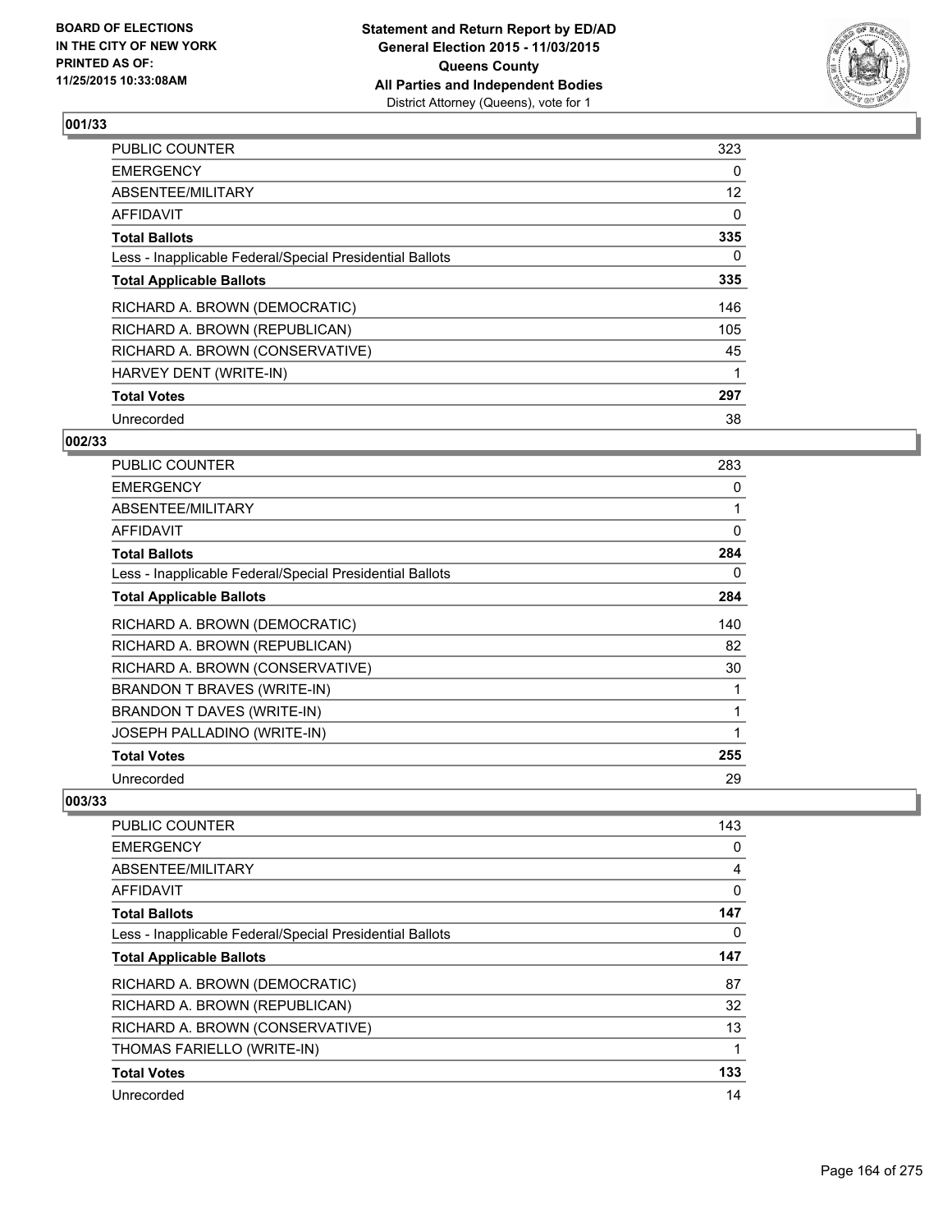**BOARD OF ELECTIONS IN THE CITY OF NEW YORK PRINTED AS OF: 11/25/2015 10:33:08AM**

**Statement and Return Report by ED/AD General Election 2015 - 11/03/2015 Queens County All Parties and Independent Bodies**
District Attorney (Queens), vote for 1

### 001/33

| | |
|---|---|
| PUBLIC COUNTER | 323 |
| EMERGENCY | 0 |
| ABSENTEE/MILITARY | 12 |
| AFFIDAVIT | 0 |
| **Total Ballots** | **335** |
| Less - Inapplicable Federal/Special Presidential Ballots | 0 |
| **Total Applicable Ballots** | **335** |
| RICHARD A. BROWN (DEMOCRATIC) | 146 |
| RICHARD A. BROWN (REPUBLICAN) | 105 |
| RICHARD A. BROWN (CONSERVATIVE) | 45 |
| HARVEY DENT (WRITE-IN) | 1 |
| **Total Votes** | **297** |
| Unrecorded | 38 |

### 002/33

| | |
|---|---|
| PUBLIC COUNTER | 283 |
| EMERGENCY | 0 |
| ABSENTEE/MILITARY | 1 |
| AFFIDAVIT | 0 |
| **Total Ballots** | **284** |
| Less - Inapplicable Federal/Special Presidential Ballots | 0 |
| **Total Applicable Ballots** | **284** |
| RICHARD A. BROWN (DEMOCRATIC) | 140 |
| RICHARD A. BROWN (REPUBLICAN) | 82 |
| RICHARD A. BROWN (CONSERVATIVE) | 30 |
| BRANDON T BRAVES (WRITE-IN) | 1 |
| BRANDON T DAVES (WRITE-IN) | 1 |
| JOSEPH PALLADINO (WRITE-IN) | 1 |
| **Total Votes** | **255** |
| Unrecorded | 29 |

### 003/33

| | |
|---|---|
| PUBLIC COUNTER | 143 |
| EMERGENCY | 0 |
| ABSENTEE/MILITARY | 4 |
| AFFIDAVIT | 0 |
| **Total Ballots** | **147** |
| Less - Inapplicable Federal/Special Presidential Ballots | 0 |
| **Total Applicable Ballots** | **147** |
| RICHARD A. BROWN (DEMOCRATIC) | 87 |
| RICHARD A. BROWN (REPUBLICAN) | 32 |
| RICHARD A. BROWN (CONSERVATIVE) | 13 |
| THOMAS FARIELLO (WRITE-IN) | 1 |
| **Total Votes** | **133** |
| Unrecorded | 14 |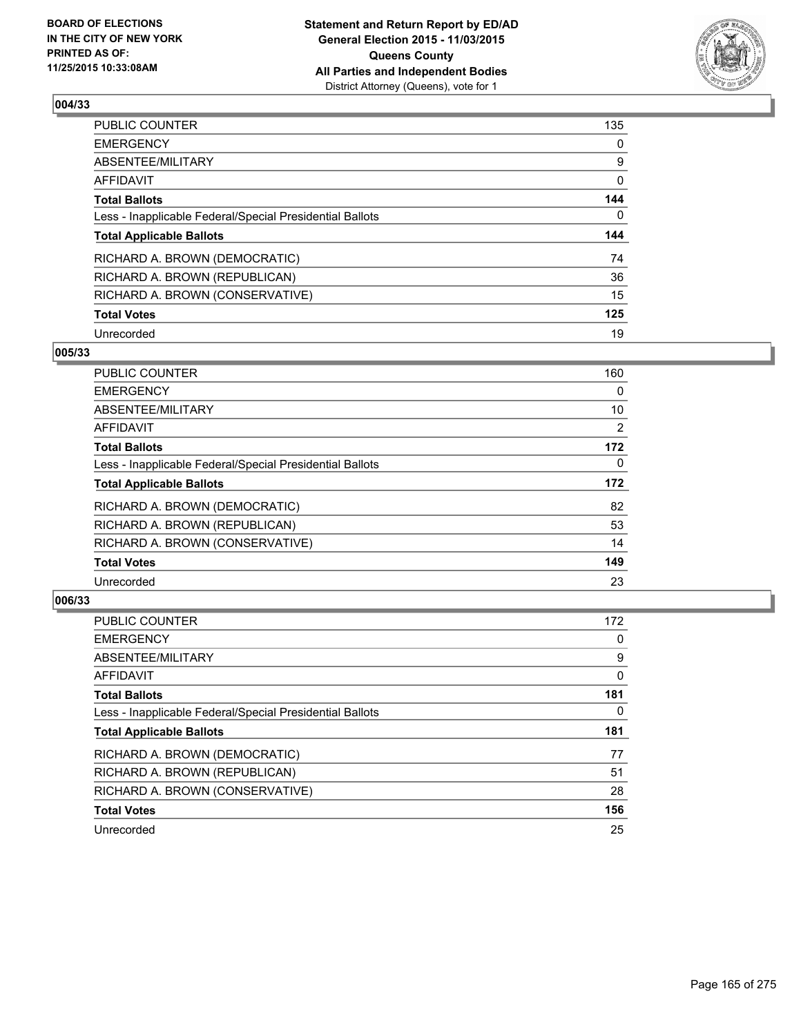### 004/33

| | |
|---|---|
| PUBLIC COUNTER | 135 |
| EMERGENCY | 0 |
| ABSENTEE/MILITARY | 9 |
| AFFIDAVIT | 0 |
| **Total Ballots** | **144** |
| Less - Inapplicable Federal/Special Presidential Ballots | 0 |
| **Total Applicable Ballots** | **144** |
| RICHARD A. BROWN (DEMOCRATIC) | 74 |
| RICHARD A. BROWN (REPUBLICAN) | 36 |
| RICHARD A. BROWN (CONSERVATIVE) | 15 |
| **Total Votes** | **125** |
| Unrecorded | 19 |

### 005/33

| | |
|---|---|
| PUBLIC COUNTER | 160 |
| EMERGENCY | 0 |
| ABSENTEE/MILITARY | 10 |
| AFFIDAVIT | 2 |
| **Total Ballots** | **172** |
| Less - Inapplicable Federal/Special Presidential Ballots | 0 |
| **Total Applicable Ballots** | **172** |
| RICHARD A. BROWN (DEMOCRATIC) | 82 |
| RICHARD A. BROWN (REPUBLICAN) | 53 |
| RICHARD A. BROWN (CONSERVATIVE) | 14 |
| **Total Votes** | **149** |
| Unrecorded | 23 |

### 006/33

| | |
|---|---|
| PUBLIC COUNTER | 172 |
| EMERGENCY | 0 |
| ABSENTEE/MILITARY | 9 |
| AFFIDAVIT | 0 |
| **Total Ballots** | **181** |
| Less - Inapplicable Federal/Special Presidential Ballots | 0 |
| **Total Applicable Ballots** | **181** |
| RICHARD A. BROWN (DEMOCRATIC) | 77 |
| RICHARD A. BROWN (REPUBLICAN) | 51 |
| RICHARD A. BROWN (CONSERVATIVE) | 28 |
| **Total Votes** | **156** |
| Unrecorded | 25 |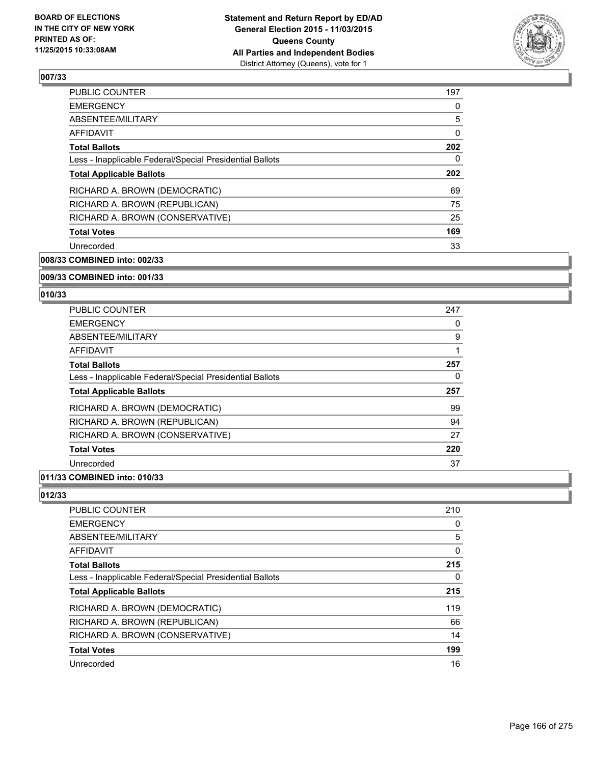**BOARD OF ELECTIONS IN THE CITY OF NEW YORK PRINTED AS OF: 11/25/2015 10:33:08AM**

**Statement and Return Report by ED/AD General Election 2015 - 11/03/2015 Queens County All Parties and Independent Bodies** District Attorney (Queens), vote for 1

### 007/33

| | |
|---|---|
| PUBLIC COUNTER | 197 |
| EMERGENCY | 0 |
| ABSENTEE/MILITARY | 5 |
| AFFIDAVIT | 0 |
| **Total Ballots** | **202** |
| Less - Inapplicable Federal/Special Presidential Ballots | 0 |
| **Total Applicable Ballots** | **202** |
| RICHARD A. BROWN (DEMOCRATIC) | 69 |
| RICHARD A. BROWN (REPUBLICAN) | 75 |
| RICHARD A. BROWN (CONSERVATIVE) | 25 |
| **Total Votes** | **169** |
| Unrecorded | 33 |

### 008/33 COMBINED into: 002/33

### 009/33 COMBINED into: 001/33

### 010/33

| | |
|---|---|
| PUBLIC COUNTER | 247 |
| EMERGENCY | 0 |
| ABSENTEE/MILITARY | 9 |
| AFFIDAVIT | 1 |
| **Total Ballots** | **257** |
| Less - Inapplicable Federal/Special Presidential Ballots | 0 |
| **Total Applicable Ballots** | **257** |
| RICHARD A. BROWN (DEMOCRATIC) | 99 |
| RICHARD A. BROWN (REPUBLICAN) | 94 |
| RICHARD A. BROWN (CONSERVATIVE) | 27 |
| **Total Votes** | **220** |
| Unrecorded | 37 |

### 011/33 COMBINED into: 010/33

### 012/33

| | |
|---|---|
| PUBLIC COUNTER | 210 |
| EMERGENCY | 0 |
| ABSENTEE/MILITARY | 5 |
| AFFIDAVIT | 0 |
| **Total Ballots** | **215** |
| Less - Inapplicable Federal/Special Presidential Ballots | 0 |
| **Total Applicable Ballots** | **215** |
| RICHARD A. BROWN (DEMOCRATIC) | 119 |
| RICHARD A. BROWN (REPUBLICAN) | 66 |
| RICHARD A. BROWN (CONSERVATIVE) | 14 |
| **Total Votes** | **199** |
| Unrecorded | 16 |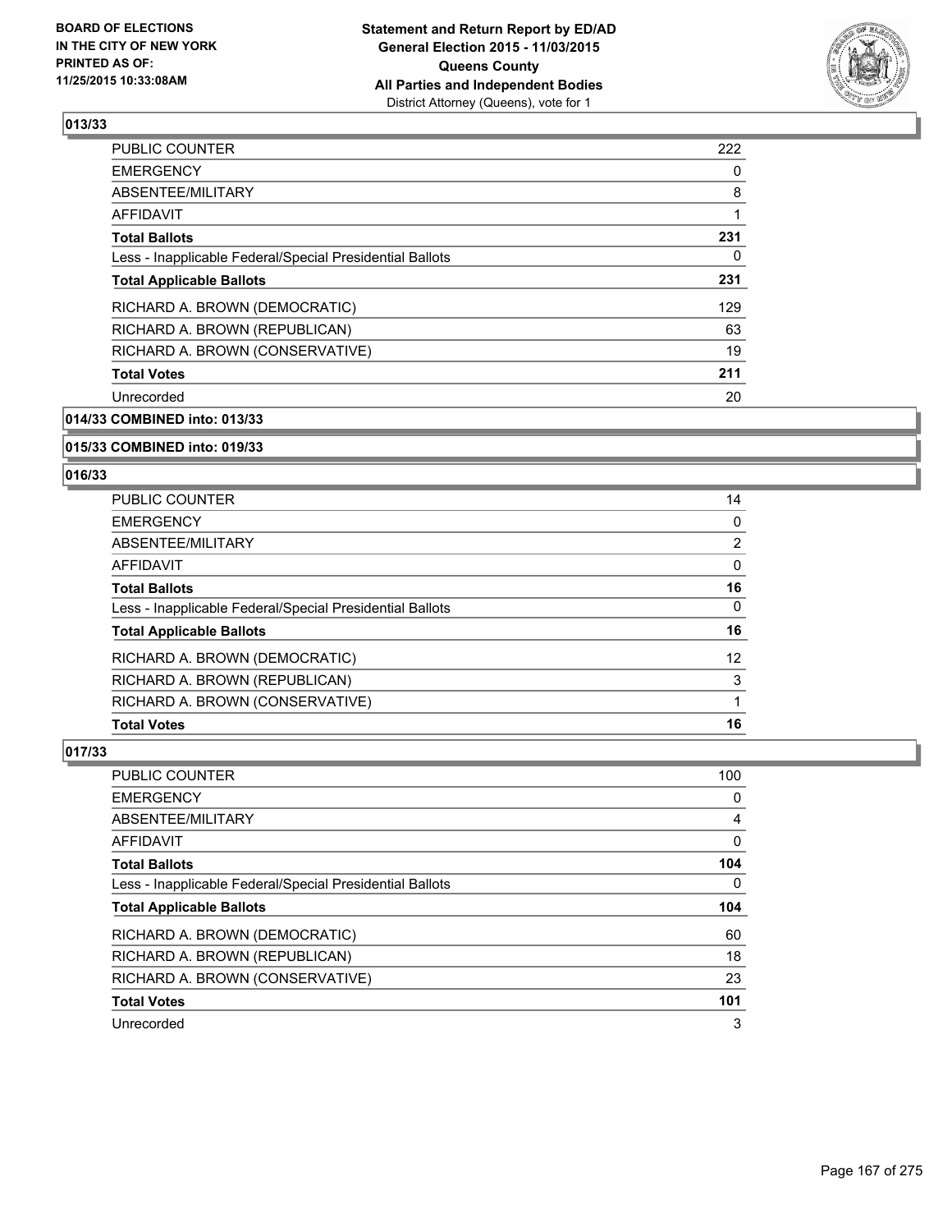## 013/33

| | |
|---|---|
| PUBLIC COUNTER | 222 |
| EMERGENCY | 0 |
| ABSENTEE/MILITARY | 8 |
| AFFIDAVIT | 1 |
| **Total Ballots** | **231** |
| Less - Inapplicable Federal/Special Presidential Ballots | 0 |
| **Total Applicable Ballots** | **231** |
| RICHARD A. BROWN (DEMOCRATIC) | 129 |
| RICHARD A. BROWN (REPUBLICAN) | 63 |
| RICHARD A. BROWN (CONSERVATIVE) | 19 |
| **Total Votes** | **211** |
| Unrecorded | 20 |

## 014/33 COMBINED into: 013/33

## 015/33 COMBINED into: 019/33

## 016/33

| | |
|---|---|
| PUBLIC COUNTER | 14 |
| EMERGENCY | 0 |
| ABSENTEE/MILITARY | 2 |
| AFFIDAVIT | 0 |
| **Total Ballots** | **16** |
| Less - Inapplicable Federal/Special Presidential Ballots | 0 |
| **Total Applicable Ballots** | **16** |
| RICHARD A. BROWN (DEMOCRATIC) | 12 |
| RICHARD A. BROWN (REPUBLICAN) | 3 |
| RICHARD A. BROWN (CONSERVATIVE) | 1 |
| **Total Votes** | **16** |

## 017/33

| | |
|---|---|
| PUBLIC COUNTER | 100 |
| EMERGENCY | 0 |
| ABSENTEE/MILITARY | 4 |
| AFFIDAVIT | 0 |
| **Total Ballots** | **104** |
| Less - Inapplicable Federal/Special Presidential Ballots | 0 |
| **Total Applicable Ballots** | **104** |
| RICHARD A. BROWN (DEMOCRATIC) | 60 |
| RICHARD A. BROWN (REPUBLICAN) | 18 |
| RICHARD A. BROWN (CONSERVATIVE) | 23 |
| **Total Votes** | **101** |
| Unrecorded | 3 |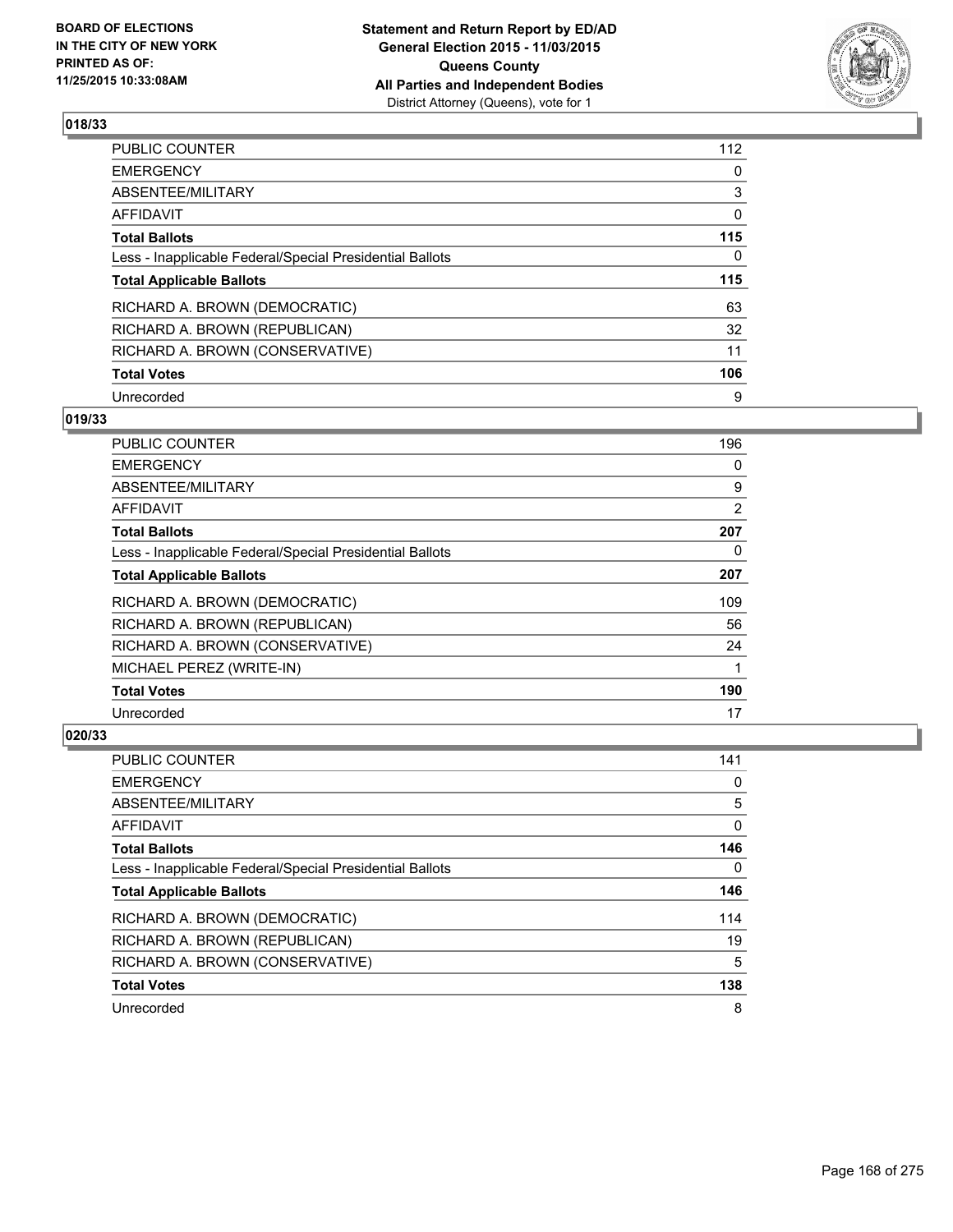## 018/33

| | |
|---|---|
| PUBLIC COUNTER | 112 |
| EMERGENCY | 0 |
| ABSENTEE/MILITARY | 3 |
| AFFIDAVIT | 0 |
| **Total Ballots** | **115** |
| Less - Inapplicable Federal/Special Presidential Ballots | 0 |
| **Total Applicable Ballots** | **115** |
| RICHARD A. BROWN (DEMOCRATIC) | 63 |
| RICHARD A. BROWN (REPUBLICAN) | 32 |
| RICHARD A. BROWN (CONSERVATIVE) | 11 |
| **Total Votes** | **106** |
| Unrecorded | 9 |

## 019/33

| | |
|---|---|
| PUBLIC COUNTER | 196 |
| EMERGENCY | 0 |
| ABSENTEE/MILITARY | 9 |
| AFFIDAVIT | 2 |
| **Total Ballots** | **207** |
| Less - Inapplicable Federal/Special Presidential Ballots | 0 |
| **Total Applicable Ballots** | **207** |
| RICHARD A. BROWN (DEMOCRATIC) | 109 |
| RICHARD A. BROWN (REPUBLICAN) | 56 |
| RICHARD A. BROWN (CONSERVATIVE) | 24 |
| MICHAEL PEREZ (WRITE-IN) | 1 |
| **Total Votes** | **190** |
| Unrecorded | 17 |

## 020/33

| | |
|---|---|
| PUBLIC COUNTER | 141 |
| EMERGENCY | 0 |
| ABSENTEE/MILITARY | 5 |
| AFFIDAVIT | 0 |
| **Total Ballots** | **146** |
| Less - Inapplicable Federal/Special Presidential Ballots | 0 |
| **Total Applicable Ballots** | **146** |
| RICHARD A. BROWN (DEMOCRATIC) | 114 |
| RICHARD A. BROWN (REPUBLICAN) | 19 |
| RICHARD A. BROWN (CONSERVATIVE) | 5 |
| **Total Votes** | **138** |
| Unrecorded | 8 |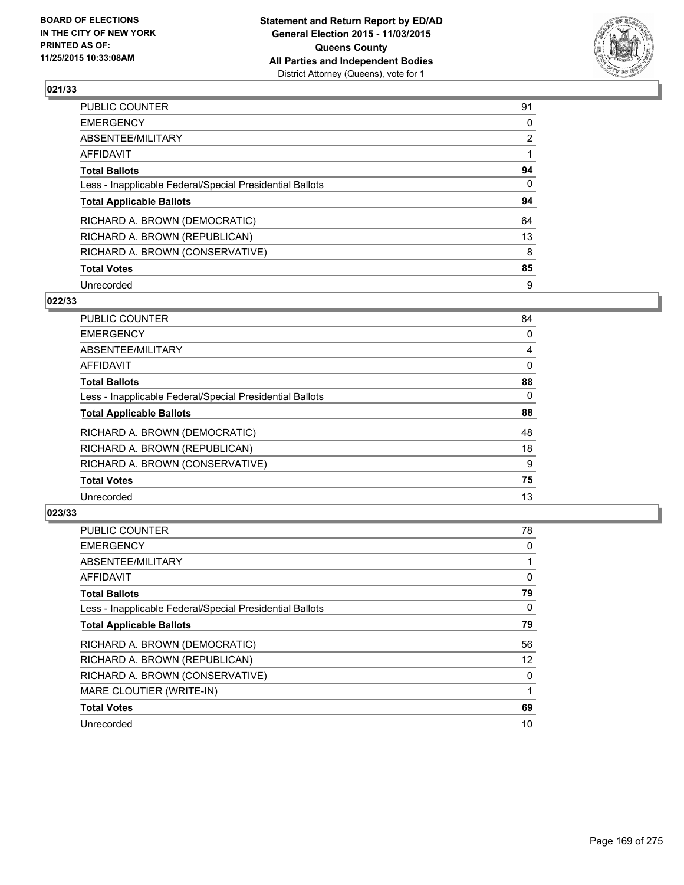### 021/33

| | |
|---|---|
| PUBLIC COUNTER | 91 |
| EMERGENCY | 0 |
| ABSENTEE/MILITARY | 2 |
| AFFIDAVIT | 1 |
| **Total Ballots** | **94** |
| Less - Inapplicable Federal/Special Presidential Ballots | 0 |
| **Total Applicable Ballots** | **94** |
| RICHARD A. BROWN (DEMOCRATIC) | 64 |
| RICHARD A. BROWN (REPUBLICAN) | 13 |
| RICHARD A. BROWN (CONSERVATIVE) | 8 |
| **Total Votes** | **85** |
| Unrecorded | 9 |

### 022/33

| | |
|---|---|
| PUBLIC COUNTER | 84 |
| EMERGENCY | 0 |
| ABSENTEE/MILITARY | 4 |
| AFFIDAVIT | 0 |
| **Total Ballots** | **88** |
| Less - Inapplicable Federal/Special Presidential Ballots | 0 |
| **Total Applicable Ballots** | **88** |
| RICHARD A. BROWN (DEMOCRATIC) | 48 |
| RICHARD A. BROWN (REPUBLICAN) | 18 |
| RICHARD A. BROWN (CONSERVATIVE) | 9 |
| **Total Votes** | **75** |
| Unrecorded | 13 |

### 023/33

| | |
|---|---|
| PUBLIC COUNTER | 78 |
| EMERGENCY | 0 |
| ABSENTEE/MILITARY | 1 |
| AFFIDAVIT | 0 |
| **Total Ballots** | **79** |
| Less - Inapplicable Federal/Special Presidential Ballots | 0 |
| **Total Applicable Ballots** | **79** |
| RICHARD A. BROWN (DEMOCRATIC) | 56 |
| RICHARD A. BROWN (REPUBLICAN) | 12 |
| RICHARD A. BROWN (CONSERVATIVE) | 0 |
| MARE CLOUTIER (WRITE-IN) | 1 |
| **Total Votes** | **69** |
| Unrecorded | 10 |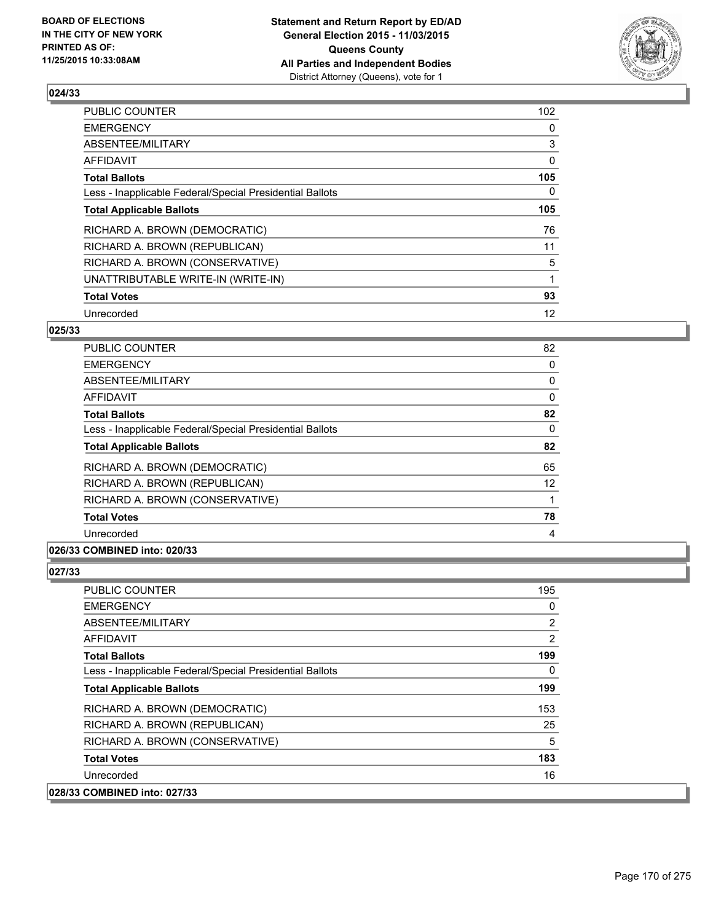### 024/33

| | |
|---|---|
| PUBLIC COUNTER | 102 |
| EMERGENCY | 0 |
| ABSENTEE/MILITARY | 3 |
| AFFIDAVIT | 0 |
| **Total Ballots** | **105** |
| Less - Inapplicable Federal/Special Presidential Ballots | 0 |
| **Total Applicable Ballots** | **105** |
| RICHARD A. BROWN (DEMOCRATIC) | 76 |
| RICHARD A. BROWN (REPUBLICAN) | 11 |
| RICHARD A. BROWN (CONSERVATIVE) | 5 |
| UNATTRIBUTABLE WRITE-IN (WRITE-IN) | 1 |
| **Total Votes** | **93** |
| Unrecorded | 12 |

### 025/33

| | |
|---|---|
| PUBLIC COUNTER | 82 |
| EMERGENCY | 0 |
| ABSENTEE/MILITARY | 0 |
| AFFIDAVIT | 0 |
| **Total Ballots** | **82** |
| Less - Inapplicable Federal/Special Presidential Ballots | 0 |
| **Total Applicable Ballots** | **82** |
| RICHARD A. BROWN (DEMOCRATIC) | 65 |
| RICHARD A. BROWN (REPUBLICAN) | 12 |
| RICHARD A. BROWN (CONSERVATIVE) | 1 |
| **Total Votes** | **78** |
| Unrecorded | 4 |

### 026/33 COMBINED into: 020/33

### 027/33

| | |
|---|---|
| PUBLIC COUNTER | 195 |
| EMERGENCY | 0 |
| ABSENTEE/MILITARY | 2 |
| AFFIDAVIT | 2 |
| **Total Ballots** | **199** |
| Less - Inapplicable Federal/Special Presidential Ballots | 0 |
| **Total Applicable Ballots** | **199** |
| RICHARD A. BROWN (DEMOCRATIC) | 153 |
| RICHARD A. BROWN (REPUBLICAN) | 25 |
| RICHARD A. BROWN (CONSERVATIVE) | 5 |
| **Total Votes** | **183** |
| Unrecorded | 16 |

### 028/33 COMBINED into: 027/33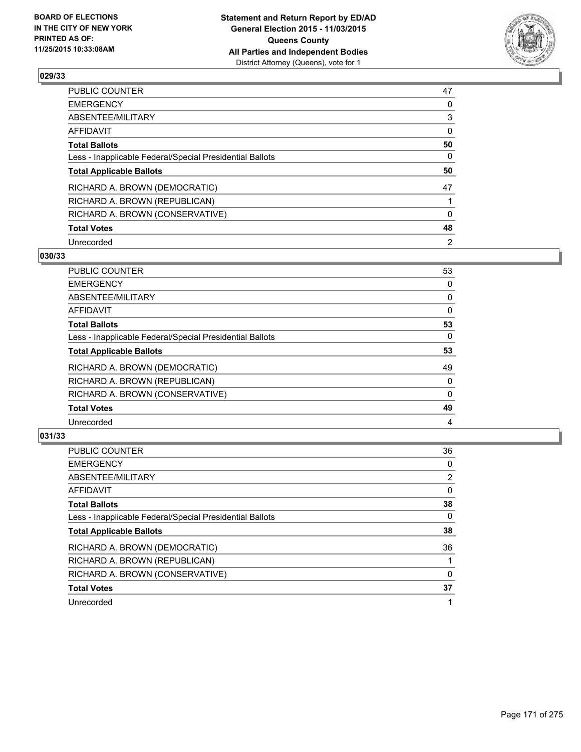**BOARD OF ELECTIONS IN THE CITY OF NEW YORK PRINTED AS OF: 11/25/2015 10:33:08AM**

**Statement and Return Report by ED/AD General Election 2015 - 11/03/2015 Queens County All Parties and Independent Bodies**
District Attorney (Queens), vote for 1

## 029/33

| | |
|---|---|
| PUBLIC COUNTER | 47 |
| EMERGENCY | 0 |
| ABSENTEE/MILITARY | 3 |
| AFFIDAVIT | 0 |
| **Total Ballots** | **50** |
| Less - Inapplicable Federal/Special Presidential Ballots | 0 |
| **Total Applicable Ballots** | **50** |
| RICHARD A. BROWN (DEMOCRATIC) | 47 |
| RICHARD A. BROWN (REPUBLICAN) | 1 |
| RICHARD A. BROWN (CONSERVATIVE) | 0 |
| **Total Votes** | **48** |
| Unrecorded | 2 |

## 030/33

| | |
|---|---|
| PUBLIC COUNTER | 53 |
| EMERGENCY | 0 |
| ABSENTEE/MILITARY | 0 |
| AFFIDAVIT | 0 |
| **Total Ballots** | **53** |
| Less - Inapplicable Federal/Special Presidential Ballots | 0 |
| **Total Applicable Ballots** | **53** |
| RICHARD A. BROWN (DEMOCRATIC) | 49 |
| RICHARD A. BROWN (REPUBLICAN) | 0 |
| RICHARD A. BROWN (CONSERVATIVE) | 0 |
| **Total Votes** | **49** |
| Unrecorded | 4 |

## 031/33

| | |
|---|---|
| PUBLIC COUNTER | 36 |
| EMERGENCY | 0 |
| ABSENTEE/MILITARY | 2 |
| AFFIDAVIT | 0 |
| **Total Ballots** | **38** |
| Less - Inapplicable Federal/Special Presidential Ballots | 0 |
| **Total Applicable Ballots** | **38** |
| RICHARD A. BROWN (DEMOCRATIC) | 36 |
| RICHARD A. BROWN (REPUBLICAN) | 1 |
| RICHARD A. BROWN (CONSERVATIVE) | 0 |
| **Total Votes** | **37** |
| Unrecorded | 1 |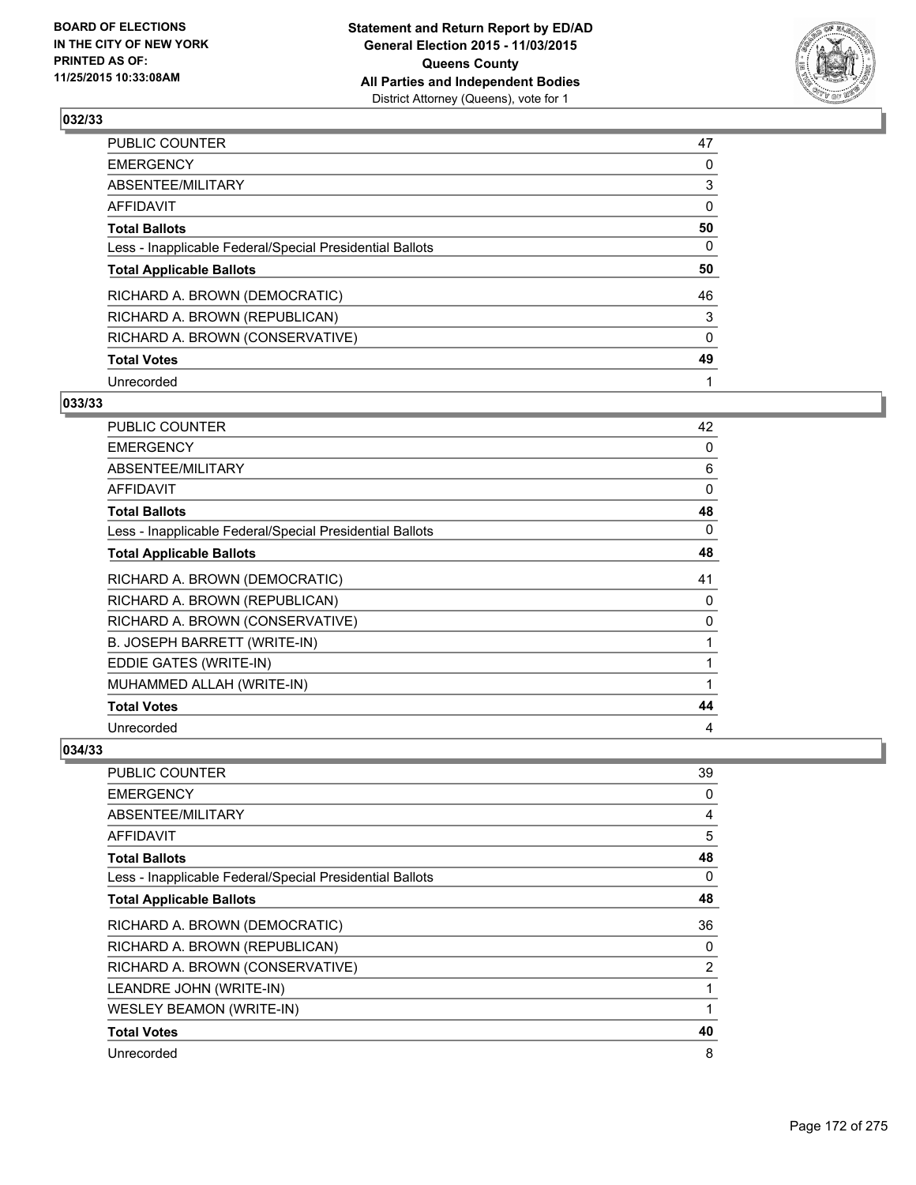## 032/33

| | |
|---|---|
| PUBLIC COUNTER | 47 |
| EMERGENCY | 0 |
| ABSENTEE/MILITARY | 3 |
| AFFIDAVIT | 0 |
| **Total Ballots** | **50** |
| Less - Inapplicable Federal/Special Presidential Ballots | 0 |
| **Total Applicable Ballots** | **50** |
| RICHARD A. BROWN (DEMOCRATIC) | 46 |
| RICHARD A. BROWN (REPUBLICAN) | 3 |
| RICHARD A. BROWN (CONSERVATIVE) | 0 |
| **Total Votes** | **49** |
| Unrecorded | 1 |

## 033/33

| | |
|---|---|
| PUBLIC COUNTER | 42 |
| EMERGENCY | 0 |
| ABSENTEE/MILITARY | 6 |
| AFFIDAVIT | 0 |
| **Total Ballots** | **48** |
| Less - Inapplicable Federal/Special Presidential Ballots | 0 |
| **Total Applicable Ballots** | **48** |
| RICHARD A. BROWN (DEMOCRATIC) | 41 |
| RICHARD A. BROWN (REPUBLICAN) | 0 |
| RICHARD A. BROWN (CONSERVATIVE) | 0 |
| B. JOSEPH BARRETT (WRITE-IN) | 1 |
| EDDIE GATES (WRITE-IN) | 1 |
| MUHAMMED ALLAH (WRITE-IN) | 1 |
| **Total Votes** | **44** |
| Unrecorded | 4 |

## 034/33

| | |
|---|---|
| PUBLIC COUNTER | 39 |
| EMERGENCY | 0 |
| ABSENTEE/MILITARY | 4 |
| AFFIDAVIT | 5 |
| **Total Ballots** | **48** |
| Less - Inapplicable Federal/Special Presidential Ballots | 0 |
| **Total Applicable Ballots** | **48** |
| RICHARD A. BROWN (DEMOCRATIC) | 36 |
| RICHARD A. BROWN (REPUBLICAN) | 0 |
| RICHARD A. BROWN (CONSERVATIVE) | 2 |
| LEANDRE JOHN (WRITE-IN) | 1 |
| WESLEY BEAMON (WRITE-IN) | 1 |
| **Total Votes** | **40** |
| Unrecorded | 8 |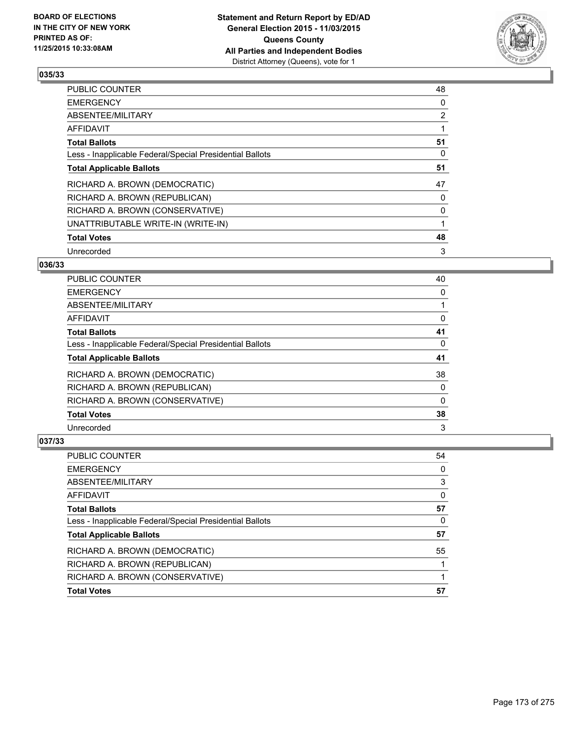**BOARD OF ELECTIONS IN THE CITY OF NEW YORK PRINTED AS OF: 11/25/2015 10:33:08AM**

**Statement and Return Report by ED/AD General Election 2015 - 11/03/2015 Queens County All Parties and Independent Bodies**
District Attorney (Queens), vote for 1

### 035/33

| | |
|---|---|
| PUBLIC COUNTER | 48 |
| EMERGENCY | 0 |
| ABSENTEE/MILITARY | 2 |
| AFFIDAVIT | 1 |
| **Total Ballots** | **51** |
| Less - Inapplicable Federal/Special Presidential Ballots | 0 |
| **Total Applicable Ballots** | **51** |
| RICHARD A. BROWN (DEMOCRATIC) | 47 |
| RICHARD A. BROWN (REPUBLICAN) | 0 |
| RICHARD A. BROWN (CONSERVATIVE) | 0 |
| UNATTRIBUTABLE WRITE-IN (WRITE-IN) | 1 |
| **Total Votes** | **48** |
| Unrecorded | 3 |

### 036/33

| | |
|---|---|
| PUBLIC COUNTER | 40 |
| EMERGENCY | 0 |
| ABSENTEE/MILITARY | 1 |
| AFFIDAVIT | 0 |
| **Total Ballots** | **41** |
| Less - Inapplicable Federal/Special Presidential Ballots | 0 |
| **Total Applicable Ballots** | **41** |
| RICHARD A. BROWN (DEMOCRATIC) | 38 |
| RICHARD A. BROWN (REPUBLICAN) | 0 |
| RICHARD A. BROWN (CONSERVATIVE) | 0 |
| **Total Votes** | **38** |
| Unrecorded | 3 |

### 037/33

| | |
|---|---|
| PUBLIC COUNTER | 54 |
| EMERGENCY | 0 |
| ABSENTEE/MILITARY | 3 |
| AFFIDAVIT | 0 |
| **Total Ballots** | **57** |
| Less - Inapplicable Federal/Special Presidential Ballots | 0 |
| **Total Applicable Ballots** | **57** |
| RICHARD A. BROWN (DEMOCRATIC) | 55 |
| RICHARD A. BROWN (REPUBLICAN) | 1 |
| RICHARD A. BROWN (CONSERVATIVE) | 1 |
| **Total Votes** | **57** |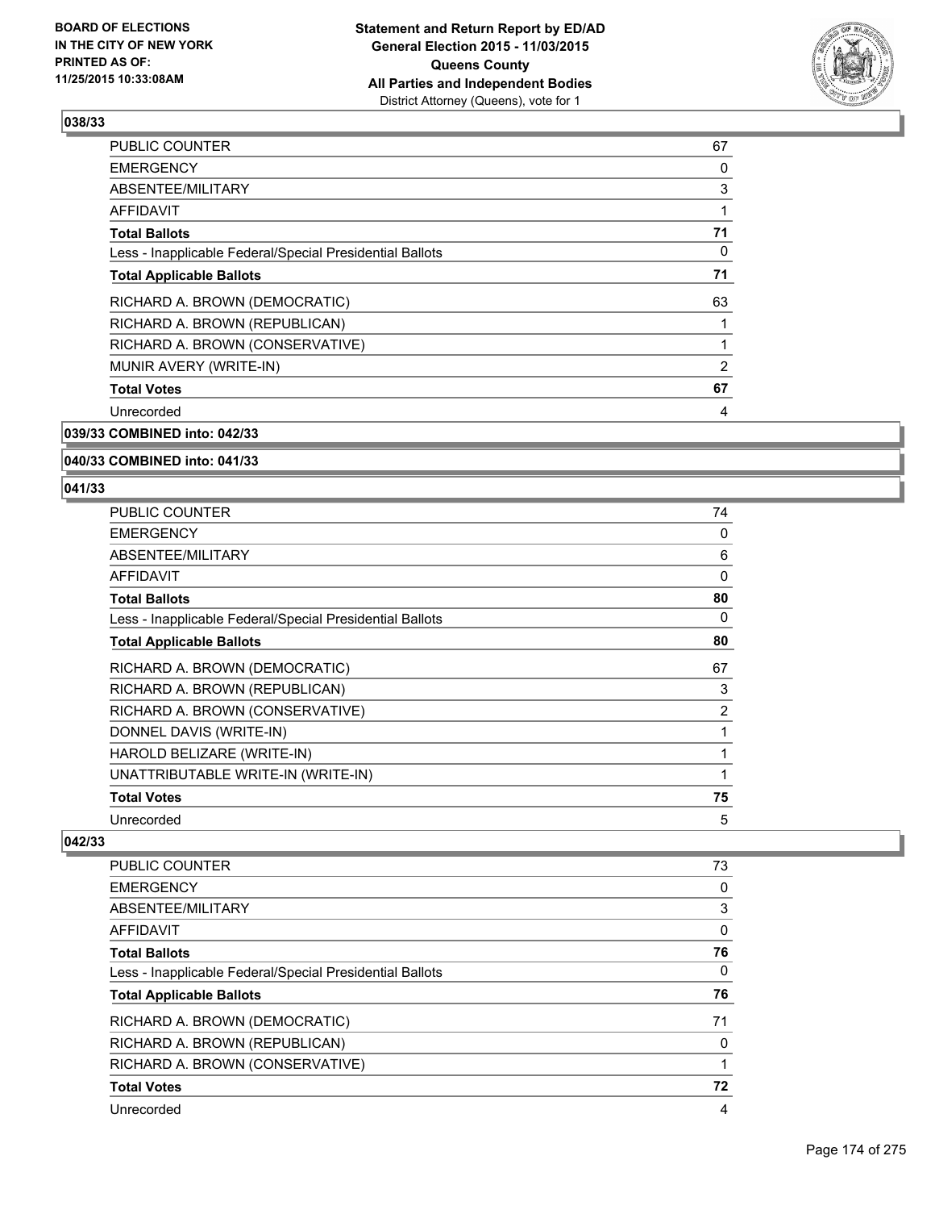**038/33**

| | |
|---|---|
| PUBLIC COUNTER | 67 |
| EMERGENCY | 0 |
| ABSENTEE/MILITARY | 3 |
| AFFIDAVIT | 1 |
| **Total Ballots** | **71** |
| Less - Inapplicable Federal/Special Presidential Ballots | 0 |
| **Total Applicable Ballots** | **71** |
| RICHARD A. BROWN (DEMOCRATIC) | 63 |
| RICHARD A. BROWN (REPUBLICAN) | 1 |
| RICHARD A. BROWN (CONSERVATIVE) | 1 |
| MUNIR AVERY (WRITE-IN) | 2 |
| **Total Votes** | **67** |
| Unrecorded | 4 |

**039/33 COMBINED into: 042/33**

**040/33 COMBINED into: 041/33**

**041/33**

| | |
|---|---|
| PUBLIC COUNTER | 74 |
| EMERGENCY | 0 |
| ABSENTEE/MILITARY | 6 |
| AFFIDAVIT | 0 |
| **Total Ballots** | **80** |
| Less - Inapplicable Federal/Special Presidential Ballots | 0 |
| **Total Applicable Ballots** | **80** |
| RICHARD A. BROWN (DEMOCRATIC) | 67 |
| RICHARD A. BROWN (REPUBLICAN) | 3 |
| RICHARD A. BROWN (CONSERVATIVE) | 2 |
| DONNEL DAVIS (WRITE-IN) | 1 |
| HAROLD BELIZARE (WRITE-IN) | 1 |
| UNATTRIBUTABLE WRITE-IN (WRITE-IN) | 1 |
| **Total Votes** | **75** |
| Unrecorded | 5 |

**042/33**

| | |
|---|---|
| PUBLIC COUNTER | 73 |
| EMERGENCY | 0 |
| ABSENTEE/MILITARY | 3 |
| AFFIDAVIT | 0 |
| **Total Ballots** | **76** |
| Less - Inapplicable Federal/Special Presidential Ballots | 0 |
| **Total Applicable Ballots** | **76** |
| RICHARD A. BROWN (DEMOCRATIC) | 71 |
| RICHARD A. BROWN (REPUBLICAN) | 0 |
| RICHARD A. BROWN (CONSERVATIVE) | 1 |
| **Total Votes** | **72** |
| Unrecorded | 4 |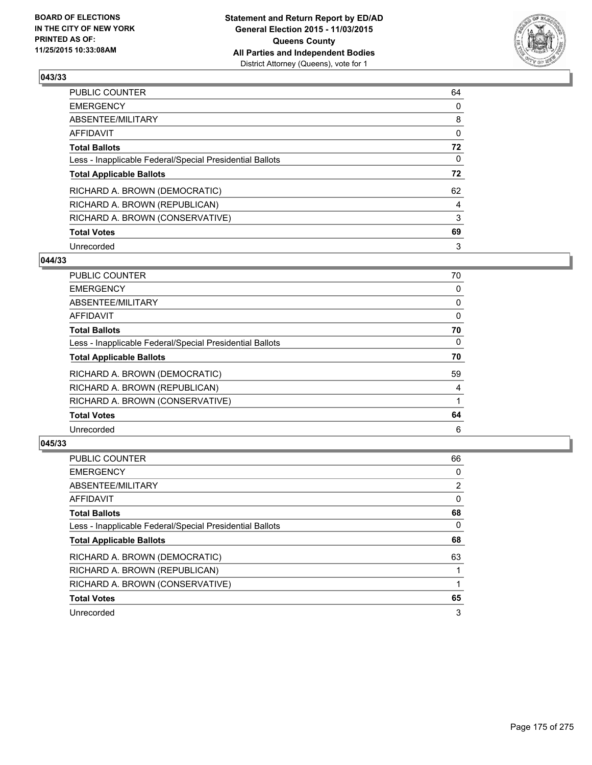## 043/33

| | |
|---|---|
| PUBLIC COUNTER | 64 |
| EMERGENCY | 0 |
| ABSENTEE/MILITARY | 8 |
| AFFIDAVIT | 0 |
| **Total Ballots** | **72** |
| Less - Inapplicable Federal/Special Presidential Ballots | 0 |
| **Total Applicable Ballots** | **72** |
| RICHARD A. BROWN (DEMOCRATIC) | 62 |
| RICHARD A. BROWN (REPUBLICAN) | 4 |
| RICHARD A. BROWN (CONSERVATIVE) | 3 |
| **Total Votes** | **69** |
| Unrecorded | 3 |

## 044/33

| | |
|---|---|
| PUBLIC COUNTER | 70 |
| EMERGENCY | 0 |
| ABSENTEE/MILITARY | 0 |
| AFFIDAVIT | 0 |
| **Total Ballots** | **70** |
| Less - Inapplicable Federal/Special Presidential Ballots | 0 |
| **Total Applicable Ballots** | **70** |
| RICHARD A. BROWN (DEMOCRATIC) | 59 |
| RICHARD A. BROWN (REPUBLICAN) | 4 |
| RICHARD A. BROWN (CONSERVATIVE) | 1 |
| **Total Votes** | **64** |
| Unrecorded | 6 |

## 045/33

| | |
|---|---|
| PUBLIC COUNTER | 66 |
| EMERGENCY | 0 |
| ABSENTEE/MILITARY | 2 |
| AFFIDAVIT | 0 |
| **Total Ballots** | **68** |
| Less - Inapplicable Federal/Special Presidential Ballots | 0 |
| **Total Applicable Ballots** | **68** |
| RICHARD A. BROWN (DEMOCRATIC) | 63 |
| RICHARD A. BROWN (REPUBLICAN) | 1 |
| RICHARD A. BROWN (CONSERVATIVE) | 1 |
| **Total Votes** | **65** |
| Unrecorded | 3 |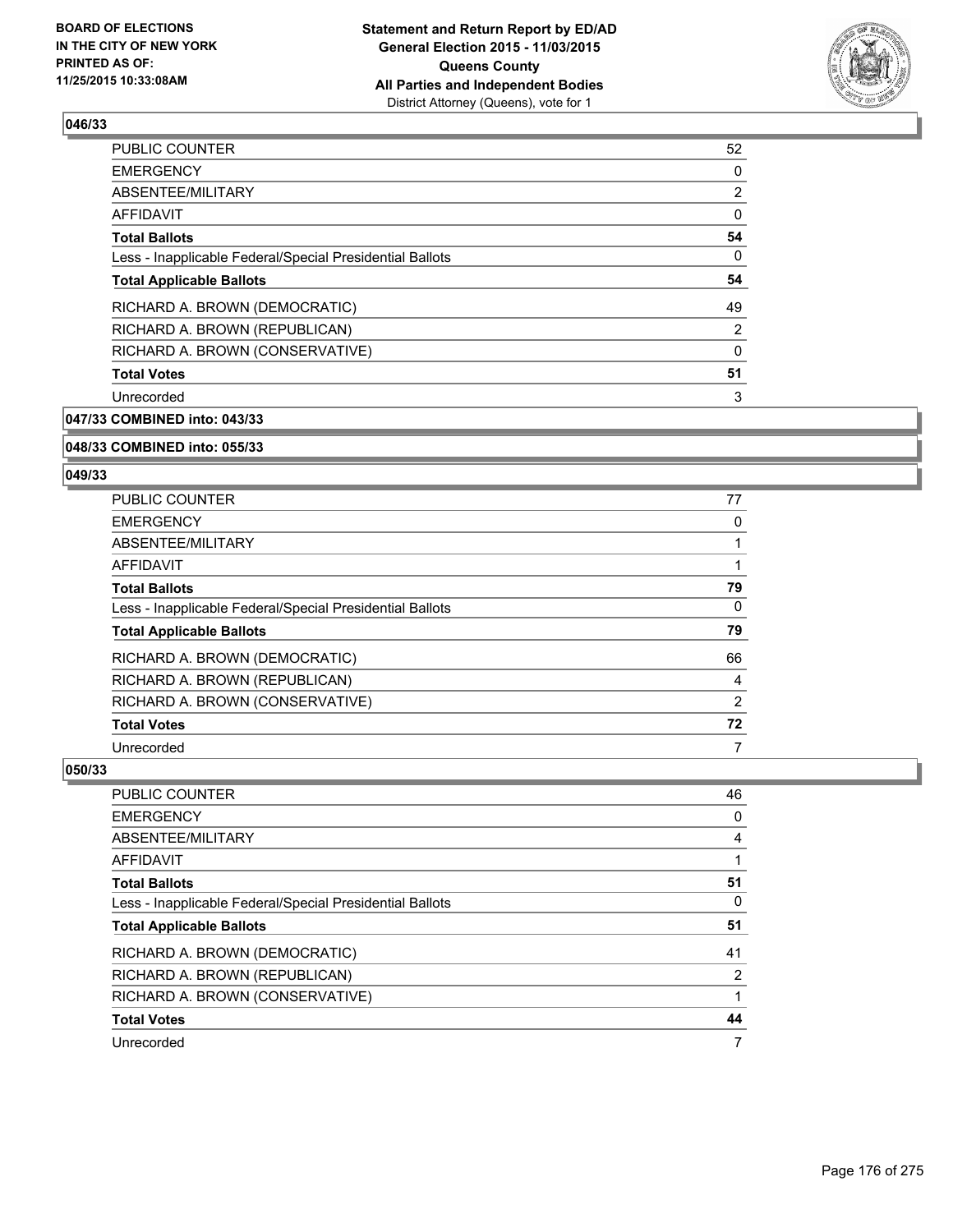**BOARD OF ELECTIONS IN THE CITY OF NEW YORK PRINTED AS OF: 11/25/2015 10:33:08AM**

**Statement and Return Report by ED/AD General Election 2015 - 11/03/2015 Queens County All Parties and Independent Bodies**
District Attorney (Queens), vote for 1

### 046/33

| | |
|---|---|
| PUBLIC COUNTER | 52 |
| EMERGENCY | 0 |
| ABSENTEE/MILITARY | 2 |
| AFFIDAVIT | 0 |
| **Total Ballots** | **54** |
| Less - Inapplicable Federal/Special Presidential Ballots | 0 |
| **Total Applicable Ballots** | **54** |
| RICHARD A. BROWN (DEMOCRATIC) | 49 |
| RICHARD A. BROWN (REPUBLICAN) | 2 |
| RICHARD A. BROWN (CONSERVATIVE) | 0 |
| **Total Votes** | **51** |
| Unrecorded | 3 |

### 047/33 COMBINED into: 043/33

### 048/33 COMBINED into: 055/33

### 049/33

| | |
|---|---|
| PUBLIC COUNTER | 77 |
| EMERGENCY | 0 |
| ABSENTEE/MILITARY | 1 |
| AFFIDAVIT | 1 |
| **Total Ballots** | **79** |
| Less - Inapplicable Federal/Special Presidential Ballots | 0 |
| **Total Applicable Ballots** | **79** |
| RICHARD A. BROWN (DEMOCRATIC) | 66 |
| RICHARD A. BROWN (REPUBLICAN) | 4 |
| RICHARD A. BROWN (CONSERVATIVE) | 2 |
| **Total Votes** | **72** |
| Unrecorded | 7 |

### 050/33

| | |
|---|---|
| PUBLIC COUNTER | 46 |
| EMERGENCY | 0 |
| ABSENTEE/MILITARY | 4 |
| AFFIDAVIT | 1 |
| **Total Ballots** | **51** |
| Less - Inapplicable Federal/Special Presidential Ballots | 0 |
| **Total Applicable Ballots** | **51** |
| RICHARD A. BROWN (DEMOCRATIC) | 41 |
| RICHARD A. BROWN (REPUBLICAN) | 2 |
| RICHARD A. BROWN (CONSERVATIVE) | 1 |
| **Total Votes** | **44** |
| Unrecorded | 7 |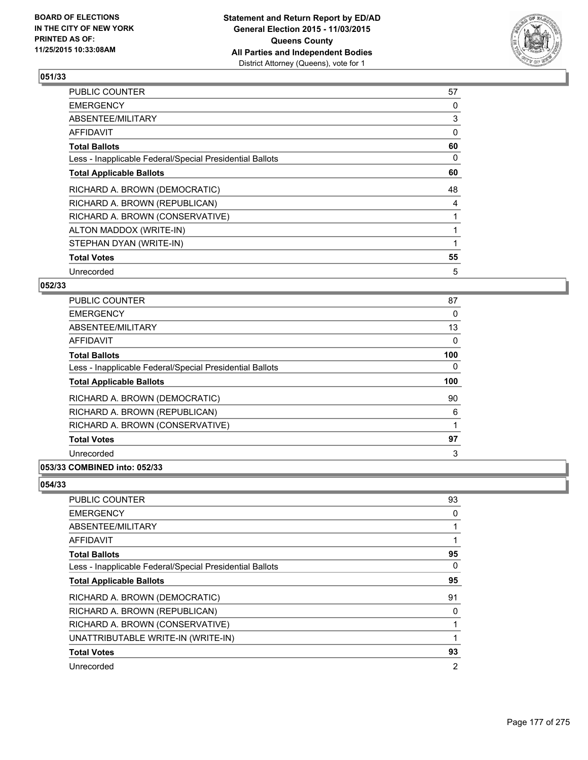**BOARD OF ELECTIONS IN THE CITY OF NEW YORK PRINTED AS OF: 11/25/2015 10:33:08AM**

**Statement and Return Report by ED/AD**
**General Election 2015 - 11/03/2015**
**Queens County**
**All Parties and Independent Bodies**
District Attorney (Queens), vote for 1

### 051/33

| | |
|---|---|
| PUBLIC COUNTER | 57 |
| EMERGENCY | 0 |
| ABSENTEE/MILITARY | 3 |
| AFFIDAVIT | 0 |
| **Total Ballots** | **60** |
| Less - Inapplicable Federal/Special Presidential Ballots | 0 |
| **Total Applicable Ballots** | **60** |
| RICHARD A. BROWN (DEMOCRATIC) | 48 |
| RICHARD A. BROWN (REPUBLICAN) | 4 |
| RICHARD A. BROWN (CONSERVATIVE) | 1 |
| ALTON MADDOX (WRITE-IN) | 1 |
| STEPHAN DYAN (WRITE-IN) | 1 |
| **Total Votes** | **55** |
| Unrecorded | 5 |

### 052/33

| | |
|---|---|
| PUBLIC COUNTER | 87 |
| EMERGENCY | 0 |
| ABSENTEE/MILITARY | 13 |
| AFFIDAVIT | 0 |
| **Total Ballots** | **100** |
| Less - Inapplicable Federal/Special Presidential Ballots | 0 |
| **Total Applicable Ballots** | **100** |
| RICHARD A. BROWN (DEMOCRATIC) | 90 |
| RICHARD A. BROWN (REPUBLICAN) | 6 |
| RICHARD A. BROWN (CONSERVATIVE) | 1 |
| **Total Votes** | **97** |
| Unrecorded | 3 |

### 053/33 COMBINED into: 052/33

### 054/33

| | |
|---|---|
| PUBLIC COUNTER | 93 |
| EMERGENCY | 0 |
| ABSENTEE/MILITARY | 1 |
| AFFIDAVIT | 1 |
| **Total Ballots** | **95** |
| Less - Inapplicable Federal/Special Presidential Ballots | 0 |
| **Total Applicable Ballots** | **95** |
| RICHARD A. BROWN (DEMOCRATIC) | 91 |
| RICHARD A. BROWN (REPUBLICAN) | 0 |
| RICHARD A. BROWN (CONSERVATIVE) | 1 |
| UNATTRIBUTABLE WRITE-IN (WRITE-IN) | 1 |
| **Total Votes** | **93** |
| Unrecorded | 2 |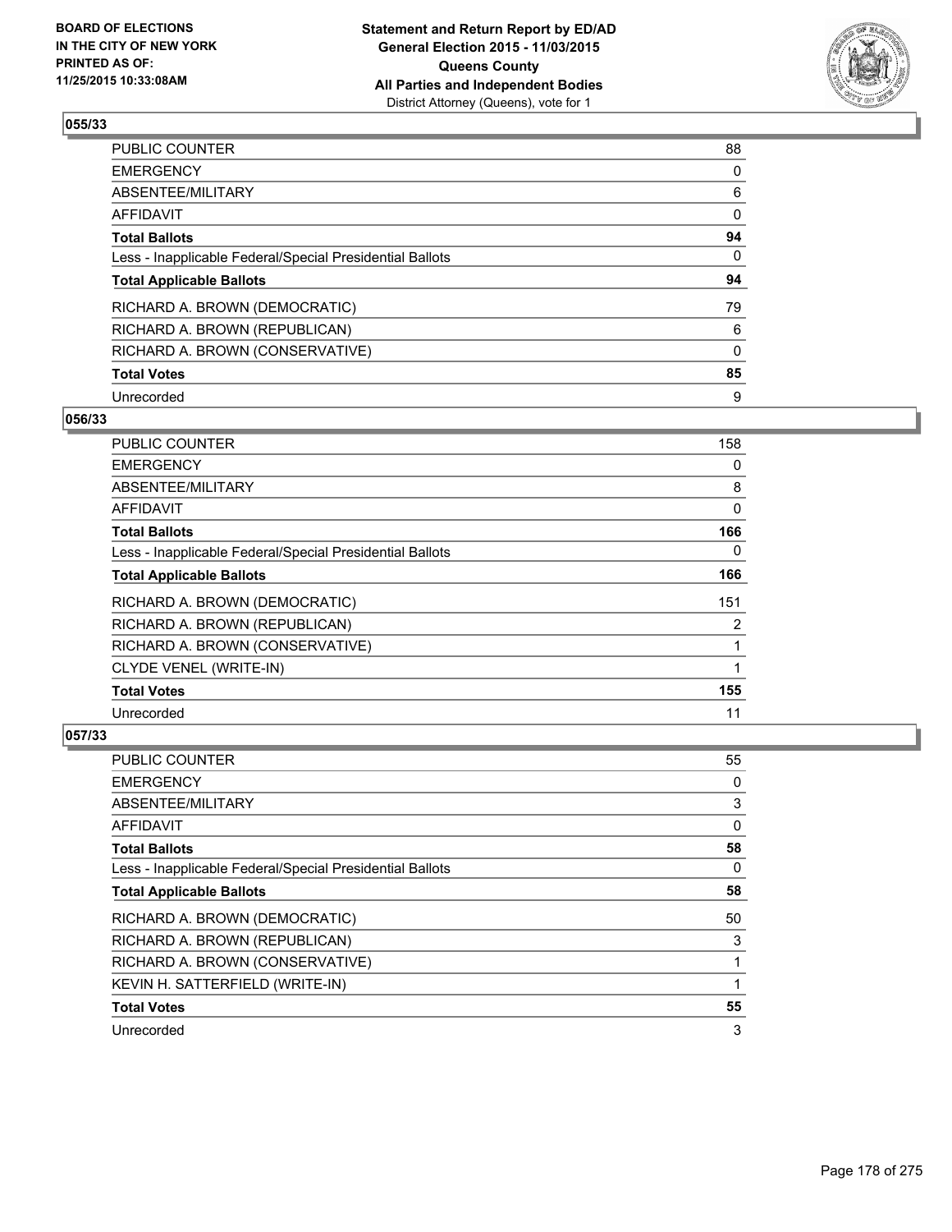## 055/33

| | |
|---|---|
| PUBLIC COUNTER | 88 |
| EMERGENCY | 0 |
| ABSENTEE/MILITARY | 6 |
| AFFIDAVIT | 0 |
| **Total Ballots** | **94** |
| Less - Inapplicable Federal/Special Presidential Ballots | 0 |
| **Total Applicable Ballots** | **94** |
| RICHARD A. BROWN (DEMOCRATIC) | 79 |
| RICHARD A. BROWN (REPUBLICAN) | 6 |
| RICHARD A. BROWN (CONSERVATIVE) | 0 |
| **Total Votes** | **85** |
| Unrecorded | 9 |

## 056/33

| | |
|---|---|
| PUBLIC COUNTER | 158 |
| EMERGENCY | 0 |
| ABSENTEE/MILITARY | 8 |
| AFFIDAVIT | 0 |
| **Total Ballots** | **166** |
| Less - Inapplicable Federal/Special Presidential Ballots | 0 |
| **Total Applicable Ballots** | **166** |
| RICHARD A. BROWN (DEMOCRATIC) | 151 |
| RICHARD A. BROWN (REPUBLICAN) | 2 |
| RICHARD A. BROWN (CONSERVATIVE) | 1 |
| CLYDE VENEL (WRITE-IN) | 1 |
| **Total Votes** | **155** |
| Unrecorded | 11 |

## 057/33

| | |
|---|---|
| PUBLIC COUNTER | 55 |
| EMERGENCY | 0 |
| ABSENTEE/MILITARY | 3 |
| AFFIDAVIT | 0 |
| **Total Ballots** | **58** |
| Less - Inapplicable Federal/Special Presidential Ballots | 0 |
| **Total Applicable Ballots** | **58** |
| RICHARD A. BROWN (DEMOCRATIC) | 50 |
| RICHARD A. BROWN (REPUBLICAN) | 3 |
| RICHARD A. BROWN (CONSERVATIVE) | 1 |
| KEVIN H. SATTERFIELD (WRITE-IN) | 1 |
| **Total Votes** | **55** |
| Unrecorded | 3 |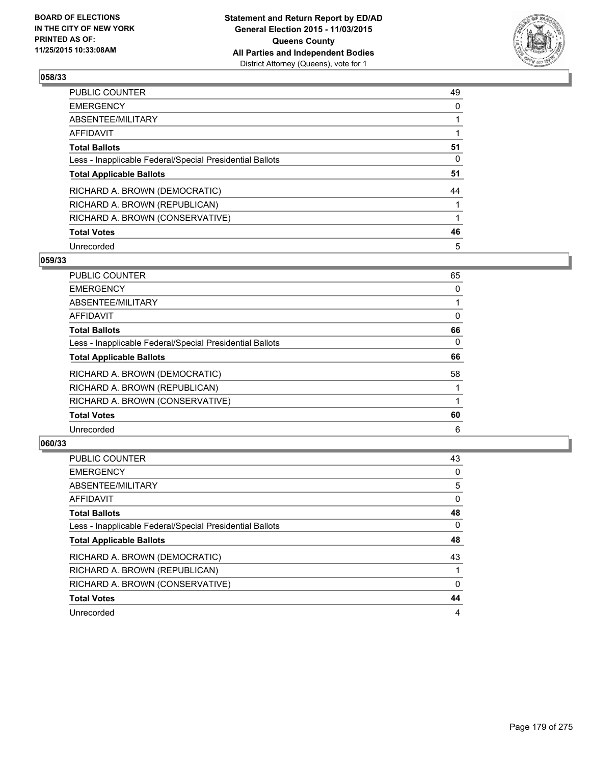**BOARD OF ELECTIONS IN THE CITY OF NEW YORK PRINTED AS OF: 11/25/2015 10:33:08AM**

**Statement and Return Report by ED/AD General Election 2015 - 11/03/2015 Queens County All Parties and Independent Bodies**
District Attorney (Queens), vote for 1

### 058/33

| | |
|---|---|
| PUBLIC COUNTER | 49 |
| EMERGENCY | 0 |
| ABSENTEE/MILITARY | 1 |
| AFFIDAVIT | 1 |
| **Total Ballots** | **51** |
| Less - Inapplicable Federal/Special Presidential Ballots | 0 |
| **Total Applicable Ballots** | **51** |
| RICHARD A. BROWN (DEMOCRATIC) | 44 |
| RICHARD A. BROWN (REPUBLICAN) | 1 |
| RICHARD A. BROWN (CONSERVATIVE) | 1 |
| **Total Votes** | **46** |
| Unrecorded | 5 |

### 059/33

| | |
|---|---|
| PUBLIC COUNTER | 65 |
| EMERGENCY | 0 |
| ABSENTEE/MILITARY | 1 |
| AFFIDAVIT | 0 |
| **Total Ballots** | **66** |
| Less - Inapplicable Federal/Special Presidential Ballots | 0 |
| **Total Applicable Ballots** | **66** |
| RICHARD A. BROWN (DEMOCRATIC) | 58 |
| RICHARD A. BROWN (REPUBLICAN) | 1 |
| RICHARD A. BROWN (CONSERVATIVE) | 1 |
| **Total Votes** | **60** |
| Unrecorded | 6 |

### 060/33

| | |
|---|---|
| PUBLIC COUNTER | 43 |
| EMERGENCY | 0 |
| ABSENTEE/MILITARY | 5 |
| AFFIDAVIT | 0 |
| **Total Ballots** | **48** |
| Less - Inapplicable Federal/Special Presidential Ballots | 0 |
| **Total Applicable Ballots** | **48** |
| RICHARD A. BROWN (DEMOCRATIC) | 43 |
| RICHARD A. BROWN (REPUBLICAN) | 1 |
| RICHARD A. BROWN (CONSERVATIVE) | 0 |
| **Total Votes** | **44** |
| Unrecorded | 4 |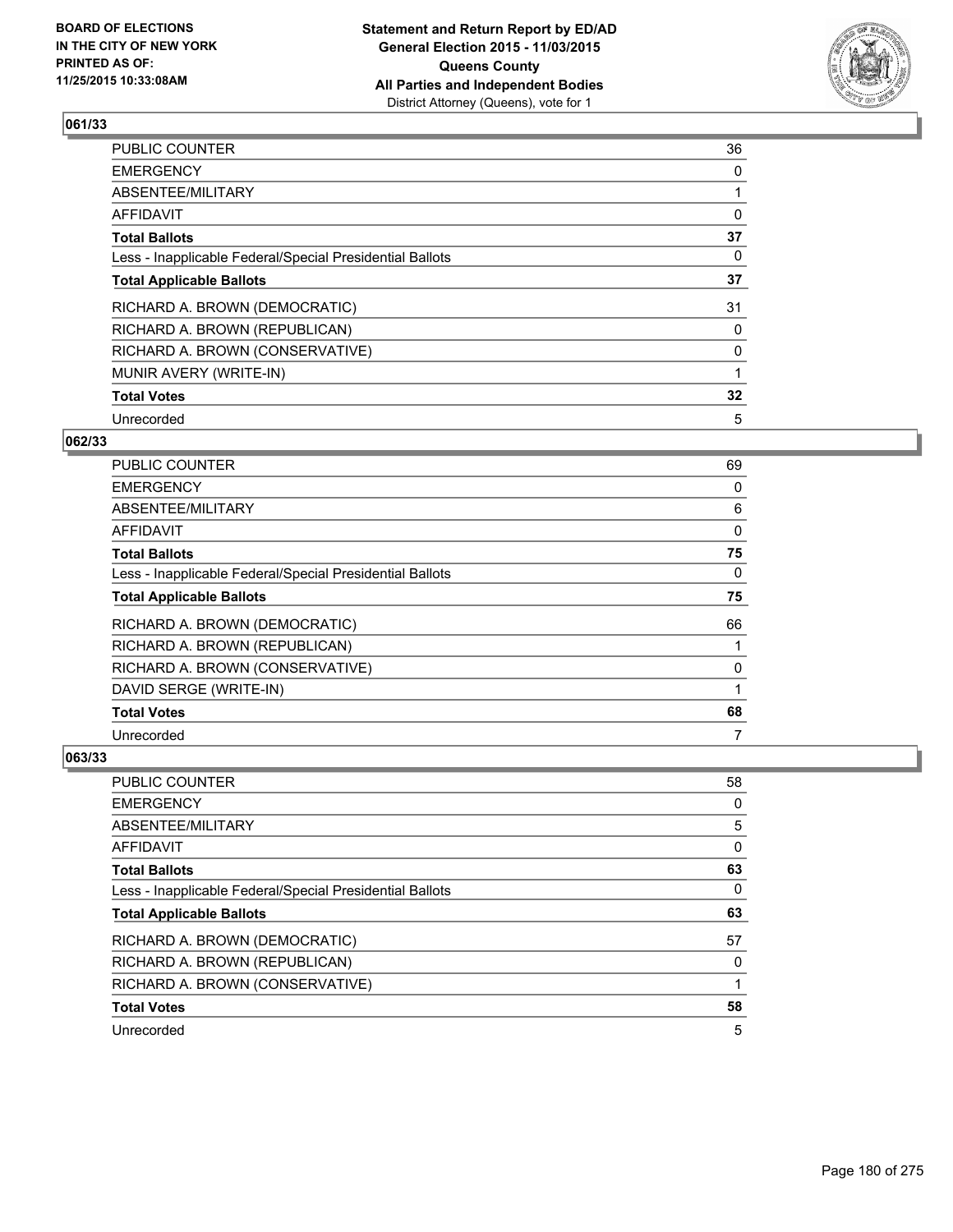**BOARD OF ELECTIONS IN THE CITY OF NEW YORK PRINTED AS OF: 11/25/2015 10:33:08AM**

**Statement and Return Report by ED/AD General Election 2015 - 11/03/2015 Queens County All Parties and Independent Bodies**
District Attorney (Queens), vote for 1

## 061/33

| | |
|---|---|
| PUBLIC COUNTER | 36 |
| EMERGENCY | 0 |
| ABSENTEE/MILITARY | 1 |
| AFFIDAVIT | 0 |
| **Total Ballots** | **37** |
| Less - Inapplicable Federal/Special Presidential Ballots | 0 |
| **Total Applicable Ballots** | **37** |
| RICHARD A. BROWN (DEMOCRATIC) | 31 |
| RICHARD A. BROWN (REPUBLICAN) | 0 |
| RICHARD A. BROWN (CONSERVATIVE) | 0 |
| MUNIR AVERY (WRITE-IN) | 1 |
| **Total Votes** | **32** |
| Unrecorded | 5 |

## 062/33

| | |
|---|---|
| PUBLIC COUNTER | 69 |
| EMERGENCY | 0 |
| ABSENTEE/MILITARY | 6 |
| AFFIDAVIT | 0 |
| **Total Ballots** | **75** |
| Less - Inapplicable Federal/Special Presidential Ballots | 0 |
| **Total Applicable Ballots** | **75** |
| RICHARD A. BROWN (DEMOCRATIC) | 66 |
| RICHARD A. BROWN (REPUBLICAN) | 1 |
| RICHARD A. BROWN (CONSERVATIVE) | 0 |
| DAVID SERGE (WRITE-IN) | 1 |
| **Total Votes** | **68** |
| Unrecorded | 7 |

## 063/33

| | |
|---|---|
| PUBLIC COUNTER | 58 |
| EMERGENCY | 0 |
| ABSENTEE/MILITARY | 5 |
| AFFIDAVIT | 0 |
| **Total Ballots** | **63** |
| Less - Inapplicable Federal/Special Presidential Ballots | 0 |
| **Total Applicable Ballots** | **63** |
| RICHARD A. BROWN (DEMOCRATIC) | 57 |
| RICHARD A. BROWN (REPUBLICAN) | 0 |
| RICHARD A. BROWN (CONSERVATIVE) | 1 |
| **Total Votes** | **58** |
| Unrecorded | 5 |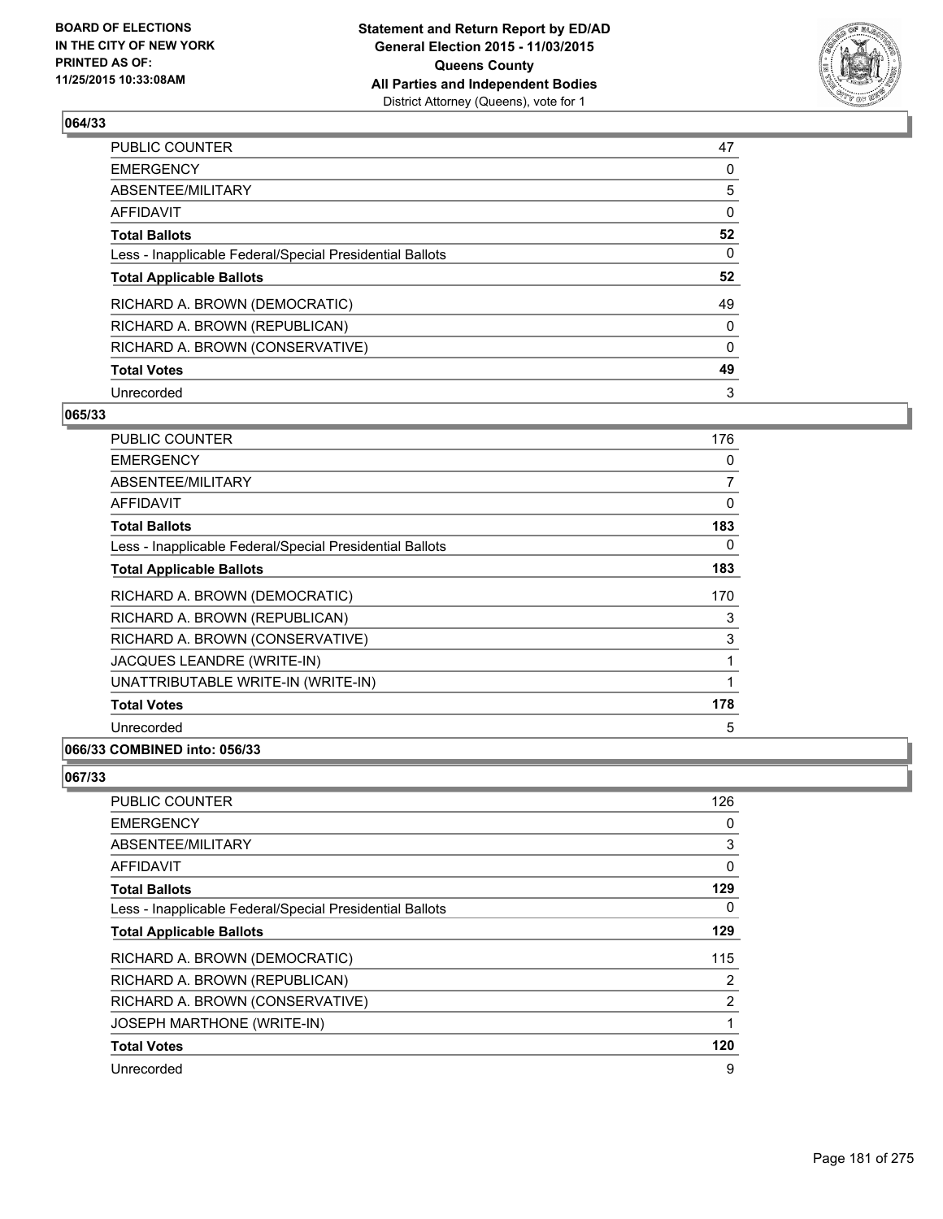**BOARD OF ELECTIONS IN THE CITY OF NEW YORK PRINTED AS OF: 11/25/2015 10:33:08AM**

**Statement and Return Report by ED/AD General Election 2015 - 11/03/2015 Queens County All Parties and Independent Bodies** District Attorney (Queens), vote for 1

### 064/33

| | |
|---|---|
| PUBLIC COUNTER | 47 |
| EMERGENCY | 0 |
| ABSENTEE/MILITARY | 5 |
| AFFIDAVIT | 0 |
| **Total Ballots** | **52** |
| Less - Inapplicable Federal/Special Presidential Ballots | 0 |
| **Total Applicable Ballots** | **52** |
| RICHARD A. BROWN (DEMOCRATIC) | 49 |
| RICHARD A. BROWN (REPUBLICAN) | 0 |
| RICHARD A. BROWN (CONSERVATIVE) | 0 |
| **Total Votes** | **49** |
| Unrecorded | 3 |

### 065/33

| | |
|---|---|
| PUBLIC COUNTER | 176 |
| EMERGENCY | 0 |
| ABSENTEE/MILITARY | 7 |
| AFFIDAVIT | 0 |
| **Total Ballots** | **183** |
| Less - Inapplicable Federal/Special Presidential Ballots | 0 |
| **Total Applicable Ballots** | **183** |
| RICHARD A. BROWN (DEMOCRATIC) | 170 |
| RICHARD A. BROWN (REPUBLICAN) | 3 |
| RICHARD A. BROWN (CONSERVATIVE) | 3 |
| JACQUES LEANDRE (WRITE-IN) | 1 |
| UNATTRIBUTABLE WRITE-IN (WRITE-IN) | 1 |
| **Total Votes** | **178** |
| Unrecorded | 5 |

### 066/33 COMBINED into: 056/33

### 067/33

| | |
|---|---|
| PUBLIC COUNTER | 126 |
| EMERGENCY | 0 |
| ABSENTEE/MILITARY | 3 |
| AFFIDAVIT | 0 |
| **Total Ballots** | **129** |
| Less - Inapplicable Federal/Special Presidential Ballots | 0 |
| **Total Applicable Ballots** | **129** |
| RICHARD A. BROWN (DEMOCRATIC) | 115 |
| RICHARD A. BROWN (REPUBLICAN) | 2 |
| RICHARD A. BROWN (CONSERVATIVE) | 2 |
| JOSEPH MARTHONE (WRITE-IN) | 1 |
| **Total Votes** | **120** |
| Unrecorded | 9 |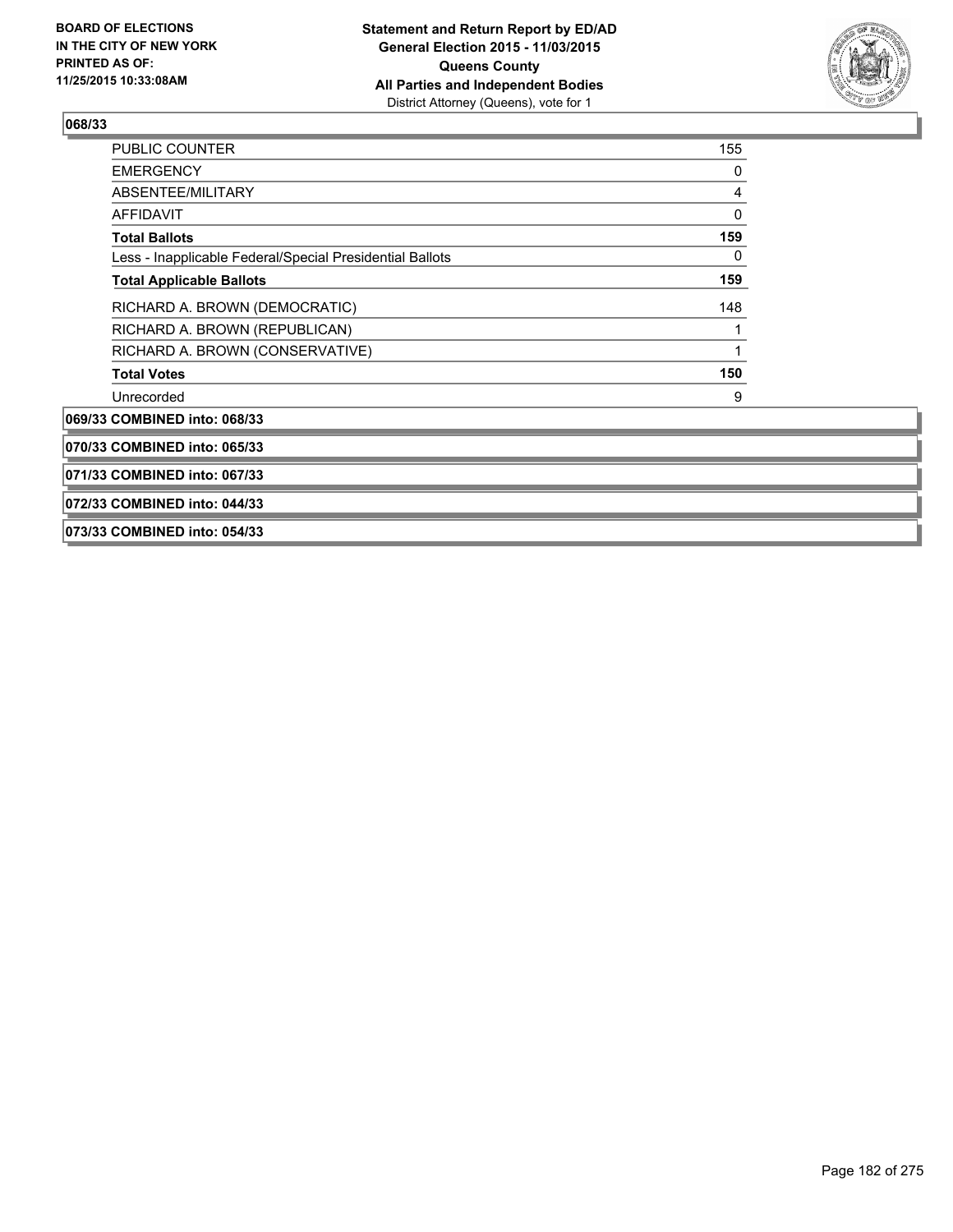BOARD OF ELECTIONS
IN THE CITY OF NEW YORK
PRINTED AS OF:
11/25/2015 10:33:08AM

**Statement and Return Report by ED/AD**
**General Election 2015 - 11/03/2015**
**Queens County**
**All Parties and Independent Bodies**
District Attorney (Queens), vote for 1

**068/33**

| | |
|---|---|
| PUBLIC COUNTER | 155 |
| EMERGENCY | 0 |
| ABSENTEE/MILITARY | 4 |
| AFFIDAVIT | 0 |
| **Total Ballots** | **159** |
| Less - Inapplicable Federal/Special Presidential Ballots | 0 |
| **Total Applicable Ballots** | **159** |
| RICHARD A. BROWN (DEMOCRATIC) | 148 |
| RICHARD A. BROWN (REPUBLICAN) | 1 |
| RICHARD A. BROWN (CONSERVATIVE) | 1 |
| **Total Votes** | **150** |
| Unrecorded | 9 |

**069/33 COMBINED into: 068/33**

**070/33 COMBINED into: 065/33**

**071/33 COMBINED into: 067/33**

**072/33 COMBINED into: 044/33**

**073/33 COMBINED into: 054/33**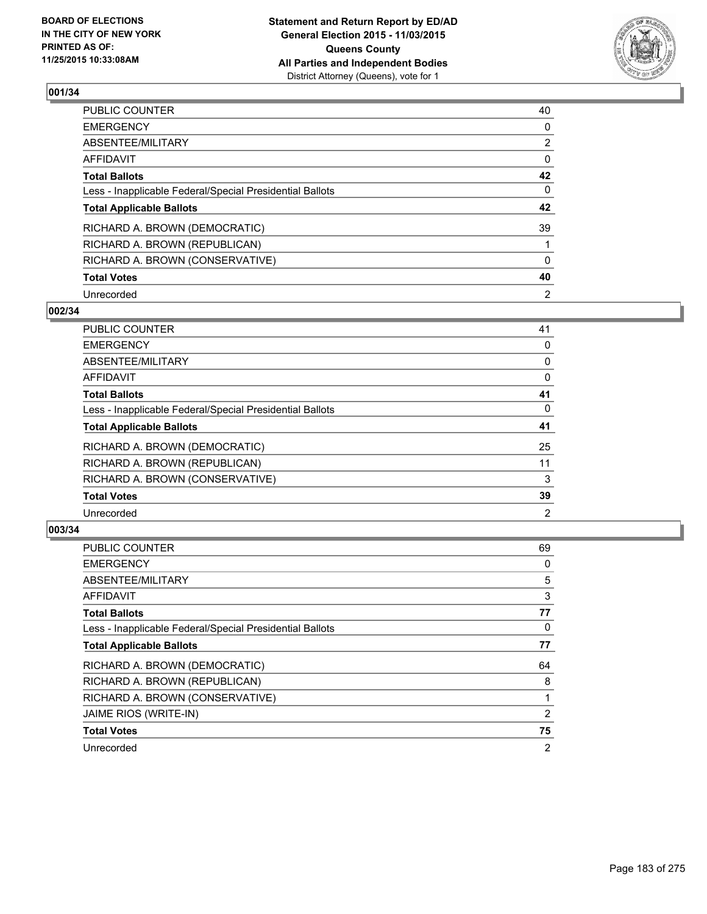**BOARD OF ELECTIONS IN THE CITY OF NEW YORK PRINTED AS OF: 11/25/2015 10:33:08AM**

**Statement and Return Report by ED/AD General Election 2015 - 11/03/2015 Queens County All Parties and Independent Bodies** District Attorney (Queens), vote for 1

## 001/34

| | |
|---|---|
| PUBLIC COUNTER | 40 |
| EMERGENCY | 0 |
| ABSENTEE/MILITARY | 2 |
| AFFIDAVIT | 0 |
| **Total Ballots** | **42** |
| Less - Inapplicable Federal/Special Presidential Ballots | 0 |
| **Total Applicable Ballots** | **42** |
| RICHARD A. BROWN (DEMOCRATIC) | 39 |
| RICHARD A. BROWN (REPUBLICAN) | 1 |
| RICHARD A. BROWN (CONSERVATIVE) | 0 |
| **Total Votes** | **40** |
| Unrecorded | 2 |

## 002/34

| | |
|---|---|
| PUBLIC COUNTER | 41 |
| EMERGENCY | 0 |
| ABSENTEE/MILITARY | 0 |
| AFFIDAVIT | 0 |
| **Total Ballots** | **41** |
| Less - Inapplicable Federal/Special Presidential Ballots | 0 |
| **Total Applicable Ballots** | **41** |
| RICHARD A. BROWN (DEMOCRATIC) | 25 |
| RICHARD A. BROWN (REPUBLICAN) | 11 |
| RICHARD A. BROWN (CONSERVATIVE) | 3 |
| **Total Votes** | **39** |
| Unrecorded | 2 |

## 003/34

| | |
|---|---|
| PUBLIC COUNTER | 69 |
| EMERGENCY | 0 |
| ABSENTEE/MILITARY | 5 |
| AFFIDAVIT | 3 |
| **Total Ballots** | **77** |
| Less - Inapplicable Federal/Special Presidential Ballots | 0 |
| **Total Applicable Ballots** | **77** |
| RICHARD A. BROWN (DEMOCRATIC) | 64 |
| RICHARD A. BROWN (REPUBLICAN) | 8 |
| RICHARD A. BROWN (CONSERVATIVE) | 1 |
| JAIME RIOS (WRITE-IN) | 2 |
| **Total Votes** | **75** |
| Unrecorded | 2 |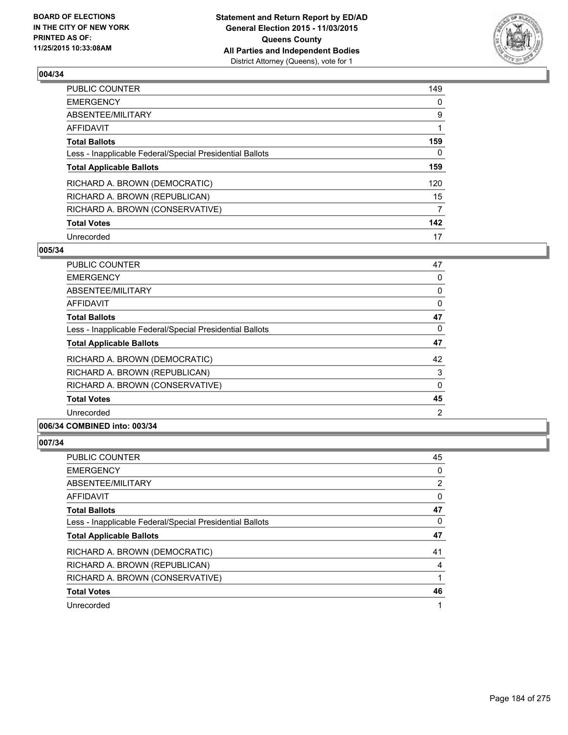**BOARD OF ELECTIONS IN THE CITY OF NEW YORK PRINTED AS OF: 11/25/2015 10:33:08AM**

**Statement and Return Report by ED/AD General Election 2015 - 11/03/2015 Queens County All Parties and Independent Bodies**
District Attorney (Queens), vote for 1

### 004/34

| | |
|---|---|
| PUBLIC COUNTER | 149 |
| EMERGENCY | 0 |
| ABSENTEE/MILITARY | 9 |
| AFFIDAVIT | 1 |
| **Total Ballots** | **159** |
| Less - Inapplicable Federal/Special Presidential Ballots | 0 |
| **Total Applicable Ballots** | **159** |
| RICHARD A. BROWN (DEMOCRATIC) | 120 |
| RICHARD A. BROWN (REPUBLICAN) | 15 |
| RICHARD A. BROWN (CONSERVATIVE) | 7 |
| **Total Votes** | **142** |
| Unrecorded | 17 |

### 005/34

| | |
|---|---|
| PUBLIC COUNTER | 47 |
| EMERGENCY | 0 |
| ABSENTEE/MILITARY | 0 |
| AFFIDAVIT | 0 |
| **Total Ballots** | **47** |
| Less - Inapplicable Federal/Special Presidential Ballots | 0 |
| **Total Applicable Ballots** | **47** |
| RICHARD A. BROWN (DEMOCRATIC) | 42 |
| RICHARD A. BROWN (REPUBLICAN) | 3 |
| RICHARD A. BROWN (CONSERVATIVE) | 0 |
| **Total Votes** | **45** |
| Unrecorded | 2 |

### 006/34 COMBINED into: 003/34

### 007/34

| | |
|---|---|
| PUBLIC COUNTER | 45 |
| EMERGENCY | 0 |
| ABSENTEE/MILITARY | 2 |
| AFFIDAVIT | 0 |
| **Total Ballots** | **47** |
| Less - Inapplicable Federal/Special Presidential Ballots | 0 |
| **Total Applicable Ballots** | **47** |
| RICHARD A. BROWN (DEMOCRATIC) | 41 |
| RICHARD A. BROWN (REPUBLICAN) | 4 |
| RICHARD A. BROWN (CONSERVATIVE) | 1 |
| **Total Votes** | **46** |
| Unrecorded | 1 |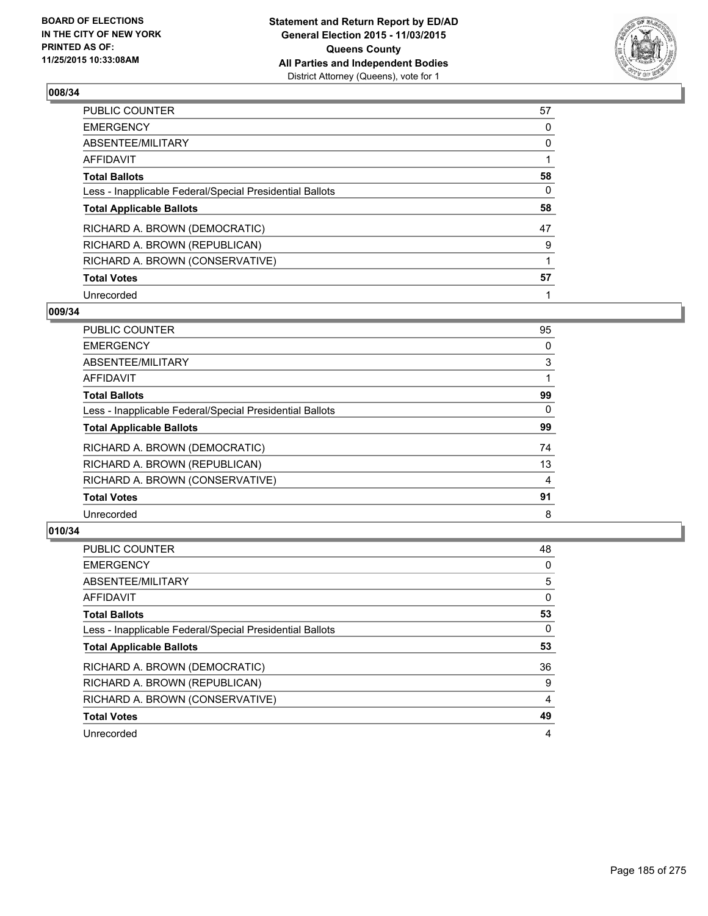**BOARD OF ELECTIONS IN THE CITY OF NEW YORK PRINTED AS OF: 11/25/2015 10:33:08AM**

**Statement and Return Report by ED/AD General Election 2015 - 11/03/2015 Queens County All Parties and Independent Bodies**
District Attorney (Queens), vote for 1

## 008/34

| | |
|---|---|
| PUBLIC COUNTER | 57 |
| EMERGENCY | 0 |
| ABSENTEE/MILITARY | 0 |
| AFFIDAVIT | 1 |
| **Total Ballots** | **58** |
| Less - Inapplicable Federal/Special Presidential Ballots | 0 |
| **Total Applicable Ballots** | **58** |
| RICHARD A. BROWN (DEMOCRATIC) | 47 |
| RICHARD A. BROWN (REPUBLICAN) | 9 |
| RICHARD A. BROWN (CONSERVATIVE) | 1 |
| **Total Votes** | **57** |
| Unrecorded | 1 |

## 009/34

| | |
|---|---|
| PUBLIC COUNTER | 95 |
| EMERGENCY | 0 |
| ABSENTEE/MILITARY | 3 |
| AFFIDAVIT | 1 |
| **Total Ballots** | **99** |
| Less - Inapplicable Federal/Special Presidential Ballots | 0 |
| **Total Applicable Ballots** | **99** |
| RICHARD A. BROWN (DEMOCRATIC) | 74 |
| RICHARD A. BROWN (REPUBLICAN) | 13 |
| RICHARD A. BROWN (CONSERVATIVE) | 4 |
| **Total Votes** | **91** |
| Unrecorded | 8 |

## 010/34

| | |
|---|---|
| PUBLIC COUNTER | 48 |
| EMERGENCY | 0 |
| ABSENTEE/MILITARY | 5 |
| AFFIDAVIT | 0 |
| **Total Ballots** | **53** |
| Less - Inapplicable Federal/Special Presidential Ballots | 0 |
| **Total Applicable Ballots** | **53** |
| RICHARD A. BROWN (DEMOCRATIC) | 36 |
| RICHARD A. BROWN (REPUBLICAN) | 9 |
| RICHARD A. BROWN (CONSERVATIVE) | 4 |
| **Total Votes** | **49** |
| Unrecorded | 4 |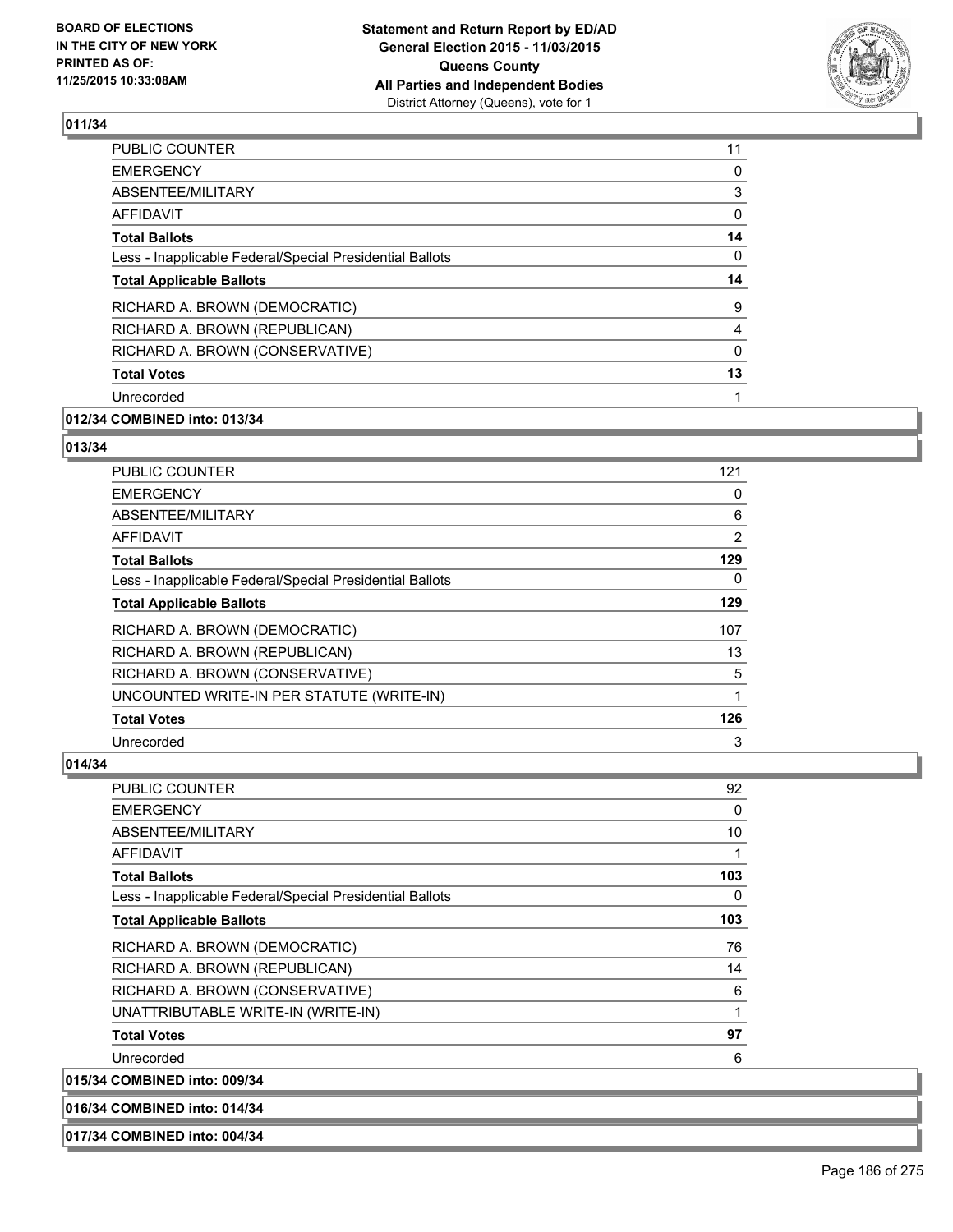## 011/34

| | |
|---|---|
| PUBLIC COUNTER | 11 |
| EMERGENCY | 0 |
| ABSENTEE/MILITARY | 3 |
| AFFIDAVIT | 0 |
| **Total Ballots** | **14** |
| Less - Inapplicable Federal/Special Presidential Ballots | 0 |
| **Total Applicable Ballots** | **14** |
| RICHARD A. BROWN (DEMOCRATIC) | 9 |
| RICHARD A. BROWN (REPUBLICAN) | 4 |
| RICHARD A. BROWN (CONSERVATIVE) | 0 |
| **Total Votes** | **13** |
| Unrecorded | 1 |

## 012/34 COMBINED into: 013/34

## 013/34

| | |
|---|---|
| PUBLIC COUNTER | 121 |
| EMERGENCY | 0 |
| ABSENTEE/MILITARY | 6 |
| AFFIDAVIT | 2 |
| **Total Ballots** | **129** |
| Less - Inapplicable Federal/Special Presidential Ballots | 0 |
| **Total Applicable Ballots** | **129** |
| RICHARD A. BROWN (DEMOCRATIC) | 107 |
| RICHARD A. BROWN (REPUBLICAN) | 13 |
| RICHARD A. BROWN (CONSERVATIVE) | 5 |
| UNCOUNTED WRITE-IN PER STATUTE (WRITE-IN) | 1 |
| **Total Votes** | **126** |
| Unrecorded | 3 |

## 014/34

| | |
|---|---|
| PUBLIC COUNTER | 92 |
| EMERGENCY | 0 |
| ABSENTEE/MILITARY | 10 |
| AFFIDAVIT | 1 |
| **Total Ballots** | **103** |
| Less - Inapplicable Federal/Special Presidential Ballots | 0 |
| **Total Applicable Ballots** | **103** |
| RICHARD A. BROWN (DEMOCRATIC) | 76 |
| RICHARD A. BROWN (REPUBLICAN) | 14 |
| RICHARD A. BROWN (CONSERVATIVE) | 6 |
| UNATTRIBUTABLE WRITE-IN (WRITE-IN) | 1 |
| **Total Votes** | **97** |
| Unrecorded | 6 |

## 015/34 COMBINED into: 009/34

## 016/34 COMBINED into: 014/34

## 017/34 COMBINED into: 004/34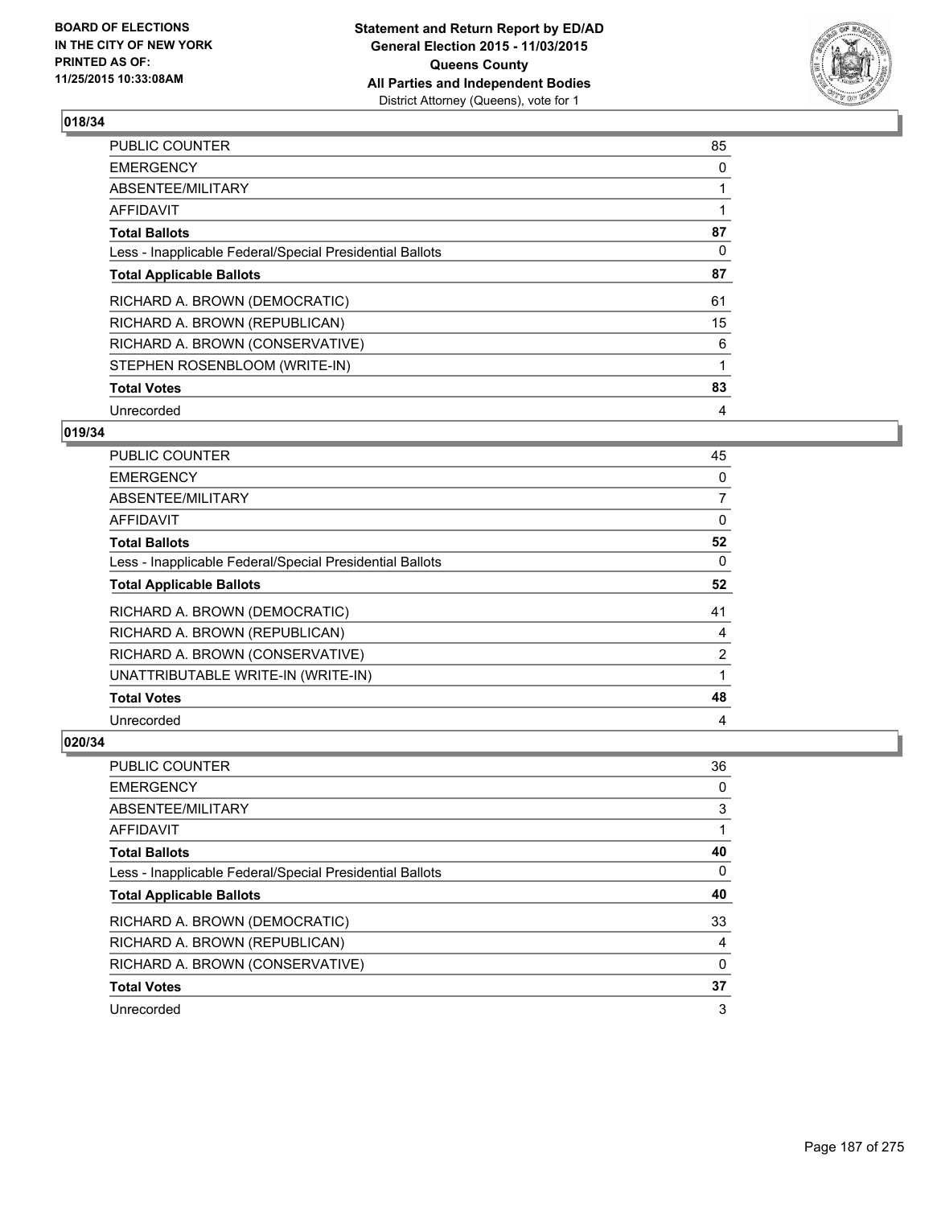BOARD OF ELECTIONS
IN THE CITY OF NEW YORK
PRINTED AS OF:
11/25/2015 10:33:08AM

**Statement and Return Report by ED/AD**
**General Election 2015 - 11/03/2015**
**Queens County**
**All Parties and Independent Bodies**
District Attorney (Queens), vote for 1

## 018/34

| | |
|---|---|
| PUBLIC COUNTER | 85 |
| EMERGENCY | 0 |
| ABSENTEE/MILITARY | 1 |
| AFFIDAVIT | 1 |
| **Total Ballots** | **87** |
| Less - Inapplicable Federal/Special Presidential Ballots | 0 |
| **Total Applicable Ballots** | **87** |
| RICHARD A. BROWN (DEMOCRATIC) | 61 |
| RICHARD A. BROWN (REPUBLICAN) | 15 |
| RICHARD A. BROWN (CONSERVATIVE) | 6 |
| STEPHEN ROSENBLOOM (WRITE-IN) | 1 |
| **Total Votes** | **83** |
| Unrecorded | 4 |

## 019/34

| | |
|---|---|
| PUBLIC COUNTER | 45 |
| EMERGENCY | 0 |
| ABSENTEE/MILITARY | 7 |
| AFFIDAVIT | 0 |
| **Total Ballots** | **52** |
| Less - Inapplicable Federal/Special Presidential Ballots | 0 |
| **Total Applicable Ballots** | **52** |
| RICHARD A. BROWN (DEMOCRATIC) | 41 |
| RICHARD A. BROWN (REPUBLICAN) | 4 |
| RICHARD A. BROWN (CONSERVATIVE) | 2 |
| UNATTRIBUTABLE WRITE-IN (WRITE-IN) | 1 |
| **Total Votes** | **48** |
| Unrecorded | 4 |

## 020/34

| | |
|---|---|
| PUBLIC COUNTER | 36 |
| EMERGENCY | 0 |
| ABSENTEE/MILITARY | 3 |
| AFFIDAVIT | 1 |
| **Total Ballots** | **40** |
| Less - Inapplicable Federal/Special Presidential Ballots | 0 |
| **Total Applicable Ballots** | **40** |
| RICHARD A. BROWN (DEMOCRATIC) | 33 |
| RICHARD A. BROWN (REPUBLICAN) | 4 |
| RICHARD A. BROWN (CONSERVATIVE) | 0 |
| **Total Votes** | **37** |
| Unrecorded | 3 |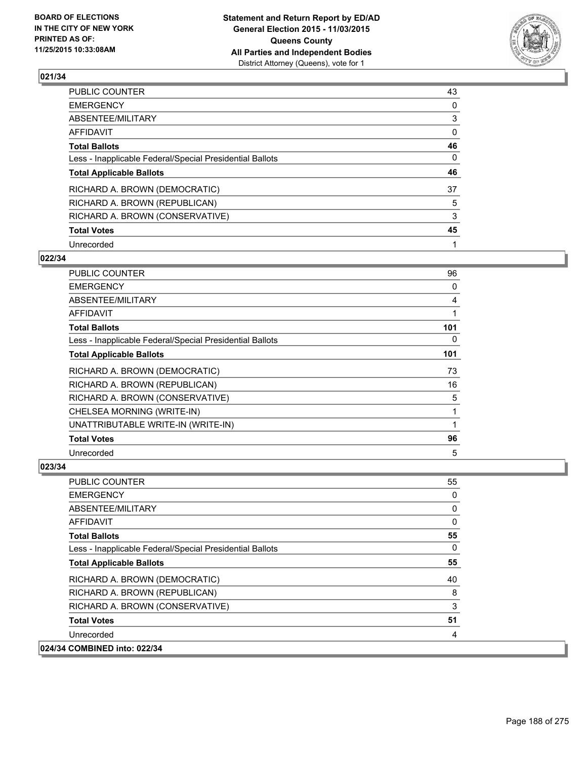**BOARD OF ELECTIONS IN THE CITY OF NEW YORK PRINTED AS OF: 11/25/2015 10:33:08AM**

**Statement and Return Report by ED/AD General Election 2015 - 11/03/2015 Queens County All Parties and Independent Bodies** District Attorney (Queens), vote for 1

## 021/34

| | |
|---|---|
| PUBLIC COUNTER | 43 |
| EMERGENCY | 0 |
| ABSENTEE/MILITARY | 3 |
| AFFIDAVIT | 0 |
| **Total Ballots** | **46** |
| Less - Inapplicable Federal/Special Presidential Ballots | 0 |
| **Total Applicable Ballots** | **46** |
| RICHARD A. BROWN (DEMOCRATIC) | 37 |
| RICHARD A. BROWN (REPUBLICAN) | 5 |
| RICHARD A. BROWN (CONSERVATIVE) | 3 |
| **Total Votes** | **45** |
| Unrecorded | 1 |

## 022/34

| | |
|---|---|
| PUBLIC COUNTER | 96 |
| EMERGENCY | 0 |
| ABSENTEE/MILITARY | 4 |
| AFFIDAVIT | 1 |
| **Total Ballots** | **101** |
| Less - Inapplicable Federal/Special Presidential Ballots | 0 |
| **Total Applicable Ballots** | **101** |
| RICHARD A. BROWN (DEMOCRATIC) | 73 |
| RICHARD A. BROWN (REPUBLICAN) | 16 |
| RICHARD A. BROWN (CONSERVATIVE) | 5 |
| CHELSEA MORNING (WRITE-IN) | 1 |
| UNATTRIBUTABLE WRITE-IN (WRITE-IN) | 1 |
| **Total Votes** | **96** |
| Unrecorded | 5 |

## 023/34

| | |
|---|---|
| PUBLIC COUNTER | 55 |
| EMERGENCY | 0 |
| ABSENTEE/MILITARY | 0 |
| AFFIDAVIT | 0 |
| **Total Ballots** | **55** |
| Less - Inapplicable Federal/Special Presidential Ballots | 0 |
| **Total Applicable Ballots** | **55** |
| RICHARD A. BROWN (DEMOCRATIC) | 40 |
| RICHARD A. BROWN (REPUBLICAN) | 8 |
| RICHARD A. BROWN (CONSERVATIVE) | 3 |
| **Total Votes** | **51** |
| Unrecorded | 4 |

## 024/34 COMBINED into: 022/34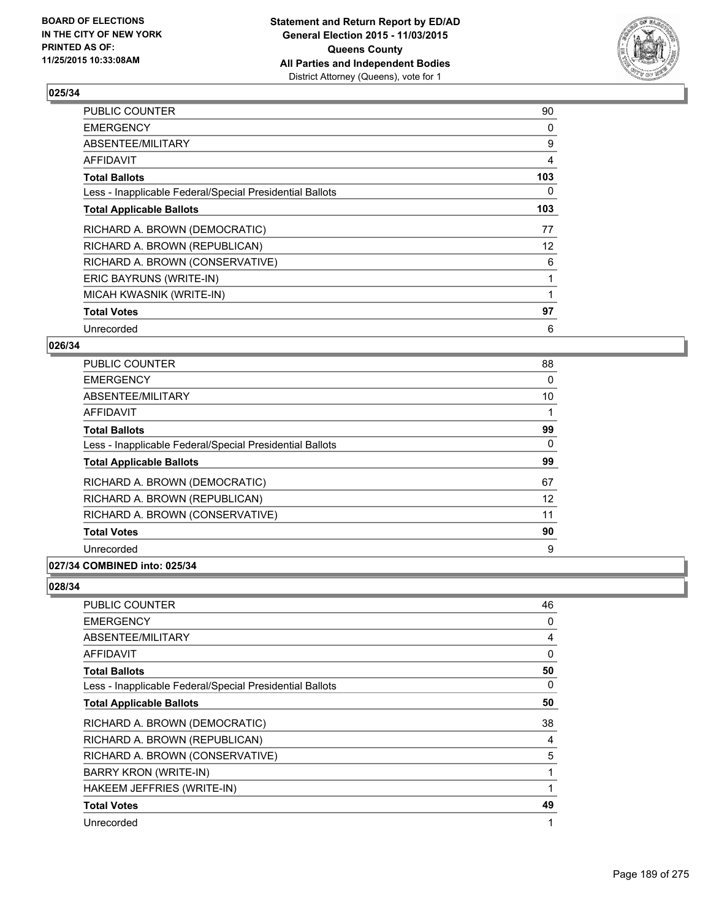**Statement and Return Report by ED/AD**
**General Election 2015 - 11/03/2015**
**Queens County**
**All Parties and Independent Bodies**
District Attorney (Queens), vote for 1

BOARD OF ELECTIONS
IN THE CITY OF NEW YORK
PRINTED AS OF:
11/25/2015 10:33:08AM

### 025/34

| | |
|---|---|
| PUBLIC COUNTER | 90 |
| EMERGENCY | 0 |
| ABSENTEE/MILITARY | 9 |
| AFFIDAVIT | 4 |
| **Total Ballots** | **103** |
| Less - Inapplicable Federal/Special Presidential Ballots | 0 |
| **Total Applicable Ballots** | **103** |
| RICHARD A. BROWN (DEMOCRATIC) | 77 |
| RICHARD A. BROWN (REPUBLICAN) | 12 |
| RICHARD A. BROWN (CONSERVATIVE) | 6 |
| ERIC BAYRUNS (WRITE-IN) | 1 |
| MICAH KWASNIK (WRITE-IN) | 1 |
| **Total Votes** | **97** |
| Unrecorded | 6 |

### 026/34

| | |
|---|---|
| PUBLIC COUNTER | 88 |
| EMERGENCY | 0 |
| ABSENTEE/MILITARY | 10 |
| AFFIDAVIT | 1 |
| **Total Ballots** | **99** |
| Less - Inapplicable Federal/Special Presidential Ballots | 0 |
| **Total Applicable Ballots** | **99** |
| RICHARD A. BROWN (DEMOCRATIC) | 67 |
| RICHARD A. BROWN (REPUBLICAN) | 12 |
| RICHARD A. BROWN (CONSERVATIVE) | 11 |
| **Total Votes** | **90** |
| Unrecorded | 9 |

### 027/34 COMBINED into: 025/34

### 028/34

| | |
|---|---|
| PUBLIC COUNTER | 46 |
| EMERGENCY | 0 |
| ABSENTEE/MILITARY | 4 |
| AFFIDAVIT | 0 |
| **Total Ballots** | **50** |
| Less - Inapplicable Federal/Special Presidential Ballots | 0 |
| **Total Applicable Ballots** | **50** |
| RICHARD A. BROWN (DEMOCRATIC) | 38 |
| RICHARD A. BROWN (REPUBLICAN) | 4 |
| RICHARD A. BROWN (CONSERVATIVE) | 5 |
| BARRY KRON (WRITE-IN) | 1 |
| HAKEEM JEFFRIES (WRITE-IN) | 1 |
| **Total Votes** | **49** |
| Unrecorded | 1 |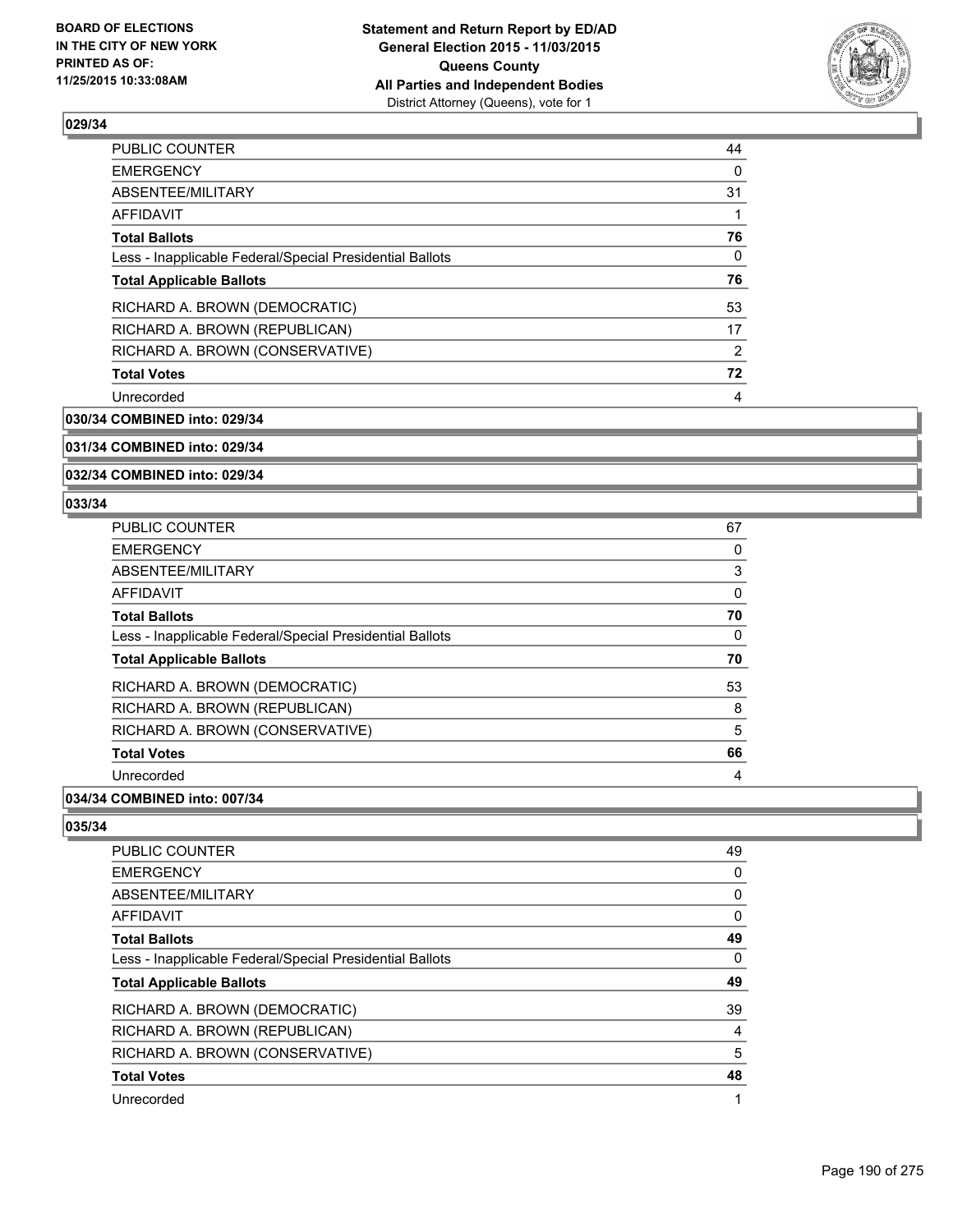**Statement and Return Report by ED/AD**
**General Election 2015 - 11/03/2015**
**Queens County**
**All Parties and Independent Bodies**
District Attorney (Queens), vote for 1

BOARD OF ELECTIONS
IN THE CITY OF NEW YORK
PRINTED AS OF:
11/25/2015 10:33:08AM

### 029/34

| | |
|---|---|
| PUBLIC COUNTER | 44 |
| EMERGENCY | 0 |
| ABSENTEE/MILITARY | 31 |
| AFFIDAVIT | 1 |
| **Total Ballots** | **76** |
| Less - Inapplicable Federal/Special Presidential Ballots | 0 |
| **Total Applicable Ballots** | **76** |
| RICHARD A. BROWN (DEMOCRATIC) | 53 |
| RICHARD A. BROWN (REPUBLICAN) | 17 |
| RICHARD A. BROWN (CONSERVATIVE) | 2 |
| **Total Votes** | **72** |
| Unrecorded | 4 |

### 030/34 COMBINED into: 029/34

### 031/34 COMBINED into: 029/34

### 032/34 COMBINED into: 029/34

### 033/34

| | |
|---|---|
| PUBLIC COUNTER | 67 |
| EMERGENCY | 0 |
| ABSENTEE/MILITARY | 3 |
| AFFIDAVIT | 0 |
| **Total Ballots** | **70** |
| Less - Inapplicable Federal/Special Presidential Ballots | 0 |
| **Total Applicable Ballots** | **70** |
| RICHARD A. BROWN (DEMOCRATIC) | 53 |
| RICHARD A. BROWN (REPUBLICAN) | 8 |
| RICHARD A. BROWN (CONSERVATIVE) | 5 |
| **Total Votes** | **66** |
| Unrecorded | 4 |

### 034/34 COMBINED into: 007/34

### 035/34

| | |
|---|---|
| PUBLIC COUNTER | 49 |
| EMERGENCY | 0 |
| ABSENTEE/MILITARY | 0 |
| AFFIDAVIT | 0 |
| **Total Ballots** | **49** |
| Less - Inapplicable Federal/Special Presidential Ballots | 0 |
| **Total Applicable Ballots** | **49** |
| RICHARD A. BROWN (DEMOCRATIC) | 39 |
| RICHARD A. BROWN (REPUBLICAN) | 4 |
| RICHARD A. BROWN (CONSERVATIVE) | 5 |
| **Total Votes** | **48** |
| Unrecorded | 1 |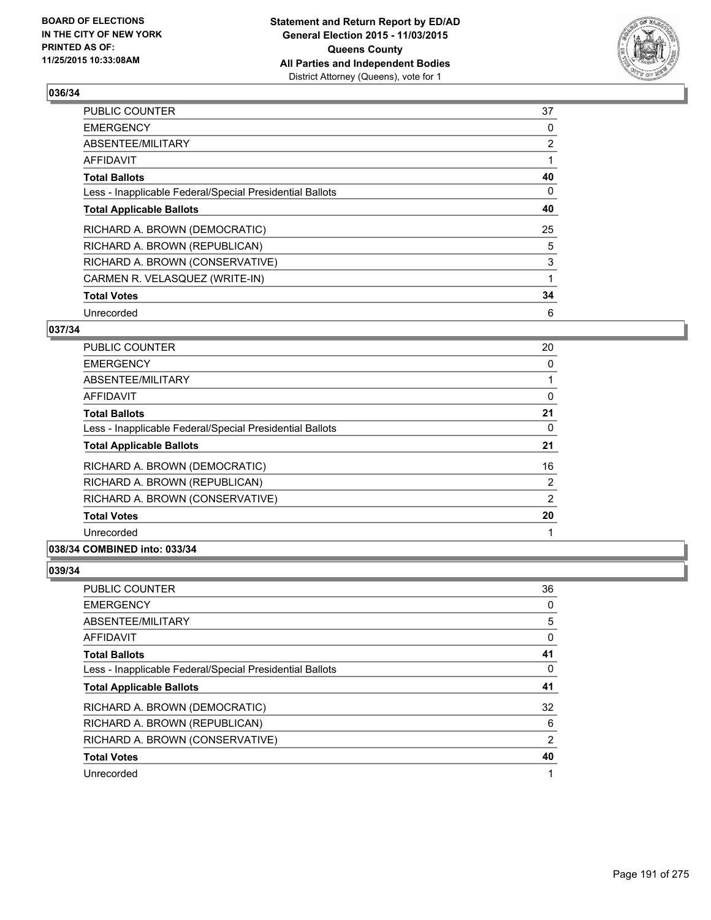**BOARD OF ELECTIONS IN THE CITY OF NEW YORK PRINTED AS OF: 11/25/2015 10:33:08AM**

**Statement and Return Report by ED/AD General Election 2015 - 11/03/2015 Queens County All Parties and Independent Bodies** District Attorney (Queens), vote for 1

### 036/34

| | |
|---|---|
| PUBLIC COUNTER | 37 |
| EMERGENCY | 0 |
| ABSENTEE/MILITARY | 2 |
| AFFIDAVIT | 1 |
| **Total Ballots** | **40** |
| Less - Inapplicable Federal/Special Presidential Ballots | 0 |
| **Total Applicable Ballots** | **40** |
| RICHARD A. BROWN (DEMOCRATIC) | 25 |
| RICHARD A. BROWN (REPUBLICAN) | 5 |
| RICHARD A. BROWN (CONSERVATIVE) | 3 |
| CARMEN R. VELASQUEZ (WRITE-IN) | 1 |
| **Total Votes** | **34** |
| Unrecorded | 6 |

### 037/34

| | |
|---|---|
| PUBLIC COUNTER | 20 |
| EMERGENCY | 0 |
| ABSENTEE/MILITARY | 1 |
| AFFIDAVIT | 0 |
| **Total Ballots** | **21** |
| Less - Inapplicable Federal/Special Presidential Ballots | 0 |
| **Total Applicable Ballots** | **21** |
| RICHARD A. BROWN (DEMOCRATIC) | 16 |
| RICHARD A. BROWN (REPUBLICAN) | 2 |
| RICHARD A. BROWN (CONSERVATIVE) | 2 |
| **Total Votes** | **20** |
| Unrecorded | 1 |

### 038/34 COMBINED into: 033/34

### 039/34

| | |
|---|---|
| PUBLIC COUNTER | 36 |
| EMERGENCY | 0 |
| ABSENTEE/MILITARY | 5 |
| AFFIDAVIT | 0 |
| **Total Ballots** | **41** |
| Less - Inapplicable Federal/Special Presidential Ballots | 0 |
| **Total Applicable Ballots** | **41** |
| RICHARD A. BROWN (DEMOCRATIC) | 32 |
| RICHARD A. BROWN (REPUBLICAN) | 6 |
| RICHARD A. BROWN (CONSERVATIVE) | 2 |
| **Total Votes** | **40** |
| Unrecorded | 1 |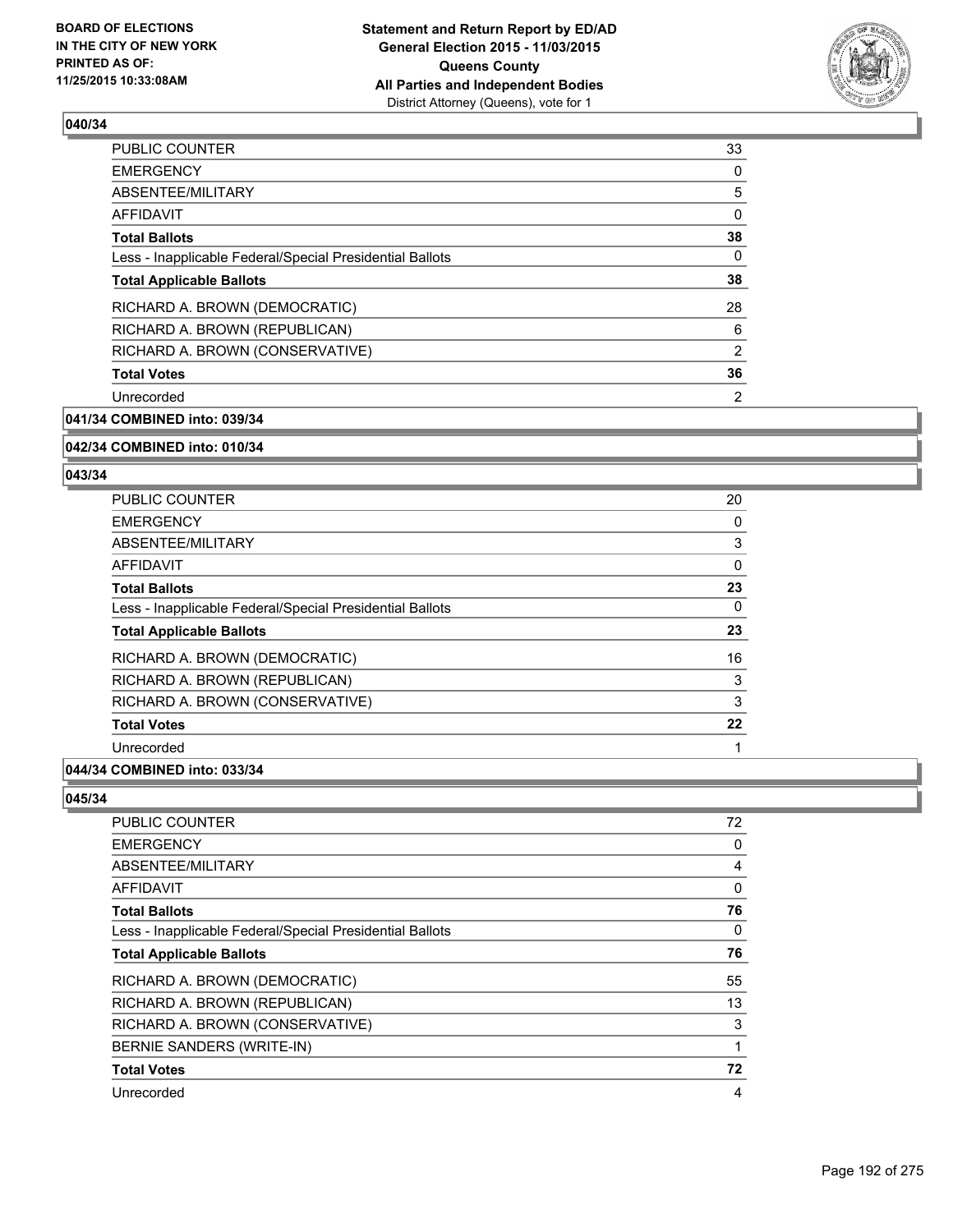### 040/34

| | |
|---|---|
| PUBLIC COUNTER | 33 |
| EMERGENCY | 0 |
| ABSENTEE/MILITARY | 5 |
| AFFIDAVIT | 0 |
| **Total Ballots** | **38** |
| Less - Inapplicable Federal/Special Presidential Ballots | 0 |
| **Total Applicable Ballots** | **38** |
| RICHARD A. BROWN (DEMOCRATIC) | 28 |
| RICHARD A. BROWN (REPUBLICAN) | 6 |
| RICHARD A. BROWN (CONSERVATIVE) | 2 |
| **Total Votes** | **36** |
| Unrecorded | 2 |

### 041/34 COMBINED into: 039/34

### 042/34 COMBINED into: 010/34

### 043/34

| | |
|---|---|
| PUBLIC COUNTER | 20 |
| EMERGENCY | 0 |
| ABSENTEE/MILITARY | 3 |
| AFFIDAVIT | 0 |
| **Total Ballots** | **23** |
| Less - Inapplicable Federal/Special Presidential Ballots | 0 |
| **Total Applicable Ballots** | **23** |
| RICHARD A. BROWN (DEMOCRATIC) | 16 |
| RICHARD A. BROWN (REPUBLICAN) | 3 |
| RICHARD A. BROWN (CONSERVATIVE) | 3 |
| **Total Votes** | **22** |
| Unrecorded | 1 |

### 044/34 COMBINED into: 033/34

### 045/34

| | |
|---|---|
| PUBLIC COUNTER | 72 |
| EMERGENCY | 0 |
| ABSENTEE/MILITARY | 4 |
| AFFIDAVIT | 0 |
| **Total Ballots** | **76** |
| Less - Inapplicable Federal/Special Presidential Ballots | 0 |
| **Total Applicable Ballots** | **76** |
| RICHARD A. BROWN (DEMOCRATIC) | 55 |
| RICHARD A. BROWN (REPUBLICAN) | 13 |
| RICHARD A. BROWN (CONSERVATIVE) | 3 |
| BERNIE SANDERS (WRITE-IN) | 1 |
| **Total Votes** | **72** |
| Unrecorded | 4 |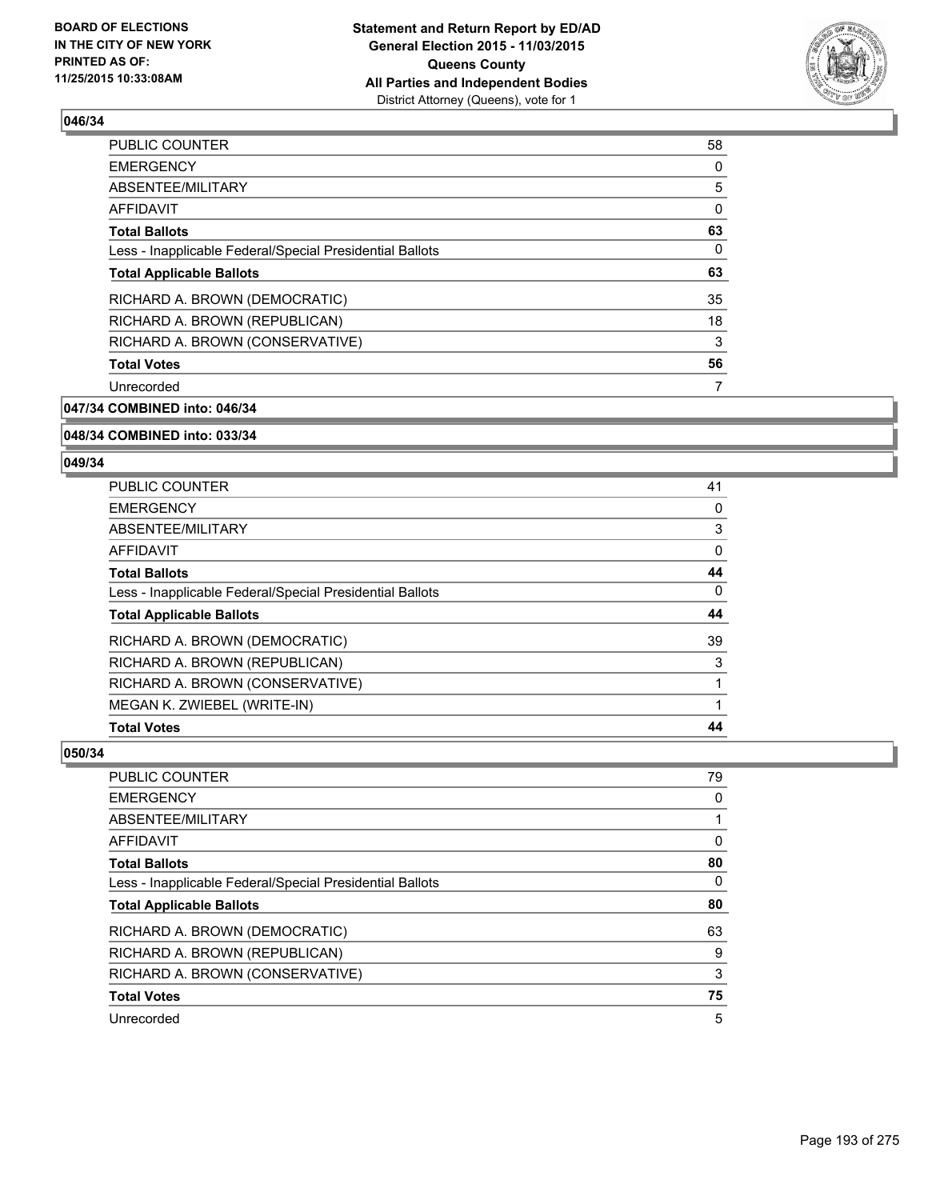## 046/34

| | |
|---|---|
| PUBLIC COUNTER | 58 |
| EMERGENCY | 0 |
| ABSENTEE/MILITARY | 5 |
| AFFIDAVIT | 0 |
| **Total Ballots** | **63** |
| Less - Inapplicable Federal/Special Presidential Ballots | 0 |
| **Total Applicable Ballots** | **63** |
| RICHARD A. BROWN (DEMOCRATIC) | 35 |
| RICHARD A. BROWN (REPUBLICAN) | 18 |
| RICHARD A. BROWN (CONSERVATIVE) | 3 |
| **Total Votes** | **56** |
| Unrecorded | 7 |

## 047/34 COMBINED into: 046/34

## 048/34 COMBINED into: 033/34

## 049/34

| | |
|---|---|
| PUBLIC COUNTER | 41 |
| EMERGENCY | 0 |
| ABSENTEE/MILITARY | 3 |
| AFFIDAVIT | 0 |
| **Total Ballots** | **44** |
| Less - Inapplicable Federal/Special Presidential Ballots | 0 |
| **Total Applicable Ballots** | **44** |
| RICHARD A. BROWN (DEMOCRATIC) | 39 |
| RICHARD A. BROWN (REPUBLICAN) | 3 |
| RICHARD A. BROWN (CONSERVATIVE) | 1 |
| MEGAN K. ZWIEBEL (WRITE-IN) | 1 |
| **Total Votes** | **44** |

## 050/34

| | |
|---|---|
| PUBLIC COUNTER | 79 |
| EMERGENCY | 0 |
| ABSENTEE/MILITARY | 1 |
| AFFIDAVIT | 0 |
| **Total Ballots** | **80** |
| Less - Inapplicable Federal/Special Presidential Ballots | 0 |
| **Total Applicable Ballots** | **80** |
| RICHARD A. BROWN (DEMOCRATIC) | 63 |
| RICHARD A. BROWN (REPUBLICAN) | 9 |
| RICHARD A. BROWN (CONSERVATIVE) | 3 |
| **Total Votes** | **75** |
| Unrecorded | 5 |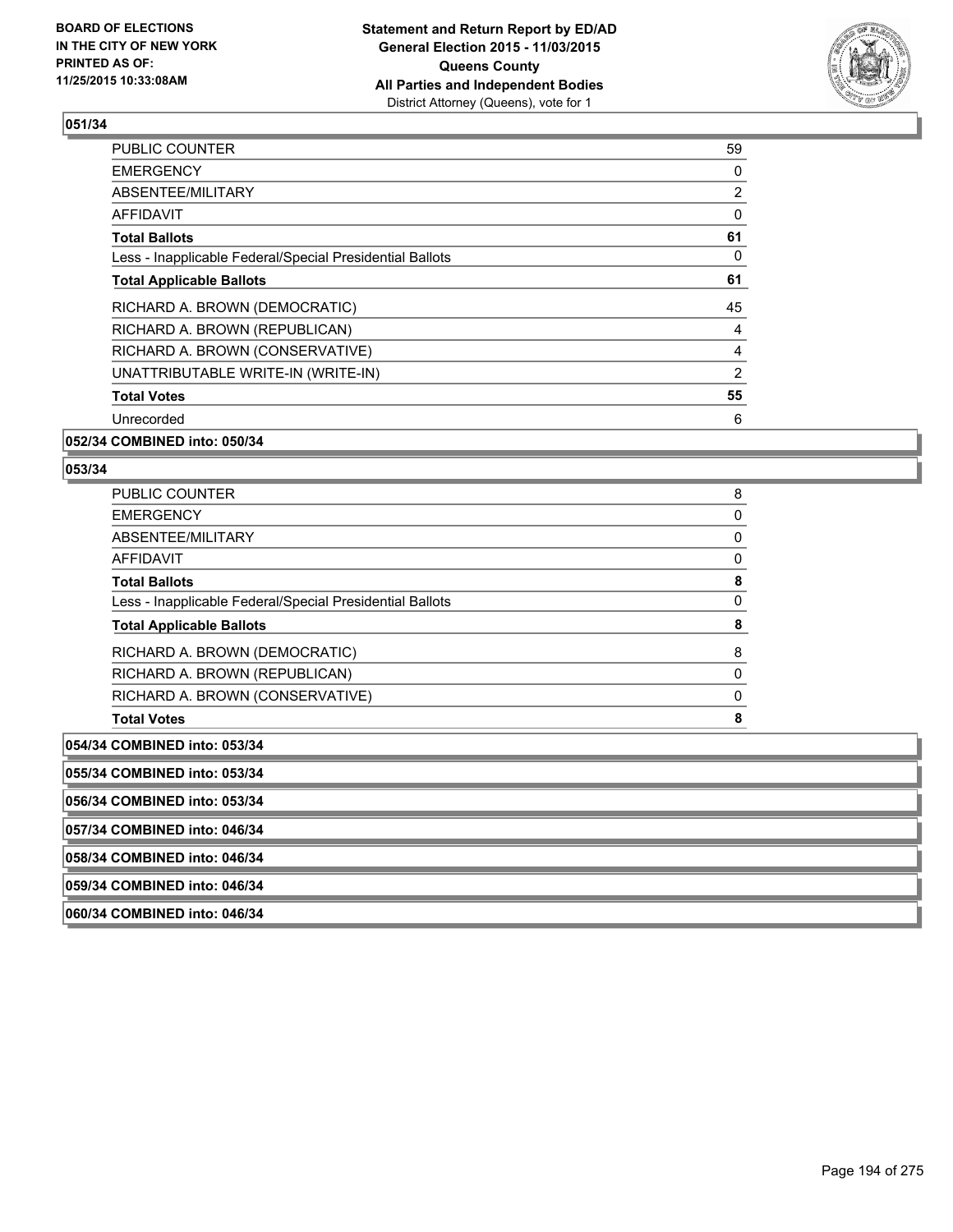**BOARD OF ELECTIONS IN THE CITY OF NEW YORK PRINTED AS OF: 11/25/2015 10:33:08AM**

**Statement and Return Report by ED/AD General Election 2015 - 11/03/2015 Queens County All Parties and Independent Bodies**
District Attorney (Queens), vote for 1

### 051/34

| | |
|---|---|
| PUBLIC COUNTER | 59 |
| EMERGENCY | 0 |
| ABSENTEE/MILITARY | 2 |
| AFFIDAVIT | 0 |
| **Total Ballots** | **61** |
| Less - Inapplicable Federal/Special Presidential Ballots | 0 |
| **Total Applicable Ballots** | **61** |
| RICHARD A. BROWN (DEMOCRATIC) | 45 |
| RICHARD A. BROWN (REPUBLICAN) | 4 |
| RICHARD A. BROWN (CONSERVATIVE) | 4 |
| UNATTRIBUTABLE WRITE-IN (WRITE-IN) | 2 |
| **Total Votes** | **55** |
| Unrecorded | 6 |

### 052/34 COMBINED into: 050/34

### 053/34

| | |
|---|---|
| PUBLIC COUNTER | 8 |
| EMERGENCY | 0 |
| ABSENTEE/MILITARY | 0 |
| AFFIDAVIT | 0 |
| **Total Ballots** | **8** |
| Less - Inapplicable Federal/Special Presidential Ballots | 0 |
| **Total Applicable Ballots** | **8** |
| RICHARD A. BROWN (DEMOCRATIC) | 8 |
| RICHARD A. BROWN (REPUBLICAN) | 0 |
| RICHARD A. BROWN (CONSERVATIVE) | 0 |
| **Total Votes** | **8** |

### 054/34 COMBINED into: 053/34

### 055/34 COMBINED into: 053/34

### 056/34 COMBINED into: 053/34

### 057/34 COMBINED into: 046/34

### 058/34 COMBINED into: 046/34

### 059/34 COMBINED into: 046/34

### 060/34 COMBINED into: 046/34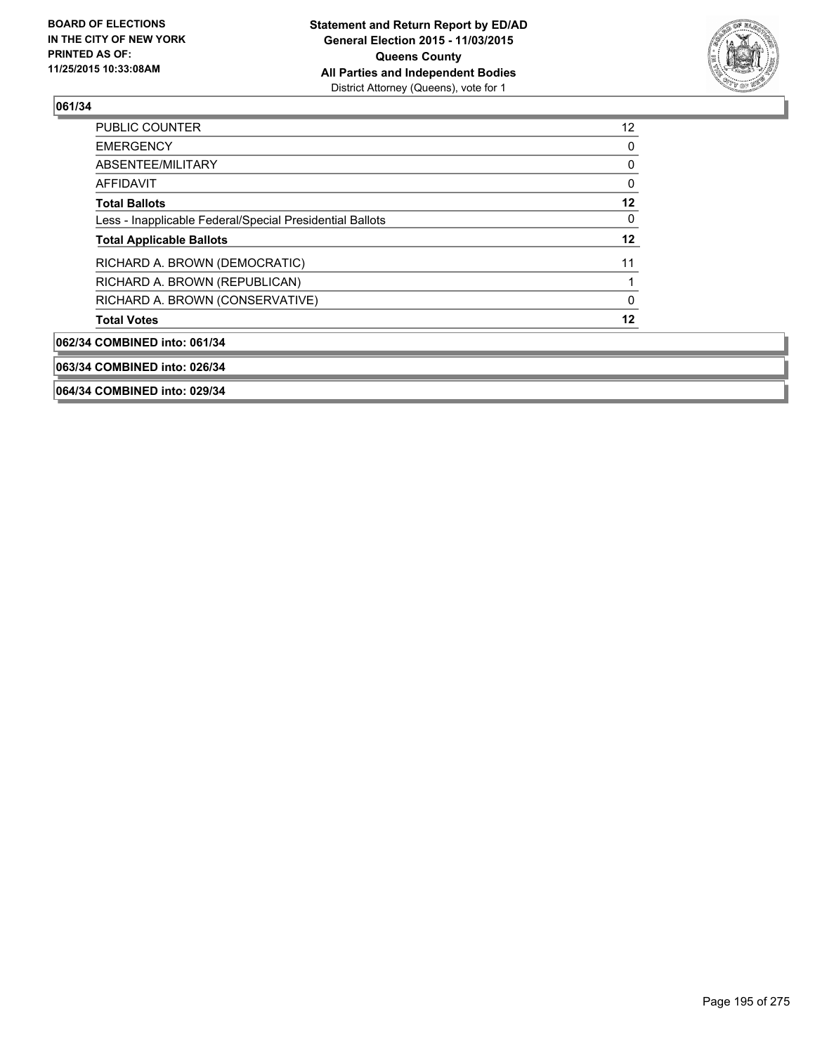**061/34**

| | |
|---|---|
| PUBLIC COUNTER | 12 |
| EMERGENCY | 0 |
| ABSENTEE/MILITARY | 0 |
| AFFIDAVIT | 0 |
| **Total Ballots** | **12** |
| Less - Inapplicable Federal/Special Presidential Ballots | 0 |
| **Total Applicable Ballots** | **12** |
| RICHARD A. BROWN (DEMOCRATIC) | 11 |
| RICHARD A. BROWN (REPUBLICAN) | 1 |
| RICHARD A. BROWN (CONSERVATIVE) | 0 |
| **Total Votes** | **12** |

**062/34 COMBINED into: 061/34**

**063/34 COMBINED into: 026/34**

**064/34 COMBINED into: 029/34**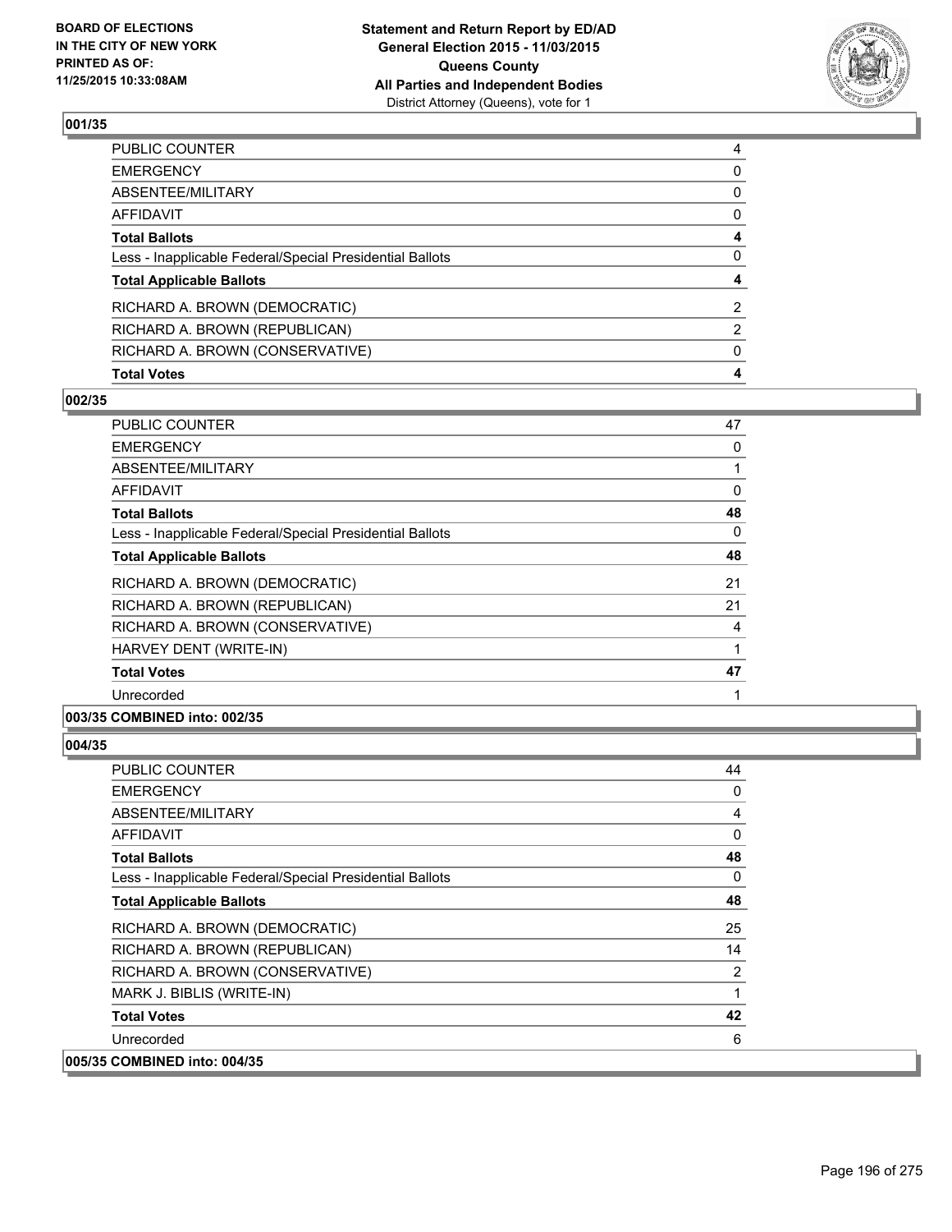**BOARD OF ELECTIONS IN THE CITY OF NEW YORK PRINTED AS OF: 11/25/2015 10:33:08AM**

**Statement and Return Report by ED/AD General Election 2015 - 11/03/2015 Queens County All Parties and Independent Bodies** District Attorney (Queens), vote for 1

### 001/35

| | |
|---|---|
| PUBLIC COUNTER | 4 |
| EMERGENCY | 0 |
| ABSENTEE/MILITARY | 0 |
| AFFIDAVIT | 0 |
| **Total Ballots** | **4** |
| Less - Inapplicable Federal/Special Presidential Ballots | 0 |
| **Total Applicable Ballots** | **4** |
| RICHARD A. BROWN (DEMOCRATIC) | 2 |
| RICHARD A. BROWN (REPUBLICAN) | 2 |
| RICHARD A. BROWN (CONSERVATIVE) | 0 |
| **Total Votes** | **4** |

### 002/35

| | |
|---|---|
| PUBLIC COUNTER | 47 |
| EMERGENCY | 0 |
| ABSENTEE/MILITARY | 1 |
| AFFIDAVIT | 0 |
| **Total Ballots** | **48** |
| Less - Inapplicable Federal/Special Presidential Ballots | 0 |
| **Total Applicable Ballots** | **48** |
| RICHARD A. BROWN (DEMOCRATIC) | 21 |
| RICHARD A. BROWN (REPUBLICAN) | 21 |
| RICHARD A. BROWN (CONSERVATIVE) | 4 |
| HARVEY DENT (WRITE-IN) | 1 |
| **Total Votes** | **47** |
| Unrecorded | 1 |

### 003/35 COMBINED into: 002/35

### 004/35

| | |
|---|---|
| PUBLIC COUNTER | 44 |
| EMERGENCY | 0 |
| ABSENTEE/MILITARY | 4 |
| AFFIDAVIT | 0 |
| **Total Ballots** | **48** |
| Less - Inapplicable Federal/Special Presidential Ballots | 0 |
| **Total Applicable Ballots** | **48** |
| RICHARD A. BROWN (DEMOCRATIC) | 25 |
| RICHARD A. BROWN (REPUBLICAN) | 14 |
| RICHARD A. BROWN (CONSERVATIVE) | 2 |
| MARK J. BIBLIS (WRITE-IN) | 1 |
| **Total Votes** | **42** |
| Unrecorded | 6 |

### 005/35 COMBINED into: 004/35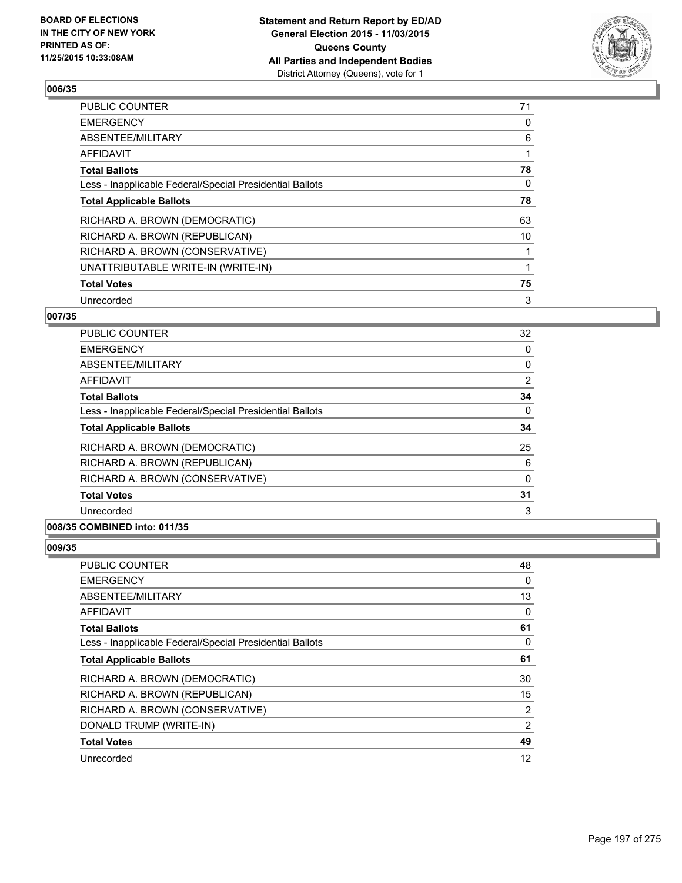**Statement and Return Report by ED/AD**
**General Election 2015 - 11/03/2015**
**Queens County**
**All Parties and Independent Bodies**
District Attorney (Queens), vote for 1

BOARD OF ELECTIONS
IN THE CITY OF NEW YORK
PRINTED AS OF:
11/25/2015 10:33:08AM

## 006/35

| | |
|---|---|
| PUBLIC COUNTER | 71 |
| EMERGENCY | 0 |
| ABSENTEE/MILITARY | 6 |
| AFFIDAVIT | 1 |
| **Total Ballots** | **78** |
| Less - Inapplicable Federal/Special Presidential Ballots | 0 |
| **Total Applicable Ballots** | **78** |
| RICHARD A. BROWN (DEMOCRATIC) | 63 |
| RICHARD A. BROWN (REPUBLICAN) | 10 |
| RICHARD A. BROWN (CONSERVATIVE) | 1 |
| UNATTRIBUTABLE WRITE-IN (WRITE-IN) | 1 |
| **Total Votes** | **75** |
| Unrecorded | 3 |

## 007/35

| | |
|---|---|
| PUBLIC COUNTER | 32 |
| EMERGENCY | 0 |
| ABSENTEE/MILITARY | 0 |
| AFFIDAVIT | 2 |
| **Total Ballots** | **34** |
| Less - Inapplicable Federal/Special Presidential Ballots | 0 |
| **Total Applicable Ballots** | **34** |
| RICHARD A. BROWN (DEMOCRATIC) | 25 |
| RICHARD A. BROWN (REPUBLICAN) | 6 |
| RICHARD A. BROWN (CONSERVATIVE) | 0 |
| **Total Votes** | **31** |
| Unrecorded | 3 |

## 008/35 COMBINED into: 011/35

## 009/35

| | |
|---|---|
| PUBLIC COUNTER | 48 |
| EMERGENCY | 0 |
| ABSENTEE/MILITARY | 13 |
| AFFIDAVIT | 0 |
| **Total Ballots** | **61** |
| Less - Inapplicable Federal/Special Presidential Ballots | 0 |
| **Total Applicable Ballots** | **61** |
| RICHARD A. BROWN (DEMOCRATIC) | 30 |
| RICHARD A. BROWN (REPUBLICAN) | 15 |
| RICHARD A. BROWN (CONSERVATIVE) | 2 |
| DONALD TRUMP (WRITE-IN) | 2 |
| **Total Votes** | **49** |
| Unrecorded | 12 |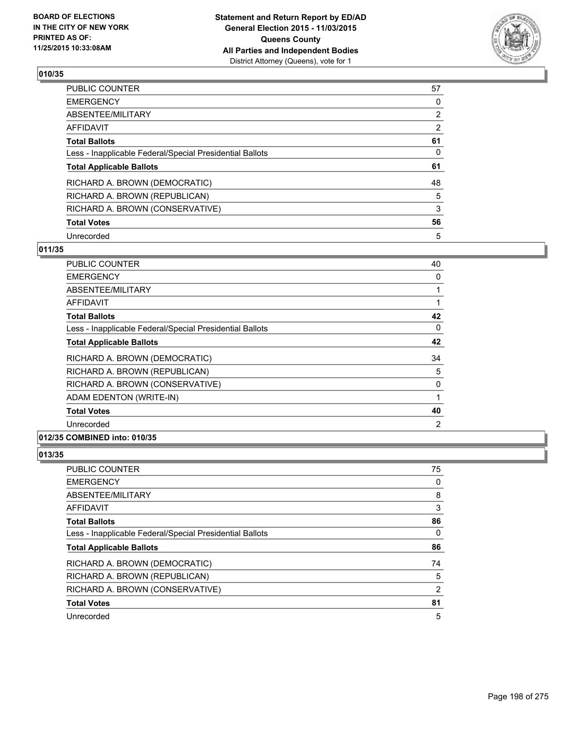BOARD OF ELECTIONS
IN THE CITY OF NEW YORK
PRINTED AS OF:
11/25/2015 10:33:08AM

**Statement and Return Report by ED/AD**
**General Election 2015 - 11/03/2015**
**Queens County**
**All Parties and Independent Bodies**
District Attorney (Queens), vote for 1

## 010/35

| | |
|---|---|
| PUBLIC COUNTER | 57 |
| EMERGENCY | 0 |
| ABSENTEE/MILITARY | 2 |
| AFFIDAVIT | 2 |
| **Total Ballots** | **61** |
| Less - Inapplicable Federal/Special Presidential Ballots | 0 |
| **Total Applicable Ballots** | **61** |
| RICHARD A. BROWN (DEMOCRATIC) | 48 |
| RICHARD A. BROWN (REPUBLICAN) | 5 |
| RICHARD A. BROWN (CONSERVATIVE) | 3 |
| **Total Votes** | **56** |
| Unrecorded | 5 |

## 011/35

| | |
|---|---|
| PUBLIC COUNTER | 40 |
| EMERGENCY | 0 |
| ABSENTEE/MILITARY | 1 |
| AFFIDAVIT | 1 |
| **Total Ballots** | **42** |
| Less - Inapplicable Federal/Special Presidential Ballots | 0 |
| **Total Applicable Ballots** | **42** |
| RICHARD A. BROWN (DEMOCRATIC) | 34 |
| RICHARD A. BROWN (REPUBLICAN) | 5 |
| RICHARD A. BROWN (CONSERVATIVE) | 0 |
| ADAM EDENTON (WRITE-IN) | 1 |
| **Total Votes** | **40** |
| Unrecorded | 2 |

## 012/35 COMBINED into: 010/35

## 013/35

| | |
|---|---|
| PUBLIC COUNTER | 75 |
| EMERGENCY | 0 |
| ABSENTEE/MILITARY | 8 |
| AFFIDAVIT | 3 |
| **Total Ballots** | **86** |
| Less - Inapplicable Federal/Special Presidential Ballots | 0 |
| **Total Applicable Ballots** | **86** |
| RICHARD A. BROWN (DEMOCRATIC) | 74 |
| RICHARD A. BROWN (REPUBLICAN) | 5 |
| RICHARD A. BROWN (CONSERVATIVE) | 2 |
| **Total Votes** | **81** |
| Unrecorded | 5 |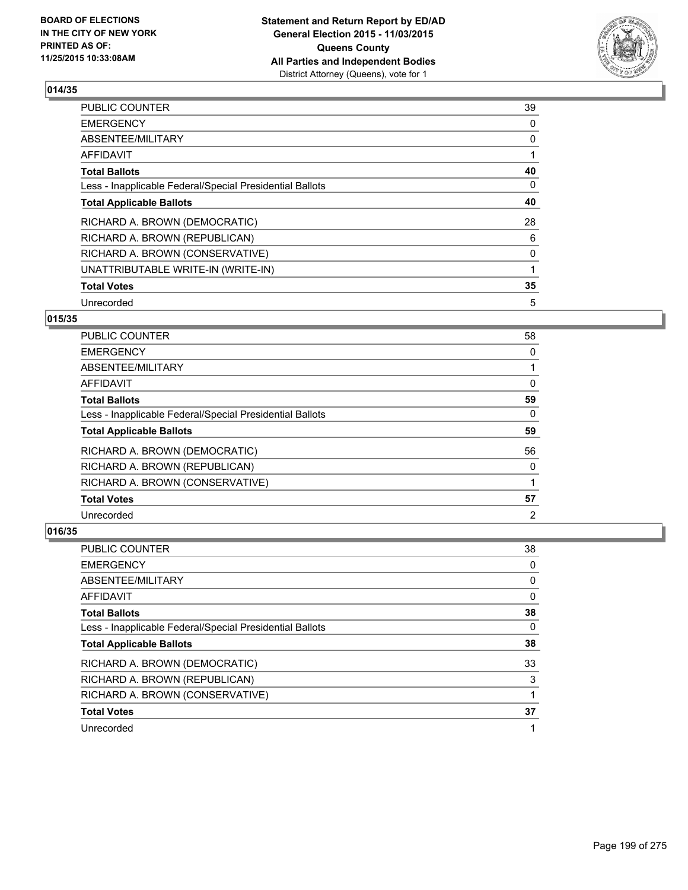BOARD OF ELECTIONS
IN THE CITY OF NEW YORK
PRINTED AS OF:
11/25/2015 10:33:08AM

**Statement and Return Report by ED/AD**
**General Election 2015 - 11/03/2015**
**Queens County**
**All Parties and Independent Bodies**
District Attorney (Queens), vote for 1

### 014/35

| | |
|---|---|
| PUBLIC COUNTER | 39 |
| EMERGENCY | 0 |
| ABSENTEE/MILITARY | 0 |
| AFFIDAVIT | 1 |
| **Total Ballots** | **40** |
| Less - Inapplicable Federal/Special Presidential Ballots | 0 |
| **Total Applicable Ballots** | **40** |
| RICHARD A. BROWN (DEMOCRATIC) | 28 |
| RICHARD A. BROWN (REPUBLICAN) | 6 |
| RICHARD A. BROWN (CONSERVATIVE) | 0 |
| UNATTRIBUTABLE WRITE-IN (WRITE-IN) | 1 |
| **Total Votes** | **35** |
| Unrecorded | 5 |

### 015/35

| | |
|---|---|
| PUBLIC COUNTER | 58 |
| EMERGENCY | 0 |
| ABSENTEE/MILITARY | 1 |
| AFFIDAVIT | 0 |
| **Total Ballots** | **59** |
| Less - Inapplicable Federal/Special Presidential Ballots | 0 |
| **Total Applicable Ballots** | **59** |
| RICHARD A. BROWN (DEMOCRATIC) | 56 |
| RICHARD A. BROWN (REPUBLICAN) | 0 |
| RICHARD A. BROWN (CONSERVATIVE) | 1 |
| **Total Votes** | **57** |
| Unrecorded | 2 |

### 016/35

| | |
|---|---|
| PUBLIC COUNTER | 38 |
| EMERGENCY | 0 |
| ABSENTEE/MILITARY | 0 |
| AFFIDAVIT | 0 |
| **Total Ballots** | **38** |
| Less - Inapplicable Federal/Special Presidential Ballots | 0 |
| **Total Applicable Ballots** | **38** |
| RICHARD A. BROWN (DEMOCRATIC) | 33 |
| RICHARD A. BROWN (REPUBLICAN) | 3 |
| RICHARD A. BROWN (CONSERVATIVE) | 1 |
| **Total Votes** | **37** |
| Unrecorded | 1 |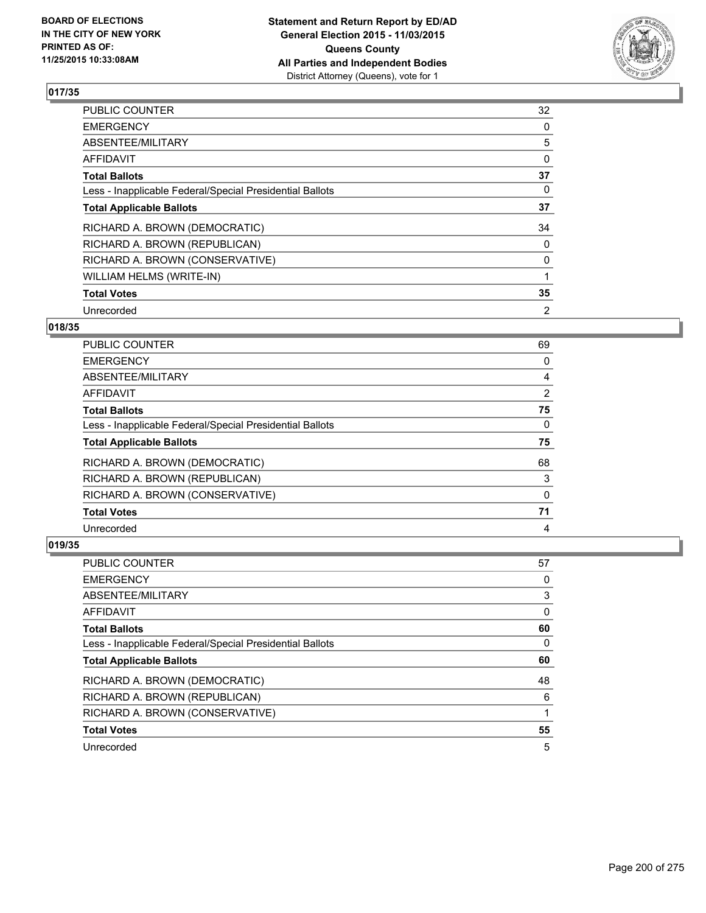## 017/35

| | |
|---|---|
| PUBLIC COUNTER | 32 |
| EMERGENCY | 0 |
| ABSENTEE/MILITARY | 5 |
| AFFIDAVIT | 0 |
| **Total Ballots** | **37** |
| Less - Inapplicable Federal/Special Presidential Ballots | 0 |
| **Total Applicable Ballots** | **37** |
| RICHARD A. BROWN (DEMOCRATIC) | 34 |
| RICHARD A. BROWN (REPUBLICAN) | 0 |
| RICHARD A. BROWN (CONSERVATIVE) | 0 |
| WILLIAM HELMS (WRITE-IN) | 1 |
| **Total Votes** | **35** |
| Unrecorded | 2 |

## 018/35

| | |
|---|---|
| PUBLIC COUNTER | 69 |
| EMERGENCY | 0 |
| ABSENTEE/MILITARY | 4 |
| AFFIDAVIT | 2 |
| **Total Ballots** | **75** |
| Less - Inapplicable Federal/Special Presidential Ballots | 0 |
| **Total Applicable Ballots** | **75** |
| RICHARD A. BROWN (DEMOCRATIC) | 68 |
| RICHARD A. BROWN (REPUBLICAN) | 3 |
| RICHARD A. BROWN (CONSERVATIVE) | 0 |
| **Total Votes** | **71** |
| Unrecorded | 4 |

## 019/35

| | |
|---|---|
| PUBLIC COUNTER | 57 |
| EMERGENCY | 0 |
| ABSENTEE/MILITARY | 3 |
| AFFIDAVIT | 0 |
| **Total Ballots** | **60** |
| Less - Inapplicable Federal/Special Presidential Ballots | 0 |
| **Total Applicable Ballots** | **60** |
| RICHARD A. BROWN (DEMOCRATIC) | 48 |
| RICHARD A. BROWN (REPUBLICAN) | 6 |
| RICHARD A. BROWN (CONSERVATIVE) | 1 |
| **Total Votes** | **55** |
| Unrecorded | 5 |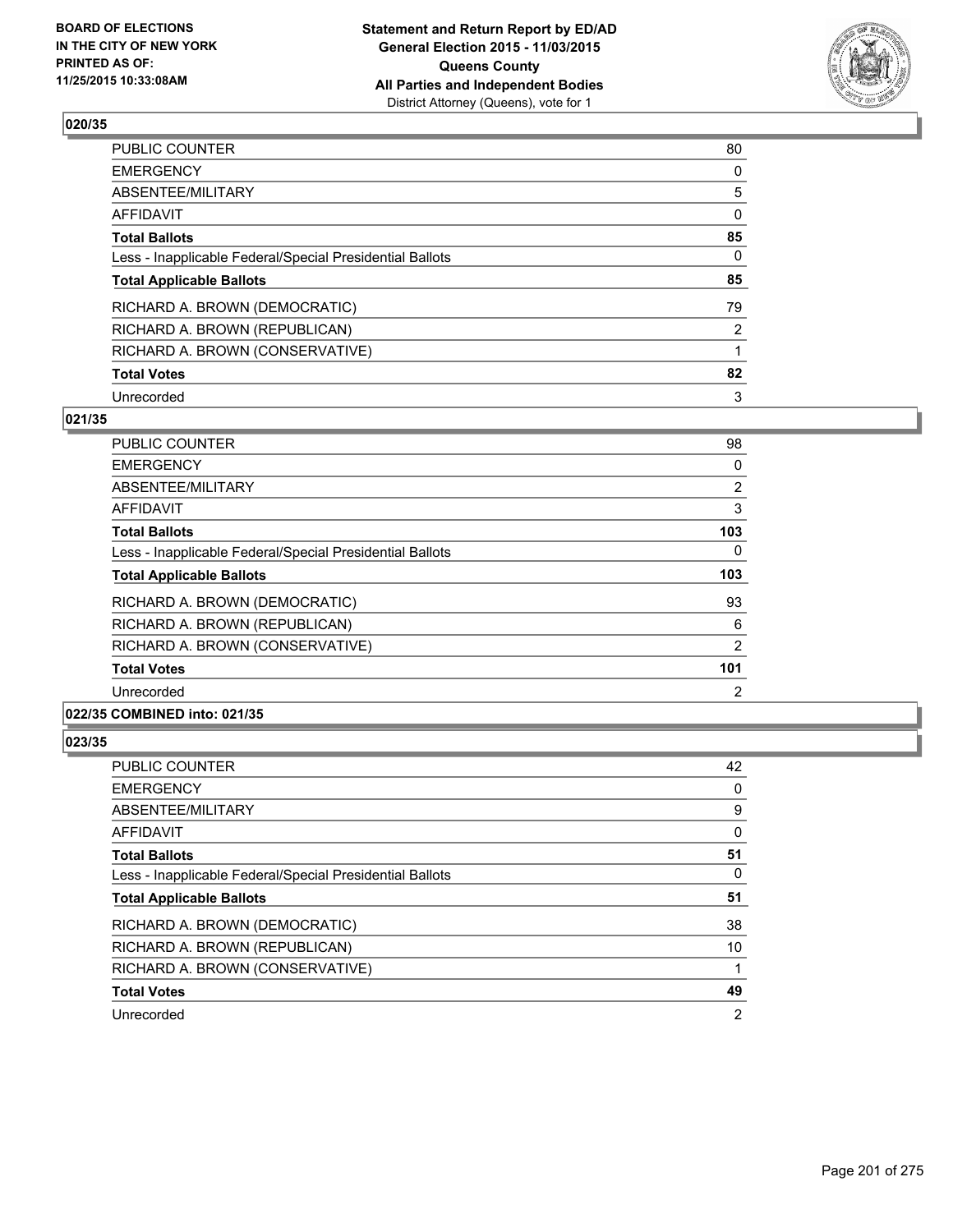BOARD OF ELECTIONS
IN THE CITY OF NEW YORK
PRINTED AS OF:
11/25/2015 10:33:08AM

**Statement and Return Report by ED/AD**
**General Election 2015 - 11/03/2015**
**Queens County**
**All Parties and Independent Bodies**
District Attorney (Queens), vote for 1

### 020/35

| | |
|---|---|
| PUBLIC COUNTER | 80 |
| EMERGENCY | 0 |
| ABSENTEE/MILITARY | 5 |
| AFFIDAVIT | 0 |
| **Total Ballots** | **85** |
| Less - Inapplicable Federal/Special Presidential Ballots | 0 |
| **Total Applicable Ballots** | **85** |
| RICHARD A. BROWN (DEMOCRATIC) | 79 |
| RICHARD A. BROWN (REPUBLICAN) | 2 |
| RICHARD A. BROWN (CONSERVATIVE) | 1 |
| **Total Votes** | **82** |
| Unrecorded | 3 |

### 021/35

| | |
|---|---|
| PUBLIC COUNTER | 98 |
| EMERGENCY | 0 |
| ABSENTEE/MILITARY | 2 |
| AFFIDAVIT | 3 |
| **Total Ballots** | **103** |
| Less - Inapplicable Federal/Special Presidential Ballots | 0 |
| **Total Applicable Ballots** | **103** |
| RICHARD A. BROWN (DEMOCRATIC) | 93 |
| RICHARD A. BROWN (REPUBLICAN) | 6 |
| RICHARD A. BROWN (CONSERVATIVE) | 2 |
| **Total Votes** | **101** |
| Unrecorded | 2 |

### 022/35 COMBINED into: 021/35

### 023/35

| | |
|---|---|
| PUBLIC COUNTER | 42 |
| EMERGENCY | 0 |
| ABSENTEE/MILITARY | 9 |
| AFFIDAVIT | 0 |
| **Total Ballots** | **51** |
| Less - Inapplicable Federal/Special Presidential Ballots | 0 |
| **Total Applicable Ballots** | **51** |
| RICHARD A. BROWN (DEMOCRATIC) | 38 |
| RICHARD A. BROWN (REPUBLICAN) | 10 |
| RICHARD A. BROWN (CONSERVATIVE) | 1 |
| **Total Votes** | **49** |
| Unrecorded | 2 |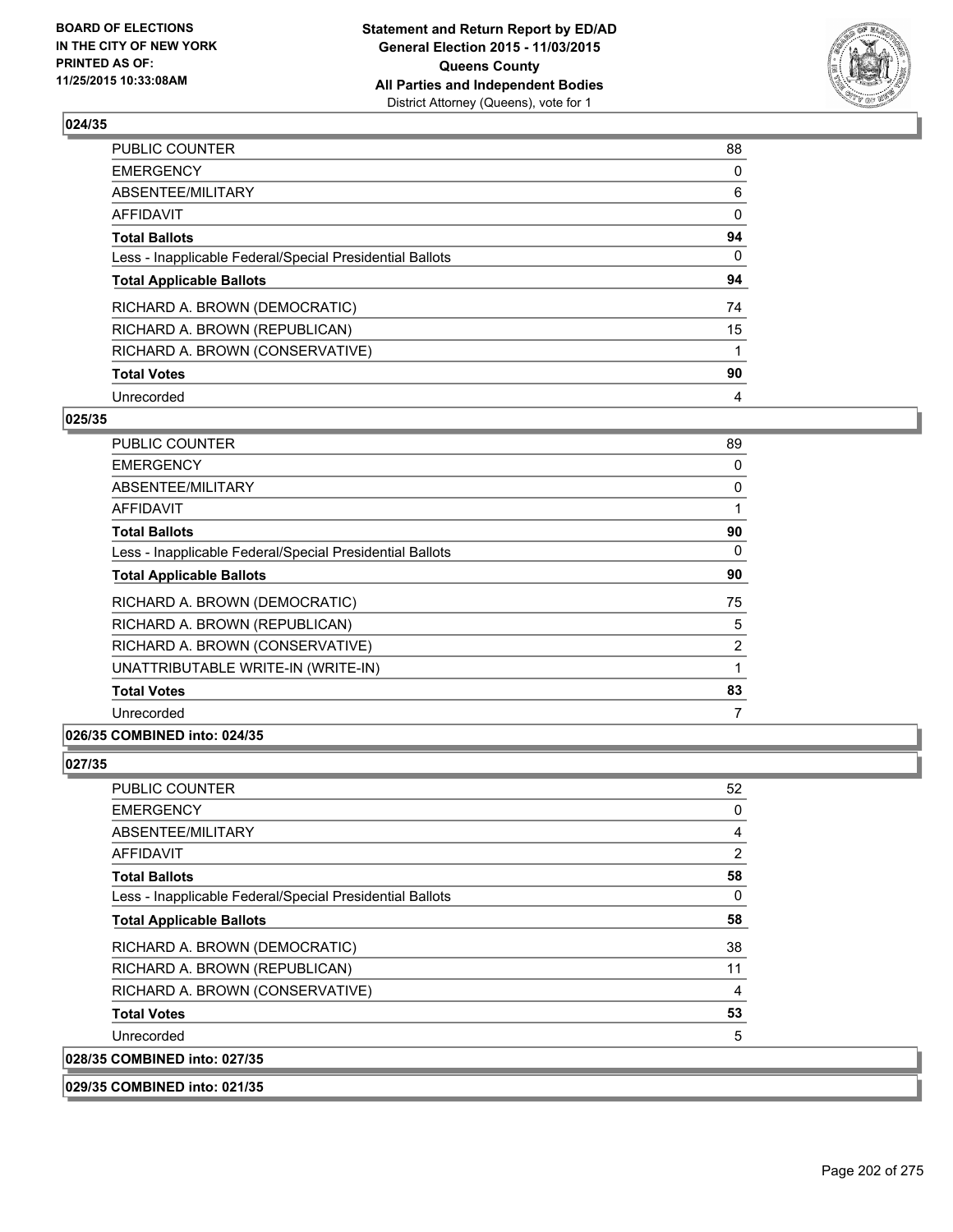### 024/35

| | |
|---|---|
| PUBLIC COUNTER | 88 |
| EMERGENCY | 0 |
| ABSENTEE/MILITARY | 6 |
| AFFIDAVIT | 0 |
| **Total Ballots** | **94** |
| Less - Inapplicable Federal/Special Presidential Ballots | 0 |
| **Total Applicable Ballots** | **94** |
| RICHARD A. BROWN (DEMOCRATIC) | 74 |
| RICHARD A. BROWN (REPUBLICAN) | 15 |
| RICHARD A. BROWN (CONSERVATIVE) | 1 |
| **Total Votes** | **90** |
| Unrecorded | 4 |

### 025/35

| | |
|---|---|
| PUBLIC COUNTER | 89 |
| EMERGENCY | 0 |
| ABSENTEE/MILITARY | 0 |
| AFFIDAVIT | 1 |
| **Total Ballots** | **90** |
| Less - Inapplicable Federal/Special Presidential Ballots | 0 |
| **Total Applicable Ballots** | **90** |
| RICHARD A. BROWN (DEMOCRATIC) | 75 |
| RICHARD A. BROWN (REPUBLICAN) | 5 |
| RICHARD A. BROWN (CONSERVATIVE) | 2 |
| UNATTRIBUTABLE WRITE-IN (WRITE-IN) | 1 |
| **Total Votes** | **83** |
| Unrecorded | 7 |

### 026/35 COMBINED into: 024/35

### 027/35

| | |
|---|---|
| PUBLIC COUNTER | 52 |
| EMERGENCY | 0 |
| ABSENTEE/MILITARY | 4 |
| AFFIDAVIT | 2 |
| **Total Ballots** | **58** |
| Less - Inapplicable Federal/Special Presidential Ballots | 0 |
| **Total Applicable Ballots** | **58** |
| RICHARD A. BROWN (DEMOCRATIC) | 38 |
| RICHARD A. BROWN (REPUBLICAN) | 11 |
| RICHARD A. BROWN (CONSERVATIVE) | 4 |
| **Total Votes** | **53** |
| Unrecorded | 5 |

### 028/35 COMBINED into: 027/35

### 029/35 COMBINED into: 021/35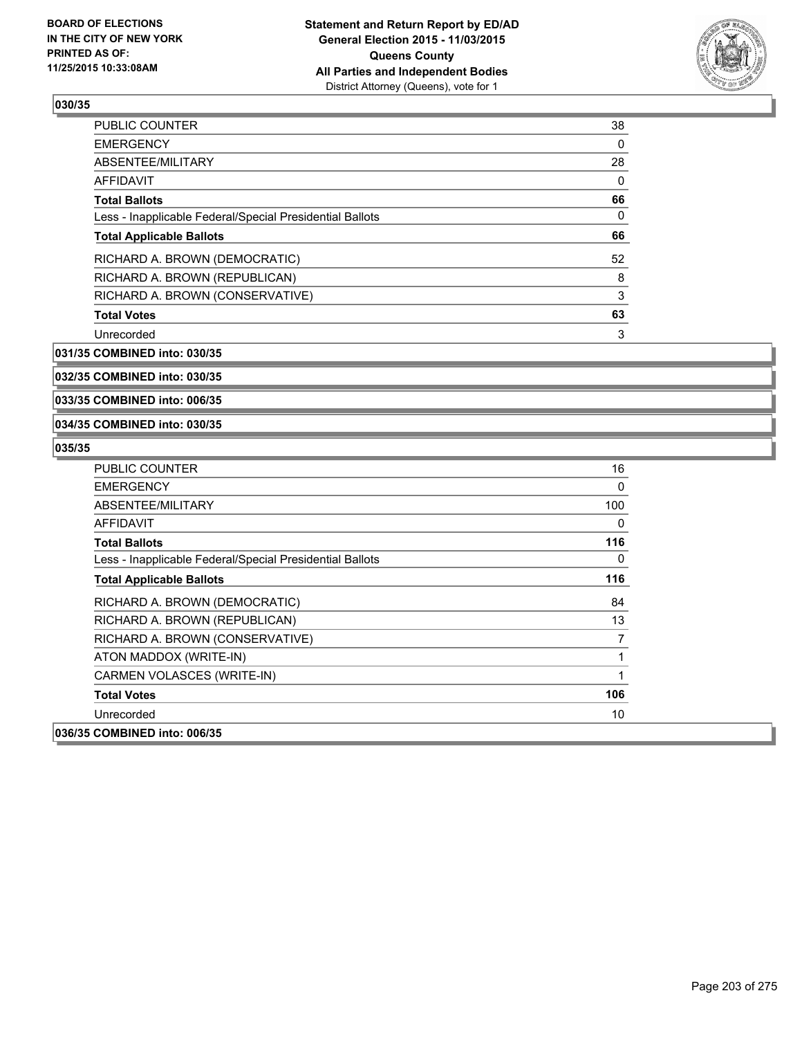**Statement and Return Report by ED/AD**
**General Election 2015 - 11/03/2015**
**Queens County**
**All Parties and Independent Bodies**
District Attorney (Queens), vote for 1

BOARD OF ELECTIONS
IN THE CITY OF NEW YORK
PRINTED AS OF:
11/25/2015 10:33:08AM

### 030/35

| | |
|---|---|
| PUBLIC COUNTER | 38 |
| EMERGENCY | 0 |
| ABSENTEE/MILITARY | 28 |
| AFFIDAVIT | 0 |
| **Total Ballots** | **66** |
| Less - Inapplicable Federal/Special Presidential Ballots | 0 |
| **Total Applicable Ballots** | **66** |
| RICHARD A. BROWN (DEMOCRATIC) | 52 |
| RICHARD A. BROWN (REPUBLICAN) | 8 |
| RICHARD A. BROWN (CONSERVATIVE) | 3 |
| **Total Votes** | **63** |
| Unrecorded | 3 |

### 031/35 COMBINED into: 030/35

### 032/35 COMBINED into: 030/35

### 033/35 COMBINED into: 006/35

### 034/35 COMBINED into: 030/35

### 035/35

| | |
|---|---|
| PUBLIC COUNTER | 16 |
| EMERGENCY | 0 |
| ABSENTEE/MILITARY | 100 |
| AFFIDAVIT | 0 |
| **Total Ballots** | **116** |
| Less - Inapplicable Federal/Special Presidential Ballots | 0 |
| **Total Applicable Ballots** | **116** |
| RICHARD A. BROWN (DEMOCRATIC) | 84 |
| RICHARD A. BROWN (REPUBLICAN) | 13 |
| RICHARD A. BROWN (CONSERVATIVE) | 7 |
| ATON MADDOX (WRITE-IN) | 1 |
| CARMEN VOLASCES (WRITE-IN) | 1 |
| **Total Votes** | **106** |
| Unrecorded | 10 |

### 036/35 COMBINED into: 006/35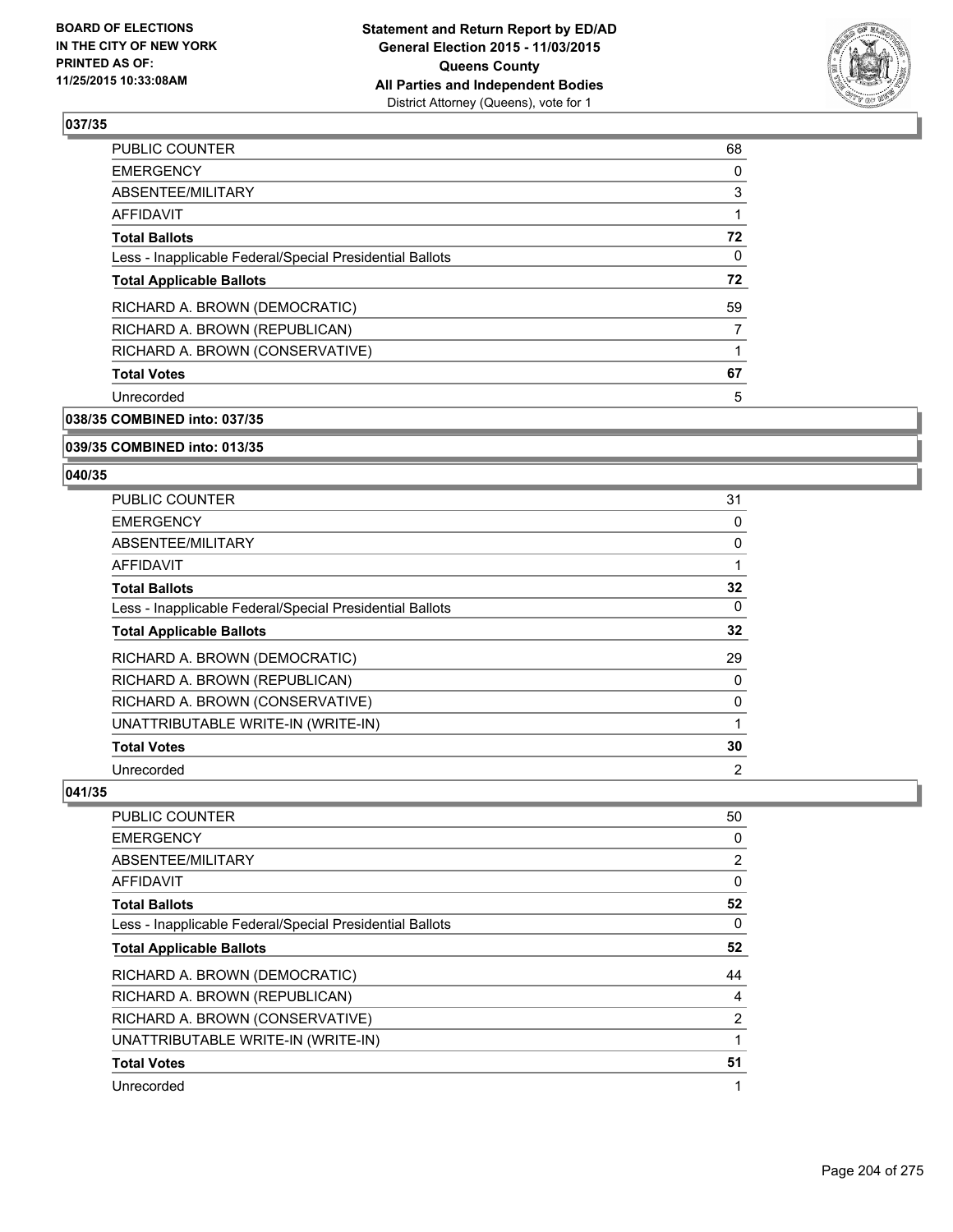## 037/35

| | |
|---|---|
| PUBLIC COUNTER | 68 |
| EMERGENCY | 0 |
| ABSENTEE/MILITARY | 3 |
| AFFIDAVIT | 1 |
| **Total Ballots** | **72** |
| Less - Inapplicable Federal/Special Presidential Ballots | 0 |
| **Total Applicable Ballots** | **72** |
| RICHARD A. BROWN (DEMOCRATIC) | 59 |
| RICHARD A. BROWN (REPUBLICAN) | 7 |
| RICHARD A. BROWN (CONSERVATIVE) | 1 |
| **Total Votes** | **67** |
| Unrecorded | 5 |

## 038/35 COMBINED into: 037/35

## 039/35 COMBINED into: 013/35

## 040/35

| | |
|---|---|
| PUBLIC COUNTER | 31 |
| EMERGENCY | 0 |
| ABSENTEE/MILITARY | 0 |
| AFFIDAVIT | 1 |
| **Total Ballots** | **32** |
| Less - Inapplicable Federal/Special Presidential Ballots | 0 |
| **Total Applicable Ballots** | **32** |
| RICHARD A. BROWN (DEMOCRATIC) | 29 |
| RICHARD A. BROWN (REPUBLICAN) | 0 |
| RICHARD A. BROWN (CONSERVATIVE) | 0 |
| UNATTRIBUTABLE WRITE-IN (WRITE-IN) | 1 |
| **Total Votes** | **30** |
| Unrecorded | 2 |

## 041/35

| | |
|---|---|
| PUBLIC COUNTER | 50 |
| EMERGENCY | 0 |
| ABSENTEE/MILITARY | 2 |
| AFFIDAVIT | 0 |
| **Total Ballots** | **52** |
| Less - Inapplicable Federal/Special Presidential Ballots | 0 |
| **Total Applicable Ballots** | **52** |
| RICHARD A. BROWN (DEMOCRATIC) | 44 |
| RICHARD A. BROWN (REPUBLICAN) | 4 |
| RICHARD A. BROWN (CONSERVATIVE) | 2 |
| UNATTRIBUTABLE WRITE-IN (WRITE-IN) | 1 |
| **Total Votes** | **51** |
| Unrecorded | 1 |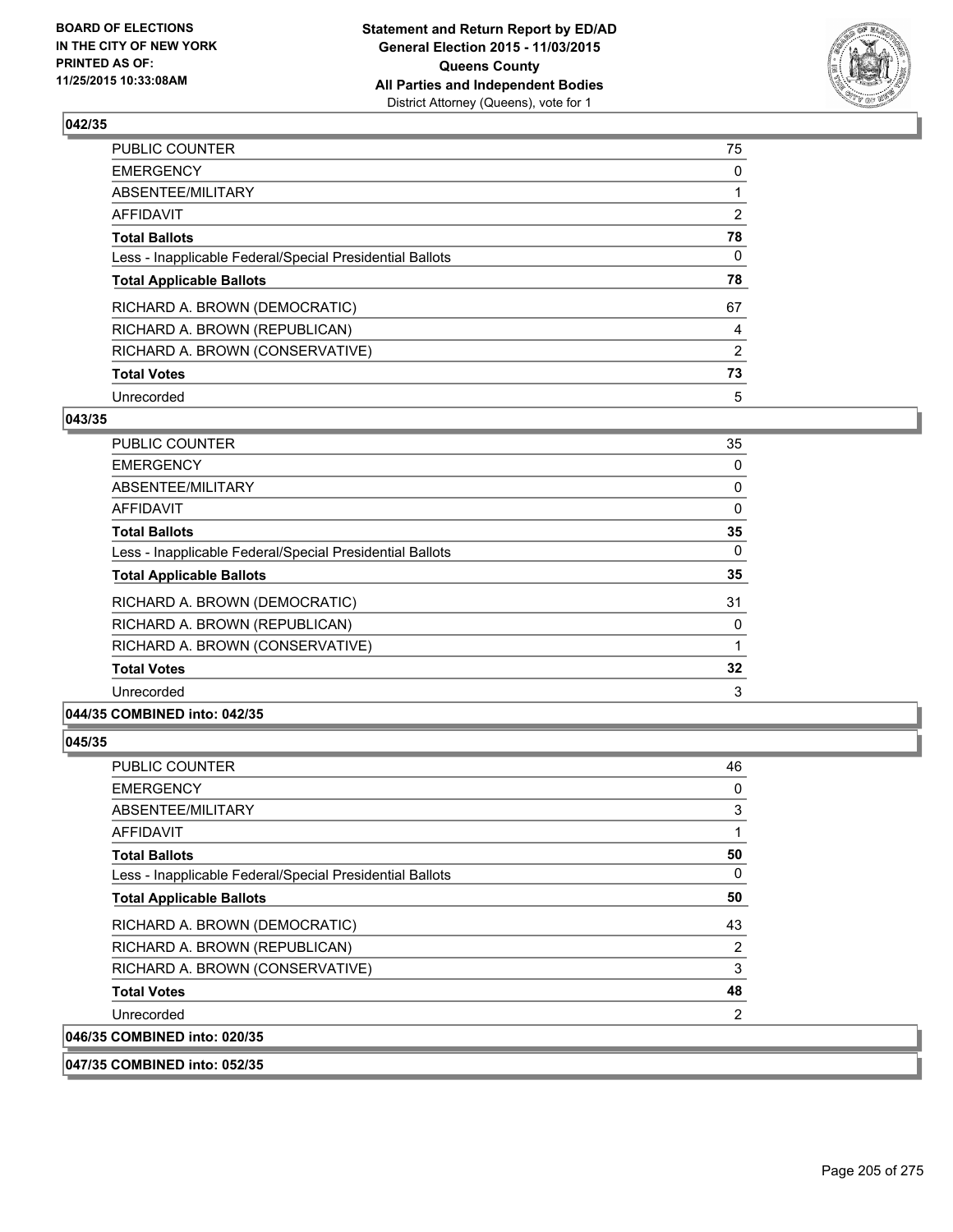**BOARD OF ELECTIONS IN THE CITY OF NEW YORK PRINTED AS OF: 11/25/2015 10:33:08AM**

**Statement and Return Report by ED/AD General Election 2015 - 11/03/2015 Queens County All Parties and Independent Bodies**
District Attorney (Queens), vote for 1

### 042/35

| | |
|---|---|
| PUBLIC COUNTER | 75 |
| EMERGENCY | 0 |
| ABSENTEE/MILITARY | 1 |
| AFFIDAVIT | 2 |
| **Total Ballots** | **78** |
| Less - Inapplicable Federal/Special Presidential Ballots | 0 |
| **Total Applicable Ballots** | **78** |
| RICHARD A. BROWN (DEMOCRATIC) | 67 |
| RICHARD A. BROWN (REPUBLICAN) | 4 |
| RICHARD A. BROWN (CONSERVATIVE) | 2 |
| **Total Votes** | **73** |
| Unrecorded | 5 |

### 043/35

| | |
|---|---|
| PUBLIC COUNTER | 35 |
| EMERGENCY | 0 |
| ABSENTEE/MILITARY | 0 |
| AFFIDAVIT | 0 |
| **Total Ballots** | **35** |
| Less - Inapplicable Federal/Special Presidential Ballots | 0 |
| **Total Applicable Ballots** | **35** |
| RICHARD A. BROWN (DEMOCRATIC) | 31 |
| RICHARD A. BROWN (REPUBLICAN) | 0 |
| RICHARD A. BROWN (CONSERVATIVE) | 1 |
| **Total Votes** | **32** |
| Unrecorded | 3 |

### 044/35 COMBINED into: 042/35

### 045/35

| | |
|---|---|
| PUBLIC COUNTER | 46 |
| EMERGENCY | 0 |
| ABSENTEE/MILITARY | 3 |
| AFFIDAVIT | 1 |
| **Total Ballots** | **50** |
| Less - Inapplicable Federal/Special Presidential Ballots | 0 |
| **Total Applicable Ballots** | **50** |
| RICHARD A. BROWN (DEMOCRATIC) | 43 |
| RICHARD A. BROWN (REPUBLICAN) | 2 |
| RICHARD A. BROWN (CONSERVATIVE) | 3 |
| **Total Votes** | **48** |
| Unrecorded | 2 |

### 046/35 COMBINED into: 020/35

### 047/35 COMBINED into: 052/35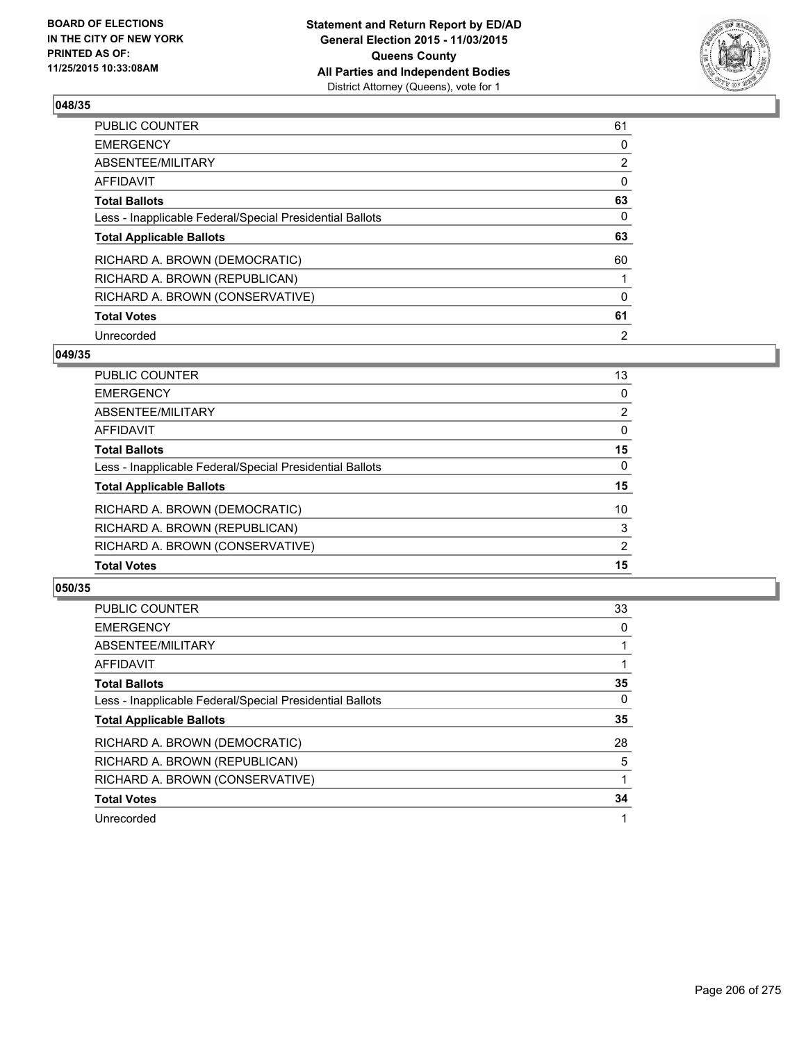BOARD OF ELECTIONS
IN THE CITY OF NEW YORK
PRINTED AS OF:
11/25/2015 10:33:08AM

**Statement and Return Report by ED/AD**
**General Election 2015 - 11/03/2015**
**Queens County**
**All Parties and Independent Bodies**
District Attorney (Queens), vote for 1

### 048/35

| | |
|---|---|
| PUBLIC COUNTER | 61 |
| EMERGENCY | 0 |
| ABSENTEE/MILITARY | 2 |
| AFFIDAVIT | 0 |
| **Total Ballots** | **63** |
| Less - Inapplicable Federal/Special Presidential Ballots | 0 |
| **Total Applicable Ballots** | **63** |
| RICHARD A. BROWN (DEMOCRATIC) | 60 |
| RICHARD A. BROWN (REPUBLICAN) | 1 |
| RICHARD A. BROWN (CONSERVATIVE) | 0 |
| **Total Votes** | **61** |
| Unrecorded | 2 |

### 049/35

| | |
|---|---|
| PUBLIC COUNTER | 13 |
| EMERGENCY | 0 |
| ABSENTEE/MILITARY | 2 |
| AFFIDAVIT | 0 |
| **Total Ballots** | **15** |
| Less - Inapplicable Federal/Special Presidential Ballots | 0 |
| **Total Applicable Ballots** | **15** |
| RICHARD A. BROWN (DEMOCRATIC) | 10 |
| RICHARD A. BROWN (REPUBLICAN) | 3 |
| RICHARD A. BROWN (CONSERVATIVE) | 2 |
| **Total Votes** | **15** |

### 050/35

| | |
|---|---|
| PUBLIC COUNTER | 33 |
| EMERGENCY | 0 |
| ABSENTEE/MILITARY | 1 |
| AFFIDAVIT | 1 |
| **Total Ballots** | **35** |
| Less - Inapplicable Federal/Special Presidential Ballots | 0 |
| **Total Applicable Ballots** | **35** |
| RICHARD A. BROWN (DEMOCRATIC) | 28 |
| RICHARD A. BROWN (REPUBLICAN) | 5 |
| RICHARD A. BROWN (CONSERVATIVE) | 1 |
| **Total Votes** | **34** |
| Unrecorded | 1 |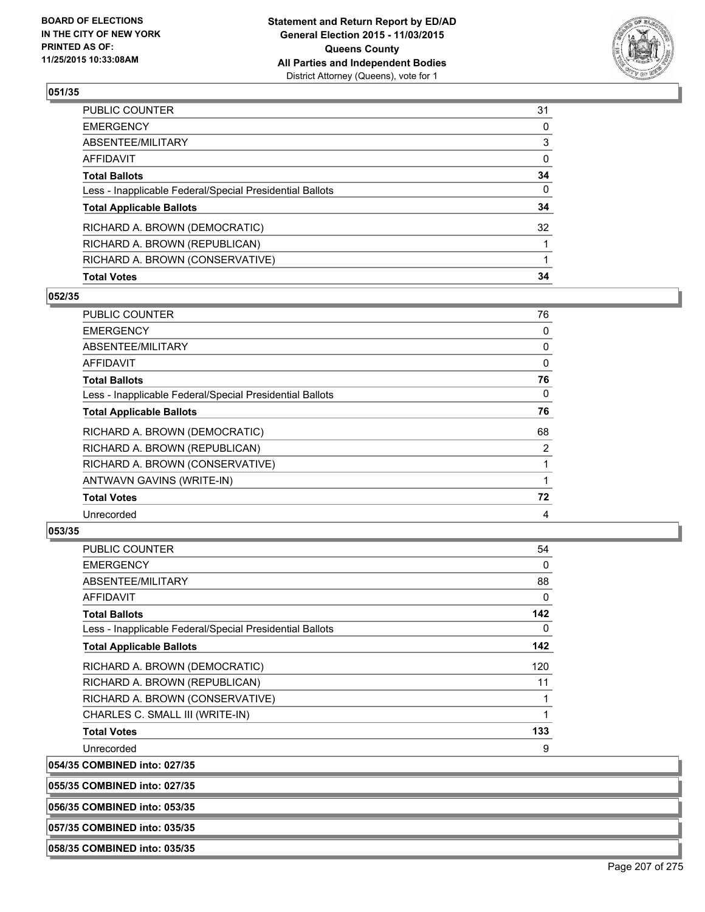**Statement and Return Report by ED/AD**
**General Election 2015 - 11/03/2015**
**Queens County**
**All Parties and Independent Bodies**
District Attorney (Queens), vote for 1

BOARD OF ELECTIONS
IN THE CITY OF NEW YORK
PRINTED AS OF:
11/25/2015 10:33:08AM

### 051/35

| | |
|---|---|
| PUBLIC COUNTER | 31 |
| EMERGENCY | 0 |
| ABSENTEE/MILITARY | 3 |
| AFFIDAVIT | 0 |
| **Total Ballots** | **34** |
| Less - Inapplicable Federal/Special Presidential Ballots | 0 |
| **Total Applicable Ballots** | **34** |
| RICHARD A. BROWN (DEMOCRATIC) | 32 |
| RICHARD A. BROWN (REPUBLICAN) | 1 |
| RICHARD A. BROWN (CONSERVATIVE) | 1 |
| **Total Votes** | **34** |

### 052/35

| | |
|---|---|
| PUBLIC COUNTER | 76 |
| EMERGENCY | 0 |
| ABSENTEE/MILITARY | 0 |
| AFFIDAVIT | 0 |
| **Total Ballots** | **76** |
| Less - Inapplicable Federal/Special Presidential Ballots | 0 |
| **Total Applicable Ballots** | **76** |
| RICHARD A. BROWN (DEMOCRATIC) | 68 |
| RICHARD A. BROWN (REPUBLICAN) | 2 |
| RICHARD A. BROWN (CONSERVATIVE) | 1 |
| ANTWAVN GAVINS (WRITE-IN) | 1 |
| **Total Votes** | **72** |
| Unrecorded | 4 |

### 053/35

| | |
|---|---|
| PUBLIC COUNTER | 54 |
| EMERGENCY | 0 |
| ABSENTEE/MILITARY | 88 |
| AFFIDAVIT | 0 |
| **Total Ballots** | **142** |
| Less - Inapplicable Federal/Special Presidential Ballots | 0 |
| **Total Applicable Ballots** | **142** |
| RICHARD A. BROWN (DEMOCRATIC) | 120 |
| RICHARD A. BROWN (REPUBLICAN) | 11 |
| RICHARD A. BROWN (CONSERVATIVE) | 1 |
| CHARLES C. SMALL III (WRITE-IN) | 1 |
| **Total Votes** | **133** |
| Unrecorded | 9 |

### 054/35 COMBINED into: 027/35

### 055/35 COMBINED into: 027/35

### 056/35 COMBINED into: 053/35

### 057/35 COMBINED into: 035/35

### 058/35 COMBINED into: 035/35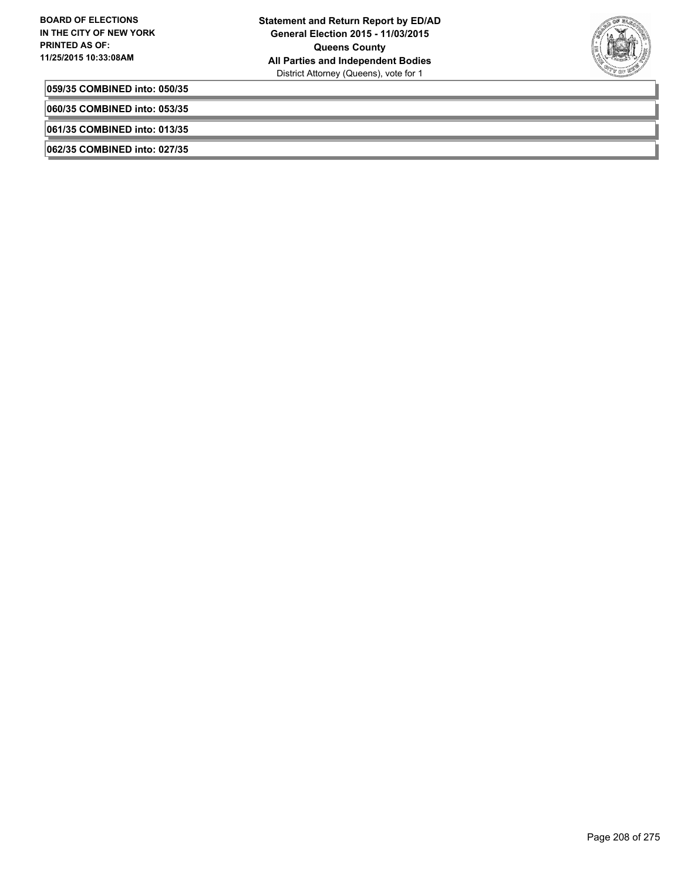**059/35 COMBINED into: 050/35**

**060/35 COMBINED into: 053/35**

**061/35 COMBINED into: 013/35**

**062/35 COMBINED into: 027/35**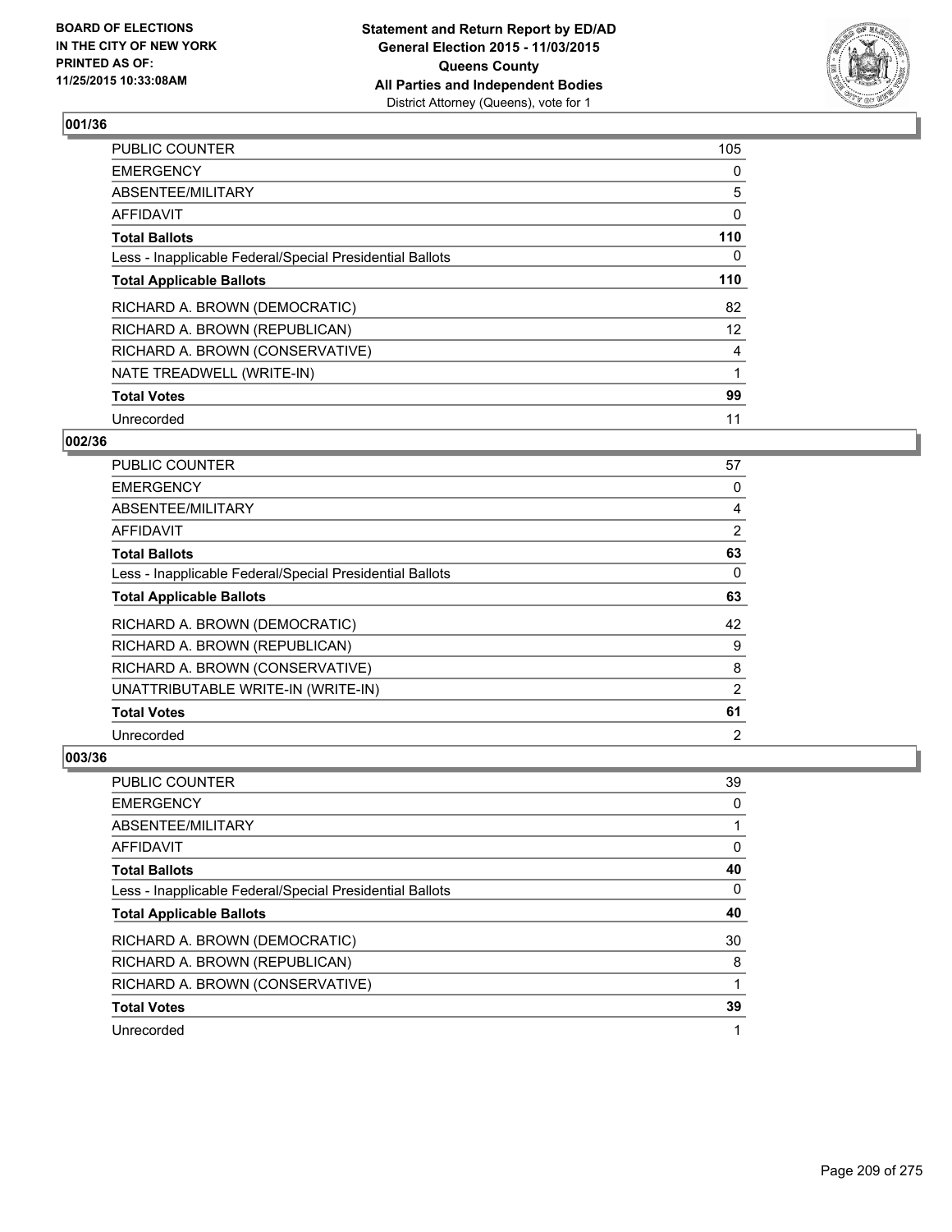**BOARD OF ELECTIONS IN THE CITY OF NEW YORK PRINTED AS OF: 11/25/2015 10:33:08AM**

**Statement and Return Report by ED/AD General Election 2015 - 11/03/2015 Queens County All Parties and Independent Bodies**
District Attorney (Queens), vote for 1

### 001/36

| | |
|---|---|
| PUBLIC COUNTER | 105 |
| EMERGENCY | 0 |
| ABSENTEE/MILITARY | 5 |
| AFFIDAVIT | 0 |
| **Total Ballots** | **110** |
| Less - Inapplicable Federal/Special Presidential Ballots | 0 |
| **Total Applicable Ballots** | **110** |
| RICHARD A. BROWN (DEMOCRATIC) | 82 |
| RICHARD A. BROWN (REPUBLICAN) | 12 |
| RICHARD A. BROWN (CONSERVATIVE) | 4 |
| NATE TREADWELL (WRITE-IN) | 1 |
| **Total Votes** | **99** |
| Unrecorded | 11 |

### 002/36

| | |
|---|---|
| PUBLIC COUNTER | 57 |
| EMERGENCY | 0 |
| ABSENTEE/MILITARY | 4 |
| AFFIDAVIT | 2 |
| **Total Ballots** | **63** |
| Less - Inapplicable Federal/Special Presidential Ballots | 0 |
| **Total Applicable Ballots** | **63** |
| RICHARD A. BROWN (DEMOCRATIC) | 42 |
| RICHARD A. BROWN (REPUBLICAN) | 9 |
| RICHARD A. BROWN (CONSERVATIVE) | 8 |
| UNATTRIBUTABLE WRITE-IN (WRITE-IN) | 2 |
| **Total Votes** | **61** |
| Unrecorded | 2 |

### 003/36

| | |
|---|---|
| PUBLIC COUNTER | 39 |
| EMERGENCY | 0 |
| ABSENTEE/MILITARY | 1 |
| AFFIDAVIT | 0 |
| **Total Ballots** | **40** |
| Less - Inapplicable Federal/Special Presidential Ballots | 0 |
| **Total Applicable Ballots** | **40** |
| RICHARD A. BROWN (DEMOCRATIC) | 30 |
| RICHARD A. BROWN (REPUBLICAN) | 8 |
| RICHARD A. BROWN (CONSERVATIVE) | 1 |
| **Total Votes** | **39** |
| Unrecorded | 1 |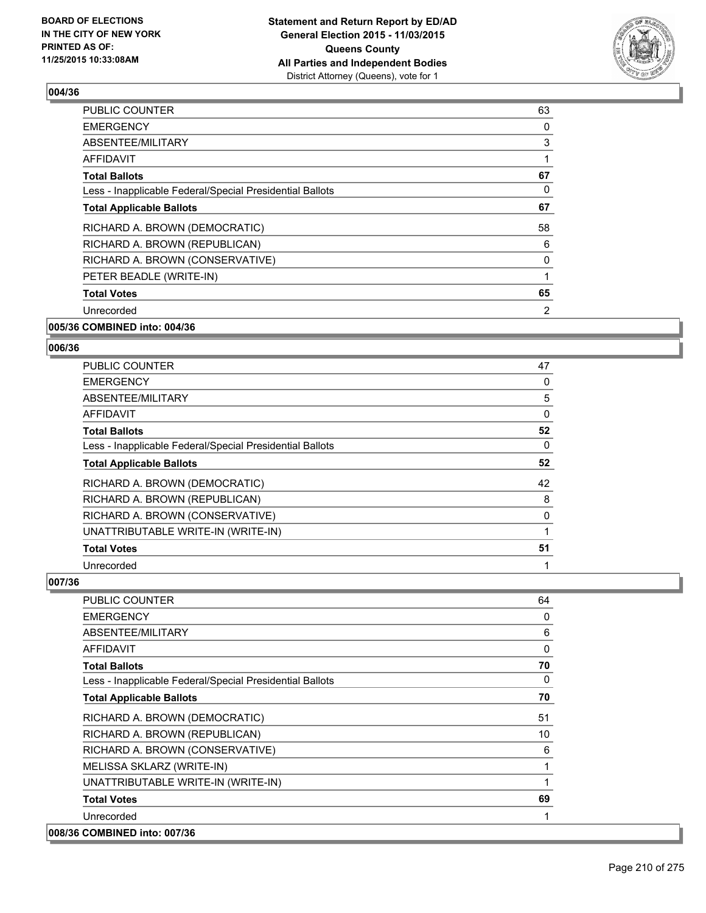BOARD OF ELECTIONS
IN THE CITY OF NEW YORK
PRINTED AS OF:
11/25/2015 10:33:08AM

**Statement and Return Report by ED/AD**
**General Election 2015 - 11/03/2015**
**Queens County**
**All Parties and Independent Bodies**
District Attorney (Queens), vote for 1

### 004/36

| | |
|---|---|
| PUBLIC COUNTER | 63 |
| EMERGENCY | 0 |
| ABSENTEE/MILITARY | 3 |
| AFFIDAVIT | 1 |
| **Total Ballots** | **67** |
| Less - Inapplicable Federal/Special Presidential Ballots | 0 |
| **Total Applicable Ballots** | **67** |
| RICHARD A. BROWN (DEMOCRATIC) | 58 |
| RICHARD A. BROWN (REPUBLICAN) | 6 |
| RICHARD A. BROWN (CONSERVATIVE) | 0 |
| PETER BEADLE (WRITE-IN) | 1 |
| **Total Votes** | **65** |
| Unrecorded | 2 |

### 005/36 COMBINED into: 004/36

### 006/36

| | |
|---|---|
| PUBLIC COUNTER | 47 |
| EMERGENCY | 0 |
| ABSENTEE/MILITARY | 5 |
| AFFIDAVIT | 0 |
| **Total Ballots** | **52** |
| Less - Inapplicable Federal/Special Presidential Ballots | 0 |
| **Total Applicable Ballots** | **52** |
| RICHARD A. BROWN (DEMOCRATIC) | 42 |
| RICHARD A. BROWN (REPUBLICAN) | 8 |
| RICHARD A. BROWN (CONSERVATIVE) | 0 |
| UNATTRIBUTABLE WRITE-IN (WRITE-IN) | 1 |
| **Total Votes** | **51** |
| Unrecorded | 1 |

### 007/36

| | |
|---|---|
| PUBLIC COUNTER | 64 |
| EMERGENCY | 0 |
| ABSENTEE/MILITARY | 6 |
| AFFIDAVIT | 0 |
| **Total Ballots** | **70** |
| Less - Inapplicable Federal/Special Presidential Ballots | 0 |
| **Total Applicable Ballots** | **70** |
| RICHARD A. BROWN (DEMOCRATIC) | 51 |
| RICHARD A. BROWN (REPUBLICAN) | 10 |
| RICHARD A. BROWN (CONSERVATIVE) | 6 |
| MELISSA SKLARZ (WRITE-IN) | 1 |
| UNATTRIBUTABLE WRITE-IN (WRITE-IN) | 1 |
| **Total Votes** | **69** |
| Unrecorded | 1 |

### 008/36 COMBINED into: 007/36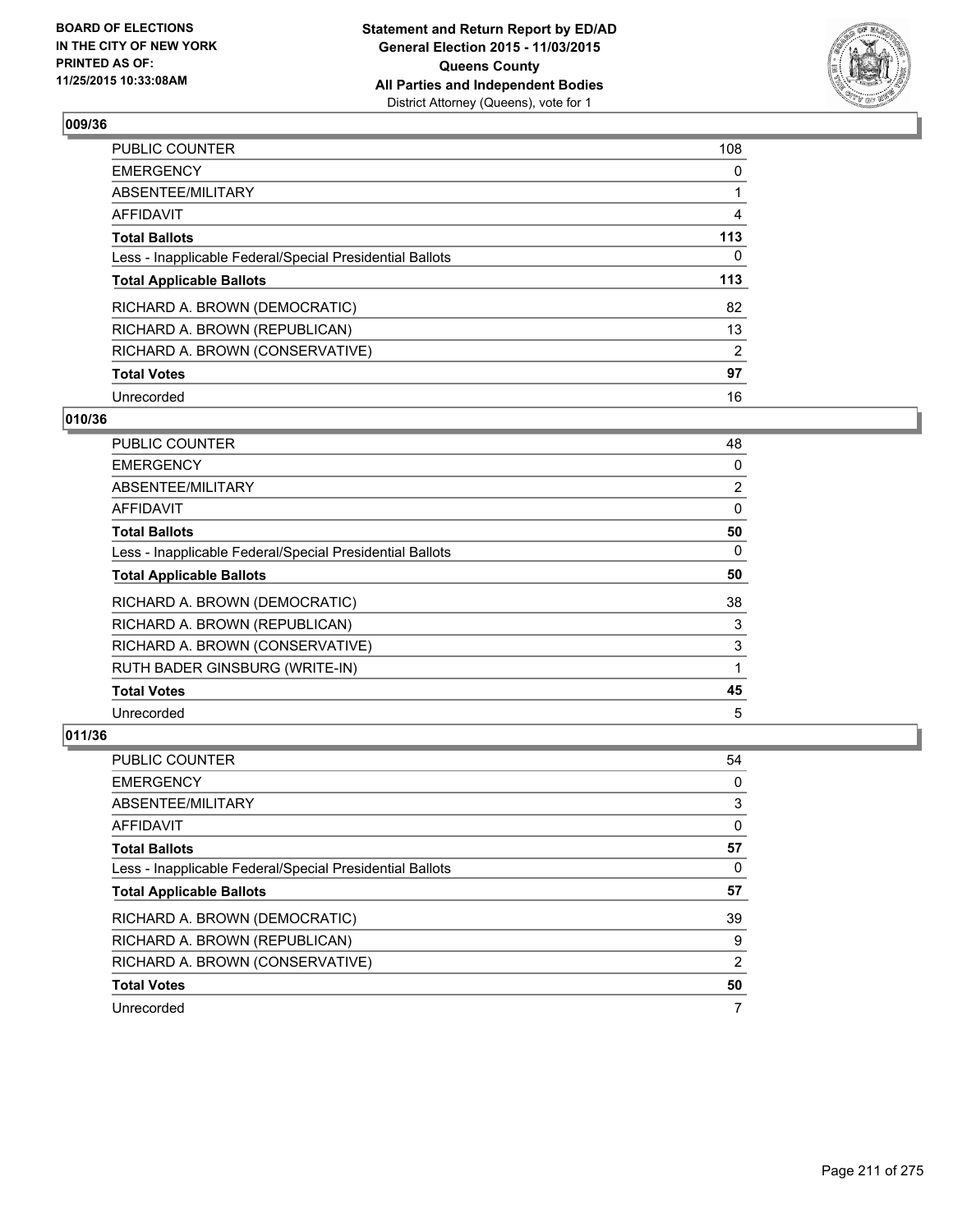**BOARD OF ELECTIONS IN THE CITY OF NEW YORK PRINTED AS OF: 11/25/2015 10:33:08AM**

**Statement and Return Report by ED/AD General Election 2015 - 11/03/2015 Queens County All Parties and Independent Bodies** District Attorney (Queens), vote for 1

## 009/36

| | |
|---|---|
| PUBLIC COUNTER | 108 |
| EMERGENCY | 0 |
| ABSENTEE/MILITARY | 1 |
| AFFIDAVIT | 4 |
| **Total Ballots** | **113** |
| Less - Inapplicable Federal/Special Presidential Ballots | 0 |
| **Total Applicable Ballots** | **113** |
| RICHARD A. BROWN (DEMOCRATIC) | 82 |
| RICHARD A. BROWN (REPUBLICAN) | 13 |
| RICHARD A. BROWN (CONSERVATIVE) | 2 |
| **Total Votes** | **97** |
| Unrecorded | 16 |

## 010/36

| | |
|---|---|
| PUBLIC COUNTER | 48 |
| EMERGENCY | 0 |
| ABSENTEE/MILITARY | 2 |
| AFFIDAVIT | 0 |
| **Total Ballots** | **50** |
| Less - Inapplicable Federal/Special Presidential Ballots | 0 |
| **Total Applicable Ballots** | **50** |
| RICHARD A. BROWN (DEMOCRATIC) | 38 |
| RICHARD A. BROWN (REPUBLICAN) | 3 |
| RICHARD A. BROWN (CONSERVATIVE) | 3 |
| RUTH BADER GINSBURG (WRITE-IN) | 1 |
| **Total Votes** | **45** |
| Unrecorded | 5 |

## 011/36

| | |
|---|---|
| PUBLIC COUNTER | 54 |
| EMERGENCY | 0 |
| ABSENTEE/MILITARY | 3 |
| AFFIDAVIT | 0 |
| **Total Ballots** | **57** |
| Less - Inapplicable Federal/Special Presidential Ballots | 0 |
| **Total Applicable Ballots** | **57** |
| RICHARD A. BROWN (DEMOCRATIC) | 39 |
| RICHARD A. BROWN (REPUBLICAN) | 9 |
| RICHARD A. BROWN (CONSERVATIVE) | 2 |
| **Total Votes** | **50** |
| Unrecorded | 7 |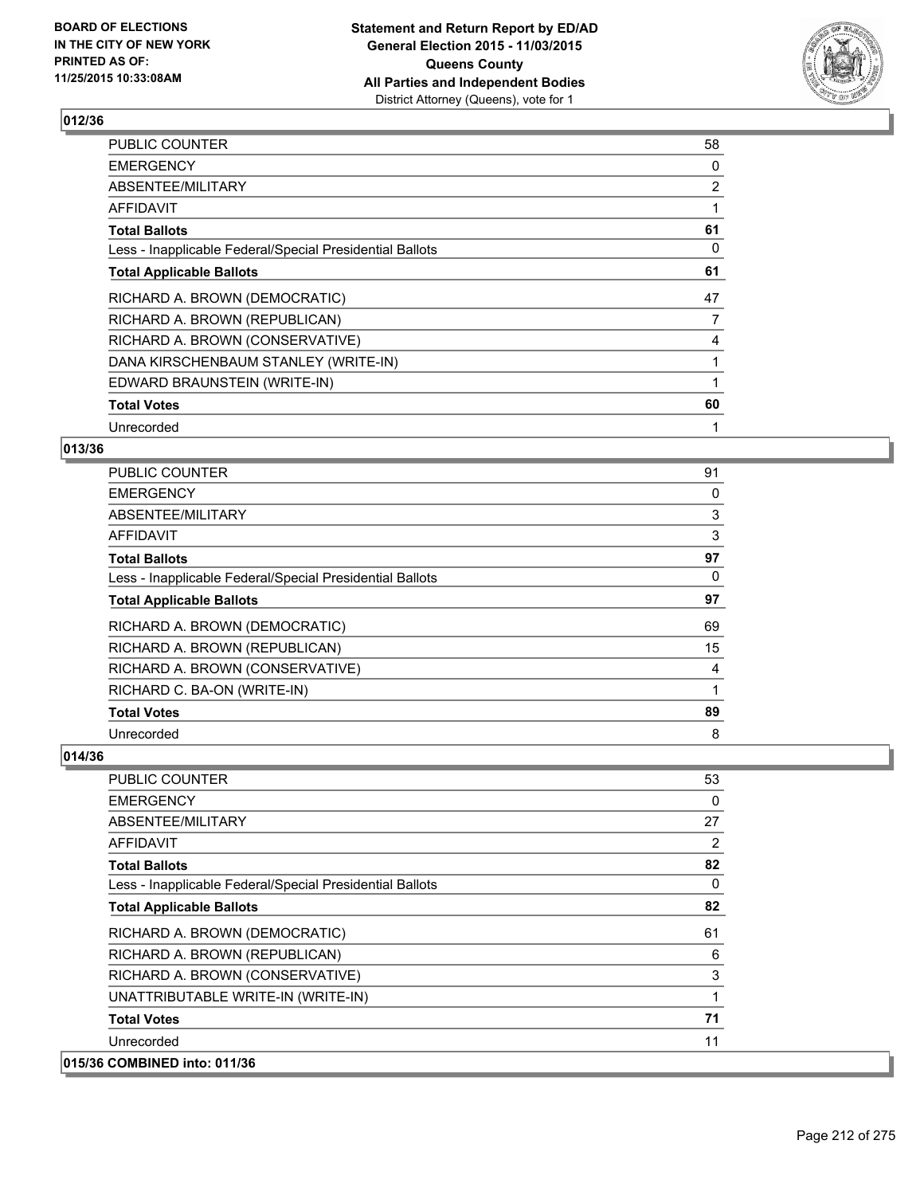**BOARD OF ELECTIONS IN THE CITY OF NEW YORK PRINTED AS OF: 11/25/2015 10:33:08AM**

**Statement and Return Report by ED/AD General Election 2015 - 11/03/2015 Queens County All Parties and Independent Bodies** District Attorney (Queens), vote for 1

### 012/36

| | |
|---|---|
| PUBLIC COUNTER | 58 |
| EMERGENCY | 0 |
| ABSENTEE/MILITARY | 2 |
| AFFIDAVIT | 1 |
| **Total Ballots** | **61** |
| Less - Inapplicable Federal/Special Presidential Ballots | 0 |
| **Total Applicable Ballots** | **61** |
| RICHARD A. BROWN (DEMOCRATIC) | 47 |
| RICHARD A. BROWN (REPUBLICAN) | 7 |
| RICHARD A. BROWN (CONSERVATIVE) | 4 |
| DANA KIRSCHENBAUM STANLEY (WRITE-IN) | 1 |
| EDWARD BRAUNSTEIN (WRITE-IN) | 1 |
| **Total Votes** | **60** |
| Unrecorded | 1 |

### 013/36

| | |
|---|---|
| PUBLIC COUNTER | 91 |
| EMERGENCY | 0 |
| ABSENTEE/MILITARY | 3 |
| AFFIDAVIT | 3 |
| **Total Ballots** | **97** |
| Less - Inapplicable Federal/Special Presidential Ballots | 0 |
| **Total Applicable Ballots** | **97** |
| RICHARD A. BROWN (DEMOCRATIC) | 69 |
| RICHARD A. BROWN (REPUBLICAN) | 15 |
| RICHARD A. BROWN (CONSERVATIVE) | 4 |
| RICHARD C. BA-ON (WRITE-IN) | 1 |
| **Total Votes** | **89** |
| Unrecorded | 8 |

### 014/36

| | |
|---|---|
| PUBLIC COUNTER | 53 |
| EMERGENCY | 0 |
| ABSENTEE/MILITARY | 27 |
| AFFIDAVIT | 2 |
| **Total Ballots** | **82** |
| Less - Inapplicable Federal/Special Presidential Ballots | 0 |
| **Total Applicable Ballots** | **82** |
| RICHARD A. BROWN (DEMOCRATIC) | 61 |
| RICHARD A. BROWN (REPUBLICAN) | 6 |
| RICHARD A. BROWN (CONSERVATIVE) | 3 |
| UNATTRIBUTABLE WRITE-IN (WRITE-IN) | 1 |
| **Total Votes** | **71** |
| Unrecorded | 11 |

### 015/36 COMBINED into: 011/36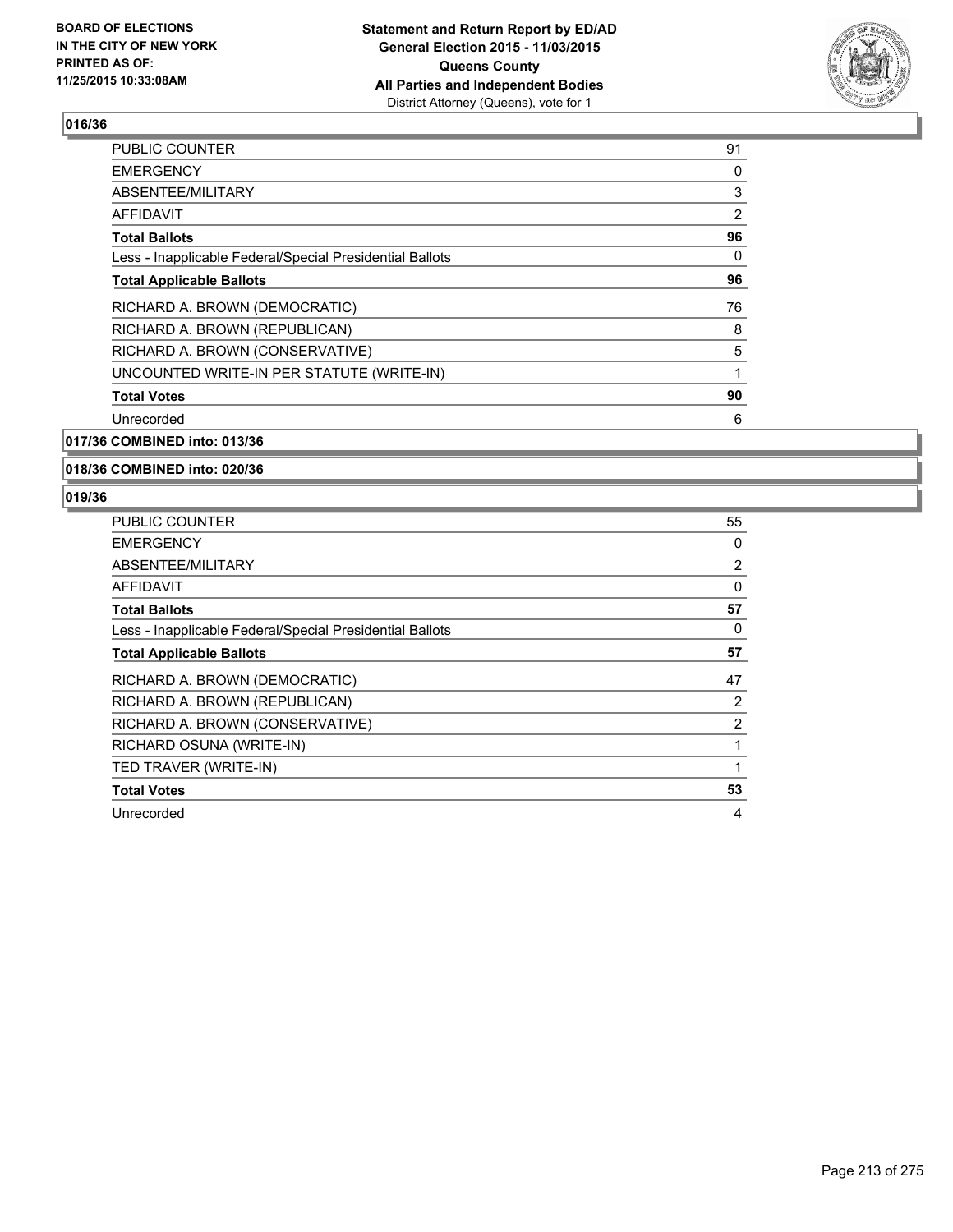### 016/36

| | |
|---|---|
| PUBLIC COUNTER | 91 |
| EMERGENCY | 0 |
| ABSENTEE/MILITARY | 3 |
| AFFIDAVIT | 2 |
| **Total Ballots** | **96** |
| Less - Inapplicable Federal/Special Presidential Ballots | 0 |
| **Total Applicable Ballots** | **96** |
| RICHARD A. BROWN (DEMOCRATIC) | 76 |
| RICHARD A. BROWN (REPUBLICAN) | 8 |
| RICHARD A. BROWN (CONSERVATIVE) | 5 |
| UNCOUNTED WRITE-IN PER STATUTE (WRITE-IN) | 1 |
| **Total Votes** | **90** |
| Unrecorded | 6 |

### 017/36 COMBINED into: 013/36

### 018/36 COMBINED into: 020/36

### 019/36

| | |
|---|---|
| PUBLIC COUNTER | 55 |
| EMERGENCY | 0 |
| ABSENTEE/MILITARY | 2 |
| AFFIDAVIT | 0 |
| **Total Ballots** | **57** |
| Less - Inapplicable Federal/Special Presidential Ballots | 0 |
| **Total Applicable Ballots** | **57** |
| RICHARD A. BROWN (DEMOCRATIC) | 47 |
| RICHARD A. BROWN (REPUBLICAN) | 2 |
| RICHARD A. BROWN (CONSERVATIVE) | 2 |
| RICHARD OSUNA (WRITE-IN) | 1 |
| TED TRAVER (WRITE-IN) | 1 |
| **Total Votes** | **53** |
| Unrecorded | 4 |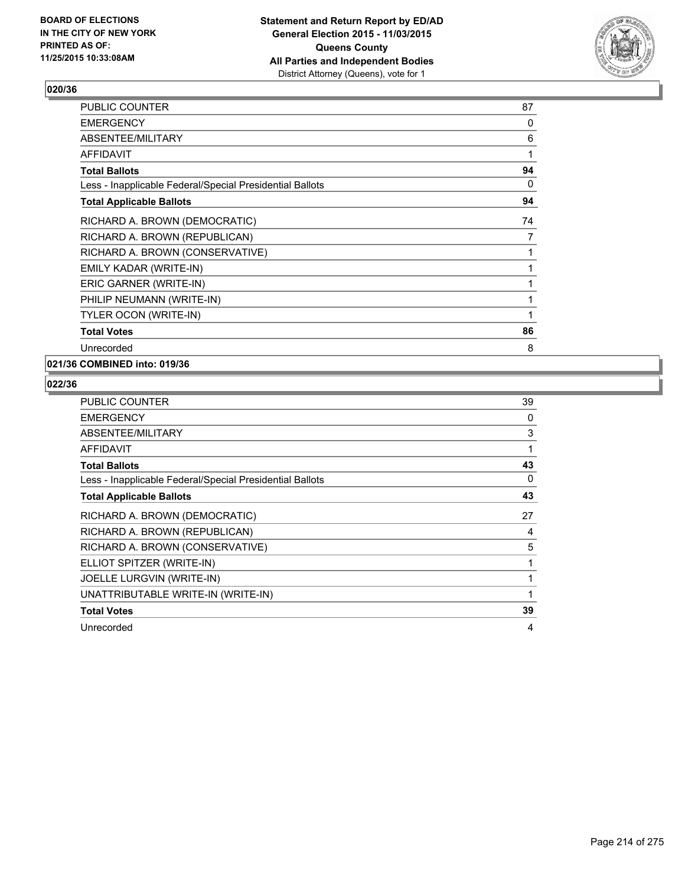**Statement and Return Report by ED/AD**
**General Election 2015 - 11/03/2015**
**Queens County**
**All Parties and Independent Bodies**
District Attorney (Queens), vote for 1

BOARD OF ELECTIONS IN THE CITY OF NEW YORK PRINTED AS OF: 11/25/2015 10:33:08AM

### 020/36

| | |
|---|---|
| PUBLIC COUNTER | 87 |
| EMERGENCY | 0 |
| ABSENTEE/MILITARY | 6 |
| AFFIDAVIT | 1 |
| **Total Ballots** | **94** |
| Less - Inapplicable Federal/Special Presidential Ballots | 0 |
| **Total Applicable Ballots** | **94** |
| RICHARD A. BROWN (DEMOCRATIC) | 74 |
| RICHARD A. BROWN (REPUBLICAN) | 7 |
| RICHARD A. BROWN (CONSERVATIVE) | 1 |
| EMILY KADAR (WRITE-IN) | 1 |
| ERIC GARNER (WRITE-IN) | 1 |
| PHILIP NEUMANN (WRITE-IN) | 1 |
| TYLER OCON (WRITE-IN) | 1 |
| **Total Votes** | **86** |
| Unrecorded | 8 |

### 021/36 COMBINED into: 019/36

### 022/36

| | |
|---|---|
| PUBLIC COUNTER | 39 |
| EMERGENCY | 0 |
| ABSENTEE/MILITARY | 3 |
| AFFIDAVIT | 1 |
| **Total Ballots** | **43** |
| Less - Inapplicable Federal/Special Presidential Ballots | 0 |
| **Total Applicable Ballots** | **43** |
| RICHARD A. BROWN (DEMOCRATIC) | 27 |
| RICHARD A. BROWN (REPUBLICAN) | 4 |
| RICHARD A. BROWN (CONSERVATIVE) | 5 |
| ELLIOT SPITZER (WRITE-IN) | 1 |
| JOELLE LURGVIN (WRITE-IN) | 1 |
| UNATTRIBUTABLE WRITE-IN (WRITE-IN) | 1 |
| **Total Votes** | **39** |
| Unrecorded | 4 |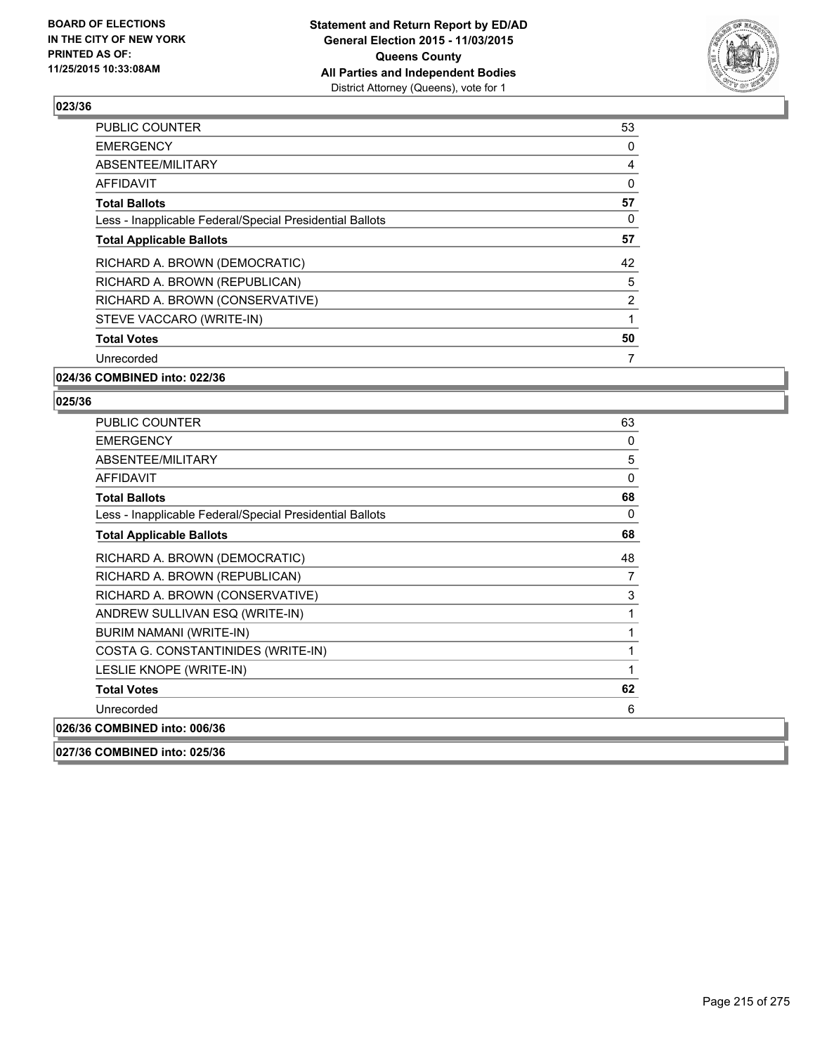**BOARD OF ELECTIONS IN THE CITY OF NEW YORK PRINTED AS OF: 11/25/2015 10:33:08AM**

**Statement and Return Report by ED/AD**
**General Election 2015 - 11/03/2015**
**Queens County**
**All Parties and Independent Bodies**
District Attorney (Queens), vote for 1

**023/36**

| | |
|---|---|
| PUBLIC COUNTER | 53 |
| EMERGENCY | 0 |
| ABSENTEE/MILITARY | 4 |
| AFFIDAVIT | 0 |
| **Total Ballots** | **57** |
| Less - Inapplicable Federal/Special Presidential Ballots | 0 |
| **Total Applicable Ballots** | **57** |
| RICHARD A. BROWN (DEMOCRATIC) | 42 |
| RICHARD A. BROWN (REPUBLICAN) | 5 |
| RICHARD A. BROWN (CONSERVATIVE) | 2 |
| STEVE VACCARO (WRITE-IN) | 1 |
| **Total Votes** | **50** |
| Unrecorded | 7 |

**024/36 COMBINED into: 022/36**

**025/36**

| | |
|---|---|
| PUBLIC COUNTER | 63 |
| EMERGENCY | 0 |
| ABSENTEE/MILITARY | 5 |
| AFFIDAVIT | 0 |
| **Total Ballots** | **68** |
| Less - Inapplicable Federal/Special Presidential Ballots | 0 |
| **Total Applicable Ballots** | **68** |
| RICHARD A. BROWN (DEMOCRATIC) | 48 |
| RICHARD A. BROWN (REPUBLICAN) | 7 |
| RICHARD A. BROWN (CONSERVATIVE) | 3 |
| ANDREW SULLIVAN ESQ (WRITE-IN) | 1 |
| BURIM NAMANI (WRITE-IN) | 1 |
| COSTA G. CONSTANTINIDES (WRITE-IN) | 1 |
| LESLIE KNOPE (WRITE-IN) | 1 |
| **Total Votes** | **62** |
| Unrecorded | 6 |

**026/36 COMBINED into: 006/36**

**027/36 COMBINED into: 025/36**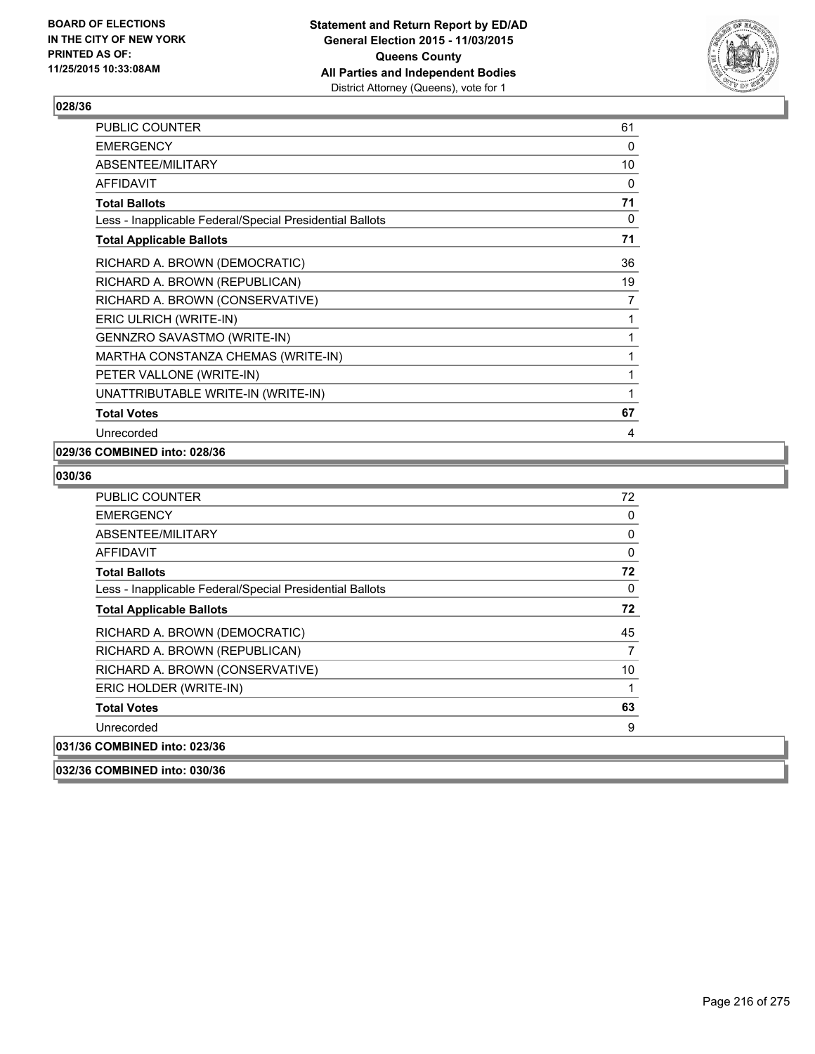**BOARD OF ELECTIONS IN THE CITY OF NEW YORK PRINTED AS OF: 11/25/2015 10:33:08AM**

**Statement and Return Report by ED/AD**
**General Election 2015 - 11/03/2015**
**Queens County**
**All Parties and Independent Bodies**
District Attorney (Queens), vote for 1

### 028/36

| | |
|---|---|
| PUBLIC COUNTER | 61 |
| EMERGENCY | 0 |
| ABSENTEE/MILITARY | 10 |
| AFFIDAVIT | 0 |
| **Total Ballots** | **71** |
| Less - Inapplicable Federal/Special Presidential Ballots | 0 |
| **Total Applicable Ballots** | **71** |
| RICHARD A. BROWN (DEMOCRATIC) | 36 |
| RICHARD A. BROWN (REPUBLICAN) | 19 |
| RICHARD A. BROWN (CONSERVATIVE) | 7 |
| ERIC ULRICH (WRITE-IN) | 1 |
| GENNZRO SAVASTMO (WRITE-IN) | 1 |
| MARTHA CONSTANZA CHEMAS (WRITE-IN) | 1 |
| PETER VALLONE (WRITE-IN) | 1 |
| UNATTRIBUTABLE WRITE-IN (WRITE-IN) | 1 |
| **Total Votes** | **67** |
| Unrecorded | 4 |

### 029/36 COMBINED into: 028/36

### 030/36

| | |
|---|---|
| PUBLIC COUNTER | 72 |
| EMERGENCY | 0 |
| ABSENTEE/MILITARY | 0 |
| AFFIDAVIT | 0 |
| **Total Ballots** | **72** |
| Less - Inapplicable Federal/Special Presidential Ballots | 0 |
| **Total Applicable Ballots** | **72** |
| RICHARD A. BROWN (DEMOCRATIC) | 45 |
| RICHARD A. BROWN (REPUBLICAN) | 7 |
| RICHARD A. BROWN (CONSERVATIVE) | 10 |
| ERIC HOLDER (WRITE-IN) | 1 |
| **Total Votes** | **63** |
| Unrecorded | 9 |

### 031/36 COMBINED into: 023/36

### 032/36 COMBINED into: 030/36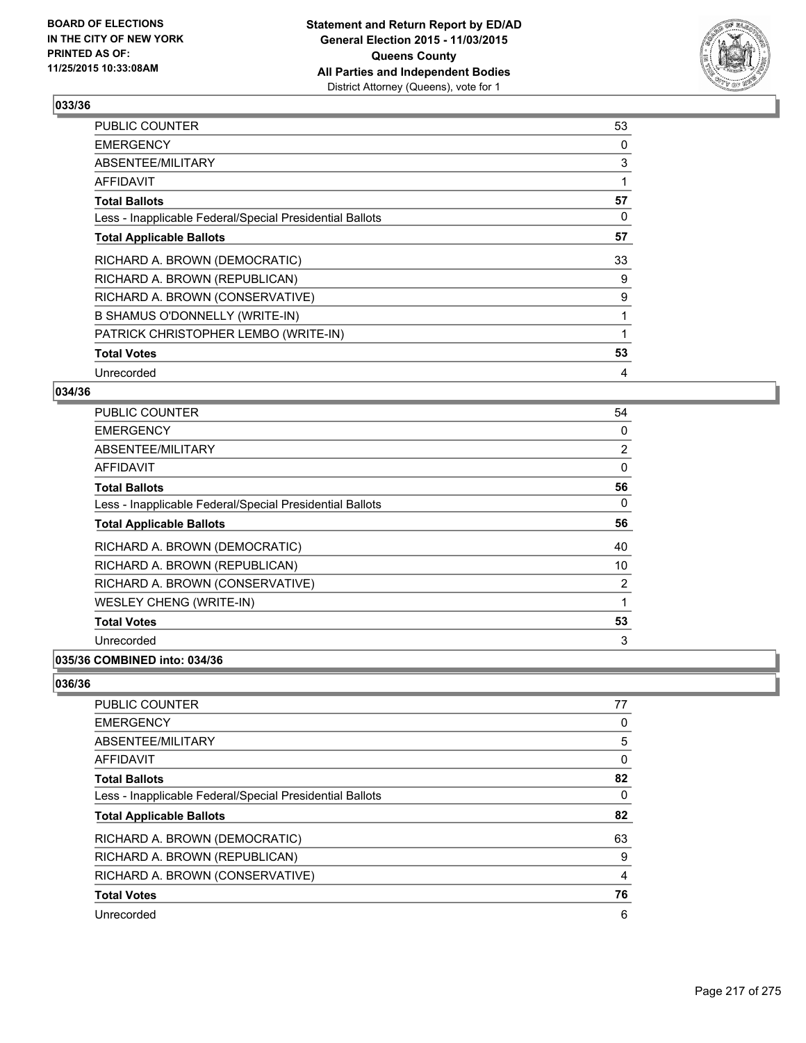## 033/36

| | |
|---|---|
| PUBLIC COUNTER | 53 |
| EMERGENCY | 0 |
| ABSENTEE/MILITARY | 3 |
| AFFIDAVIT | 1 |
| **Total Ballots** | **57** |
| Less - Inapplicable Federal/Special Presidential Ballots | 0 |
| **Total Applicable Ballots** | **57** |
| RICHARD A. BROWN (DEMOCRATIC) | 33 |
| RICHARD A. BROWN (REPUBLICAN) | 9 |
| RICHARD A. BROWN (CONSERVATIVE) | 9 |
| B SHAMUS O'DONNELLY (WRITE-IN) | 1 |
| PATRICK CHRISTOPHER LEMBO (WRITE-IN) | 1 |
| **Total Votes** | **53** |
| Unrecorded | 4 |

## 034/36

| | |
|---|---|
| PUBLIC COUNTER | 54 |
| EMERGENCY | 0 |
| ABSENTEE/MILITARY | 2 |
| AFFIDAVIT | 0 |
| **Total Ballots** | **56** |
| Less - Inapplicable Federal/Special Presidential Ballots | 0 |
| **Total Applicable Ballots** | **56** |
| RICHARD A. BROWN (DEMOCRATIC) | 40 |
| RICHARD A. BROWN (REPUBLICAN) | 10 |
| RICHARD A. BROWN (CONSERVATIVE) | 2 |
| WESLEY CHENG (WRITE-IN) | 1 |
| **Total Votes** | **53** |
| Unrecorded | 3 |

## 035/36 COMBINED into: 034/36

## 036/36

| | |
|---|---|
| PUBLIC COUNTER | 77 |
| EMERGENCY | 0 |
| ABSENTEE/MILITARY | 5 |
| AFFIDAVIT | 0 |
| **Total Ballots** | **82** |
| Less - Inapplicable Federal/Special Presidential Ballots | 0 |
| **Total Applicable Ballots** | **82** |
| RICHARD A. BROWN (DEMOCRATIC) | 63 |
| RICHARD A. BROWN (REPUBLICAN) | 9 |
| RICHARD A. BROWN (CONSERVATIVE) | 4 |
| **Total Votes** | **76** |
| Unrecorded | 6 |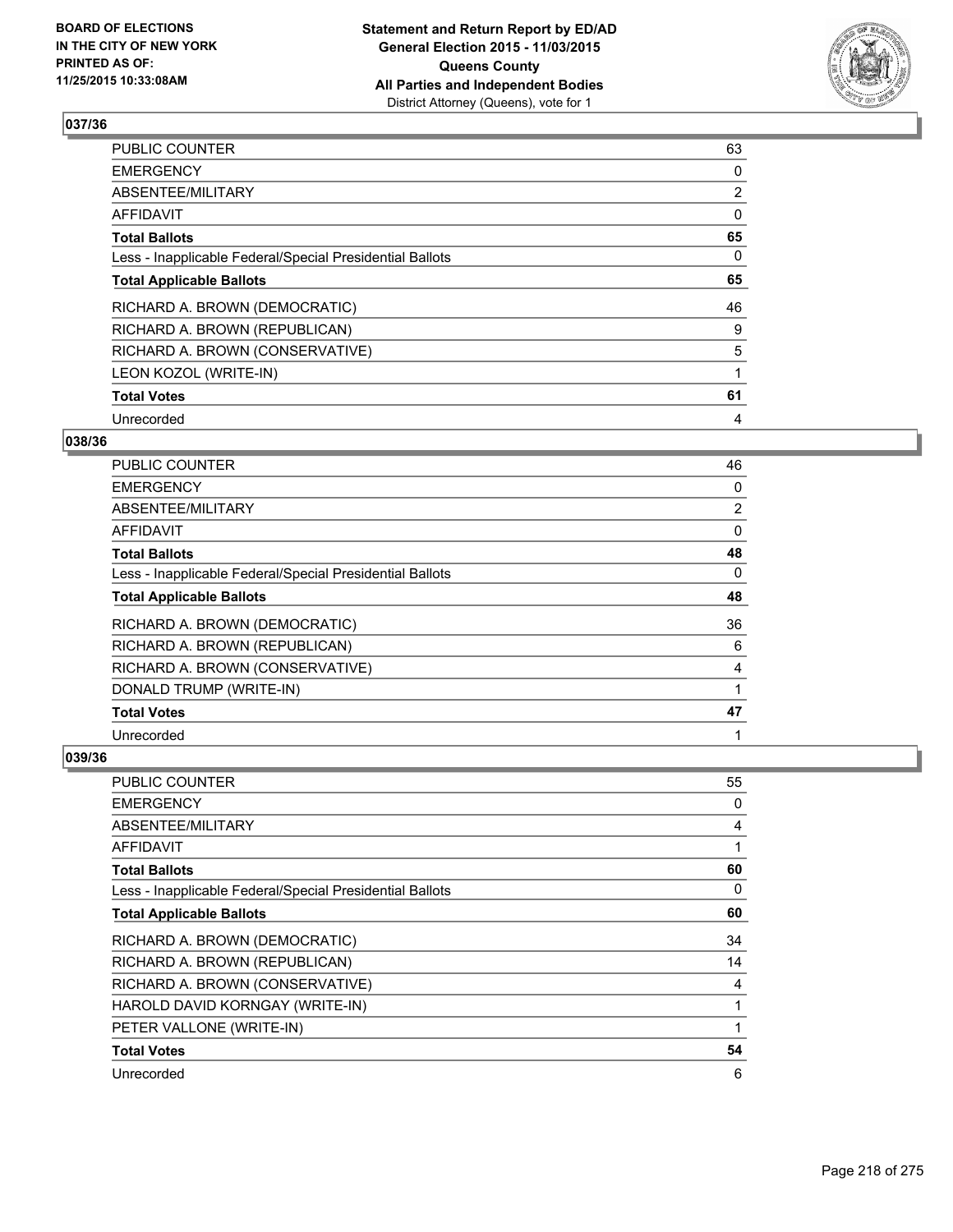BOARD OF ELECTIONS
IN THE CITY OF NEW YORK
PRINTED AS OF:
11/25/2015 10:33:08AM

**Statement and Return Report by ED/AD**
**General Election 2015 - 11/03/2015**
**Queens County**
**All Parties and Independent Bodies**
District Attorney (Queens), vote for 1

### 037/36

| | |
|---|---|
| PUBLIC COUNTER | 63 |
| EMERGENCY | 0 |
| ABSENTEE/MILITARY | 2 |
| AFFIDAVIT | 0 |
| **Total Ballots** | **65** |
| Less - Inapplicable Federal/Special Presidential Ballots | 0 |
| **Total Applicable Ballots** | **65** |
| RICHARD A. BROWN (DEMOCRATIC) | 46 |
| RICHARD A. BROWN (REPUBLICAN) | 9 |
| RICHARD A. BROWN (CONSERVATIVE) | 5 |
| LEON KOZOL (WRITE-IN) | 1 |
| **Total Votes** | **61** |
| Unrecorded | 4 |

### 038/36

| | |
|---|---|
| PUBLIC COUNTER | 46 |
| EMERGENCY | 0 |
| ABSENTEE/MILITARY | 2 |
| AFFIDAVIT | 0 |
| **Total Ballots** | **48** |
| Less - Inapplicable Federal/Special Presidential Ballots | 0 |
| **Total Applicable Ballots** | **48** |
| RICHARD A. BROWN (DEMOCRATIC) | 36 |
| RICHARD A. BROWN (REPUBLICAN) | 6 |
| RICHARD A. BROWN (CONSERVATIVE) | 4 |
| DONALD TRUMP (WRITE-IN) | 1 |
| **Total Votes** | **47** |
| Unrecorded | 1 |

### 039/36

| | |
|---|---|
| PUBLIC COUNTER | 55 |
| EMERGENCY | 0 |
| ABSENTEE/MILITARY | 4 |
| AFFIDAVIT | 1 |
| **Total Ballots** | **60** |
| Less - Inapplicable Federal/Special Presidential Ballots | 0 |
| **Total Applicable Ballots** | **60** |
| RICHARD A. BROWN (DEMOCRATIC) | 34 |
| RICHARD A. BROWN (REPUBLICAN) | 14 |
| RICHARD A. BROWN (CONSERVATIVE) | 4 |
| HAROLD DAVID KORNGAY (WRITE-IN) | 1 |
| PETER VALLONE (WRITE-IN) | 1 |
| **Total Votes** | **54** |
| Unrecorded | 6 |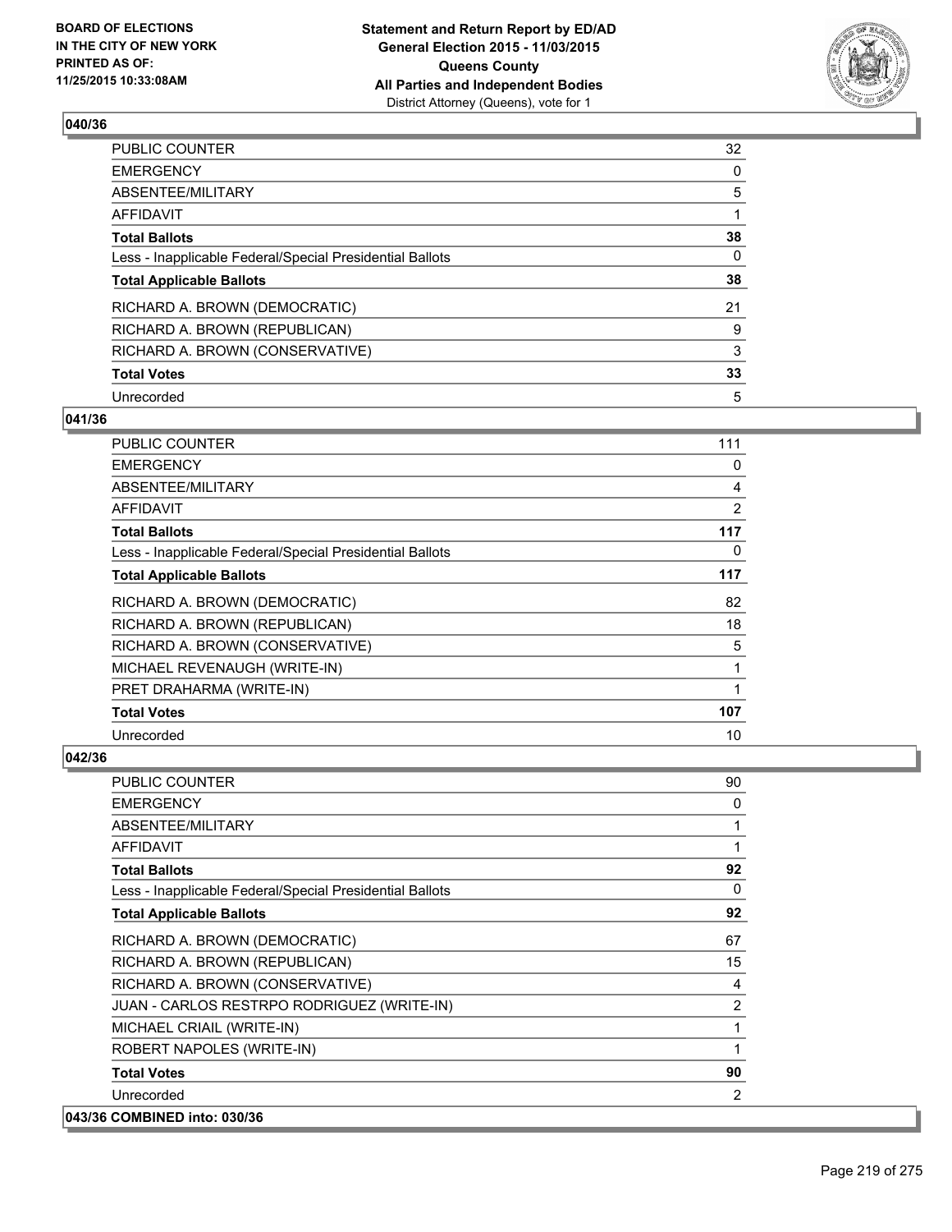**BOARD OF ELECTIONS IN THE CITY OF NEW YORK PRINTED AS OF: 11/25/2015 10:33:08AM**

**Statement and Return Report by ED/AD General Election 2015 - 11/03/2015 Queens County All Parties and Independent Bodies**
District Attorney (Queens), vote for 1

## 040/36

| | |
|---|---|
| PUBLIC COUNTER | 32 |
| EMERGENCY | 0 |
| ABSENTEE/MILITARY | 5 |
| AFFIDAVIT | 1 |
| **Total Ballots** | **38** |
| Less - Inapplicable Federal/Special Presidential Ballots | 0 |
| **Total Applicable Ballots** | **38** |
| RICHARD A. BROWN (DEMOCRATIC) | 21 |
| RICHARD A. BROWN (REPUBLICAN) | 9 |
| RICHARD A. BROWN (CONSERVATIVE) | 3 |
| **Total Votes** | **33** |
| Unrecorded | 5 |

## 041/36

| | |
|---|---|
| PUBLIC COUNTER | 111 |
| EMERGENCY | 0 |
| ABSENTEE/MILITARY | 4 |
| AFFIDAVIT | 2 |
| **Total Ballots** | **117** |
| Less - Inapplicable Federal/Special Presidential Ballots | 0 |
| **Total Applicable Ballots** | **117** |
| RICHARD A. BROWN (DEMOCRATIC) | 82 |
| RICHARD A. BROWN (REPUBLICAN) | 18 |
| RICHARD A. BROWN (CONSERVATIVE) | 5 |
| MICHAEL REVENAUGH (WRITE-IN) | 1 |
| PRET DRAHARMA (WRITE-IN) | 1 |
| **Total Votes** | **107** |
| Unrecorded | 10 |

## 042/36

| | |
|---|---|
| PUBLIC COUNTER | 90 |
| EMERGENCY | 0 |
| ABSENTEE/MILITARY | 1 |
| AFFIDAVIT | 1 |
| **Total Ballots** | **92** |
| Less - Inapplicable Federal/Special Presidential Ballots | 0 |
| **Total Applicable Ballots** | **92** |
| RICHARD A. BROWN (DEMOCRATIC) | 67 |
| RICHARD A. BROWN (REPUBLICAN) | 15 |
| RICHARD A. BROWN (CONSERVATIVE) | 4 |
| JUAN - CARLOS RESTRPO RODRIGUEZ (WRITE-IN) | 2 |
| MICHAEL CRIAIL (WRITE-IN) | 1 |
| ROBERT NAPOLES (WRITE-IN) | 1 |
| **Total Votes** | **90** |
| Unrecorded | 2 |

## 043/36 COMBINED into: 030/36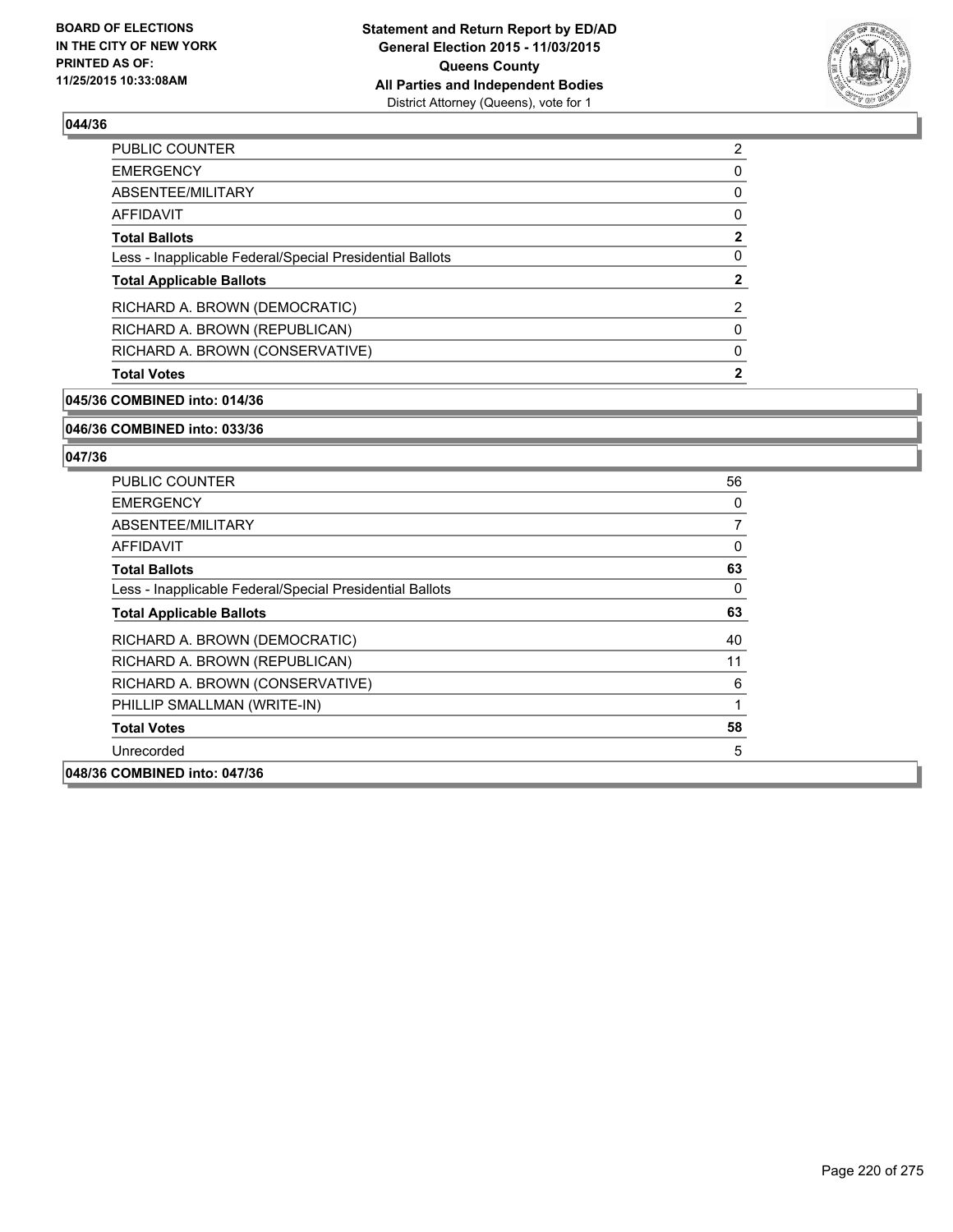**044/36**

| | |
|---|---|
| PUBLIC COUNTER | 2 |
| EMERGENCY | 0 |
| ABSENTEE/MILITARY | 0 |
| AFFIDAVIT | 0 |
| **Total Ballots** | **2** |
| Less - Inapplicable Federal/Special Presidential Ballots | 0 |
| **Total Applicable Ballots** | **2** |
| RICHARD A. BROWN (DEMOCRATIC) | 2 |
| RICHARD A. BROWN (REPUBLICAN) | 0 |
| RICHARD A. BROWN (CONSERVATIVE) | 0 |
| **Total Votes** | **2** |

**045/36 COMBINED into: 014/36**

**046/36 COMBINED into: 033/36**

**047/36**

| | |
|---|---|
| PUBLIC COUNTER | 56 |
| EMERGENCY | 0 |
| ABSENTEE/MILITARY | 7 |
| AFFIDAVIT | 0 |
| **Total Ballots** | **63** |
| Less - Inapplicable Federal/Special Presidential Ballots | 0 |
| **Total Applicable Ballots** | **63** |
| RICHARD A. BROWN (DEMOCRATIC) | 40 |
| RICHARD A. BROWN (REPUBLICAN) | 11 |
| RICHARD A. BROWN (CONSERVATIVE) | 6 |
| PHILLIP SMALLMAN (WRITE-IN) | 1 |
| **Total Votes** | **58** |
| Unrecorded | 5 |

**048/36 COMBINED into: 047/36**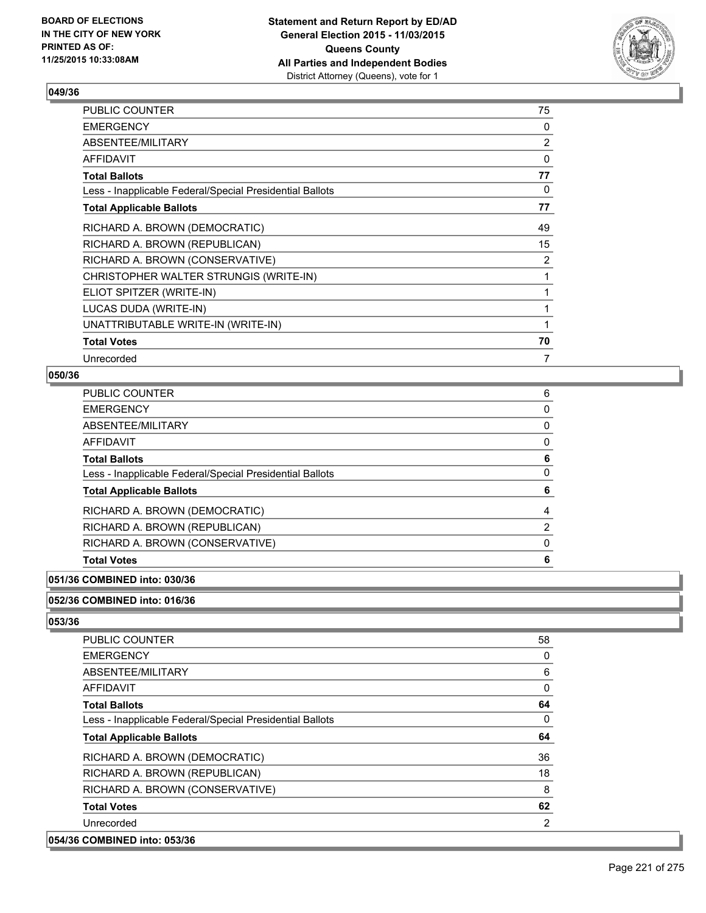### 049/36

| | |
|---|---|
| PUBLIC COUNTER | 75 |
| EMERGENCY | 0 |
| ABSENTEE/MILITARY | 2 |
| AFFIDAVIT | 0 |
| **Total Ballots** | **77** |
| Less - Inapplicable Federal/Special Presidential Ballots | 0 |
| **Total Applicable Ballots** | **77** |
| RICHARD A. BROWN (DEMOCRATIC) | 49 |
| RICHARD A. BROWN (REPUBLICAN) | 15 |
| RICHARD A. BROWN (CONSERVATIVE) | 2 |
| CHRISTOPHER WALTER STRUNGIS (WRITE-IN) | 1 |
| ELIOT SPITZER (WRITE-IN) | 1 |
| LUCAS DUDA (WRITE-IN) | 1 |
| UNATTRIBUTABLE WRITE-IN (WRITE-IN) | 1 |
| **Total Votes** | **70** |
| Unrecorded | 7 |

### 050/36

| | |
|---|---|
| PUBLIC COUNTER | 6 |
| EMERGENCY | 0 |
| ABSENTEE/MILITARY | 0 |
| AFFIDAVIT | 0 |
| **Total Ballots** | **6** |
| Less - Inapplicable Federal/Special Presidential Ballots | 0 |
| **Total Applicable Ballots** | **6** |
| RICHARD A. BROWN (DEMOCRATIC) | 4 |
| RICHARD A. BROWN (REPUBLICAN) | 2 |
| RICHARD A. BROWN (CONSERVATIVE) | 0 |
| **Total Votes** | **6** |

### 051/36 COMBINED into: 030/36

### 052/36 COMBINED into: 016/36

### 053/36

| | |
|---|---|
| PUBLIC COUNTER | 58 |
| EMERGENCY | 0 |
| ABSENTEE/MILITARY | 6 |
| AFFIDAVIT | 0 |
| **Total Ballots** | **64** |
| Less - Inapplicable Federal/Special Presidential Ballots | 0 |
| **Total Applicable Ballots** | **64** |
| RICHARD A. BROWN (DEMOCRATIC) | 36 |
| RICHARD A. BROWN (REPUBLICAN) | 18 |
| RICHARD A. BROWN (CONSERVATIVE) | 8 |
| **Total Votes** | **62** |
| Unrecorded | 2 |

### 054/36 COMBINED into: 053/36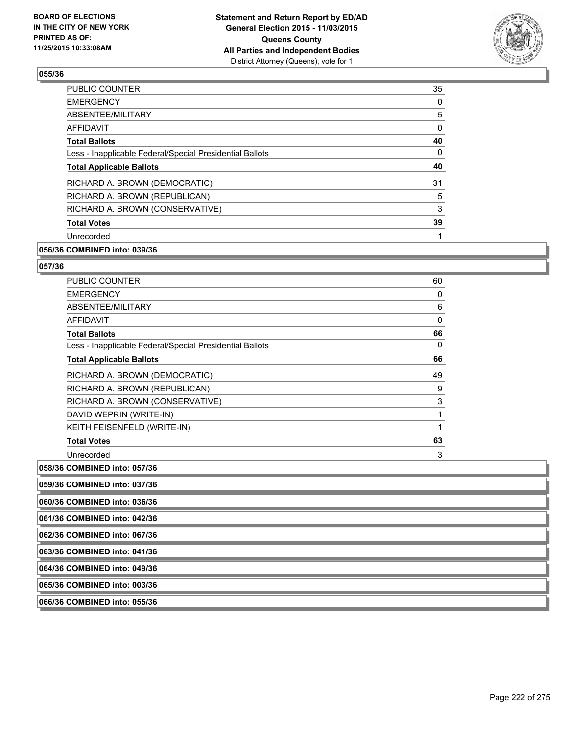### 055/36

| | |
|---|---|
| PUBLIC COUNTER | 35 |
| EMERGENCY | 0 |
| ABSENTEE/MILITARY | 5 |
| AFFIDAVIT | 0 |
| **Total Ballots** | **40** |
| Less - Inapplicable Federal/Special Presidential Ballots | 0 |
| **Total Applicable Ballots** | **40** |
| RICHARD A. BROWN (DEMOCRATIC) | 31 |
| RICHARD A. BROWN (REPUBLICAN) | 5 |
| RICHARD A. BROWN (CONSERVATIVE) | 3 |
| **Total Votes** | **39** |
| Unrecorded | 1 |

### 056/36 COMBINED into: 039/36

### 057/36

| | |
|---|---|
| PUBLIC COUNTER | 60 |
| EMERGENCY | 0 |
| ABSENTEE/MILITARY | 6 |
| AFFIDAVIT | 0 |
| **Total Ballots** | **66** |
| Less - Inapplicable Federal/Special Presidential Ballots | 0 |
| **Total Applicable Ballots** | **66** |
| RICHARD A. BROWN (DEMOCRATIC) | 49 |
| RICHARD A. BROWN (REPUBLICAN) | 9 |
| RICHARD A. BROWN (CONSERVATIVE) | 3 |
| DAVID WEPRIN (WRITE-IN) | 1 |
| KEITH FEISENFELD (WRITE-IN) | 1 |
| **Total Votes** | **63** |
| Unrecorded | 3 |

### 058/36 COMBINED into: 057/36

### 059/36 COMBINED into: 037/36

### 060/36 COMBINED into: 036/36

### 061/36 COMBINED into: 042/36

### 062/36 COMBINED into: 067/36

### 063/36 COMBINED into: 041/36

### 064/36 COMBINED into: 049/36

### 065/36 COMBINED into: 003/36

### 066/36 COMBINED into: 055/36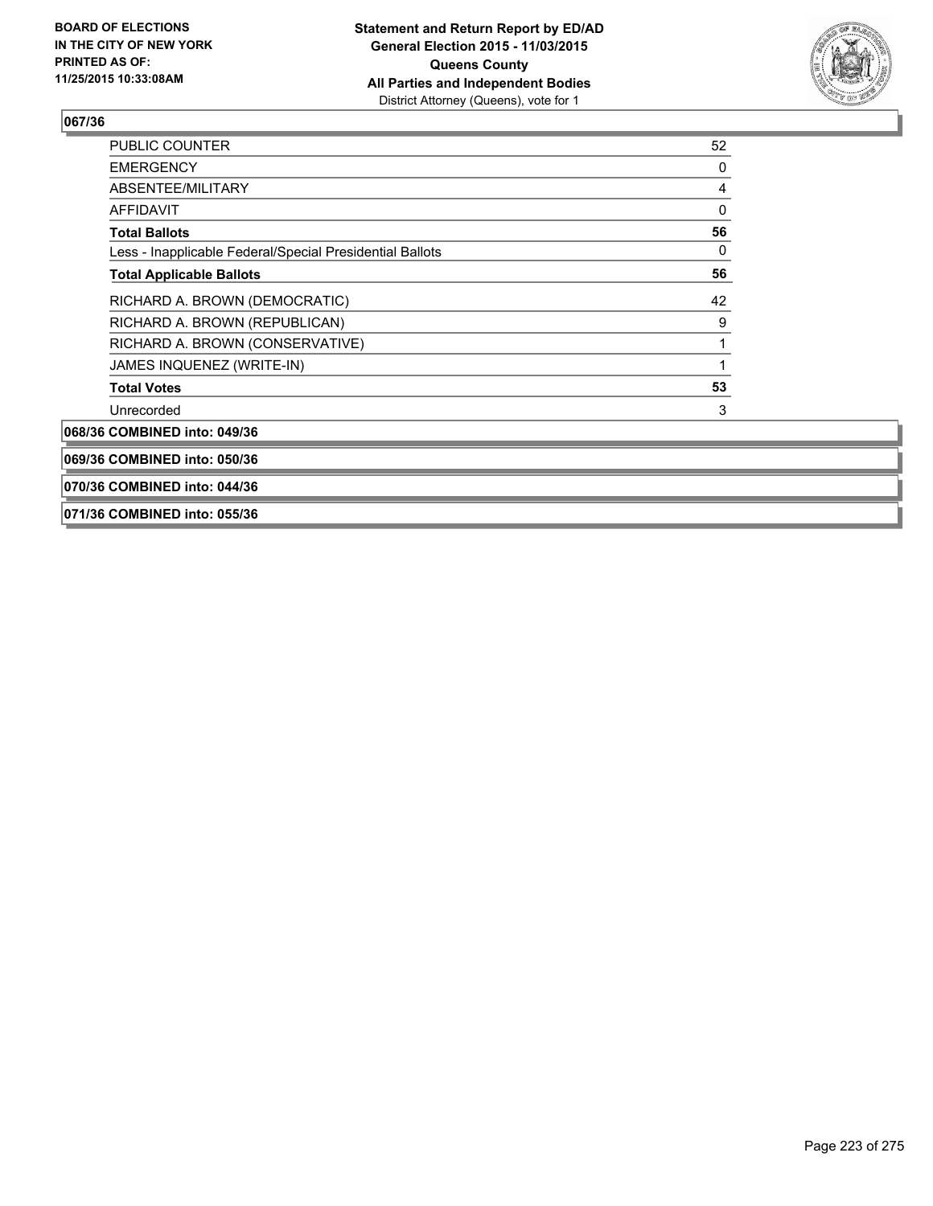**Statement and Return Report by ED/AD**
**General Election 2015 - 11/03/2015**
**Queens County**
**All Parties and Independent Bodies**
District Attorney (Queens), vote for 1

BOARD OF ELECTIONS
IN THE CITY OF NEW YORK
PRINTED AS OF:
11/25/2015 10:33:08AM

## 067/36

| | |
|---|---|
| PUBLIC COUNTER | 52 |
| EMERGENCY | 0 |
| ABSENTEE/MILITARY | 4 |
| AFFIDAVIT | 0 |
| **Total Ballots** | **56** |
| Less - Inapplicable Federal/Special Presidential Ballots | 0 |
| **Total Applicable Ballots** | **56** |
| RICHARD A. BROWN (DEMOCRATIC) | 42 |
| RICHARD A. BROWN (REPUBLICAN) | 9 |
| RICHARD A. BROWN (CONSERVATIVE) | 1 |
| JAMES INQUENEZ (WRITE-IN) | 1 |
| **Total Votes** | **53** |
| Unrecorded | 3 |

**068/36 COMBINED into: 049/36**

**069/36 COMBINED into: 050/36**

**070/36 COMBINED into: 044/36**

**071/36 COMBINED into: 055/36**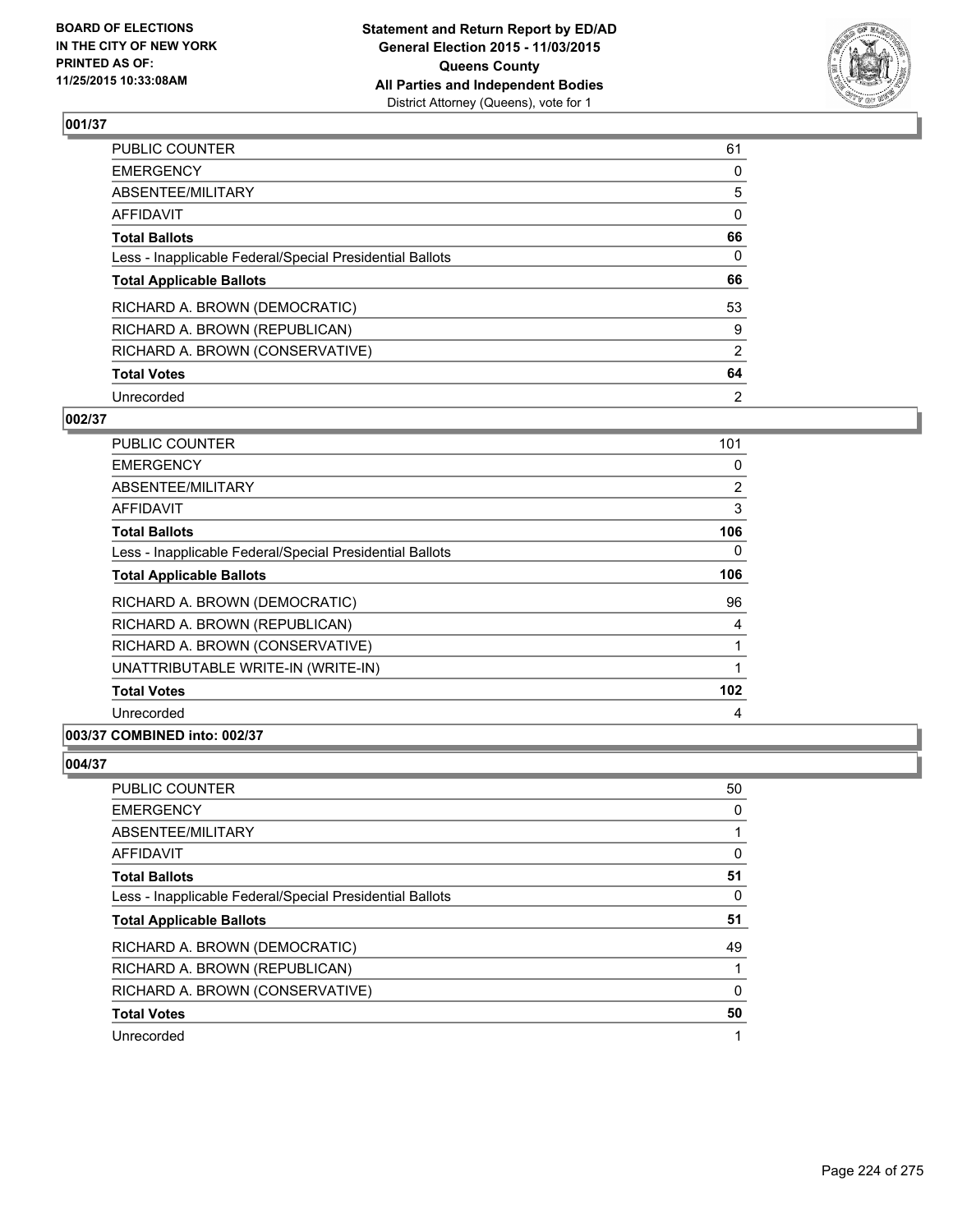## 001/37

| | |
|---|---|
| PUBLIC COUNTER | 61 |
| EMERGENCY | 0 |
| ABSENTEE/MILITARY | 5 |
| AFFIDAVIT | 0 |
| **Total Ballots** | **66** |
| Less - Inapplicable Federal/Special Presidential Ballots | 0 |
| **Total Applicable Ballots** | **66** |
| RICHARD A. BROWN (DEMOCRATIC) | 53 |
| RICHARD A. BROWN (REPUBLICAN) | 9 |
| RICHARD A. BROWN (CONSERVATIVE) | 2 |
| **Total Votes** | **64** |
| Unrecorded | 2 |

## 002/37

| | |
|---|---|
| PUBLIC COUNTER | 101 |
| EMERGENCY | 0 |
| ABSENTEE/MILITARY | 2 |
| AFFIDAVIT | 3 |
| **Total Ballots** | **106** |
| Less - Inapplicable Federal/Special Presidential Ballots | 0 |
| **Total Applicable Ballots** | **106** |
| RICHARD A. BROWN (DEMOCRATIC) | 96 |
| RICHARD A. BROWN (REPUBLICAN) | 4 |
| RICHARD A. BROWN (CONSERVATIVE) | 1 |
| UNATTRIBUTABLE WRITE-IN (WRITE-IN) | 1 |
| **Total Votes** | **102** |
| Unrecorded | 4 |

## 003/37 COMBINED into: 002/37

## 004/37

| | |
|---|---|
| PUBLIC COUNTER | 50 |
| EMERGENCY | 0 |
| ABSENTEE/MILITARY | 1 |
| AFFIDAVIT | 0 |
| **Total Ballots** | **51** |
| Less - Inapplicable Federal/Special Presidential Ballots | 0 |
| **Total Applicable Ballots** | **51** |
| RICHARD A. BROWN (DEMOCRATIC) | 49 |
| RICHARD A. BROWN (REPUBLICAN) | 1 |
| RICHARD A. BROWN (CONSERVATIVE) | 0 |
| **Total Votes** | **50** |
| Unrecorded | 1 |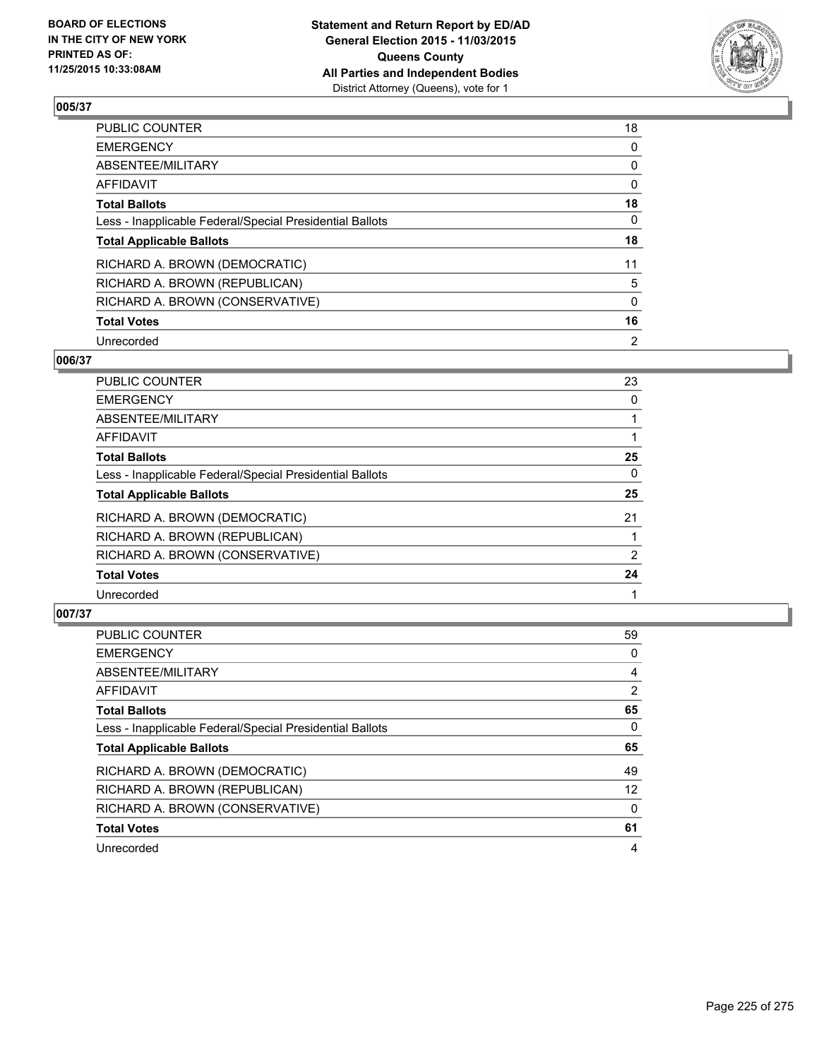**BOARD OF ELECTIONS IN THE CITY OF NEW YORK PRINTED AS OF: 11/25/2015 10:33:08AM**

**Statement and Return Report by ED/AD General Election 2015 - 11/03/2015 Queens County All Parties and Independent Bodies**
District Attorney (Queens), vote for 1

## 005/37

| | |
|---|---|
| PUBLIC COUNTER | 18 |
| EMERGENCY | 0 |
| ABSENTEE/MILITARY | 0 |
| AFFIDAVIT | 0 |
| **Total Ballots** | **18** |
| Less - Inapplicable Federal/Special Presidential Ballots | 0 |
| **Total Applicable Ballots** | **18** |
| RICHARD A. BROWN (DEMOCRATIC) | 11 |
| RICHARD A. BROWN (REPUBLICAN) | 5 |
| RICHARD A. BROWN (CONSERVATIVE) | 0 |
| **Total Votes** | **16** |
| Unrecorded | 2 |

## 006/37

| | |
|---|---|
| PUBLIC COUNTER | 23 |
| EMERGENCY | 0 |
| ABSENTEE/MILITARY | 1 |
| AFFIDAVIT | 1 |
| **Total Ballots** | **25** |
| Less - Inapplicable Federal/Special Presidential Ballots | 0 |
| **Total Applicable Ballots** | **25** |
| RICHARD A. BROWN (DEMOCRATIC) | 21 |
| RICHARD A. BROWN (REPUBLICAN) | 1 |
| RICHARD A. BROWN (CONSERVATIVE) | 2 |
| **Total Votes** | **24** |
| Unrecorded | 1 |

## 007/37

| | |
|---|---|
| PUBLIC COUNTER | 59 |
| EMERGENCY | 0 |
| ABSENTEE/MILITARY | 4 |
| AFFIDAVIT | 2 |
| **Total Ballots** | **65** |
| Less - Inapplicable Federal/Special Presidential Ballots | 0 |
| **Total Applicable Ballots** | **65** |
| RICHARD A. BROWN (DEMOCRATIC) | 49 |
| RICHARD A. BROWN (REPUBLICAN) | 12 |
| RICHARD A. BROWN (CONSERVATIVE) | 0 |
| **Total Votes** | **61** |
| Unrecorded | 4 |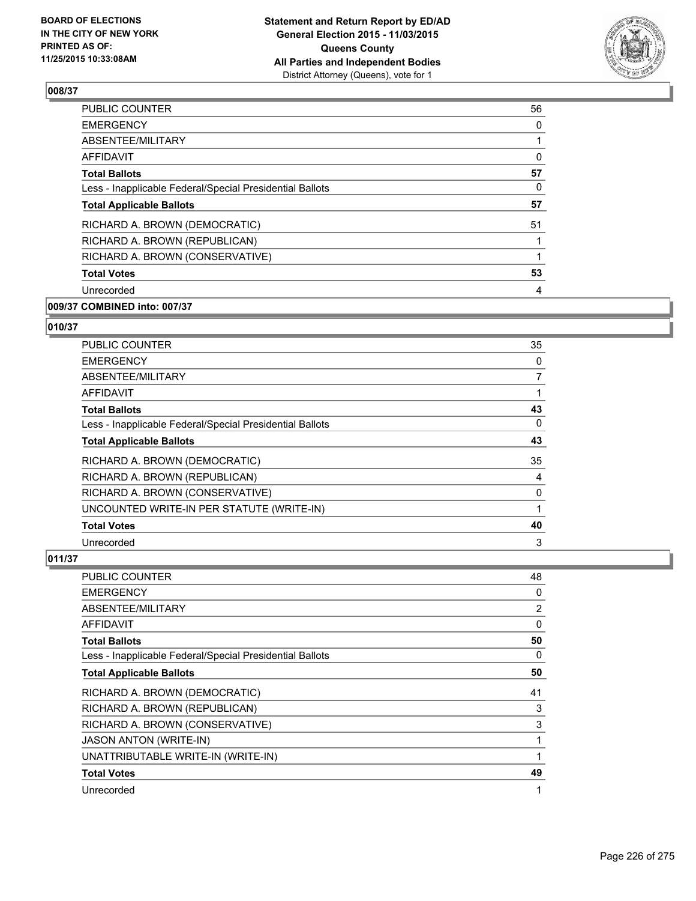**BOARD OF ELECTIONS IN THE CITY OF NEW YORK PRINTED AS OF: 11/25/2015 10:33:08AM**

**Statement and Return Report by ED/AD General Election 2015 - 11/03/2015 Queens County All Parties and Independent Bodies**
District Attorney (Queens), vote for 1

## 008/37

| | |
|---|---|
| PUBLIC COUNTER | 56 |
| EMERGENCY | 0 |
| ABSENTEE/MILITARY | 1 |
| AFFIDAVIT | 0 |
| **Total Ballots** | **57** |
| Less - Inapplicable Federal/Special Presidential Ballots | 0 |
| **Total Applicable Ballots** | **57** |
| RICHARD A. BROWN (DEMOCRATIC) | 51 |
| RICHARD A. BROWN (REPUBLICAN) | 1 |
| RICHARD A. BROWN (CONSERVATIVE) | 1 |
| **Total Votes** | **53** |
| Unrecorded | 4 |

## 009/37 COMBINED into: 007/37

## 010/37

| | |
|---|---|
| PUBLIC COUNTER | 35 |
| EMERGENCY | 0 |
| ABSENTEE/MILITARY | 7 |
| AFFIDAVIT | 1 |
| **Total Ballots** | **43** |
| Less - Inapplicable Federal/Special Presidential Ballots | 0 |
| **Total Applicable Ballots** | **43** |
| RICHARD A. BROWN (DEMOCRATIC) | 35 |
| RICHARD A. BROWN (REPUBLICAN) | 4 |
| RICHARD A. BROWN (CONSERVATIVE) | 0 |
| UNCOUNTED WRITE-IN PER STATUTE (WRITE-IN) | 1 |
| **Total Votes** | **40** |
| Unrecorded | 3 |

## 011/37

| | |
|---|---|
| PUBLIC COUNTER | 48 |
| EMERGENCY | 0 |
| ABSENTEE/MILITARY | 2 |
| AFFIDAVIT | 0 |
| **Total Ballots** | **50** |
| Less - Inapplicable Federal/Special Presidential Ballots | 0 |
| **Total Applicable Ballots** | **50** |
| RICHARD A. BROWN (DEMOCRATIC) | 41 |
| RICHARD A. BROWN (REPUBLICAN) | 3 |
| RICHARD A. BROWN (CONSERVATIVE) | 3 |
| JASON ANTON (WRITE-IN) | 1 |
| UNATTRIBUTABLE WRITE-IN (WRITE-IN) | 1 |
| **Total Votes** | **49** |
| Unrecorded | 1 |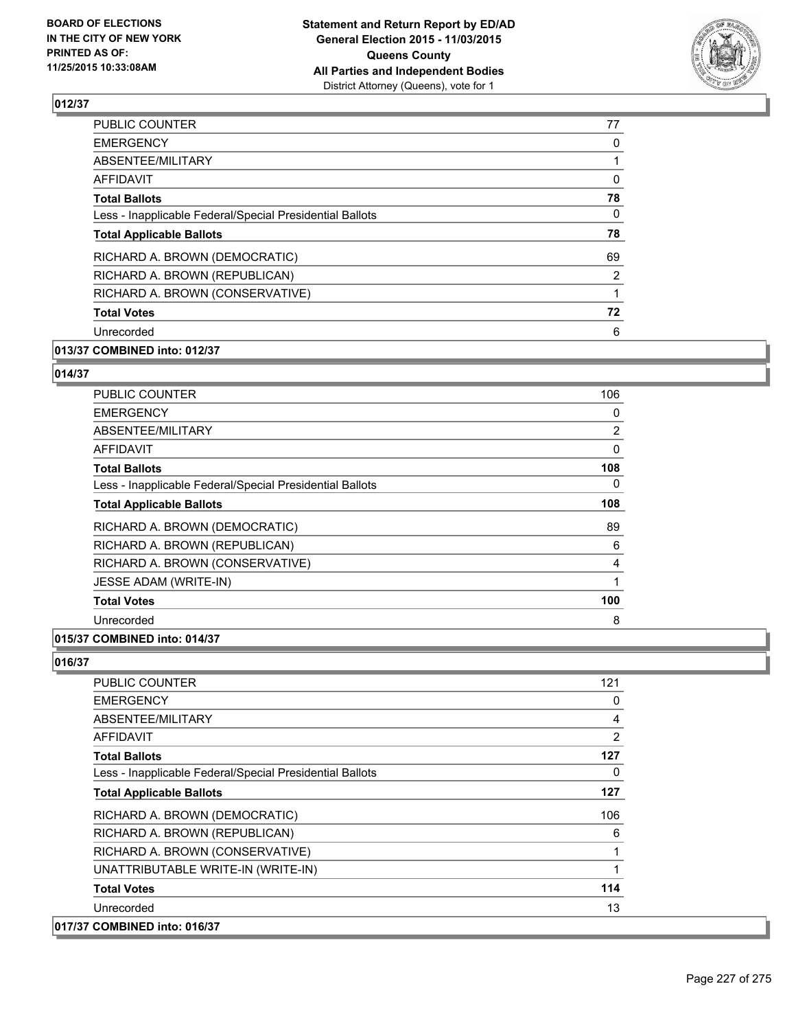## 012/37

| | |
|---|---|
| PUBLIC COUNTER | 77 |
| EMERGENCY | 0 |
| ABSENTEE/MILITARY | 1 |
| AFFIDAVIT | 0 |
| **Total Ballots** | **78** |
| Less - Inapplicable Federal/Special Presidential Ballots | 0 |
| **Total Applicable Ballots** | **78** |
| RICHARD A. BROWN (DEMOCRATIC) | 69 |
| RICHARD A. BROWN (REPUBLICAN) | 2 |
| RICHARD A. BROWN (CONSERVATIVE) | 1 |
| **Total Votes** | **72** |
| Unrecorded | 6 |

**013/37 COMBINED into: 012/37**

## 014/37

| | |
|---|---|
| PUBLIC COUNTER | 106 |
| EMERGENCY | 0 |
| ABSENTEE/MILITARY | 2 |
| AFFIDAVIT | 0 |
| **Total Ballots** | **108** |
| Less - Inapplicable Federal/Special Presidential Ballots | 0 |
| **Total Applicable Ballots** | **108** |
| RICHARD A. BROWN (DEMOCRATIC) | 89 |
| RICHARD A. BROWN (REPUBLICAN) | 6 |
| RICHARD A. BROWN (CONSERVATIVE) | 4 |
| JESSE ADAM (WRITE-IN) | 1 |
| **Total Votes** | **100** |
| Unrecorded | 8 |

**015/37 COMBINED into: 014/37**

## 016/37

| | |
|---|---|
| PUBLIC COUNTER | 121 |
| EMERGENCY | 0 |
| ABSENTEE/MILITARY | 4 |
| AFFIDAVIT | 2 |
| **Total Ballots** | **127** |
| Less - Inapplicable Federal/Special Presidential Ballots | 0 |
| **Total Applicable Ballots** | **127** |
| RICHARD A. BROWN (DEMOCRATIC) | 106 |
| RICHARD A. BROWN (REPUBLICAN) | 6 |
| RICHARD A. BROWN (CONSERVATIVE) | 1 |
| UNATTRIBUTABLE WRITE-IN (WRITE-IN) | 1 |
| **Total Votes** | **114** |
| Unrecorded | 13 |

**017/37 COMBINED into: 016/37**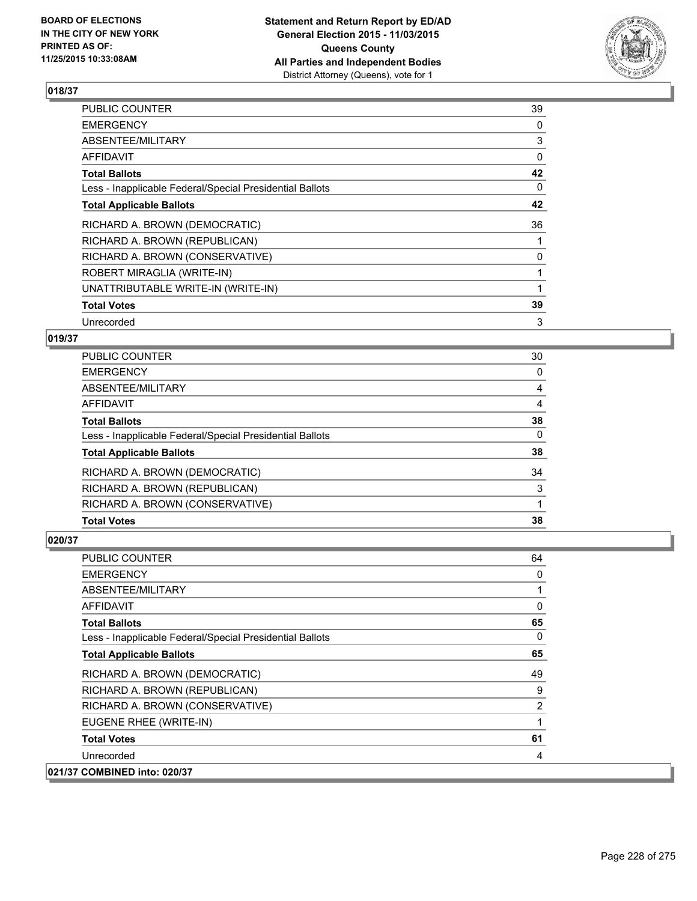**BOARD OF ELECTIONS IN THE CITY OF NEW YORK PRINTED AS OF: 11/25/2015 10:33:08AM**

**Statement and Return Report by ED/AD General Election 2015 - 11/03/2015 Queens County All Parties and Independent Bodies** District Attorney (Queens), vote for 1

### 018/37

| | |
|---|---|
| PUBLIC COUNTER | 39 |
| EMERGENCY | 0 |
| ABSENTEE/MILITARY | 3 |
| AFFIDAVIT | 0 |
| **Total Ballots** | **42** |
| Less - Inapplicable Federal/Special Presidential Ballots | 0 |
| **Total Applicable Ballots** | **42** |
| RICHARD A. BROWN (DEMOCRATIC) | 36 |
| RICHARD A. BROWN (REPUBLICAN) | 1 |
| RICHARD A. BROWN (CONSERVATIVE) | 0 |
| ROBERT MIRAGLIA (WRITE-IN) | 1 |
| UNATTRIBUTABLE WRITE-IN (WRITE-IN) | 1 |
| **Total Votes** | **39** |
| Unrecorded | 3 |

### 019/37

| | |
|---|---|
| PUBLIC COUNTER | 30 |
| EMERGENCY | 0 |
| ABSENTEE/MILITARY | 4 |
| AFFIDAVIT | 4 |
| **Total Ballots** | **38** |
| Less - Inapplicable Federal/Special Presidential Ballots | 0 |
| **Total Applicable Ballots** | **38** |
| RICHARD A. BROWN (DEMOCRATIC) | 34 |
| RICHARD A. BROWN (REPUBLICAN) | 3 |
| RICHARD A. BROWN (CONSERVATIVE) | 1 |
| **Total Votes** | **38** |

### 020/37

| | |
|---|---|
| PUBLIC COUNTER | 64 |
| EMERGENCY | 0 |
| ABSENTEE/MILITARY | 1 |
| AFFIDAVIT | 0 |
| **Total Ballots** | **65** |
| Less - Inapplicable Federal/Special Presidential Ballots | 0 |
| **Total Applicable Ballots** | **65** |
| RICHARD A. BROWN (DEMOCRATIC) | 49 |
| RICHARD A. BROWN (REPUBLICAN) | 9 |
| RICHARD A. BROWN (CONSERVATIVE) | 2 |
| EUGENE RHEE (WRITE-IN) | 1 |
| **Total Votes** | **61** |
| Unrecorded | 4 |

### 021/37 COMBINED into: 020/37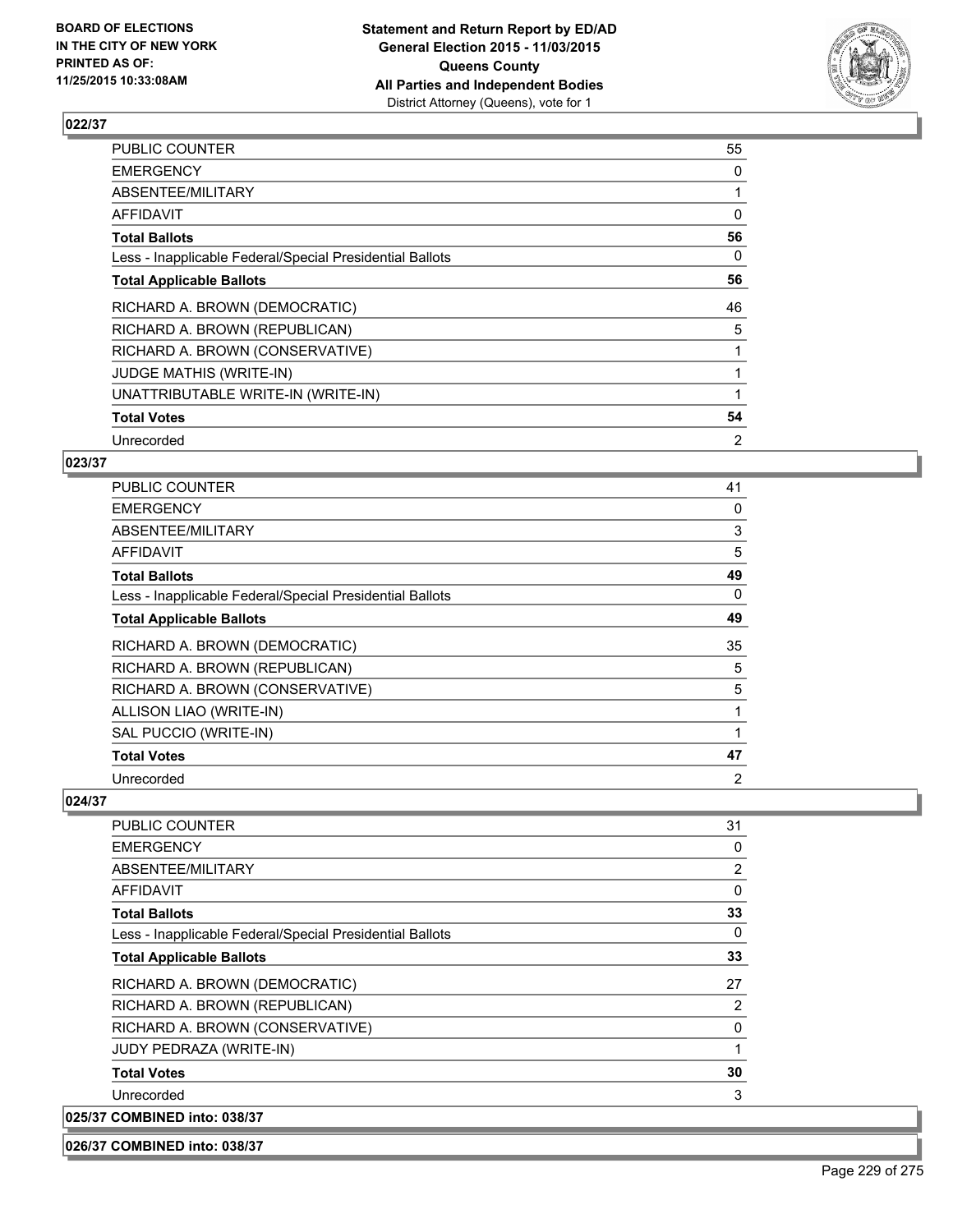**BOARD OF ELECTIONS IN THE CITY OF NEW YORK PRINTED AS OF: 11/25/2015 10:33:08AM**

**Statement and Return Report by ED/AD General Election 2015 - 11/03/2015 Queens County All Parties and Independent Bodies** District Attorney (Queens), vote for 1

### 022/37

| | |
|---|---|
| PUBLIC COUNTER | 55 |
| EMERGENCY | 0 |
| ABSENTEE/MILITARY | 1 |
| AFFIDAVIT | 0 |
| **Total Ballots** | **56** |
| Less - Inapplicable Federal/Special Presidential Ballots | 0 |
| **Total Applicable Ballots** | **56** |
| RICHARD A. BROWN (DEMOCRATIC) | 46 |
| RICHARD A. BROWN (REPUBLICAN) | 5 |
| RICHARD A. BROWN (CONSERVATIVE) | 1 |
| JUDGE MATHIS (WRITE-IN) | 1 |
| UNATTRIBUTABLE WRITE-IN (WRITE-IN) | 1 |
| **Total Votes** | **54** |
| Unrecorded | 2 |

### 023/37

| | |
|---|---|
| PUBLIC COUNTER | 41 |
| EMERGENCY | 0 |
| ABSENTEE/MILITARY | 3 |
| AFFIDAVIT | 5 |
| **Total Ballots** | **49** |
| Less - Inapplicable Federal/Special Presidential Ballots | 0 |
| **Total Applicable Ballots** | **49** |
| RICHARD A. BROWN (DEMOCRATIC) | 35 |
| RICHARD A. BROWN (REPUBLICAN) | 5 |
| RICHARD A. BROWN (CONSERVATIVE) | 5 |
| ALLISON LIAO (WRITE-IN) | 1 |
| SAL PUCCIO (WRITE-IN) | 1 |
| **Total Votes** | **47** |
| Unrecorded | 2 |

### 024/37

| | |
|---|---|
| PUBLIC COUNTER | 31 |
| EMERGENCY | 0 |
| ABSENTEE/MILITARY | 2 |
| AFFIDAVIT | 0 |
| **Total Ballots** | **33** |
| Less - Inapplicable Federal/Special Presidential Ballots | 0 |
| **Total Applicable Ballots** | **33** |
| RICHARD A. BROWN (DEMOCRATIC) | 27 |
| RICHARD A. BROWN (REPUBLICAN) | 2 |
| RICHARD A. BROWN (CONSERVATIVE) | 0 |
| JUDY PEDRAZA (WRITE-IN) | 1 |
| **Total Votes** | **30** |
| Unrecorded | 3 |

### 025/37 COMBINED into: 038/37

### 026/37 COMBINED into: 038/37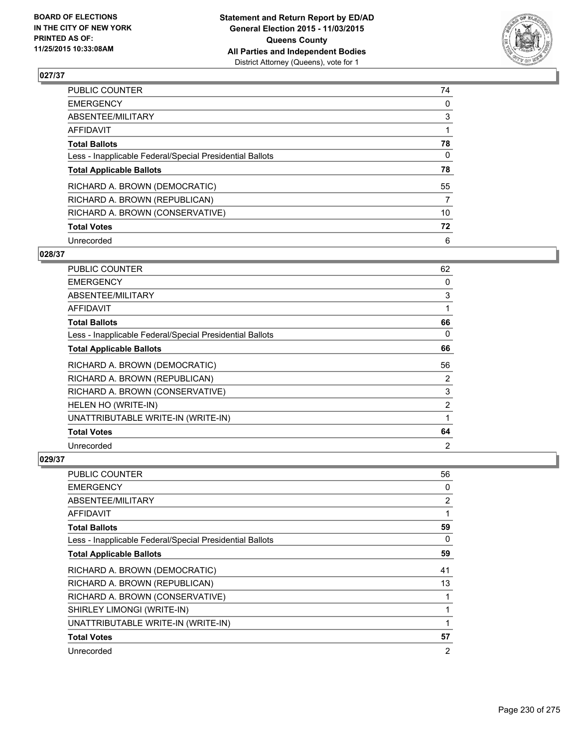### 027/37

| | |
|---|---|
| PUBLIC COUNTER | 74 |
| EMERGENCY | 0 |
| ABSENTEE/MILITARY | 3 |
| AFFIDAVIT | 1 |
| **Total Ballots** | **78** |
| Less - Inapplicable Federal/Special Presidential Ballots | 0 |
| **Total Applicable Ballots** | **78** |
| RICHARD A. BROWN (DEMOCRATIC) | 55 |
| RICHARD A. BROWN (REPUBLICAN) | 7 |
| RICHARD A. BROWN (CONSERVATIVE) | 10 |
| **Total Votes** | **72** |
| Unrecorded | 6 |

### 028/37

| | |
|---|---|
| PUBLIC COUNTER | 62 |
| EMERGENCY | 0 |
| ABSENTEE/MILITARY | 3 |
| AFFIDAVIT | 1 |
| **Total Ballots** | **66** |
| Less - Inapplicable Federal/Special Presidential Ballots | 0 |
| **Total Applicable Ballots** | **66** |
| RICHARD A. BROWN (DEMOCRATIC) | 56 |
| RICHARD A. BROWN (REPUBLICAN) | 2 |
| RICHARD A. BROWN (CONSERVATIVE) | 3 |
| HELEN HO (WRITE-IN) | 2 |
| UNATTRIBUTABLE WRITE-IN (WRITE-IN) | 1 |
| **Total Votes** | **64** |
| Unrecorded | 2 |

### 029/37

| | |
|---|---|
| PUBLIC COUNTER | 56 |
| EMERGENCY | 0 |
| ABSENTEE/MILITARY | 2 |
| AFFIDAVIT | 1 |
| **Total Ballots** | **59** |
| Less - Inapplicable Federal/Special Presidential Ballots | 0 |
| **Total Applicable Ballots** | **59** |
| RICHARD A. BROWN (DEMOCRATIC) | 41 |
| RICHARD A. BROWN (REPUBLICAN) | 13 |
| RICHARD A. BROWN (CONSERVATIVE) | 1 |
| SHIRLEY LIMONGI (WRITE-IN) | 1 |
| UNATTRIBUTABLE WRITE-IN (WRITE-IN) | 1 |
| **Total Votes** | **57** |
| Unrecorded | 2 |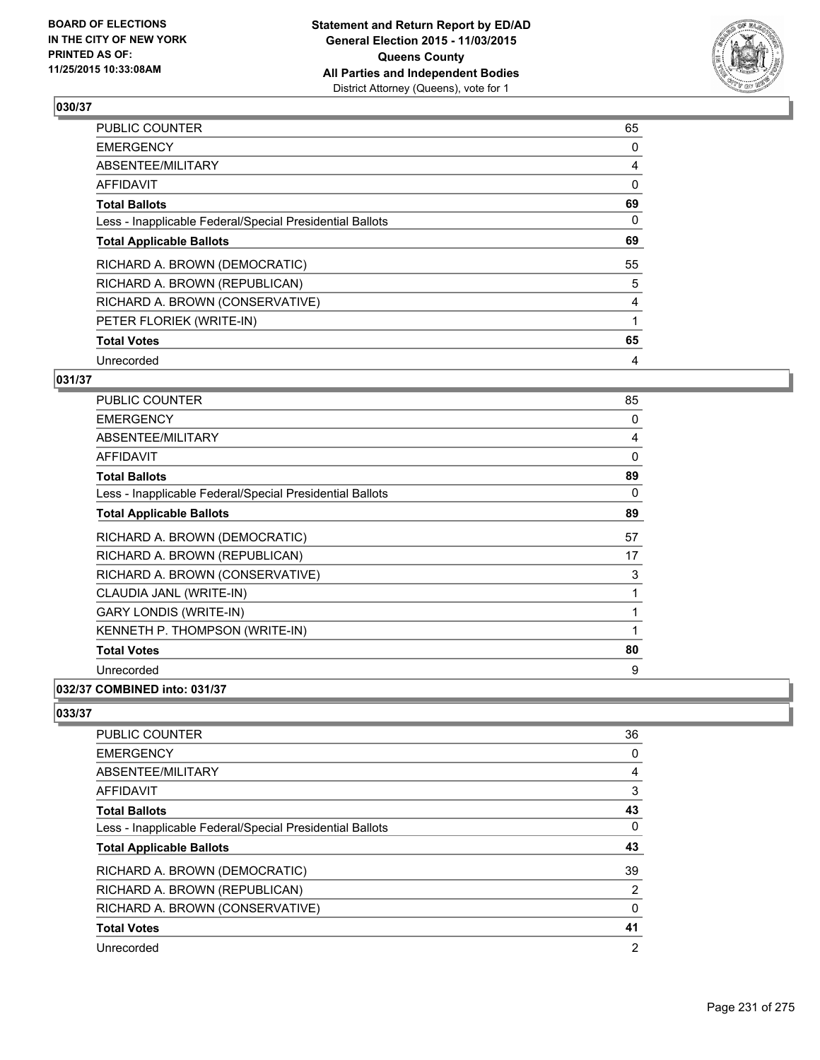**BOARD OF ELECTIONS IN THE CITY OF NEW YORK PRINTED AS OF: 11/25/2015 10:33:08AM**

**Statement and Return Report by ED/AD General Election 2015 - 11/03/2015 Queens County All Parties and Independent Bodies**
District Attorney (Queens), vote for 1

### 030/37

| | |
|---|---|
| PUBLIC COUNTER | 65 |
| EMERGENCY | 0 |
| ABSENTEE/MILITARY | 4 |
| AFFIDAVIT | 0 |
| **Total Ballots** | **69** |
| Less - Inapplicable Federal/Special Presidential Ballots | 0 |
| **Total Applicable Ballots** | **69** |
| RICHARD A. BROWN (DEMOCRATIC) | 55 |
| RICHARD A. BROWN (REPUBLICAN) | 5 |
| RICHARD A. BROWN (CONSERVATIVE) | 4 |
| PETER FLORIEK (WRITE-IN) | 1 |
| **Total Votes** | **65** |
| Unrecorded | 4 |

### 031/37

| | |
|---|---|
| PUBLIC COUNTER | 85 |
| EMERGENCY | 0 |
| ABSENTEE/MILITARY | 4 |
| AFFIDAVIT | 0 |
| **Total Ballots** | **89** |
| Less - Inapplicable Federal/Special Presidential Ballots | 0 |
| **Total Applicable Ballots** | **89** |
| RICHARD A. BROWN (DEMOCRATIC) | 57 |
| RICHARD A. BROWN (REPUBLICAN) | 17 |
| RICHARD A. BROWN (CONSERVATIVE) | 3 |
| CLAUDIA JANL (WRITE-IN) | 1 |
| GARY LONDIS (WRITE-IN) | 1 |
| KENNETH P. THOMPSON (WRITE-IN) | 1 |
| **Total Votes** | **80** |
| Unrecorded | 9 |

### 032/37 COMBINED into: 031/37

### 033/37

| | |
|---|---|
| PUBLIC COUNTER | 36 |
| EMERGENCY | 0 |
| ABSENTEE/MILITARY | 4 |
| AFFIDAVIT | 3 |
| **Total Ballots** | **43** |
| Less - Inapplicable Federal/Special Presidential Ballots | 0 |
| **Total Applicable Ballots** | **43** |
| RICHARD A. BROWN (DEMOCRATIC) | 39 |
| RICHARD A. BROWN (REPUBLICAN) | 2 |
| RICHARD A. BROWN (CONSERVATIVE) | 0 |
| **Total Votes** | **41** |
| Unrecorded | 2 |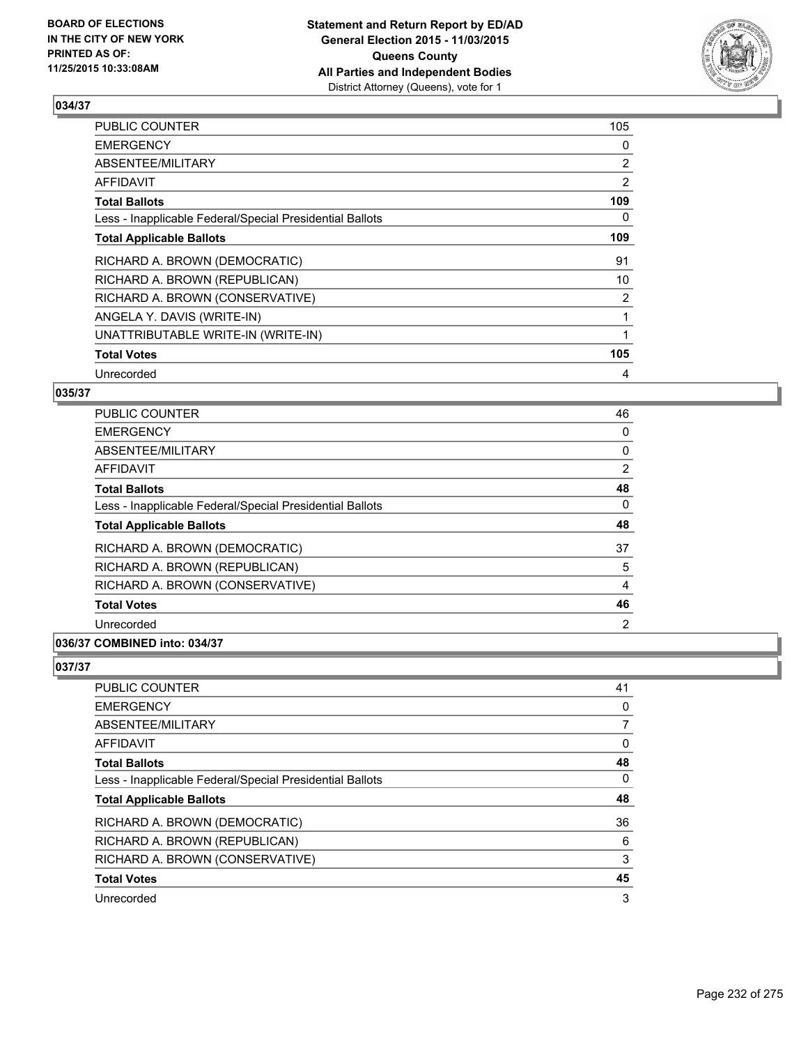**BOARD OF ELECTIONS IN THE CITY OF NEW YORK PRINTED AS OF: 11/25/2015 10:33:08AM**

**Statement and Return Report by ED/AD General Election 2015 - 11/03/2015 Queens County All Parties and Independent Bodies**
District Attorney (Queens), vote for 1

### 034/37

| | |
|---|---|
| PUBLIC COUNTER | 105 |
| EMERGENCY | 0 |
| ABSENTEE/MILITARY | 2 |
| AFFIDAVIT | 2 |
| **Total Ballots** | **109** |
| Less - Inapplicable Federal/Special Presidential Ballots | 0 |
| **Total Applicable Ballots** | **109** |
| RICHARD A. BROWN (DEMOCRATIC) | 91 |
| RICHARD A. BROWN (REPUBLICAN) | 10 |
| RICHARD A. BROWN (CONSERVATIVE) | 2 |
| ANGELA Y. DAVIS (WRITE-IN) | 1 |
| UNATTRIBUTABLE WRITE-IN (WRITE-IN) | 1 |
| **Total Votes** | **105** |
| Unrecorded | 4 |

### 035/37

| | |
|---|---|
| PUBLIC COUNTER | 46 |
| EMERGENCY | 0 |
| ABSENTEE/MILITARY | 0 |
| AFFIDAVIT | 2 |
| **Total Ballots** | **48** |
| Less - Inapplicable Federal/Special Presidential Ballots | 0 |
| **Total Applicable Ballots** | **48** |
| RICHARD A. BROWN (DEMOCRATIC) | 37 |
| RICHARD A. BROWN (REPUBLICAN) | 5 |
| RICHARD A. BROWN (CONSERVATIVE) | 4 |
| **Total Votes** | **46** |
| Unrecorded | 2 |

### 036/37 COMBINED into: 034/37

### 037/37

| | |
|---|---|
| PUBLIC COUNTER | 41 |
| EMERGENCY | 0 |
| ABSENTEE/MILITARY | 7 |
| AFFIDAVIT | 0 |
| **Total Ballots** | **48** |
| Less - Inapplicable Federal/Special Presidential Ballots | 0 |
| **Total Applicable Ballots** | **48** |
| RICHARD A. BROWN (DEMOCRATIC) | 36 |
| RICHARD A. BROWN (REPUBLICAN) | 6 |
| RICHARD A. BROWN (CONSERVATIVE) | 3 |
| **Total Votes** | **45** |
| Unrecorded | 3 |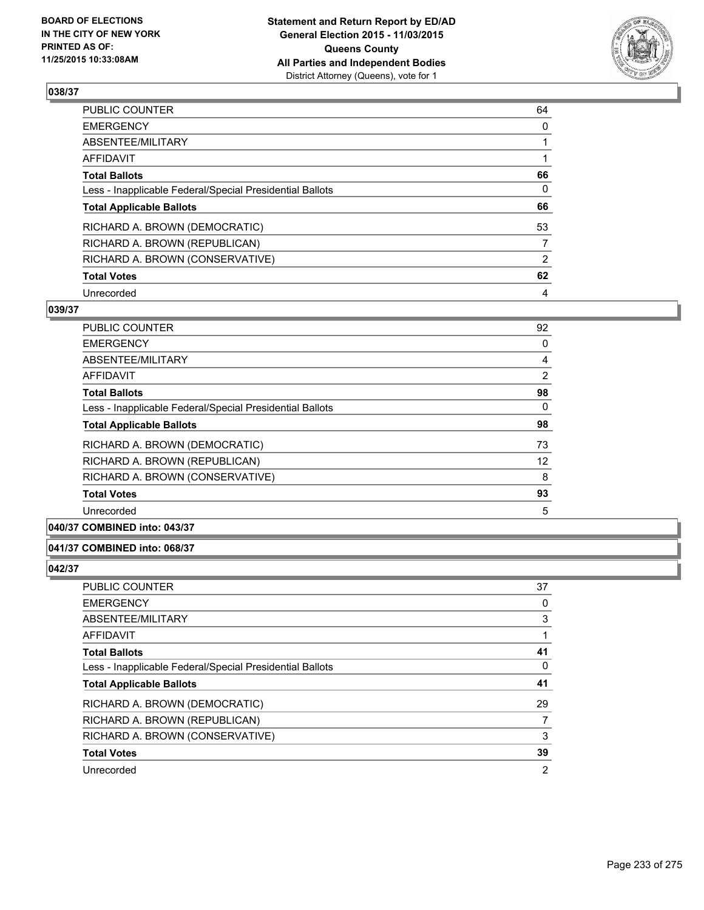## 038/37

| | |
|---|---|
| PUBLIC COUNTER | 64 |
| EMERGENCY | 0 |
| ABSENTEE/MILITARY | 1 |
| AFFIDAVIT | 1 |
| **Total Ballots** | **66** |
| Less - Inapplicable Federal/Special Presidential Ballots | 0 |
| **Total Applicable Ballots** | **66** |
| RICHARD A. BROWN (DEMOCRATIC) | 53 |
| RICHARD A. BROWN (REPUBLICAN) | 7 |
| RICHARD A. BROWN (CONSERVATIVE) | 2 |
| **Total Votes** | **62** |
| Unrecorded | 4 |

## 039/37

| | |
|---|---|
| PUBLIC COUNTER | 92 |
| EMERGENCY | 0 |
| ABSENTEE/MILITARY | 4 |
| AFFIDAVIT | 2 |
| **Total Ballots** | **98** |
| Less - Inapplicable Federal/Special Presidential Ballots | 0 |
| **Total Applicable Ballots** | **98** |
| RICHARD A. BROWN (DEMOCRATIC) | 73 |
| RICHARD A. BROWN (REPUBLICAN) | 12 |
| RICHARD A. BROWN (CONSERVATIVE) | 8 |
| **Total Votes** | **93** |
| Unrecorded | 5 |

## 040/37 COMBINED into: 043/37

## 041/37 COMBINED into: 068/37

## 042/37

| | |
|---|---|
| PUBLIC COUNTER | 37 |
| EMERGENCY | 0 |
| ABSENTEE/MILITARY | 3 |
| AFFIDAVIT | 1 |
| **Total Ballots** | **41** |
| Less - Inapplicable Federal/Special Presidential Ballots | 0 |
| **Total Applicable Ballots** | **41** |
| RICHARD A. BROWN (DEMOCRATIC) | 29 |
| RICHARD A. BROWN (REPUBLICAN) | 7 |
| RICHARD A. BROWN (CONSERVATIVE) | 3 |
| **Total Votes** | **39** |
| Unrecorded | 2 |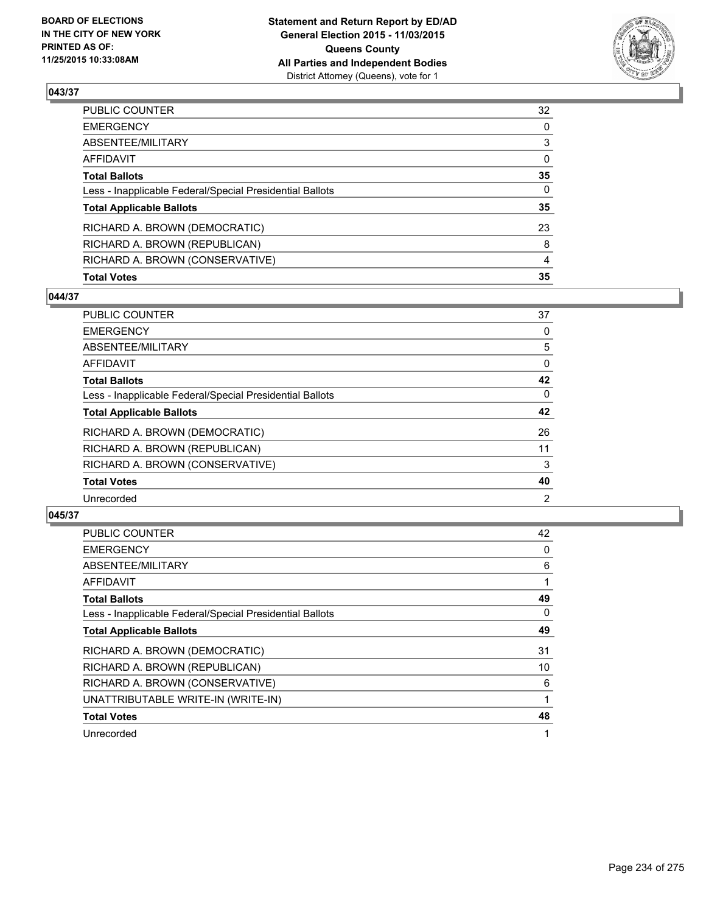### 043/37

| | |
|---|---|
| PUBLIC COUNTER | 32 |
| EMERGENCY | 0 |
| ABSENTEE/MILITARY | 3 |
| AFFIDAVIT | 0 |
| **Total Ballots** | **35** |
| Less - Inapplicable Federal/Special Presidential Ballots | 0 |
| **Total Applicable Ballots** | **35** |
| RICHARD A. BROWN (DEMOCRATIC) | 23 |
| RICHARD A. BROWN (REPUBLICAN) | 8 |
| RICHARD A. BROWN (CONSERVATIVE) | 4 |
| **Total Votes** | **35** |

### 044/37

| | |
|---|---|
| PUBLIC COUNTER | 37 |
| EMERGENCY | 0 |
| ABSENTEE/MILITARY | 5 |
| AFFIDAVIT | 0 |
| **Total Ballots** | **42** |
| Less - Inapplicable Federal/Special Presidential Ballots | 0 |
| **Total Applicable Ballots** | **42** |
| RICHARD A. BROWN (DEMOCRATIC) | 26 |
| RICHARD A. BROWN (REPUBLICAN) | 11 |
| RICHARD A. BROWN (CONSERVATIVE) | 3 |
| **Total Votes** | **40** |
| Unrecorded | 2 |

### 045/37

| | |
|---|---|
| PUBLIC COUNTER | 42 |
| EMERGENCY | 0 |
| ABSENTEE/MILITARY | 6 |
| AFFIDAVIT | 1 |
| **Total Ballots** | **49** |
| Less - Inapplicable Federal/Special Presidential Ballots | 0 |
| **Total Applicable Ballots** | **49** |
| RICHARD A. BROWN (DEMOCRATIC) | 31 |
| RICHARD A. BROWN (REPUBLICAN) | 10 |
| RICHARD A. BROWN (CONSERVATIVE) | 6 |
| UNATTRIBUTABLE WRITE-IN (WRITE-IN) | 1 |
| **Total Votes** | **48** |
| Unrecorded | 1 |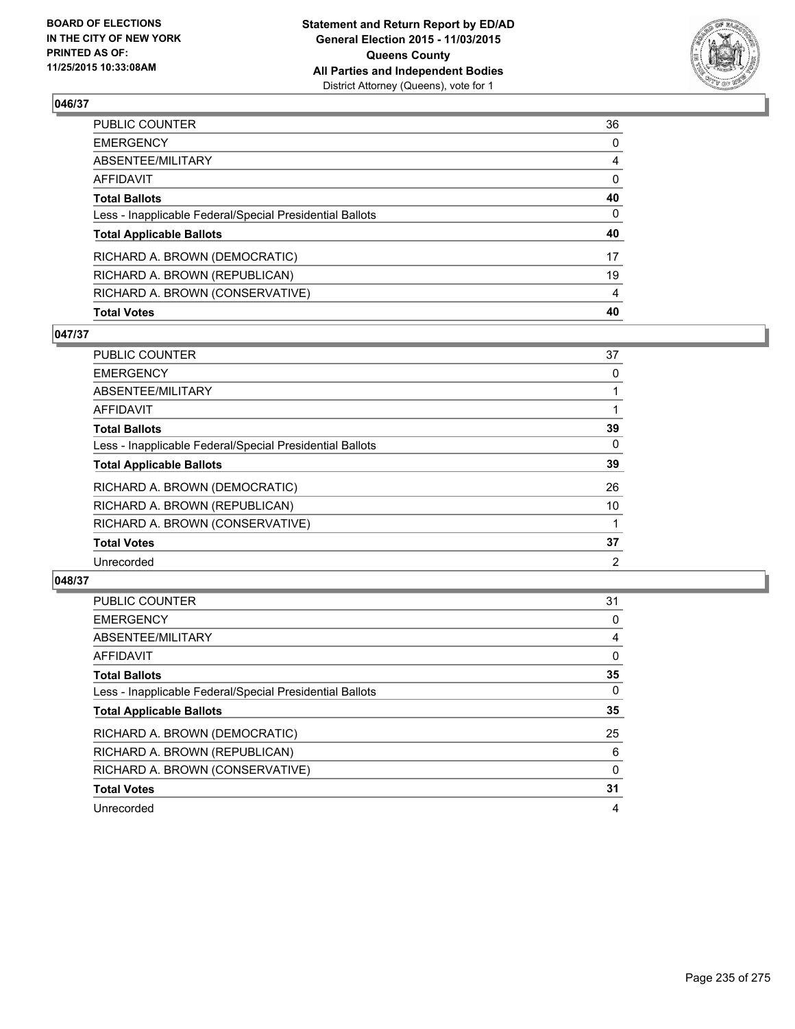**BOARD OF ELECTIONS IN THE CITY OF NEW YORK PRINTED AS OF: 11/25/2015 10:33:08AM**

**Statement and Return Report by ED/AD General Election 2015 - 11/03/2015 Queens County All Parties and Independent Bodies**
District Attorney (Queens), vote for 1

### 046/37

| | |
|---|---|
| PUBLIC COUNTER | 36 |
| EMERGENCY | 0 |
| ABSENTEE/MILITARY | 4 |
| AFFIDAVIT | 0 |
| **Total Ballots** | **40** |
| Less - Inapplicable Federal/Special Presidential Ballots | 0 |
| **Total Applicable Ballots** | **40** |
| RICHARD A. BROWN (DEMOCRATIC) | 17 |
| RICHARD A. BROWN (REPUBLICAN) | 19 |
| RICHARD A. BROWN (CONSERVATIVE) | 4 |
| **Total Votes** | **40** |

### 047/37

| | |
|---|---|
| PUBLIC COUNTER | 37 |
| EMERGENCY | 0 |
| ABSENTEE/MILITARY | 1 |
| AFFIDAVIT | 1 |
| **Total Ballots** | **39** |
| Less - Inapplicable Federal/Special Presidential Ballots | 0 |
| **Total Applicable Ballots** | **39** |
| RICHARD A. BROWN (DEMOCRATIC) | 26 |
| RICHARD A. BROWN (REPUBLICAN) | 10 |
| RICHARD A. BROWN (CONSERVATIVE) | 1 |
| **Total Votes** | **37** |
| Unrecorded | 2 |

### 048/37

| | |
|---|---|
| PUBLIC COUNTER | 31 |
| EMERGENCY | 0 |
| ABSENTEE/MILITARY | 4 |
| AFFIDAVIT | 0 |
| **Total Ballots** | **35** |
| Less - Inapplicable Federal/Special Presidential Ballots | 0 |
| **Total Applicable Ballots** | **35** |
| RICHARD A. BROWN (DEMOCRATIC) | 25 |
| RICHARD A. BROWN (REPUBLICAN) | 6 |
| RICHARD A. BROWN (CONSERVATIVE) | 0 |
| **Total Votes** | **31** |
| Unrecorded | 4 |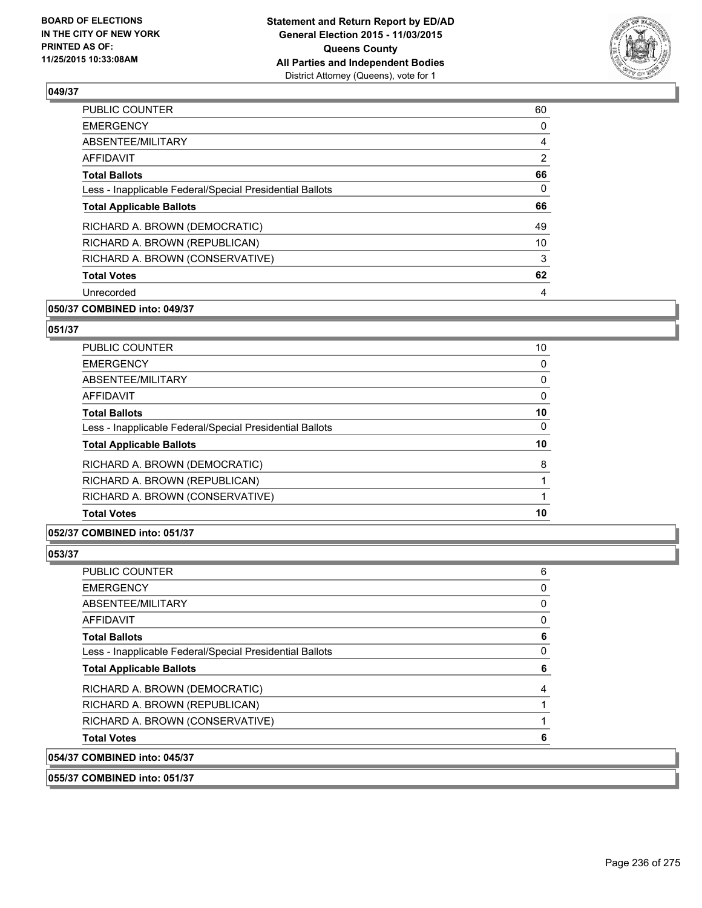**049/37**

| | |
|---|---|
| PUBLIC COUNTER | 60 |
| EMERGENCY | 0 |
| ABSENTEE/MILITARY | 4 |
| AFFIDAVIT | 2 |
| **Total Ballots** | **66** |
| Less - Inapplicable Federal/Special Presidential Ballots | 0 |
| **Total Applicable Ballots** | **66** |
| RICHARD A. BROWN (DEMOCRATIC) | 49 |
| RICHARD A. BROWN (REPUBLICAN) | 10 |
| RICHARD A. BROWN (CONSERVATIVE) | 3 |
| **Total Votes** | **62** |
| Unrecorded | 4 |

**050/37 COMBINED into: 049/37**

**051/37**

| | |
|---|---|
| PUBLIC COUNTER | 10 |
| EMERGENCY | 0 |
| ABSENTEE/MILITARY | 0 |
| AFFIDAVIT | 0 |
| **Total Ballots** | **10** |
| Less - Inapplicable Federal/Special Presidential Ballots | 0 |
| **Total Applicable Ballots** | **10** |
| RICHARD A. BROWN (DEMOCRATIC) | 8 |
| RICHARD A. BROWN (REPUBLICAN) | 1 |
| RICHARD A. BROWN (CONSERVATIVE) | 1 |
| **Total Votes** | **10** |

**052/37 COMBINED into: 051/37**

**053/37**

| | |
|---|---|
| PUBLIC COUNTER | 6 |
| EMERGENCY | 0 |
| ABSENTEE/MILITARY | 0 |
| AFFIDAVIT | 0 |
| **Total Ballots** | **6** |
| Less - Inapplicable Federal/Special Presidential Ballots | 0 |
| **Total Applicable Ballots** | **6** |
| RICHARD A. BROWN (DEMOCRATIC) | 4 |
| RICHARD A. BROWN (REPUBLICAN) | 1 |
| RICHARD A. BROWN (CONSERVATIVE) | 1 |
| **Total Votes** | **6** |

**054/37 COMBINED into: 045/37**

**055/37 COMBINED into: 051/37**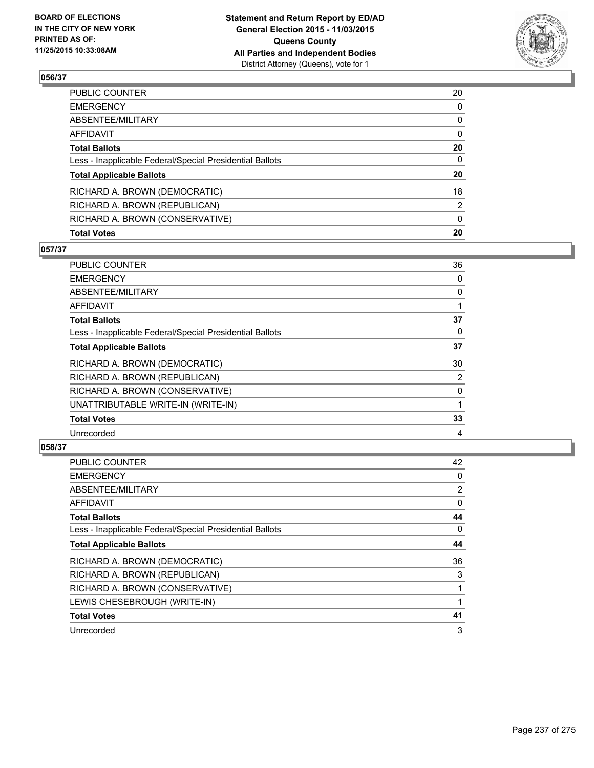### 056/37

| | |
|---|---|
| PUBLIC COUNTER | 20 |
| EMERGENCY | 0 |
| ABSENTEE/MILITARY | 0 |
| AFFIDAVIT | 0 |
| **Total Ballots** | **20** |
| Less - Inapplicable Federal/Special Presidential Ballots | 0 |
| **Total Applicable Ballots** | **20** |
| RICHARD A. BROWN (DEMOCRATIC) | 18 |
| RICHARD A. BROWN (REPUBLICAN) | 2 |
| RICHARD A. BROWN (CONSERVATIVE) | 0 |
| **Total Votes** | **20** |

### 057/37

| | |
|---|---|
| PUBLIC COUNTER | 36 |
| EMERGENCY | 0 |
| ABSENTEE/MILITARY | 0 |
| AFFIDAVIT | 1 |
| **Total Ballots** | **37** |
| Less - Inapplicable Federal/Special Presidential Ballots | 0 |
| **Total Applicable Ballots** | **37** |
| RICHARD A. BROWN (DEMOCRATIC) | 30 |
| RICHARD A. BROWN (REPUBLICAN) | 2 |
| RICHARD A. BROWN (CONSERVATIVE) | 0 |
| UNATTRIBUTABLE WRITE-IN (WRITE-IN) | 1 |
| **Total Votes** | **33** |
| Unrecorded | 4 |

### 058/37

| | |
|---|---|
| PUBLIC COUNTER | 42 |
| EMERGENCY | 0 |
| ABSENTEE/MILITARY | 2 |
| AFFIDAVIT | 0 |
| **Total Ballots** | **44** |
| Less - Inapplicable Federal/Special Presidential Ballots | 0 |
| **Total Applicable Ballots** | **44** |
| RICHARD A. BROWN (DEMOCRATIC) | 36 |
| RICHARD A. BROWN (REPUBLICAN) | 3 |
| RICHARD A. BROWN (CONSERVATIVE) | 1 |
| LEWIS CHESEBROUGH (WRITE-IN) | 1 |
| **Total Votes** | **41** |
| Unrecorded | 3 |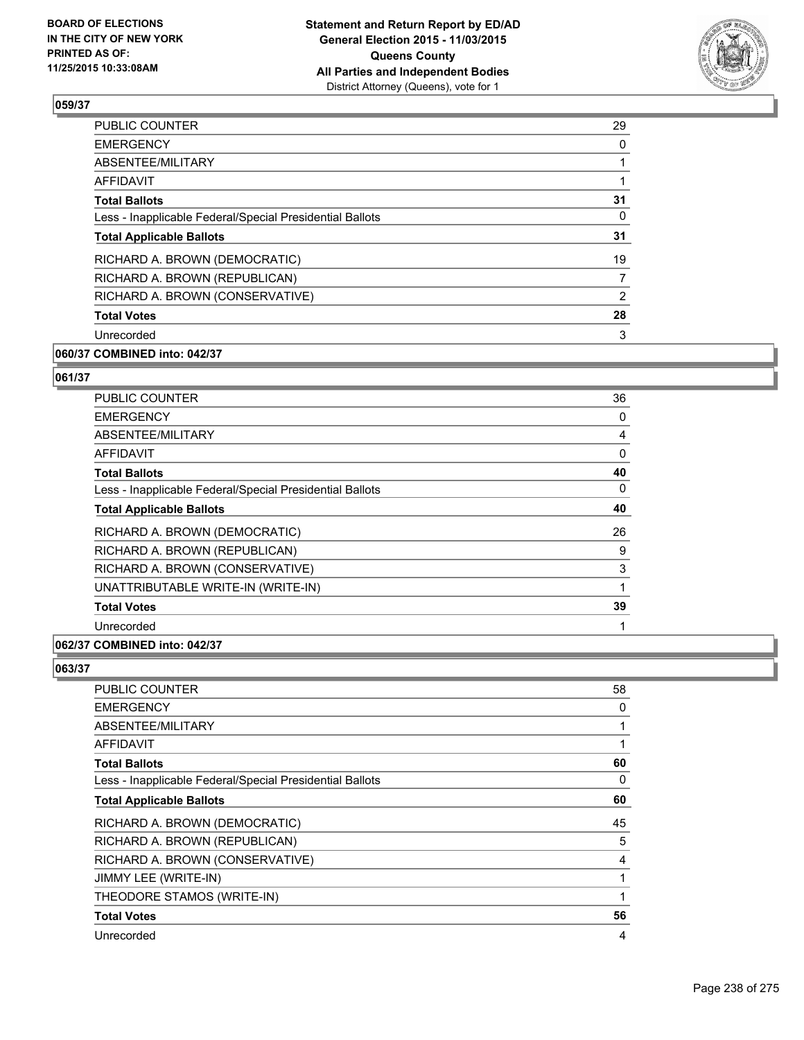## 059/37

| | |
|---|---|
| PUBLIC COUNTER | 29 |
| EMERGENCY | 0 |
| ABSENTEE/MILITARY | 1 |
| AFFIDAVIT | 1 |
| **Total Ballots** | **31** |
| Less - Inapplicable Federal/Special Presidential Ballots | 0 |
| **Total Applicable Ballots** | **31** |
| RICHARD A. BROWN (DEMOCRATIC) | 19 |
| RICHARD A. BROWN (REPUBLICAN) | 7 |
| RICHARD A. BROWN (CONSERVATIVE) | 2 |
| **Total Votes** | **28** |
| Unrecorded | 3 |

## 060/37 COMBINED into: 042/37

## 061/37

| | |
|---|---|
| PUBLIC COUNTER | 36 |
| EMERGENCY | 0 |
| ABSENTEE/MILITARY | 4 |
| AFFIDAVIT | 0 |
| **Total Ballots** | **40** |
| Less - Inapplicable Federal/Special Presidential Ballots | 0 |
| **Total Applicable Ballots** | **40** |
| RICHARD A. BROWN (DEMOCRATIC) | 26 |
| RICHARD A. BROWN (REPUBLICAN) | 9 |
| RICHARD A. BROWN (CONSERVATIVE) | 3 |
| UNATTRIBUTABLE WRITE-IN (WRITE-IN) | 1 |
| **Total Votes** | **39** |
| Unrecorded | 1 |

## 062/37 COMBINED into: 042/37

## 063/37

| | |
|---|---|
| PUBLIC COUNTER | 58 |
| EMERGENCY | 0 |
| ABSENTEE/MILITARY | 1 |
| AFFIDAVIT | 1 |
| **Total Ballots** | **60** |
| Less - Inapplicable Federal/Special Presidential Ballots | 0 |
| **Total Applicable Ballots** | **60** |
| RICHARD A. BROWN (DEMOCRATIC) | 45 |
| RICHARD A. BROWN (REPUBLICAN) | 5 |
| RICHARD A. BROWN (CONSERVATIVE) | 4 |
| JIMMY LEE (WRITE-IN) | 1 |
| THEODORE STAMOS (WRITE-IN) | 1 |
| **Total Votes** | **56** |
| Unrecorded | 4 |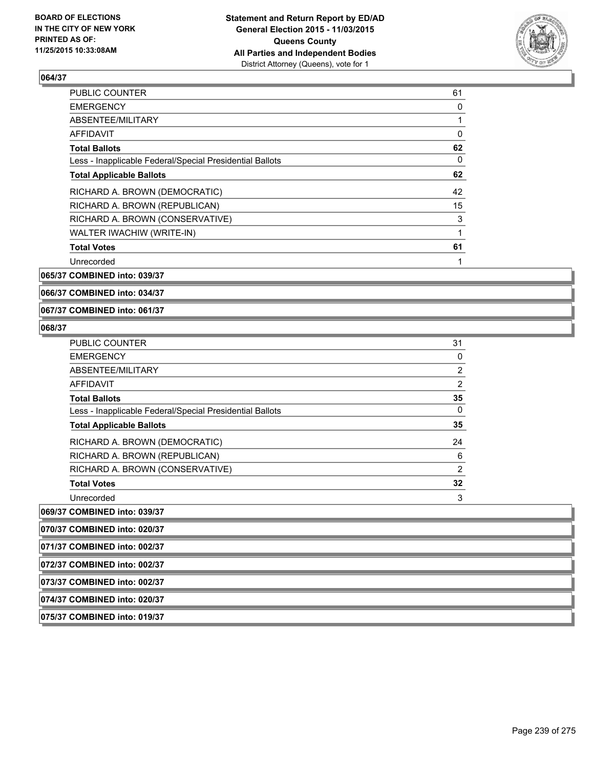**Statement and Return Report by ED/AD**
**General Election 2015 - 11/03/2015**
**Queens County**
**All Parties and Independent Bodies**
District Attorney (Queens), vote for 1

BOARD OF ELECTIONS
IN THE CITY OF NEW YORK
PRINTED AS OF:
11/25/2015 10:33:08AM

### 064/37

| | |
|---|---|
| PUBLIC COUNTER | 61 |
| EMERGENCY | 0 |
| ABSENTEE/MILITARY | 1 |
| AFFIDAVIT | 0 |
| **Total Ballots** | **62** |
| Less - Inapplicable Federal/Special Presidential Ballots | 0 |
| **Total Applicable Ballots** | **62** |
| RICHARD A. BROWN (DEMOCRATIC) | 42 |
| RICHARD A. BROWN (REPUBLICAN) | 15 |
| RICHARD A. BROWN (CONSERVATIVE) | 3 |
| WALTER IWACHIW (WRITE-IN) | 1 |
| **Total Votes** | **61** |
| Unrecorded | 1 |

**065/37 COMBINED into: 039/37**

**066/37 COMBINED into: 034/37**

**067/37 COMBINED into: 061/37**

### 068/37

| | |
|---|---|
| PUBLIC COUNTER | 31 |
| EMERGENCY | 0 |
| ABSENTEE/MILITARY | 2 |
| AFFIDAVIT | 2 |
| **Total Ballots** | **35** |
| Less - Inapplicable Federal/Special Presidential Ballots | 0 |
| **Total Applicable Ballots** | **35** |
| RICHARD A. BROWN (DEMOCRATIC) | 24 |
| RICHARD A. BROWN (REPUBLICAN) | 6 |
| RICHARD A. BROWN (CONSERVATIVE) | 2 |
| **Total Votes** | **32** |
| Unrecorded | 3 |

**069/37 COMBINED into: 039/37**

**070/37 COMBINED into: 020/37**

**071/37 COMBINED into: 002/37**

**072/37 COMBINED into: 002/37**

**073/37 COMBINED into: 002/37**

**074/37 COMBINED into: 020/37**

**075/37 COMBINED into: 019/37**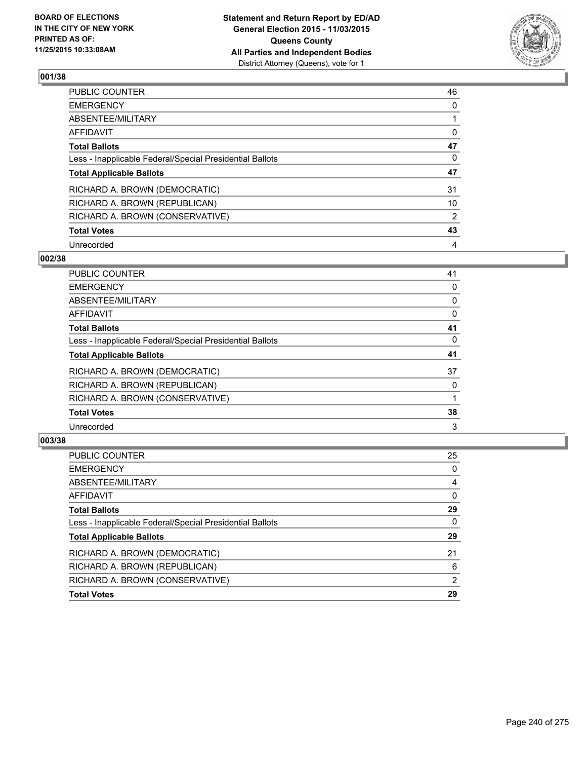BOARD OF ELECTIONS
IN THE CITY OF NEW YORK
PRINTED AS OF:
11/25/2015 10:33:08AM

**Statement and Return Report by ED/AD**
**General Election 2015 - 11/03/2015**
**Queens County**
**All Parties and Independent Bodies**
District Attorney (Queens), vote for 1

### 001/38

| | |
|---|---|
| PUBLIC COUNTER | 46 |
| EMERGENCY | 0 |
| ABSENTEE/MILITARY | 1 |
| AFFIDAVIT | 0 |
| **Total Ballots** | **47** |
| Less - Inapplicable Federal/Special Presidential Ballots | 0 |
| **Total Applicable Ballots** | **47** |
| RICHARD A. BROWN (DEMOCRATIC) | 31 |
| RICHARD A. BROWN (REPUBLICAN) | 10 |
| RICHARD A. BROWN (CONSERVATIVE) | 2 |
| **Total Votes** | **43** |
| Unrecorded | 4 |

### 002/38

| | |
|---|---|
| PUBLIC COUNTER | 41 |
| EMERGENCY | 0 |
| ABSENTEE/MILITARY | 0 |
| AFFIDAVIT | 0 |
| **Total Ballots** | **41** |
| Less - Inapplicable Federal/Special Presidential Ballots | 0 |
| **Total Applicable Ballots** | **41** |
| RICHARD A. BROWN (DEMOCRATIC) | 37 |
| RICHARD A. BROWN (REPUBLICAN) | 0 |
| RICHARD A. BROWN (CONSERVATIVE) | 1 |
| **Total Votes** | **38** |
| Unrecorded | 3 |

### 003/38

| | |
|---|---|
| PUBLIC COUNTER | 25 |
| EMERGENCY | 0 |
| ABSENTEE/MILITARY | 4 |
| AFFIDAVIT | 0 |
| **Total Ballots** | **29** |
| Less - Inapplicable Federal/Special Presidential Ballots | 0 |
| **Total Applicable Ballots** | **29** |
| RICHARD A. BROWN (DEMOCRATIC) | 21 |
| RICHARD A. BROWN (REPUBLICAN) | 6 |
| RICHARD A. BROWN (CONSERVATIVE) | 2 |
| **Total Votes** | **29** |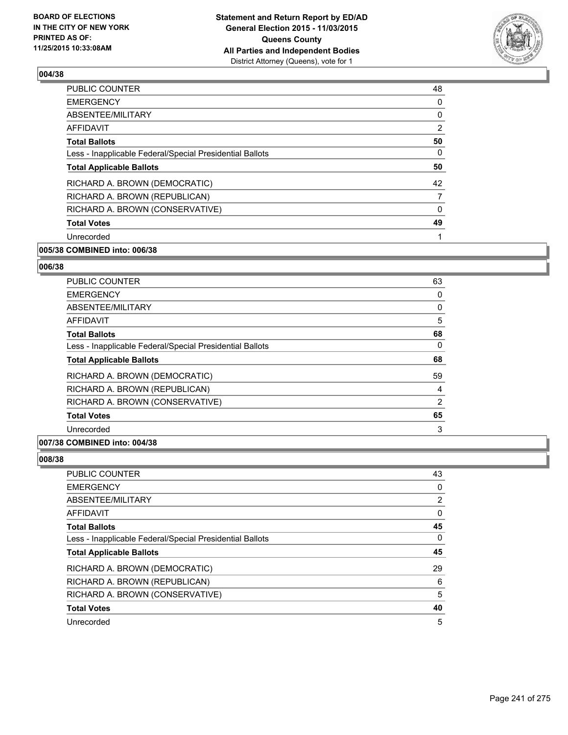**BOARD OF ELECTIONS IN THE CITY OF NEW YORK PRINTED AS OF: 11/25/2015 10:33:08AM**

**Statement and Return Report by ED/AD General Election 2015 - 11/03/2015 Queens County All Parties and Independent Bodies**
District Attorney (Queens), vote for 1

**004/38**

| | |
|---|---|
| PUBLIC COUNTER | 48 |
| EMERGENCY | 0 |
| ABSENTEE/MILITARY | 0 |
| AFFIDAVIT | 2 |
| **Total Ballots** | **50** |
| Less - Inapplicable Federal/Special Presidential Ballots | 0 |
| **Total Applicable Ballots** | **50** |
| RICHARD A. BROWN (DEMOCRATIC) | 42 |
| RICHARD A. BROWN (REPUBLICAN) | 7 |
| RICHARD A. BROWN (CONSERVATIVE) | 0 |
| **Total Votes** | **49** |
| Unrecorded | 1 |

**005/38 COMBINED into: 006/38**

**006/38**

| | |
|---|---|
| PUBLIC COUNTER | 63 |
| EMERGENCY | 0 |
| ABSENTEE/MILITARY | 0 |
| AFFIDAVIT | 5 |
| **Total Ballots** | **68** |
| Less - Inapplicable Federal/Special Presidential Ballots | 0 |
| **Total Applicable Ballots** | **68** |
| RICHARD A. BROWN (DEMOCRATIC) | 59 |
| RICHARD A. BROWN (REPUBLICAN) | 4 |
| RICHARD A. BROWN (CONSERVATIVE) | 2 |
| **Total Votes** | **65** |
| Unrecorded | 3 |

**007/38 COMBINED into: 004/38**

**008/38**

| | |
|---|---|
| PUBLIC COUNTER | 43 |
| EMERGENCY | 0 |
| ABSENTEE/MILITARY | 2 |
| AFFIDAVIT | 0 |
| **Total Ballots** | **45** |
| Less - Inapplicable Federal/Special Presidential Ballots | 0 |
| **Total Applicable Ballots** | **45** |
| RICHARD A. BROWN (DEMOCRATIC) | 29 |
| RICHARD A. BROWN (REPUBLICAN) | 6 |
| RICHARD A. BROWN (CONSERVATIVE) | 5 |
| **Total Votes** | **40** |
| Unrecorded | 5 |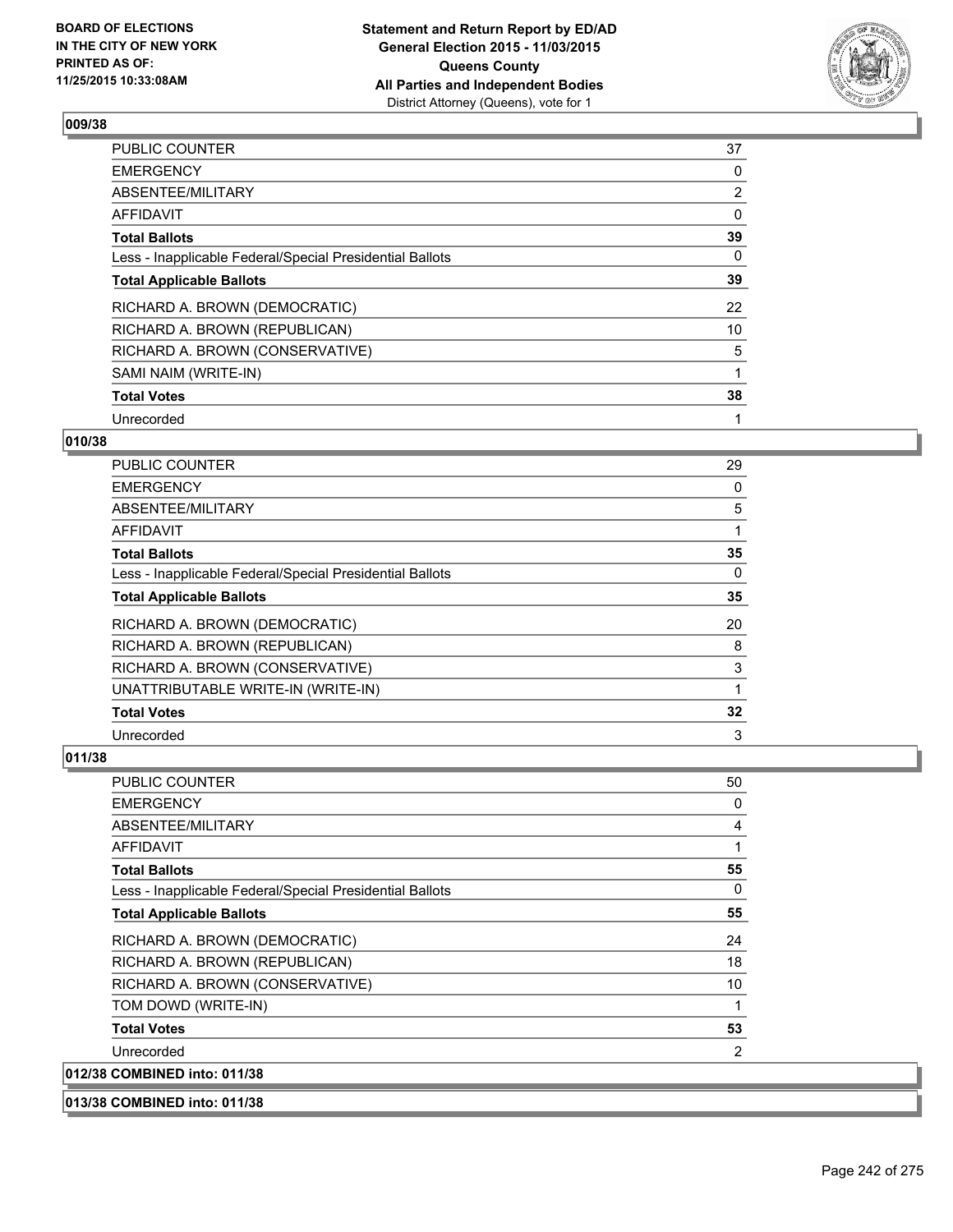**BOARD OF ELECTIONS IN THE CITY OF NEW YORK PRINTED AS OF: 11/25/2015 10:33:08AM**

**Statement and Return Report by ED/AD General Election 2015 - 11/03/2015 Queens County All Parties and Independent Bodies**
District Attorney (Queens), vote for 1

## 009/38

| | |
|---|---|
| PUBLIC COUNTER | 37 |
| EMERGENCY | 0 |
| ABSENTEE/MILITARY | 2 |
| AFFIDAVIT | 0 |
| **Total Ballots** | **39** |
| Less - Inapplicable Federal/Special Presidential Ballots | 0 |
| **Total Applicable Ballots** | **39** |
| RICHARD A. BROWN (DEMOCRATIC) | 22 |
| RICHARD A. BROWN (REPUBLICAN) | 10 |
| RICHARD A. BROWN (CONSERVATIVE) | 5 |
| SAMI NAIM (WRITE-IN) | 1 |
| **Total Votes** | **38** |
| Unrecorded | 1 |

## 010/38

| | |
|---|---|
| PUBLIC COUNTER | 29 |
| EMERGENCY | 0 |
| ABSENTEE/MILITARY | 5 |
| AFFIDAVIT | 1 |
| **Total Ballots** | **35** |
| Less - Inapplicable Federal/Special Presidential Ballots | 0 |
| **Total Applicable Ballots** | **35** |
| RICHARD A. BROWN (DEMOCRATIC) | 20 |
| RICHARD A. BROWN (REPUBLICAN) | 8 |
| RICHARD A. BROWN (CONSERVATIVE) | 3 |
| UNATTRIBUTABLE WRITE-IN (WRITE-IN) | 1 |
| **Total Votes** | **32** |
| Unrecorded | 3 |

## 011/38

| | |
|---|---|
| PUBLIC COUNTER | 50 |
| EMERGENCY | 0 |
| ABSENTEE/MILITARY | 4 |
| AFFIDAVIT | 1 |
| **Total Ballots** | **55** |
| Less - Inapplicable Federal/Special Presidential Ballots | 0 |
| **Total Applicable Ballots** | **55** |
| RICHARD A. BROWN (DEMOCRATIC) | 24 |
| RICHARD A. BROWN (REPUBLICAN) | 18 |
| RICHARD A. BROWN (CONSERVATIVE) | 10 |
| TOM DOWD (WRITE-IN) | 1 |
| **Total Votes** | **53** |
| Unrecorded | 2 |

## 012/38 COMBINED into: 011/38

## 013/38 COMBINED into: 011/38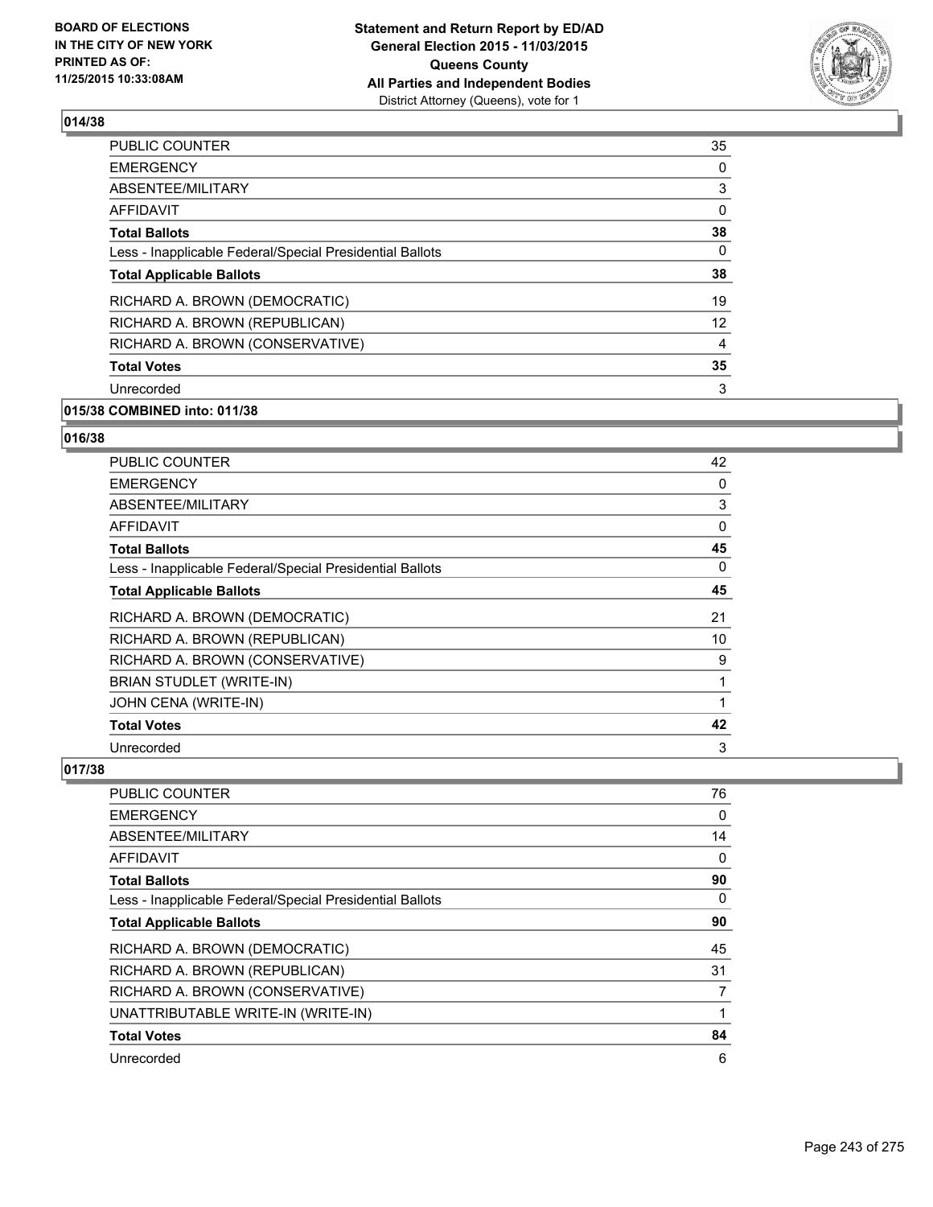**Statement and Return Report by ED/AD**
**General Election 2015 - 11/03/2015**
**Queens County**
**All Parties and Independent Bodies**
District Attorney (Queens), vote for 1

BOARD OF ELECTIONS
IN THE CITY OF NEW YORK
PRINTED AS OF:
11/25/2015 10:33:08AM

### 014/38

| | |
|---|---|
| PUBLIC COUNTER | 35 |
| EMERGENCY | 0 |
| ABSENTEE/MILITARY | 3 |
| AFFIDAVIT | 0 |
| **Total Ballots** | **38** |
| Less - Inapplicable Federal/Special Presidential Ballots | 0 |
| **Total Applicable Ballots** | **38** |
| RICHARD A. BROWN (DEMOCRATIC) | 19 |
| RICHARD A. BROWN (REPUBLICAN) | 12 |
| RICHARD A. BROWN (CONSERVATIVE) | 4 |
| **Total Votes** | **35** |
| Unrecorded | 3 |

### 015/38 COMBINED into: 011/38

### 016/38

| | |
|---|---|
| PUBLIC COUNTER | 42 |
| EMERGENCY | 0 |
| ABSENTEE/MILITARY | 3 |
| AFFIDAVIT | 0 |
| **Total Ballots** | **45** |
| Less - Inapplicable Federal/Special Presidential Ballots | 0 |
| **Total Applicable Ballots** | **45** |
| RICHARD A. BROWN (DEMOCRATIC) | 21 |
| RICHARD A. BROWN (REPUBLICAN) | 10 |
| RICHARD A. BROWN (CONSERVATIVE) | 9 |
| BRIAN STUDLET (WRITE-IN) | 1 |
| JOHN CENA (WRITE-IN) | 1 |
| **Total Votes** | **42** |
| Unrecorded | 3 |

### 017/38

| | |
|---|---|
| PUBLIC COUNTER | 76 |
| EMERGENCY | 0 |
| ABSENTEE/MILITARY | 14 |
| AFFIDAVIT | 0 |
| **Total Ballots** | **90** |
| Less - Inapplicable Federal/Special Presidential Ballots | 0 |
| **Total Applicable Ballots** | **90** |
| RICHARD A. BROWN (DEMOCRATIC) | 45 |
| RICHARD A. BROWN (REPUBLICAN) | 31 |
| RICHARD A. BROWN (CONSERVATIVE) | 7 |
| UNATTRIBUTABLE WRITE-IN (WRITE-IN) | 1 |
| **Total Votes** | **84** |
| Unrecorded | 6 |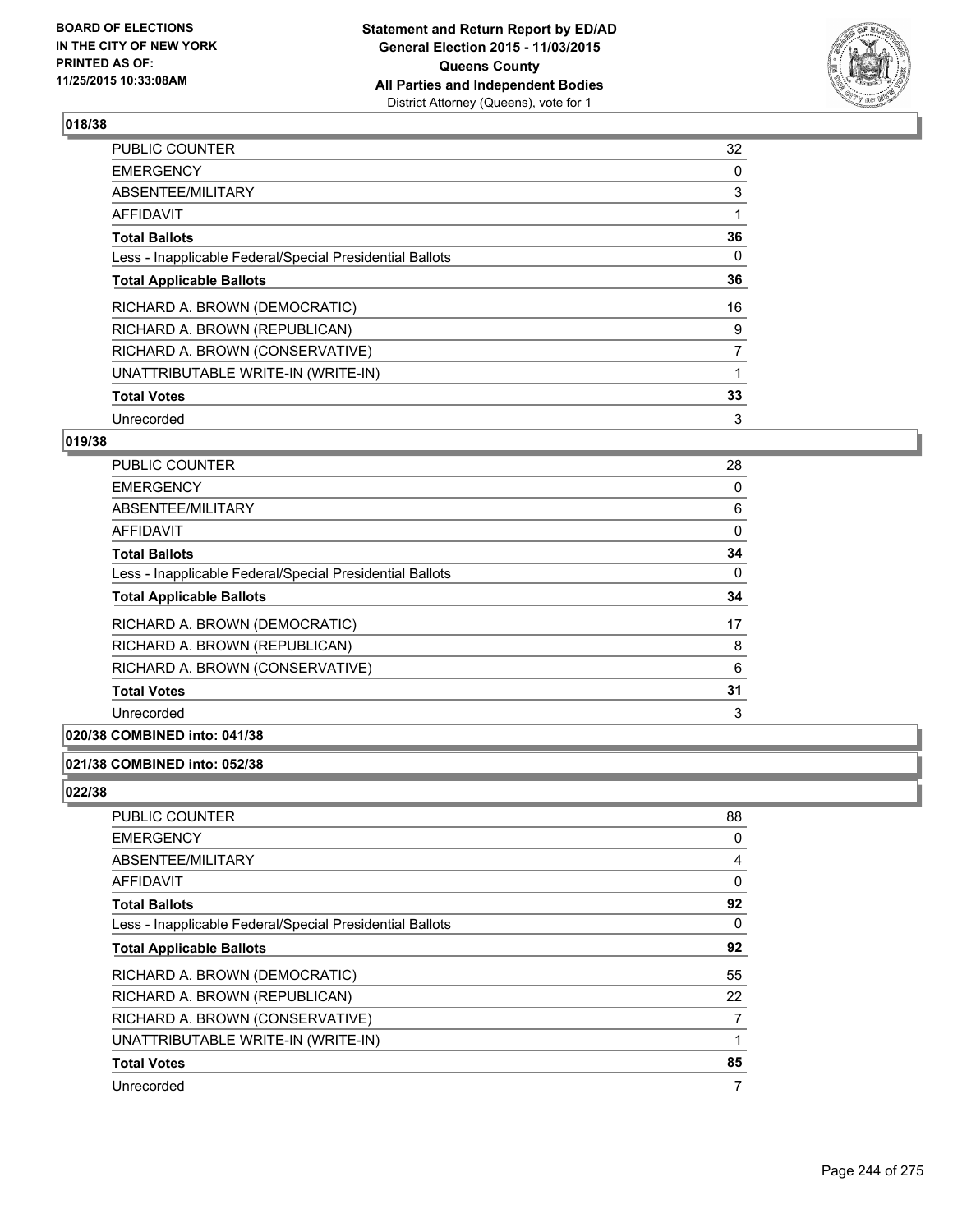**BOARD OF ELECTIONS IN THE CITY OF NEW YORK PRINTED AS OF: 11/25/2015 10:33:08AM**

**Statement and Return Report by ED/AD General Election 2015 - 11/03/2015 Queens County All Parties and Independent Bodies**
District Attorney (Queens), vote for 1

### 018/38

| | |
|---|---|
| PUBLIC COUNTER | 32 |
| EMERGENCY | 0 |
| ABSENTEE/MILITARY | 3 |
| AFFIDAVIT | 1 |
| **Total Ballots** | **36** |
| Less - Inapplicable Federal/Special Presidential Ballots | 0 |
| **Total Applicable Ballots** | **36** |
| RICHARD A. BROWN (DEMOCRATIC) | 16 |
| RICHARD A. BROWN (REPUBLICAN) | 9 |
| RICHARD A. BROWN (CONSERVATIVE) | 7 |
| UNATTRIBUTABLE WRITE-IN (WRITE-IN) | 1 |
| **Total Votes** | **33** |
| Unrecorded | 3 |

### 019/38

| | |
|---|---|
| PUBLIC COUNTER | 28 |
| EMERGENCY | 0 |
| ABSENTEE/MILITARY | 6 |
| AFFIDAVIT | 0 |
| **Total Ballots** | **34** |
| Less - Inapplicable Federal/Special Presidential Ballots | 0 |
| **Total Applicable Ballots** | **34** |
| RICHARD A. BROWN (DEMOCRATIC) | 17 |
| RICHARD A. BROWN (REPUBLICAN) | 8 |
| RICHARD A. BROWN (CONSERVATIVE) | 6 |
| **Total Votes** | **31** |
| Unrecorded | 3 |

### 020/38 COMBINED into: 041/38

### 021/38 COMBINED into: 052/38

### 022/38

| | |
|---|---|
| PUBLIC COUNTER | 88 |
| EMERGENCY | 0 |
| ABSENTEE/MILITARY | 4 |
| AFFIDAVIT | 0 |
| **Total Ballots** | **92** |
| Less - Inapplicable Federal/Special Presidential Ballots | 0 |
| **Total Applicable Ballots** | **92** |
| RICHARD A. BROWN (DEMOCRATIC) | 55 |
| RICHARD A. BROWN (REPUBLICAN) | 22 |
| RICHARD A. BROWN (CONSERVATIVE) | 7 |
| UNATTRIBUTABLE WRITE-IN (WRITE-IN) | 1 |
| **Total Votes** | **85** |
| Unrecorded | 7 |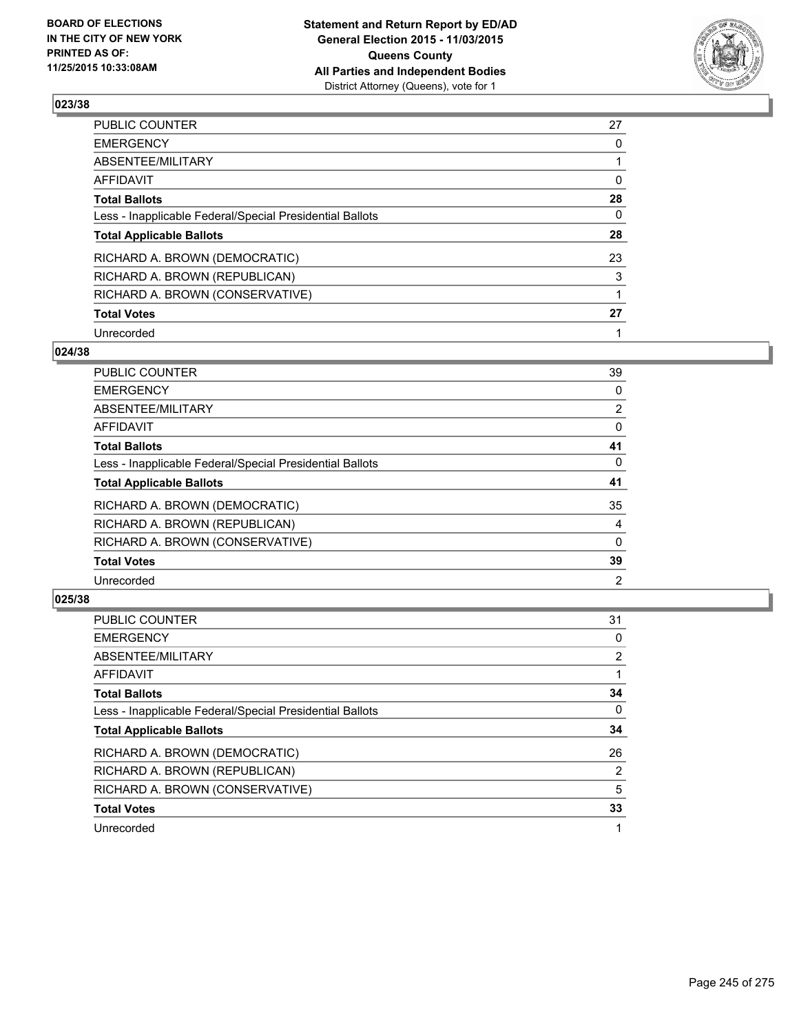## 023/38

| | |
|---|---|
| PUBLIC COUNTER | 27 |
| EMERGENCY | 0 |
| ABSENTEE/MILITARY | 1 |
| AFFIDAVIT | 0 |
| **Total Ballots** | **28** |
| Less - Inapplicable Federal/Special Presidential Ballots | 0 |
| **Total Applicable Ballots** | **28** |
| RICHARD A. BROWN (DEMOCRATIC) | 23 |
| RICHARD A. BROWN (REPUBLICAN) | 3 |
| RICHARD A. BROWN (CONSERVATIVE) | 1 |
| **Total Votes** | **27** |
| Unrecorded | 1 |

## 024/38

| | |
|---|---|
| PUBLIC COUNTER | 39 |
| EMERGENCY | 0 |
| ABSENTEE/MILITARY | 2 |
| AFFIDAVIT | 0 |
| **Total Ballots** | **41** |
| Less - Inapplicable Federal/Special Presidential Ballots | 0 |
| **Total Applicable Ballots** | **41** |
| RICHARD A. BROWN (DEMOCRATIC) | 35 |
| RICHARD A. BROWN (REPUBLICAN) | 4 |
| RICHARD A. BROWN (CONSERVATIVE) | 0 |
| **Total Votes** | **39** |
| Unrecorded | 2 |

## 025/38

| | |
|---|---|
| PUBLIC COUNTER | 31 |
| EMERGENCY | 0 |
| ABSENTEE/MILITARY | 2 |
| AFFIDAVIT | 1 |
| **Total Ballots** | **34** |
| Less - Inapplicable Federal/Special Presidential Ballots | 0 |
| **Total Applicable Ballots** | **34** |
| RICHARD A. BROWN (DEMOCRATIC) | 26 |
| RICHARD A. BROWN (REPUBLICAN) | 2 |
| RICHARD A. BROWN (CONSERVATIVE) | 5 |
| **Total Votes** | **33** |
| Unrecorded | 1 |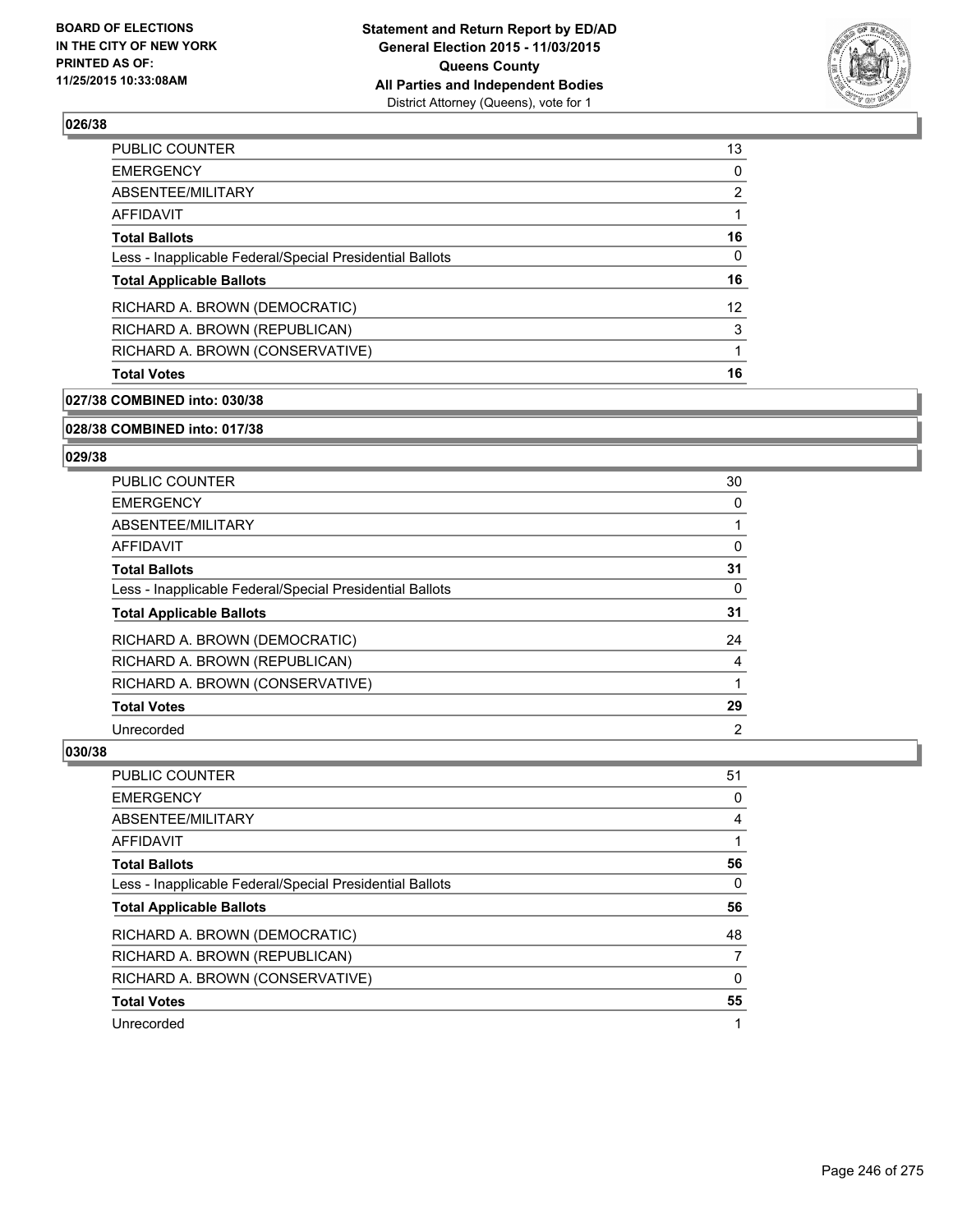### 026/38

| | |
|---|---|
| PUBLIC COUNTER | 13 |
| EMERGENCY | 0 |
| ABSENTEE/MILITARY | 2 |
| AFFIDAVIT | 1 |
| **Total Ballots** | **16** |
| Less - Inapplicable Federal/Special Presidential Ballots | 0 |
| **Total Applicable Ballots** | **16** |
| RICHARD A. BROWN (DEMOCRATIC) | 12 |
| RICHARD A. BROWN (REPUBLICAN) | 3 |
| RICHARD A. BROWN (CONSERVATIVE) | 1 |
| **Total Votes** | **16** |

### 027/38 COMBINED into: 030/38

### 028/38 COMBINED into: 017/38

### 029/38

| | |
|---|---|
| PUBLIC COUNTER | 30 |
| EMERGENCY | 0 |
| ABSENTEE/MILITARY | 1 |
| AFFIDAVIT | 0 |
| **Total Ballots** | **31** |
| Less - Inapplicable Federal/Special Presidential Ballots | 0 |
| **Total Applicable Ballots** | **31** |
| RICHARD A. BROWN (DEMOCRATIC) | 24 |
| RICHARD A. BROWN (REPUBLICAN) | 4 |
| RICHARD A. BROWN (CONSERVATIVE) | 1 |
| **Total Votes** | **29** |
| Unrecorded | 2 |

### 030/38

| | |
|---|---|
| PUBLIC COUNTER | 51 |
| EMERGENCY | 0 |
| ABSENTEE/MILITARY | 4 |
| AFFIDAVIT | 1 |
| **Total Ballots** | **56** |
| Less - Inapplicable Federal/Special Presidential Ballots | 0 |
| **Total Applicable Ballots** | **56** |
| RICHARD A. BROWN (DEMOCRATIC) | 48 |
| RICHARD A. BROWN (REPUBLICAN) | 7 |
| RICHARD A. BROWN (CONSERVATIVE) | 0 |
| **Total Votes** | **55** |
| Unrecorded | 1 |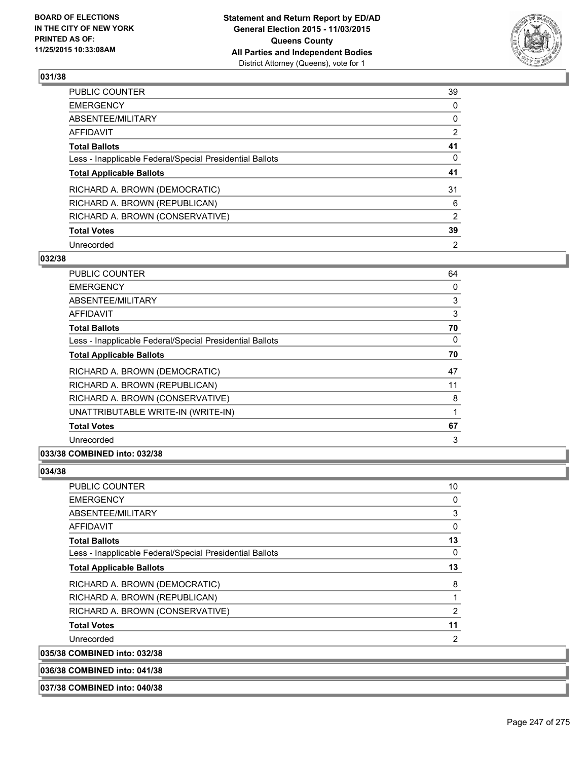**Statement and Return Report by ED/AD**
**General Election 2015 - 11/03/2015**
**Queens County**
**All Parties and Independent Bodies**
District Attorney (Queens), vote for 1

BOARD OF ELECTIONS
IN THE CITY OF NEW YORK
PRINTED AS OF:
11/25/2015 10:33:08AM

### 031/38

| | |
|---|---|
| PUBLIC COUNTER | 39 |
| EMERGENCY | 0 |
| ABSENTEE/MILITARY | 0 |
| AFFIDAVIT | 2 |
| **Total Ballots** | **41** |
| Less - Inapplicable Federal/Special Presidential Ballots | 0 |
| **Total Applicable Ballots** | **41** |
| RICHARD A. BROWN (DEMOCRATIC) | 31 |
| RICHARD A. BROWN (REPUBLICAN) | 6 |
| RICHARD A. BROWN (CONSERVATIVE) | 2 |
| **Total Votes** | **39** |
| Unrecorded | 2 |

### 032/38

| | |
|---|---|
| PUBLIC COUNTER | 64 |
| EMERGENCY | 0 |
| ABSENTEE/MILITARY | 3 |
| AFFIDAVIT | 3 |
| **Total Ballots** | **70** |
| Less - Inapplicable Federal/Special Presidential Ballots | 0 |
| **Total Applicable Ballots** | **70** |
| RICHARD A. BROWN (DEMOCRATIC) | 47 |
| RICHARD A. BROWN (REPUBLICAN) | 11 |
| RICHARD A. BROWN (CONSERVATIVE) | 8 |
| UNATTRIBUTABLE WRITE-IN (WRITE-IN) | 1 |
| **Total Votes** | **67** |
| Unrecorded | 3 |

### 033/38 COMBINED into: 032/38

### 034/38

| | |
|---|---|
| PUBLIC COUNTER | 10 |
| EMERGENCY | 0 |
| ABSENTEE/MILITARY | 3 |
| AFFIDAVIT | 0 |
| **Total Ballots** | **13** |
| Less - Inapplicable Federal/Special Presidential Ballots | 0 |
| **Total Applicable Ballots** | **13** |
| RICHARD A. BROWN (DEMOCRATIC) | 8 |
| RICHARD A. BROWN (REPUBLICAN) | 1 |
| RICHARD A. BROWN (CONSERVATIVE) | 2 |
| **Total Votes** | **11** |
| Unrecorded | 2 |

### 035/38 COMBINED into: 032/38

### 036/38 COMBINED into: 041/38

### 037/38 COMBINED into: 040/38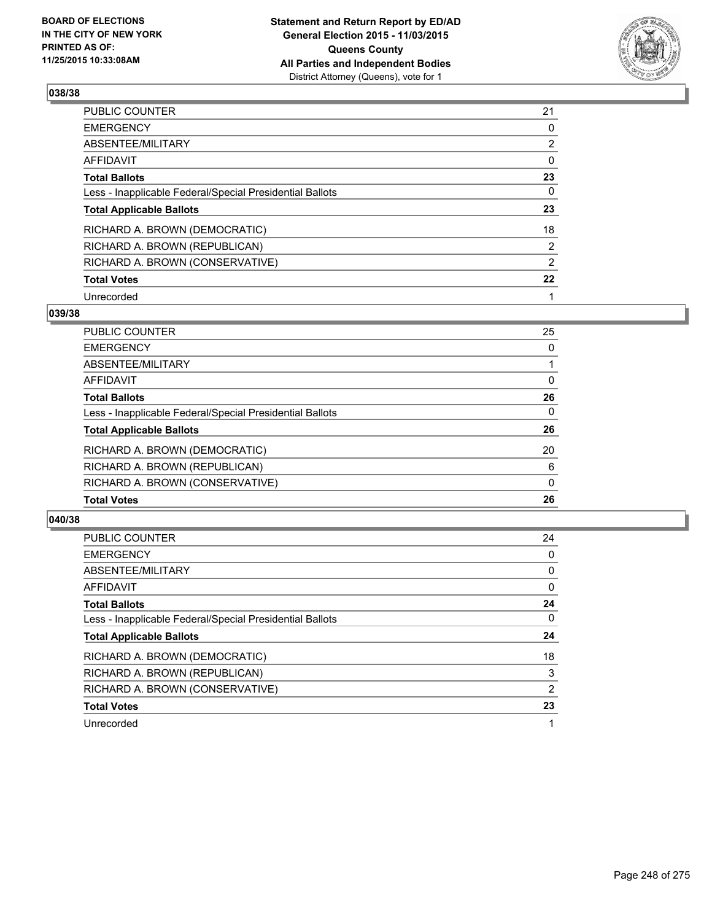**BOARD OF ELECTIONS IN THE CITY OF NEW YORK PRINTED AS OF: 11/25/2015 10:33:08AM**

**Statement and Return Report by ED/AD General Election 2015 - 11/03/2015 Queens County All Parties and Independent Bodies** District Attorney (Queens), vote for 1

### 038/38

| | |
|---|---|
| PUBLIC COUNTER | 21 |
| EMERGENCY | 0 |
| ABSENTEE/MILITARY | 2 |
| AFFIDAVIT | 0 |
| **Total Ballots** | **23** |
| Less - Inapplicable Federal/Special Presidential Ballots | 0 |
| **Total Applicable Ballots** | **23** |
| RICHARD A. BROWN (DEMOCRATIC) | 18 |
| RICHARD A. BROWN (REPUBLICAN) | 2 |
| RICHARD A. BROWN (CONSERVATIVE) | 2 |
| **Total Votes** | **22** |
| Unrecorded | 1 |

### 039/38

| | |
|---|---|
| PUBLIC COUNTER | 25 |
| EMERGENCY | 0 |
| ABSENTEE/MILITARY | 1 |
| AFFIDAVIT | 0 |
| **Total Ballots** | **26** |
| Less - Inapplicable Federal/Special Presidential Ballots | 0 |
| **Total Applicable Ballots** | **26** |
| RICHARD A. BROWN (DEMOCRATIC) | 20 |
| RICHARD A. BROWN (REPUBLICAN) | 6 |
| RICHARD A. BROWN (CONSERVATIVE) | 0 |
| **Total Votes** | **26** |

### 040/38

| | |
|---|---|
| PUBLIC COUNTER | 24 |
| EMERGENCY | 0 |
| ABSENTEE/MILITARY | 0 |
| AFFIDAVIT | 0 |
| **Total Ballots** | **24** |
| Less - Inapplicable Federal/Special Presidential Ballots | 0 |
| **Total Applicable Ballots** | **24** |
| RICHARD A. BROWN (DEMOCRATIC) | 18 |
| RICHARD A. BROWN (REPUBLICAN) | 3 |
| RICHARD A. BROWN (CONSERVATIVE) | 2 |
| **Total Votes** | **23** |
| Unrecorded | 1 |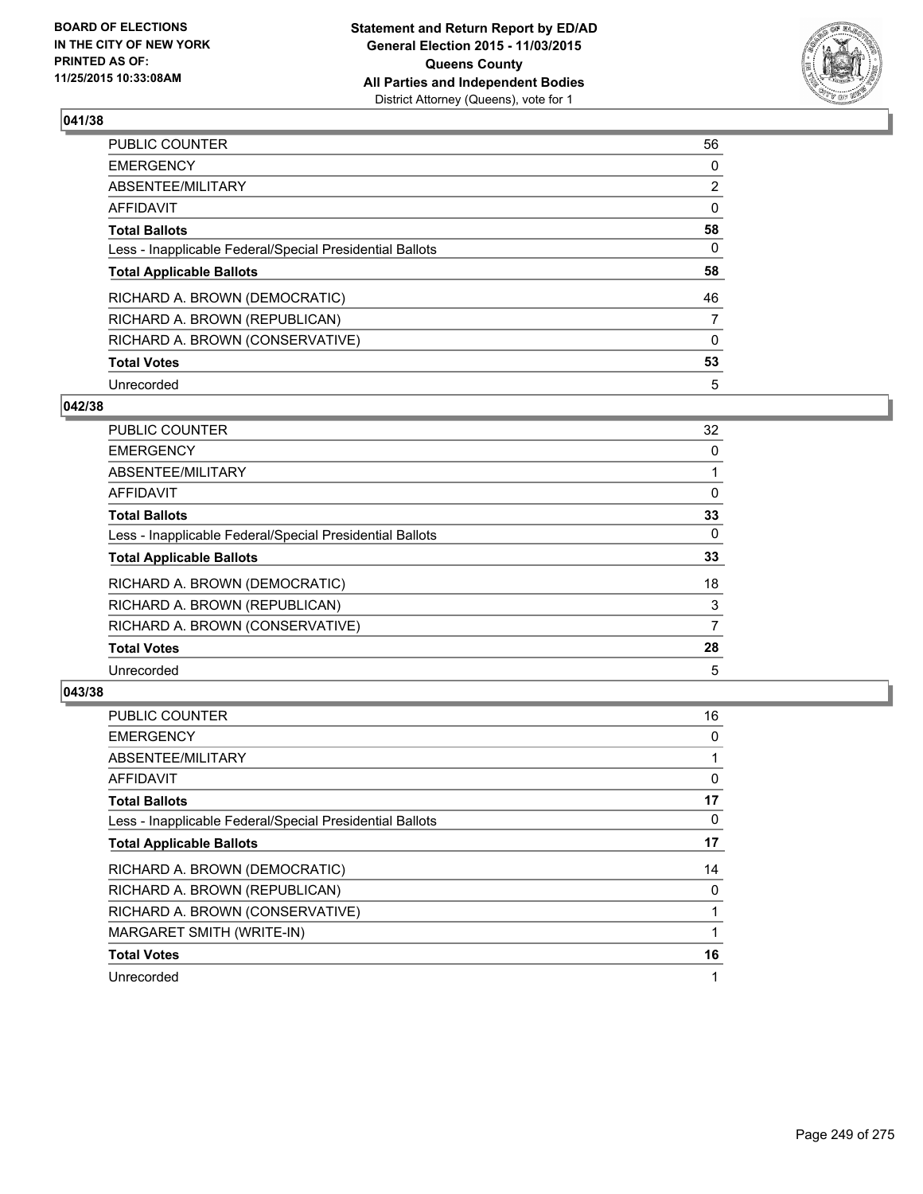**BOARD OF ELECTIONS IN THE CITY OF NEW YORK PRINTED AS OF: 11/25/2015 10:33:08AM**

**Statement and Return Report by ED/AD General Election 2015 - 11/03/2015 Queens County All Parties and Independent Bodies**
District Attorney (Queens), vote for 1

## 041/38

| | |
|---|---|
| PUBLIC COUNTER | 56 |
| EMERGENCY | 0 |
| ABSENTEE/MILITARY | 2 |
| AFFIDAVIT | 0 |
| **Total Ballots** | **58** |
| Less - Inapplicable Federal/Special Presidential Ballots | 0 |
| **Total Applicable Ballots** | **58** |
| RICHARD A. BROWN (DEMOCRATIC) | 46 |
| RICHARD A. BROWN (REPUBLICAN) | 7 |
| RICHARD A. BROWN (CONSERVATIVE) | 0 |
| **Total Votes** | **53** |
| Unrecorded | 5 |

## 042/38

| | |
|---|---|
| PUBLIC COUNTER | 32 |
| EMERGENCY | 0 |
| ABSENTEE/MILITARY | 1 |
| AFFIDAVIT | 0 |
| **Total Ballots** | **33** |
| Less - Inapplicable Federal/Special Presidential Ballots | 0 |
| **Total Applicable Ballots** | **33** |
| RICHARD A. BROWN (DEMOCRATIC) | 18 |
| RICHARD A. BROWN (REPUBLICAN) | 3 |
| RICHARD A. BROWN (CONSERVATIVE) | 7 |
| **Total Votes** | **28** |
| Unrecorded | 5 |

## 043/38

| | |
|---|---|
| PUBLIC COUNTER | 16 |
| EMERGENCY | 0 |
| ABSENTEE/MILITARY | 1 |
| AFFIDAVIT | 0 |
| **Total Ballots** | **17** |
| Less - Inapplicable Federal/Special Presidential Ballots | 0 |
| **Total Applicable Ballots** | **17** |
| RICHARD A. BROWN (DEMOCRATIC) | 14 |
| RICHARD A. BROWN (REPUBLICAN) | 0 |
| RICHARD A. BROWN (CONSERVATIVE) | 1 |
| MARGARET SMITH (WRITE-IN) | 1 |
| **Total Votes** | **16** |
| Unrecorded | 1 |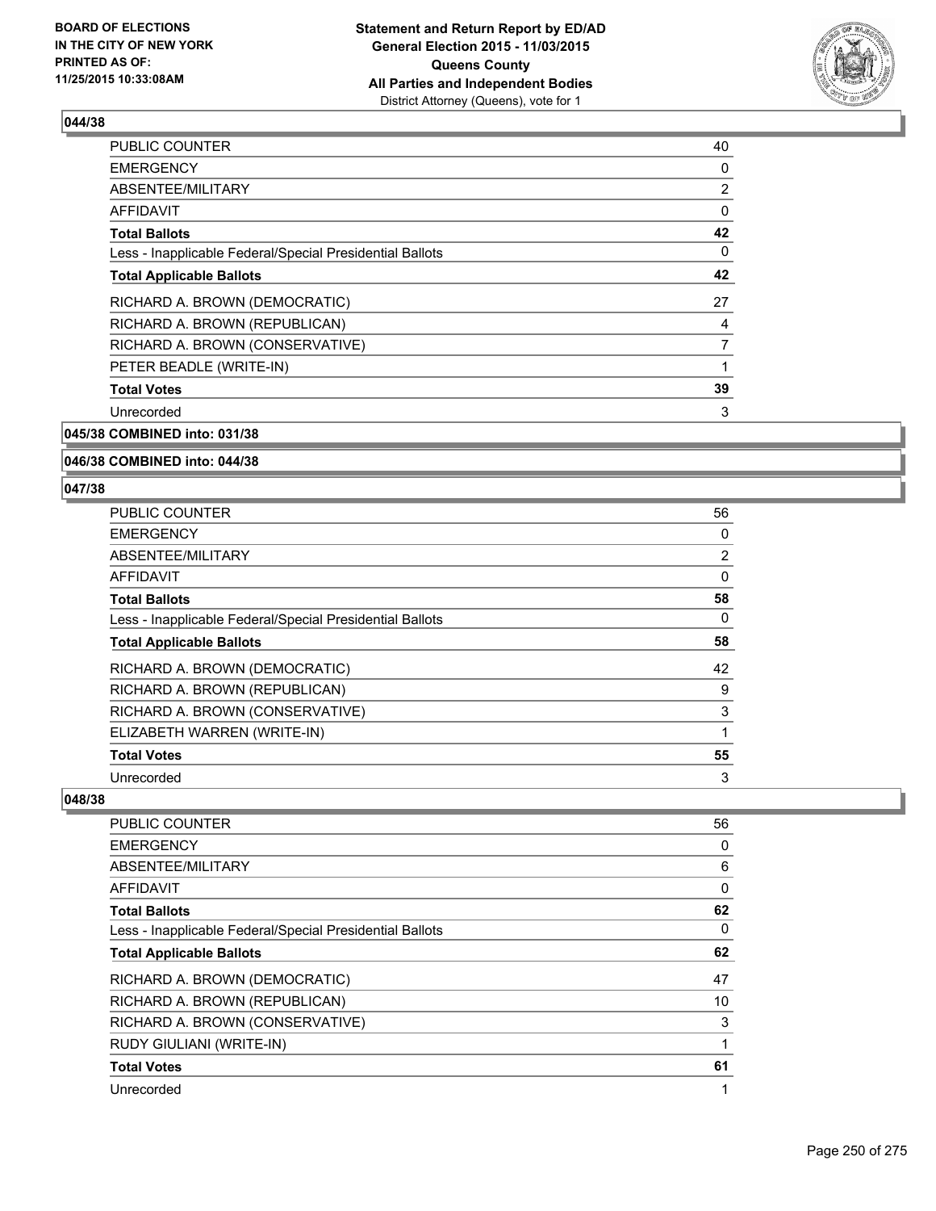### 044/38

| | |
|---|---|
| PUBLIC COUNTER | 40 |
| EMERGENCY | 0 |
| ABSENTEE/MILITARY | 2 |
| AFFIDAVIT | 0 |
| **Total Ballots** | **42** |
| Less - Inapplicable Federal/Special Presidential Ballots | 0 |
| **Total Applicable Ballots** | **42** |
| RICHARD A. BROWN (DEMOCRATIC) | 27 |
| RICHARD A. BROWN (REPUBLICAN) | 4 |
| RICHARD A. BROWN (CONSERVATIVE) | 7 |
| PETER BEADLE (WRITE-IN) | 1 |
| **Total Votes** | **39** |
| Unrecorded | 3 |

### 045/38 COMBINED into: 031/38

### 046/38 COMBINED into: 044/38

### 047/38

| | |
|---|---|
| PUBLIC COUNTER | 56 |
| EMERGENCY | 0 |
| ABSENTEE/MILITARY | 2 |
| AFFIDAVIT | 0 |
| **Total Ballots** | **58** |
| Less - Inapplicable Federal/Special Presidential Ballots | 0 |
| **Total Applicable Ballots** | **58** |
| RICHARD A. BROWN (DEMOCRATIC) | 42 |
| RICHARD A. BROWN (REPUBLICAN) | 9 |
| RICHARD A. BROWN (CONSERVATIVE) | 3 |
| ELIZABETH WARREN (WRITE-IN) | 1 |
| **Total Votes** | **55** |
| Unrecorded | 3 |

### 048/38

| | |
|---|---|
| PUBLIC COUNTER | 56 |
| EMERGENCY | 0 |
| ABSENTEE/MILITARY | 6 |
| AFFIDAVIT | 0 |
| **Total Ballots** | **62** |
| Less - Inapplicable Federal/Special Presidential Ballots | 0 |
| **Total Applicable Ballots** | **62** |
| RICHARD A. BROWN (DEMOCRATIC) | 47 |
| RICHARD A. BROWN (REPUBLICAN) | 10 |
| RICHARD A. BROWN (CONSERVATIVE) | 3 |
| RUDY GIULIANI (WRITE-IN) | 1 |
| **Total Votes** | **61** |
| Unrecorded | 1 |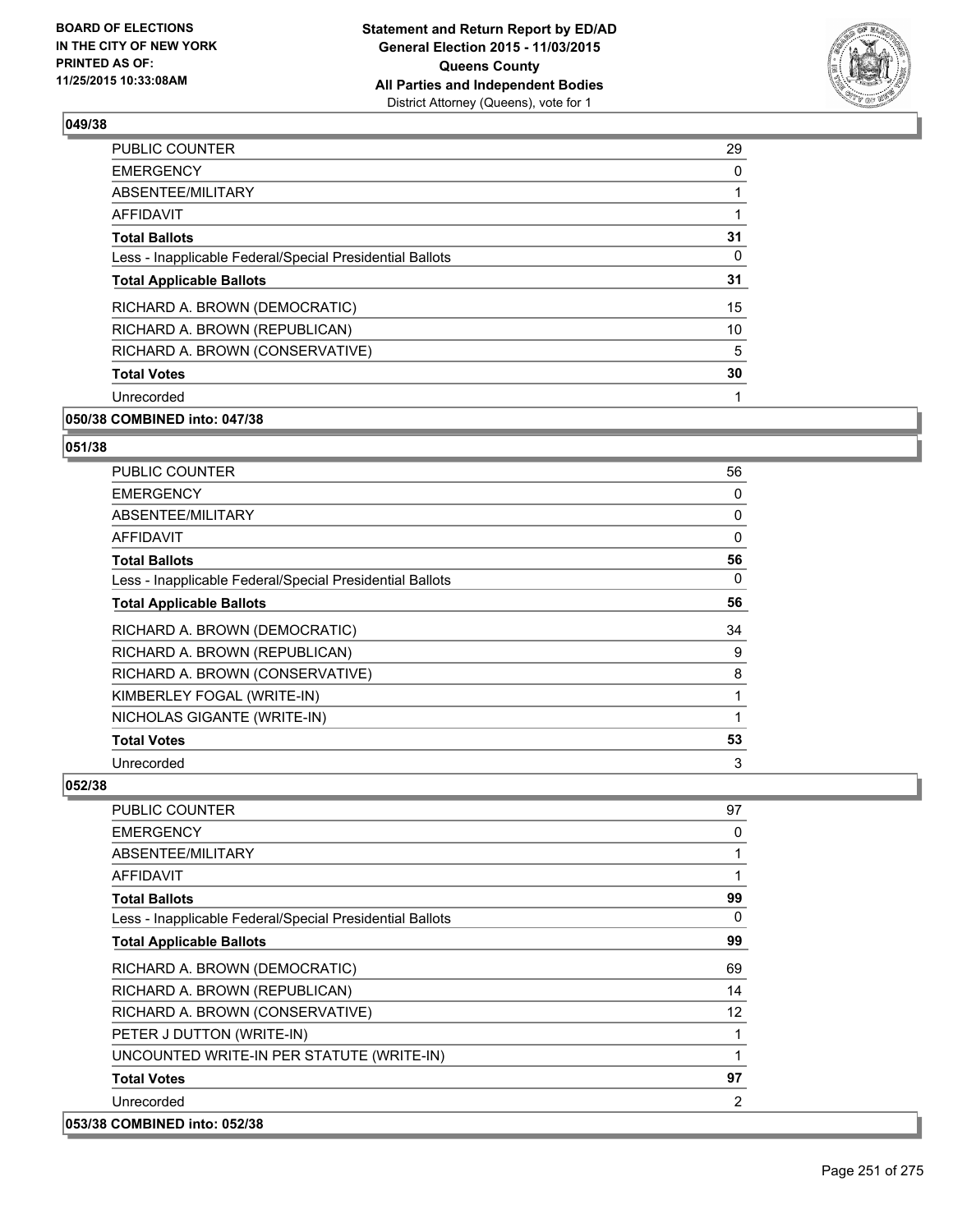**049/38**

| | |
|---|---|
| PUBLIC COUNTER | 29 |
| EMERGENCY | 0 |
| ABSENTEE/MILITARY | 1 |
| AFFIDAVIT | 1 |
| **Total Ballots** | **31** |
| Less - Inapplicable Federal/Special Presidential Ballots | 0 |
| **Total Applicable Ballots** | **31** |
| RICHARD A. BROWN (DEMOCRATIC) | 15 |
| RICHARD A. BROWN (REPUBLICAN) | 10 |
| RICHARD A. BROWN (CONSERVATIVE) | 5 |
| **Total Votes** | **30** |
| Unrecorded | 1 |

**050/38 COMBINED into: 047/38**

**051/38**

| | |
|---|---|
| PUBLIC COUNTER | 56 |
| EMERGENCY | 0 |
| ABSENTEE/MILITARY | 0 |
| AFFIDAVIT | 0 |
| **Total Ballots** | **56** |
| Less - Inapplicable Federal/Special Presidential Ballots | 0 |
| **Total Applicable Ballots** | **56** |
| RICHARD A. BROWN (DEMOCRATIC) | 34 |
| RICHARD A. BROWN (REPUBLICAN) | 9 |
| RICHARD A. BROWN (CONSERVATIVE) | 8 |
| KIMBERLEY FOGAL (WRITE-IN) | 1 |
| NICHOLAS GIGANTE (WRITE-IN) | 1 |
| **Total Votes** | **53** |
| Unrecorded | 3 |

**052/38**

| | |
|---|---|
| PUBLIC COUNTER | 97 |
| EMERGENCY | 0 |
| ABSENTEE/MILITARY | 1 |
| AFFIDAVIT | 1 |
| **Total Ballots** | **99** |
| Less - Inapplicable Federal/Special Presidential Ballots | 0 |
| **Total Applicable Ballots** | **99** |
| RICHARD A. BROWN (DEMOCRATIC) | 69 |
| RICHARD A. BROWN (REPUBLICAN) | 14 |
| RICHARD A. BROWN (CONSERVATIVE) | 12 |
| PETER J DUTTON (WRITE-IN) | 1 |
| UNCOUNTED WRITE-IN PER STATUTE (WRITE-IN) | 1 |
| **Total Votes** | **97** |
| Unrecorded | 2 |

**053/38 COMBINED into: 052/38**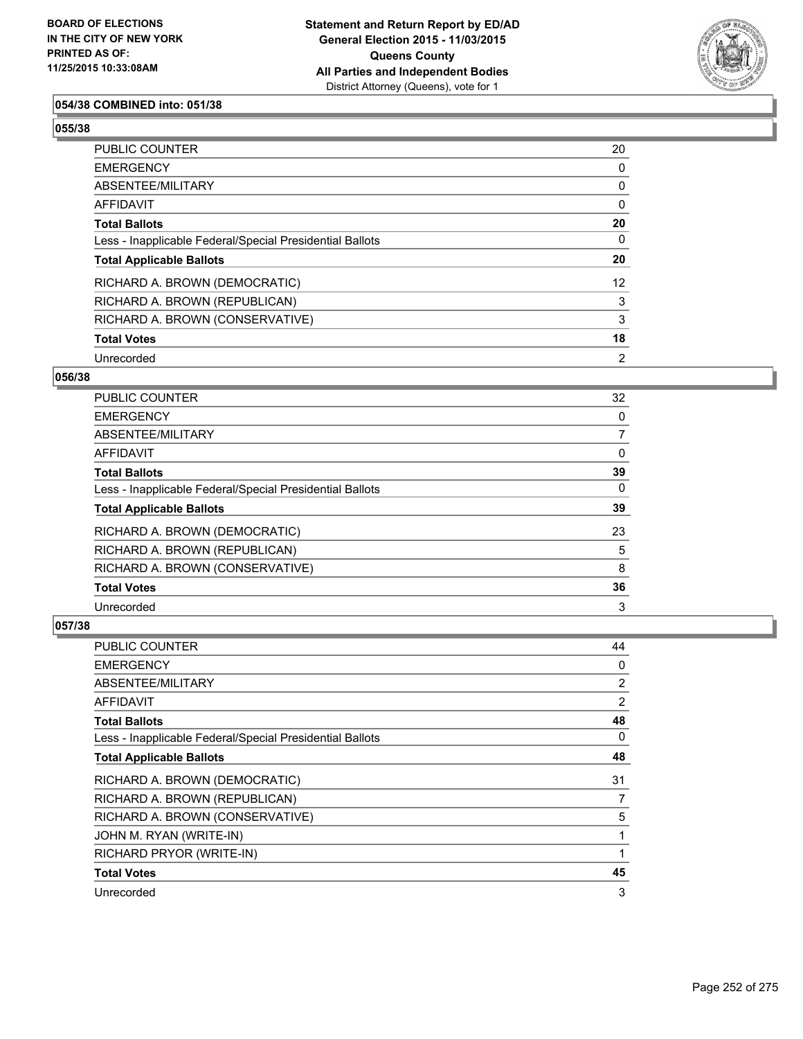**BOARD OF ELECTIONS IN THE CITY OF NEW YORK PRINTED AS OF: 11/25/2015 10:33:08AM**

**Statement and Return Report by ED/AD General Election 2015 - 11/03/2015 Queens County All Parties and Independent Bodies**
District Attorney (Queens), vote for 1

### 054/38 COMBINED into: 051/38

### 055/38

| | |
|---|---|
| PUBLIC COUNTER | 20 |
| EMERGENCY | 0 |
| ABSENTEE/MILITARY | 0 |
| AFFIDAVIT | 0 |
| **Total Ballots** | **20** |
| Less - Inapplicable Federal/Special Presidential Ballots | 0 |
| **Total Applicable Ballots** | **20** |
| RICHARD A. BROWN (DEMOCRATIC) | 12 |
| RICHARD A. BROWN (REPUBLICAN) | 3 |
| RICHARD A. BROWN (CONSERVATIVE) | 3 |
| **Total Votes** | **18** |
| Unrecorded | 2 |

### 056/38

| | |
|---|---|
| PUBLIC COUNTER | 32 |
| EMERGENCY | 0 |
| ABSENTEE/MILITARY | 7 |
| AFFIDAVIT | 0 |
| **Total Ballots** | **39** |
| Less - Inapplicable Federal/Special Presidential Ballots | 0 |
| **Total Applicable Ballots** | **39** |
| RICHARD A. BROWN (DEMOCRATIC) | 23 |
| RICHARD A. BROWN (REPUBLICAN) | 5 |
| RICHARD A. BROWN (CONSERVATIVE) | 8 |
| **Total Votes** | **36** |
| Unrecorded | 3 |

### 057/38

| | |
|---|---|
| PUBLIC COUNTER | 44 |
| EMERGENCY | 0 |
| ABSENTEE/MILITARY | 2 |
| AFFIDAVIT | 2 |
| **Total Ballots** | **48** |
| Less - Inapplicable Federal/Special Presidential Ballots | 0 |
| **Total Applicable Ballots** | **48** |
| RICHARD A. BROWN (DEMOCRATIC) | 31 |
| RICHARD A. BROWN (REPUBLICAN) | 7 |
| RICHARD A. BROWN (CONSERVATIVE) | 5 |
| JOHN M. RYAN (WRITE-IN) | 1 |
| RICHARD PRYOR (WRITE-IN) | 1 |
| **Total Votes** | **45** |
| Unrecorded | 3 |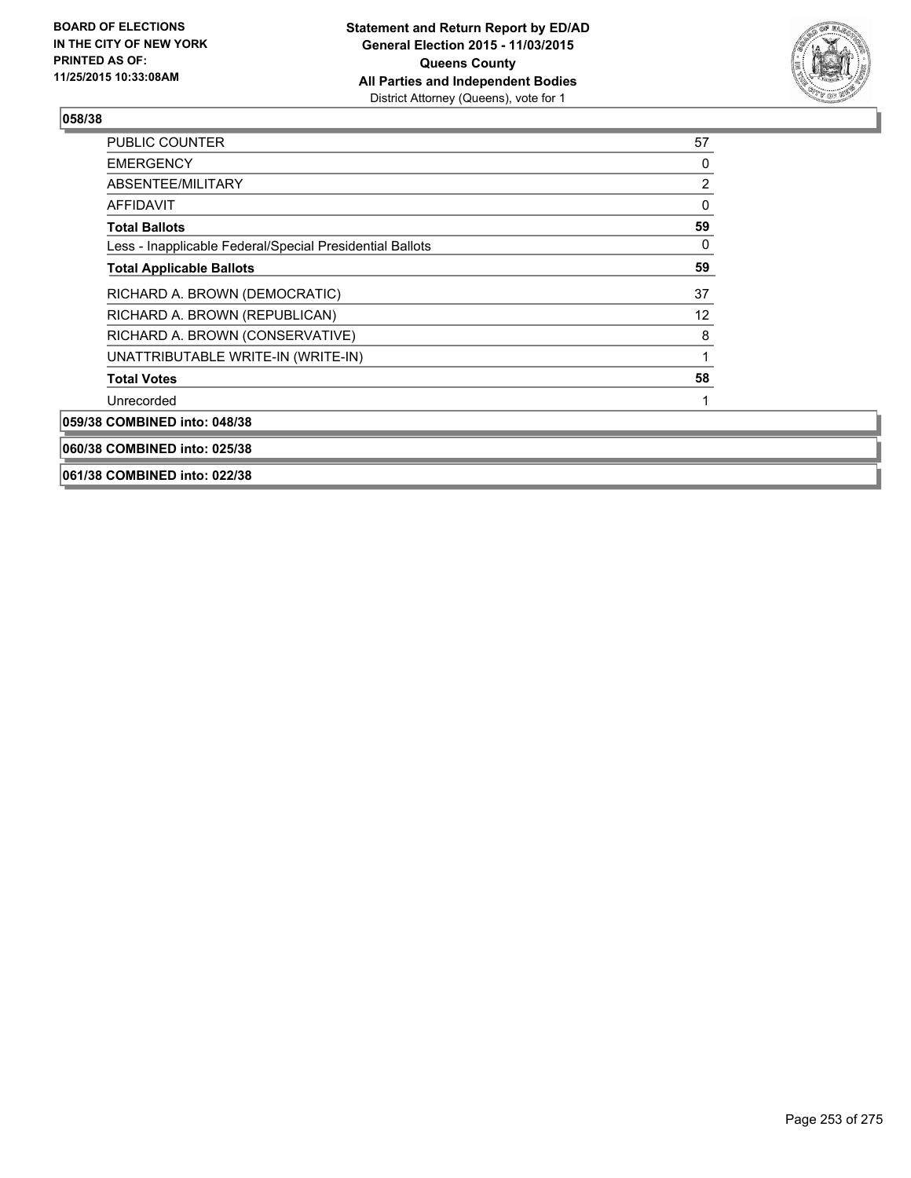**BOARD OF ELECTIONS IN THE CITY OF NEW YORK PRINTED AS OF: 11/25/2015 10:33:08AM**

**Statement and Return Report by ED/AD General Election 2015 - 11/03/2015 Queens County All Parties and Independent Bodies**
District Attorney (Queens), vote for 1

**058/38**

| | |
|---|---|
| PUBLIC COUNTER | 57 |
| EMERGENCY | 0 |
| ABSENTEE/MILITARY | 2 |
| AFFIDAVIT | 0 |
| **Total Ballots** | **59** |
| Less - Inapplicable Federal/Special Presidential Ballots | 0 |
| **Total Applicable Ballots** | **59** |
| RICHARD A. BROWN (DEMOCRATIC) | 37 |
| RICHARD A. BROWN (REPUBLICAN) | 12 |
| RICHARD A. BROWN (CONSERVATIVE) | 8 |
| UNATTRIBUTABLE WRITE-IN (WRITE-IN) | 1 |
| **Total Votes** | **58** |
| Unrecorded | 1 |

**059/38 COMBINED into: 048/38**

**060/38 COMBINED into: 025/38**

**061/38 COMBINED into: 022/38**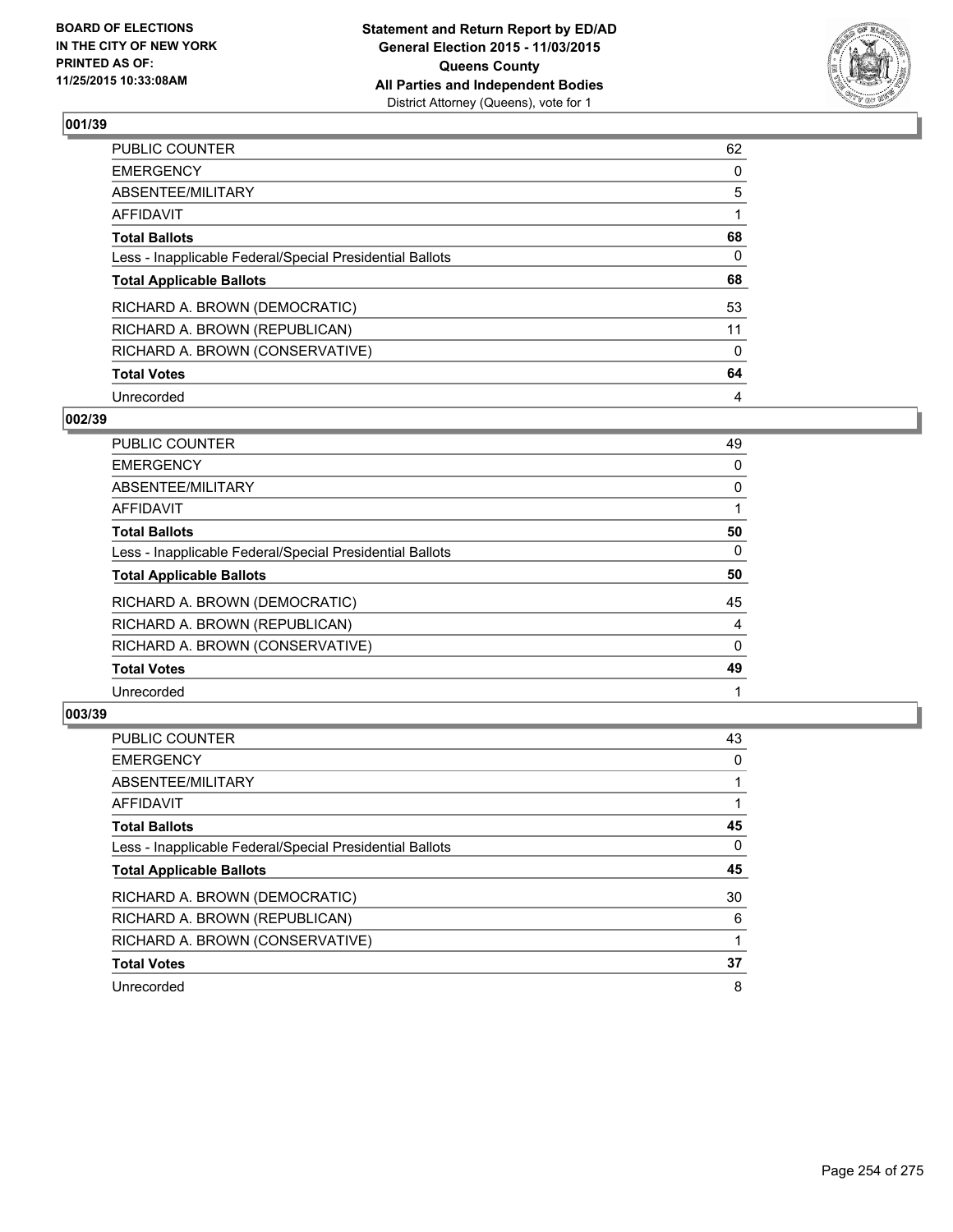**BOARD OF ELECTIONS IN THE CITY OF NEW YORK PRINTED AS OF: 11/25/2015 10:33:08AM**

**Statement and Return Report by ED/AD General Election 2015 - 11/03/2015 Queens County All Parties and Independent Bodies**
District Attorney (Queens), vote for 1

### 001/39

| | |
|---|---|
| PUBLIC COUNTER | 62 |
| EMERGENCY | 0 |
| ABSENTEE/MILITARY | 5 |
| AFFIDAVIT | 1 |
| **Total Ballots** | **68** |
| Less - Inapplicable Federal/Special Presidential Ballots | 0 |
| **Total Applicable Ballots** | **68** |
| RICHARD A. BROWN (DEMOCRATIC) | 53 |
| RICHARD A. BROWN (REPUBLICAN) | 11 |
| RICHARD A. BROWN (CONSERVATIVE) | 0 |
| **Total Votes** | **64** |
| Unrecorded | 4 |

### 002/39

| | |
|---|---|
| PUBLIC COUNTER | 49 |
| EMERGENCY | 0 |
| ABSENTEE/MILITARY | 0 |
| AFFIDAVIT | 1 |
| **Total Ballots** | **50** |
| Less - Inapplicable Federal/Special Presidential Ballots | 0 |
| **Total Applicable Ballots** | **50** |
| RICHARD A. BROWN (DEMOCRATIC) | 45 |
| RICHARD A. BROWN (REPUBLICAN) | 4 |
| RICHARD A. BROWN (CONSERVATIVE) | 0 |
| **Total Votes** | **49** |
| Unrecorded | 1 |

### 003/39

| | |
|---|---|
| PUBLIC COUNTER | 43 |
| EMERGENCY | 0 |
| ABSENTEE/MILITARY | 1 |
| AFFIDAVIT | 1 |
| **Total Ballots** | **45** |
| Less - Inapplicable Federal/Special Presidential Ballots | 0 |
| **Total Applicable Ballots** | **45** |
| RICHARD A. BROWN (DEMOCRATIC) | 30 |
| RICHARD A. BROWN (REPUBLICAN) | 6 |
| RICHARD A. BROWN (CONSERVATIVE) | 1 |
| **Total Votes** | **37** |
| Unrecorded | 8 |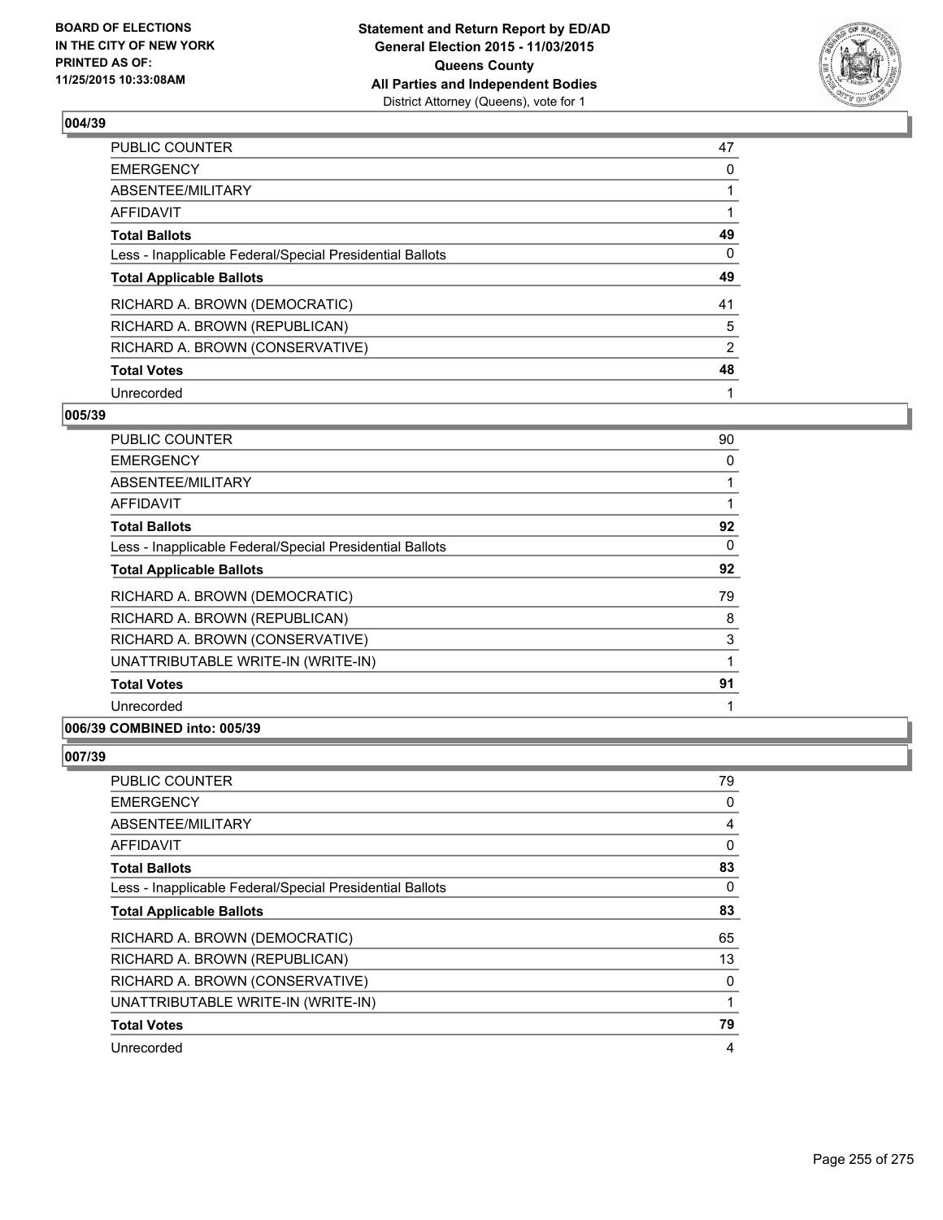### 004/39

| | |
|---|---|
| PUBLIC COUNTER | 47 |
| EMERGENCY | 0 |
| ABSENTEE/MILITARY | 1 |
| AFFIDAVIT | 1 |
| **Total Ballots** | **49** |
| Less - Inapplicable Federal/Special Presidential Ballots | 0 |
| **Total Applicable Ballots** | **49** |
| RICHARD A. BROWN (DEMOCRATIC) | 41 |
| RICHARD A. BROWN (REPUBLICAN) | 5 |
| RICHARD A. BROWN (CONSERVATIVE) | 2 |
| **Total Votes** | **48** |
| Unrecorded | 1 |

### 005/39

| | |
|---|---|
| PUBLIC COUNTER | 90 |
| EMERGENCY | 0 |
| ABSENTEE/MILITARY | 1 |
| AFFIDAVIT | 1 |
| **Total Ballots** | **92** |
| Less - Inapplicable Federal/Special Presidential Ballots | 0 |
| **Total Applicable Ballots** | **92** |
| RICHARD A. BROWN (DEMOCRATIC) | 79 |
| RICHARD A. BROWN (REPUBLICAN) | 8 |
| RICHARD A. BROWN (CONSERVATIVE) | 3 |
| UNATTRIBUTABLE WRITE-IN (WRITE-IN) | 1 |
| **Total Votes** | **91** |
| Unrecorded | 1 |

### 006/39 COMBINED into: 005/39

### 007/39

| | |
|---|---|
| PUBLIC COUNTER | 79 |
| EMERGENCY | 0 |
| ABSENTEE/MILITARY | 4 |
| AFFIDAVIT | 0 |
| **Total Ballots** | **83** |
| Less - Inapplicable Federal/Special Presidential Ballots | 0 |
| **Total Applicable Ballots** | **83** |
| RICHARD A. BROWN (DEMOCRATIC) | 65 |
| RICHARD A. BROWN (REPUBLICAN) | 13 |
| RICHARD A. BROWN (CONSERVATIVE) | 0 |
| UNATTRIBUTABLE WRITE-IN (WRITE-IN) | 1 |
| **Total Votes** | **79** |
| Unrecorded | 4 |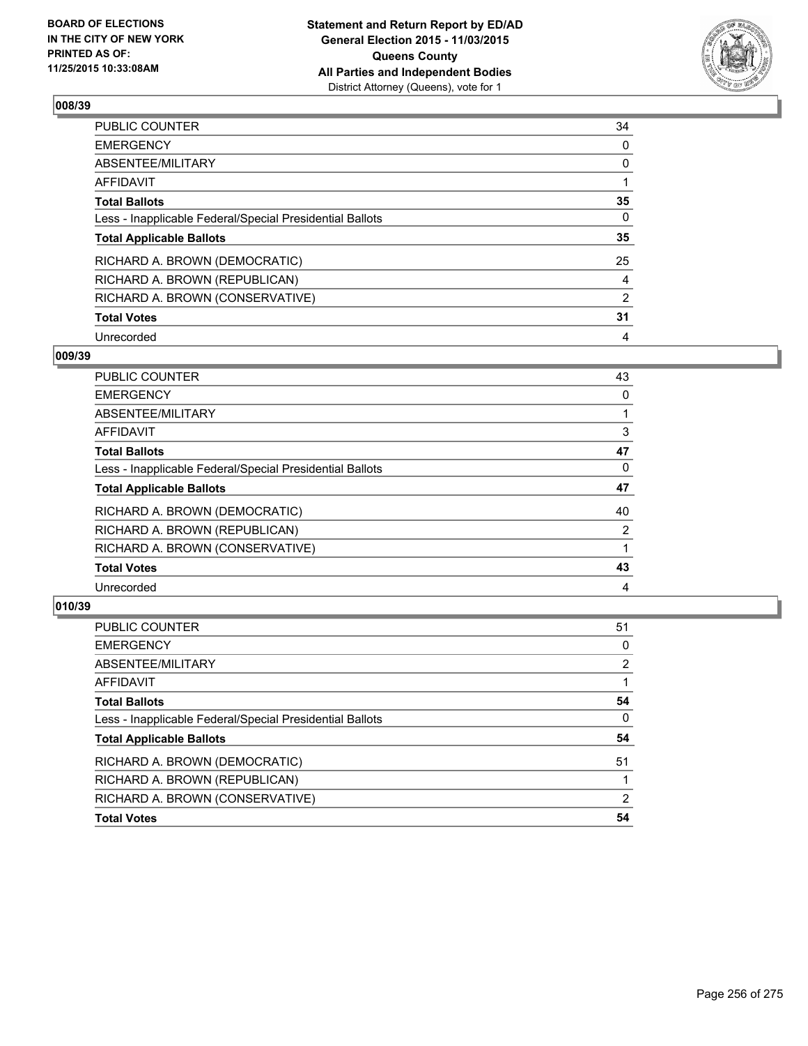## 008/39

| | |
|---|---|
| PUBLIC COUNTER | 34 |
| EMERGENCY | 0 |
| ABSENTEE/MILITARY | 0 |
| AFFIDAVIT | 1 |
| **Total Ballots** | **35** |
| Less - Inapplicable Federal/Special Presidential Ballots | 0 |
| **Total Applicable Ballots** | **35** |
| RICHARD A. BROWN (DEMOCRATIC) | 25 |
| RICHARD A. BROWN (REPUBLICAN) | 4 |
| RICHARD A. BROWN (CONSERVATIVE) | 2 |
| **Total Votes** | **31** |
| Unrecorded | 4 |

## 009/39

| | |
|---|---|
| PUBLIC COUNTER | 43 |
| EMERGENCY | 0 |
| ABSENTEE/MILITARY | 1 |
| AFFIDAVIT | 3 |
| **Total Ballots** | **47** |
| Less - Inapplicable Federal/Special Presidential Ballots | 0 |
| **Total Applicable Ballots** | **47** |
| RICHARD A. BROWN (DEMOCRATIC) | 40 |
| RICHARD A. BROWN (REPUBLICAN) | 2 |
| RICHARD A. BROWN (CONSERVATIVE) | 1 |
| **Total Votes** | **43** |
| Unrecorded | 4 |

## 010/39

| | |
|---|---|
| PUBLIC COUNTER | 51 |
| EMERGENCY | 0 |
| ABSENTEE/MILITARY | 2 |
| AFFIDAVIT | 1 |
| **Total Ballots** | **54** |
| Less - Inapplicable Federal/Special Presidential Ballots | 0 |
| **Total Applicable Ballots** | **54** |
| RICHARD A. BROWN (DEMOCRATIC) | 51 |
| RICHARD A. BROWN (REPUBLICAN) | 1 |
| RICHARD A. BROWN (CONSERVATIVE) | 2 |
| **Total Votes** | **54** |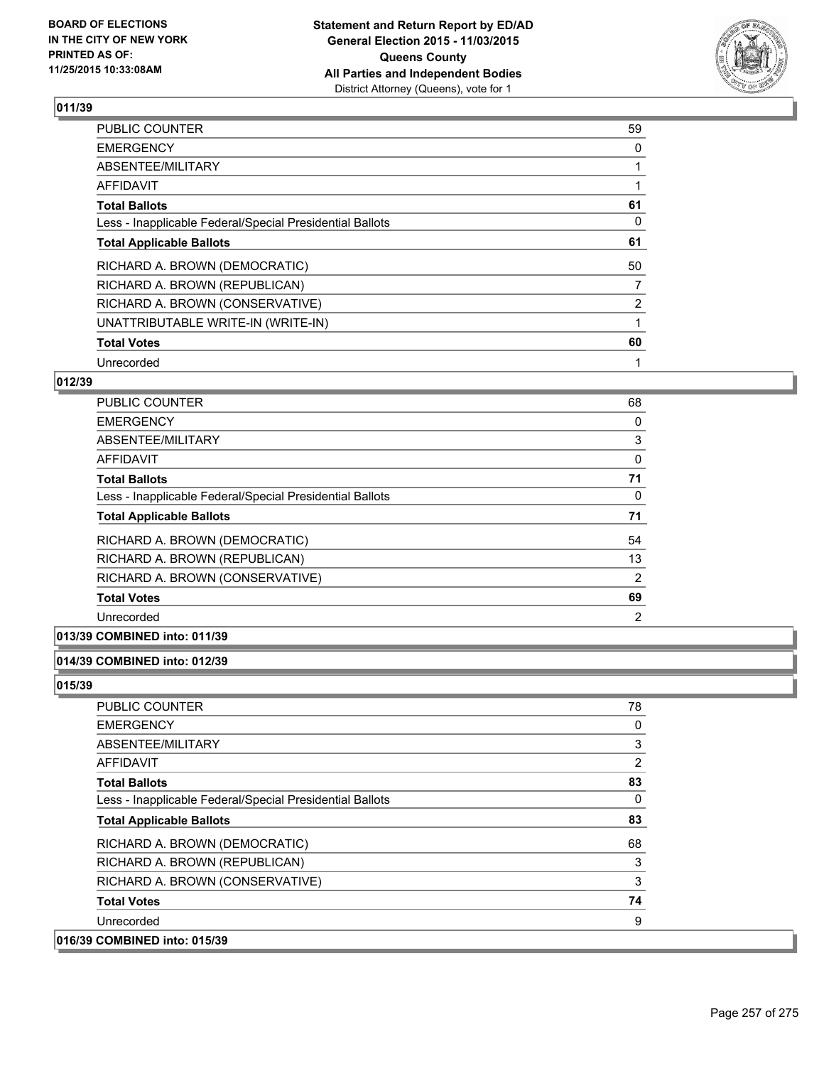**BOARD OF ELECTIONS IN THE CITY OF NEW YORK PRINTED AS OF: 11/25/2015 10:33:08AM**

**Statement and Return Report by ED/AD General Election 2015 - 11/03/2015 Queens County All Parties and Independent Bodies**
District Attorney (Queens), vote for 1

## 011/39

| | |
|---|---|
| PUBLIC COUNTER | 59 |
| EMERGENCY | 0 |
| ABSENTEE/MILITARY | 1 |
| AFFIDAVIT | 1 |
| **Total Ballots** | **61** |
| Less - Inapplicable Federal/Special Presidential Ballots | 0 |
| **Total Applicable Ballots** | **61** |
| RICHARD A. BROWN (DEMOCRATIC) | 50 |
| RICHARD A. BROWN (REPUBLICAN) | 7 |
| RICHARD A. BROWN (CONSERVATIVE) | 2 |
| UNATTRIBUTABLE WRITE-IN (WRITE-IN) | 1 |
| **Total Votes** | **60** |
| Unrecorded | 1 |

## 012/39

| | |
|---|---|
| PUBLIC COUNTER | 68 |
| EMERGENCY | 0 |
| ABSENTEE/MILITARY | 3 |
| AFFIDAVIT | 0 |
| **Total Ballots** | **71** |
| Less - Inapplicable Federal/Special Presidential Ballots | 0 |
| **Total Applicable Ballots** | **71** |
| RICHARD A. BROWN (DEMOCRATIC) | 54 |
| RICHARD A. BROWN (REPUBLICAN) | 13 |
| RICHARD A. BROWN (CONSERVATIVE) | 2 |
| **Total Votes** | **69** |
| Unrecorded | 2 |

**013/39 COMBINED into: 011/39**

**014/39 COMBINED into: 012/39**

## 015/39

| | |
|---|---|
| PUBLIC COUNTER | 78 |
| EMERGENCY | 0 |
| ABSENTEE/MILITARY | 3 |
| AFFIDAVIT | 2 |
| **Total Ballots** | **83** |
| Less - Inapplicable Federal/Special Presidential Ballots | 0 |
| **Total Applicable Ballots** | **83** |
| RICHARD A. BROWN (DEMOCRATIC) | 68 |
| RICHARD A. BROWN (REPUBLICAN) | 3 |
| RICHARD A. BROWN (CONSERVATIVE) | 3 |
| **Total Votes** | **74** |
| Unrecorded | 9 |

**016/39 COMBINED into: 015/39**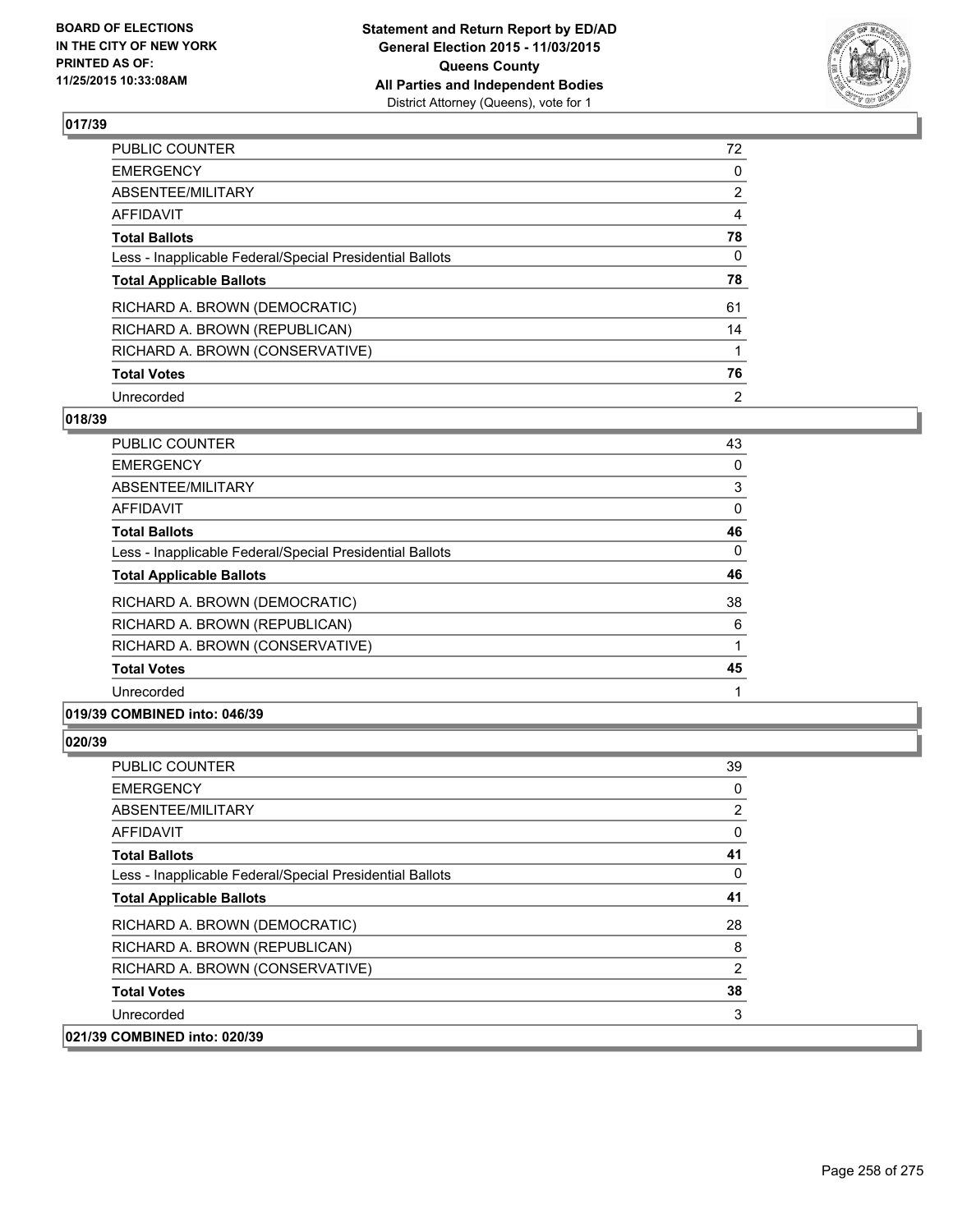**Statement and Return Report by ED/AD**
**General Election 2015 - 11/03/2015**
**Queens County**
**All Parties and Independent Bodies**
District Attorney (Queens), vote for 1

BOARD OF ELECTIONS
IN THE CITY OF NEW YORK
PRINTED AS OF:
11/25/2015 10:33:08AM

**017/39**

| | |
|---|---|
| PUBLIC COUNTER | 72 |
| EMERGENCY | 0 |
| ABSENTEE/MILITARY | 2 |
| AFFIDAVIT | 4 |
| **Total Ballots** | **78** |
| Less - Inapplicable Federal/Special Presidential Ballots | 0 |
| **Total Applicable Ballots** | **78** |
| RICHARD A. BROWN (DEMOCRATIC) | 61 |
| RICHARD A. BROWN (REPUBLICAN) | 14 |
| RICHARD A. BROWN (CONSERVATIVE) | 1 |
| **Total Votes** | **76** |
| Unrecorded | 2 |

**018/39**

| | |
|---|---|
| PUBLIC COUNTER | 43 |
| EMERGENCY | 0 |
| ABSENTEE/MILITARY | 3 |
| AFFIDAVIT | 0 |
| **Total Ballots** | **46** |
| Less - Inapplicable Federal/Special Presidential Ballots | 0 |
| **Total Applicable Ballots** | **46** |
| RICHARD A. BROWN (DEMOCRATIC) | 38 |
| RICHARD A. BROWN (REPUBLICAN) | 6 |
| RICHARD A. BROWN (CONSERVATIVE) | 1 |
| **Total Votes** | **45** |
| Unrecorded | 1 |

**019/39 COMBINED into: 046/39**

**020/39**

| | |
|---|---|
| PUBLIC COUNTER | 39 |
| EMERGENCY | 0 |
| ABSENTEE/MILITARY | 2 |
| AFFIDAVIT | 0 |
| **Total Ballots** | **41** |
| Less - Inapplicable Federal/Special Presidential Ballots | 0 |
| **Total Applicable Ballots** | **41** |
| RICHARD A. BROWN (DEMOCRATIC) | 28 |
| RICHARD A. BROWN (REPUBLICAN) | 8 |
| RICHARD A. BROWN (CONSERVATIVE) | 2 |
| **Total Votes** | **38** |
| Unrecorded | 3 |

**021/39 COMBINED into: 020/39**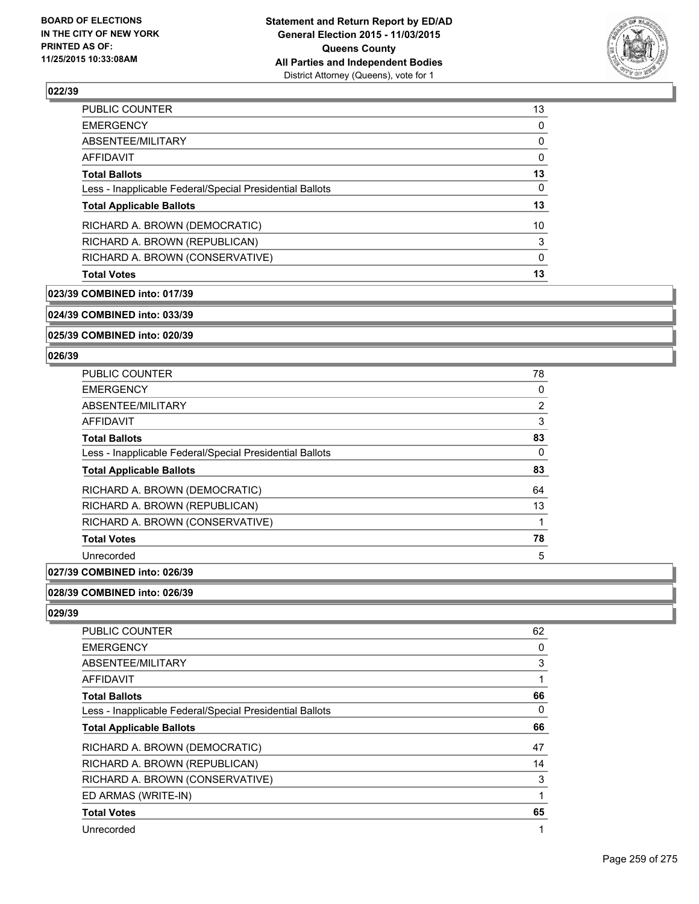## 022/39

| | |
|---|---|
| PUBLIC COUNTER | 13 |
| EMERGENCY | 0 |
| ABSENTEE/MILITARY | 0 |
| AFFIDAVIT | 0 |
| **Total Ballots** | **13** |
| Less - Inapplicable Federal/Special Presidential Ballots | 0 |
| **Total Applicable Ballots** | **13** |
| RICHARD A. BROWN (DEMOCRATIC) | 10 |
| RICHARD A. BROWN (REPUBLICAN) | 3 |
| RICHARD A. BROWN (CONSERVATIVE) | 0 |
| **Total Votes** | **13** |

## 023/39 COMBINED into: 017/39

## 024/39 COMBINED into: 033/39

## 025/39 COMBINED into: 020/39

## 026/39

| | |
|---|---|
| PUBLIC COUNTER | 78 |
| EMERGENCY | 0 |
| ABSENTEE/MILITARY | 2 |
| AFFIDAVIT | 3 |
| **Total Ballots** | **83** |
| Less - Inapplicable Federal/Special Presidential Ballots | 0 |
| **Total Applicable Ballots** | **83** |
| RICHARD A. BROWN (DEMOCRATIC) | 64 |
| RICHARD A. BROWN (REPUBLICAN) | 13 |
| RICHARD A. BROWN (CONSERVATIVE) | 1 |
| **Total Votes** | **78** |
| Unrecorded | 5 |

## 027/39 COMBINED into: 026/39

## 028/39 COMBINED into: 026/39

## 029/39

| | |
|---|---|
| PUBLIC COUNTER | 62 |
| EMERGENCY | 0 |
| ABSENTEE/MILITARY | 3 |
| AFFIDAVIT | 1 |
| **Total Ballots** | **66** |
| Less - Inapplicable Federal/Special Presidential Ballots | 0 |
| **Total Applicable Ballots** | **66** |
| RICHARD A. BROWN (DEMOCRATIC) | 47 |
| RICHARD A. BROWN (REPUBLICAN) | 14 |
| RICHARD A. BROWN (CONSERVATIVE) | 3 |
| ED ARMAS (WRITE-IN) | 1 |
| **Total Votes** | **65** |
| Unrecorded | 1 |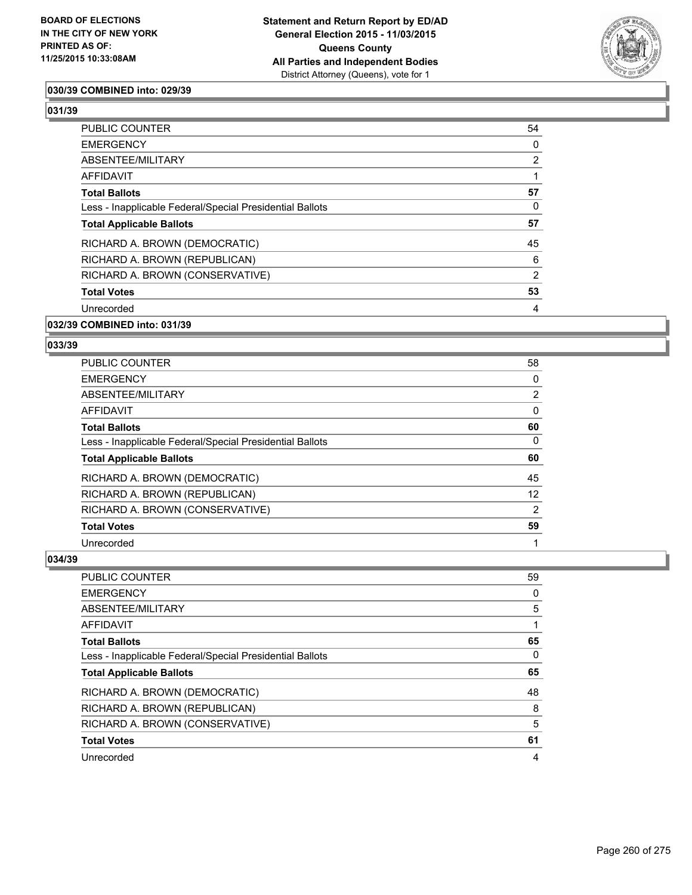**030/39 COMBINED into: 029/39**

**031/39**

| | |
|---|---|
| PUBLIC COUNTER | 54 |
| EMERGENCY | 0 |
| ABSENTEE/MILITARY | 2 |
| AFFIDAVIT | 1 |
| **Total Ballots** | **57** |
| Less - Inapplicable Federal/Special Presidential Ballots | 0 |
| **Total Applicable Ballots** | **57** |
| RICHARD A. BROWN (DEMOCRATIC) | 45 |
| RICHARD A. BROWN (REPUBLICAN) | 6 |
| RICHARD A. BROWN (CONSERVATIVE) | 2 |
| **Total Votes** | **53** |
| Unrecorded | 4 |

**032/39 COMBINED into: 031/39**

**033/39**

| | |
|---|---|
| PUBLIC COUNTER | 58 |
| EMERGENCY | 0 |
| ABSENTEE/MILITARY | 2 |
| AFFIDAVIT | 0 |
| **Total Ballots** | **60** |
| Less - Inapplicable Federal/Special Presidential Ballots | 0 |
| **Total Applicable Ballots** | **60** |
| RICHARD A. BROWN (DEMOCRATIC) | 45 |
| RICHARD A. BROWN (REPUBLICAN) | 12 |
| RICHARD A. BROWN (CONSERVATIVE) | 2 |
| **Total Votes** | **59** |
| Unrecorded | 1 |

**034/39**

| | |
|---|---|
| PUBLIC COUNTER | 59 |
| EMERGENCY | 0 |
| ABSENTEE/MILITARY | 5 |
| AFFIDAVIT | 1 |
| **Total Ballots** | **65** |
| Less - Inapplicable Federal/Special Presidential Ballots | 0 |
| **Total Applicable Ballots** | **65** |
| RICHARD A. BROWN (DEMOCRATIC) | 48 |
| RICHARD A. BROWN (REPUBLICAN) | 8 |
| RICHARD A. BROWN (CONSERVATIVE) | 5 |
| **Total Votes** | **61** |
| Unrecorded | 4 |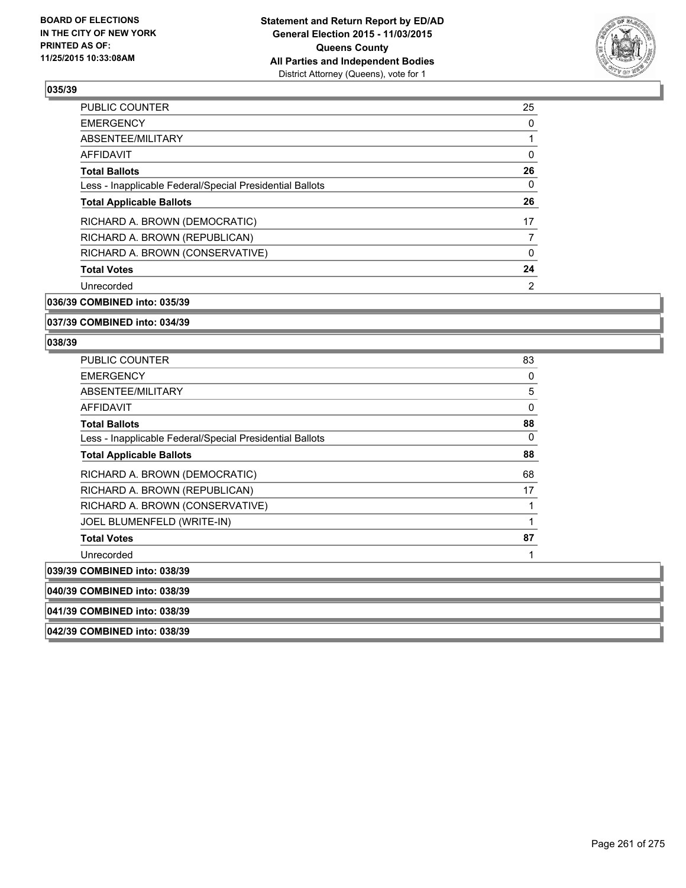## 035/39

| | |
|---|---|
| PUBLIC COUNTER | 25 |
| EMERGENCY | 0 |
| ABSENTEE/MILITARY | 1 |
| AFFIDAVIT | 0 |
| **Total Ballots** | **26** |
| Less - Inapplicable Federal/Special Presidential Ballots | 0 |
| **Total Applicable Ballots** | **26** |
| RICHARD A. BROWN (DEMOCRATIC) | 17 |
| RICHARD A. BROWN (REPUBLICAN) | 7 |
| RICHARD A. BROWN (CONSERVATIVE) | 0 |
| **Total Votes** | **24** |
| Unrecorded | 2 |

**036/39 COMBINED into: 035/39**

**037/39 COMBINED into: 034/39**

## 038/39

| | |
|---|---|
| PUBLIC COUNTER | 83 |
| EMERGENCY | 0 |
| ABSENTEE/MILITARY | 5 |
| AFFIDAVIT | 0 |
| **Total Ballots** | **88** |
| Less - Inapplicable Federal/Special Presidential Ballots | 0 |
| **Total Applicable Ballots** | **88** |
| RICHARD A. BROWN (DEMOCRATIC) | 68 |
| RICHARD A. BROWN (REPUBLICAN) | 17 |
| RICHARD A. BROWN (CONSERVATIVE) | 1 |
| JOEL BLUMENFELD (WRITE-IN) | 1 |
| **Total Votes** | **87** |
| Unrecorded | 1 |

**039/39 COMBINED into: 038/39**

**040/39 COMBINED into: 038/39**

**041/39 COMBINED into: 038/39**

**042/39 COMBINED into: 038/39**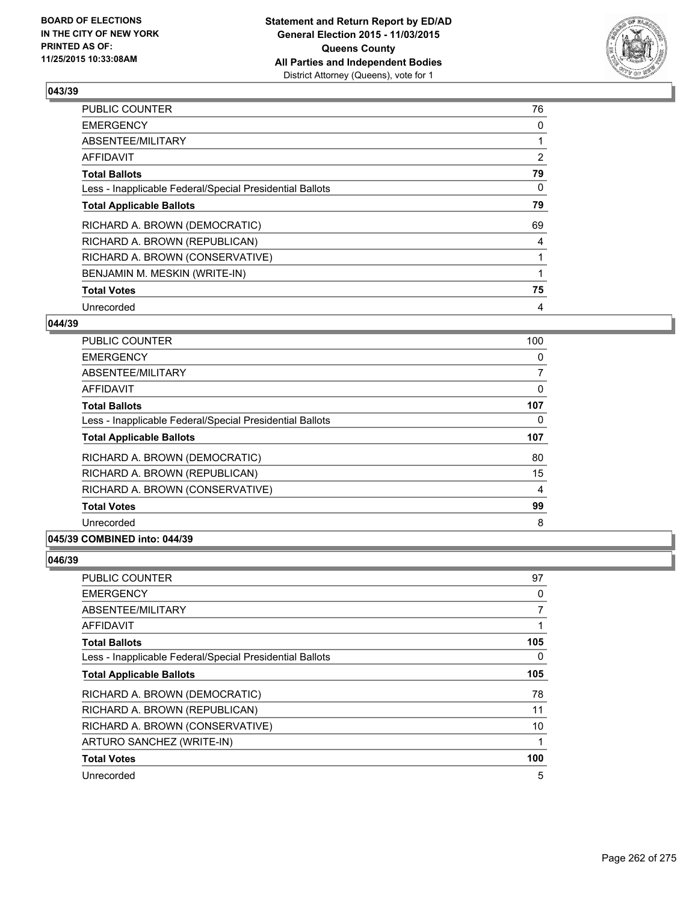**Statement and Return Report by ED/AD**
**General Election 2015 - 11/03/2015**
**Queens County**
**All Parties and Independent Bodies**
District Attorney (Queens), vote for 1

BOARD OF ELECTIONS IN THE CITY OF NEW YORK PRINTED AS OF: 11/25/2015 10:33:08AM

**043/39**

| | |
|---|---|
| PUBLIC COUNTER | 76 |
| EMERGENCY | 0 |
| ABSENTEE/MILITARY | 1 |
| AFFIDAVIT | 2 |
| **Total Ballots** | **79** |
| Less - Inapplicable Federal/Special Presidential Ballots | 0 |
| **Total Applicable Ballots** | **79** |
| RICHARD A. BROWN (DEMOCRATIC) | 69 |
| RICHARD A. BROWN (REPUBLICAN) | 4 |
| RICHARD A. BROWN (CONSERVATIVE) | 1 |
| BENJAMIN M. MESKIN (WRITE-IN) | 1 |
| **Total Votes** | **75** |
| Unrecorded | 4 |

**044/39**

| | |
|---|---|
| PUBLIC COUNTER | 100 |
| EMERGENCY | 0 |
| ABSENTEE/MILITARY | 7 |
| AFFIDAVIT | 0 |
| **Total Ballots** | **107** |
| Less - Inapplicable Federal/Special Presidential Ballots | 0 |
| **Total Applicable Ballots** | **107** |
| RICHARD A. BROWN (DEMOCRATIC) | 80 |
| RICHARD A. BROWN (REPUBLICAN) | 15 |
| RICHARD A. BROWN (CONSERVATIVE) | 4 |
| **Total Votes** | **99** |
| Unrecorded | 8 |

**045/39 COMBINED into: 044/39**

**046/39**

| | |
|---|---|
| PUBLIC COUNTER | 97 |
| EMERGENCY | 0 |
| ABSENTEE/MILITARY | 7 |
| AFFIDAVIT | 1 |
| **Total Ballots** | **105** |
| Less - Inapplicable Federal/Special Presidential Ballots | 0 |
| **Total Applicable Ballots** | **105** |
| RICHARD A. BROWN (DEMOCRATIC) | 78 |
| RICHARD A. BROWN (REPUBLICAN) | 11 |
| RICHARD A. BROWN (CONSERVATIVE) | 10 |
| ARTURO SANCHEZ (WRITE-IN) | 1 |
| **Total Votes** | **100** |
| Unrecorded | 5 |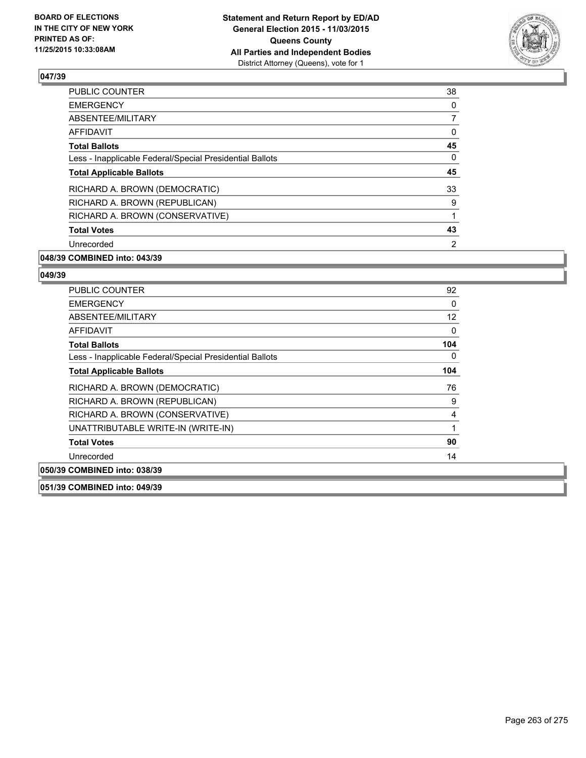## 047/39

| | |
|---|---|
| PUBLIC COUNTER | 38 |
| EMERGENCY | 0 |
| ABSENTEE/MILITARY | 7 |
| AFFIDAVIT | 0 |
| **Total Ballots** | **45** |
| Less - Inapplicable Federal/Special Presidential Ballots | 0 |
| **Total Applicable Ballots** | **45** |
| RICHARD A. BROWN (DEMOCRATIC) | 33 |
| RICHARD A. BROWN (REPUBLICAN) | 9 |
| RICHARD A. BROWN (CONSERVATIVE) | 1 |
| **Total Votes** | **43** |
| Unrecorded | 2 |

**048/39 COMBINED into: 043/39**

## 049/39

| | |
|---|---|
| PUBLIC COUNTER | 92 |
| EMERGENCY | 0 |
| ABSENTEE/MILITARY | 12 |
| AFFIDAVIT | 0 |
| **Total Ballots** | **104** |
| Less - Inapplicable Federal/Special Presidential Ballots | 0 |
| **Total Applicable Ballots** | **104** |
| RICHARD A. BROWN (DEMOCRATIC) | 76 |
| RICHARD A. BROWN (REPUBLICAN) | 9 |
| RICHARD A. BROWN (CONSERVATIVE) | 4 |
| UNATTRIBUTABLE WRITE-IN (WRITE-IN) | 1 |
| **Total Votes** | **90** |
| Unrecorded | 14 |

**050/39 COMBINED into: 038/39**

**051/39 COMBINED into: 049/39**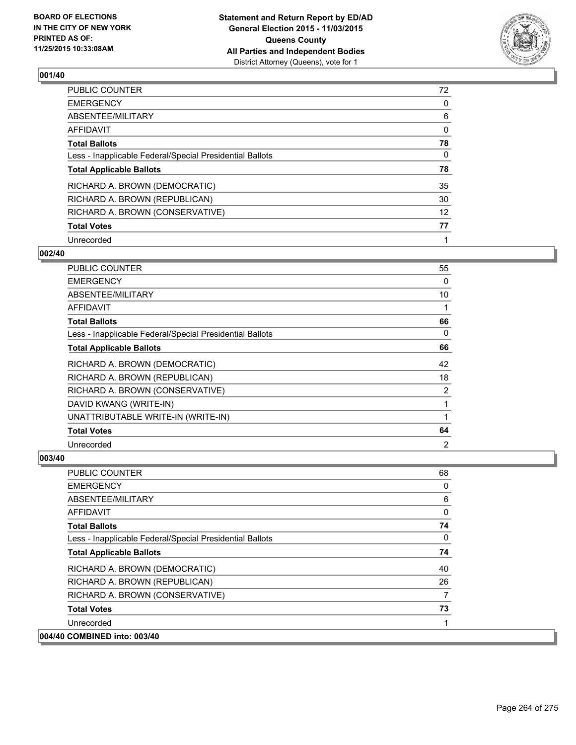## 001/40

| | |
|---|---|
| PUBLIC COUNTER | 72 |
| EMERGENCY | 0 |
| ABSENTEE/MILITARY | 6 |
| AFFIDAVIT | 0 |
| **Total Ballots** | **78** |
| Less - Inapplicable Federal/Special Presidential Ballots | 0 |
| **Total Applicable Ballots** | **78** |
| RICHARD A. BROWN (DEMOCRATIC) | 35 |
| RICHARD A. BROWN (REPUBLICAN) | 30 |
| RICHARD A. BROWN (CONSERVATIVE) | 12 |
| **Total Votes** | **77** |
| Unrecorded | 1 |

## 002/40

| | |
|---|---|
| PUBLIC COUNTER | 55 |
| EMERGENCY | 0 |
| ABSENTEE/MILITARY | 10 |
| AFFIDAVIT | 1 |
| **Total Ballots** | **66** |
| Less - Inapplicable Federal/Special Presidential Ballots | 0 |
| **Total Applicable Ballots** | **66** |
| RICHARD A. BROWN (DEMOCRATIC) | 42 |
| RICHARD A. BROWN (REPUBLICAN) | 18 |
| RICHARD A. BROWN (CONSERVATIVE) | 2 |
| DAVID KWANG (WRITE-IN) | 1 |
| UNATTRIBUTABLE WRITE-IN (WRITE-IN) | 1 |
| **Total Votes** | **64** |
| Unrecorded | 2 |

## 003/40

| | |
|---|---|
| PUBLIC COUNTER | 68 |
| EMERGENCY | 0 |
| ABSENTEE/MILITARY | 6 |
| AFFIDAVIT | 0 |
| **Total Ballots** | **74** |
| Less - Inapplicable Federal/Special Presidential Ballots | 0 |
| **Total Applicable Ballots** | **74** |
| RICHARD A. BROWN (DEMOCRATIC) | 40 |
| RICHARD A. BROWN (REPUBLICAN) | 26 |
| RICHARD A. BROWN (CONSERVATIVE) | 7 |
| **Total Votes** | **73** |
| Unrecorded | 1 |

## 004/40 COMBINED into: 003/40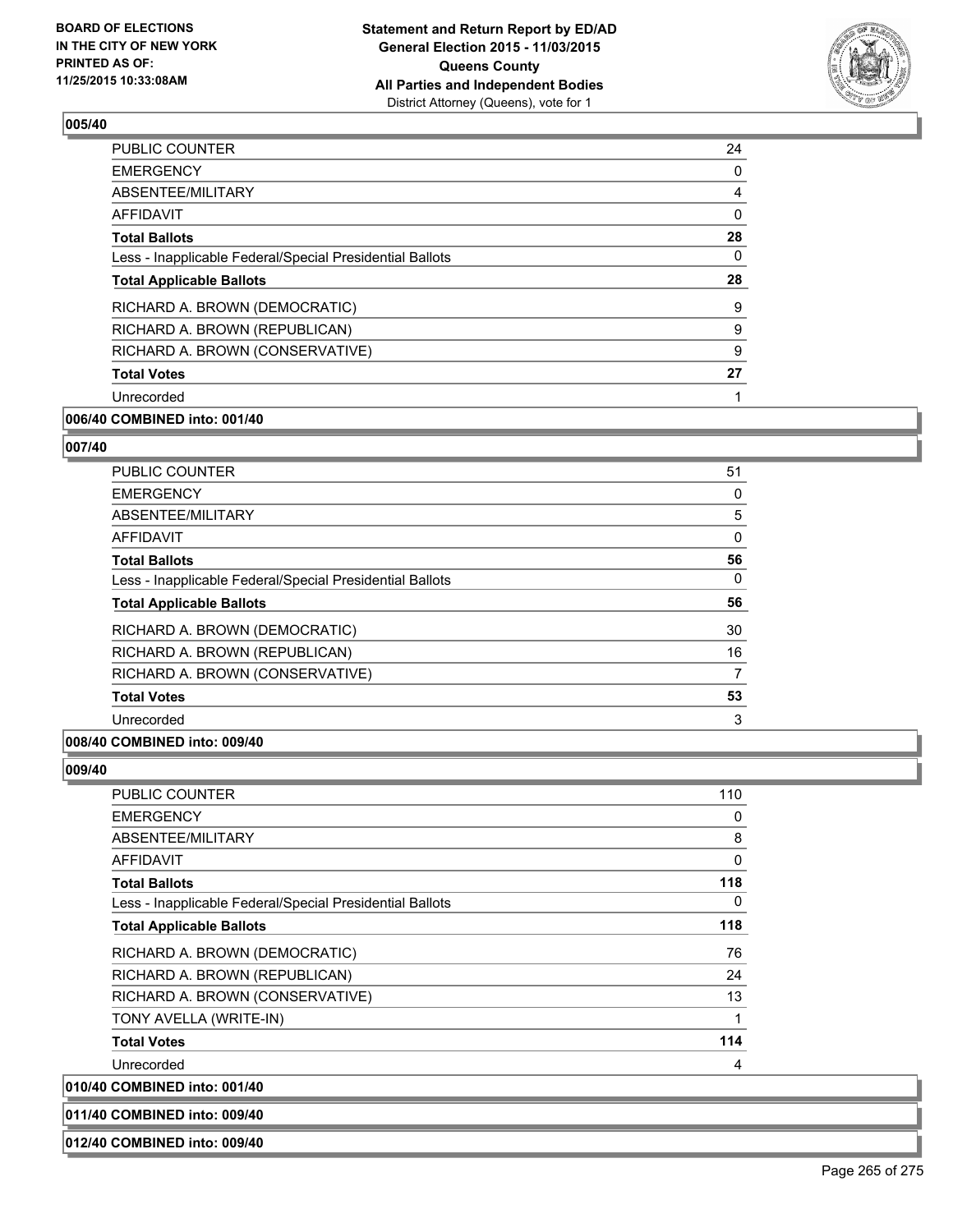### 005/40

| | |
|---|---|
| PUBLIC COUNTER | 24 |
| EMERGENCY | 0 |
| ABSENTEE/MILITARY | 4 |
| AFFIDAVIT | 0 |
| **Total Ballots** | **28** |
| Less - Inapplicable Federal/Special Presidential Ballots | 0 |
| **Total Applicable Ballots** | **28** |
| RICHARD A. BROWN (DEMOCRATIC) | 9 |
| RICHARD A. BROWN (REPUBLICAN) | 9 |
| RICHARD A. BROWN (CONSERVATIVE) | 9 |
| **Total Votes** | **27** |
| Unrecorded | 1 |

**006/40 COMBINED into: 001/40**

### 007/40

| | |
|---|---|
| PUBLIC COUNTER | 51 |
| EMERGENCY | 0 |
| ABSENTEE/MILITARY | 5 |
| AFFIDAVIT | 0 |
| **Total Ballots** | **56** |
| Less - Inapplicable Federal/Special Presidential Ballots | 0 |
| **Total Applicable Ballots** | **56** |
| RICHARD A. BROWN (DEMOCRATIC) | 30 |
| RICHARD A. BROWN (REPUBLICAN) | 16 |
| RICHARD A. BROWN (CONSERVATIVE) | 7 |
| **Total Votes** | **53** |
| Unrecorded | 3 |

**008/40 COMBINED into: 009/40**

### 009/40

| | |
|---|---|
| PUBLIC COUNTER | 110 |
| EMERGENCY | 0 |
| ABSENTEE/MILITARY | 8 |
| AFFIDAVIT | 0 |
| **Total Ballots** | **118** |
| Less - Inapplicable Federal/Special Presidential Ballots | 0 |
| **Total Applicable Ballots** | **118** |
| RICHARD A. BROWN (DEMOCRATIC) | 76 |
| RICHARD A. BROWN (REPUBLICAN) | 24 |
| RICHARD A. BROWN (CONSERVATIVE) | 13 |
| TONY AVELLA (WRITE-IN) | 1 |
| **Total Votes** | **114** |
| Unrecorded | 4 |

**010/40 COMBINED into: 001/40**

**011/40 COMBINED into: 009/40**

**012/40 COMBINED into: 009/40**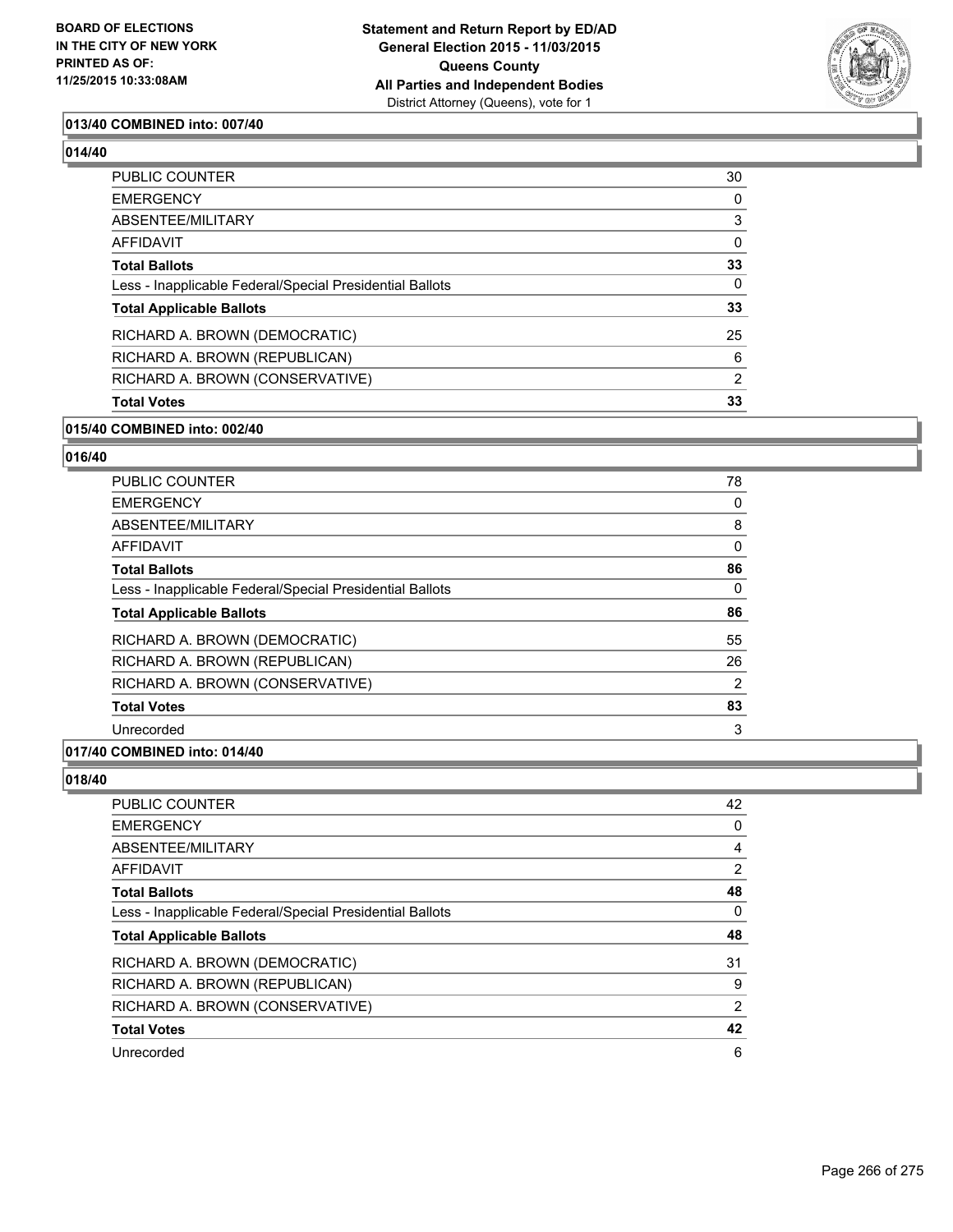**013/40 COMBINED into: 007/40**

**014/40**

| | |
|---|---|
| PUBLIC COUNTER | 30 |
| EMERGENCY | 0 |
| ABSENTEE/MILITARY | 3 |
| AFFIDAVIT | 0 |
| **Total Ballots** | **33** |
| Less - Inapplicable Federal/Special Presidential Ballots | 0 |
| **Total Applicable Ballots** | **33** |
| RICHARD A. BROWN (DEMOCRATIC) | 25 |
| RICHARD A. BROWN (REPUBLICAN) | 6 |
| RICHARD A. BROWN (CONSERVATIVE) | 2 |
| **Total Votes** | **33** |

**015/40 COMBINED into: 002/40**

**016/40**

| | |
|---|---|
| PUBLIC COUNTER | 78 |
| EMERGENCY | 0 |
| ABSENTEE/MILITARY | 8 |
| AFFIDAVIT | 0 |
| **Total Ballots** | **86** |
| Less - Inapplicable Federal/Special Presidential Ballots | 0 |
| **Total Applicable Ballots** | **86** |
| RICHARD A. BROWN (DEMOCRATIC) | 55 |
| RICHARD A. BROWN (REPUBLICAN) | 26 |
| RICHARD A. BROWN (CONSERVATIVE) | 2 |
| **Total Votes** | **83** |
| Unrecorded | 3 |

**017/40 COMBINED into: 014/40**

**018/40**

| | |
|---|---|
| PUBLIC COUNTER | 42 |
| EMERGENCY | 0 |
| ABSENTEE/MILITARY | 4 |
| AFFIDAVIT | 2 |
| **Total Ballots** | **48** |
| Less - Inapplicable Federal/Special Presidential Ballots | 0 |
| **Total Applicable Ballots** | **48** |
| RICHARD A. BROWN (DEMOCRATIC) | 31 |
| RICHARD A. BROWN (REPUBLICAN) | 9 |
| RICHARD A. BROWN (CONSERVATIVE) | 2 |
| **Total Votes** | **42** |
| Unrecorded | 6 |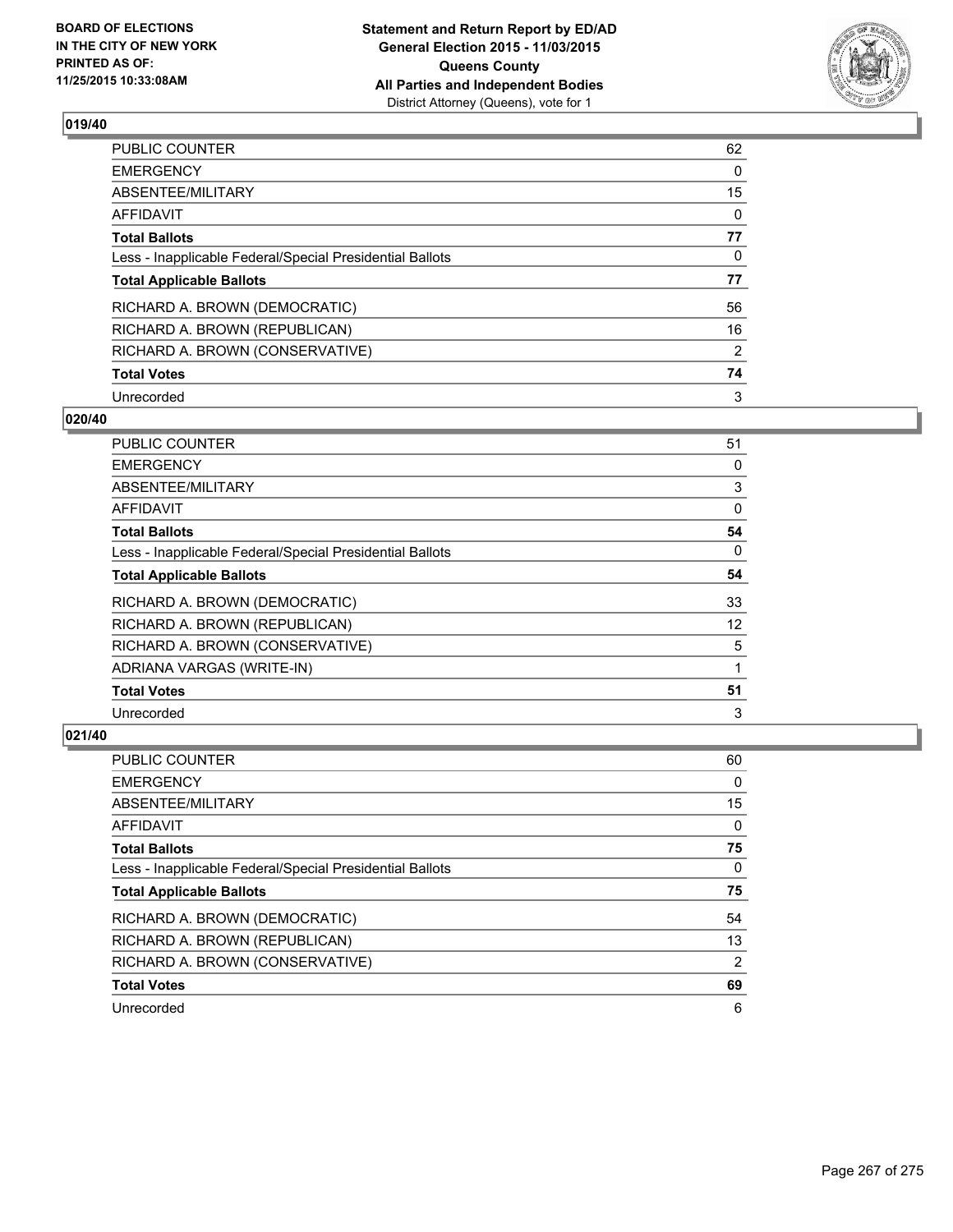## 019/40

| | |
|---|---|
| PUBLIC COUNTER | 62 |
| EMERGENCY | 0 |
| ABSENTEE/MILITARY | 15 |
| AFFIDAVIT | 0 |
| **Total Ballots** | **77** |
| Less - Inapplicable Federal/Special Presidential Ballots | 0 |
| **Total Applicable Ballots** | **77** |
| RICHARD A. BROWN (DEMOCRATIC) | 56 |
| RICHARD A. BROWN (REPUBLICAN) | 16 |
| RICHARD A. BROWN (CONSERVATIVE) | 2 |
| **Total Votes** | **74** |
| Unrecorded | 3 |

## 020/40

| | |
|---|---|
| PUBLIC COUNTER | 51 |
| EMERGENCY | 0 |
| ABSENTEE/MILITARY | 3 |
| AFFIDAVIT | 0 |
| **Total Ballots** | **54** |
| Less - Inapplicable Federal/Special Presidential Ballots | 0 |
| **Total Applicable Ballots** | **54** |
| RICHARD A. BROWN (DEMOCRATIC) | 33 |
| RICHARD A. BROWN (REPUBLICAN) | 12 |
| RICHARD A. BROWN (CONSERVATIVE) | 5 |
| ADRIANA VARGAS (WRITE-IN) | 1 |
| **Total Votes** | **51** |
| Unrecorded | 3 |

## 021/40

| | |
|---|---|
| PUBLIC COUNTER | 60 |
| EMERGENCY | 0 |
| ABSENTEE/MILITARY | 15 |
| AFFIDAVIT | 0 |
| **Total Ballots** | **75** |
| Less - Inapplicable Federal/Special Presidential Ballots | 0 |
| **Total Applicable Ballots** | **75** |
| RICHARD A. BROWN (DEMOCRATIC) | 54 |
| RICHARD A. BROWN (REPUBLICAN) | 13 |
| RICHARD A. BROWN (CONSERVATIVE) | 2 |
| **Total Votes** | **69** |
| Unrecorded | 6 |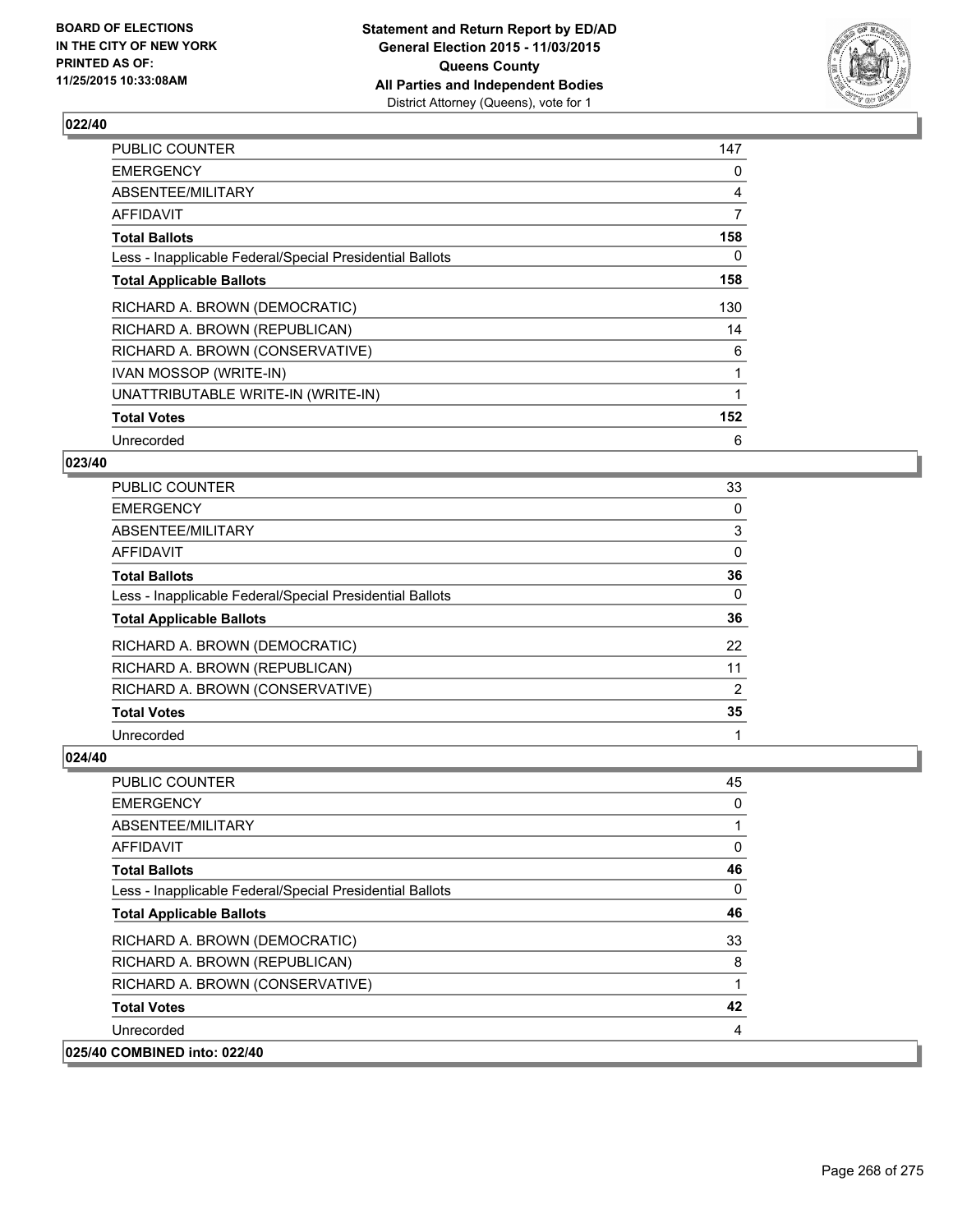### 022/40

| | |
|---|---|
| PUBLIC COUNTER | 147 |
| EMERGENCY | 0 |
| ABSENTEE/MILITARY | 4 |
| AFFIDAVIT | 7 |
| **Total Ballots** | **158** |
| Less - Inapplicable Federal/Special Presidential Ballots | 0 |
| **Total Applicable Ballots** | **158** |
| RICHARD A. BROWN (DEMOCRATIC) | 130 |
| RICHARD A. BROWN (REPUBLICAN) | 14 |
| RICHARD A. BROWN (CONSERVATIVE) | 6 |
| IVAN MOSSOP (WRITE-IN) | 1 |
| UNATTRIBUTABLE WRITE-IN (WRITE-IN) | 1 |
| **Total Votes** | **152** |
| Unrecorded | 6 |

### 023/40

| | |
|---|---|
| PUBLIC COUNTER | 33 |
| EMERGENCY | 0 |
| ABSENTEE/MILITARY | 3 |
| AFFIDAVIT | 0 |
| **Total Ballots** | **36** |
| Less - Inapplicable Federal/Special Presidential Ballots | 0 |
| **Total Applicable Ballots** | **36** |
| RICHARD A. BROWN (DEMOCRATIC) | 22 |
| RICHARD A. BROWN (REPUBLICAN) | 11 |
| RICHARD A. BROWN (CONSERVATIVE) | 2 |
| **Total Votes** | **35** |
| Unrecorded | 1 |

### 024/40

| | |
|---|---|
| PUBLIC COUNTER | 45 |
| EMERGENCY | 0 |
| ABSENTEE/MILITARY | 1 |
| AFFIDAVIT | 0 |
| **Total Ballots** | **46** |
| Less - Inapplicable Federal/Special Presidential Ballots | 0 |
| **Total Applicable Ballots** | **46** |
| RICHARD A. BROWN (DEMOCRATIC) | 33 |
| RICHARD A. BROWN (REPUBLICAN) | 8 |
| RICHARD A. BROWN (CONSERVATIVE) | 1 |
| **Total Votes** | **42** |
| Unrecorded | 4 |

### 025/40 COMBINED into: 022/40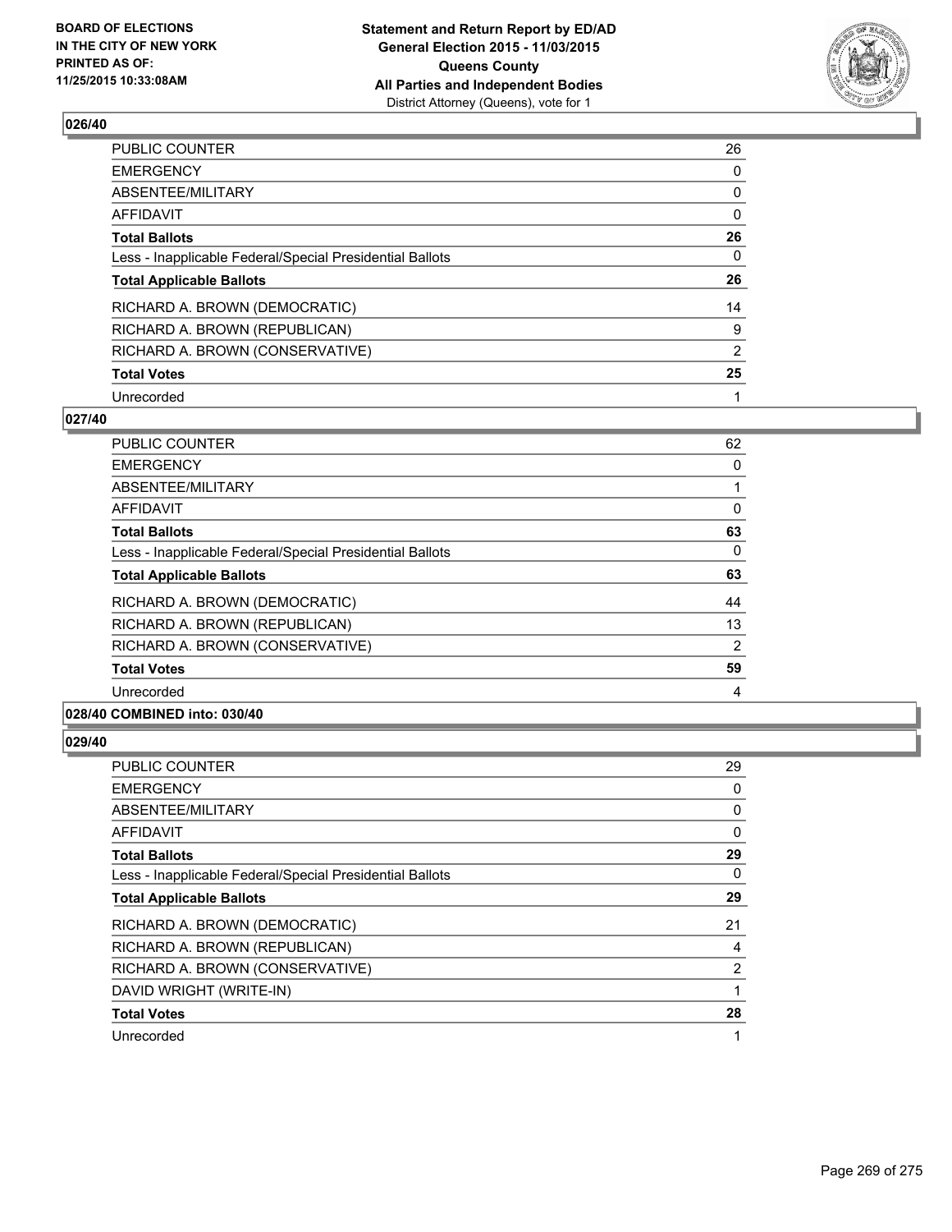**Statement and Return Report by ED/AD**
**General Election 2015 - 11/03/2015**
**Queens County**
**All Parties and Independent Bodies**
District Attorney (Queens), vote for 1

BOARD OF ELECTIONS
IN THE CITY OF NEW YORK
PRINTED AS OF:
11/25/2015 10:33:08AM

### 026/40

| | |
|---|---|
| PUBLIC COUNTER | 26 |
| EMERGENCY | 0 |
| ABSENTEE/MILITARY | 0 |
| AFFIDAVIT | 0 |
| **Total Ballots** | **26** |
| Less - Inapplicable Federal/Special Presidential Ballots | 0 |
| **Total Applicable Ballots** | **26** |
| RICHARD A. BROWN (DEMOCRATIC) | 14 |
| RICHARD A. BROWN (REPUBLICAN) | 9 |
| RICHARD A. BROWN (CONSERVATIVE) | 2 |
| **Total Votes** | **25** |
| Unrecorded | 1 |

### 027/40

| | |
|---|---|
| PUBLIC COUNTER | 62 |
| EMERGENCY | 0 |
| ABSENTEE/MILITARY | 1 |
| AFFIDAVIT | 0 |
| **Total Ballots** | **63** |
| Less - Inapplicable Federal/Special Presidential Ballots | 0 |
| **Total Applicable Ballots** | **63** |
| RICHARD A. BROWN (DEMOCRATIC) | 44 |
| RICHARD A. BROWN (REPUBLICAN) | 13 |
| RICHARD A. BROWN (CONSERVATIVE) | 2 |
| **Total Votes** | **59** |
| Unrecorded | 4 |

### 028/40 COMBINED into: 030/40

### 029/40

| | |
|---|---|
| PUBLIC COUNTER | 29 |
| EMERGENCY | 0 |
| ABSENTEE/MILITARY | 0 |
| AFFIDAVIT | 0 |
| **Total Ballots** | **29** |
| Less - Inapplicable Federal/Special Presidential Ballots | 0 |
| **Total Applicable Ballots** | **29** |
| RICHARD A. BROWN (DEMOCRATIC) | 21 |
| RICHARD A. BROWN (REPUBLICAN) | 4 |
| RICHARD A. BROWN (CONSERVATIVE) | 2 |
| DAVID WRIGHT (WRITE-IN) | 1 |
| **Total Votes** | **28** |
| Unrecorded | 1 |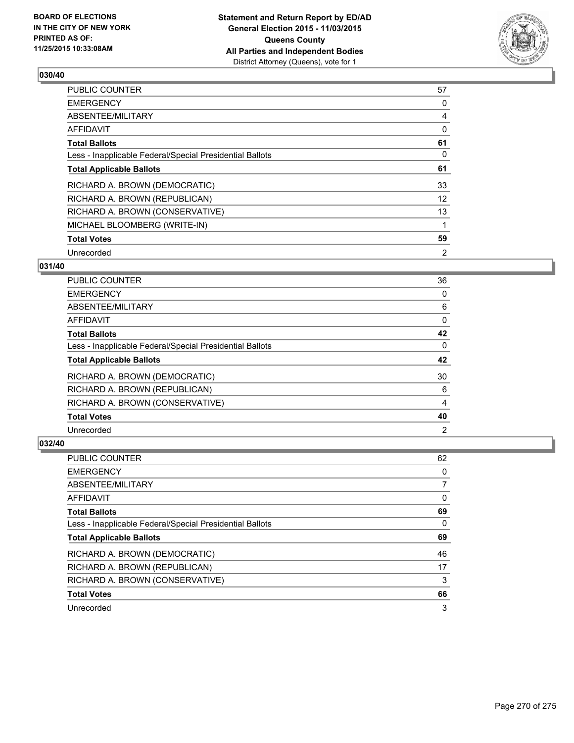**BOARD OF ELECTIONS IN THE CITY OF NEW YORK PRINTED AS OF: 11/25/2015 10:33:08AM**

**Statement and Return Report by ED/AD General Election 2015 - 11/03/2015 Queens County All Parties and Independent Bodies**
District Attorney (Queens), vote for 1

## 030/40

| | |
|---|---|
| PUBLIC COUNTER | 57 |
| EMERGENCY | 0 |
| ABSENTEE/MILITARY | 4 |
| AFFIDAVIT | 0 |
| **Total Ballots** | **61** |
| Less - Inapplicable Federal/Special Presidential Ballots | 0 |
| **Total Applicable Ballots** | **61** |
| RICHARD A. BROWN (DEMOCRATIC) | 33 |
| RICHARD A. BROWN (REPUBLICAN) | 12 |
| RICHARD A. BROWN (CONSERVATIVE) | 13 |
| MICHAEL BLOOMBERG (WRITE-IN) | 1 |
| **Total Votes** | **59** |
| Unrecorded | 2 |

## 031/40

| | |
|---|---|
| PUBLIC COUNTER | 36 |
| EMERGENCY | 0 |
| ABSENTEE/MILITARY | 6 |
| AFFIDAVIT | 0 |
| **Total Ballots** | **42** |
| Less - Inapplicable Federal/Special Presidential Ballots | 0 |
| **Total Applicable Ballots** | **42** |
| RICHARD A. BROWN (DEMOCRATIC) | 30 |
| RICHARD A. BROWN (REPUBLICAN) | 6 |
| RICHARD A. BROWN (CONSERVATIVE) | 4 |
| **Total Votes** | **40** |
| Unrecorded | 2 |

## 032/40

| | |
|---|---|
| PUBLIC COUNTER | 62 |
| EMERGENCY | 0 |
| ABSENTEE/MILITARY | 7 |
| AFFIDAVIT | 0 |
| **Total Ballots** | **69** |
| Less - Inapplicable Federal/Special Presidential Ballots | 0 |
| **Total Applicable Ballots** | **69** |
| RICHARD A. BROWN (DEMOCRATIC) | 46 |
| RICHARD A. BROWN (REPUBLICAN) | 17 |
| RICHARD A. BROWN (CONSERVATIVE) | 3 |
| **Total Votes** | **66** |
| Unrecorded | 3 |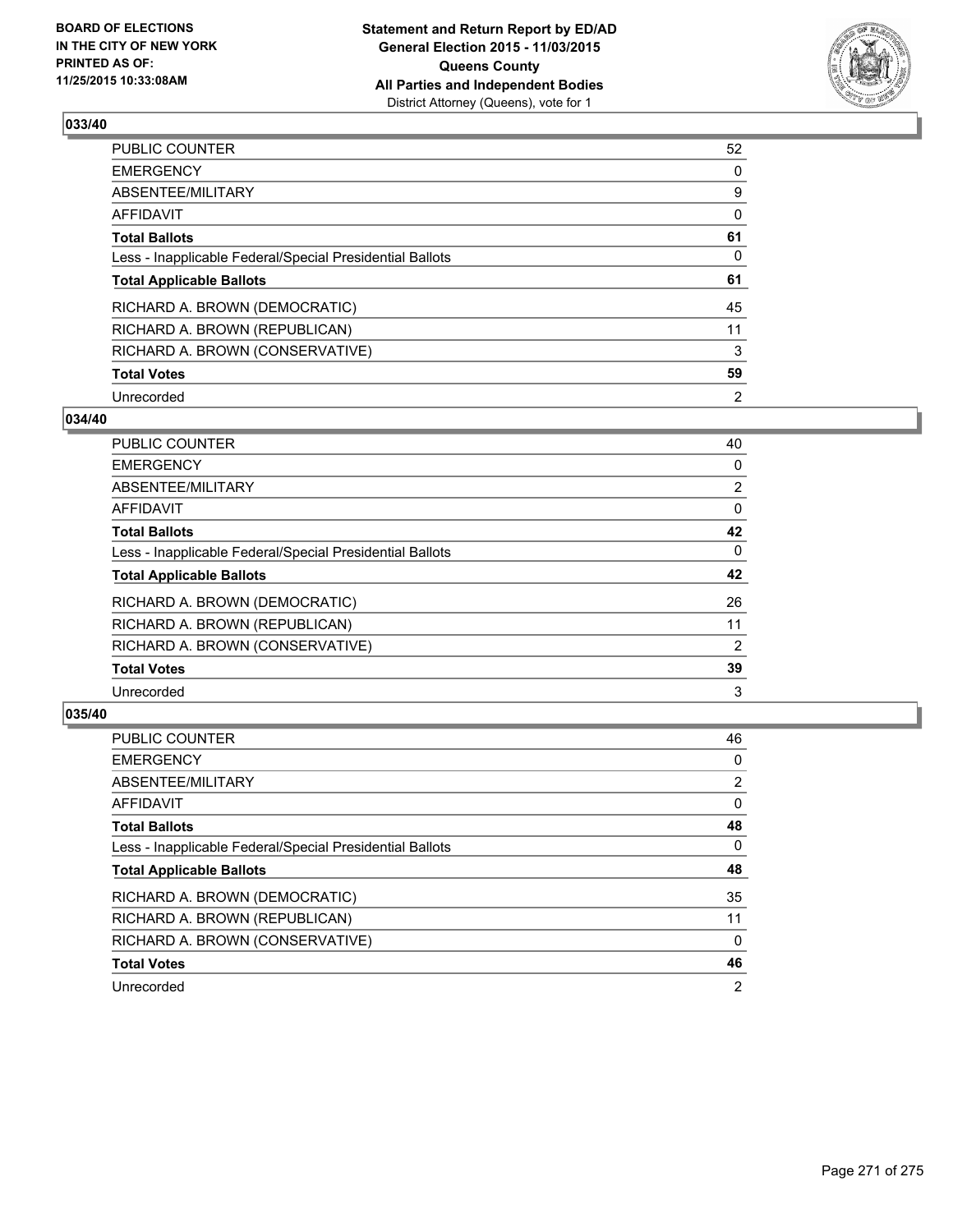**BOARD OF ELECTIONS IN THE CITY OF NEW YORK PRINTED AS OF: 11/25/2015 10:33:08AM**

**Statement and Return Report by ED/AD General Election 2015 - 11/03/2015 Queens County All Parties and Independent Bodies** District Attorney (Queens), vote for 1

### 033/40

| | |
|---|---|
| PUBLIC COUNTER | 52 |
| EMERGENCY | 0 |
| ABSENTEE/MILITARY | 9 |
| AFFIDAVIT | 0 |
| **Total Ballots** | **61** |
| Less - Inapplicable Federal/Special Presidential Ballots | 0 |
| **Total Applicable Ballots** | **61** |
| RICHARD A. BROWN (DEMOCRATIC) | 45 |
| RICHARD A. BROWN (REPUBLICAN) | 11 |
| RICHARD A. BROWN (CONSERVATIVE) | 3 |
| **Total Votes** | **59** |
| Unrecorded | 2 |

### 034/40

| | |
|---|---|
| PUBLIC COUNTER | 40 |
| EMERGENCY | 0 |
| ABSENTEE/MILITARY | 2 |
| AFFIDAVIT | 0 |
| **Total Ballots** | **42** |
| Less - Inapplicable Federal/Special Presidential Ballots | 0 |
| **Total Applicable Ballots** | **42** |
| RICHARD A. BROWN (DEMOCRATIC) | 26 |
| RICHARD A. BROWN (REPUBLICAN) | 11 |
| RICHARD A. BROWN (CONSERVATIVE) | 2 |
| **Total Votes** | **39** |
| Unrecorded | 3 |

### 035/40

| | |
|---|---|
| PUBLIC COUNTER | 46 |
| EMERGENCY | 0 |
| ABSENTEE/MILITARY | 2 |
| AFFIDAVIT | 0 |
| **Total Ballots** | **48** |
| Less - Inapplicable Federal/Special Presidential Ballots | 0 |
| **Total Applicable Ballots** | **48** |
| RICHARD A. BROWN (DEMOCRATIC) | 35 |
| RICHARD A. BROWN (REPUBLICAN) | 11 |
| RICHARD A. BROWN (CONSERVATIVE) | 0 |
| **Total Votes** | **46** |
| Unrecorded | 2 |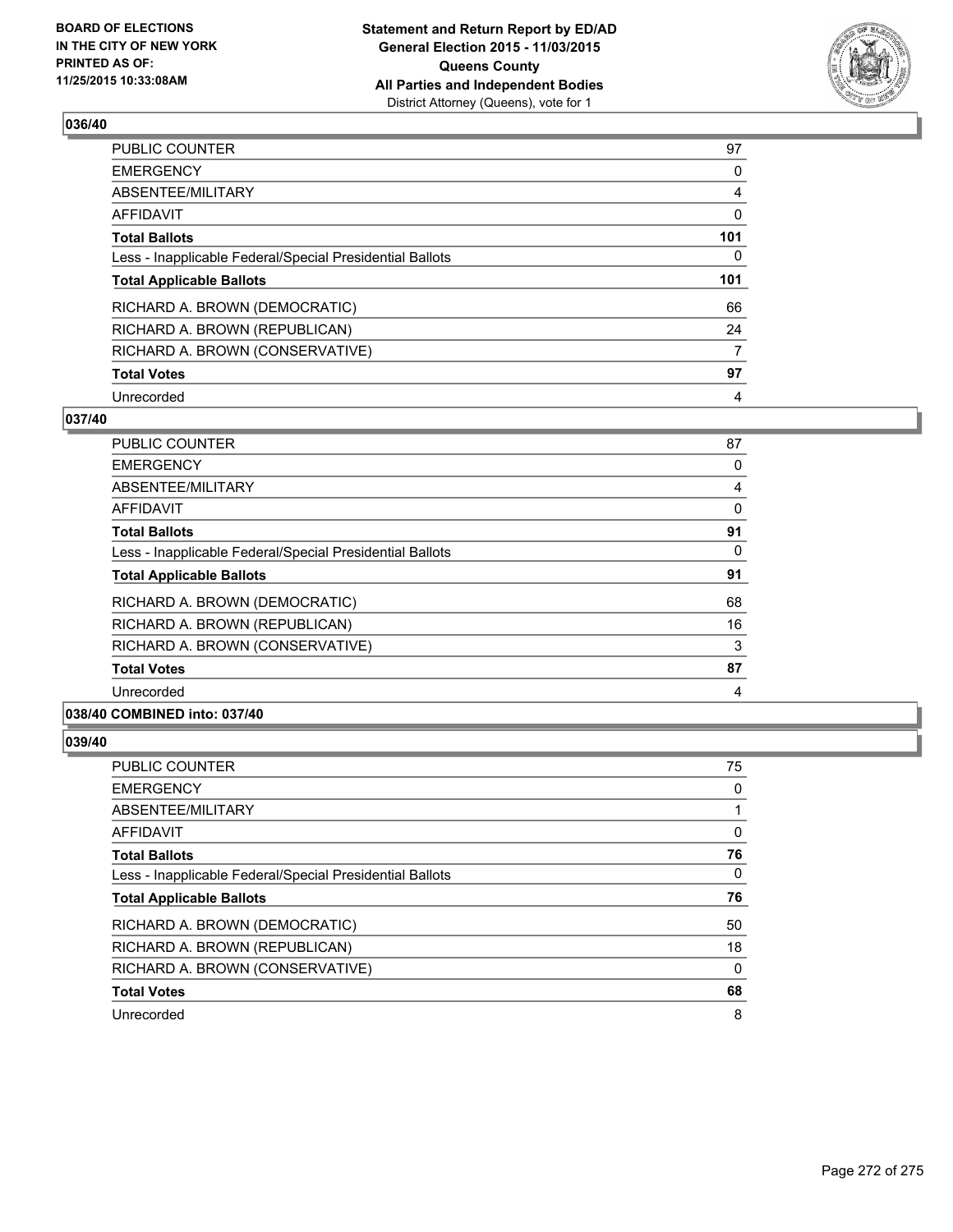**Statement and Return Report by ED/AD**
**General Election 2015 - 11/03/2015**
**Queens County**
**All Parties and Independent Bodies**
District Attorney (Queens), vote for 1

BOARD OF ELECTIONS
IN THE CITY OF NEW YORK
PRINTED AS OF:
11/25/2015 10:33:08AM

### 036/40

| | |
|---|---|
| PUBLIC COUNTER | 97 |
| EMERGENCY | 0 |
| ABSENTEE/MILITARY | 4 |
| AFFIDAVIT | 0 |
| **Total Ballots** | **101** |
| Less - Inapplicable Federal/Special Presidential Ballots | 0 |
| **Total Applicable Ballots** | **101** |
| RICHARD A. BROWN (DEMOCRATIC) | 66 |
| RICHARD A. BROWN (REPUBLICAN) | 24 |
| RICHARD A. BROWN (CONSERVATIVE) | 7 |
| **Total Votes** | **97** |
| Unrecorded | 4 |

### 037/40

| | |
|---|---|
| PUBLIC COUNTER | 87 |
| EMERGENCY | 0 |
| ABSENTEE/MILITARY | 4 |
| AFFIDAVIT | 0 |
| **Total Ballots** | **91** |
| Less - Inapplicable Federal/Special Presidential Ballots | 0 |
| **Total Applicable Ballots** | **91** |
| RICHARD A. BROWN (DEMOCRATIC) | 68 |
| RICHARD A. BROWN (REPUBLICAN) | 16 |
| RICHARD A. BROWN (CONSERVATIVE) | 3 |
| **Total Votes** | **87** |
| Unrecorded | 4 |

### 038/40 COMBINED into: 037/40

### 039/40

| | |
|---|---|
| PUBLIC COUNTER | 75 |
| EMERGENCY | 0 |
| ABSENTEE/MILITARY | 1 |
| AFFIDAVIT | 0 |
| **Total Ballots** | **76** |
| Less - Inapplicable Federal/Special Presidential Ballots | 0 |
| **Total Applicable Ballots** | **76** |
| RICHARD A. BROWN (DEMOCRATIC) | 50 |
| RICHARD A. BROWN (REPUBLICAN) | 18 |
| RICHARD A. BROWN (CONSERVATIVE) | 0 |
| **Total Votes** | **68** |
| Unrecorded | 8 |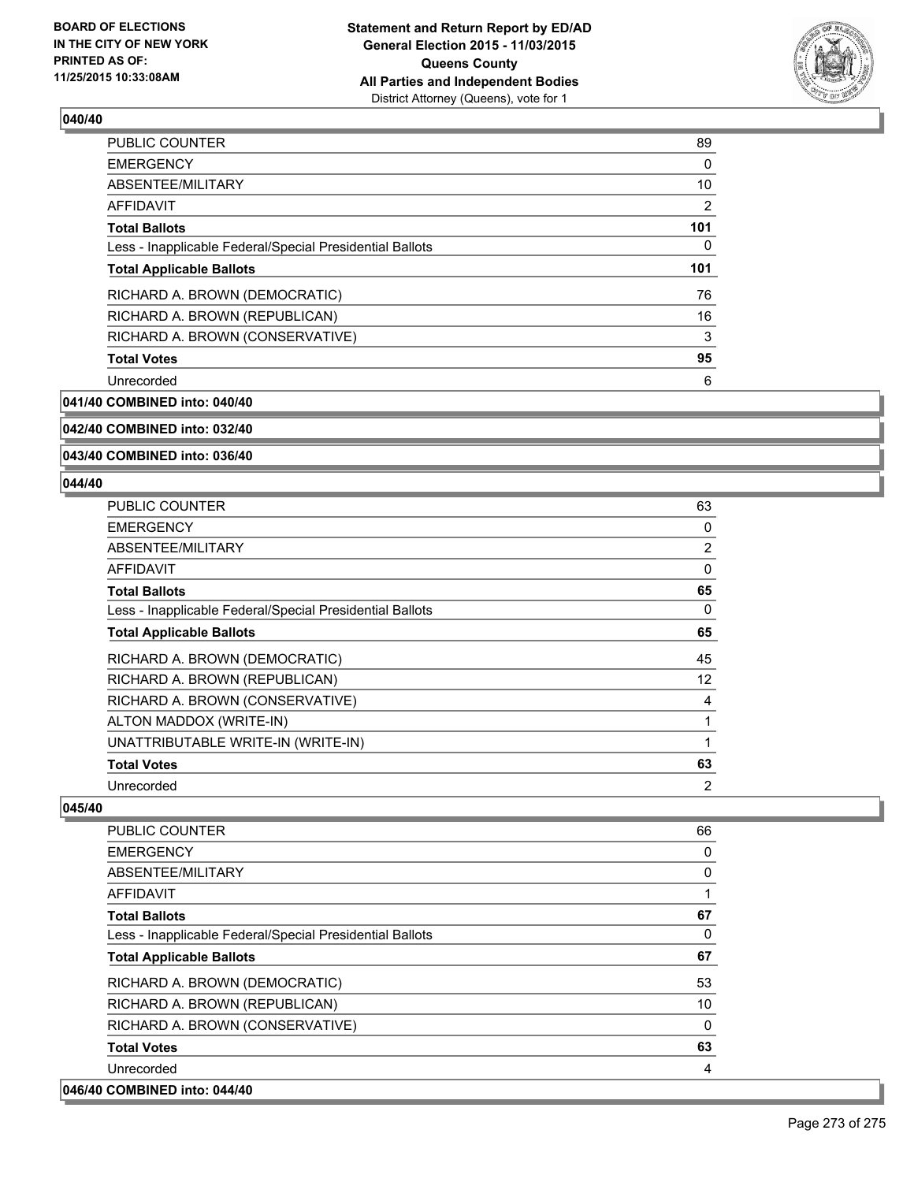**Statement and Return Report by ED/AD**
**General Election 2015 - 11/03/2015**
**Queens County**
**All Parties and Independent Bodies**
District Attorney (Queens), vote for 1

BOARD OF ELECTIONS
IN THE CITY OF NEW YORK
PRINTED AS OF:
11/25/2015 10:33:08AM

**040/40**

| | |
|---|---|
| PUBLIC COUNTER | 89 |
| EMERGENCY | 0 |
| ABSENTEE/MILITARY | 10 |
| AFFIDAVIT | 2 |
| **Total Ballots** | **101** |
| Less - Inapplicable Federal/Special Presidential Ballots | 0 |
| **Total Applicable Ballots** | **101** |
| RICHARD A. BROWN (DEMOCRATIC) | 76 |
| RICHARD A. BROWN (REPUBLICAN) | 16 |
| RICHARD A. BROWN (CONSERVATIVE) | 3 |
| **Total Votes** | **95** |
| Unrecorded | 6 |

**041/40 COMBINED into: 040/40**

**042/40 COMBINED into: 032/40**

**043/40 COMBINED into: 036/40**

**044/40**

| | |
|---|---|
| PUBLIC COUNTER | 63 |
| EMERGENCY | 0 |
| ABSENTEE/MILITARY | 2 |
| AFFIDAVIT | 0 |
| **Total Ballots** | **65** |
| Less - Inapplicable Federal/Special Presidential Ballots | 0 |
| **Total Applicable Ballots** | **65** |
| RICHARD A. BROWN (DEMOCRATIC) | 45 |
| RICHARD A. BROWN (REPUBLICAN) | 12 |
| RICHARD A. BROWN (CONSERVATIVE) | 4 |
| ALTON MADDOX (WRITE-IN) | 1 |
| UNATTRIBUTABLE WRITE-IN (WRITE-IN) | 1 |
| **Total Votes** | **63** |
| Unrecorded | 2 |

**045/40**

| | |
|---|---|
| PUBLIC COUNTER | 66 |
| EMERGENCY | 0 |
| ABSENTEE/MILITARY | 0 |
| AFFIDAVIT | 1 |
| **Total Ballots** | **67** |
| Less - Inapplicable Federal/Special Presidential Ballots | 0 |
| **Total Applicable Ballots** | **67** |
| RICHARD A. BROWN (DEMOCRATIC) | 53 |
| RICHARD A. BROWN (REPUBLICAN) | 10 |
| RICHARD A. BROWN (CONSERVATIVE) | 0 |
| **Total Votes** | **63** |
| Unrecorded | 4 |

**046/40 COMBINED into: 044/40**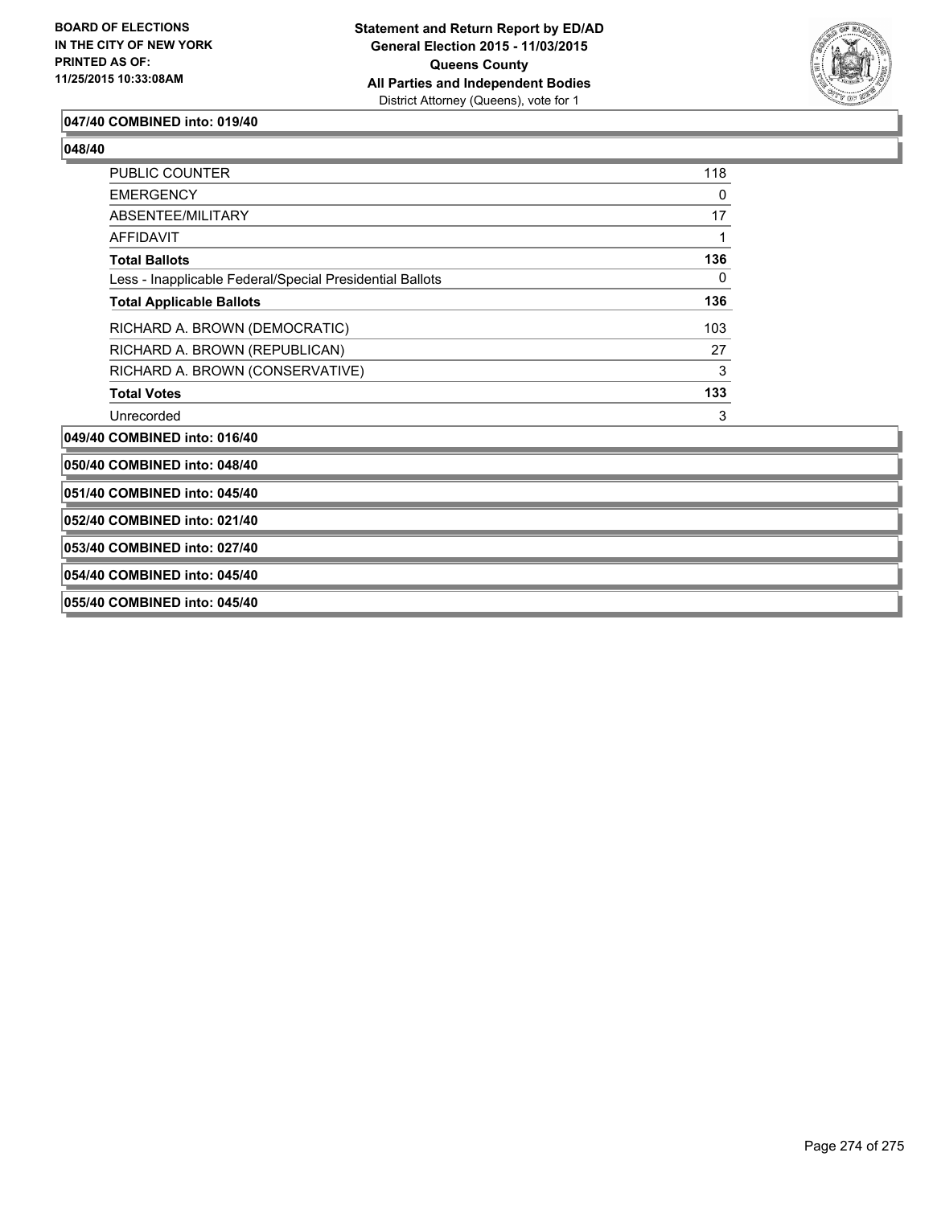**047/40 COMBINED into: 019/40**

**048/40**

| | |
|---|---|
| PUBLIC COUNTER | 118 |
| EMERGENCY | 0 |
| ABSENTEE/MILITARY | 17 |
| AFFIDAVIT | 1 |
| **Total Ballots** | **136** |
| Less - Inapplicable Federal/Special Presidential Ballots | 0 |
| **Total Applicable Ballots** | **136** |
| RICHARD A. BROWN (DEMOCRATIC) | 103 |
| RICHARD A. BROWN (REPUBLICAN) | 27 |
| RICHARD A. BROWN (CONSERVATIVE) | 3 |
| **Total Votes** | **133** |
| Unrecorded | 3 |

**049/40 COMBINED into: 016/40**

**050/40 COMBINED into: 048/40**

**051/40 COMBINED into: 045/40**

**052/40 COMBINED into: 021/40**

**053/40 COMBINED into: 027/40**

**054/40 COMBINED into: 045/40**

**055/40 COMBINED into: 045/40**